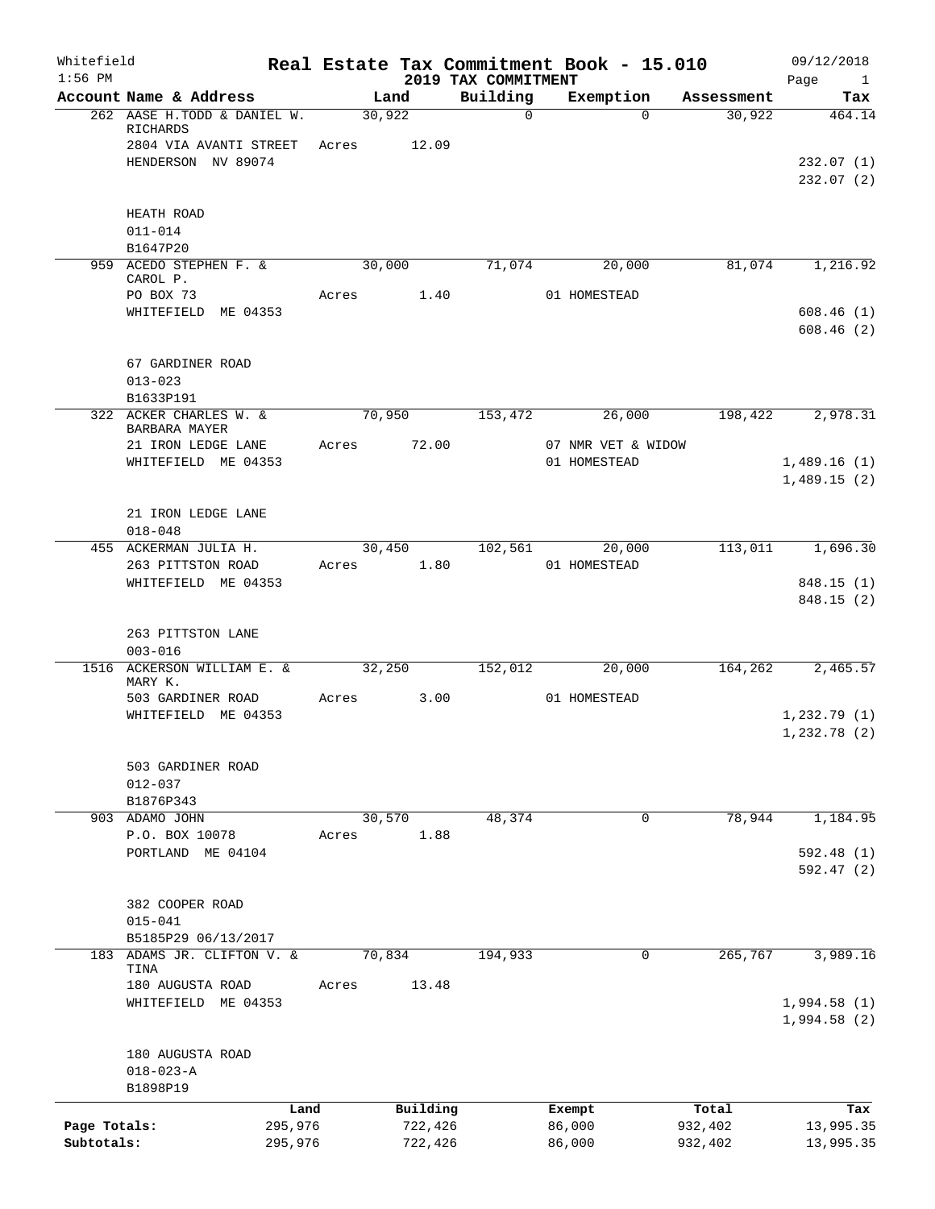# Real Estate Tax Commitment Book - 15.010

Whitefield
1:56 PM

## 2019 TAX COMMITMENT

09/12/2018
Page 1

| Account Name & Address | Land | Building | Exemption | Assessment | Tax |
|---|---|---|---|---|---|
| 262 AASE H.TODD & DANIEL W. RICHARDS | 30,922 | 0 | 0 | 30,922 | 464.14 |
| 2804 VIA AVANTI STREET | Acres 12.09 | | | | |
| HENDERSON NV 89074 | | | | | 232.07 (1) |
| | | | | | 232.07 (2) |
| HEATH ROAD | | | | | |
| 011-014 | | | | | |
| B1647P20 | | | | | |
| 959 ACEDO STEPHEN F. & CAROL P. | 30,000 | 71,074 | 20,000 | 81,074 | 1,216.92 |
| PO BOX 73 | Acres 1.40 | | 01 HOMESTEAD | | |
| WHITEFIELD ME 04353 | | | | | 608.46 (1) |
| | | | | | 608.46 (2) |
| 67 GARDINER ROAD | | | | | |
| 013-023 | | | | | |
| B1633P191 | | | | | |
| 322 ACKER CHARLES W. & BARBARA MAYER | 70,950 | 153,472 | 26,000 | 198,422 | 2,978.31 |
| 21 IRON LEDGE LANE | Acres 72.00 | | 07 NMR VET & WIDOW | | |
| WHITEFIELD ME 04353 | | | 01 HOMESTEAD | | 1,489.16 (1) |
| | | | | | 1,489.15 (2) |
| 21 IRON LEDGE LANE | | | | | |
| 018-048 | | | | | |
| 455 ACKERMAN JULIA H. | 30,450 | 102,561 | 20,000 | 113,011 | 1,696.30 |
| 263 PITTSTON ROAD | Acres 1.80 | | 01 HOMESTEAD | | |
| WHITEFIELD ME 04353 | | | | | 848.15 (1) |
| | | | | | 848.15 (2) |
| 263 PITTSTON LANE | | | | | |
| 003-016 | | | | | |
| 1516 ACKERSON WILLIAM E. & MARY K. | 32,250 | 152,012 | 20,000 | 164,262 | 2,465.57 |
| 503 GARDINER ROAD | Acres 3.00 | | 01 HOMESTEAD | | |
| WHITEFIELD ME 04353 | | | | | 1,232.79 (1) |
| | | | | | 1,232.78 (2) |
| 503 GARDINER ROAD | | | | | |
| 012-037 | | | | | |
| B1876P343 | | | | | |
| 903 ADAMO JOHN | 30,570 | 48,374 | 0 | 78,944 | 1,184.95 |
| P.O. BOX 10078 | Acres 1.88 | | | | |
| PORTLAND ME 04104 | | | | | 592.48 (1) |
| | | | | | 592.47 (2) |
| 382 COOPER ROAD | | | | | |
| 015-041 | | | | | |
| B5185P29 06/13/2017 | | | | | |
| 183 ADAMS JR. CLIFTON V. & TINA | 70,834 | 194,933 | 0 | 265,767 | 3,989.16 |
| 180 AUGUSTA ROAD | Acres 13.48 | | | | |
| WHITEFIELD ME 04353 | | | | | 1,994.58 (1) |
| | | | | | 1,994.58 (2) |
| 180 AUGUSTA ROAD | | | | | |
| 018-023-A | | | | | |
| B1898P19 | | | | | |

| | Land | Building | Exempt | Total | Tax |
|---|---|---|---|---|---|
| Page Totals: | 295,976 | 722,426 | 86,000 | 932,402 | 13,995.35 |
| Subtotals: | 295,976 | 722,426 | 86,000 | 932,402 | 13,995.35 |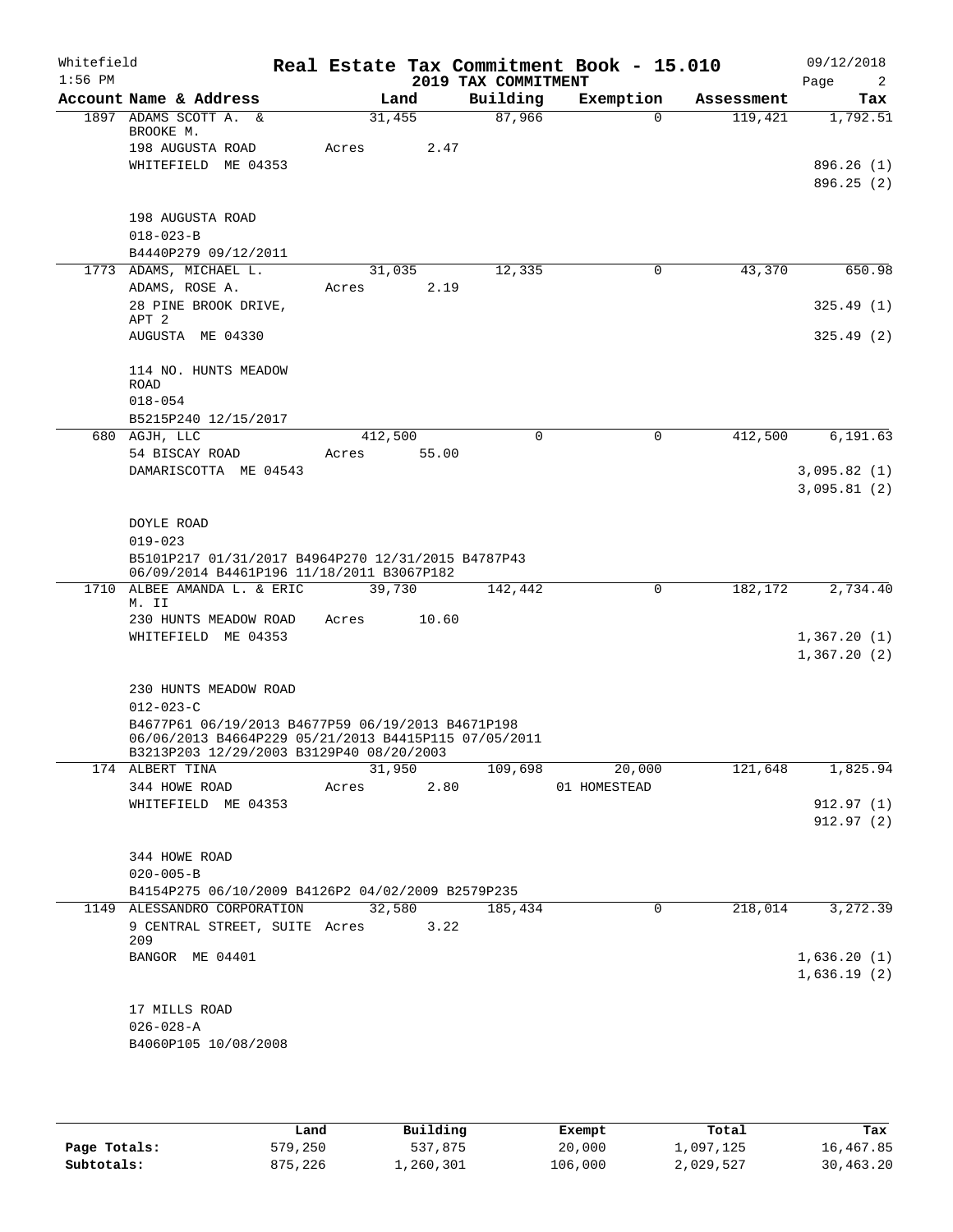Whitefield
1:56 PM

# Real Estate Tax Commitment Book - 15.010
## 2019 TAX COMMITMENT

09/12/2018

| Account Name & Address | Land | Building | Exemption | Assessment | Tax |
|---|---|---|---|---|---|
| 1897 ADAMS SCOTT A. & BROOKE M. | 31,455 | 87,966 | 0 | 119,421 | 1,792.51 |
| 198 AUGUSTA ROAD | Acres 2.47 | | | | |
| WHITEFIELD ME 04353 | | | | | 896.26 (1) |
| | | | | | 896.25 (2) |
| 198 AUGUSTA ROAD | | | | | |
| 018-023-B | | | | | |
| B4440P279 09/12/2011 | | | | | |
| 1773 ADAMS, MICHAEL L. | 31,035 | 12,335 | 0 | 43,370 | 650.98 |
| ADAMS, ROSE A. | Acres 2.19 | | | | |
| 28 PINE BROOK DRIVE, APT 2 | | | | | 325.49 (1) |
| AUGUSTA ME 04330 | | | | | 325.49 (2) |
| 114 NO. HUNTS MEADOW ROAD | | | | | |
| 018-054 | | | | | |
| B5215P240 12/15/2017 | | | | | |
| 680 AGJH, LLC | 412,500 | 0 | 0 | 412,500 | 6,191.63 |
| 54 BISCAY ROAD | Acres 55.00 | | | | |
| DAMARISCOTTA ME 04543 | | | | | 3,095.82 (1) |
| | | | | | 3,095.81 (2) |
| DOYLE ROAD | | | | | |
| 019-023 | | | | | |
| B5101P217 01/31/2017 B4964P270 12/31/2015 B4787P43 06/09/2014 B4461P196 11/18/2011 B3067P182 | | | | | |
| 1710 ALBEE AMANDA L. & ERIC M. II | 39,730 | 142,442 | 0 | 182,172 | 2,734.40 |
| 230 HUNTS MEADOW ROAD | Acres 10.60 | | | | |
| WHITEFIELD ME 04353 | | | | | 1,367.20 (1) |
| | | | | | 1,367.20 (2) |
| 230 HUNTS MEADOW ROAD | | | | | |
| 012-023-C | | | | | |
| B4677P61 06/19/2013 B4677P59 06/19/2013 B4671P198 06/06/2013 B4664P229 05/21/2013 B4415P115 07/05/2011 B3213P203 12/29/2003 B3129P40 08/20/2003 | | | | | |
| 174 ALBERT TINA | 31,950 | 109,698 | 20,000 | 121,648 | 1,825.94 |
| 344 HOWE ROAD | Acres 2.80 | | 01 HOMESTEAD | | |
| WHITEFIELD ME 04353 | | | | | 912.97 (1) |
| | | | | | 912.97 (2) |
| 344 HOWE ROAD | | | | | |
| 020-005-B | | | | | |
| B4154P275 06/10/2009 B4126P2 04/02/2009 B2579P235 | | | | | |
| 1149 ALESSANDRO CORPORATION | 32,580 | 185,434 | 0 | 218,014 | 3,272.39 |
| 9 CENTRAL STREET, SUITE 209 | Acres 3.22 | | | | |
| BANGOR ME 04401 | | | | | 1,636.20 (1) |
| | | | | | 1,636.19 (2) |
| 17 MILLS ROAD | | | | | |
| 026-028-A | | | | | |
| B4060P105 10/08/2008 | | | | | |

| | Land | Building | Exempt | Total | Tax |
|---|---|---|---|---|---|
| Page Totals: | 579,250 | 537,875 | 20,000 | 1,097,125 | 16,467.85 |
| Subtotals: | 875,226 | 1,260,301 | 106,000 | 2,029,527 | 30,463.20 |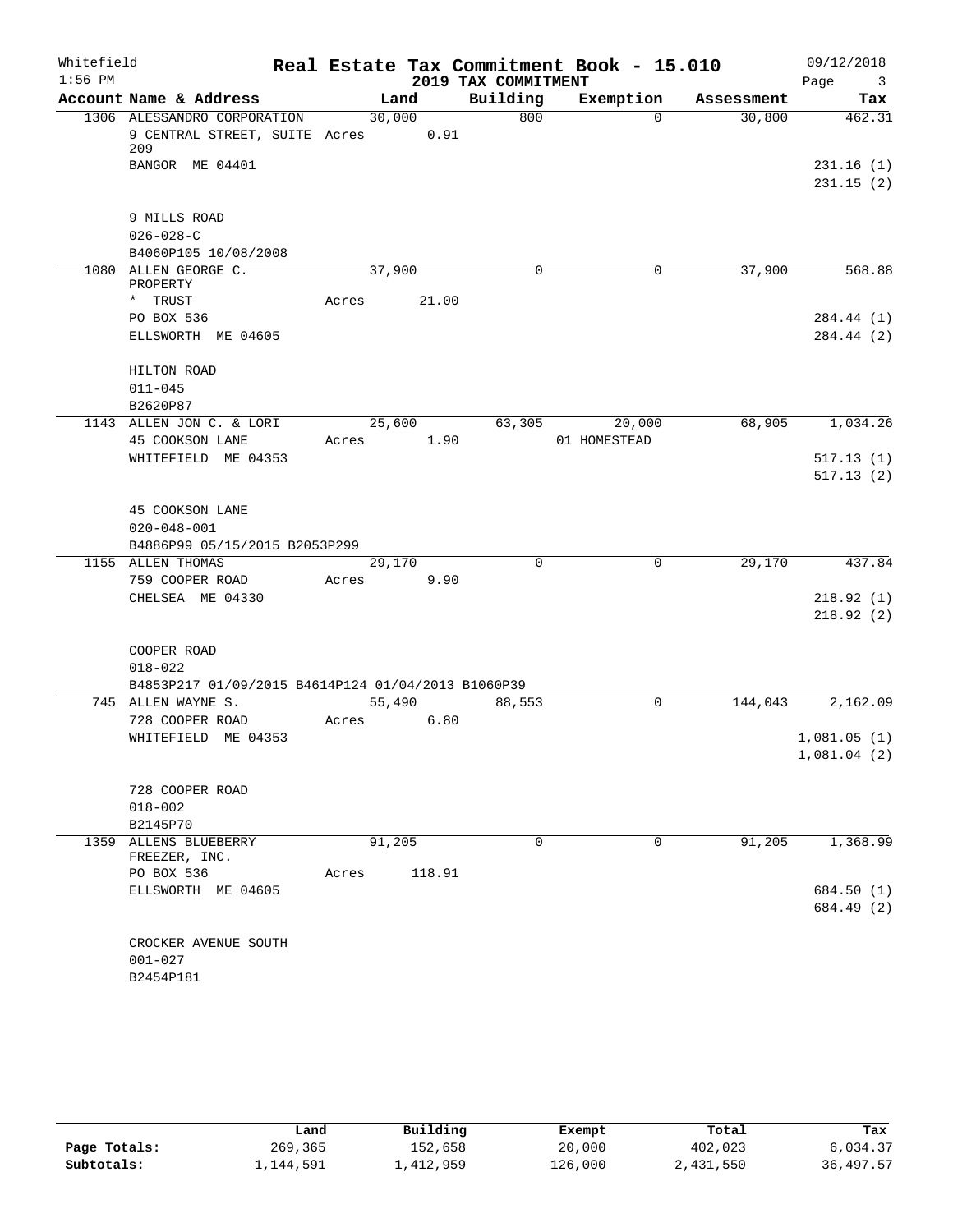Whitefield  Real Estate Tax Commitment Book - 15.010  09/12/2018
1:56 PM  2019 TAX COMMITMENT

| Account Name & Address | Land | Building | Exemption | Assessment | Tax |
|---|---|---|---|---|---|
| 1306 ALESSANDRO CORPORATION | 30,000 | 800 | 0 | 30,800 | 462.31 |
| 9 CENTRAL STREET, SUITE 209 | Acres 0.91 | | | | |
| BANGOR ME 04401 | | | | | 231.16 (1) |
| | | | | | 231.15 (2) |
| 9 MILLS ROAD | | | | | |
| 026-028-C | | | | | |
| B4060P105 10/08/2008 | | | | | |
| 1080 ALLEN GEORGE C. PROPERTY | 37,900 | 0 | 0 | 37,900 | 568.88 |
| * TRUST | Acres 21.00 | | | | |
| PO BOX 536 | | | | | 284.44 (1) |
| ELLSWORTH ME 04605 | | | | | 284.44 (2) |
| HILTON ROAD | | | | | |
| 011-045 | | | | | |
| B2620P87 | | | | | |
| 1143 ALLEN JON C. & LORI | 25,600 | 63,305 | 20,000 | 68,905 | 1,034.26 |
| 45 COOKSON LANE | Acres 1.90 | | 01 HOMESTEAD | | |
| WHITEFIELD ME 04353 | | | | | 517.13 (1) |
| | | | | | 517.13 (2) |
| 45 COOKSON LANE | | | | | |
| 020-048-001 | | | | | |
| B4886P99 05/15/2015 B2053P299 | | | | | |
| 1155 ALLEN THOMAS | 29,170 | 0 | 0 | 29,170 | 437.84 |
| 759 COOPER ROAD | Acres 9.90 | | | | |
| CHELSEA ME 04330 | | | | | 218.92 (1) |
| | | | | | 218.92 (2) |
| COOPER ROAD | | | | | |
| 018-022 | | | | | |
| B4853P217 01/09/2015 B4614P124 01/04/2013 B1060P39 | | | | | |
| 745 ALLEN WAYNE S. | 55,490 | 88,553 | 0 | 144,043 | 2,162.09 |
| 728 COOPER ROAD | Acres 6.80 | | | | |
| WHITEFIELD ME 04353 | | | | | 1,081.05 (1) |
| | | | | | 1,081.04 (2) |
| 728 COOPER ROAD | | | | | |
| 018-002 | | | | | |
| B2145P70 | | | | | |
| 1359 ALLENS BLUEBERRY FREEZER, INC. | 91,205 | 0 | 0 | 91,205 | 1,368.99 |
| PO BOX 536 | Acres 118.91 | | | | |
| ELLSWORTH ME 04605 | | | | | 684.50 (1) |
| | | | | | 684.49 (2) |
| CROCKER AVENUE SOUTH | | | | | |
| 001-027 | | | | | |
| B2454P181 | | | | | |

| | Land | Building | Exempt | Total | Tax |
|---|---|---|---|---|---|
| Page Totals: | 269,365 | 152,658 | 20,000 | 402,023 | 6,034.37 |
| Subtotals: | 1,144,591 | 1,412,959 | 126,000 | 2,431,550 | 36,497.57 |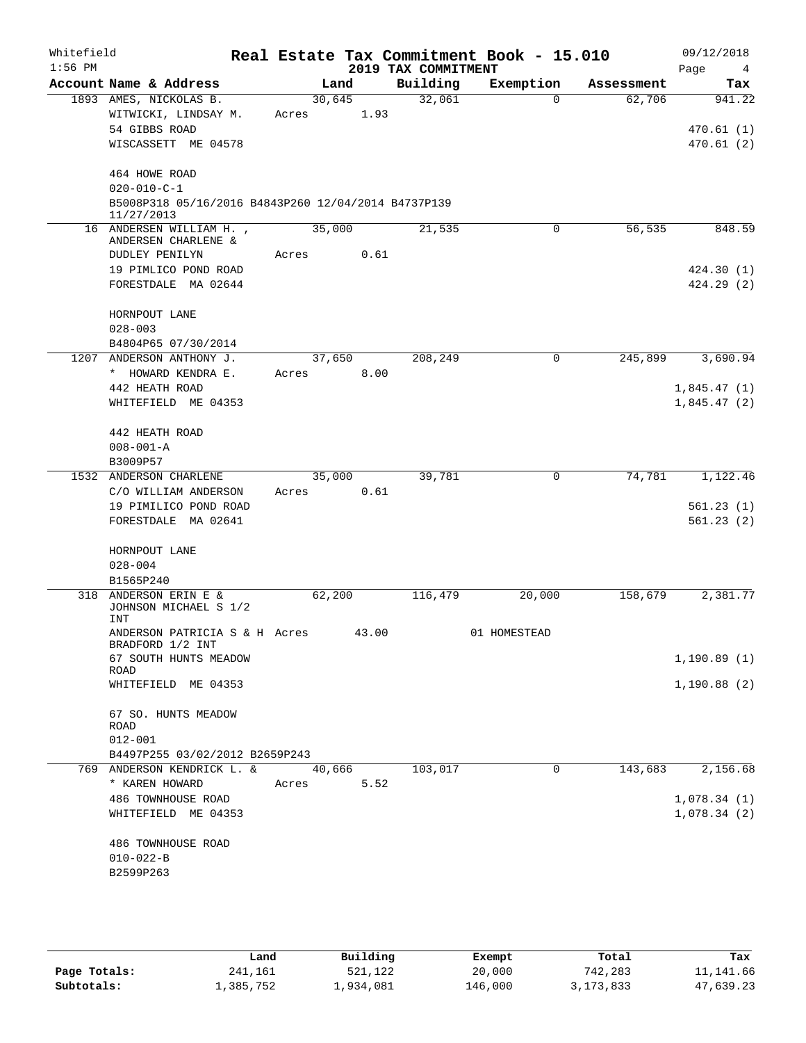Whitefield
1:56 PM

**Real Estate Tax Commitment Book - 15.010**
**2019 TAX COMMITMENT**

09/12/2018

| Account Name & Address | Land | Building | Exemption | Assessment | Tax |
|---|---|---|---|---|---|
| 1893 AMES, NICKOLAS B. | 30,645 | 32,061 | 0 | 62,706 | 941.22 |
| WITWICKI, LINDSAY M. | Acres 1.93 | | | | |
| 54 GIBBS ROAD | | | | | 470.61 (1) |
| WISCASSETT ME 04578 | | | | | 470.61 (2) |
| 464 HOWE ROAD | | | | | |
| 020-010-C-1 | | | | | |
| B5008P318 05/16/2016 B4843P260 12/04/2014 B4737P139 11/27/2013 | | | | | |
| 16 ANDERSEN WILLIAM H. , ANDERSEN CHARLENE & | 35,000 | 21,535 | 0 | 56,535 | 848.59 |
| DUDLEY PENILYN | Acres 0.61 | | | | |
| 19 PIMLICO POND ROAD | | | | | 424.30 (1) |
| FORESTDALE MA 02644 | | | | | 424.29 (2) |
| HORNPOUT LANE | | | | | |
| 028-003 | | | | | |
| B4804P65 07/30/2014 | | | | | |
| 1207 ANDERSON ANTHONY J. | 37,650 | 208,249 | 0 | 245,899 | 3,690.94 |
| * HOWARD KENDRA E. | Acres 8.00 | | | | |
| 442 HEATH ROAD | | | | | 1,845.47 (1) |
| WHITEFIELD ME 04353 | | | | | 1,845.47 (2) |
| 442 HEATH ROAD | | | | | |
| 008-001-A | | | | | |
| B3009P57 | | | | | |
| 1532 ANDERSON CHARLENE | 35,000 | 39,781 | 0 | 74,781 | 1,122.46 |
| C/O WILLIAM ANDERSON | Acres 0.61 | | | | |
| 19 PIMILICO POND ROAD | | | | | 561.23 (1) |
| FORESTDALE MA 02641 | | | | | 561.23 (2) |
| HORNPOUT LANE | | | | | |
| 028-004 | | | | | |
| B1565P240 | | | | | |
| 318 ANDERSON ERIN E & JOHNSON MICHAEL S 1/2 INT | 62,200 | 116,479 | 20,000 | 158,679 | 2,381.77 |
| ANDERSON PATRICIA S & H BRADFORD 1/2 INT | Acres 43.00 | | 01 HOMESTEAD | | |
| 67 SOUTH HUNTS MEADOW ROAD | | | | | 1,190.89 (1) |
| WHITEFIELD ME 04353 | | | | | 1,190.88 (2) |
| 67 SO. HUNTS MEADOW ROAD | | | | | |
| 012-001 | | | | | |
| B4497P255 03/02/2012 B2659P243 | | | | | |
| 769 ANDERSON KENDRICK L. & | 40,666 | 103,017 | 0 | 143,683 | 2,156.68 |
| * KAREN HOWARD | Acres 5.52 | | | | |
| 486 TOWNHOUSE ROAD | | | | | 1,078.34 (1) |
| WHITEFIELD ME 04353 | | | | | 1,078.34 (2) |
| 486 TOWNHOUSE ROAD | | | | | |
| 010-022-B | | | | | |
| B2599P263 | | | | | |

| | Land | Building | Exempt | Total | Tax |
|---|---|---|---|---|---|
| **Page Totals:** | 241,161 | 521,122 | 20,000 | 742,283 | 11,141.66 |
| **Subtotals:** | 1,385,752 | 1,934,081 | 146,000 | 3,173,833 | 47,639.23 |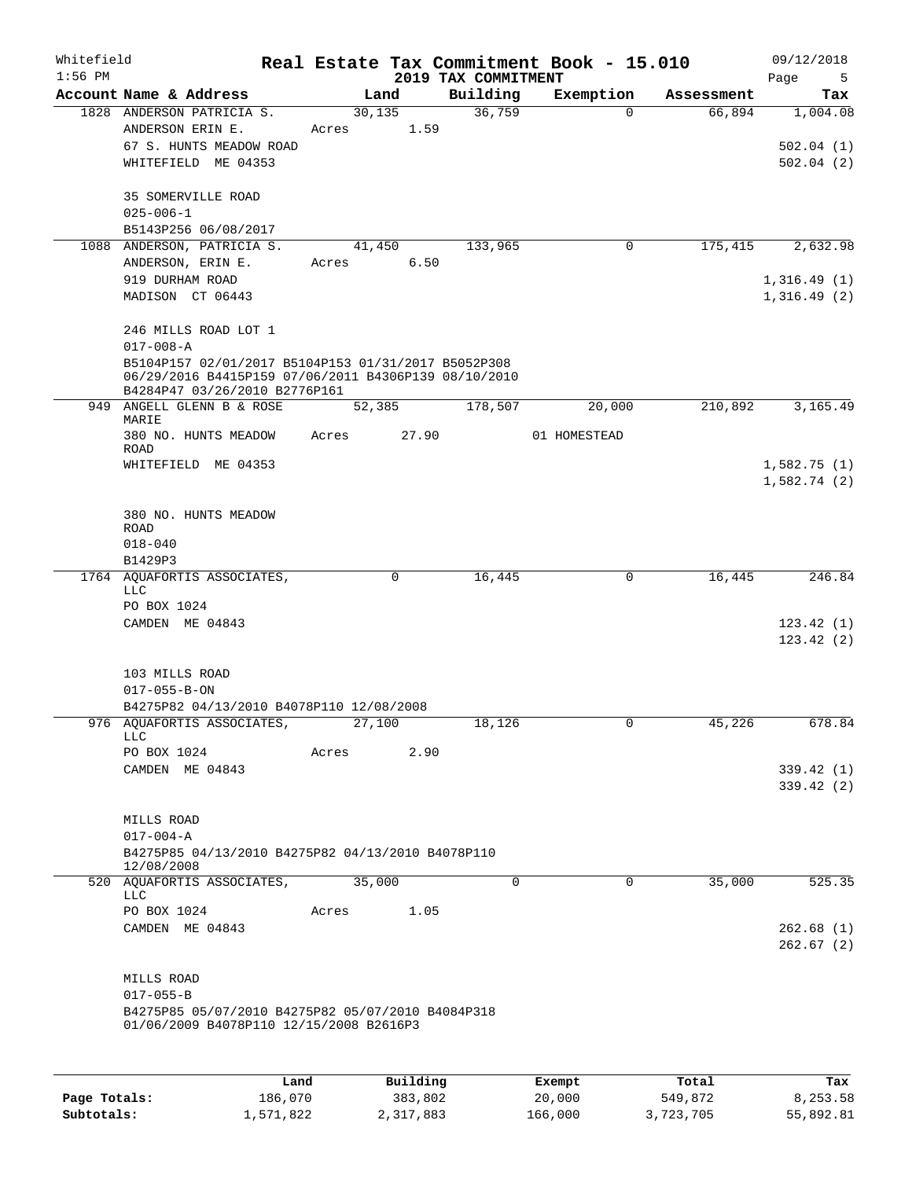Whitefield
1:56 PM

# Real Estate Tax Commitment Book - 15.010

## 2019 TAX COMMITMENT

09/12/2018

| Account Name & Address | Land | Building | Exemption | Assessment | Tax |
|---|---|---|---|---|---|
| 1828 ANDERSON PATRICIA S. | 30,135 | 36,759 | 0 | 66,894 | 1,004.08 |
| ANDERSON ERIN E. | Acres 1.59 | | | | |
| 67 S. HUNTS MEADOW ROAD | | | | | 502.04 (1) |
| WHITEFIELD ME 04353 | | | | | 502.04 (2) |
| 35 SOMERVILLE ROAD | | | | | |
| 025-006-1 | | | | | |
| B5143P256 06/08/2017 | | | | | |
| 1088 ANDERSON, PATRICIA S. | 41,450 | 133,965 | 0 | 175,415 | 2,632.98 |
| ANDERSON, ERIN E. | Acres 6.50 | | | | |
| 919 DURHAM ROAD | | | | | 1,316.49 (1) |
| MADISON CT 06443 | | | | | 1,316.49 (2) |
| 246 MILLS ROAD LOT 1 | | | | | |
| 017-008-A | | | | | |
| B5104P157 02/01/2017 B5104P153 01/31/2017 B5052P308 06/29/2016 B4415P159 07/06/2011 B4306P139 08/10/2010 B4284P47 03/26/2010 B2776P161 | | | | | |
| 949 ANGELL GLENN B & ROSE MARIE | 52,385 | 178,507 | 20,000 | 210,892 | 3,165.49 |
| 380 NO. HUNTS MEADOW ROAD | Acres 27.90 | | 01 HOMESTEAD | | |
| WHITEFIELD ME 04353 | | | | | 1,582.75 (1) |
| | | | | | 1,582.74 (2) |
| 380 NO. HUNTS MEADOW ROAD | | | | | |
| 018-040 | | | | | |
| B1429P3 | | | | | |
| 1764 AQUAFORTIS ASSOCIATES, LLC | 0 | 16,445 | 0 | 16,445 | 246.84 |
| PO BOX 1024 | | | | | |
| CAMDEN ME 04843 | | | | | 123.42 (1) |
| | | | | | 123.42 (2) |
| 103 MILLS ROAD | | | | | |
| 017-055-B-ON | | | | | |
| B4275P82 04/13/2010 B4078P110 12/08/2008 | | | | | |
| 976 AQUAFORTIS ASSOCIATES, LLC | 27,100 | 18,126 | 0 | 45,226 | 678.84 |
| PO BOX 1024 | Acres 2.90 | | | | |
| CAMDEN ME 04843 | | | | | 339.42 (1) |
| | | | | | 339.42 (2) |
| MILLS ROAD | | | | | |
| 017-004-A | | | | | |
| B4275P85 04/13/2010 B4275P82 04/13/2010 B4078P110 12/08/2008 | | | | | |
| 520 AQUAFORTIS ASSOCIATES, LLC | 35,000 | 0 | 0 | 35,000 | 525.35 |
| PO BOX 1024 | Acres 1.05 | | | | |
| CAMDEN ME 04843 | | | | | 262.68 (1) |
| | | | | | 262.67 (2) |
| MILLS ROAD | | | | | |
| 017-055-B | | | | | |
| B4275P85 05/07/2010 B4275P82 05/07/2010 B4084P318 01/06/2009 B4078P110 12/15/2008 B2616P3 | | | | | |

| | Land | Building | Exempt | Total | Tax |
|---|---|---|---|---|---|
| Page Totals: | 186,070 | 383,802 | 20,000 | 549,872 | 8,253.58 |
| Subtotals: | 1,571,822 | 2,317,883 | 166,000 | 3,723,705 | 55,892.81 |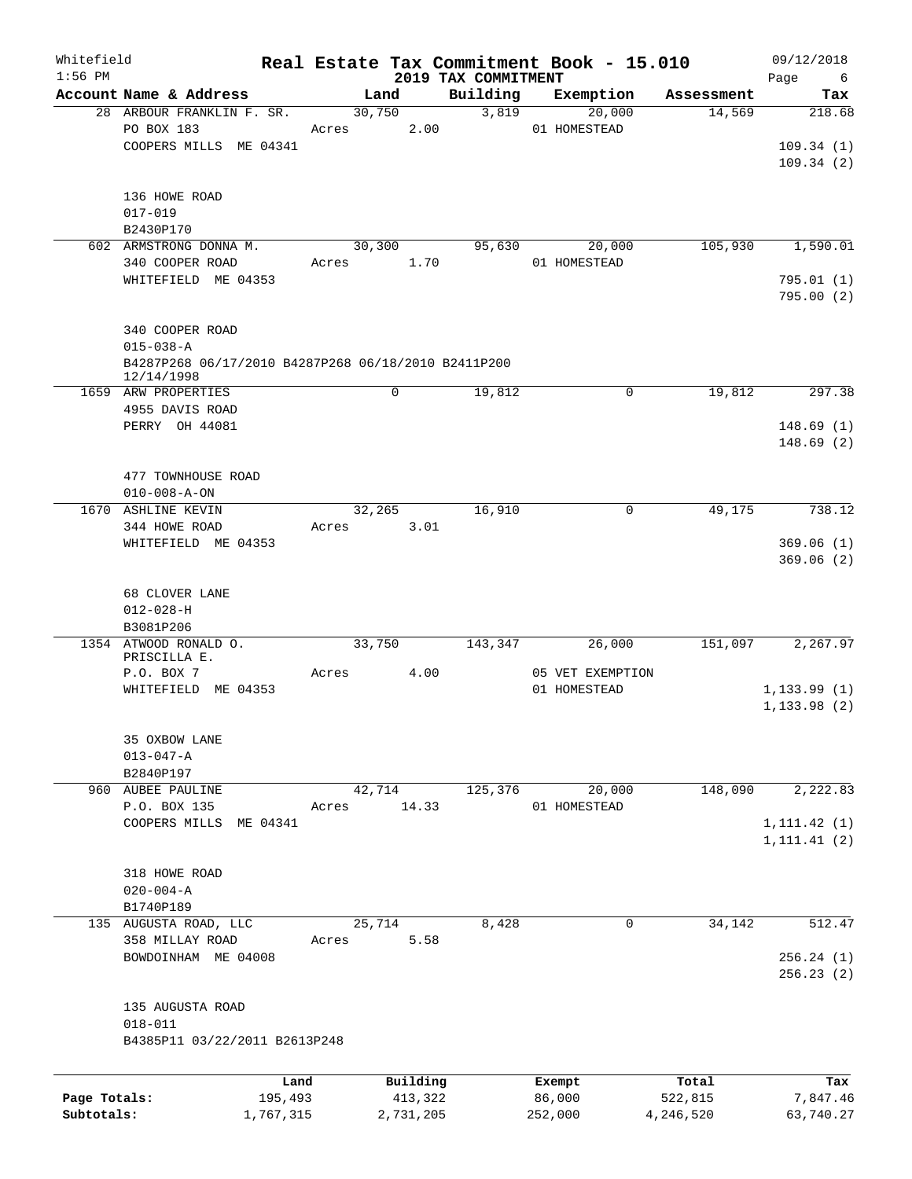Whitefield 1:56 PM

# Real Estate Tax Commitment Book - 15.010

## 2019 TAX COMMITMENT

09/12/2018

| Account Name & Address | Land | Building | Exemption | Assessment | Tax |
|---|---|---|---|---|---|
| 28 ARBOUR FRANKLIN F. SR. | 30,750 | 3,819 | 20,000 | 14,569 | 218.68 |
| PO BOX 183 | Acres 2.00 | | 01 HOMESTEAD | | |
| COOPERS MILLS ME 04341 | | | | | 109.34 (1) |
| | | | | | 109.34 (2) |
| 136 HOWE ROAD | | | | | |
| 017-019 | | | | | |
| B2430P170 | | | | | |
| 602 ARMSTRONG DONNA M. | 30,300 | 95,630 | 20,000 | 105,930 | 1,590.01 |
| 340 COOPER ROAD | Acres 1.70 | | 01 HOMESTEAD | | |
| WHITEFIELD ME 04353 | | | | | 795.01 (1) |
| | | | | | 795.00 (2) |
| 340 COOPER ROAD | | | | | |
| 015-038-A | | | | | |
| B4287P268 06/17/2010 B4287P268 06/18/2010 B2411P200 12/14/1998 | | | | | |
| 1659 ARW PROPERTIES | 0 | 19,812 | 0 | 19,812 | 297.38 |
| 4955 DAVIS ROAD | | | | | |
| PERRY OH 44081 | | | | | 148.69 (1) |
| | | | | | 148.69 (2) |
| 477 TOWNHOUSE ROAD | | | | | |
| 010-008-A-ON | | | | | |
| 1670 ASHLINE KEVIN | 32,265 | 16,910 | 0 | 49,175 | 738.12 |
| 344 HOWE ROAD | Acres 3.01 | | | | |
| WHITEFIELD ME 04353 | | | | | 369.06 (1) |
| | | | | | 369.06 (2) |
| 68 CLOVER LANE | | | | | |
| 012-028-H | | | | | |
| B3081P206 | | | | | |
| 1354 ATWOOD RONALD O. PRISCILLA E. | 33,750 | 143,347 | 26,000 | 151,097 | 2,267.97 |
| P.O. BOX 7 | Acres 4.00 | | 05 VET EXEMPTION | | |
| WHITEFIELD ME 04353 | | | 01 HOMESTEAD | | 1,133.99 (1) |
| | | | | | 1,133.98 (2) |
| 35 OXBOW LANE | | | | | |
| 013-047-A | | | | | |
| B2840P197 | | | | | |
| 960 AUBEE PAULINE | 42,714 | 125,376 | 20,000 | 148,090 | 2,222.83 |
| P.O. BOX 135 | Acres 14.33 | | 01 HOMESTEAD | | |
| COOPERS MILLS ME 04341 | | | | | 1,111.42 (1) |
| | | | | | 1,111.41 (2) |
| 318 HOWE ROAD | | | | | |
| 020-004-A | | | | | |
| B1740P189 | | | | | |
| 135 AUGUSTA ROAD, LLC | 25,714 | 8,428 | 0 | 34,142 | 512.47 |
| 358 MILLAY ROAD | Acres 5.58 | | | | |
| BOWDOINHAM ME 04008 | | | | | 256.24 (1) |
| | | | | | 256.23 (2) |
| 135 AUGUSTA ROAD | | | | | |
| 018-011 | | | | | |
| B4385P11 03/22/2011 B2613P248 | | | | | |

| | Land | Building | Exempt | Total | Tax |
|---|---|---|---|---|---|
| Page Totals: | 195,493 | 413,322 | 86,000 | 522,815 | 7,847.46 |
| Subtotals: | 1,767,315 | 2,731,205 | 252,000 | 4,246,520 | 63,740.27 |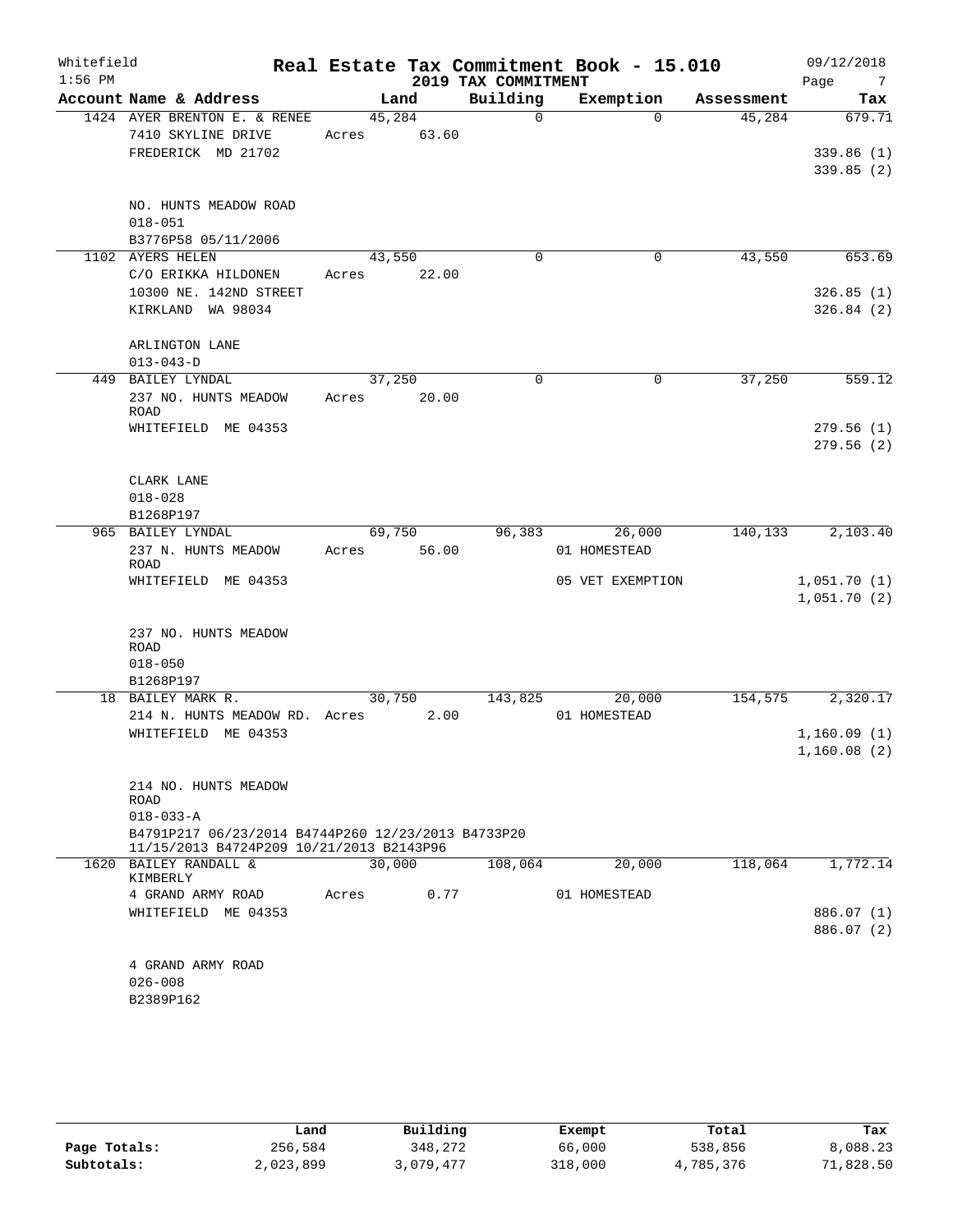Whitefield  
1:56 PM

# Real Estate Tax Commitment Book - 15.010

## 2019 TAX COMMITMENT

09/12/2018

| Account Name & Address | Land | Building | Exemption | Assessment | Tax |
|---|---|---|---|---|---|
| 1424 AYER BRENTON E. & RENEE<br>7410 SKYLINE DRIVE<br>FREDERICK MD 21702<br><br>NO. HUNTS MEADOW ROAD<br>018-051<br>B3776P58 05/11/2006 | 45,284<br>Acres 63.60 | 0 | 0 | 45,284 | 679.71<br><br>339.86 (1)<br>339.85 (2) |
| 1102 AYERS HELEN<br>C/O ERIKKA HILDONEN<br>10300 NE. 142ND STREET<br>KIRKLAND WA 98034<br><br>ARLINGTON LANE<br>013-043-D | 43,550<br>Acres 22.00 | 0 | 0 | 43,550 | 653.69<br><br>326.85 (1)<br>326.84 (2) |
| 449 BAILEY LYNDAL<br>237 NO. HUNTS MEADOW ROAD<br>WHITEFIELD ME 04353<br><br>CLARK LANE<br>018-028<br>B1268P197 | 37,250<br>Acres 20.00 | 0 | 0 | 37,250 | 559.12<br><br>279.56 (1)<br>279.56 (2) |
| 965 BAILEY LYNDAL<br>237 N. HUNTS MEADOW ROAD<br>WHITEFIELD ME 04353<br><br>237 NO. HUNTS MEADOW ROAD<br>018-050<br>B1268P197 | 69,750<br>Acres 56.00 | 96,383 | 26,000<br>01 HOMESTEAD<br>05 VET EXEMPTION | 140,133 | 2,103.40<br><br>1,051.70 (1)<br>1,051.70 (2) |
| 18 BAILEY MARK R.<br>214 N. HUNTS MEADOW RD.<br>WHITEFIELD ME 04353<br><br>214 NO. HUNTS MEADOW ROAD<br>018-033-A<br>B4791P217 06/23/2014 B4744P260 12/23/2013 B4733P20 11/15/2013 B4724P209 10/21/2013 B2143P96 | 30,750<br>Acres 2.00 | 143,825 | 20,000<br>01 HOMESTEAD | 154,575 | 2,320.17<br><br>1,160.09 (1)<br>1,160.08 (2) |
| 1620 BAILEY RANDALL & KIMBERLY<br>4 GRAND ARMY ROAD<br>WHITEFIELD ME 04353<br><br>4 GRAND ARMY ROAD<br>026-008<br>B2389P162 | 30,000<br>Acres 0.77 | 108,064 | 20,000<br>01 HOMESTEAD | 118,064 | 1,772.14<br><br>886.07 (1)<br>886.07 (2) |

| | Land | Building | Exempt | Total | Tax |
|---|---|---|---|---|---|
| **Page Totals:** | 256,584 | 348,272 | 66,000 | 538,856 | 8,088.23 |
| **Subtotals:** | 2,023,899 | 3,079,477 | 318,000 | 4,785,376 | 71,828.50 |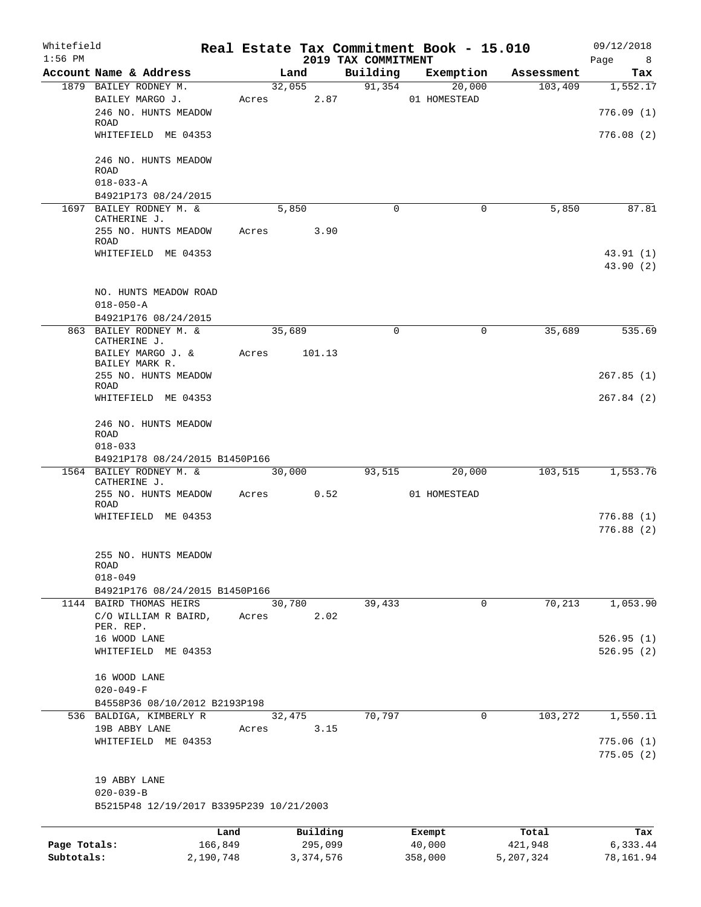Whitefield 1:56 PM

# Real Estate Tax Commitment Book - 15.010

## 2019 TAX COMMITMENT

09/12/2018

| Account Name & Address | Land | Building | Exemption | Assessment | Tax |
|---|---|---|---|---|---|
| 1879 BAILEY RODNEY M.<br>BAILEY MARGO J.<br>246 NO. HUNTS MEADOW ROAD<br>WHITEFIELD ME 04353<br><br>246 NO. HUNTS MEADOW ROAD<br>018-033-A<br>B4921P173 08/24/2015 | 32,055<br>Acres 2.87 | 91,354 | 20,000<br>01 HOMESTEAD | 103,409 | 1,552.17<br><br>776.09 (1)<br>776.08 (2) |
| 1697 BAILEY RODNEY M. & CATHERINE J.<br>255 NO. HUNTS MEADOW ROAD<br>WHITEFIELD ME 04353<br><br>NO. HUNTS MEADOW ROAD<br>018-050-A<br>B4921P176 08/24/2015 | 5,850<br>Acres 3.90 | 0 | 0 | 5,850 | 87.81<br><br>43.91 (1)<br>43.90 (2) |
| 863 BAILEY RODNEY M. & CATHERINE J.<br>BAILEY MARGO J. & BAILEY MARK R.<br>255 NO. HUNTS MEADOW ROAD<br>WHITEFIELD ME 04353<br><br>246 NO. HUNTS MEADOW ROAD<br>018-033<br>B4921P178 08/24/2015 B1450P166 | 35,689<br>Acres 101.13 | 0 | 0 | 35,689 | 535.69<br><br>267.85 (1)<br>267.84 (2) |
| 1564 BAILEY RODNEY M. & CATHERINE J.<br>255 NO. HUNTS MEADOW ROAD<br>WHITEFIELD ME 04353<br><br>255 NO. HUNTS MEADOW ROAD<br>018-049<br>B4921P176 08/24/2015 B1450P166 | 30,000<br>Acres 0.52 | 93,515 | 20,000<br>01 HOMESTEAD | 103,515 | 1,553.76<br><br>776.88 (1)<br>776.88 (2) |
| 1144 BAIRD THOMAS HEIRS<br>C/O WILLIAM R BAIRD, PER. REP.<br>16 WOOD LANE<br>WHITEFIELD ME 04353<br><br>16 WOOD LANE<br>020-049-F<br>B4558P36 08/10/2012 B2193P198 | 30,780<br>Acres 2.02 | 39,433 | 0 | 70,213 | 1,053.90<br><br>526.95 (1)<br>526.95 (2) |
| 536 BALDIGA, KIMBERLY R<br>19B ABBY LANE<br>WHITEFIELD ME 04353<br><br>19 ABBY LANE<br>020-039-B<br>B5215P48 12/19/2017 B3395P239 10/21/2003 | 32,475<br>Acres 3.15 | 70,797 | 0 | 103,272 | 1,550.11<br><br>775.06 (1)<br>775.05 (2) |

| | Land | Building | Exempt | Total | Tax |
|---|---|---|---|---|---|
| Page Totals: | 166,849 | 295,099 | 40,000 | 421,948 | 6,333.44 |
| Subtotals: | 2,190,748 | 3,374,576 | 358,000 | 5,207,324 | 78,161.94 |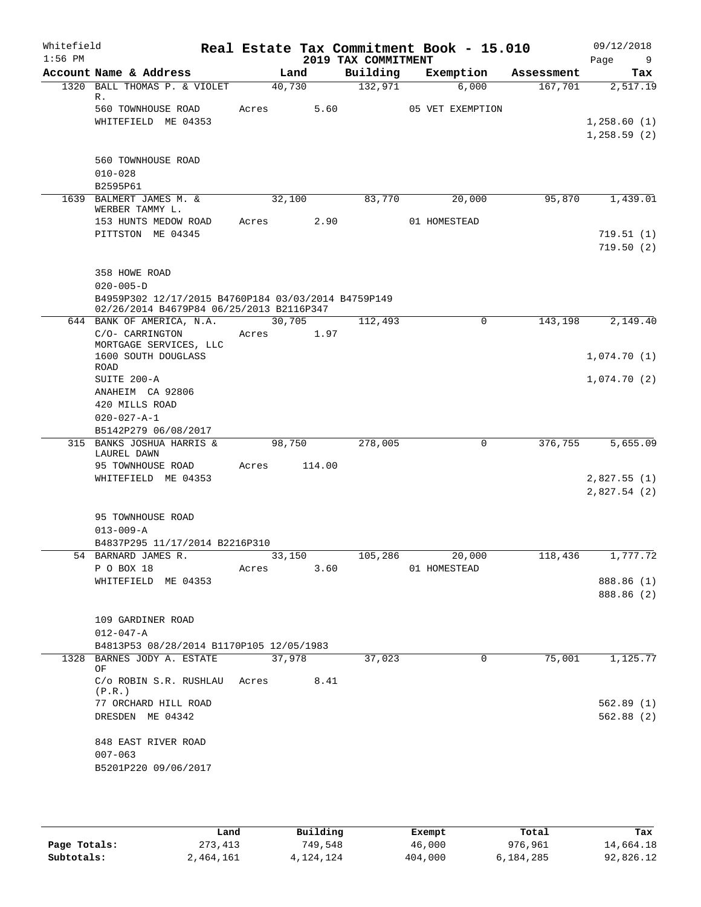Whitefield 1:56 PM

# Real Estate Tax Commitment Book - 15.010
## 2019 TAX COMMITMENT

09/12/2018

| Account Name & Address | Land | Building | Exemption | Assessment | Tax |
|---|---|---|---|---|---|
| 1320 BALL THOMAS P. & VIOLET R. | 40,730 | 132,971 | 6,000 | 167,701 | 2,517.19 |
| 560 TOWNHOUSE ROAD | Acres 5.60 | | 05 VET EXEMPTION | | |
| WHITEFIELD ME 04353 | | | | | 1,258.60 (1) |
| | | | | | 1,258.59 (2) |
| 560 TOWNHOUSE ROAD | | | | | |
| 010-028 | | | | | |
| B2595P61 | | | | | |
| 1639 BALMERT JAMES M. & WERBER TAMMY L. | 32,100 | 83,770 | 20,000 | 95,870 | 1,439.01 |
| 153 HUNTS MEDOW ROAD | Acres 2.90 | | 01 HOMESTEAD | | |
| PITTSTON ME 04345 | | | | | 719.51 (1) |
| | | | | | 719.50 (2) |
| 358 HOWE ROAD | | | | | |
| 020-005-D | | | | | |
| B4959P302 12/17/2015 B4760P184 03/03/2014 B4759P149 02/26/2014 B4679P84 06/25/2013 B2116P347 | | | | | |
| 644 BANK OF AMERICA, N.A. | 30,705 | 112,493 | 0 | 143,198 | 2,149.40 |
| C/O- CARRINGTON MORTGAGE SERVICES, LLC | Acres 1.97 | | | | |
| 1600 SOUTH DOUGLASS ROAD | | | | | 1,074.70 (1) |
| SUITE 200-A | | | | | 1,074.70 (2) |
| ANAHEIM CA 92806 | | | | | |
| 420 MILLS ROAD | | | | | |
| 020-027-A-1 | | | | | |
| B5142P279 06/08/2017 | | | | | |
| 315 BANKS JOSHUA HARRIS & LAUREL DAWN | 98,750 | 278,005 | 0 | 376,755 | 5,655.09 |
| 95 TOWNHOUSE ROAD | Acres 114.00 | | | | |
| WHITEFIELD ME 04353 | | | | | 2,827.55 (1) |
| | | | | | 2,827.54 (2) |
| 95 TOWNHOUSE ROAD | | | | | |
| 013-009-A | | | | | |
| B4837P295 11/17/2014 B2216P310 | | | | | |
| 54 BARNARD JAMES R. | 33,150 | 105,286 | 20,000 | 118,436 | 1,777.72 |
| P O BOX 18 | Acres 3.60 | | 01 HOMESTEAD | | |
| WHITEFIELD ME 04353 | | | | | 888.86 (1) |
| | | | | | 888.86 (2) |
| 109 GARDINER ROAD | | | | | |
| 012-047-A | | | | | |
| B4813P53 08/28/2014 B1170P105 12/05/1983 | | | | | |
| 1328 BARNES JODY A. ESTATE OF | 37,978 | 37,023 | 0 | 75,001 | 1,125.77 |
| C/o ROBIN S.R. RUSHLAU (P.R.) | Acres 8.41 | | | | |
| 77 ORCHARD HILL ROAD | | | | | 562.89 (1) |
| DRESDEN ME 04342 | | | | | 562.88 (2) |
| 848 EAST RIVER ROAD | | | | | |
| 007-063 | | | | | |
| B5201P220 09/06/2017 | | | | | |

| | Land | Building | Exempt | Total | Tax |
|---|---|---|---|---|---|
| Page Totals: | 273,413 | 749,548 | 46,000 | 976,961 | 14,664.18 |
| Subtotals: | 2,464,161 | 4,124,124 | 404,000 | 6,184,285 | 92,826.12 |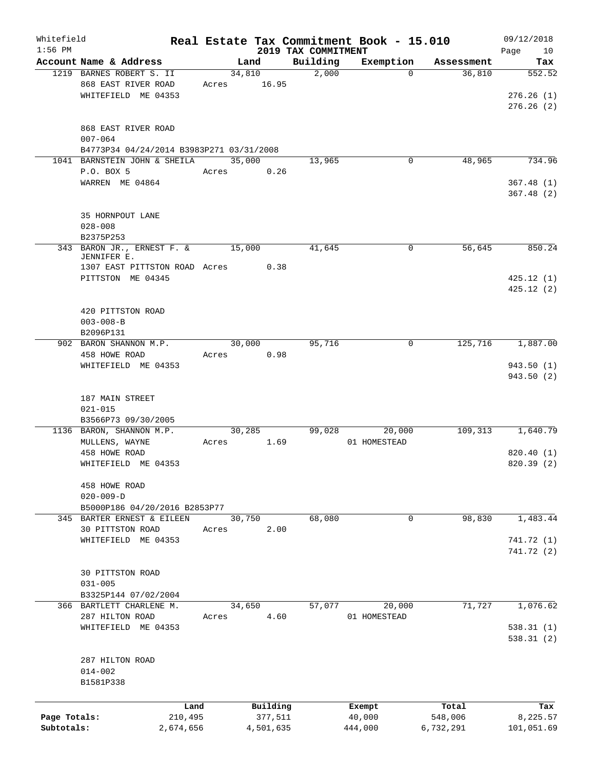Whitefield — 1:56 PM

# Real Estate Tax Commitment Book - 15.010

## 2019 TAX COMMITMENT

09/12/2018

| Account Name & Address | Land | Building | Exemption | Assessment | Tax |
|---|---|---|---|---|---|
| 1219 BARNES ROBERT S. II<br>868 EAST RIVER ROAD<br>WHITEFIELD ME 04353<br><br>868 EAST RIVER ROAD<br>007-064<br>B4773P34 04/24/2014 B3983P271 03/31/2008 | 34,810<br>Acres 16.95 | 2,000 | 0 | 36,810 | 552.52<br>276.26 (1)<br>276.26 (2) |
| 1041 BARNSTEIN JOHN & SHEILA<br>P.O. BOX 5<br>WARREN ME 04864<br><br>35 HORNPOUT LANE<br>028-008<br>B2375P253 | 35,000<br>Acres 0.26 | 13,965 | 0 | 48,965 | 734.96<br>367.48 (1)<br>367.48 (2) |
| 343 BARON JR., ERNEST F. & JENNIFER E.<br>1307 EAST PITTSTON ROAD<br>PITTSTON ME 04345<br><br>420 PITTSTON ROAD<br>003-008-B<br>B2096P131 | 15,000<br>Acres 0.38 | 41,645 | 0 | 56,645 | 850.24<br>425.12 (1)<br>425.12 (2) |
| 902 BARON SHANNON M.P.<br>458 HOWE ROAD<br>WHITEFIELD ME 04353<br><br>187 MAIN STREET<br>021-015<br>B3566P73 09/30/2005 | 30,000<br>Acres 0.98 | 95,716 | 0 | 125,716 | 1,887.00<br>943.50 (1)<br>943.50 (2) |
| 1136 BARON, SHANNON M.P.<br>MULLENS, WAYNE<br>458 HOWE ROAD<br>WHITEFIELD ME 04353<br><br>458 HOWE ROAD<br>020-009-D<br>B5000P186 04/20/2016 B2853P77 | 30,285<br>Acres 1.69 | 99,028 | 20,000<br>01 HOMESTEAD | 109,313 | 1,640.79<br>820.40 (1)<br>820.39 (2) |
| 345 BARTER ERNEST & EILEEN<br>30 PITTSTON ROAD<br>WHITEFIELD ME 04353<br><br>30 PITTSTON ROAD<br>031-005<br>B3325P144 07/02/2004 | 30,750<br>Acres 2.00 | 68,080 | 0 | 98,830 | 1,483.44<br>741.72 (1)<br>741.72 (2) |
| 366 BARTLETT CHARLENE M.<br>287 HILTON ROAD<br>WHITEFIELD ME 04353<br><br>287 HILTON ROAD<br>014-002<br>B1581P338 | 34,650<br>Acres 4.60 | 57,077 | 20,000<br>01 HOMESTEAD | 71,727 | 1,076.62<br>538.31 (1)<br>538.31 (2) |

| | Land | Building | Exempt | Total | Tax |
|---|---|---|---|---|---|
| Page Totals: | 210,495 | 377,511 | 40,000 | 548,006 | 8,225.57 |
| Subtotals: | 2,674,656 | 4,501,635 | 444,000 | 6,732,291 | 101,051.69 |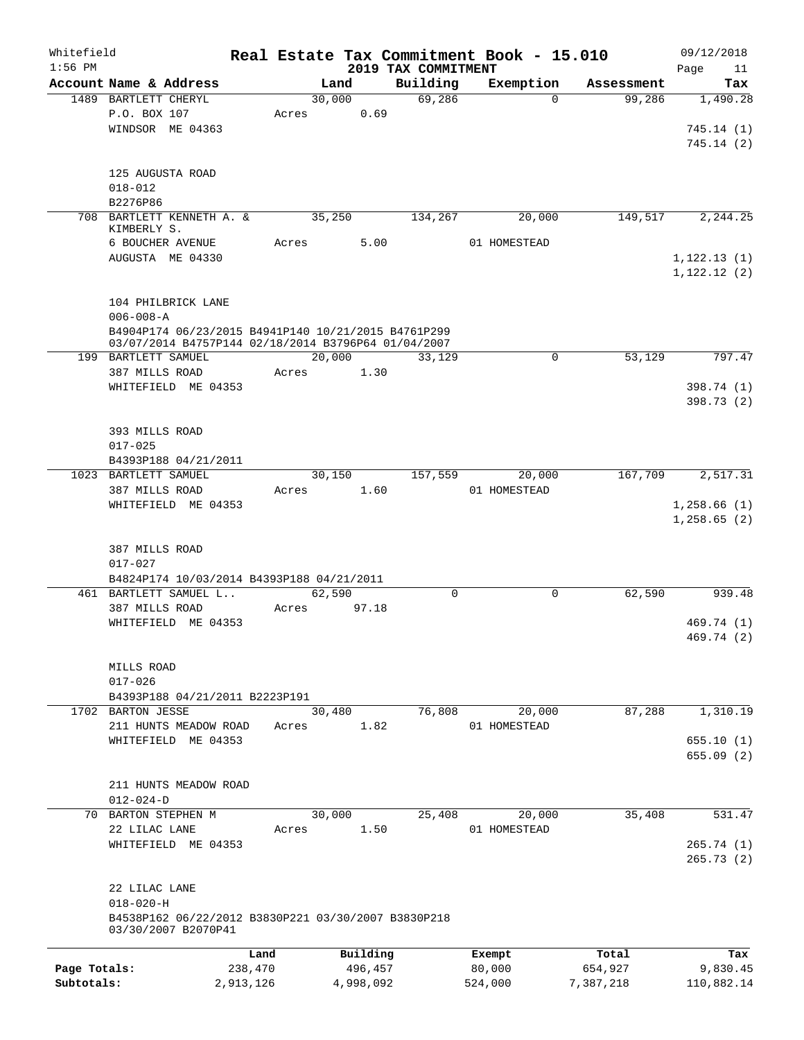Whitefield 1:56 PM

# Real Estate Tax Commitment Book - 15.010

## 2019 TAX COMMITMENT

09/12/2018

| Account Name & Address | Land | Building | Exemption | Assessment | Tax |
|---|---|---|---|---|---|
| 1489 BARTLETT CHERYL | 30,000 | 69,286 | 0 | 99,286 | 1,490.28 |
| P.O. BOX 107 | Acres 0.69 | | | | |
| WINDSOR ME 04363 | | | | | 745.14 (1) |
| | | | | | 745.14 (2) |
| 125 AUGUSTA ROAD | | | | | |
| 018-012 | | | | | |
| B2276P86 | | | | | |
| 708 BARTLETT KENNETH A. & KIMBERLY S. | 35,250 | 134,267 | 20,000 | 149,517 | 2,244.25 |
| 6 BOUCHER AVENUE | Acres 5.00 | | 01 HOMESTEAD | | |
| AUGUSTA ME 04330 | | | | | 1,122.13 (1) |
| | | | | | 1,122.12 (2) |
| 104 PHILBRICK LANE | | | | | |
| 006-008-A | | | | | |
| B4904P174 06/23/2015 B4941P140 10/21/2015 B4761P299 03/07/2014 B4757P144 02/18/2014 B3796P64 01/04/2007 | | | | | |
| 199 BARTLETT SAMUEL | 20,000 | 33,129 | 0 | 53,129 | 797.47 |
| 387 MILLS ROAD | Acres 1.30 | | | | |
| WHITEFIELD ME 04353 | | | | | 398.74 (1) |
| | | | | | 398.73 (2) |
| 393 MILLS ROAD | | | | | |
| 017-025 | | | | | |
| B4393P188 04/21/2011 | | | | | |
| 1023 BARTLETT SAMUEL | 30,150 | 157,559 | 20,000 | 167,709 | 2,517.31 |
| 387 MILLS ROAD | Acres 1.60 | | 01 HOMESTEAD | | |
| WHITEFIELD ME 04353 | | | | | 1,258.66 (1) |
| | | | | | 1,258.65 (2) |
| 387 MILLS ROAD | | | | | |
| 017-027 | | | | | |
| B4824P174 10/03/2014 B4393P188 04/21/2011 | | | | | |
| 461 BARTLETT SAMUEL L.. | 62,590 | 0 | 0 | 62,590 | 939.48 |
| 387 MILLS ROAD | Acres 97.18 | | | | |
| WHITEFIELD ME 04353 | | | | | 469.74 (1) |
| | | | | | 469.74 (2) |
| MILLS ROAD | | | | | |
| 017-026 | | | | | |
| B4393P188 04/21/2011 B2223P191 | | | | | |
| 1702 BARTON JESSE | 30,480 | 76,808 | 20,000 | 87,288 | 1,310.19 |
| 211 HUNTS MEADOW ROAD | Acres 1.82 | | 01 HOMESTEAD | | |
| WHITEFIELD ME 04353 | | | | | 655.10 (1) |
| | | | | | 655.09 (2) |
| 211 HUNTS MEADOW ROAD | | | | | |
| 012-024-D | | | | | |
| 70 BARTON STEPHEN M | 30,000 | 25,408 | 20,000 | 35,408 | 531.47 |
| 22 LILAC LANE | Acres 1.50 | | 01 HOMESTEAD | | |
| WHITEFIELD ME 04353 | | | | | 265.74 (1) |
| | | | | | 265.73 (2) |
| 22 LILAC LANE | | | | | |
| 018-020-H | | | | | |
| B4538P162 06/22/2012 B3830P221 03/30/2007 B3830P218 03/30/2007 B2070P41 | | | | | |

| | Land | Building | Exempt | Total | Tax |
|---|---|---|---|---|---|
| Page Totals: | 238,470 | 496,457 | 80,000 | 654,927 | 9,830.45 |
| Subtotals: | 2,913,126 | 4,998,092 | 524,000 | 7,387,218 | 110,882.14 |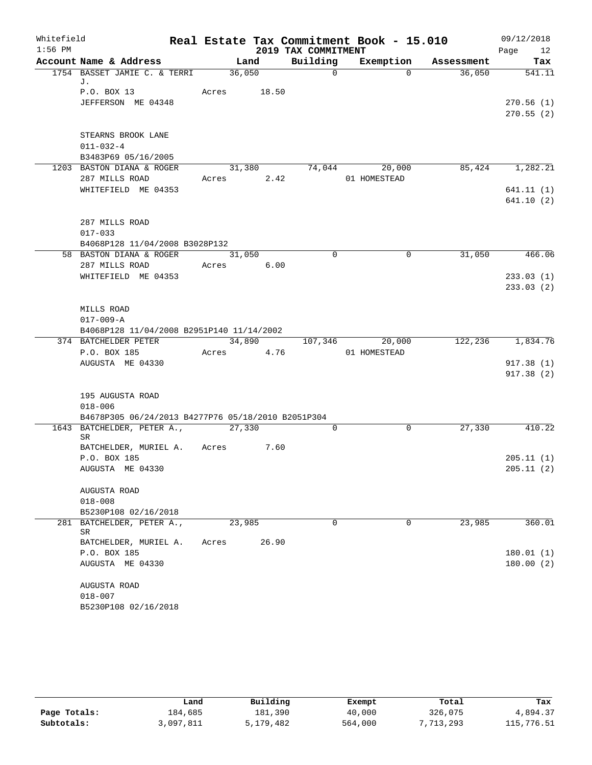# Whitefield — Real Estate Tax Commitment Book - 15.010

1:56 PM — 2019 TAX COMMITMENT — 09/12/2018

| Account Name & Address | Land | Building | Exemption | Assessment | Tax |
|---|---|---|---|---|---|
| 1754 BASSET JAMIE C. & TERRI J. | 36,050 | 0 | 0 | 36,050 | 541.11 |
| P.O. BOX 13 | Acres 18.50 | | | | |
| JEFFERSON ME 04348 | | | | | 270.56 (1) |
| | | | | | 270.55 (2) |
| STEARNS BROOK LANE | | | | | |
| 011-032-4 | | | | | |
| B3483P69 05/16/2005 | | | | | |
| 1203 BASTON DIANA & ROGER | 31,380 | 74,044 | 20,000 | 85,424 | 1,282.21 |
| 287 MILLS ROAD | Acres 2.42 | | 01 HOMESTEAD | | |
| WHITEFIELD ME 04353 | | | | | 641.11 (1) |
| | | | | | 641.10 (2) |
| 287 MILLS ROAD | | | | | |
| 017-033 | | | | | |
| B4068P128 11/04/2008 B3028P132 | | | | | |
| 58 BASTON DIANA & ROGER | 31,050 | 0 | 0 | 31,050 | 466.06 |
| 287 MILLS ROAD | Acres 6.00 | | | | |
| WHITEFIELD ME 04353 | | | | | 233.03 (1) |
| | | | | | 233.03 (2) |
| MILLS ROAD | | | | | |
| 017-009-A | | | | | |
| B4068P128 11/04/2008 B2951P140 11/14/2002 | | | | | |
| 374 BATCHELDER PETER | 34,890 | 107,346 | 20,000 | 122,236 | 1,834.76 |
| P.O. BOX 185 | Acres 4.76 | | 01 HOMESTEAD | | |
| AUGUSTA ME 04330 | | | | | 917.38 (1) |
| | | | | | 917.38 (2) |
| 195 AUGUSTA ROAD | | | | | |
| 018-006 | | | | | |
| B4678P305 06/24/2013 B4277P76 05/18/2010 B2051P304 | | | | | |
| 1643 BATCHELDER, PETER A., SR | 27,330 | 0 | 0 | 27,330 | 410.22 |
| BATCHELDER, MURIEL A. | Acres 7.60 | | | | |
| P.O. BOX 185 | | | | | 205.11 (1) |
| AUGUSTA ME 04330 | | | | | 205.11 (2) |
| AUGUSTA ROAD | | | | | |
| 018-008 | | | | | |
| B5230P108 02/16/2018 | | | | | |
| 281 BATCHELDER, PETER A., SR | 23,985 | 0 | 0 | 23,985 | 360.01 |
| BATCHELDER, MURIEL A. | Acres 26.90 | | | | |
| P.O. BOX 185 | | | | | 180.01 (1) |
| AUGUSTA ME 04330 | | | | | 180.00 (2) |
| AUGUSTA ROAD | | | | | |
| 018-007 | | | | | |
| B5230P108 02/16/2018 | | | | | |

| | Land | Building | Exempt | Total | Tax |
|---|---|---|---|---|---|
| Page Totals: | 184,685 | 181,390 | 40,000 | 326,075 | 4,894.37 |
| Subtotals: | 3,097,811 | 5,179,482 | 564,000 | 7,713,293 | 115,776.51 |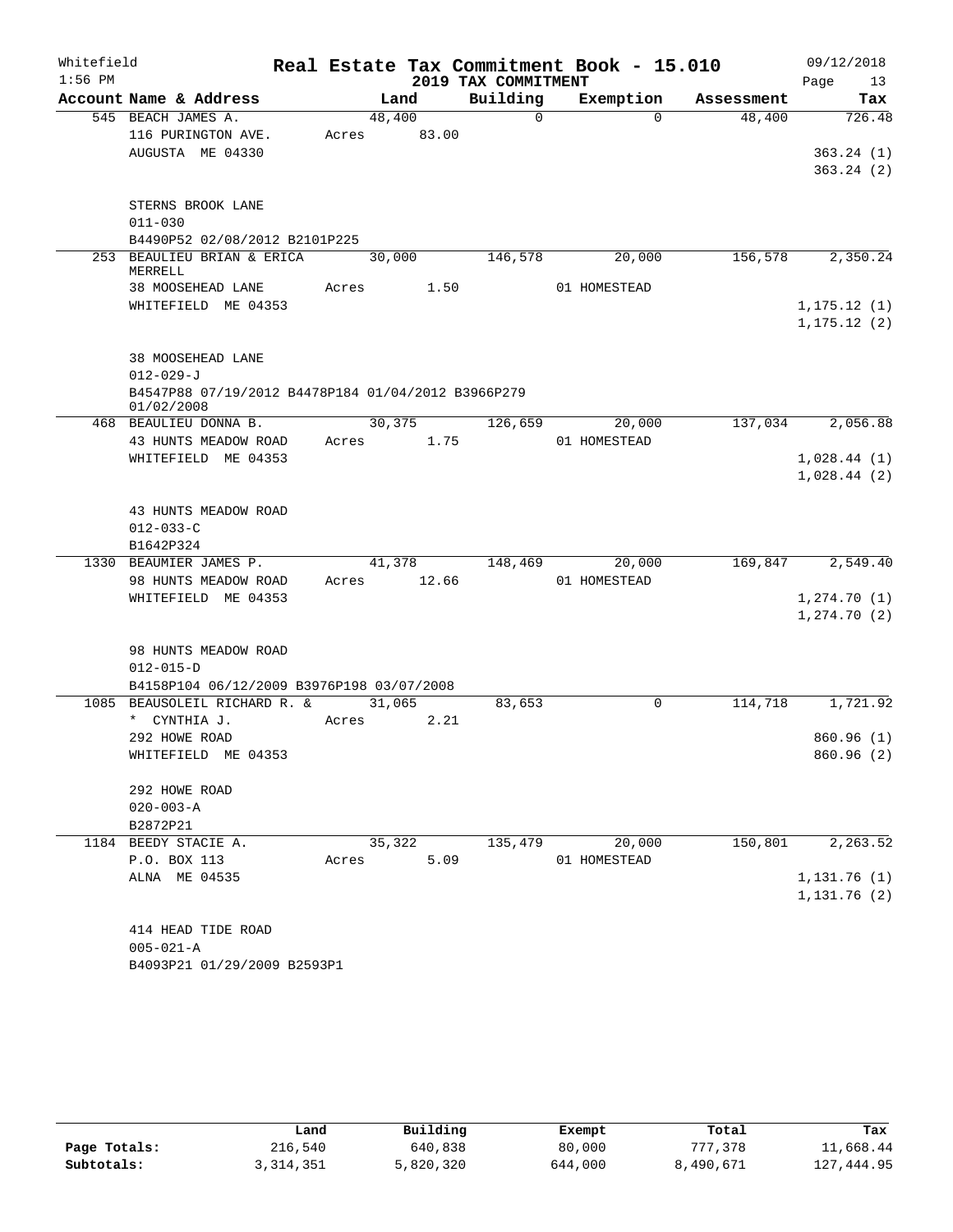Whitefield
1:56 PM

# Real Estate Tax Commitment Book - 15.010

## 2019 TAX COMMITMENT

09/12/2018

| Account Name & Address | Land | Building | Exemption | Assessment | Tax |
|---|---|---|---|---|---|
| 545 BEACH JAMES A. | 48,400 | 0 | 0 | 48,400 | 726.48 |
| 116 PURINGTON AVE. | Acres 83.00 | | | | |
| AUGUSTA ME 04330 | | | | | 363.24 (1) |
| | | | | | 363.24 (2) |
| STERNS BROOK LANE | | | | | |
| 011-030 | | | | | |
| B4490P52 02/08/2012 B2101P225 | | | | | |
| 253 BEAULIEU BRIAN & ERICA MERRELL | 30,000 | 146,578 | 20,000 | 156,578 | 2,350.24 |
| 38 MOOSEHEAD LANE | Acres 1.50 | | 01 HOMESTEAD | | |
| WHITEFIELD ME 04353 | | | | | 1,175.12 (1) |
| | | | | | 1,175.12 (2) |
| 38 MOOSEHEAD LANE | | | | | |
| 012-029-J | | | | | |
| B4547P88 07/19/2012 B4478P184 01/04/2012 B3966P279 01/02/2008 | | | | | |
| 468 BEAULIEU DONNA B. | 30,375 | 126,659 | 20,000 | 137,034 | 2,056.88 |
| 43 HUNTS MEADOW ROAD | Acres 1.75 | | 01 HOMESTEAD | | |
| WHITEFIELD ME 04353 | | | | | 1,028.44 (1) |
| | | | | | 1,028.44 (2) |
| 43 HUNTS MEADOW ROAD | | | | | |
| 012-033-C | | | | | |
| B1642P324 | | | | | |
| 1330 BEAUMIER JAMES P. | 41,378 | 148,469 | 20,000 | 169,847 | 2,549.40 |
| 98 HUNTS MEADOW ROAD | Acres 12.66 | | 01 HOMESTEAD | | |
| WHITEFIELD ME 04353 | | | | | 1,274.70 (1) |
| | | | | | 1,274.70 (2) |
| 98 HUNTS MEADOW ROAD | | | | | |
| 012-015-D | | | | | |
| B4158P104 06/12/2009 B3976P198 03/07/2008 | | | | | |
| 1085 BEAUSOLEIL RICHARD R. & * CYNTHIA J. | 31,065 | 83,653 | 0 | 114,718 | 1,721.92 |
| 292 HOWE ROAD | Acres 2.21 | | | | 860.96 (1) |
| WHITEFIELD ME 04353 | | | | | 860.96 (2) |
| 292 HOWE ROAD | | | | | |
| 020-003-A | | | | | |
| B2872P21 | | | | | |
| 1184 BEEDY STACIE A. | 35,322 | 135,479 | 20,000 | 150,801 | 2,263.52 |
| P.O. BOX 113 | Acres 5.09 | | 01 HOMESTEAD | | |
| ALNA ME 04535 | | | | | 1,131.76 (1) |
| | | | | | 1,131.76 (2) |
| 414 HEAD TIDE ROAD | | | | | |
| 005-021-A | | | | | |
| B4093P21 01/29/2009 B2593P1 | | | | | |

| | Land | Building | Exempt | Total | Tax |
|---|---|---|---|---|---|
| Page Totals: | 216,540 | 640,838 | 80,000 | 777,378 | 11,668.44 |
| Subtotals: | 3,314,351 | 5,820,320 | 644,000 | 8,490,671 | 127,444.95 |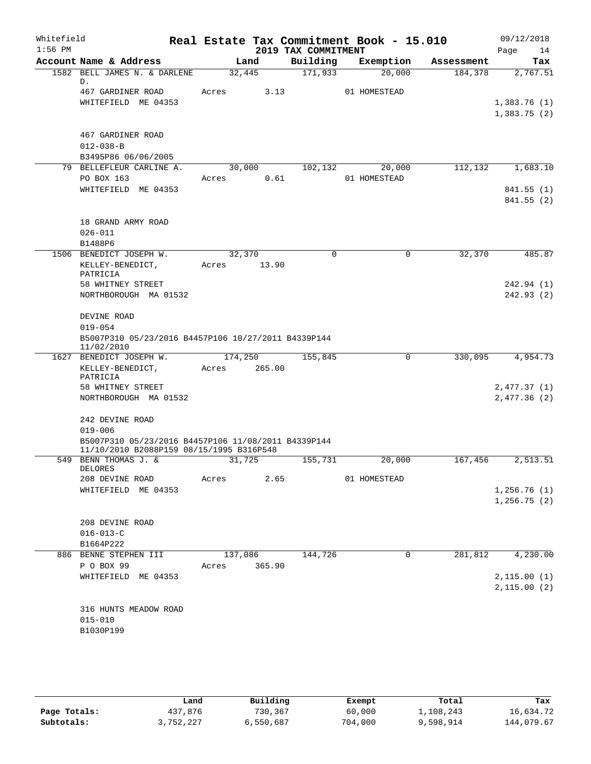Whitefield 1:56 PM

# Real Estate Tax Commitment Book - 15.010
## 2019 TAX COMMITMENT

09/12/2018

| Account Name & Address | Land | Building | Exemption | Assessment | Tax |
|---|---|---|---|---|---|
| 1582 BELL JAMES N. & DARLENE D. | 32,445 | 171,933 | 20,000 | 184,378 | 2,767.51 |
| 467 GARDINER ROAD | Acres 3.13 | | 01 HOMESTEAD | | |
| WHITEFIELD ME 04353 | | | | | 1,383.76 (1) |
| | | | | | 1,383.75 (2) |
| 467 GARDINER ROAD | | | | | |
| 012-038-B | | | | | |
| B3495P86 06/06/2005 | | | | | |
| 79 BELLEFLEUR CARLINE A. | 30,000 | 102,132 | 20,000 | 112,132 | 1,683.10 |
| PO BOX 163 | Acres 0.61 | | 01 HOMESTEAD | | |
| WHITEFIELD ME 04353 | | | | | 841.55 (1) |
| | | | | | 841.55 (2) |
| 18 GRAND ARMY ROAD | | | | | |
| 026-011 | | | | | |
| B1488P6 | | | | | |
| 1506 BENEDICT JOSEPH W. | 32,370 | 0 | 0 | 32,370 | 485.87 |
| KELLEY-BENEDICT, PATRICIA | Acres 13.90 | | | | |
| 58 WHITNEY STREET | | | | | 242.94 (1) |
| NORTHBOROUGH MA 01532 | | | | | 242.93 (2) |
| DEVINE ROAD | | | | | |
| 019-054 | | | | | |
| B5007P310 05/23/2016 B4457P106 10/27/2011 B4339P144 11/02/2010 | | | | | |
| 1627 BENEDICT JOSEPH W. | 174,250 | 155,845 | 0 | 330,095 | 4,954.73 |
| KELLEY-BENEDICT, PATRICIA | Acres 265.00 | | | | |
| 58 WHITNEY STREET | | | | | 2,477.37 (1) |
| NORTHBOROUGH MA 01532 | | | | | 2,477.36 (2) |
| 242 DEVINE ROAD | | | | | |
| 019-006 | | | | | |
| B5007P310 05/23/2016 B4457P106 11/08/2011 B4339P144 11/10/2010 B2088P159 08/15/1995 B316P548 | | | | | |
| 549 BENN THOMAS J. & DELORES | 31,725 | 155,731 | 20,000 | 167,456 | 2,513.51 |
| 208 DEVINE ROAD | Acres 2.65 | | 01 HOMESTEAD | | |
| WHITEFIELD ME 04353 | | | | | 1,256.76 (1) |
| | | | | | 1,256.75 (2) |
| 208 DEVINE ROAD | | | | | |
| 016-013-C | | | | | |
| B1664P222 | | | | | |
| 886 BENNE STEPHEN III | 137,086 | 144,726 | 0 | 281,812 | 4,230.00 |
| P O BOX 99 | Acres 365.90 | | | | |
| WHITEFIELD ME 04353 | | | | | 2,115.00 (1) |
| | | | | | 2,115.00 (2) |
| 316 HUNTS MEADOW ROAD | | | | | |
| 015-010 | | | | | |
| B1030P199 | | | | | |

| | Land | Building | Exempt | Total | Tax |
|---|---|---|---|---|---|
| Page Totals: | 437,876 | 730,367 | 60,000 | 1,108,243 | 16,634.72 |
| Subtotals: | 3,752,227 | 6,550,687 | 704,000 | 9,598,914 | 144,079.67 |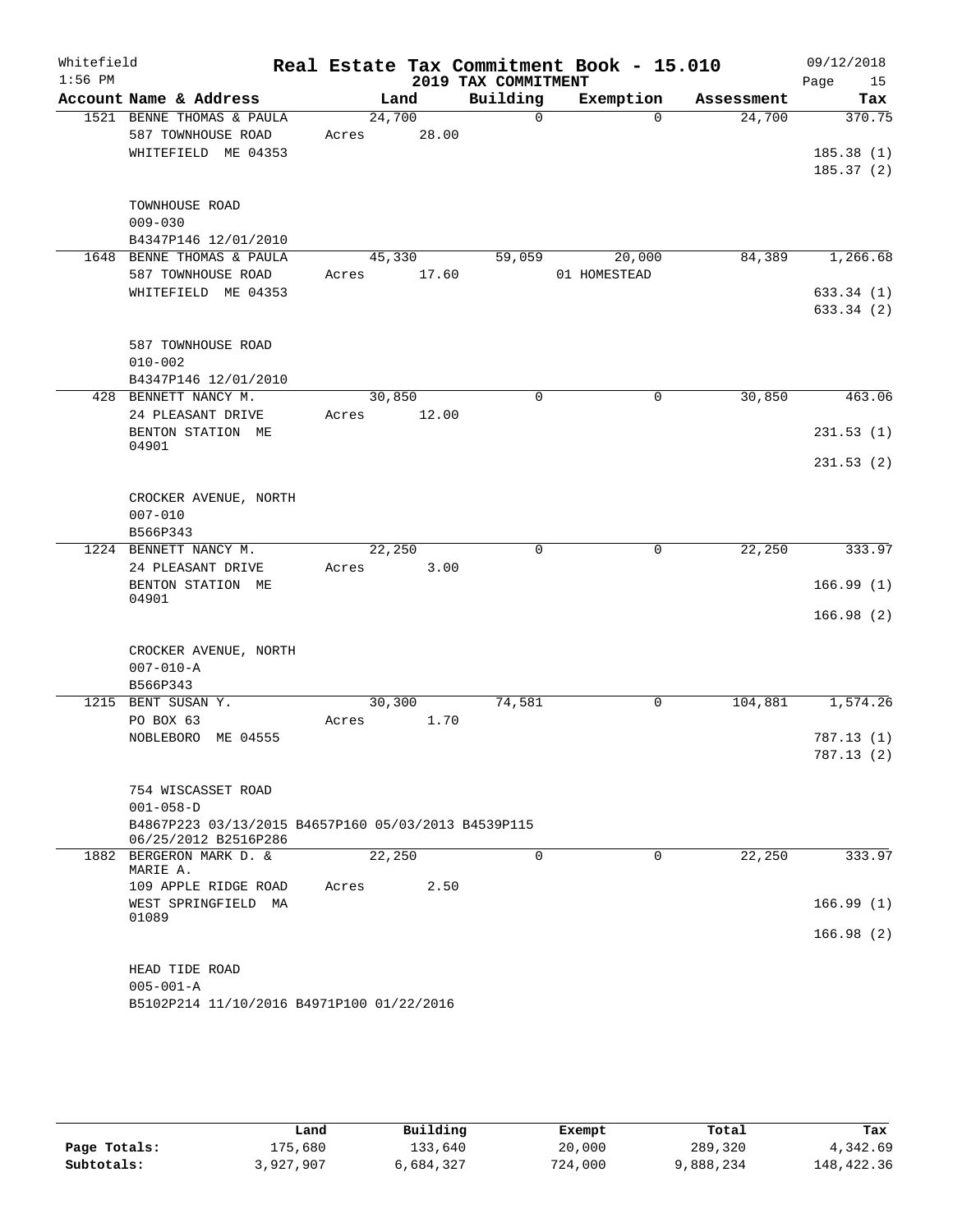Whitefield  Real Estate Tax Commitment Book - 15.010  09/12/2018
1:56 PM  2019 TAX COMMITMENT

| Account Name & Address | Land | Building | Exemption | Assessment | Tax |
|---|---|---|---|---|---|
| 1521 BENNE THOMAS & PAULA | 24,700 | 0 | 0 | 24,700 | 370.75 |
| 587 TOWNHOUSE ROAD | Acres 28.00 | | | | |
| WHITEFIELD ME 04353 | | | | | 185.38 (1) |
| | | | | | 185.37 (2) |
| TOWNHOUSE ROAD | | | | | |
| 009-030 | | | | | |
| B4347P146 12/01/2010 | | | | | |
| 1648 BENNE THOMAS & PAULA | 45,330 | 59,059 | 20,000 | 84,389 | 1,266.68 |
| 587 TOWNHOUSE ROAD | Acres 17.60 | | 01 HOMESTEAD | | |
| WHITEFIELD ME 04353 | | | | | 633.34 (1) |
| | | | | | 633.34 (2) |
| 587 TOWNHOUSE ROAD | | | | | |
| 010-002 | | | | | |
| B4347P146 12/01/2010 | | | | | |
| 428 BENNETT NANCY M. | 30,850 | 0 | 0 | 30,850 | 463.06 |
| 24 PLEASANT DRIVE | Acres 12.00 | | | | |
| BENTON STATION ME 04901 | | | | | 231.53 (1) |
| | | | | | 231.53 (2) |
| CROCKER AVENUE, NORTH | | | | | |
| 007-010 | | | | | |
| B566P343 | | | | | |
| 1224 BENNETT NANCY M. | 22,250 | 0 | 0 | 22,250 | 333.97 |
| 24 PLEASANT DRIVE | Acres 3.00 | | | | |
| BENTON STATION ME 04901 | | | | | 166.99 (1) |
| | | | | | 166.98 (2) |
| CROCKER AVENUE, NORTH | | | | | |
| 007-010-A | | | | | |
| B566P343 | | | | | |
| 1215 BENT SUSAN Y. | 30,300 | 74,581 | 0 | 104,881 | 1,574.26 |
| PO BOX 63 | Acres 1.70 | | | | |
| NOBLEBORO ME 04555 | | | | | 787.13 (1) |
| | | | | | 787.13 (2) |
| 754 WISCASSET ROAD | | | | | |
| 001-058-D | | | | | |
| B4867P223 03/13/2015 B4657P160 05/03/2013 B4539P115 06/25/2012 B2516P286 | | | | | |
| 1882 BERGERON MARK D. & MARIE A. | 22,250 | 0 | 0 | 22,250 | 333.97 |
| 109 APPLE RIDGE ROAD | Acres 2.50 | | | | |
| WEST SPRINGFIELD MA 01089 | | | | | 166.99 (1) |
| | | | | | 166.98 (2) |
| HEAD TIDE ROAD | | | | | |
| 005-001-A | | | | | |
| B5102P214 11/10/2016 B4971P100 01/22/2016 | | | | | |

| | Land | Building | Exempt | Total | Tax |
|---|---|---|---|---|---|
| Page Totals: | 175,680 | 133,640 | 20,000 | 289,320 | 4,342.69 |
| Subtotals: | 3,927,907 | 6,684,327 | 724,000 | 9,888,234 | 148,422.36 |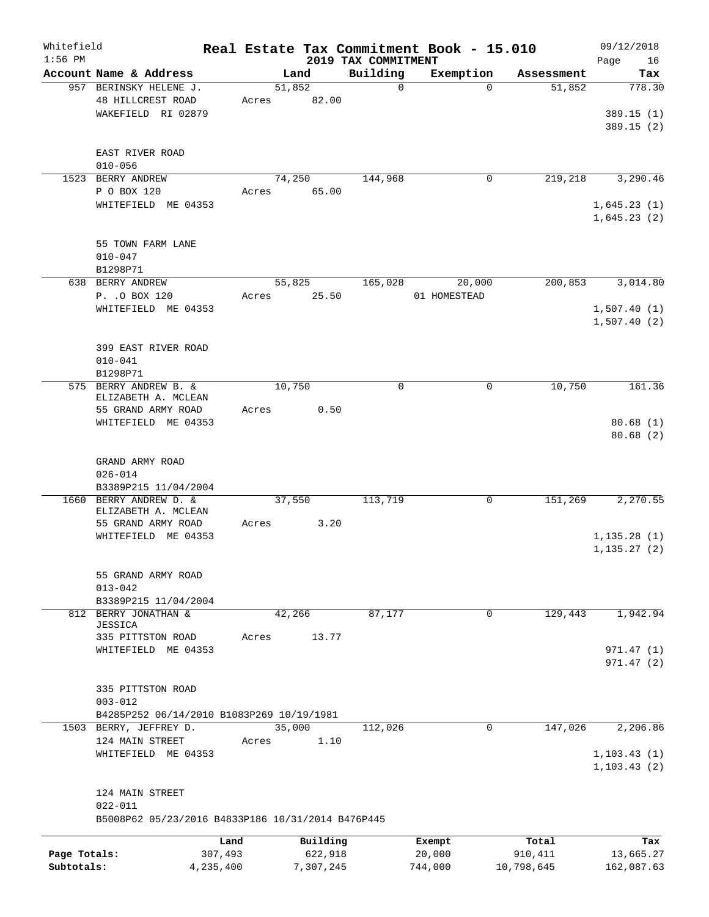Whitefield 1:56 PM

# Real Estate Tax Commitment Book - 15.010

## 2019 TAX COMMITMENT

09/12/2018

| Account Name & Address | Land | Building | Exemption | Assessment | Tax |
|---|---|---|---|---|---|
| 957 BERINSKY HELENE J.<br>48 HILLCREST ROAD<br>WAKEFIELD RI 02879<br><br>EAST RIVER ROAD<br>010-056 | 51,852<br>Acres 82.00 | 0 | 0 | 51,852 | 778.30<br>389.15 (1)<br>389.15 (2) |
| 1523 BERRY ANDREW<br>P O BOX 120<br>WHITEFIELD ME 04353<br><br>55 TOWN FARM LANE<br>010-047<br>B1298P71 | 74,250<br>Acres 65.00 | 144,968 | 0 | 219,218 | 3,290.46<br>1,645.23 (1)<br>1,645.23 (2) |
| 638 BERRY ANDREW<br>P. .O BOX 120<br>WHITEFIELD ME 04353<br><br>399 EAST RIVER ROAD<br>010-041<br>B1298P71 | 55,825<br>Acres 25.50 | 165,028 | 20,000<br>01 HOMESTEAD | 200,853 | 3,014.80<br>1,507.40 (1)<br>1,507.40 (2) |
| 575 BERRY ANDREW B. &<br>ELIZABETH A. MCLEAN<br>55 GRAND ARMY ROAD<br>WHITEFIELD ME 04353<br><br>GRAND ARMY ROAD<br>026-014<br>B3389P215 11/04/2004 | 10,750<br>Acres 0.50 | 0 | 0 | 10,750 | 161.36<br>80.68 (1)<br>80.68 (2) |
| 1660 BERRY ANDREW D. &<br>ELIZABETH A. MCLEAN<br>55 GRAND ARMY ROAD<br>WHITEFIELD ME 04353<br><br>55 GRAND ARMY ROAD<br>013-042<br>B3389P215 11/04/2004 | 37,550<br>Acres 3.20 | 113,719 | 0 | 151,269 | 2,270.55<br>1,135.28 (1)<br>1,135.27 (2) |
| 812 BERRY JONATHAN &<br>JESSICA<br>335 PITTSTON ROAD<br>WHITEFIELD ME 04353<br><br>335 PITTSTON ROAD<br>003-012<br>B4285P252 06/14/2010 B1083P269 10/19/1981 | 42,266<br>Acres 13.77 | 87,177 | 0 | 129,443 | 1,942.94<br>971.47 (1)<br>971.47 (2) |
| 1503 BERRY, JEFFREY D.<br>124 MAIN STREET<br>WHITEFIELD ME 04353<br><br>124 MAIN STREET<br>022-011<br>B5008P62 05/23/2016 B4833P186 10/31/2014 B476P445 | 35,000<br>Acres 1.10 | 112,026 | 0 | 147,026 | 2,206.86<br>1,103.43 (1)<br>1,103.43 (2) |

| | Land | Building | Exempt | Total | Tax |
|---|---|---|---|---|---|
| Page Totals: | 307,493 | 622,918 | 20,000 | 910,411 | 13,665.27 |
| Subtotals: | 4,235,400 | 7,307,245 | 744,000 | 10,798,645 | 162,087.63 |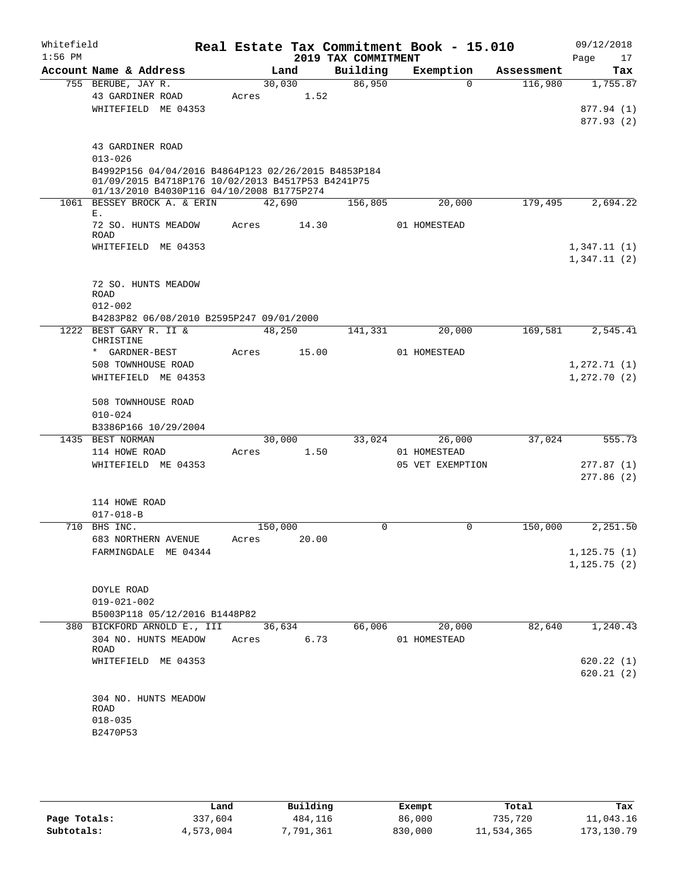Whitefield 1:56 PM

# Real Estate Tax Commitment Book - 15.010

## 2019 TAX COMMITMENT

09/12/2018

| Account Name & Address | Land | Building | Exemption | Assessment | Tax |
|---|---|---|---|---|---|
| 755 BERUBE, JAY R. | 30,030 | 86,950 | 0 | 116,980 | 1,755.87 |
| 43 GARDINER ROAD | Acres 1.52 | | | | |
| WHITEFIELD ME 04353 | | | | | 877.94 (1) |
| | | | | | 877.93 (2) |
| 43 GARDINER ROAD | | | | | |
| 013-026 | | | | | |
| B4992P156 04/04/2016 B4864P123 02/26/2015 B4853P184 01/09/2015 B4718P176 10/02/2013 B4517P53 B4241P75 01/13/2010 B4030P116 04/10/2008 B1775P274 | | | | | |
| 1061 BESSEY BROCK A. & ERIN E. | 42,690 | 156,805 | 20,000 | 179,495 | 2,694.22 |
| 72 SO. HUNTS MEADOW ROAD | Acres 14.30 | | 01 HOMESTEAD | | |
| WHITEFIELD ME 04353 | | | | | 1,347.11 (1) |
| | | | | | 1,347.11 (2) |
| 72 SO. HUNTS MEADOW ROAD | | | | | |
| 012-002 | | | | | |
| B4283P82 06/08/2010 B2595P247 09/01/2000 | | | | | |
| 1222 BEST GARY R. II & CHRISTINE | 48,250 | 141,331 | 20,000 | 169,581 | 2,545.41 |
| * GARDNER-BEST | Acres 15.00 | | 01 HOMESTEAD | | |
| 508 TOWNHOUSE ROAD | | | | | 1,272.71 (1) |
| WHITEFIELD ME 04353 | | | | | 1,272.70 (2) |
| 508 TOWNHOUSE ROAD | | | | | |
| 010-024 | | | | | |
| B3386P166 10/29/2004 | | | | | |
| 1435 BEST NORMAN | 30,000 | 33,024 | 26,000 | 37,024 | 555.73 |
| 114 HOWE ROAD | Acres 1.50 | | 01 HOMESTEAD | | |
| WHITEFIELD ME 04353 | | | 05 VET EXEMPTION | | 277.87 (1) |
| | | | | | 277.86 (2) |
| 114 HOWE ROAD | | | | | |
| 017-018-B | | | | | |
| 710 BHS INC. | 150,000 | 0 | 0 | 150,000 | 2,251.50 |
| 683 NORTHERN AVENUE | Acres 20.00 | | | | |
| FARMINGDALE ME 04344 | | | | | 1,125.75 (1) |
| | | | | | 1,125.75 (2) |
| DOYLE ROAD | | | | | |
| 019-021-002 | | | | | |
| B5003P118 05/12/2016 B1448P82 | | | | | |
| 380 BICKFORD ARNOLD E., III | 36,634 | 66,006 | 20,000 | 82,640 | 1,240.43 |
| 304 NO. HUNTS MEADOW ROAD | Acres 6.73 | | 01 HOMESTEAD | | |
| WHITEFIELD ME 04353 | | | | | 620.22 (1) |
| | | | | | 620.21 (2) |
| 304 NO. HUNTS MEADOW ROAD | | | | | |
| 018-035 | | | | | |
| B2470P53 | | | | | |

| | Land | Building | Exempt | Total | Tax |
|---|---|---|---|---|---|
| Page Totals: | 337,604 | 484,116 | 86,000 | 735,720 | 11,043.16 |
| Subtotals: | 4,573,004 | 7,791,361 | 830,000 | 11,534,365 | 173,130.79 |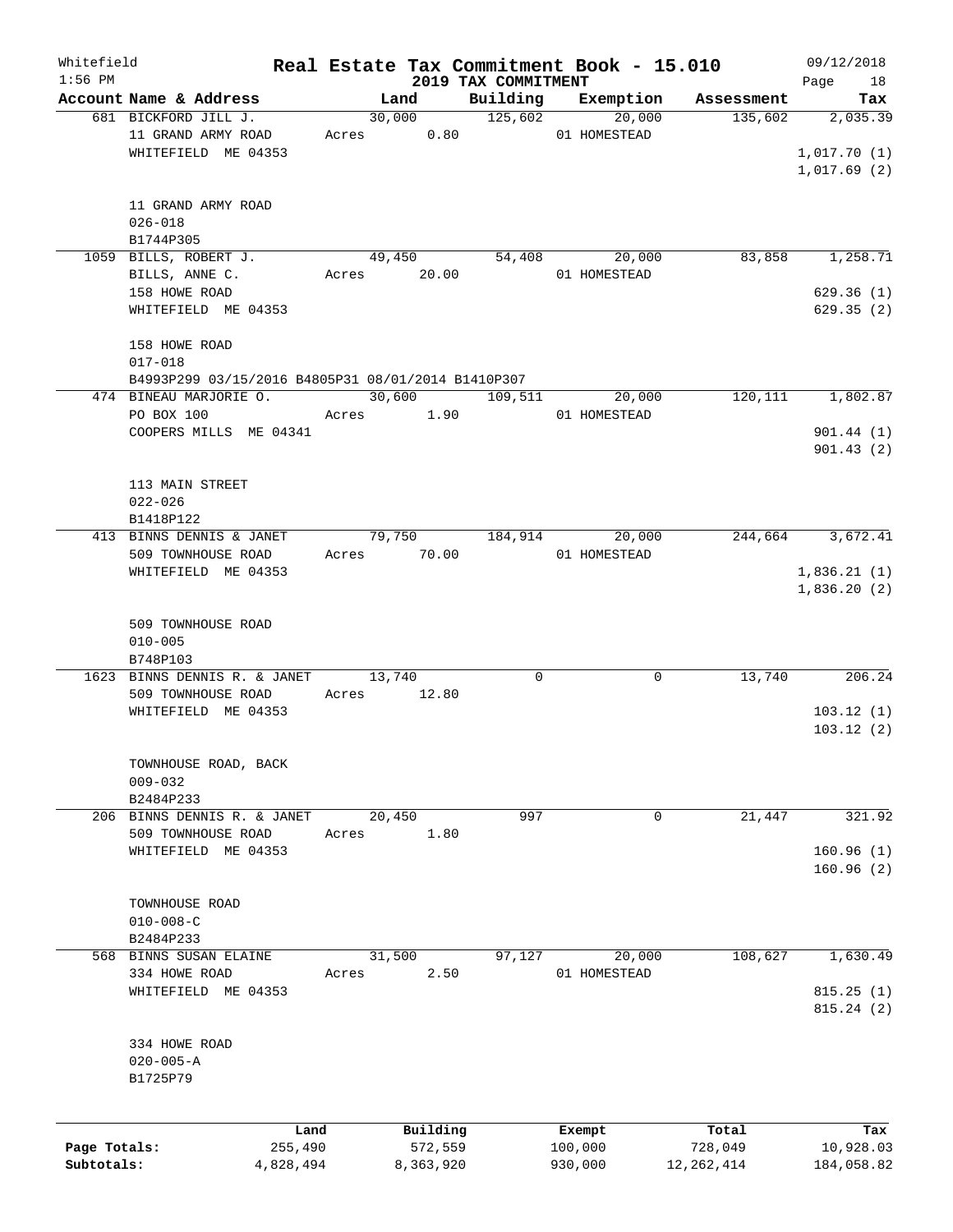# Real Estate Tax Commitment Book - 15.010

Whitefield 1:56 PM — 2019 TAX COMMITMENT — 09/12/2018

| Account Name & Address | Land | Building | Exemption | Assessment | Tax |
|---|---|---|---|---|---|
| 681 BICKFORD JILL J.<br>11 GRAND ARMY ROAD<br>WHITEFIELD ME 04353<br><br>11 GRAND ARMY ROAD<br>026-018<br>B1744P305 | 30,000<br>Acres 0.80 | 125,602 | 20,000<br>01 HOMESTEAD | 135,602 | 2,035.39<br><br>1,017.70 (1)<br>1,017.69 (2) |
| 1059 BILLS, ROBERT J.<br>BILLS, ANNE C.<br>158 HOWE ROAD<br>WHITEFIELD ME 04353<br><br>158 HOWE ROAD<br>017-018<br>B4993P299 03/15/2016 B4805P31 08/01/2014 B1410P307 | 49,450<br>Acres 20.00 | 54,408 | 20,000<br>01 HOMESTEAD | 83,858 | 1,258.71<br><br>629.36 (1)<br>629.35 (2) |
| 474 BINEAU MARJORIE O.<br>PO BOX 100<br>COOPERS MILLS ME 04341<br><br>113 MAIN STREET<br>022-026<br>B1418P122 | 30,600<br>Acres 1.90 | 109,511 | 20,000<br>01 HOMESTEAD | 120,111 | 1,802.87<br><br>901.44 (1)<br>901.43 (2) |
| 413 BINNS DENNIS & JANET<br>509 TOWNHOUSE ROAD<br>WHITEFIELD ME 04353<br><br>509 TOWNHOUSE ROAD<br>010-005<br>B748P103 | 79,750<br>Acres 70.00 | 184,914 | 20,000<br>01 HOMESTEAD | 244,664 | 3,672.41<br><br>1,836.21 (1)<br>1,836.20 (2) |
| 1623 BINNS DENNIS R. & JANET<br>509 TOWNHOUSE ROAD<br>WHITEFIELD ME 04353<br><br>TOWNHOUSE ROAD, BACK<br>009-032<br>B2484P233 | 13,740<br>Acres 12.80 | 0 | 0 | 13,740 | 206.24<br><br>103.12 (1)<br>103.12 (2) |
| 206 BINNS DENNIS R. & JANET<br>509 TOWNHOUSE ROAD<br>WHITEFIELD ME 04353<br><br>TOWNHOUSE ROAD<br>010-008-C<br>B2484P233 | 20,450<br>Acres 1.80 | 997 | 0 | 21,447 | 321.92<br><br>160.96 (1)<br>160.96 (2) |
| 568 BINNS SUSAN ELAINE<br>334 HOWE ROAD<br>WHITEFIELD ME 04353<br><br>334 HOWE ROAD<br>020-005-A<br>B1725P79 | 31,500<br>Acres 2.50 | 97,127 | 20,000<br>01 HOMESTEAD | 108,627 | 1,630.49<br><br>815.25 (1)<br>815.24 (2) |

| | Land | Building | Exempt | Total | Tax |
|---|---|---|---|---|---|
| **Page Totals:** | 255,490 | 572,559 | 100,000 | 728,049 | 10,928.03 |
| **Subtotals:** | 4,828,494 | 8,363,920 | 930,000 | 12,262,414 | 184,058.82 |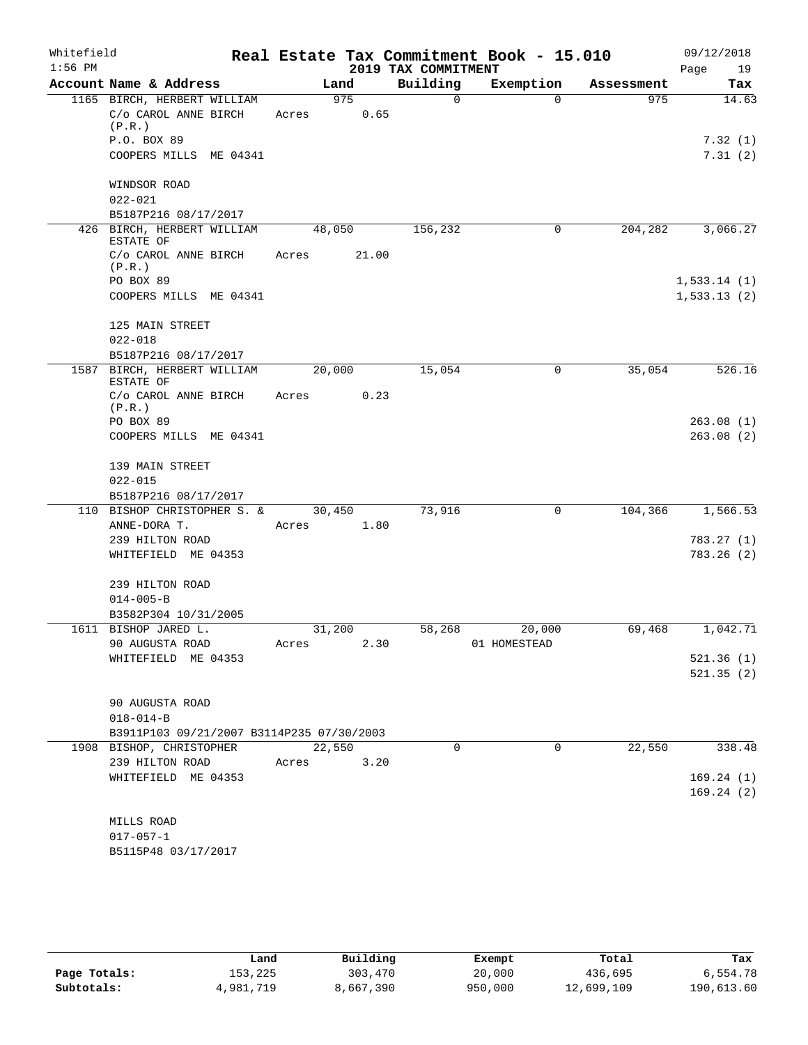Whitefield — Real Estate Tax Commitment Book - 15.010 — 09/12/2018
1:56 PM — 2019 TAX COMMITMENT

| Account Name & Address | Land | Building | Exemption | Assessment | Tax |
|---|---|---|---|---|---|
| 1165 BIRCH, HERBERT WILLIAM | 975 | 0 | 0 | 975 | 14.63 |
| C/o CAROL ANNE BIRCH (P.R.) | Acres 0.65 | | | | |
| P.O. BOX 89 | | | | | 7.32 (1) |
| COOPERS MILLS ME 04341 | | | | | 7.31 (2) |
| WINDSOR ROAD | | | | | |
| 022-021 | | | | | |
| B5187P216 08/17/2017 | | | | | |
| 426 BIRCH, HERBERT WILLIAM ESTATE OF | 48,050 | 156,232 | 0 | 204,282 | 3,066.27 |
| C/o CAROL ANNE BIRCH (P.R.) | Acres 21.00 | | | | |
| PO BOX 89 | | | | | 1,533.14 (1) |
| COOPERS MILLS ME 04341 | | | | | 1,533.13 (2) |
| 125 MAIN STREET | | | | | |
| 022-018 | | | | | |
| B5187P216 08/17/2017 | | | | | |
| 1587 BIRCH, HERBERT WILLIAM ESTATE OF | 20,000 | 15,054 | 0 | 35,054 | 526.16 |
| C/o CAROL ANNE BIRCH (P.R.) | Acres 0.23 | | | | |
| PO BOX 89 | | | | | 263.08 (1) |
| COOPERS MILLS ME 04341 | | | | | 263.08 (2) |
| 139 MAIN STREET | | | | | |
| 022-015 | | | | | |
| B5187P216 08/17/2017 | | | | | |
| 110 BISHOP CHRISTOPHER S. & | 30,450 | 73,916 | 0 | 104,366 | 1,566.53 |
| ANNE-DORA T. | Acres 1.80 | | | | |
| 239 HILTON ROAD | | | | | 783.27 (1) |
| WHITEFIELD ME 04353 | | | | | 783.26 (2) |
| 239 HILTON ROAD | | | | | |
| 014-005-B | | | | | |
| B3582P304 10/31/2005 | | | | | |
| 1611 BISHOP JARED L. | 31,200 | 58,268 | 20,000 | 69,468 | 1,042.71 |
| 90 AUGUSTA ROAD | Acres 2.30 | | 01 HOMESTEAD | | |
| WHITEFIELD ME 04353 | | | | | 521.36 (1) |
| | | | | | 521.35 (2) |
| 90 AUGUSTA ROAD | | | | | |
| 018-014-B | | | | | |
| B3911P103 09/21/2007 B3114P235 07/30/2003 | | | | | |
| 1908 BISHOP, CHRISTOPHER | 22,550 | 0 | 0 | 22,550 | 338.48 |
| 239 HILTON ROAD | Acres 3.20 | | | | |
| WHITEFIELD ME 04353 | | | | | 169.24 (1) |
| | | | | | 169.24 (2) |
| MILLS ROAD | | | | | |
| 017-057-1 | | | | | |
| B5115P48 03/17/2017 | | | | | |

| | Land | Building | Exempt | Total | Tax |
|---|---|---|---|---|---|
| Page Totals: | 153,225 | 303,470 | 20,000 | 436,695 | 6,554.78 |
| Subtotals: | 4,981,719 | 8,667,390 | 950,000 | 12,699,109 | 190,613.60 |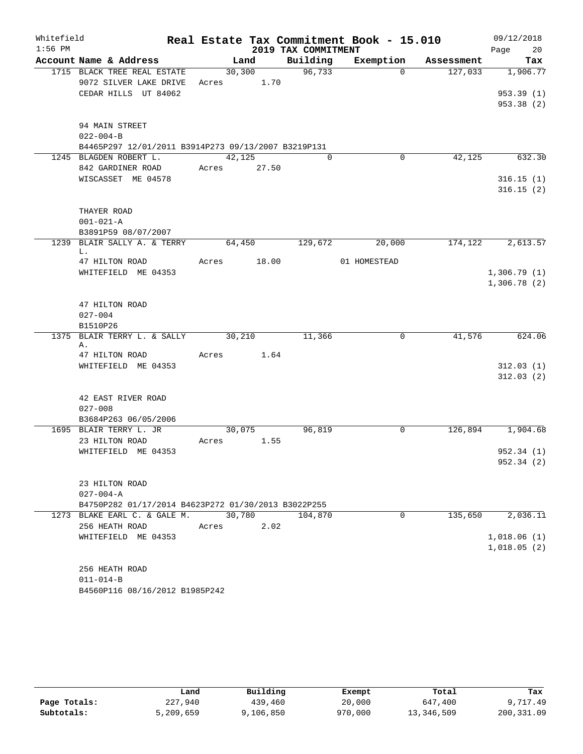Whitefield 1:56 PM

# Real Estate Tax Commitment Book - 15.010

## 2019 TAX COMMITMENT

09/12/2018 Page 20

| Account Name & Address | Land | Building | Exemption | Assessment | Tax |
|---|---|---|---|---|---|
| 1715 BLACK TREE REAL ESTATE | 30,300 | 96,733 | 0 | 127,033 | 1,906.77 |
| 9072 SILVER LAKE DRIVE | Acres 1.70 | | | | |
| CEDAR HILLS UT 84062 | | | | | 953.39 (1) |
| | | | | | 953.38 (2) |
| 94 MAIN STREET | | | | | |
| 022-004-B | | | | | |
| B4465P297 12/01/2011 B3914P273 09/13/2007 B3219P131 | | | | | |
| 1245 BLAGDEN ROBERT L. | 42,125 | 0 | 0 | 42,125 | 632.30 |
| 842 GARDINER ROAD | Acres 27.50 | | | | |
| WISCASSET ME 04578 | | | | | 316.15 (1) |
| | | | | | 316.15 (2) |
| THAYER ROAD | | | | | |
| 001-021-A | | | | | |
| B3891P59 08/07/2007 | | | | | |
| 1239 BLAIR SALLY A. & TERRY L. | 64,450 | 129,672 | 20,000 | 174,122 | 2,613.57 |
| 47 HILTON ROAD | Acres 18.00 | | 01 HOMESTEAD | | |
| WHITEFIELD ME 04353 | | | | | 1,306.79 (1) |
| | | | | | 1,306.78 (2) |
| 47 HILTON ROAD | | | | | |
| 027-004 | | | | | |
| B1510P26 | | | | | |
| 1375 BLAIR TERRY L. & SALLY A. | 30,210 | 11,366 | 0 | 41,576 | 624.06 |
| 47 HILTON ROAD | Acres 1.64 | | | | |
| WHITEFIELD ME 04353 | | | | | 312.03 (1) |
| | | | | | 312.03 (2) |
| 42 EAST RIVER ROAD | | | | | |
| 027-008 | | | | | |
| B3684P263 06/05/2006 | | | | | |
| 1695 BLAIR TERRY L. JR | 30,075 | 96,819 | 0 | 126,894 | 1,904.68 |
| 23 HILTON ROAD | Acres 1.55 | | | | |
| WHITEFIELD ME 04353 | | | | | 952.34 (1) |
| | | | | | 952.34 (2) |
| 23 HILTON ROAD | | | | | |
| 027-004-A | | | | | |
| B4750P282 01/17/2014 B4623P272 01/30/2013 B3022P255 | | | | | |
| 1273 BLAKE EARL C. & GALE M. | 30,780 | 104,870 | 0 | 135,650 | 2,036.11 |
| 256 HEATH ROAD | Acres 2.02 | | | | |
| WHITEFIELD ME 04353 | | | | | 1,018.06 (1) |
| | | | | | 1,018.05 (2) |
| 256 HEATH ROAD | | | | | |
| 011-014-B | | | | | |
| B4560P116 08/16/2012 B1985P242 | | | | | |

| | Land | Building | Exempt | Total | Tax |
|---|---|---|---|---|---|
| Page Totals: | 227,940 | 439,460 | 20,000 | 647,400 | 9,717.49 |
| Subtotals: | 5,209,659 | 9,106,850 | 970,000 | 13,346,509 | 200,331.09 |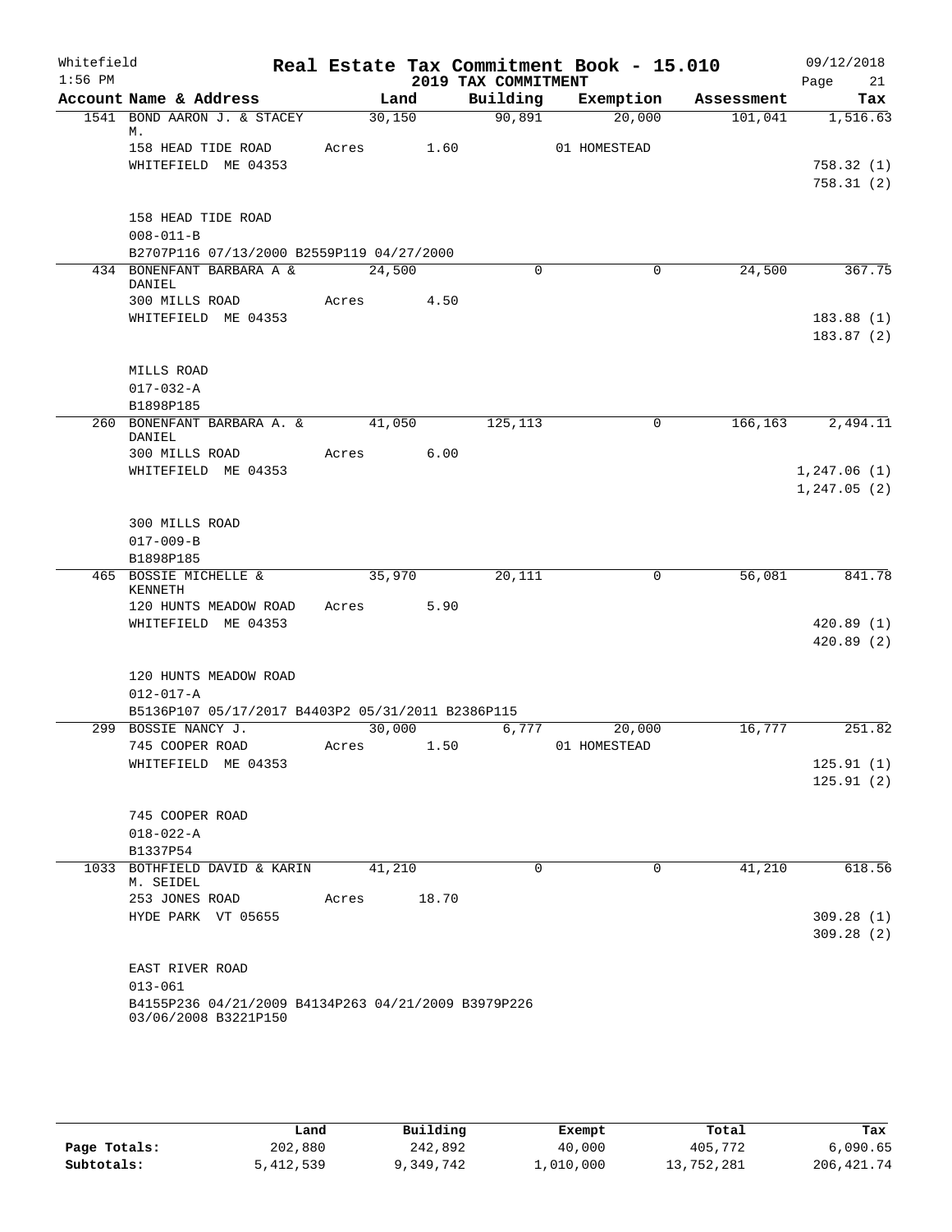Whitefield
1:56 PM

# Real Estate Tax Commitment Book - 15.010

## 2019 TAX COMMITMENT

09/12/2018

| Account Name & Address | Land | Building | Exemption | Assessment | Tax |
|---|---|---|---|---|---|
| 1541 BOND AARON J. & STACEY M. | 30,150 | 90,891 | 20,000 | 101,041 | 1,516.63 |
| 158 HEAD TIDE ROAD | Acres 1.60 | | 01 HOMESTEAD | | |
| WHITEFIELD ME 04353 | | | | | 758.32 (1) |
| | | | | | 758.31 (2) |
| 158 HEAD TIDE ROAD | | | | | |
| 008-011-B | | | | | |
| B2707P116 07/13/2000 B2559P119 04/27/2000 | | | | | |
| 434 BONENFANT BARBARA A & DANIEL | 24,500 | 0 | 0 | 24,500 | 367.75 |
| 300 MILLS ROAD | Acres 4.50 | | | | |
| WHITEFIELD ME 04353 | | | | | 183.88 (1) |
| | | | | | 183.87 (2) |
| MILLS ROAD | | | | | |
| 017-032-A | | | | | |
| B1898P185 | | | | | |
| 260 BONENFANT BARBARA A. & DANIEL | 41,050 | 125,113 | 0 | 166,163 | 2,494.11 |
| 300 MILLS ROAD | Acres 6.00 | | | | |
| WHITEFIELD ME 04353 | | | | | 1,247.06 (1) |
| | | | | | 1,247.05 (2) |
| 300 MILLS ROAD | | | | | |
| 017-009-B | | | | | |
| B1898P185 | | | | | |
| 465 BOSSIE MICHELLE & KENNETH | 35,970 | 20,111 | 0 | 56,081 | 841.78 |
| 120 HUNTS MEADOW ROAD | Acres 5.90 | | | | |
| WHITEFIELD ME 04353 | | | | | 420.89 (1) |
| | | | | | 420.89 (2) |
| 120 HUNTS MEADOW ROAD | | | | | |
| 012-017-A | | | | | |
| B5136P107 05/17/2017 B4403P2 05/31/2011 B2386P115 | | | | | |
| 299 BOSSIE NANCY J. | 30,000 | 6,777 | 20,000 | 16,777 | 251.82 |
| 745 COOPER ROAD | Acres 1.50 | | 01 HOMESTEAD | | |
| WHITEFIELD ME 04353 | | | | | 125.91 (1) |
| | | | | | 125.91 (2) |
| 745 COOPER ROAD | | | | | |
| 018-022-A | | | | | |
| B1337P54 | | | | | |
| 1033 BOTHFIELD DAVID & KARIN M. SEIDEL | 41,210 | 0 | 0 | 41,210 | 618.56 |
| 253 JONES ROAD | Acres 18.70 | | | | |
| HYDE PARK VT 05655 | | | | | 309.28 (1) |
| | | | | | 309.28 (2) |
| EAST RIVER ROAD | | | | | |
| 013-061 | | | | | |
| B4155P236 04/21/2009 B4134P263 04/21/2009 B3979P226 03/06/2008 B3221P150 | | | | | |

| | Land | Building | Exempt | Total | Tax |
|---|---|---|---|---|---|
| Page Totals: | 202,880 | 242,892 | 40,000 | 405,772 | 6,090.65 |
| Subtotals: | 5,412,539 | 9,349,742 | 1,010,000 | 13,752,281 | 206,421.74 |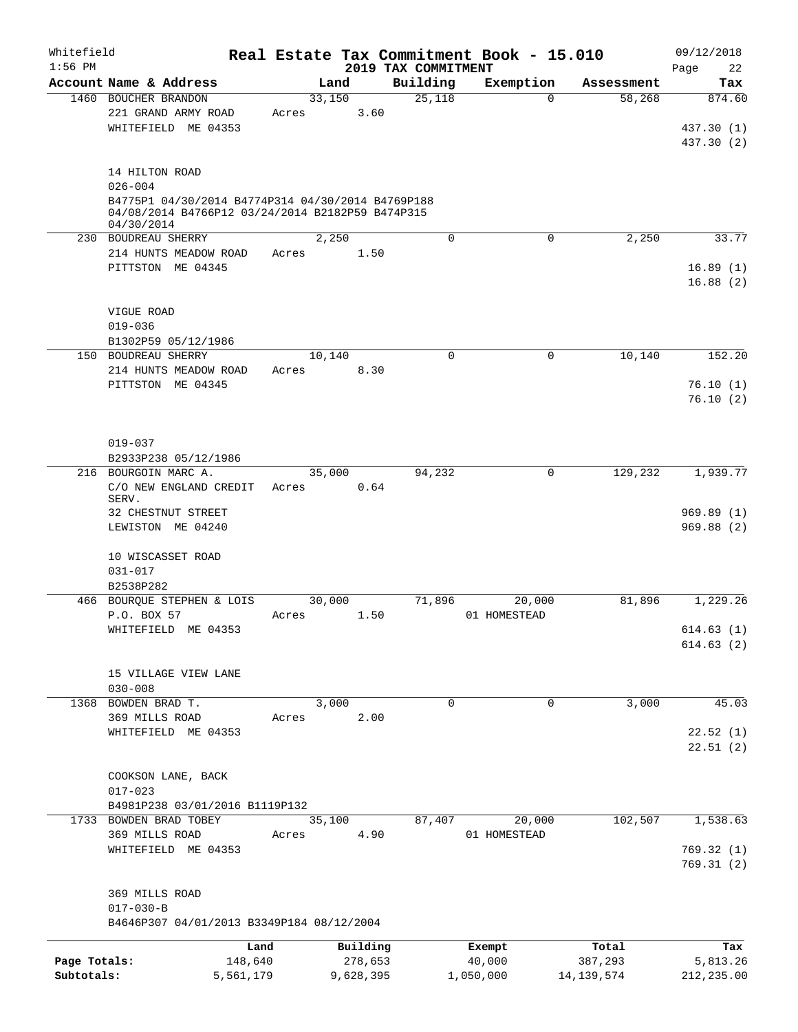Whitefield 1:56 PM

# Real Estate Tax Commitment Book - 15.010

## 2019 TAX COMMITMENT

09/12/2018

| Account Name & Address | Land | Building | Exemption | Assessment | Tax |
|---|---|---|---|---|---|
| 1460 BOUCHER BRANDON | 33,150 | 25,118 | 0 | 58,268 | 874.60 |
| 221 GRAND ARMY ROAD | Acres 3.60 | | | | |
| WHITEFIELD ME 04353 | | | | | 437.30 (1) |
| | | | | | 437.30 (2) |
| 14 HILTON ROAD | | | | | |
| 026-004 | | | | | |
| B4775P1 04/30/2014 B4774P314 04/30/2014 B4769P188 04/08/2014 B4766P12 03/24/2014 B2182P59 B474P315 04/30/2014 | | | | | |
| 230 BOUDREAU SHERRY | 2,250 | 0 | 0 | 2,250 | 33.77 |
| 214 HUNTS MEADOW ROAD | Acres 1.50 | | | | |
| PITTSTON ME 04345 | | | | | 16.89 (1) |
| | | | | | 16.88 (2) |
| VIGUE ROAD | | | | | |
| 019-036 | | | | | |
| B1302P59 05/12/1986 | | | | | |
| 150 BOUDREAU SHERRY | 10,140 | 0 | 0 | 10,140 | 152.20 |
| 214 HUNTS MEADOW ROAD | Acres 8.30 | | | | |
| PITTSTON ME 04345 | | | | | 76.10 (1) |
| | | | | | 76.10 (2) |
| 019-037 | | | | | |
| B2933P238 05/12/1986 | | | | | |
| 216 BOURGOIN MARC A. | 35,000 | 94,232 | 0 | 129,232 | 1,939.77 |
| C/O NEW ENGLAND CREDIT SERV. | Acres 0.64 | | | | |
| 32 CHESTNUT STREET | | | | | 969.89 (1) |
| LEWISTON ME 04240 | | | | | 969.88 (2) |
| 10 WISCASSET ROAD | | | | | |
| 031-017 | | | | | |
| B2538P282 | | | | | |
| 466 BOURQUE STEPHEN & LOIS | 30,000 | 71,896 | 20,000 | 81,896 | 1,229.26 |
| P.O. BOX 57 | Acres 1.50 | | 01 HOMESTEAD | | |
| WHITEFIELD ME 04353 | | | | | 614.63 (1) |
| | | | | | 614.63 (2) |
| 15 VILLAGE VIEW LANE | | | | | |
| 030-008 | | | | | |
| 1368 BOWDEN BRAD T. | 3,000 | 0 | 0 | 3,000 | 45.03 |
| 369 MILLS ROAD | Acres 2.00 | | | | |
| WHITEFIELD ME 04353 | | | | | 22.52 (1) |
| | | | | | 22.51 (2) |
| COOKSON LANE, BACK | | | | | |
| 017-023 | | | | | |
| B4981P238 03/01/2016 B1119P132 | | | | | |
| 1733 BOWDEN BRAD TOBEY | 35,100 | 87,407 | 20,000 | 102,507 | 1,538.63 |
| 369 MILLS ROAD | Acres 4.90 | | 01 HOMESTEAD | | |
| WHITEFIELD ME 04353 | | | | | 769.32 (1) |
| | | | | | 769.31 (2) |
| 369 MILLS ROAD | | | | | |
| 017-030-B | | | | | |
| B4646P307 04/01/2013 B3349P184 08/12/2004 | | | | | |

| | Land | Building | Exempt | Total | Tax |
|---|---|---|---|---|---|
| Page Totals: | 148,640 | 278,653 | 40,000 | 387,293 | 5,813.26 |
| Subtotals: | 5,561,179 | 9,628,395 | 1,050,000 | 14,139,574 | 212,235.00 |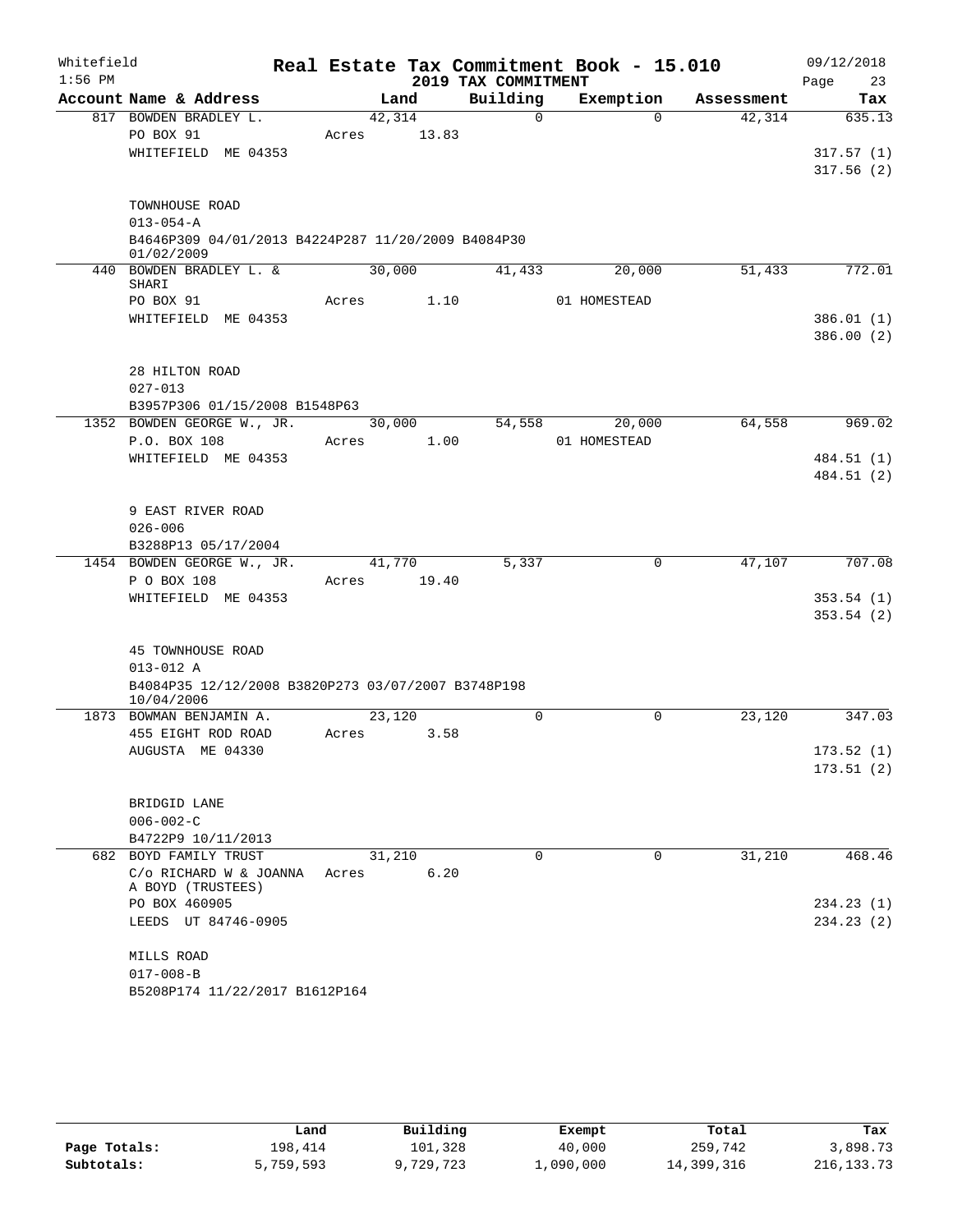Whitefield 1:56 PM

# Real Estate Tax Commitment Book - 15.010

## 2019 TAX COMMITMENT

09/12/2018

| Account Name & Address | Land | Building | Exemption | Assessment | Tax |
|---|---|---|---|---|---|
| 817 BOWDEN BRADLEY L. | 42,314 | 0 | 0 | 42,314 | 635.13 |
| PO BOX 91 | Acres 13.83 | | | | |
| WHITEFIELD ME 04353 | | | | | 317.57 (1) |
| | | | | | 317.56 (2) |
| TOWNHOUSE ROAD | | | | | |
| 013-054-A | | | | | |
| B4646P309 04/01/2013 B4224P287 11/20/2009 B4084P30 01/02/2009 | | | | | |
| 440 BOWDEN BRADLEY L. & SHARI | 30,000 | 41,433 | 20,000 | 51,433 | 772.01 |
| PO BOX 91 | Acres 1.10 | | 01 HOMESTEAD | | |
| WHITEFIELD ME 04353 | | | | | 386.01 (1) |
| | | | | | 386.00 (2) |
| 28 HILTON ROAD | | | | | |
| 027-013 | | | | | |
| B3957P306 01/15/2008 B1548P63 | | | | | |
| 1352 BOWDEN GEORGE W., JR. | 30,000 | 54,558 | 20,000 | 64,558 | 969.02 |
| P.O. BOX 108 | Acres 1.00 | | 01 HOMESTEAD | | |
| WHITEFIELD ME 04353 | | | | | 484.51 (1) |
| | | | | | 484.51 (2) |
| 9 EAST RIVER ROAD | | | | | |
| 026-006 | | | | | |
| B3288P13 05/17/2004 | | | | | |
| 1454 BOWDEN GEORGE W., JR. | 41,770 | 5,337 | 0 | 47,107 | 707.08 |
| P O BOX 108 | Acres 19.40 | | | | |
| WHITEFIELD ME 04353 | | | | | 353.54 (1) |
| | | | | | 353.54 (2) |
| 45 TOWNHOUSE ROAD | | | | | |
| 013-012 A | | | | | |
| B4084P35 12/12/2008 B3820P273 03/07/2007 B3748P198 10/04/2006 | | | | | |
| 1873 BOWMAN BENJAMIN A. | 23,120 | 0 | 0 | 23,120 | 347.03 |
| 455 EIGHT ROD ROAD | Acres 3.58 | | | | |
| AUGUSTA ME 04330 | | | | | 173.52 (1) |
| | | | | | 173.51 (2) |
| BRIDGID LANE | | | | | |
| 006-002-C | | | | | |
| B4722P9 10/11/2013 | | | | | |
| 682 BOYD FAMILY TRUST | 31,210 | 0 | 0 | 31,210 | 468.46 |
| C/o RICHARD W & JOANNA A BOYD (TRUSTEES) | Acres 6.20 | | | | |
| PO BOX 460905 | | | | | 234.23 (1) |
| LEEDS UT 84746-0905 | | | | | 234.23 (2) |
| MILLS ROAD | | | | | |
| 017-008-B | | | | | |
| B5208P174 11/22/2017 B1612P164 | | | | | |

| | Land | Building | Exempt | Total | Tax |
|---|---|---|---|---|---|
| Page Totals: | 198,414 | 101,328 | 40,000 | 259,742 | 3,898.73 |
| Subtotals: | 5,759,593 | 9,729,723 | 1,090,000 | 14,399,316 | 216,133.73 |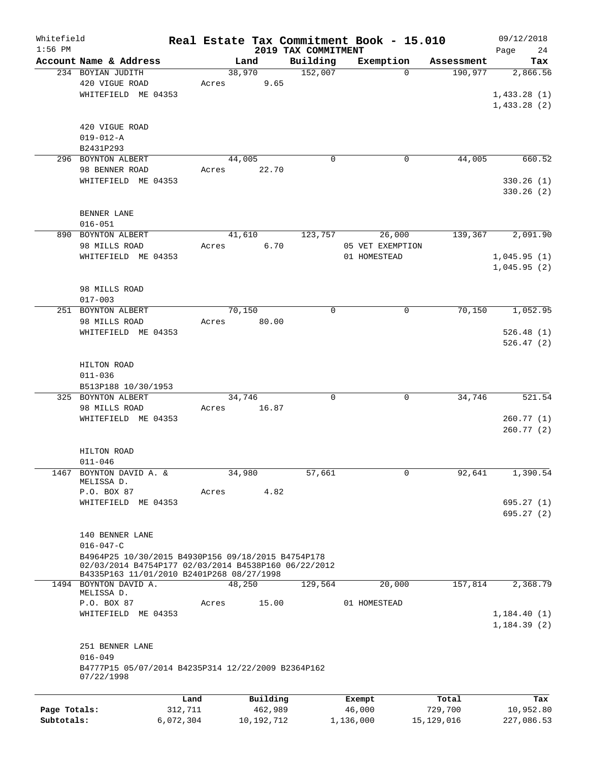Whitefield
1:56 PM

# Real Estate Tax Commitment Book - 15.010
## 2019 TAX COMMITMENT

09/12/2018

| Account Name & Address | Land | Building | Exemption | Assessment | Tax |
|---|---|---|---|---|---|
| 234 BOYIAN JUDITH | 38,970 | 152,007 | 0 | 190,977 | 2,866.56 |
| 420 VIGUE ROAD | Acres 9.65 | | | | |
| WHITEFIELD ME 04353 | | | | | 1,433.28 (1) |
| | | | | | 1,433.28 (2) |
| 420 VIGUE ROAD | | | | | |
| 019-012-A | | | | | |
| B2431P293 | | | | | |
| 296 BOYNTON ALBERT | 44,005 | 0 | 0 | 44,005 | 660.52 |
| 98 BENNER ROAD | Acres 22.70 | | | | |
| WHITEFIELD ME 04353 | | | | | 330.26 (1) |
| | | | | | 330.26 (2) |
| BENNER LANE | | | | | |
| 016-051 | | | | | |
| 890 BOYNTON ALBERT | 41,610 | 123,757 | 26,000 | 139,367 | 2,091.90 |
| 98 MILLS ROAD | Acres 6.70 | | 05 VET EXEMPTION | | |
| WHITEFIELD ME 04353 | | | 01 HOMESTEAD | | 1,045.95 (1) |
| | | | | | 1,045.95 (2) |
| 98 MILLS ROAD | | | | | |
| 017-003 | | | | | |
| 251 BOYNTON ALBERT | 70,150 | 0 | 0 | 70,150 | 1,052.95 |
| 98 MILLS ROAD | Acres 80.00 | | | | |
| WHITEFIELD ME 04353 | | | | | 526.48 (1) |
| | | | | | 526.47 (2) |
| HILTON ROAD | | | | | |
| 011-036 | | | | | |
| B513P188 10/30/1953 | | | | | |
| 325 BOYNTON ALBERT | 34,746 | 0 | 0 | 34,746 | 521.54 |
| 98 MILLS ROAD | Acres 16.87 | | | | |
| WHITEFIELD ME 04353 | | | | | 260.77 (1) |
| | | | | | 260.77 (2) |
| HILTON ROAD | | | | | |
| 011-046 | | | | | |
| 1467 BOYNTON DAVID A. & MELISSA D. | 34,980 | 57,661 | 0 | 92,641 | 1,390.54 |
| P.O. BOX 87 | Acres 4.82 | | | | |
| WHITEFIELD ME 04353 | | | | | 695.27 (1) |
| | | | | | 695.27 (2) |
| 140 BENNER LANE | | | | | |
| 016-047-C | | | | | |
| B4964P25 10/30/2015 B4930P156 09/18/2015 B4754P178 02/03/2014 B4754P177 02/03/2014 B4538P160 06/22/2012 B4335P163 11/01/2010 B2401P268 08/27/1998 | | | | | |
| 1494 BOYNTON DAVID A. MELISSA D. | 48,250 | 129,564 | 20,000 | 157,814 | 2,368.79 |
| P.O. BOX 87 | Acres 15.00 | | 01 HOMESTEAD | | |
| WHITEFIELD ME 04353 | | | | | 1,184.40 (1) |
| | | | | | 1,184.39 (2) |
| 251 BENNER LANE | | | | | |
| 016-049 | | | | | |
| B4777P15 05/07/2014 B4235P314 12/22/2009 B2364P162 07/22/1998 | | | | | |

| | Land | Building | Exempt | Total | Tax |
|---|---|---|---|---|---|
| Page Totals: | 312,711 | 462,989 | 46,000 | 729,700 | 10,952.80 |
| Subtotals: | 6,072,304 | 10,192,712 | 1,136,000 | 15,129,016 | 227,086.53 |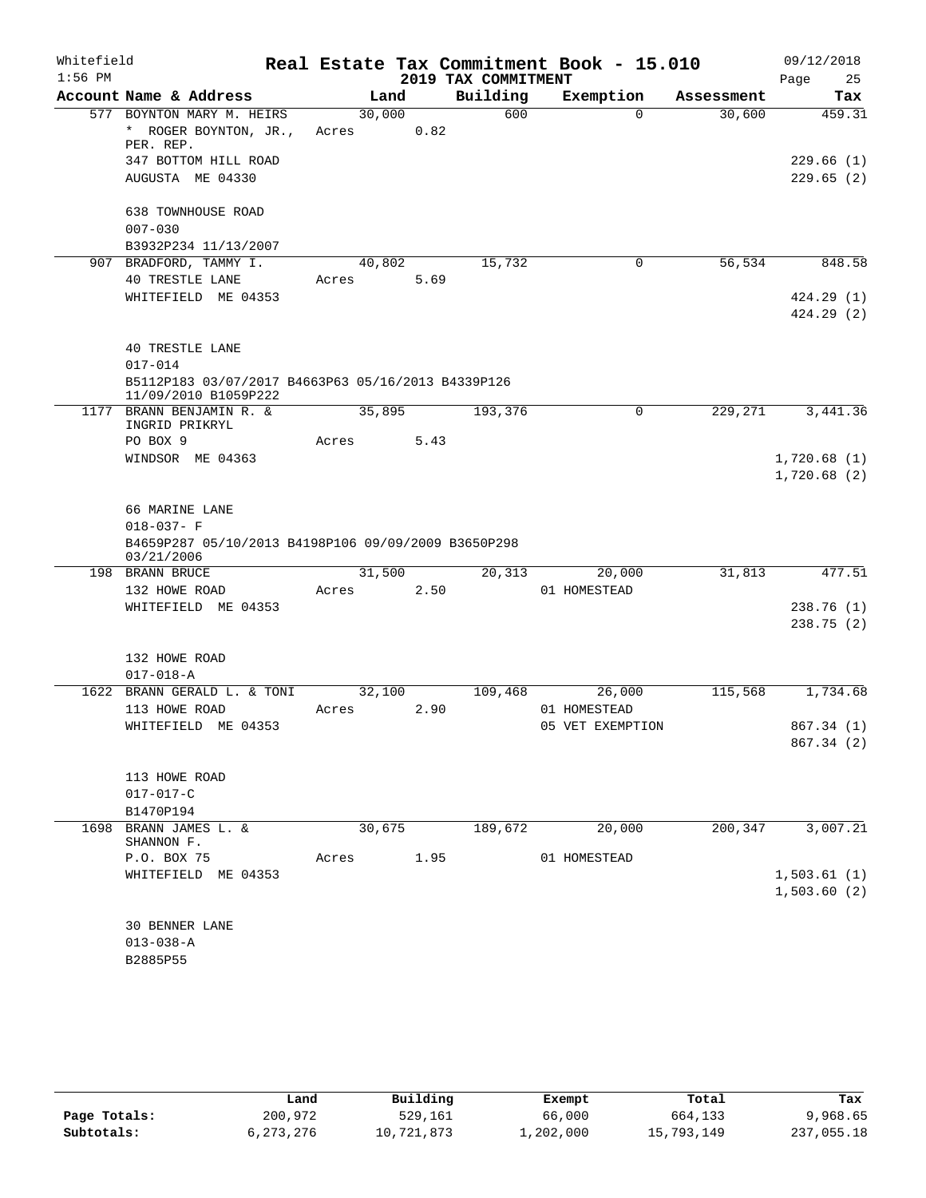Whitefield 1:56 PM

# Real Estate Tax Commitment Book - 15.010

## 2019 TAX COMMITMENT

09/12/2018

| Account Name & Address | Land | Building | Exemption | Assessment | Tax |
|---|---|---|---|---|---|
| 577 BOYNTON MARY M. HEIRS | 30,000 | 600 | 0 | 30,600 | 459.31 |
| * ROGER BOYNTON, JR., PER. REP. | Acres 0.82 | | | | |
| 347 BOTTOM HILL ROAD | | | | | 229.66 (1) |
| AUGUSTA ME 04330 | | | | | 229.65 (2) |
| 638 TOWNHOUSE ROAD | | | | | |
| 007-030 | | | | | |
| B3932P234 11/13/2007 | | | | | |
| 907 BRADFORD, TAMMY I. | 40,802 | 15,732 | 0 | 56,534 | 848.58 |
| 40 TRESTLE LANE | Acres 5.69 | | | | |
| WHITEFIELD ME 04353 | | | | | 424.29 (1) |
| | | | | | 424.29 (2) |
| 40 TRESTLE LANE | | | | | |
| 017-014 | | | | | |
| B5112P183 03/07/2017 B4663P63 05/16/2013 B4339P126 11/09/2010 B1059P222 | | | | | |
| 1177 BRANN BENJAMIN R. & INGRID PRIKRYL | 35,895 | 193,376 | 0 | 229,271 | 3,441.36 |
| PO BOX 9 | Acres 5.43 | | | | |
| WINDSOR ME 04363 | | | | | 1,720.68 (1) |
| | | | | | 1,720.68 (2) |
| 66 MARINE LANE | | | | | |
| 018-037- F | | | | | |
| B4659P287 05/10/2013 B4198P106 09/09/2009 B3650P298 03/21/2006 | | | | | |
| 198 BRANN BRUCE | 31,500 | 20,313 | 20,000 | 31,813 | 477.51 |
| 132 HOWE ROAD | Acres 2.50 | | 01 HOMESTEAD | | |
| WHITEFIELD ME 04353 | | | | | 238.76 (1) |
| | | | | | 238.75 (2) |
| 132 HOWE ROAD | | | | | |
| 017-018-A | | | | | |
| 1622 BRANN GERALD L. & TONI | 32,100 | 109,468 | 26,000 | 115,568 | 1,734.68 |
| 113 HOWE ROAD | Acres 2.90 | | 01 HOMESTEAD | | |
| WHITEFIELD ME 04353 | | | 05 VET EXEMPTION | | 867.34 (1) |
| | | | | | 867.34 (2) |
| 113 HOWE ROAD | | | | | |
| 017-017-C | | | | | |
| B1470P194 | | | | | |
| 1698 BRANN JAMES L. & SHANNON F. | 30,675 | 189,672 | 20,000 | 200,347 | 3,007.21 |
| P.O. BOX 75 | Acres 1.95 | | 01 HOMESTEAD | | |
| WHITEFIELD ME 04353 | | | | | 1,503.61 (1) |
| | | | | | 1,503.60 (2) |
| 30 BENNER LANE | | | | | |
| 013-038-A | | | | | |
| B2885P55 | | | | | |

| | Land | Building | Exempt | Total | Tax |
|---|---|---|---|---|---|
| Page Totals: | 200,972 | 529,161 | 66,000 | 664,133 | 9,968.65 |
| Subtotals: | 6,273,276 | 10,721,873 | 1,202,000 | 15,793,149 | 237,055.18 |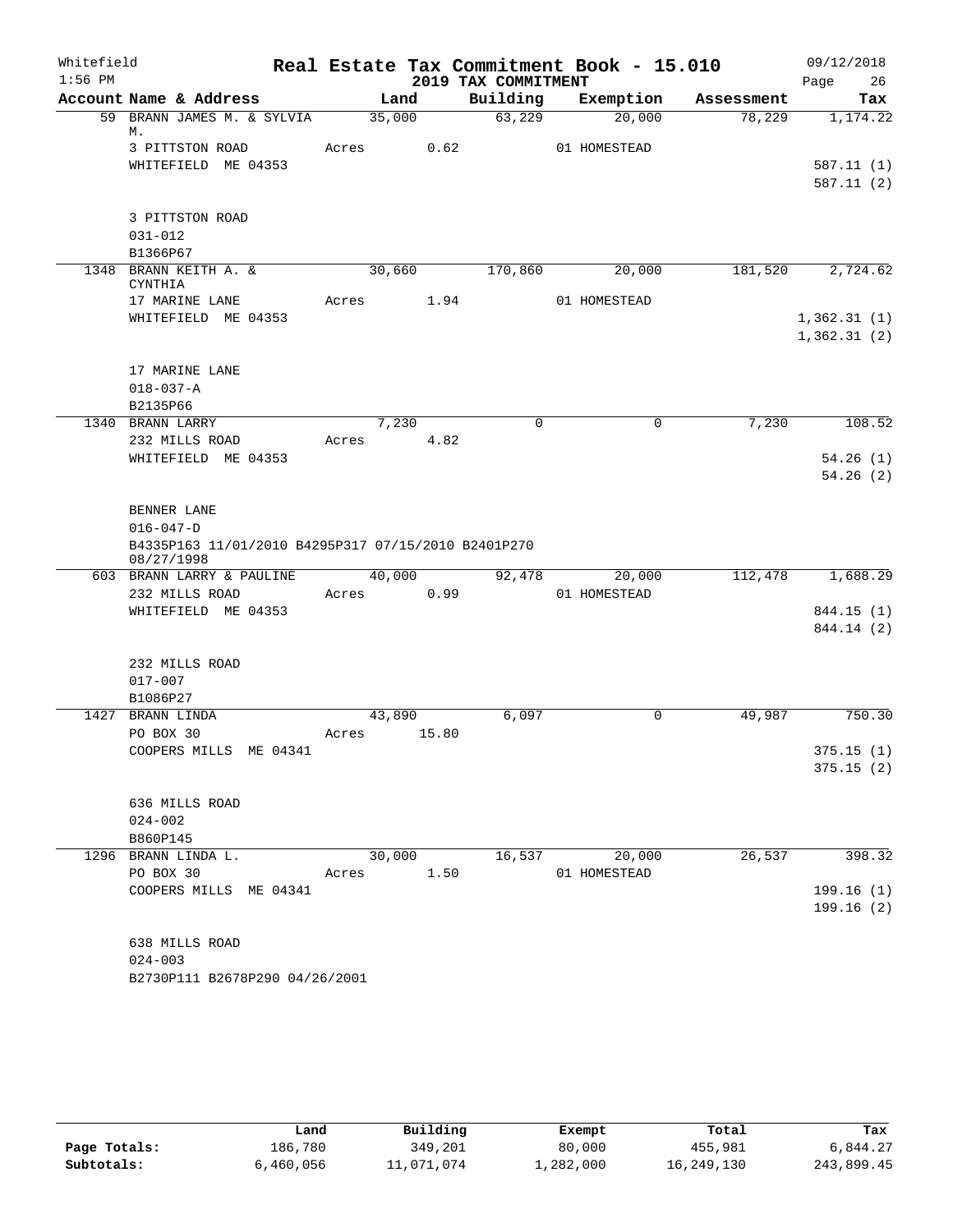Whitefield 1:56 PM

# Real Estate Tax Commitment Book - 15.010

## 2019 TAX COMMITMENT

09/12/2018 Page 26

| Account Name & Address | Land | Building | Exemption | Assessment | Tax |
|---|---|---|---|---|---|
| 59 BRANN JAMES M. & SYLVIA M. | 35,000 | 63,229 | 20,000 | 78,229 | 1,174.22 |
| 3 PITTSTON ROAD | Acres 0.62 | | 01 HOMESTEAD | | |
| WHITEFIELD ME 04353 | | | | | 587.11 (1) |
| | | | | | 587.11 (2) |
| 3 PITTSTON ROAD | | | | | |
| 031-012 | | | | | |
| B1366P67 | | | | | |
| 1348 BRANN KEITH A. & CYNTHIA | 30,660 | 170,860 | 20,000 | 181,520 | 2,724.62 |
| 17 MARINE LANE | Acres 1.94 | | 01 HOMESTEAD | | |
| WHITEFIELD ME 04353 | | | | | 1,362.31 (1) |
| | | | | | 1,362.31 (2) |
| 17 MARINE LANE | | | | | |
| 018-037-A | | | | | |
| B2135P66 | | | | | |
| 1340 BRANN LARRY | 7,230 | 0 | 0 | 7,230 | 108.52 |
| 232 MILLS ROAD | Acres 4.82 | | | | |
| WHITEFIELD ME 04353 | | | | | 54.26 (1) |
| | | | | | 54.26 (2) |
| BENNER LANE | | | | | |
| 016-047-D | | | | | |
| B4335P163 11/01/2010 B4295P317 07/15/2010 B2401P270 08/27/1998 | | | | | |
| 603 BRANN LARRY & PAULINE | 40,000 | 92,478 | 20,000 | 112,478 | 1,688.29 |
| 232 MILLS ROAD | Acres 0.99 | | 01 HOMESTEAD | | |
| WHITEFIELD ME 04353 | | | | | 844.15 (1) |
| | | | | | 844.14 (2) |
| 232 MILLS ROAD | | | | | |
| 017-007 | | | | | |
| B1086P27 | | | | | |
| 1427 BRANN LINDA | 43,890 | 6,097 | 0 | 49,987 | 750.30 |
| PO BOX 30 | Acres 15.80 | | | | |
| COOPERS MILLS ME 04341 | | | | | 375.15 (1) |
| | | | | | 375.15 (2) |
| 636 MILLS ROAD | | | | | |
| 024-002 | | | | | |
| B860P145 | | | | | |
| 1296 BRANN LINDA L. | 30,000 | 16,537 | 20,000 | 26,537 | 398.32 |
| PO BOX 30 | Acres 1.50 | | 01 HOMESTEAD | | |
| COOPERS MILLS ME 04341 | | | | | 199.16 (1) |
| | | | | | 199.16 (2) |
| 638 MILLS ROAD | | | | | |
| 024-003 | | | | | |
| B2730P111 B2678P290 04/26/2001 | | | | | |

| | Land | Building | Exempt | Total | Tax |
|---|---|---|---|---|---|
| Page Totals: | 186,780 | 349,201 | 80,000 | 455,981 | 6,844.27 |
| Subtotals: | 6,460,056 | 11,071,074 | 1,282,000 | 16,249,130 | 243,899.45 |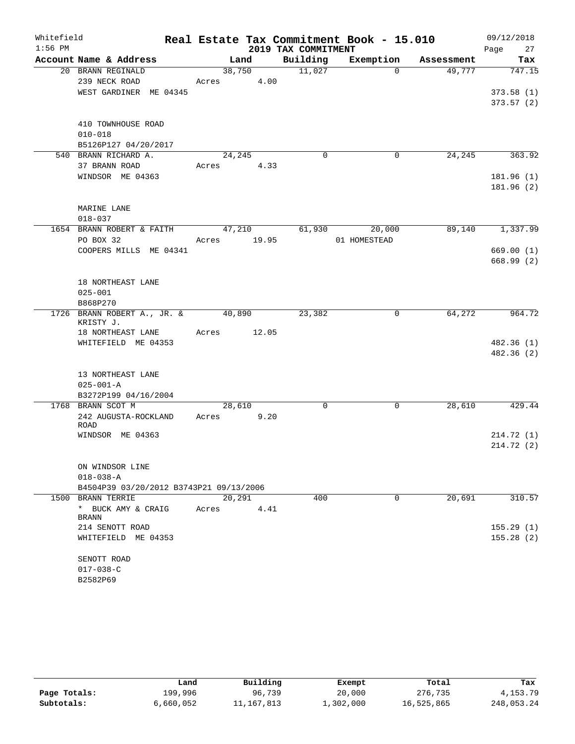Whitefield 1:56 PM

# Real Estate Tax Commitment Book - 15.010

## 2019 TAX COMMITMENT

09/12/2018

| Account Name & Address | Land | Building | Exemption | Assessment | Tax |
|---|---|---|---|---|---|
| 20 BRANN REGINALD | 38,750 | 11,027 | 0 | 49,777 | 747.15 |
| 239 NECK ROAD | Acres 4.00 | | | | |
| WEST GARDINER ME 04345 | | | | | 373.58 (1) |
| | | | | | 373.57 (2) |
| 410 TOWNHOUSE ROAD | | | | | |
| 010-018 | | | | | |
| B5126P127 04/20/2017 | | | | | |
| 540 BRANN RICHARD A. | 24,245 | 0 | 0 | 24,245 | 363.92 |
| 37 BRANN ROAD | Acres 4.33 | | | | |
| WINDSOR ME 04363 | | | | | 181.96 (1) |
| | | | | | 181.96 (2) |
| MARINE LANE | | | | | |
| 018-037 | | | | | |
| 1654 BRANN ROBERT & FAITH | 47,210 | 61,930 | 20,000 | 89,140 | 1,337.99 |
| PO BOX 32 | Acres 19.95 | | 01 HOMESTEAD | | |
| COOPERS MILLS ME 04341 | | | | | 669.00 (1) |
| | | | | | 668.99 (2) |
| 18 NORTHEAST LANE | | | | | |
| 025-001 | | | | | |
| B868P270 | | | | | |
| 1726 BRANN ROBERT A., JR. & KRISTY J. | 40,890 | 23,382 | 0 | 64,272 | 964.72 |
| 18 NORTHEAST LANE | Acres 12.05 | | | | |
| WHITEFIELD ME 04353 | | | | | 482.36 (1) |
| | | | | | 482.36 (2) |
| 13 NORTHEAST LANE | | | | | |
| 025-001-A | | | | | |
| B3272P199 04/16/2004 | | | | | |
| 1768 BRANN SCOT M | 28,610 | 0 | 0 | 28,610 | 429.44 |
| 242 AUGUSTA-ROCKLAND ROAD | Acres 9.20 | | | | |
| WINDSOR ME 04363 | | | | | 214.72 (1) |
| | | | | | 214.72 (2) |
| ON WINDSOR LINE | | | | | |
| 018-038-A | | | | | |
| B4504P39 03/20/2012 B3743P21 09/13/2006 | | | | | |
| 1500 BRANN TERRIE | 20,291 | 400 | 0 | 20,691 | 310.57 |
| * BUCK AMY & CRAIG BRANN | Acres 4.41 | | | | |
| 214 SENOTT ROAD | | | | | 155.29 (1) |
| WHITEFIELD ME 04353 | | | | | 155.28 (2) |
| SENOTT ROAD | | | | | |
| 017-038-C | | | | | |
| B2582P69 | | | | | |

| | Land | Building | Exempt | Total | Tax |
|---|---|---|---|---|---|
| Page Totals: | 199,996 | 96,739 | 20,000 | 276,735 | 4,153.79 |
| Subtotals: | 6,660,052 | 11,167,813 | 1,302,000 | 16,525,865 | 248,053.24 |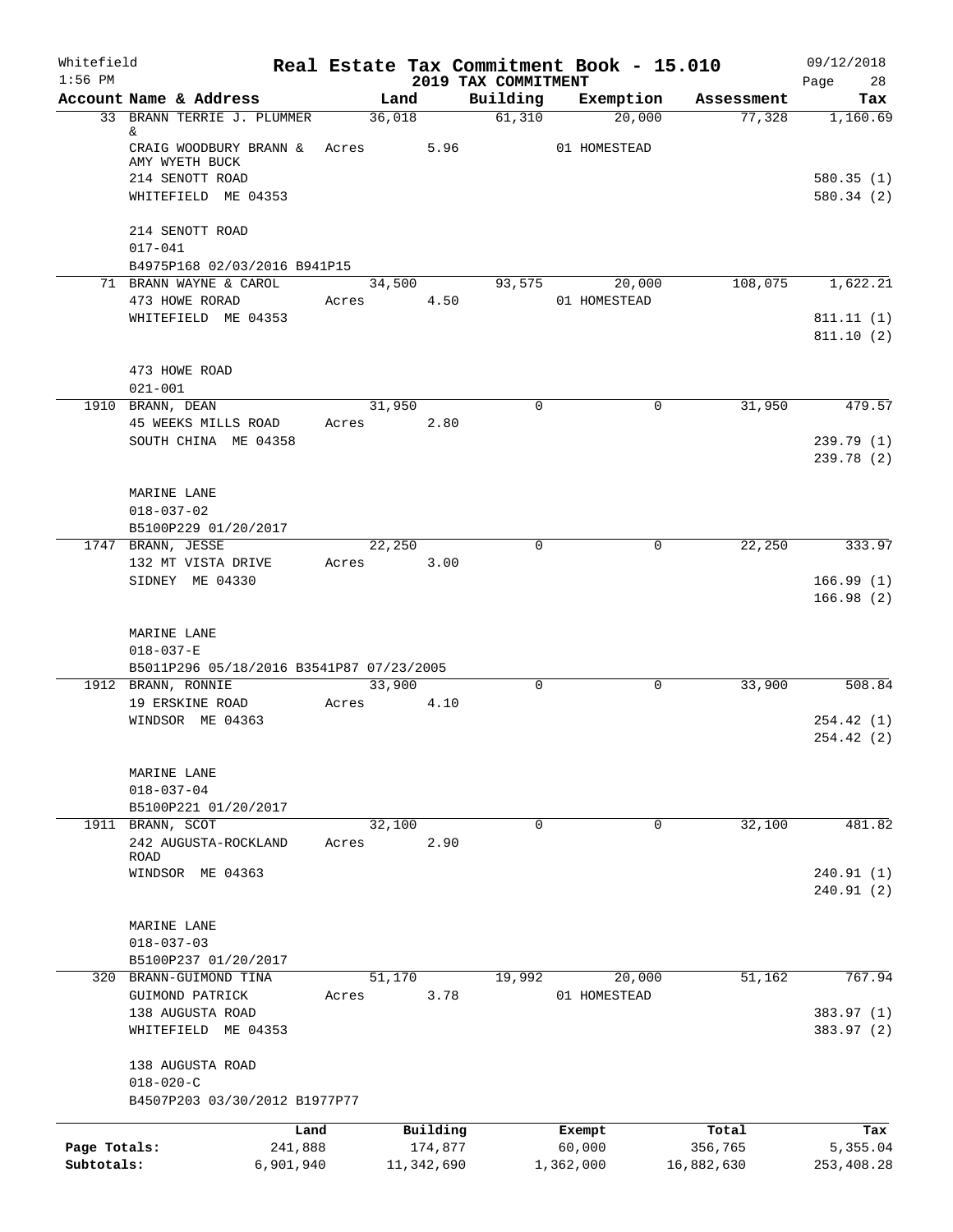Whitefield
1:56 PM

# Real Estate Tax Commitment Book - 15.010
## 2019 TAX COMMITMENT

09/12/2018

| Account Name & Address | Land | Building | Exemption | Assessment | Tax |
|---|---|---|---|---|---|
| 33 BRANN TERRIE J. PLUMMER & | 36,018 | 61,310 | 20,000 | 77,328 | 1,160.69 |
| CRAIG WOODBURY BRANN & AMY WYETH BUCK | Acres 5.96 | | 01 HOMESTEAD | | |
| 214 SENOTT ROAD | | | | | 580.35 (1) |
| WHITEFIELD ME 04353 | | | | | 580.34 (2) |
| 214 SENOTT ROAD | | | | | |
| 017-041 | | | | | |
| B4975P168 02/03/2016 B941P15 | | | | | |
| 71 BRANN WAYNE & CAROL | 34,500 | 93,575 | 20,000 | 108,075 | 1,622.21 |
| 473 HOWE RORAD | Acres 4.50 | | 01 HOMESTEAD | | |
| WHITEFIELD ME 04353 | | | | | 811.11 (1) |
| | | | | | 811.10 (2) |
| 473 HOWE ROAD | | | | | |
| 021-001 | | | | | |
| 1910 BRANN, DEAN | 31,950 | 0 | 0 | 31,950 | 479.57 |
| 45 WEEKS MILLS ROAD | Acres 2.80 | | | | |
| SOUTH CHINA ME 04358 | | | | | 239.79 (1) |
| | | | | | 239.78 (2) |
| MARINE LANE | | | | | |
| 018-037-02 | | | | | |
| B5100P229 01/20/2017 | | | | | |
| 1747 BRANN, JESSE | 22,250 | 0 | 0 | 22,250 | 333.97 |
| 132 MT VISTA DRIVE | Acres 3.00 | | | | |
| SIDNEY ME 04330 | | | | | 166.99 (1) |
| | | | | | 166.98 (2) |
| MARINE LANE | | | | | |
| 018-037-E | | | | | |
| B5011P296 05/18/2016 B3541P87 07/23/2005 | | | | | |
| 1912 BRANN, RONNIE | 33,900 | 0 | 0 | 33,900 | 508.84 |
| 19 ERSKINE ROAD | Acres 4.10 | | | | |
| WINDSOR ME 04363 | | | | | 254.42 (1) |
| | | | | | 254.42 (2) |
| MARINE LANE | | | | | |
| 018-037-04 | | | | | |
| B5100P221 01/20/2017 | | | | | |
| 1911 BRANN, SCOT | 32,100 | 0 | 0 | 32,100 | 481.82 |
| 242 AUGUSTA-ROCKLAND ROAD | Acres 2.90 | | | | |
| WINDSOR ME 04363 | | | | | 240.91 (1) |
| | | | | | 240.91 (2) |
| MARINE LANE | | | | | |
| 018-037-03 | | | | | |
| B5100P237 01/20/2017 | | | | | |
| 320 BRANN-GUIMOND TINA | 51,170 | 19,992 | 20,000 | 51,162 | 767.94 |
| GUIMOND PATRICK | Acres 3.78 | | 01 HOMESTEAD | | |
| 138 AUGUSTA ROAD | | | | | 383.97 (1) |
| WHITEFIELD ME 04353 | | | | | 383.97 (2) |
| 138 AUGUSTA ROAD | | | | | |
| 018-020-C | | | | | |
| B4507P203 03/30/2012 B1977P77 | | | | | |

| | Land | Building | Exempt | Total | Tax |
|---|---|---|---|---|---|
| Page Totals: | 241,888 | 174,877 | 60,000 | 356,765 | 5,355.04 |
| Subtotals: | 6,901,940 | 11,342,690 | 1,362,000 | 16,882,630 | 253,408.28 |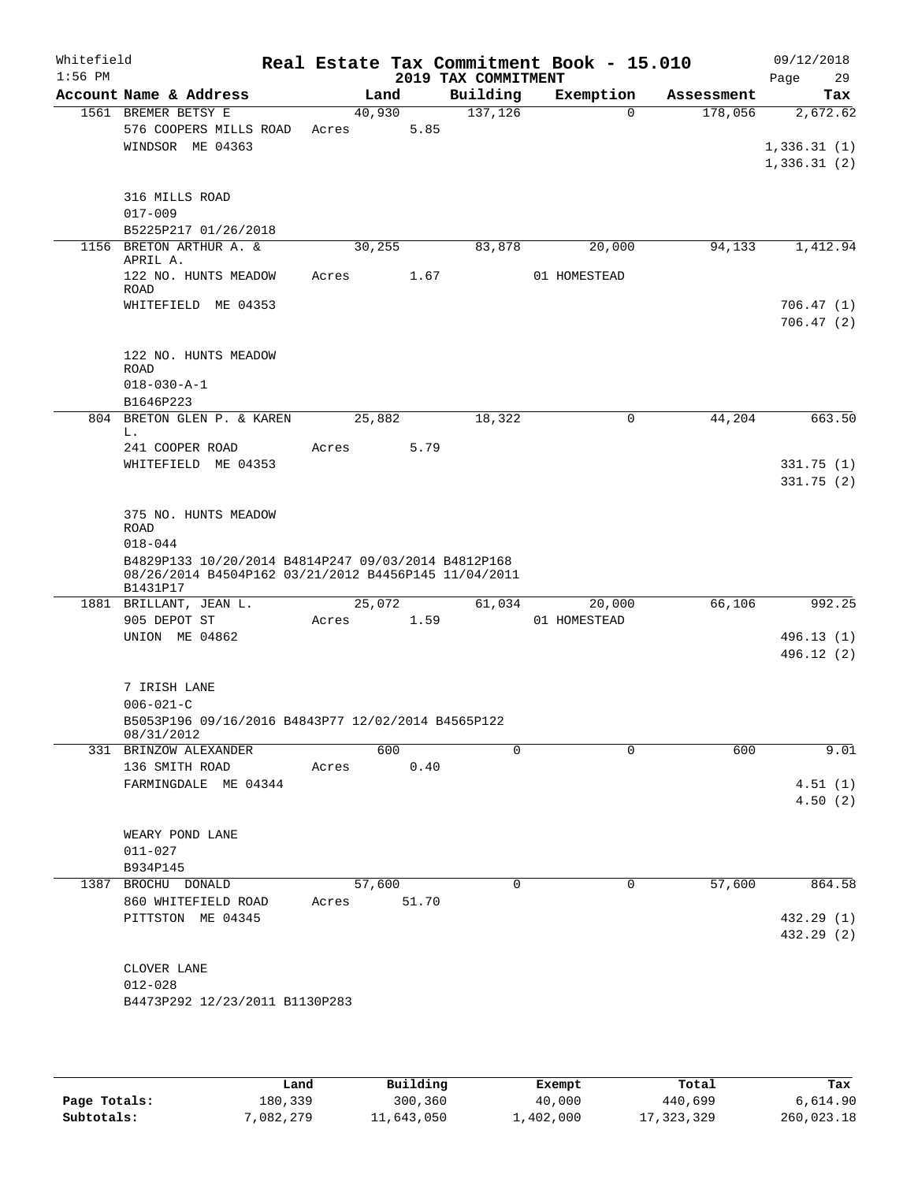Whitefield 1:56 PM

# Real Estate Tax Commitment Book - 15.010

## 2019 TAX COMMITMENT

09/12/2018

| Account Name & Address | Land | Building | Exemption | Assessment | Tax |
|---|---|---|---|---|---|
| 1561 BREMER BETSY E | 40,930 | 137,126 | 0 | 178,056 | 2,672.62 |
| 576 COOPERS MILLS ROAD | Acres 5.85 | | | | |
| WINDSOR ME 04363 | | | | | 1,336.31 (1) |
| | | | | | 1,336.31 (2) |
| 316 MILLS ROAD | | | | | |
| 017-009 | | | | | |
| B5225P217 01/26/2018 | | | | | |
| 1156 BRETON ARTHUR A. & APRIL A. | 30,255 | 83,878 | 20,000 | 94,133 | 1,412.94 |
| 122 NO. HUNTS MEADOW ROAD | Acres 1.67 | | 01 HOMESTEAD | | |
| WHITEFIELD ME 04353 | | | | | 706.47 (1) |
| | | | | | 706.47 (2) |
| 122 NO. HUNTS MEADOW ROAD | | | | | |
| 018-030-A-1 | | | | | |
| B1646P223 | | | | | |
| 804 BRETON GLEN P. & KAREN L. | 25,882 | 18,322 | 0 | 44,204 | 663.50 |
| 241 COOPER ROAD | Acres 5.79 | | | | |
| WHITEFIELD ME 04353 | | | | | 331.75 (1) |
| | | | | | 331.75 (2) |
| 375 NO. HUNTS MEADOW ROAD | | | | | |
| 018-044 | | | | | |
| B4829P133 10/20/2014 B4814P247 09/03/2014 B4812P168 08/26/2014 B4504P162 03/21/2012 B4456P145 11/04/2011 B1431P17 | | | | | |
| 1881 BRILLANT, JEAN L. | 25,072 | 61,034 | 20,000 | 66,106 | 992.25 |
| 905 DEPOT ST | Acres 1.59 | | 01 HOMESTEAD | | |
| UNION ME 04862 | | | | | 496.13 (1) |
| | | | | | 496.12 (2) |
| 7 IRISH LANE | | | | | |
| 006-021-C | | | | | |
| B5053P196 09/16/2016 B4843P77 12/02/2014 B4565P122 08/31/2012 | | | | | |
| 331 BRINZOW ALEXANDER | 600 | 0 | 0 | 600 | 9.01 |
| 136 SMITH ROAD | Acres 0.40 | | | | |
| FARMINGDALE ME 04344 | | | | | 4.51 (1) |
| | | | | | 4.50 (2) |
| WEARY POND LANE | | | | | |
| 011-027 | | | | | |
| B934P145 | | | | | |
| 1387 BROCHU DONALD | 57,600 | 0 | 0 | 57,600 | 864.58 |
| 860 WHITEFIELD ROAD | Acres 51.70 | | | | |
| PITTSTON ME 04345 | | | | | 432.29 (1) |
| | | | | | 432.29 (2) |
| CLOVER LANE | | | | | |
| 012-028 | | | | | |
| B4473P292 12/23/2011 B1130P283 | | | | | |

| | Land | Building | Exempt | Total | Tax |
|---|---|---|---|---|---|
| Page Totals: | 180,339 | 300,360 | 40,000 | 440,699 | 6,614.90 |
| Subtotals: | 7,082,279 | 11,643,050 | 1,402,000 | 17,323,329 | 260,023.18 |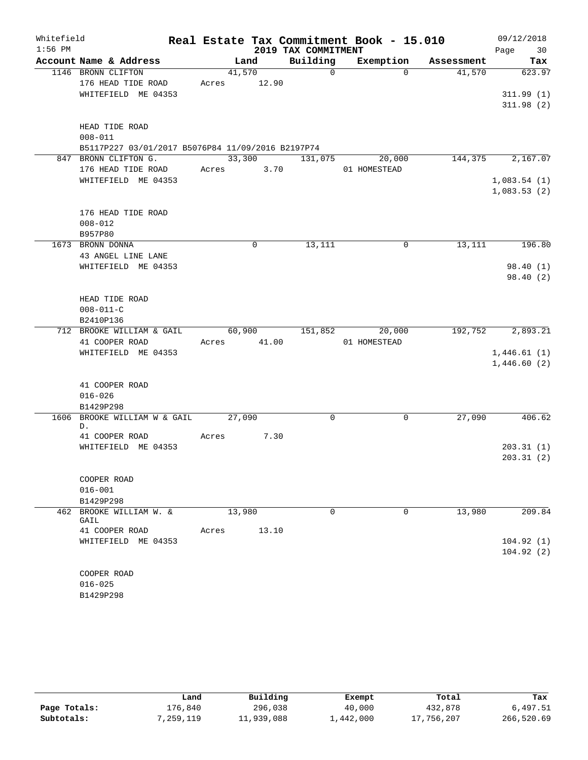Whitefield
1:56 PM

# Real Estate Tax Commitment Book - 15.010

## 2019 TAX COMMITMENT

09/12/2018

| Account | Name & Address | Land | Building | Exemption | Assessment | Tax |
|---|---|---|---|---|---|---|
| 1146 | BRONN CLIFTON<br>176 HEAD TIDE ROAD<br>WHITEFIELD ME 04353<br><br>HEAD TIDE ROAD<br>008-011<br>B5117P227 03/01/2017 B5076P84 11/09/2016 B2197P74 | 41,570<br>Acres 12.90 | 0 | 0 | 41,570 | 623.97<br><br>311.99 (1)<br>311.98 (2) |
| 847 | BRONN CLIFTON G.<br>176 HEAD TIDE ROAD<br>WHITEFIELD ME 04353<br><br>176 HEAD TIDE ROAD<br>008-012<br>B957P80 | 33,300<br>Acres 3.70 | 131,075 | 20,000<br>01 HOMESTEAD | 144,375 | 2,167.07<br><br>1,083.54 (1)<br>1,083.53 (2) |
| 1673 | BRONN DONNA<br>43 ANGEL LINE LANE<br>WHITEFIELD ME 04353<br><br>HEAD TIDE ROAD<br>008-011-C<br>B2410P136 | 0 | 13,111 | 0 | 13,111 | 196.80<br><br>98.40 (1)<br>98.40 (2) |
| 712 | BROOKE WILLIAM & GAIL<br>41 COOPER ROAD<br>WHITEFIELD ME 04353<br><br>41 COOPER ROAD<br>016-026<br>B1429P298 | 60,900<br>Acres 41.00 | 151,852 | 20,000<br>01 HOMESTEAD | 192,752 | 2,893.21<br><br>1,446.61 (1)<br>1,446.60 (2) |
| 1606 | BROOKE WILLIAM W & GAIL D.<br>41 COOPER ROAD<br>WHITEFIELD ME 04353<br><br>COOPER ROAD<br>016-001<br>B1429P298 | 27,090<br>Acres 7.30 | 0 | 0 | 27,090 | 406.62<br><br>203.31 (1)<br>203.31 (2) |
| 462 | BROOKE WILLIAM W. & GAIL<br>41 COOPER ROAD<br>WHITEFIELD ME 04353<br><br>COOPER ROAD<br>016-025<br>B1429P298 | 13,980<br>Acres 13.10 | 0 | 0 | 13,980 | 209.84<br><br>104.92 (1)<br>104.92 (2) |

| | Land | Building | Exempt | Total | Tax |
|---|---|---|---|---|---|
| **Page Totals:** | 176,840 | 296,038 | 40,000 | 432,878 | 6,497.51 |
| **Subtotals:** | 7,259,119 | 11,939,088 | 1,442,000 | 17,756,207 | 266,520.69 |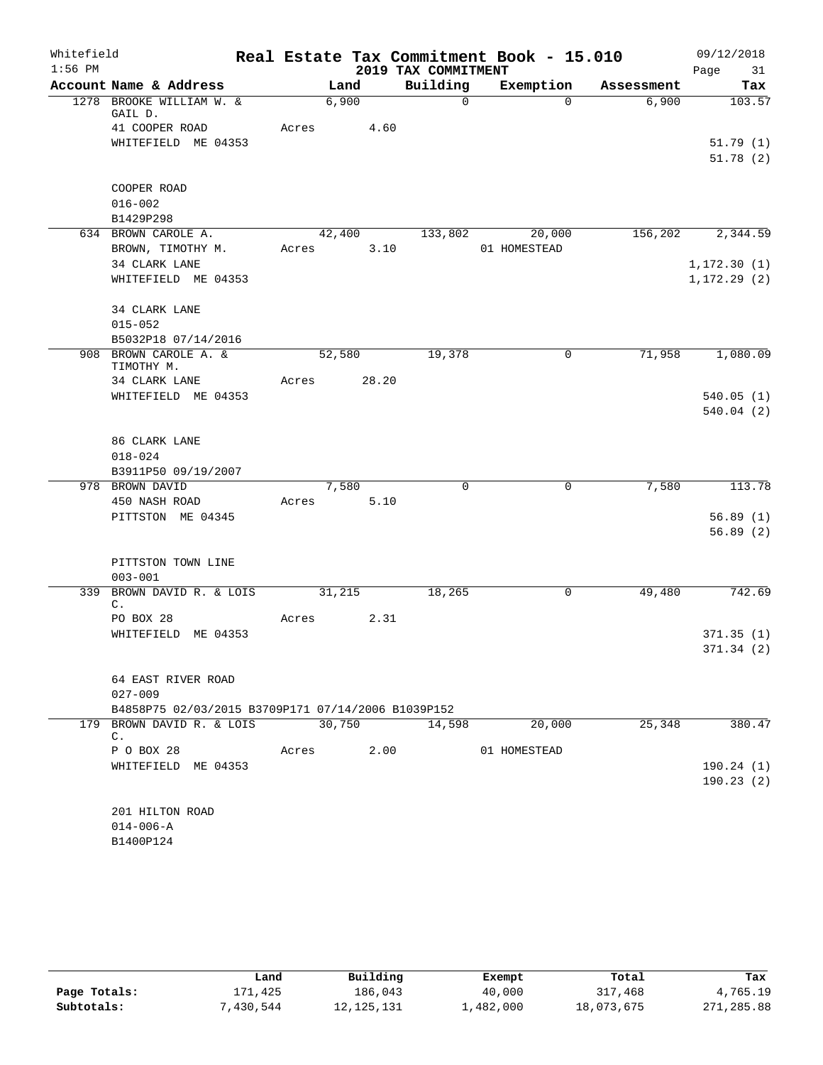Whitefield 1:56 PM

# Real Estate Tax Commitment Book - 15.010

## 2019 TAX COMMITMENT

09/12/2018 Page 31

| Account Name & Address | Land | Building | Exemption | Assessment | Tax |
|---|---|---|---|---|---|
| 1278 BROOKE WILLIAM W. & GAIL D. | 6,900 | 0 | 0 | 6,900 | 103.57 |
| 41 COOPER ROAD | Acres 4.60 | | | | |
| WHITEFIELD ME 04353 | | | | | 51.79 (1) |
| | | | | | 51.78 (2) |
| COOPER ROAD | | | | | |
| 016-002 | | | | | |
| B1429P298 | | | | | |
| 634 BROWN CAROLE A. | 42,400 | 133,802 | 20,000 | 156,202 | 2,344.59 |
| BROWN, TIMOTHY M. | Acres 3.10 | | 01 HOMESTEAD | | |
| 34 CLARK LANE | | | | | 1,172.30 (1) |
| WHITEFIELD ME 04353 | | | | | 1,172.29 (2) |
| 34 CLARK LANE | | | | | |
| 015-052 | | | | | |
| B5032P18 07/14/2016 | | | | | |
| 908 BROWN CAROLE A. & TIMOTHY M. | 52,580 | 19,378 | 0 | 71,958 | 1,080.09 |
| 34 CLARK LANE | Acres 28.20 | | | | |
| WHITEFIELD ME 04353 | | | | | 540.05 (1) |
| | | | | | 540.04 (2) |
| 86 CLARK LANE | | | | | |
| 018-024 | | | | | |
| B3911P50 09/19/2007 | | | | | |
| 978 BROWN DAVID | 7,580 | 0 | 0 | 7,580 | 113.78 |
| 450 NASH ROAD | Acres 5.10 | | | | |
| PITTSTON ME 04345 | | | | | 56.89 (1) |
| | | | | | 56.89 (2) |
| PITTSTON TOWN LINE | | | | | |
| 003-001 | | | | | |
| 339 BROWN DAVID R. & LOIS C. | 31,215 | 18,265 | 0 | 49,480 | 742.69 |
| PO BOX 28 | Acres 2.31 | | | | |
| WHITEFIELD ME 04353 | | | | | 371.35 (1) |
| | | | | | 371.34 (2) |
| 64 EAST RIVER ROAD | | | | | |
| 027-009 | | | | | |
| B4858P75 02/03/2015 B3709P171 07/14/2006 B1039P152 | | | | | |
| 179 BROWN DAVID R. & LOIS C. | 30,750 | 14,598 | 20,000 | 25,348 | 380.47 |
| P O BOX 28 | Acres 2.00 | | 01 HOMESTEAD | | |
| WHITEFIELD ME 04353 | | | | | 190.24 (1) |
| | | | | | 190.23 (2) |
| 201 HILTON ROAD | | | | | |
| 014-006-A | | | | | |
| B1400P124 | | | | | |

| | Land | Building | Exempt | Total | Tax |
|---|---|---|---|---|---|
| Page Totals: | 171,425 | 186,043 | 40,000 | 317,468 | 4,765.19 |
| Subtotals: | 7,430,544 | 12,125,131 | 1,482,000 | 18,073,675 | 271,285.88 |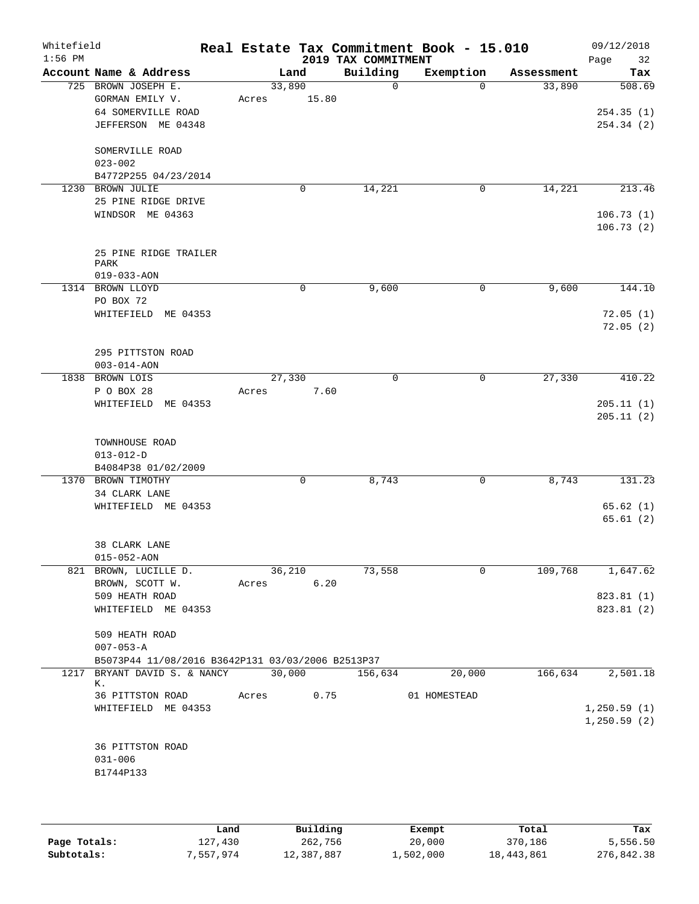Whitefield 1:56 PM

# Real Estate Tax Commitment Book - 15.010

## 2019 TAX COMMITMENT

09/12/2018

| Account Name & Address | Land | Building | Exemption | Assessment | Tax |
|---|---|---|---|---|---|
| 725 BROWN JOSEPH E. | 33,890 | 0 | 0 | 33,890 | 508.69 |
| GORMAN EMILY V. | Acres 15.80 | | | | |
| 64 SOMERVILLE ROAD | | | | | 254.35 (1) |
| JEFFERSON ME 04348 | | | | | 254.34 (2) |
| SOMERVILLE ROAD | | | | | |
| 023-002 | | | | | |
| B4772P255 04/23/2014 | | | | | |
| 1230 BROWN JULIE | 0 | 14,221 | 0 | 14,221 | 213.46 |
| 25 PINE RIDGE DRIVE | | | | | |
| WINDSOR ME 04363 | | | | | 106.73 (1) |
| | | | | | 106.73 (2) |
| 25 PINE RIDGE TRAILER PARK | | | | | |
| 019-033-AON | | | | | |
| 1314 BROWN LLOYD | 0 | 9,600 | 0 | 9,600 | 144.10 |
| PO BOX 72 | | | | | |
| WHITEFIELD ME 04353 | | | | | 72.05 (1) |
| | | | | | 72.05 (2) |
| 295 PITTSTON ROAD | | | | | |
| 003-014-AON | | | | | |
| 1838 BROWN LOIS | 27,330 | 0 | 0 | 27,330 | 410.22 |
| P O BOX 28 | Acres 7.60 | | | | |
| WHITEFIELD ME 04353 | | | | | 205.11 (1) |
| | | | | | 205.11 (2) |
| TOWNHOUSE ROAD | | | | | |
| 013-012-D | | | | | |
| B4084P38 01/02/2009 | | | | | |
| 1370 BROWN TIMOTHY | 0 | 8,743 | 0 | 8,743 | 131.23 |
| 34 CLARK LANE | | | | | |
| WHITEFIELD ME 04353 | | | | | 65.62 (1) |
| | | | | | 65.61 (2) |
| 38 CLARK LANE | | | | | |
| 015-052-AON | | | | | |
| 821 BROWN, LUCILLE D. | 36,210 | 73,558 | 0 | 109,768 | 1,647.62 |
| BROWN, SCOTT W. | Acres 6.20 | | | | |
| 509 HEATH ROAD | | | | | 823.81 (1) |
| WHITEFIELD ME 04353 | | | | | 823.81 (2) |
| 509 HEATH ROAD | | | | | |
| 007-053-A | | | | | |
| B5073P44 11/08/2016 B3642P131 03/03/2006 B2513P37 | | | | | |
| 1217 BRYANT DAVID S. & NANCY K. | 30,000 | 156,634 | 20,000 | 166,634 | 2,501.18 |
| 36 PITTSTON ROAD | Acres 0.75 | | 01 HOMESTEAD | | |
| WHITEFIELD ME 04353 | | | | | 1,250.59 (1) |
| | | | | | 1,250.59 (2) |
| 36 PITTSTON ROAD | | | | | |
| 031-006 | | | | | |
| B1744P133 | | | | | |

| | Land | Building | Exempt | Total | Tax |
|---|---|---|---|---|---|
| Page Totals: | 127,430 | 262,756 | 20,000 | 370,186 | 5,556.50 |
| Subtotals: | 7,557,974 | 12,387,887 | 1,502,000 | 18,443,861 | 276,842.38 |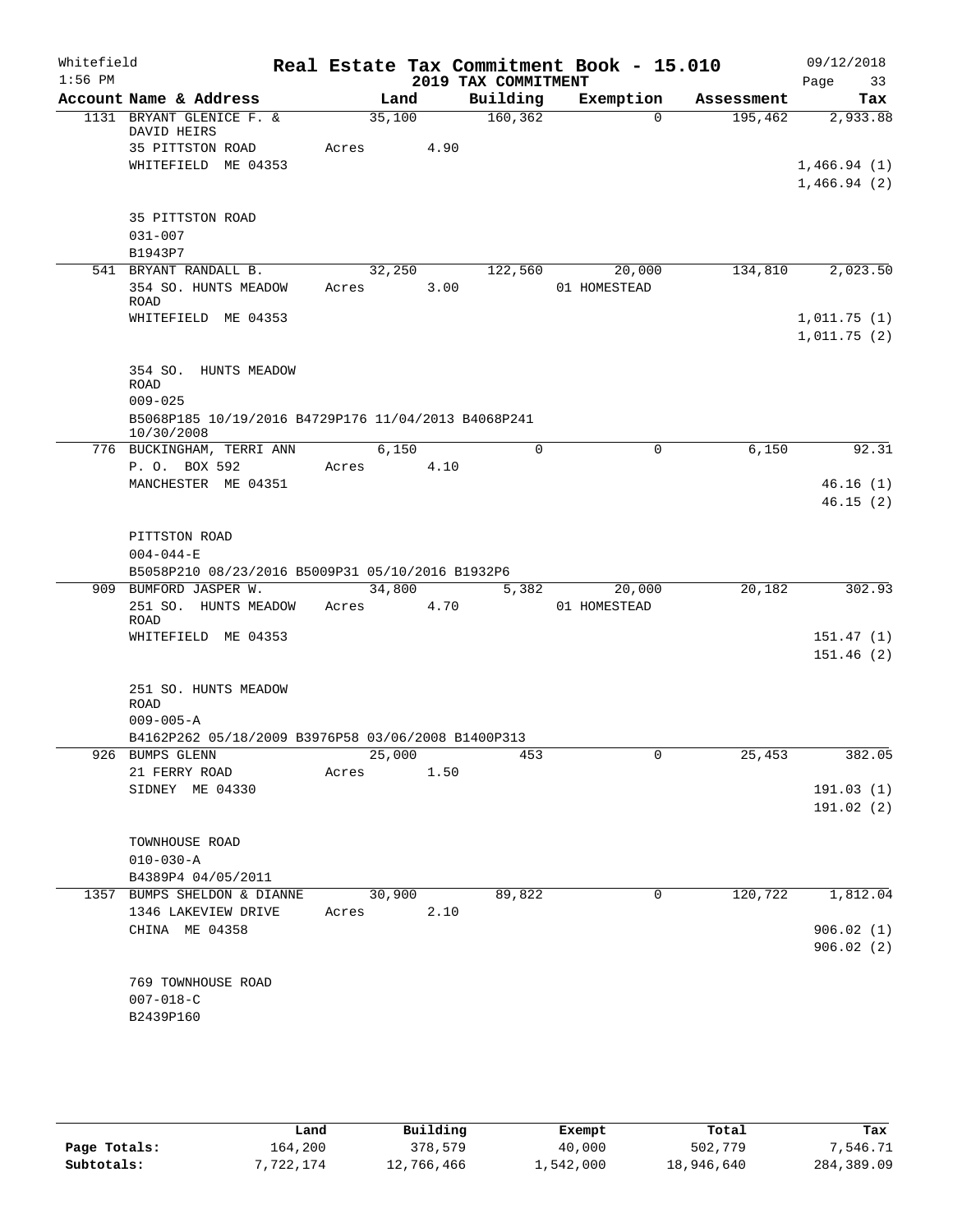Whitefield
1:56 PM

# Real Estate Tax Commitment Book - 15.010

## 2019 TAX COMMITMENT

09/12/2018

| Account Name & Address | Land | Building | Exemption | Assessment | Tax |
|---|---|---|---|---|---|
| 1131 BRYANT GLENICE F. & DAVID HEIRS | 35,100 | 160,362 | 0 | 195,462 | 2,933.88 |
| 35 PITTSTON ROAD | Acres 4.90 | | | | |
| WHITEFIELD ME 04353 | | | | | 1,466.94 (1) |
| | | | | | 1,466.94 (2) |
| 35 PITTSTON ROAD | | | | | |
| 031-007 | | | | | |
| B1943P7 | | | | | |
| 541 BRYANT RANDALL B. | 32,250 | 122,560 | 20,000 | 134,810 | 2,023.50 |
| 354 SO. HUNTS MEADOW ROAD | Acres 3.00 | | 01 HOMESTEAD | | |
| WHITEFIELD ME 04353 | | | | | 1,011.75 (1) |
| | | | | | 1,011.75 (2) |
| 354 SO. HUNTS MEADOW ROAD | | | | | |
| 009-025 | | | | | |
| B5068P185 10/19/2016 B4729P176 11/04/2013 B4068P241 10/30/2008 | | | | | |
| 776 BUCKINGHAM, TERRI ANN | 6,150 | 0 | 0 | 6,150 | 92.31 |
| P. O. BOX 592 | Acres 4.10 | | | | |
| MANCHESTER ME 04351 | | | | | 46.16 (1) |
| | | | | | 46.15 (2) |
| PITTSTON ROAD | | | | | |
| 004-044-E | | | | | |
| B5058P210 08/23/2016 B5009P31 05/10/2016 B1932P6 | | | | | |
| 909 BUMFORD JASPER W. | 34,800 | 5,382 | 20,000 | 20,182 | 302.93 |
| 251 SO. HUNTS MEADOW ROAD | Acres 4.70 | | 01 HOMESTEAD | | |
| WHITEFIELD ME 04353 | | | | | 151.47 (1) |
| | | | | | 151.46 (2) |
| 251 SO. HUNTS MEADOW ROAD | | | | | |
| 009-005-A | | | | | |
| B4162P262 05/18/2009 B3976P58 03/06/2008 B1400P313 | | | | | |
| 926 BUMPS GLENN | 25,000 | 453 | 0 | 25,453 | 382.05 |
| 21 FERRY ROAD | Acres 1.50 | | | | |
| SIDNEY ME 04330 | | | | | 191.03 (1) |
| | | | | | 191.02 (2) |
| TOWNHOUSE ROAD | | | | | |
| 010-030-A | | | | | |
| B4389P4 04/05/2011 | | | | | |
| 1357 BUMPS SHELDON & DIANNE | 30,900 | 89,822 | 0 | 120,722 | 1,812.04 |
| 1346 LAKEVIEW DRIVE | Acres 2.10 | | | | |
| CHINA ME 04358 | | | | | 906.02 (1) |
| | | | | | 906.02 (2) |
| 769 TOWNHOUSE ROAD | | | | | |
| 007-018-C | | | | | |
| B2439P160 | | | | | |

| | Land | Building | Exempt | Total | Tax |
|---|---|---|---|---|---|
| Page Totals: | 164,200 | 378,579 | 40,000 | 502,779 | 7,546.71 |
| Subtotals: | 7,722,174 | 12,766,466 | 1,542,000 | 18,946,640 | 284,389.09 |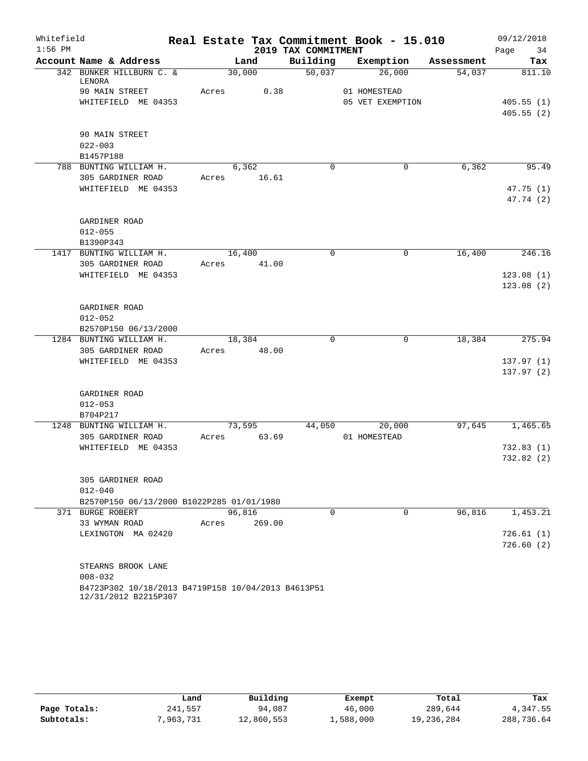# Real Estate Tax Commitment Book - 15.010

Whitefield
1:56 PM

2019 TAX COMMITMENT

09/12/2018

| Account Name & Address | Land | Building | Exemption | Assessment | Tax |
|---|---|---|---|---|---|
| 342 BUNKER HILLBURN C. & LENORA | 30,000 | 50,037 | 26,000 | 54,037 | 811.10 |
| 90 MAIN STREET | Acres 0.38 | | 01 HOMESTEAD | | |
| WHITEFIELD ME 04353 | | | 05 VET EXEMPTION | | 405.55 (1) |
| | | | | | 405.55 (2) |
| 90 MAIN STREET | | | | | |
| 022-003 | | | | | |
| B1457P188 | | | | | |
| 788 BUNTING WILLIAM H. | 6,362 | 0 | 0 | 6,362 | 95.49 |
| 305 GARDINER ROAD | Acres 16.61 | | | | |
| WHITEFIELD ME 04353 | | | | | 47.75 (1) |
| | | | | | 47.74 (2) |
| GARDINER ROAD | | | | | |
| 012-055 | | | | | |
| B1390P343 | | | | | |
| 1417 BUNTING WILLIAM H. | 16,400 | 0 | 0 | 16,400 | 246.16 |
| 305 GARDINER ROAD | Acres 41.00 | | | | |
| WHITEFIELD ME 04353 | | | | | 123.08 (1) |
| | | | | | 123.08 (2) |
| GARDINER ROAD | | | | | |
| 012-052 | | | | | |
| B2570P150 06/13/2000 | | | | | |
| 1284 BUNTING WILLIAM H. | 18,384 | 0 | 0 | 18,384 | 275.94 |
| 305 GARDINER ROAD | Acres 48.00 | | | | |
| WHITEFIELD ME 04353 | | | | | 137.97 (1) |
| | | | | | 137.97 (2) |
| GARDINER ROAD | | | | | |
| 012-053 | | | | | |
| B704P217 | | | | | |
| 1248 BUNTING WILLIAM H. | 73,595 | 44,050 | 20,000 | 97,645 | 1,465.65 |
| 305 GARDINER ROAD | Acres 63.69 | | 01 HOMESTEAD | | |
| WHITEFIELD ME 04353 | | | | | 732.83 (1) |
| | | | | | 732.82 (2) |
| 305 GARDINER ROAD | | | | | |
| 012-040 | | | | | |
| B2570P150 06/13/2000 B1022P285 01/01/1980 | | | | | |
| 371 BURGE ROBERT | 96,816 | 0 | 0 | 96,816 | 1,453.21 |
| 33 WYMAN ROAD | Acres 269.00 | | | | |
| LEXINGTON MA 02420 | | | | | 726.61 (1) |
| | | | | | 726.60 (2) |
| STEARNS BROOK LANE | | | | | |
| 008-032 | | | | | |
| B4723P302 10/18/2013 B4719P158 10/04/2013 B4613P51 12/31/2012 B2215P307 | | | | | |

| | Land | Building | Exempt | Total | Tax |
|---|---|---|---|---|---|
| Page Totals: | 241,557 | 94,087 | 46,000 | 289,644 | 4,347.55 |
| Subtotals: | 7,963,731 | 12,860,553 | 1,588,000 | 19,236,284 | 288,736.64 |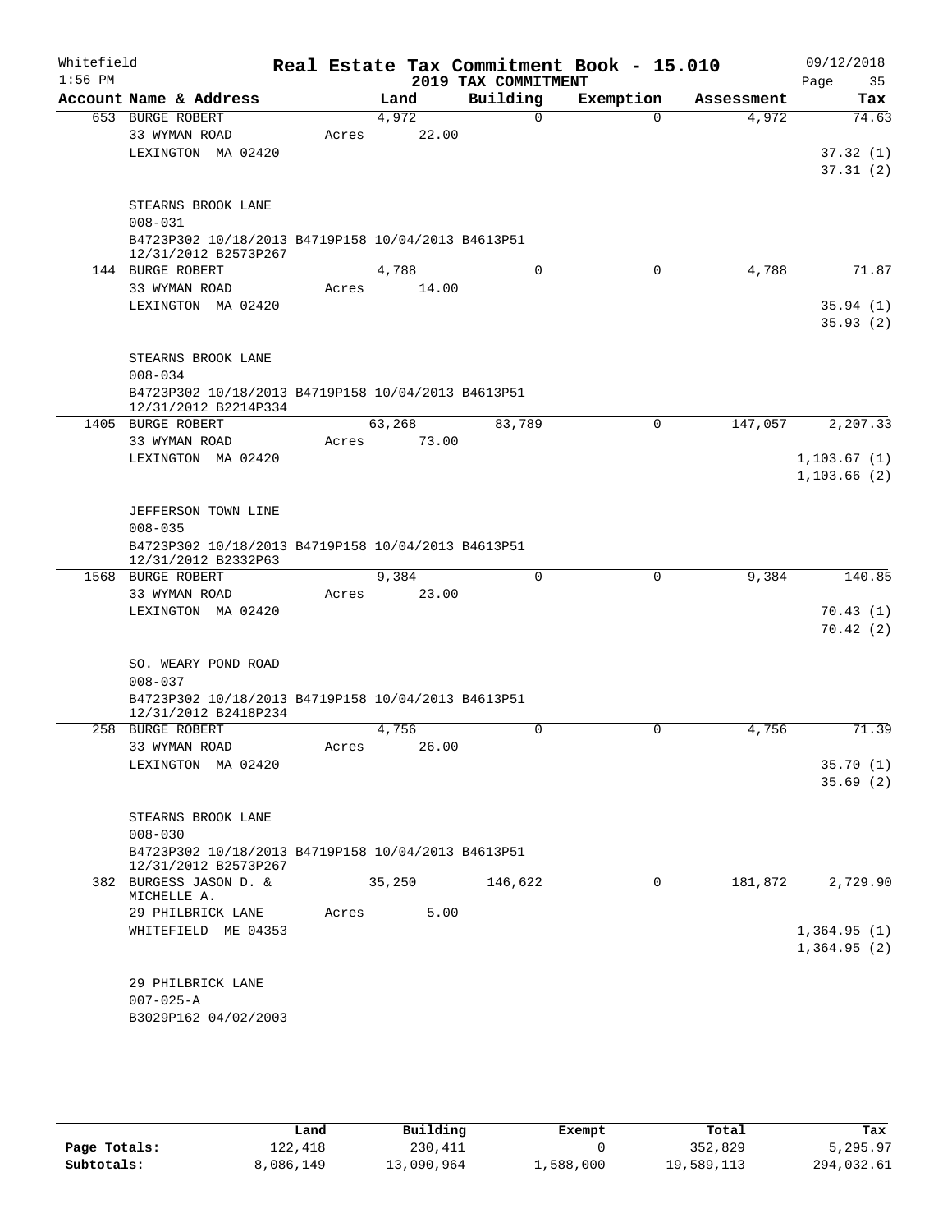Whitefield 1:56 PM

# Real Estate Tax Commitment Book - 15.010

## 2019 TAX COMMITMENT

09/12/2018

| Account Name & Address | Land | Building | Exemption | Assessment | Tax |
|---|---|---|---|---|---|
| 653 BURGE ROBERT | 4,972 | 0 | 0 | 4,972 | 74.63 |
| 33 WYMAN ROAD | Acres 22.00 | | | | |
| LEXINGTON MA 02420 | | | | | 37.32 (1) |
| | | | | | 37.31 (2) |
| STEARNS BROOK LANE | | | | | |
| 008-031 | | | | | |
| B4723P302 10/18/2013 B4719P158 10/04/2013 B4613P51 12/31/2012 B2573P267 | | | | | |
| 144 BURGE ROBERT | 4,788 | 0 | 0 | 4,788 | 71.87 |
| 33 WYMAN ROAD | Acres 14.00 | | | | |
| LEXINGTON MA 02420 | | | | | 35.94 (1) |
| | | | | | 35.93 (2) |
| STEARNS BROOK LANE | | | | | |
| 008-034 | | | | | |
| B4723P302 10/18/2013 B4719P158 10/04/2013 B4613P51 12/31/2012 B2214P334 | | | | | |
| 1405 BURGE ROBERT | 63,268 | 83,789 | 0 | 147,057 | 2,207.33 |
| 33 WYMAN ROAD | Acres 73.00 | | | | |
| LEXINGTON MA 02420 | | | | | 1,103.67 (1) |
| | | | | | 1,103.66 (2) |
| JEFFERSON TOWN LINE | | | | | |
| 008-035 | | | | | |
| B4723P302 10/18/2013 B4719P158 10/04/2013 B4613P51 12/31/2012 B2332P63 | | | | | |
| 1568 BURGE ROBERT | 9,384 | 0 | 0 | 9,384 | 140.85 |
| 33 WYMAN ROAD | Acres 23.00 | | | | |
| LEXINGTON MA 02420 | | | | | 70.43 (1) |
| | | | | | 70.42 (2) |
| SO. WEARY POND ROAD | | | | | |
| 008-037 | | | | | |
| B4723P302 10/18/2013 B4719P158 10/04/2013 B4613P51 12/31/2012 B2418P234 | | | | | |
| 258 BURGE ROBERT | 4,756 | 0 | 0 | 4,756 | 71.39 |
| 33 WYMAN ROAD | Acres 26.00 | | | | |
| LEXINGTON MA 02420 | | | | | 35.70 (1) |
| | | | | | 35.69 (2) |
| STEARNS BROOK LANE | | | | | |
| 008-030 | | | | | |
| B4723P302 10/18/2013 B4719P158 10/04/2013 B4613P51 12/31/2012 B2573P267 | | | | | |
| 382 BURGESS JASON D. & MICHELLE A. | 35,250 | 146,622 | 0 | 181,872 | 2,729.90 |
| 29 PHILBRICK LANE | Acres 5.00 | | | | |
| WHITEFIELD ME 04353 | | | | | 1,364.95 (1) |
| | | | | | 1,364.95 (2) |
| 29 PHILBRICK LANE | | | | | |
| 007-025-A | | | | | |
| B3029P162 04/02/2003 | | | | | |

| | Land | Building | Exempt | Total | Tax |
|---|---|---|---|---|---|
| Page Totals: | 122,418 | 230,411 | 0 | 352,829 | 5,295.97 |
| Subtotals: | 8,086,149 | 13,090,964 | 1,588,000 | 19,589,113 | 294,032.61 |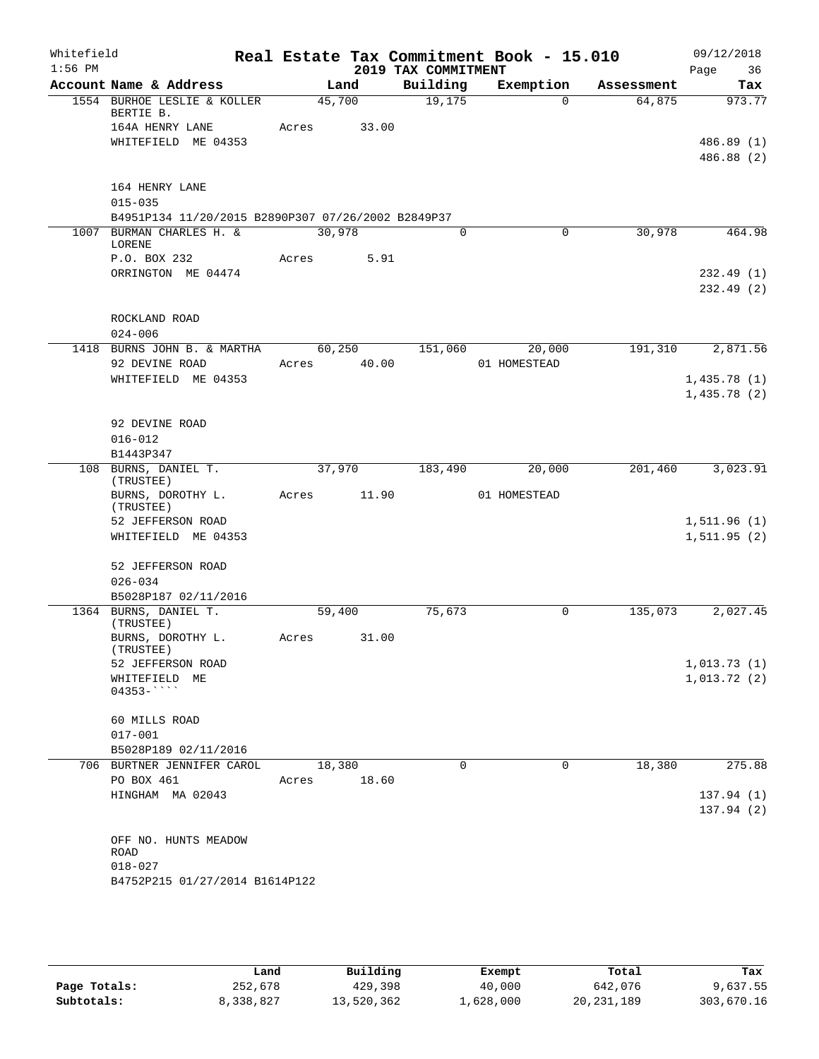Whitefield 1:56 PM

# Real Estate Tax Commitment Book - 15.010

## 2019 TAX COMMITMENT

09/12/2018 Page 36

| Account Name & Address | Land | Building | Exemption | Assessment | Tax |
|---|---|---|---|---|---|
| 1554 BURHOE LESLIE & KOLLER BERTIE B. | 45,700 | 19,175 | 0 | 64,875 | 973.77 |
| 164A HENRY LANE | Acres 33.00 | | | | |
| WHITEFIELD ME 04353 | | | | | 486.89 (1) |
| | | | | | 486.88 (2) |
| 164 HENRY LANE | | | | | |
| 015-035 | | | | | |
| B4951P134 11/20/2015 B2890P307 07/26/2002 B2849P37 | | | | | |
| 1007 BURMAN CHARLES H. & LORENE | 30,978 | 0 | 0 | 30,978 | 464.98 |
| P.O. BOX 232 | Acres 5.91 | | | | |
| ORRINGTON ME 04474 | | | | | 232.49 (1) |
| | | | | | 232.49 (2) |
| ROCKLAND ROAD | | | | | |
| 024-006 | | | | | |
| 1418 BURNS JOHN B. & MARTHA | 60,250 | 151,060 | 20,000 | 191,310 | 2,871.56 |
| 92 DEVINE ROAD | Acres 40.00 | | 01 HOMESTEAD | | |
| WHITEFIELD ME 04353 | | | | | 1,435.78 (1) |
| | | | | | 1,435.78 (2) |
| 92 DEVINE ROAD | | | | | |
| 016-012 | | | | | |
| B1443P347 | | | | | |
| 108 BURNS, DANIEL T. (TRUSTEE) | 37,970 | 183,490 | 20,000 | 201,460 | 3,023.91 |
| BURNS, DOROTHY L. (TRUSTEE) | Acres 11.90 | | 01 HOMESTEAD | | |
| 52 JEFFERSON ROAD | | | | | 1,511.96 (1) |
| WHITEFIELD ME 04353 | | | | | 1,511.95 (2) |
| 52 JEFFERSON ROAD | | | | | |
| 026-034 | | | | | |
| B5028P187 02/11/2016 | | | | | |
| 1364 BURNS, DANIEL T. (TRUSTEE) | 59,400 | 75,673 | 0 | 135,073 | 2,027.45 |
| BURNS, DOROTHY L. (TRUSTEE) | Acres 31.00 | | | | |
| 52 JEFFERSON ROAD | | | | | 1,013.73 (1) |
| WHITEFIELD ME 04353-```` | | | | | 1,013.72 (2) |
| 60 MILLS ROAD | | | | | |
| 017-001 | | | | | |
| B5028P189 02/11/2016 | | | | | |
| 706 BURTNER JENNIFER CAROL | 18,380 | 0 | 0 | 18,380 | 275.88 |
| PO BOX 461 | Acres 18.60 | | | | |
| HINGHAM MA 02043 | | | | | 137.94 (1) |
| | | | | | 137.94 (2) |
| OFF NO. HUNTS MEADOW ROAD | | | | | |
| 018-027 | | | | | |
| B4752P215 01/27/2014 B1614P122 | | | | | |

| | Land | Building | Exempt | Total | Tax |
|---|---|---|---|---|---|
| Page Totals: | 252,678 | 429,398 | 40,000 | 642,076 | 9,637.55 |
| Subtotals: | 8,338,827 | 13,520,362 | 1,628,000 | 20,231,189 | 303,670.16 |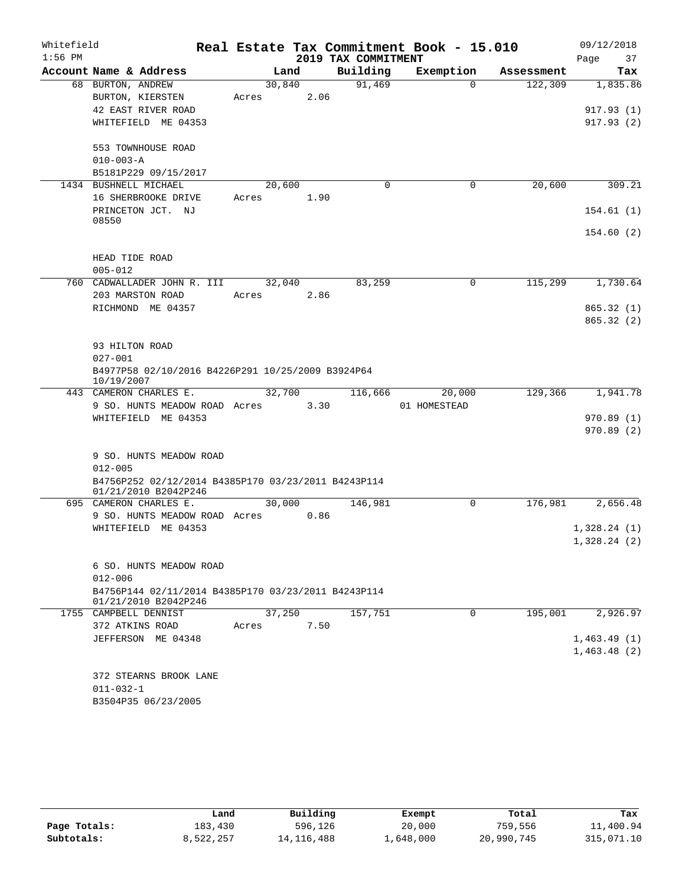Whitefield
1:56 PM

# Real Estate Tax Commitment Book - 15.010
## 2019 TAX COMMITMENT

09/12/2018

| Account Name & Address | Land | Building | Exemption | Assessment | Tax |
|---|---|---|---|---|---|
| 68 BURTON, ANDREW | 30,840 | 91,469 | 0 | 122,309 | 1,835.86 |
| BURTON, KIERSTEN | Acres 2.06 | | | | |
| 42 EAST RIVER ROAD | | | | | 917.93 (1) |
| WHITEFIELD ME 04353 | | | | | 917.93 (2) |
| 553 TOWNHOUSE ROAD | | | | | |
| 010-003-A | | | | | |
| B5181P229 09/15/2017 | | | | | |
| 1434 BUSHNELL MICHAEL | 20,600 | 0 | 0 | 20,600 | 309.21 |
| 16 SHERBROOKE DRIVE | Acres 1.90 | | | | |
| PRINCETON JCT. NJ 08550 | | | | | 154.61 (1) |
| | | | | | 154.60 (2) |
| HEAD TIDE ROAD | | | | | |
| 005-012 | | | | | |
| 760 CADWALLADER JOHN R. III | 32,040 | 83,259 | 0 | 115,299 | 1,730.64 |
| 203 MARSTON ROAD | Acres 2.86 | | | | |
| RICHMOND ME 04357 | | | | | 865.32 (1) |
| | | | | | 865.32 (2) |
| 93 HILTON ROAD | | | | | |
| 027-001 | | | | | |
| B4977P58 02/10/2016 B4226P291 10/25/2009 B3924P64 10/19/2007 | | | | | |
| 443 CAMERON CHARLES E. | 32,700 | 116,666 | 20,000 | 129,366 | 1,941.78 |
| 9 SO. HUNTS MEADOW ROAD | Acres 3.30 | | 01 HOMESTEAD | | |
| WHITEFIELD ME 04353 | | | | | 970.89 (1) |
| | | | | | 970.89 (2) |
| 9 SO. HUNTS MEADOW ROAD | | | | | |
| 012-005 | | | | | |
| B4756P252 02/12/2014 B4385P170 03/23/2011 B4243P114 01/21/2010 B2042P246 | | | | | |
| 695 CAMERON CHARLES E. | 30,000 | 146,981 | 0 | 176,981 | 2,656.48 |
| 9 SO. HUNTS MEADOW ROAD | Acres 0.86 | | | | |
| WHITEFIELD ME 04353 | | | | | 1,328.24 (1) |
| | | | | | 1,328.24 (2) |
| 6 SO. HUNTS MEADOW ROAD | | | | | |
| 012-006 | | | | | |
| B4756P144 02/11/2014 B4385P170 03/23/2011 B4243P114 01/21/2010 B2042P246 | | | | | |
| 1755 CAMPBELL DENNIST | 37,250 | 157,751 | 0 | 195,001 | 2,926.97 |
| 372 ATKINS ROAD | Acres 7.50 | | | | |
| JEFFERSON ME 04348 | | | | | 1,463.49 (1) |
| | | | | | 1,463.48 (2) |
| 372 STEARNS BROOK LANE | | | | | |
| 011-032-1 | | | | | |
| B3504P35 06/23/2005 | | | | | |

| | Land | Building | Exempt | Total | Tax |
|---|---|---|---|---|---|
| Page Totals: | 183,430 | 596,126 | 20,000 | 759,556 | 11,400.94 |
| Subtotals: | 8,522,257 | 14,116,488 | 1,648,000 | 20,990,745 | 315,071.10 |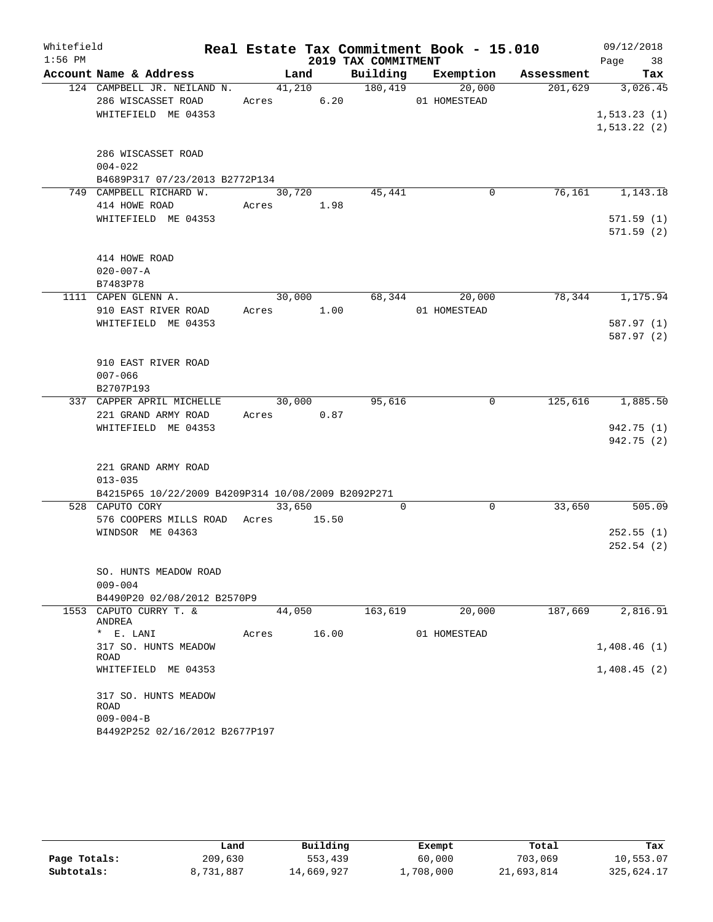Whitefield 1:56 PM

# Real Estate Tax Commitment Book - 15.010

## 2019 TAX COMMITMENT

09/12/2018 Page 38

| Account Name & Address | Land | Building | Exemption | Assessment | Tax |
|---|---|---|---|---|---|
| 124 CAMPBELL JR. NEILAND N. | 41,210 | 180,419 | 20,000 | 201,629 | 3,026.45 |
| 286 WISCASSET ROAD | Acres 6.20 | | 01 HOMESTEAD | | |
| WHITEFIELD ME 04353 | | | | | 1,513.23 (1) |
| | | | | | 1,513.22 (2) |
| 286 WISCASSET ROAD | | | | | |
| 004-022 | | | | | |
| B4689P317 07/23/2013 B2772P134 | | | | | |
| 749 CAMPBELL RICHARD W. | 30,720 | 45,441 | 0 | 76,161 | 1,143.18 |
| 414 HOWE ROAD | Acres 1.98 | | | | |
| WHITEFIELD ME 04353 | | | | | 571.59 (1) |
| | | | | | 571.59 (2) |
| 414 HOWE ROAD | | | | | |
| 020-007-A | | | | | |
| B7483P78 | | | | | |
| 1111 CAPEN GLENN A. | 30,000 | 68,344 | 20,000 | 78,344 | 1,175.94 |
| 910 EAST RIVER ROAD | Acres 1.00 | | 01 HOMESTEAD | | |
| WHITEFIELD ME 04353 | | | | | 587.97 (1) |
| | | | | | 587.97 (2) |
| 910 EAST RIVER ROAD | | | | | |
| 007-066 | | | | | |
| B2707P193 | | | | | |
| 337 CAPPER APRIL MICHELLE | 30,000 | 95,616 | 0 | 125,616 | 1,885.50 |
| 221 GRAND ARMY ROAD | Acres 0.87 | | | | |
| WHITEFIELD ME 04353 | | | | | 942.75 (1) |
| | | | | | 942.75 (2) |
| 221 GRAND ARMY ROAD | | | | | |
| 013-035 | | | | | |
| B4215P65 10/22/2009 B4209P314 10/08/2009 B2092P271 | | | | | |
| 528 CAPUTO CORY | 33,650 | 0 | 0 | 33,650 | 505.09 |
| 576 COOPERS MILLS ROAD | Acres 15.50 | | | | |
| WINDSOR ME 04363 | | | | | 252.55 (1) |
| | | | | | 252.54 (2) |
| SO. HUNTS MEADOW ROAD | | | | | |
| 009-004 | | | | | |
| B4490P20 02/08/2012 B2570P9 | | | | | |
| 1553 CAPUTO CURRY T. & ANDREA | 44,050 | 163,619 | 20,000 | 187,669 | 2,816.91 |
| * E. LANI | Acres 16.00 | | 01 HOMESTEAD | | |
| 317 SO. HUNTS MEADOW ROAD | | | | | 1,408.46 (1) |
| WHITEFIELD ME 04353 | | | | | 1,408.45 (2) |
| 317 SO. HUNTS MEADOW ROAD | | | | | |
| 009-004-B | | | | | |
| B4492P252 02/16/2012 B2677P197 | | | | | |

| | Land | Building | Exempt | Total | Tax |
|---|---|---|---|---|---|
| Page Totals: | 209,630 | 553,439 | 60,000 | 703,069 | 10,553.07 |
| Subtotals: | 8,731,887 | 14,669,927 | 1,708,000 | 21,693,814 | 325,624.17 |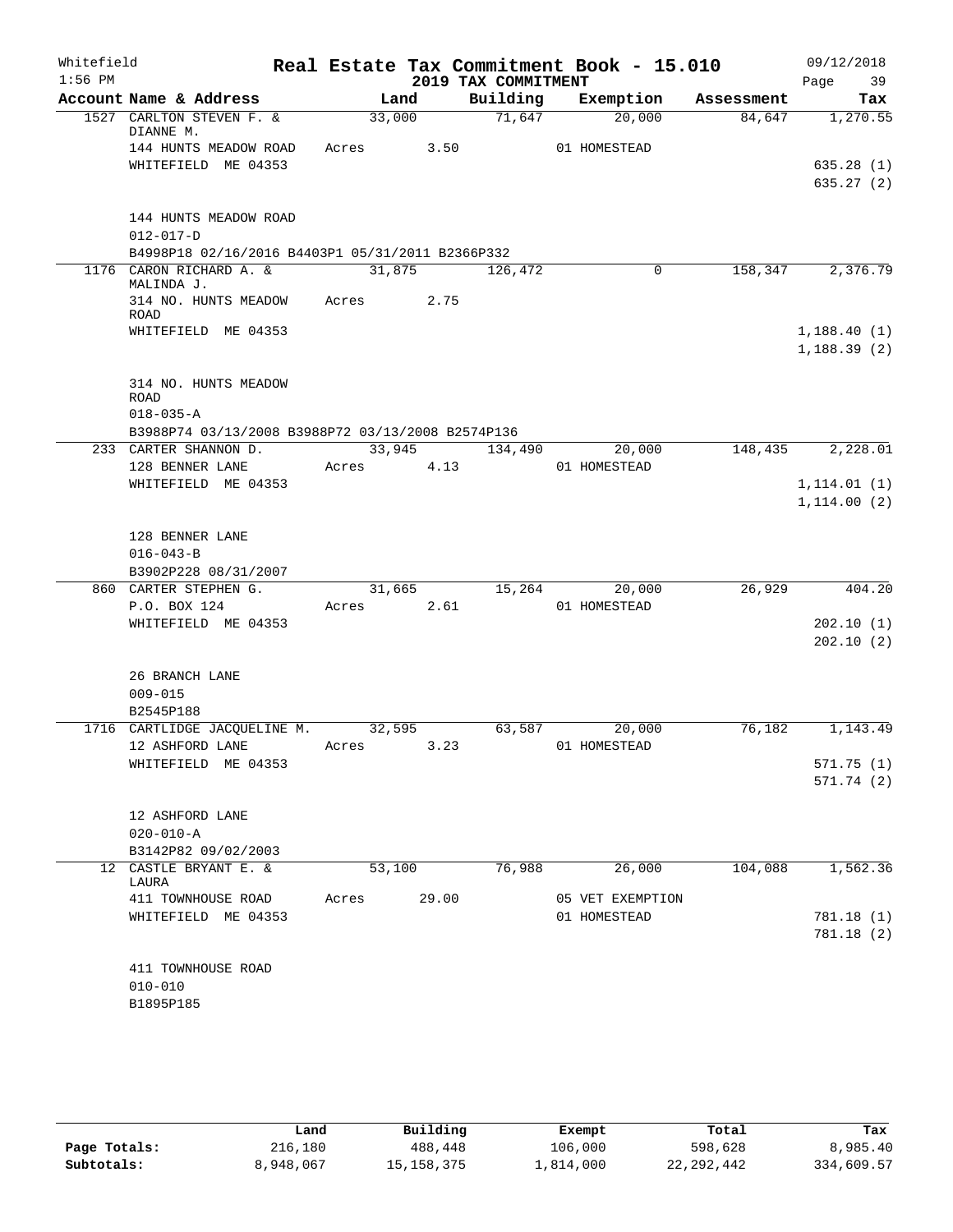Whitefield 1:56 PM

# Real Estate Tax Commitment Book - 15.010

## 2019 TAX COMMITMENT

09/12/2018

| Account Name & Address | Land | Building | Exemption | Assessment | Tax |
|---|---|---|---|---|---|
| 1527 CARLTON STEVEN F. & DIANNE M. | 33,000 | 71,647 | 20,000 | 84,647 | 1,270.55 |
| 144 HUNTS MEADOW ROAD | Acres 3.50 | | 01 HOMESTEAD | | |
| WHITEFIELD ME 04353 | | | | | 635.28 (1) |
| | | | | | 635.27 (2) |
| 144 HUNTS MEADOW ROAD | | | | | |
| 012-017-D | | | | | |
| B4998P18 02/16/2016 B4403P1 05/31/2011 B2366P332 | | | | | |
| 1176 CARON RICHARD A. & MALINDA J. | 31,875 | 126,472 | 0 | 158,347 | 2,376.79 |
| 314 NO. HUNTS MEADOW ROAD | Acres 2.75 | | | | |
| WHITEFIELD ME 04353 | | | | | 1,188.40 (1) |
| | | | | | 1,188.39 (2) |
| 314 NO. HUNTS MEADOW ROAD | | | | | |
| 018-035-A | | | | | |
| B3988P74 03/13/2008 B3988P72 03/13/2008 B2574P136 | | | | | |
| 233 CARTER SHANNON D. | 33,945 | 134,490 | 20,000 | 148,435 | 2,228.01 |
| 128 BENNER LANE | Acres 4.13 | | 01 HOMESTEAD | | |
| WHITEFIELD ME 04353 | | | | | 1,114.01 (1) |
| | | | | | 1,114.00 (2) |
| 128 BENNER LANE | | | | | |
| 016-043-B | | | | | |
| B3902P228 08/31/2007 | | | | | |
| 860 CARTER STEPHEN G. | 31,665 | 15,264 | 20,000 | 26,929 | 404.20 |
| P.O. BOX 124 | Acres 2.61 | | 01 HOMESTEAD | | |
| WHITEFIELD ME 04353 | | | | | 202.10 (1) |
| | | | | | 202.10 (2) |
| 26 BRANCH LANE | | | | | |
| 009-015 | | | | | |
| B2545P188 | | | | | |
| 1716 CARTLIDGE JACQUELINE M. | 32,595 | 63,587 | 20,000 | 76,182 | 1,143.49 |
| 12 ASHFORD LANE | Acres 3.23 | | 01 HOMESTEAD | | |
| WHITEFIELD ME 04353 | | | | | 571.75 (1) |
| | | | | | 571.74 (2) |
| 12 ASHFORD LANE | | | | | |
| 020-010-A | | | | | |
| B3142P82 09/02/2003 | | | | | |
| 12 CASTLE BRYANT E. & LAURA | 53,100 | 76,988 | 26,000 | 104,088 | 1,562.36 |
| 411 TOWNHOUSE ROAD | Acres 29.00 | | 05 VET EXEMPTION | | |
| WHITEFIELD ME 04353 | | | 01 HOMESTEAD | | 781.18 (1) |
| | | | | | 781.18 (2) |
| 411 TOWNHOUSE ROAD | | | | | |
| 010-010 | | | | | |
| B1895P185 | | | | | |

| | Land | Building | Exempt | Total | Tax |
|---|---|---|---|---|---|
| Page Totals: | 216,180 | 488,448 | 106,000 | 598,628 | 8,985.40 |
| Subtotals: | 8,948,067 | 15,158,375 | 1,814,000 | 22,292,442 | 334,609.57 |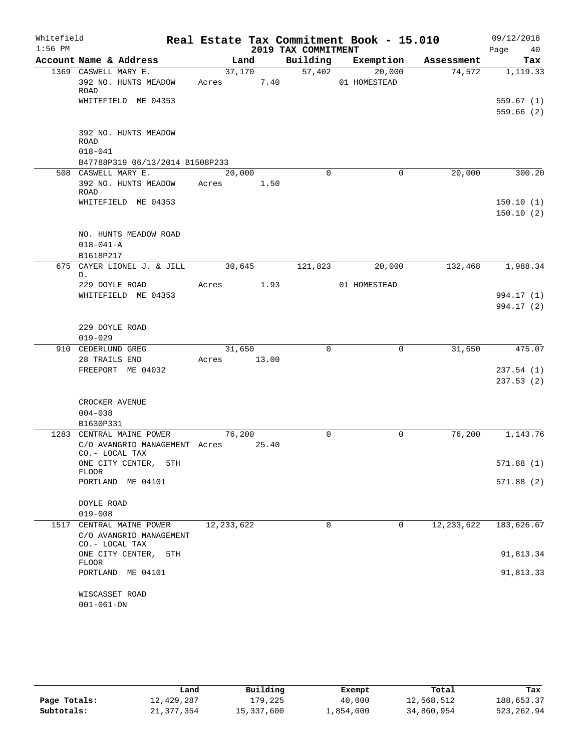Whitefield 1:56 PM

# Real Estate Tax Commitment Book - 15.010

## 2019 TAX COMMITMENT

09/12/2018 Page 40

| Account Name & Address | Land | Building | Exemption | Assessment | Tax |
|---|---|---|---|---|---|
| 1369 CASWELL MARY E. | 37,170 | 57,402 | 20,000 | 74,572 | 1,119.33 |
| 392 NO. HUNTS MEADOW ROAD | Acres 7.40 | | 01 HOMESTEAD | | |
| WHITEFIELD ME 04353 | | | | | 559.67 (1) |
| | | | | | 559.66 (2) |
| 392 NO. HUNTS MEADOW ROAD | | | | | |
| 018-041 | | | | | |
| B47788P319 06/13/2014 B1508P233 | | | | | |
| 508 CASWELL MARY E. | 20,000 | 0 | 0 | 20,000 | 300.20 |
| 392 NO. HUNTS MEADOW ROAD | Acres 1.50 | | | | |
| WHITEFIELD ME 04353 | | | | | 150.10 (1) |
| | | | | | 150.10 (2) |
| NO. HUNTS MEADOW ROAD | | | | | |
| 018-041-A | | | | | |
| B1618P217 | | | | | |
| 675 CAYER LIONEL J. & JILL D. | 30,645 | 121,823 | 20,000 | 132,468 | 1,988.34 |
| 229 DOYLE ROAD | Acres 1.93 | | 01 HOMESTEAD | | |
| WHITEFIELD ME 04353 | | | | | 994.17 (1) |
| | | | | | 994.17 (2) |
| 229 DOYLE ROAD | | | | | |
| 019-029 | | | | | |
| 910 CEDERLUND GREG | 31,650 | 0 | 0 | 31,650 | 475.07 |
| 28 TRAILS END | Acres 13.00 | | | | |
| FREEPORT ME 04032 | | | | | 237.54 (1) |
| | | | | | 237.53 (2) |
| CROCKER AVENUE | | | | | |
| 004-038 | | | | | |
| B1630P331 | | | | | |
| 1283 CENTRAL MAINE POWER | 76,200 | 0 | 0 | 76,200 | 1,143.76 |
| C/O AVANGRID MANAGEMENT CO.- LOCAL TAX | Acres 25.40 | | | | |
| ONE CITY CENTER, 5TH FLOOR | | | | | 571.88 (1) |
| PORTLAND ME 04101 | | | | | 571.88 (2) |
| DOYLE ROAD | | | | | |
| 019-008 | | | | | |
| 1517 CENTRAL MAINE POWER | 12,233,622 | 0 | 0 | 12,233,622 | 183,626.67 |
| C/O AVANGRID MANAGEMENT CO.- LOCAL TAX | | | | | |
| ONE CITY CENTER, 5TH FLOOR | | | | | 91,813.34 |
| PORTLAND ME 04101 | | | | | 91,813.33 |
| WISCASSET ROAD | | | | | |
| 001-061-ON | | | | | |

| | Land | Building | Exempt | Total | Tax |
|---|---|---|---|---|---|
| Page Totals: | 12,429,287 | 179,225 | 40,000 | 12,568,512 | 188,653.37 |
| Subtotals: | 21,377,354 | 15,337,600 | 1,854,000 | 34,860,954 | 523,262.94 |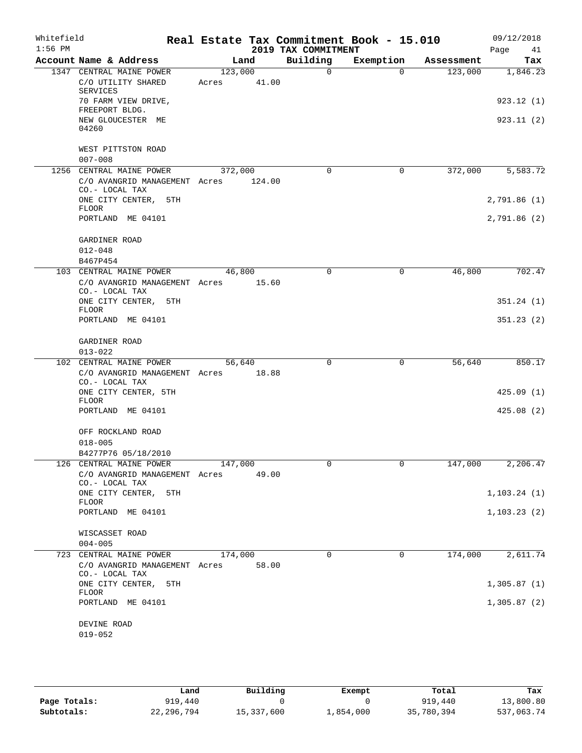Whitefield 1:56 PM

# Real Estate Tax Commitment Book - 15.010
## 2019 TAX COMMITMENT

09/12/2018

| Account Name & Address | Land | Building | Exemption | Assessment | Tax |
|---|---|---|---|---|---|
| 1347 CENTRAL MAINE POWER | 123,000 | 0 | 0 | 123,000 | 1,846.23 |
| C/O UTILITY SHARED SERVICES | Acres 41.00 | | | | |
| 70 FARM VIEW DRIVE, FREEPORT BLDG. | | | | | 923.12 (1) |
| NEW GLOUCESTER ME 04260 | | | | | 923.11 (2) |
| WEST PITTSTON ROAD | | | | | |
| 007-008 | | | | | |
| 1256 CENTRAL MAINE POWER | 372,000 | 0 | 0 | 372,000 | 5,583.72 |
| C/O AVANGRID MANAGEMENT CO.- LOCAL TAX | Acres 124.00 | | | | |
| ONE CITY CENTER, 5TH FLOOR | | | | | 2,791.86 (1) |
| PORTLAND ME 04101 | | | | | 2,791.86 (2) |
| GARDINER ROAD | | | | | |
| 012-048 | | | | | |
| B467P454 | | | | | |
| 103 CENTRAL MAINE POWER | 46,800 | 0 | 0 | 46,800 | 702.47 |
| C/O AVANGRID MANAGEMENT CO.- LOCAL TAX | Acres 15.60 | | | | |
| ONE CITY CENTER, 5TH FLOOR | | | | | 351.24 (1) |
| PORTLAND ME 04101 | | | | | 351.23 (2) |
| GARDINER ROAD | | | | | |
| 013-022 | | | | | |
| 102 CENTRAL MAINE POWER | 56,640 | 0 | 0 | 56,640 | 850.17 |
| C/O AVANGRID MANAGEMENT CO.- LOCAL TAX | Acres 18.88 | | | | |
| ONE CITY CENTER, 5TH FLOOR | | | | | 425.09 (1) |
| PORTLAND ME 04101 | | | | | 425.08 (2) |
| OFF ROCKLAND ROAD | | | | | |
| 018-005 | | | | | |
| B4277P76 05/18/2010 | | | | | |
| 126 CENTRAL MAINE POWER | 147,000 | 0 | 0 | 147,000 | 2,206.47 |
| C/O AVANGRID MANAGEMENT CO.- LOCAL TAX | Acres 49.00 | | | | |
| ONE CITY CENTER, 5TH FLOOR | | | | | 1,103.24 (1) |
| PORTLAND ME 04101 | | | | | 1,103.23 (2) |
| WISCASSET ROAD | | | | | |
| 004-005 | | | | | |
| 723 CENTRAL MAINE POWER | 174,000 | 0 | 0 | 174,000 | 2,611.74 |
| C/O AVANGRID MANAGEMENT CO.- LOCAL TAX | Acres 58.00 | | | | |
| ONE CITY CENTER, 5TH FLOOR | | | | | 1,305.87 (1) |
| PORTLAND ME 04101 | | | | | 1,305.87 (2) |
| DEVINE ROAD | | | | | |
| 019-052 | | | | | |

| | Land | Building | Exempt | Total | Tax |
|---|---|---|---|---|---|
| Page Totals: | 919,440 | 0 | 0 | 919,440 | 13,800.80 |
| Subtotals: | 22,296,794 | 15,337,600 | 1,854,000 | 35,780,394 | 537,063.74 |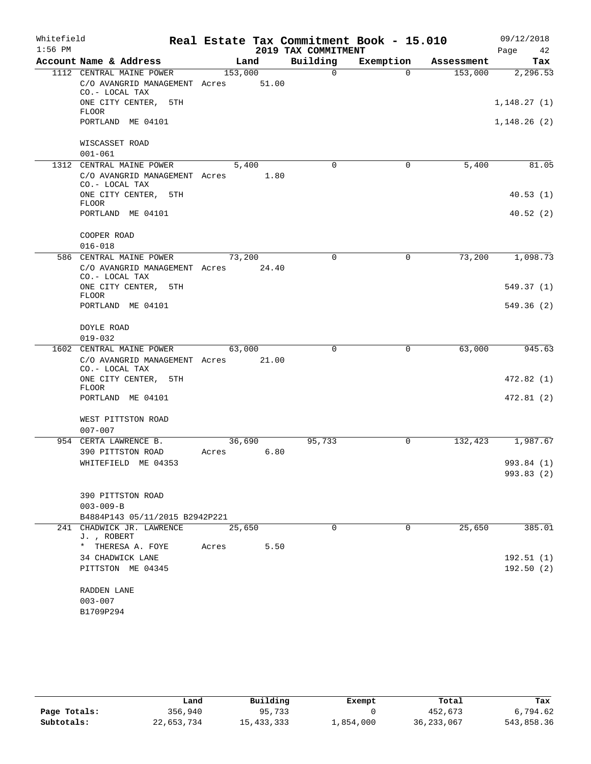Whitefield 1:56 PM

# Real Estate Tax Commitment Book - 15.010
## 2019 TAX COMMITMENT

09/12/2018

| Account Name & Address | Land | Building | Exemption | Assessment | Tax |
|---|---|---|---|---|---|
| 1112 CENTRAL MAINE POWER | 153,000 | 0 | 0 | 153,000 | 2,296.53 |
| C/O AVANGRID MANAGEMENT CO.- LOCAL TAX | Acres 51.00 | | | | |
| ONE CITY CENTER, 5TH FLOOR | | | | | 1,148.27 (1) |
| PORTLAND ME 04101 | | | | | 1,148.26 (2) |
| WISCASSET ROAD | | | | | |
| 001-061 | | | | | |
| 1312 CENTRAL MAINE POWER | 5,400 | 0 | 0 | 5,400 | 81.05 |
| C/O AVANGRID MANAGEMENT CO.- LOCAL TAX | Acres 1.80 | | | | |
| ONE CITY CENTER, 5TH FLOOR | | | | | 40.53 (1) |
| PORTLAND ME 04101 | | | | | 40.52 (2) |
| COOPER ROAD | | | | | |
| 016-018 | | | | | |
| 586 CENTRAL MAINE POWER | 73,200 | 0 | 0 | 73,200 | 1,098.73 |
| C/O AVANGRID MANAGEMENT CO.- LOCAL TAX | Acres 24.40 | | | | |
| ONE CITY CENTER, 5TH FLOOR | | | | | 549.37 (1) |
| PORTLAND ME 04101 | | | | | 549.36 (2) |
| DOYLE ROAD | | | | | |
| 019-032 | | | | | |
| 1602 CENTRAL MAINE POWER | 63,000 | 0 | 0 | 63,000 | 945.63 |
| C/O AVANGRID MANAGEMENT CO.- LOCAL TAX | Acres 21.00 | | | | |
| ONE CITY CENTER, 5TH FLOOR | | | | | 472.82 (1) |
| PORTLAND ME 04101 | | | | | 472.81 (2) |
| WEST PITTSTON ROAD | | | | | |
| 007-007 | | | | | |
| 954 CERTA LAWRENCE B. | 36,690 | 95,733 | 0 | 132,423 | 1,987.67 |
| 390 PITTSTON ROAD | Acres 6.80 | | | | |
| WHITEFIELD ME 04353 | | | | | 993.84 (1) |
| | | | | | 993.83 (2) |
| 390 PITTSTON ROAD | | | | | |
| 003-009-B | | | | | |
| B4884P143 05/11/2015 B2942P221 | | | | | |
| 241 CHADWICK JR. LAWRENCE J. , ROBERT | 25,650 | 0 | 0 | 25,650 | 385.01 |
| * THERESA A. FOYE | Acres 5.50 | | | | |
| 34 CHADWICK LANE | | | | | 192.51 (1) |
| PITTSTON ME 04345 | | | | | 192.50 (2) |
| RADDEN LANE | | | | | |
| 003-007 | | | | | |
| B1709P294 | | | | | |

| | Land | Building | Exempt | Total | Tax |
|---|---|---|---|---|---|
| Page Totals: | 356,940 | 95,733 | 0 | 452,673 | 6,794.62 |
| Subtotals: | 22,653,734 | 15,433,333 | 1,854,000 | 36,233,067 | 543,858.36 |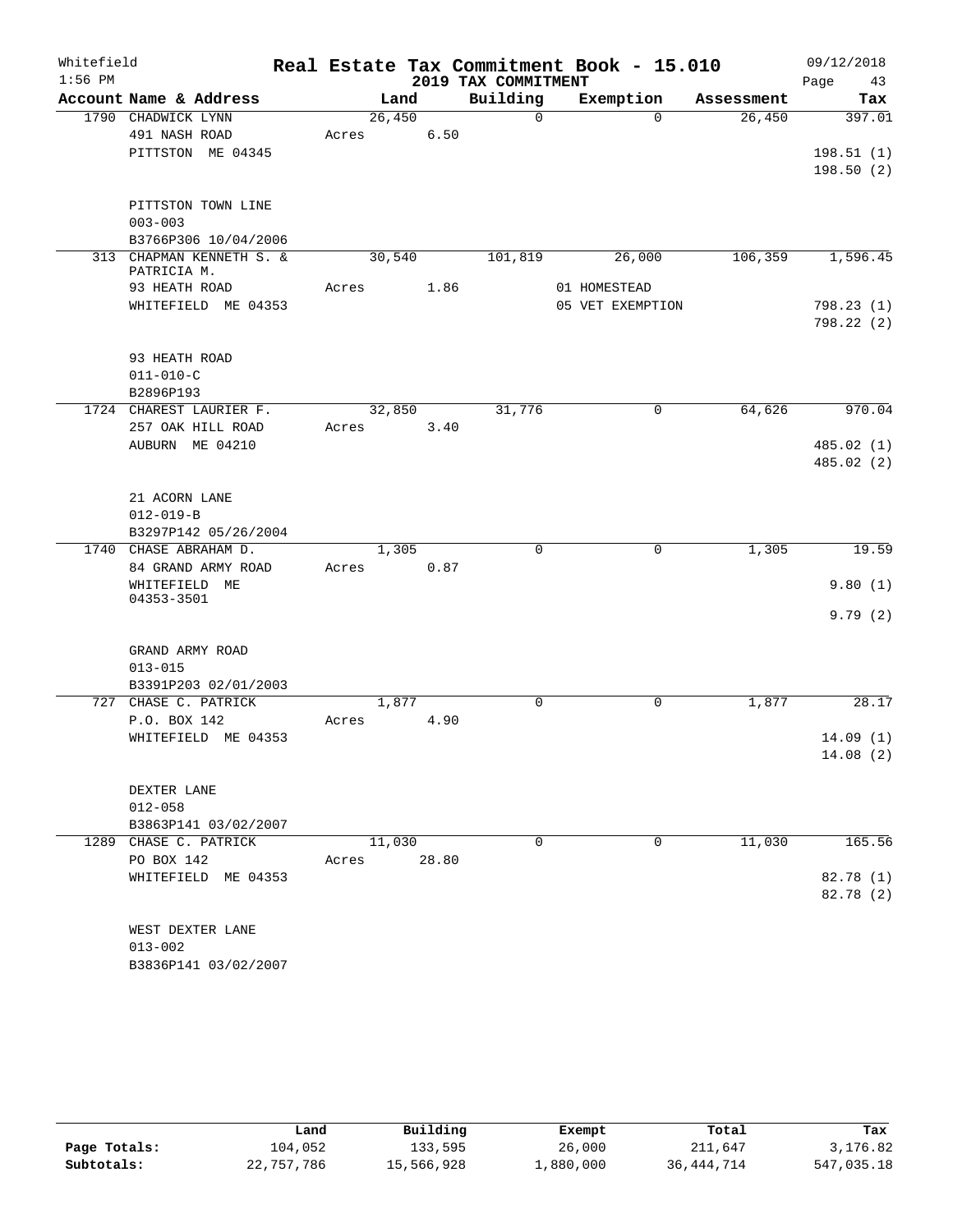Whitefield 1:56 PM

# Real Estate Tax Commitment Book - 15.010

## 2019 TAX COMMITMENT

09/12/2018

| Account Name & Address | Land | Building | Exemption | Assessment | Tax |
|---|---|---|---|---|---|
| 1790 CHADWICK LYNN | 26,450 | 0 | 0 | 26,450 | 397.01 |
| 491 NASH ROAD | Acres 6.50 | | | | |
| PITTSTON ME 04345 | | | | | 198.51 (1) |
| | | | | | 198.50 (2) |
| PITTSTON TOWN LINE | | | | | |
| 003-003 | | | | | |
| B3766P306 10/04/2006 | | | | | |
| 313 CHAPMAN KENNETH S. & PATRICIA M. | 30,540 | 101,819 | 26,000 | 106,359 | 1,596.45 |
| 93 HEATH ROAD | Acres 1.86 | | 01 HOMESTEAD | | |
| WHITEFIELD ME 04353 | | | 05 VET EXEMPTION | | 798.23 (1) |
| | | | | | 798.22 (2) |
| 93 HEATH ROAD | | | | | |
| 011-010-C | | | | | |
| B2896P193 | | | | | |
| 1724 CHAREST LAURIER F. | 32,850 | 31,776 | 0 | 64,626 | 970.04 |
| 257 OAK HILL ROAD | Acres 3.40 | | | | |
| AUBURN ME 04210 | | | | | 485.02 (1) |
| | | | | | 485.02 (2) |
| 21 ACORN LANE | | | | | |
| 012-019-B | | | | | |
| B3297P142 05/26/2004 | | | | | |
| 1740 CHASE ABRAHAM D. | 1,305 | 0 | 0 | 1,305 | 19.59 |
| 84 GRAND ARMY ROAD | Acres 0.87 | | | | |
| WHITEFIELD ME 04353-3501 | | | | | 9.80 (1) |
| | | | | | 9.79 (2) |
| GRAND ARMY ROAD | | | | | |
| 013-015 | | | | | |
| B3391P203 02/01/2003 | | | | | |
| 727 CHASE C. PATRICK | 1,877 | 0 | 0 | 1,877 | 28.17 |
| P.O. BOX 142 | Acres 4.90 | | | | |
| WHITEFIELD ME 04353 | | | | | 14.09 (1) |
| | | | | | 14.08 (2) |
| DEXTER LANE | | | | | |
| 012-058 | | | | | |
| B3863P141 03/02/2007 | | | | | |
| 1289 CHASE C. PATRICK | 11,030 | 0 | 0 | 11,030 | 165.56 |
| PO BOX 142 | Acres 28.80 | | | | |
| WHITEFIELD ME 04353 | | | | | 82.78 (1) |
| | | | | | 82.78 (2) |
| WEST DEXTER LANE | | | | | |
| 013-002 | | | | | |
| B3836P141 03/02/2007 | | | | | |

| | Land | Building | Exempt | Total | Tax |
|---|---|---|---|---|---|
| Page Totals: | 104,052 | 133,595 | 26,000 | 211,647 | 3,176.82 |
| Subtotals: | 22,757,786 | 15,566,928 | 1,880,000 | 36,444,714 | 547,035.18 |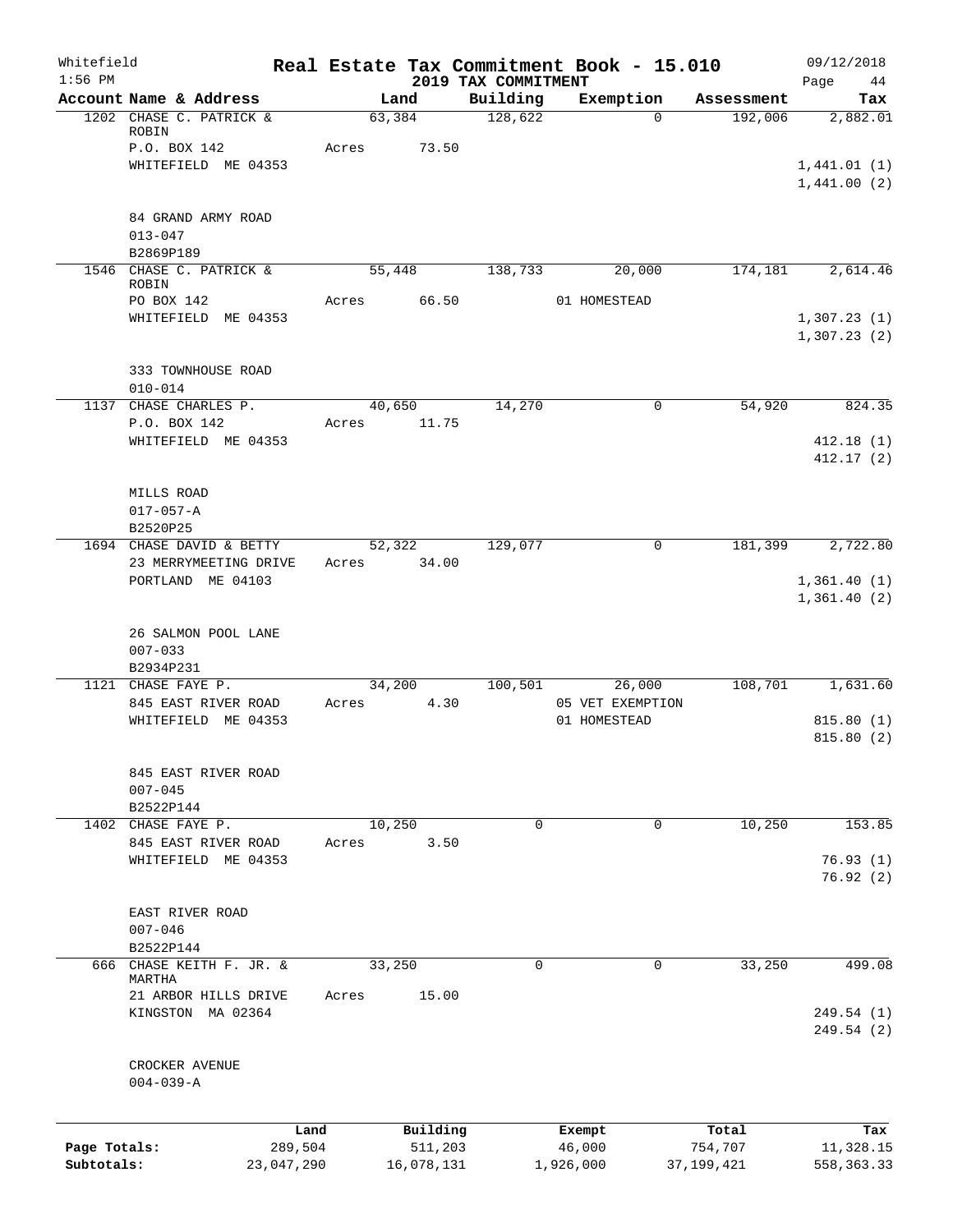Whitefield 1:56 PM

# Real Estate Tax Commitment Book - 15.010

## 2019 TAX COMMITMENT

09/12/2018

| Account Name & Address | Land | Building | Exemption | Assessment | Tax |
|---|---|---|---|---|---|
| 1202 CHASE C. PATRICK & ROBIN | 63,384 | 128,622 | 0 | 192,006 | 2,882.01 |
| P.O. BOX 142 | Acres 73.50 | | | | |
| WHITEFIELD ME 04353 | | | | | 1,441.01 (1) |
| | | | | | 1,441.00 (2) |
| 84 GRAND ARMY ROAD | | | | | |
| 013-047 | | | | | |
| B2869P189 | | | | | |
| 1546 CHASE C. PATRICK & ROBIN | 55,448 | 138,733 | 20,000 | 174,181 | 2,614.46 |
| PO BOX 142 | Acres 66.50 | | 01 HOMESTEAD | | |
| WHITEFIELD ME 04353 | | | | | 1,307.23 (1) |
| | | | | | 1,307.23 (2) |
| 333 TOWNHOUSE ROAD | | | | | |
| 010-014 | | | | | |
| 1137 CHASE CHARLES P. | 40,650 | 14,270 | 0 | 54,920 | 824.35 |
| P.O. BOX 142 | Acres 11.75 | | | | |
| WHITEFIELD ME 04353 | | | | | 412.18 (1) |
| | | | | | 412.17 (2) |
| MILLS ROAD | | | | | |
| 017-057-A | | | | | |
| B2520P25 | | | | | |
| 1694 CHASE DAVID & BETTY | 52,322 | 129,077 | 0 | 181,399 | 2,722.80 |
| 23 MERRYMEETING DRIVE | Acres 34.00 | | | | |
| PORTLAND ME 04103 | | | | | 1,361.40 (1) |
| | | | | | 1,361.40 (2) |
| 26 SALMON POOL LANE | | | | | |
| 007-033 | | | | | |
| B2934P231 | | | | | |
| 1121 CHASE FAYE P. | 34,200 | 100,501 | 26,000 | 108,701 | 1,631.60 |
| 845 EAST RIVER ROAD | Acres 4.30 | | 05 VET EXEMPTION | | |
| WHITEFIELD ME 04353 | | | 01 HOMESTEAD | | 815.80 (1) |
| | | | | | 815.80 (2) |
| 845 EAST RIVER ROAD | | | | | |
| 007-045 | | | | | |
| B2522P144 | | | | | |
| 1402 CHASE FAYE P. | 10,250 | 0 | 0 | 10,250 | 153.85 |
| 845 EAST RIVER ROAD | Acres 3.50 | | | | |
| WHITEFIELD ME 04353 | | | | | 76.93 (1) |
| | | | | | 76.92 (2) |
| EAST RIVER ROAD | | | | | |
| 007-046 | | | | | |
| B2522P144 | | | | | |
| 666 CHASE KEITH F. JR. & MARTHA | 33,250 | 0 | 0 | 33,250 | 499.08 |
| 21 ARBOR HILLS DRIVE | Acres 15.00 | | | | |
| KINGSTON MA 02364 | | | | | 249.54 (1) |
| | | | | | 249.54 (2) |
| CROCKER AVENUE | | | | | |
| 004-039-A | | | | | |

| | Land | Building | Exempt | Total | Tax |
|---|---|---|---|---|---|
| Page Totals: | 289,504 | 511,203 | 46,000 | 754,707 | 11,328.15 |
| Subtotals: | 23,047,290 | 16,078,131 | 1,926,000 | 37,199,421 | 558,363.33 |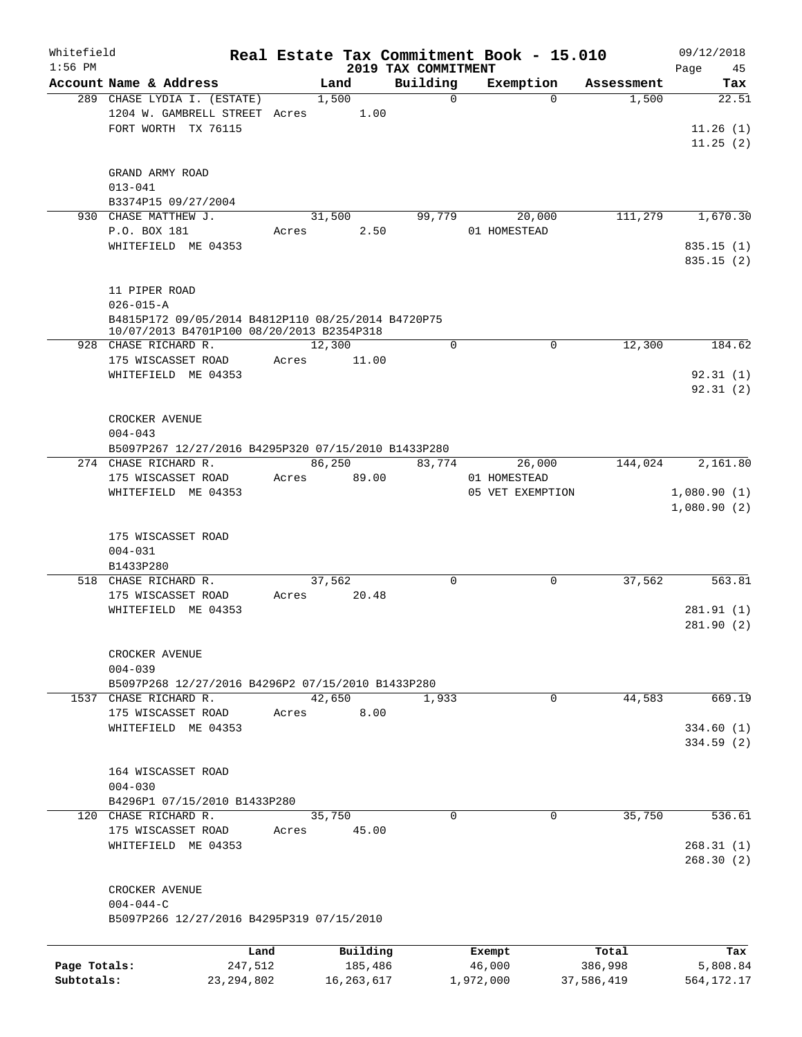Whitefield
1:56 PM

# Real Estate Tax Commitment Book - 15.010

## 2019 TAX COMMITMENT

09/12/2018

| Account Name & Address | Land | Building | Exemption | Assessment | Tax |
|---|---|---|---|---|---|
| 289 CHASE LYDIA I. (ESTATE)<br>1204 W. GAMBRELL STREET Acres 1.00<br>FORT WORTH TX 76115<br><br>GRAND ARMY ROAD<br>013-041<br>B3374P15 09/27/2004 | 1,500 | 0 | 0 | 1,500 | 22.51<br>11.26 (1)<br>11.25 (2) |
| 930 CHASE MATTHEW J.<br>P.O. BOX 181 Acres 2.50<br>WHITEFIELD ME 04353<br><br>11 PIPER ROAD<br>026-015-A<br>B4815P172 09/05/2014 B4812P110 08/25/2014 B4720P75 10/07/2013 B4701P100 08/20/2013 B2354P318 | 31,500 | 99,779 | 20,000<br>01 HOMESTEAD | 111,279 | 1,670.30<br>835.15 (1)<br>835.15 (2) |
| 928 CHASE RICHARD R.<br>175 WISCASSET ROAD Acres 11.00<br>WHITEFIELD ME 04353<br><br>CROCKER AVENUE<br>004-043<br>B5097P267 12/27/2016 B4295P320 07/15/2010 B1433P280 | 12,300 | 0 | 0 | 12,300 | 184.62<br>92.31 (1)<br>92.31 (2) |
| 274 CHASE RICHARD R.<br>175 WISCASSET ROAD Acres 89.00<br>WHITEFIELD ME 04353<br><br>175 WISCASSET ROAD<br>004-031<br>B1433P280 | 86,250 | 83,774 | 26,000<br>01 HOMESTEAD<br>05 VET EXEMPTION | 144,024 | 2,161.80<br>1,080.90 (1)<br>1,080.90 (2) |
| 518 CHASE RICHARD R.<br>175 WISCASSET ROAD Acres 20.48<br>WHITEFIELD ME 04353<br><br>CROCKER AVENUE<br>004-039<br>B5097P268 12/27/2016 B4296P2 07/15/2010 B1433P280 | 37,562 | 0 | 0 | 37,562 | 563.81<br>281.91 (1)<br>281.90 (2) |
| 1537 CHASE RICHARD R.<br>175 WISCASSET ROAD Acres 8.00<br>WHITEFIELD ME 04353<br><br>164 WISCASSET ROAD<br>004-030<br>B4296P1 07/15/2010 B1433P280 | 42,650 | 1,933 | 0 | 44,583 | 669.19<br>334.60 (1)<br>334.59 (2) |
| 120 CHASE RICHARD R.<br>175 WISCASSET ROAD Acres 45.00<br>WHITEFIELD ME 04353<br><br>CROCKER AVENUE<br>004-044-C<br>B5097P266 12/27/2016 B4295P319 07/15/2010 | 35,750 | 0 | 0 | 35,750 | 536.61<br>268.31 (1)<br>268.30 (2) |

| | Land | Building | Exempt | Total | Tax |
|---|---|---|---|---|---|
| Page Totals: | 247,512 | 185,486 | 46,000 | 386,998 | 5,808.84 |
| Subtotals: | 23,294,802 | 16,263,617 | 1,972,000 | 37,586,419 | 564,172.17 |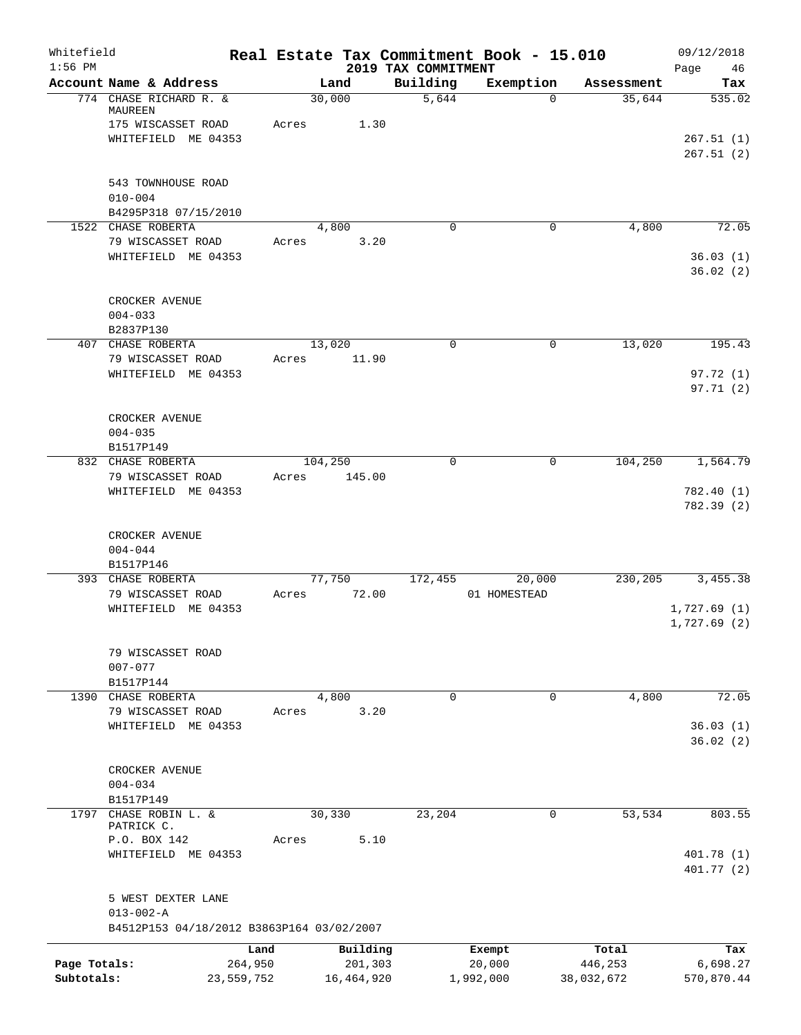Whitefield
1:56 PM

# Real Estate Tax Commitment Book - 15.010

## 2019 TAX COMMITMENT

09/12/2018

| Account Name & Address | Land | Building | Exemption | Assessment | Tax |
|---|---|---|---|---|---|
| 774 CHASE RICHARD R. & MAUREEN | 30,000 | 5,644 | 0 | 35,644 | 535.02 |
| 175 WISCASSET ROAD | Acres 1.30 | | | | |
| WHITEFIELD ME 04353 | | | | | 267.51 (1) |
| | | | | | 267.51 (2) |
| 543 TOWNHOUSE ROAD | | | | | |
| 010-004 | | | | | |
| B4295P318 07/15/2010 | | | | | |
| 1522 CHASE ROBERTA | 4,800 | 0 | 0 | 4,800 | 72.05 |
| 79 WISCASSET ROAD | Acres 3.20 | | | | |
| WHITEFIELD ME 04353 | | | | | 36.03 (1) |
| | | | | | 36.02 (2) |
| CROCKER AVENUE | | | | | |
| 004-033 | | | | | |
| B2837P130 | | | | | |
| 407 CHASE ROBERTA | 13,020 | 0 | 0 | 13,020 | 195.43 |
| 79 WISCASSET ROAD | Acres 11.90 | | | | |
| WHITEFIELD ME 04353 | | | | | 97.72 (1) |
| | | | | | 97.71 (2) |
| CROCKER AVENUE | | | | | |
| 004-035 | | | | | |
| B1517P149 | | | | | |
| 832 CHASE ROBERTA | 104,250 | 0 | 0 | 104,250 | 1,564.79 |
| 79 WISCASSET ROAD | Acres 145.00 | | | | |
| WHITEFIELD ME 04353 | | | | | 782.40 (1) |
| | | | | | 782.39 (2) |
| CROCKER AVENUE | | | | | |
| 004-044 | | | | | |
| B1517P146 | | | | | |
| 393 CHASE ROBERTA | 77,750 | 172,455 | 20,000 | 230,205 | 3,455.38 |
| 79 WISCASSET ROAD | Acres 72.00 | | 01 HOMESTEAD | | |
| WHITEFIELD ME 04353 | | | | | 1,727.69 (1) |
| | | | | | 1,727.69 (2) |
| 79 WISCASSET ROAD | | | | | |
| 007-077 | | | | | |
| B1517P144 | | | | | |
| 1390 CHASE ROBERTA | 4,800 | 0 | 0 | 4,800 | 72.05 |
| 79 WISCASSET ROAD | Acres 3.20 | | | | |
| WHITEFIELD ME 04353 | | | | | 36.03 (1) |
| | | | | | 36.02 (2) |
| CROCKER AVENUE | | | | | |
| 004-034 | | | | | |
| B1517P149 | | | | | |
| 1797 CHASE ROBIN L. & PATRICK C. | 30,330 | 23,204 | 0 | 53,534 | 803.55 |
| P.O. BOX 142 | Acres 5.10 | | | | |
| WHITEFIELD ME 04353 | | | | | 401.78 (1) |
| | | | | | 401.77 (2) |
| 5 WEST DEXTER LANE | | | | | |
| 013-002-A | | | | | |
| B4512P153 04/18/2012 B3863P164 03/02/2007 | | | | | |

| | Land | Building | Exempt | Total | Tax |
|---|---|---|---|---|---|
| Page Totals: | 264,950 | 201,303 | 20,000 | 446,253 | 6,698.27 |
| Subtotals: | 23,559,752 | 16,464,920 | 1,992,000 | 38,032,672 | 570,870.44 |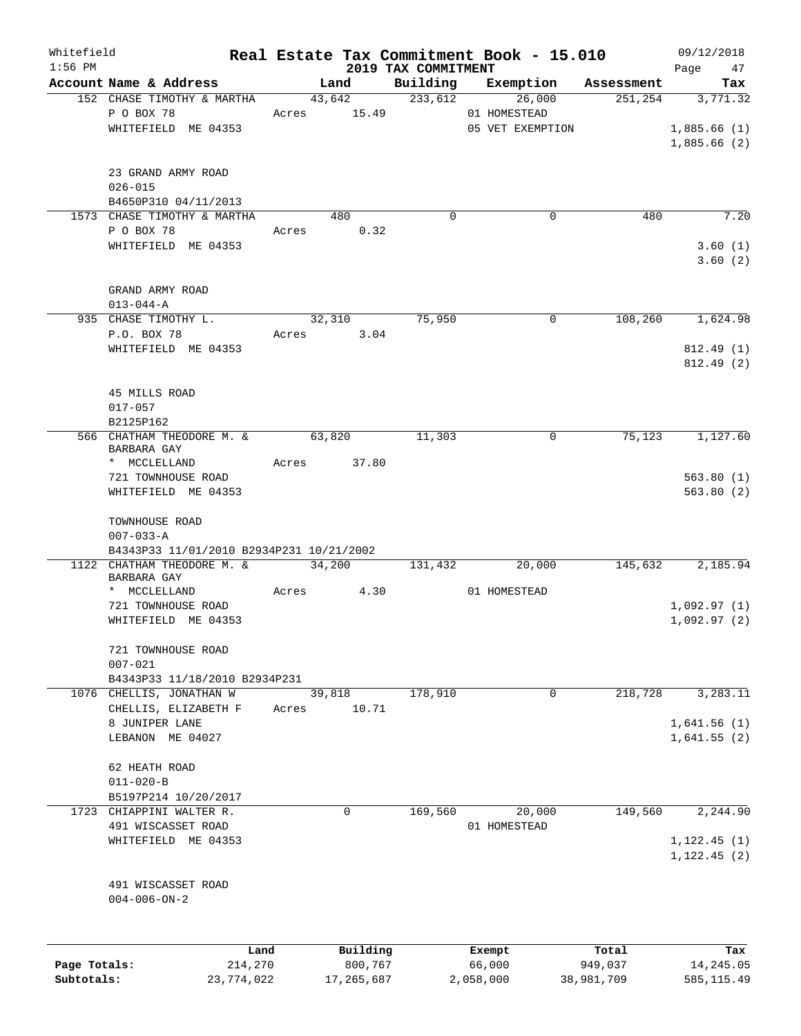Whitefield 1:56 PM

# Real Estate Tax Commitment Book - 15.010

## 2019 TAX COMMITMENT

09/12/2018

| Account Name & Address | Land | Building | Exemption | Assessment | Tax |
|---|---|---|---|---|---|
| 152 CHASE TIMOTHY & MARTHA | 43,642 | 233,612 | 26,000 | 251,254 | 3,771.32 |
| P O BOX 78 | Acres 15.49 | | 01 HOMESTEAD | | |
| WHITEFIELD ME 04353 | | | 05 VET EXEMPTION | | 1,885.66 (1) |
| | | | | | 1,885.66 (2) |
| 23 GRAND ARMY ROAD | | | | | |
| 026-015 | | | | | |
| B4650P310 04/11/2013 | | | | | |
| 1573 CHASE TIMOTHY & MARTHA | 480 | 0 | 0 | 480 | 7.20 |
| P O BOX 78 | Acres 0.32 | | | | |
| WHITEFIELD ME 04353 | | | | | 3.60 (1) |
| | | | | | 3.60 (2) |
| GRAND ARMY ROAD | | | | | |
| 013-044-A | | | | | |
| 935 CHASE TIMOTHY L. | 32,310 | 75,950 | 0 | 108,260 | 1,624.98 |
| P.O. BOX 78 | Acres 3.04 | | | | |
| WHITEFIELD ME 04353 | | | | | 812.49 (1) |
| | | | | | 812.49 (2) |
| 45 MILLS ROAD | | | | | |
| 017-057 | | | | | |
| B2125P162 | | | | | |
| 566 CHATHAM THEODORE M. & BARBARA GAY | 63,820 | 11,303 | 0 | 75,123 | 1,127.60 |
| * MCCLELLAND | Acres 37.80 | | | | |
| 721 TOWNHOUSE ROAD | | | | | 563.80 (1) |
| WHITEFIELD ME 04353 | | | | | 563.80 (2) |
| TOWNHOUSE ROAD | | | | | |
| 007-033-A | | | | | |
| B4343P33 11/01/2010 B2934P231 10/21/2002 | | | | | |
| 1122 CHATHAM THEODORE M. & BARBARA GAY | 34,200 | 131,432 | 20,000 | 145,632 | 2,185.94 |
| * MCCLELLAND | Acres 4.30 | | 01 HOMESTEAD | | |
| 721 TOWNHOUSE ROAD | | | | | 1,092.97 (1) |
| WHITEFIELD ME 04353 | | | | | 1,092.97 (2) |
| 721 TOWNHOUSE ROAD | | | | | |
| 007-021 | | | | | |
| B4343P33 11/18/2010 B2934P231 | | | | | |
| 1076 CHELLIS, JONATHAN W | 39,818 | 178,910 | 0 | 218,728 | 3,283.11 |
| CHELLIS, ELIZABETH F | Acres 10.71 | | | | |
| 8 JUNIPER LANE | | | | | 1,641.56 (1) |
| LEBANON ME 04027 | | | | | 1,641.55 (2) |
| 62 HEATH ROAD | | | | | |
| 011-020-B | | | | | |
| B5197P214 10/20/2017 | | | | | |
| 1723 CHIAPPINI WALTER R. | 0 | 169,560 | 20,000 | 149,560 | 2,244.90 |
| 491 WISCASSET ROAD | | | 01 HOMESTEAD | | |
| WHITEFIELD ME 04353 | | | | | 1,122.45 (1) |
| | | | | | 1,122.45 (2) |
| 491 WISCASSET ROAD | | | | | |
| 004-006-ON-2 | | | | | |

| | Land | Building | Exempt | Total | Tax |
|---|---|---|---|---|---|
| Page Totals: | 214,270 | 800,767 | 66,000 | 949,037 | 14,245.05 |
| Subtotals: | 23,774,022 | 17,265,687 | 2,058,000 | 38,981,709 | 585,115.49 |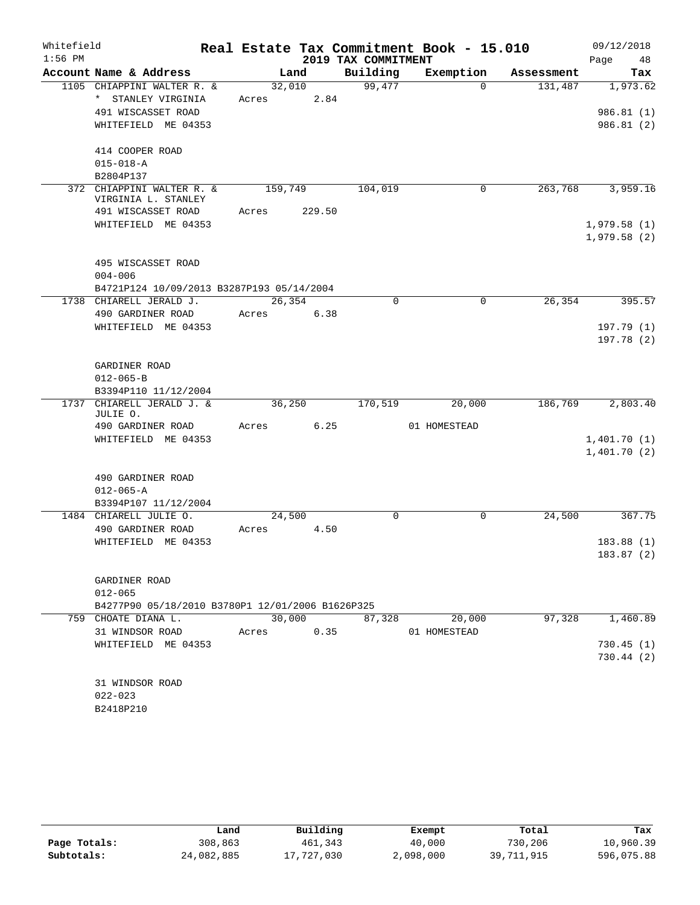Whitefield 1:56 PM

# Real Estate Tax Commitment Book - 15.010

## 2019 TAX COMMITMENT

09/12/2018 Page 48

| Account Name & Address | Land | Building | Exemption | Assessment | Tax |
|---|---|---|---|---|---|
| 1105 CHIAPPINI WALTER R. & | 32,010 | 99,477 | 0 | 131,487 | 1,973.62 |
| * STANLEY VIRGINIA | Acres 2.84 | | | | |
| 491 WISCASSET ROAD | | | | | 986.81 (1) |
| WHITEFIELD ME 04353 | | | | | 986.81 (2) |
| 414 COOPER ROAD | | | | | |
| 015-018-A | | | | | |
| B2804P137 | | | | | |
| 372 CHIAPPINI WALTER R. & VIRGINIA L. STANLEY | 159,749 | 104,019 | 0 | 263,768 | 3,959.16 |
| 491 WISCASSET ROAD | Acres 229.50 | | | | |
| WHITEFIELD ME 04353 | | | | | 1,979.58 (1) |
| | | | | | 1,979.58 (2) |
| 495 WISCASSET ROAD | | | | | |
| 004-006 | | | | | |
| B4721P124 10/09/2013 B3287P193 05/14/2004 | | | | | |
| 1738 CHIARELL JERALD J. | 26,354 | 0 | 0 | 26,354 | 395.57 |
| 490 GARDINER ROAD | Acres 6.38 | | | | |
| WHITEFIELD ME 04353 | | | | | 197.79 (1) |
| | | | | | 197.78 (2) |
| GARDINER ROAD | | | | | |
| 012-065-B | | | | | |
| B3394P110 11/12/2004 | | | | | |
| 1737 CHIARELL JERALD J. & JULIE O. | 36,250 | 170,519 | 20,000 | 186,769 | 2,803.40 |
| 490 GARDINER ROAD | Acres 6.25 | | 01 HOMESTEAD | | |
| WHITEFIELD ME 04353 | | | | | 1,401.70 (1) |
| | | | | | 1,401.70 (2) |
| 490 GARDINER ROAD | | | | | |
| 012-065-A | | | | | |
| B3394P107 11/12/2004 | | | | | |
| 1484 CHIARELL JULIE O. | 24,500 | 0 | 0 | 24,500 | 367.75 |
| 490 GARDINER ROAD | Acres 4.50 | | | | |
| WHITEFIELD ME 04353 | | | | | 183.88 (1) |
| | | | | | 183.87 (2) |
| GARDINER ROAD | | | | | |
| 012-065 | | | | | |
| B4277P90 05/18/2010 B3780P1 12/01/2006 B1626P325 | | | | | |
| 759 CHOATE DIANA L. | 30,000 | 87,328 | 20,000 | 97,328 | 1,460.89 |
| 31 WINDSOR ROAD | Acres 0.35 | | 01 HOMESTEAD | | |
| WHITEFIELD ME 04353 | | | | | 730.45 (1) |
| | | | | | 730.44 (2) |
| 31 WINDSOR ROAD | | | | | |
| 022-023 | | | | | |
| B2418P210 | | | | | |

| | Land | Building | Exempt | Total | Tax |
|---|---|---|---|---|---|
| Page Totals: | 308,863 | 461,343 | 40,000 | 730,206 | 10,960.39 |
| Subtotals: | 24,082,885 | 17,727,030 | 2,098,000 | 39,711,915 | 596,075.88 |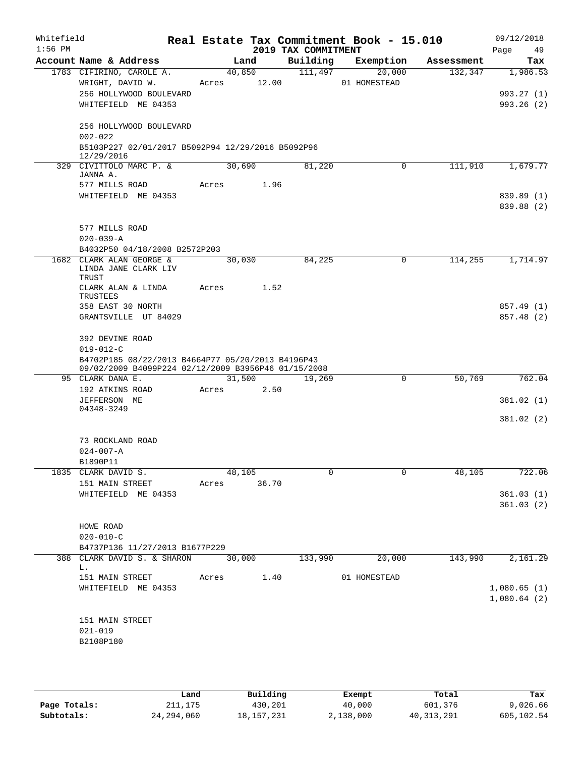Whitefield 1:56 PM

**Real Estate Tax Commitment Book - 15.010**

**2019 TAX COMMITMENT**

09/12/2018 Page 49

| Account Name & Address | Land | Building | Exemption | Assessment | Tax |
|---|---|---|---|---|---|
| 1783 CIFIRINO, CAROLE A. | 40,850 | 111,497 | 20,000 | 132,347 | 1,986.53 |
| WRIGHT, DAVID W. | Acres 12.00 | | 01 HOMESTEAD | | |
| 256 HOLLYWOOD BOULEVARD | | | | | 993.27 (1) |
| WHITEFIELD ME 04353 | | | | | 993.26 (2) |
| 256 HOLLYWOOD BOULEVARD | | | | | |
| 002-022 | | | | | |
| B5103P227 02/01/2017 B5092P94 12/29/2016 B5092P96 12/29/2016 | | | | | |
| 329 CIVITTOLO MARC P. & JANNA A. | 30,690 | 81,220 | 0 | 111,910 | 1,679.77 |
| 577 MILLS ROAD | Acres 1.96 | | | | |
| WHITEFIELD ME 04353 | | | | | 839.89 (1) |
| | | | | | 839.88 (2) |
| 577 MILLS ROAD | | | | | |
| 020-039-A | | | | | |
| B4032P50 04/18/2008 B2572P203 | | | | | |
| 1682 CLARK ALAN GEORGE & LINDA JANE CLARK LIV TRUST | 30,030 | 84,225 | 0 | 114,255 | 1,714.97 |
| CLARK ALAN & LINDA TRUSTEES | Acres 1.52 | | | | |
| 358 EAST 30 NORTH | | | | | 857.49 (1) |
| GRANTSVILLE UT 84029 | | | | | 857.48 (2) |
| 392 DEVINE ROAD | | | | | |
| 019-012-C | | | | | |
| B4702P185 08/22/2013 B4664P77 05/20/2013 B4196P43 09/02/2009 B4099P224 02/12/2009 B3956P46 01/15/2008 | | | | | |
| 95 CLARK DANA E. | 31,500 | 19,269 | 0 | 50,769 | 762.04 |
| 192 ATKINS ROAD | Acres 2.50 | | | | |
| JEFFERSON ME 04348-3249 | | | | | 381.02 (1) |
| | | | | | 381.02 (2) |
| 73 ROCKLAND ROAD | | | | | |
| 024-007-A | | | | | |
| B1890P11 | | | | | |
| 1835 CLARK DAVID S. | 48,105 | 0 | 0 | 48,105 | 722.06 |
| 151 MAIN STREET | Acres 36.70 | | | | |
| WHITEFIELD ME 04353 | | | | | 361.03 (1) |
| | | | | | 361.03 (2) |
| HOWE ROAD | | | | | |
| 020-010-C | | | | | |
| B4737P136 11/27/2013 B1677P229 | | | | | |
| 388 CLARK DAVID S. & SHARON L. | 30,000 | 133,990 | 20,000 | 143,990 | 2,161.29 |
| 151 MAIN STREET | Acres 1.40 | | 01 HOMESTEAD | | |
| WHITEFIELD ME 04353 | | | | | 1,080.65 (1) |
| | | | | | 1,080.64 (2) |
| 151 MAIN STREET | | | | | |
| 021-019 | | | | | |
| B2108P180 | | | | | |

| | Land | Building | Exempt | Total | Tax |
|---|---|---|---|---|---|
| Page Totals: | 211,175 | 430,201 | 40,000 | 601,376 | 9,026.66 |
| Subtotals: | 24,294,060 | 18,157,231 | 2,138,000 | 40,313,291 | 605,102.54 |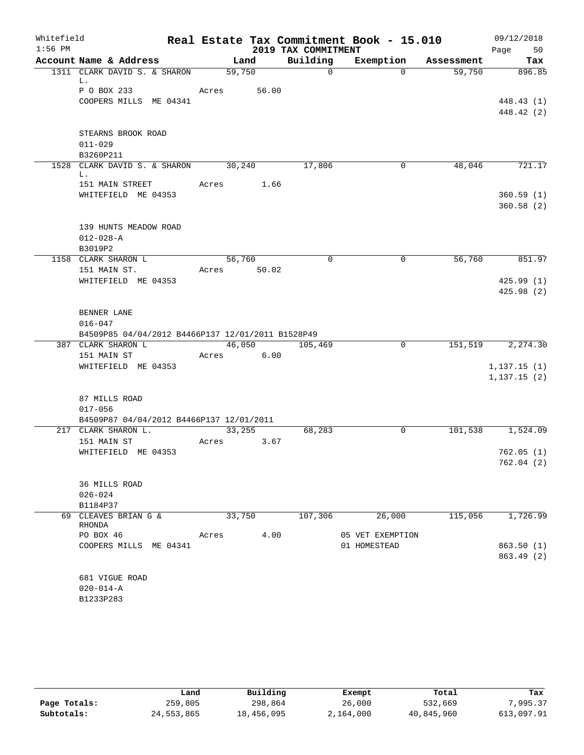Whitefield
1:56 PM

# Real Estate Tax Commitment Book - 15.010

## 2019 TAX COMMITMENT

09/12/2018

| Account Name & Address | Land | Building | Exemption | Assessment | Tax |
|---|---|---|---|---|---|
| 1311 CLARK DAVID S. & SHARON L. | 59,750 | 0 | 0 | 59,750 | 896.85 |
| P O BOX 233 | Acres 56.00 | | | | |
| COOPERS MILLS ME 04341 | | | | | 448.43 (1) |
| | | | | | 448.42 (2) |
| STEARNS BROOK ROAD | | | | | |
| 011-029 | | | | | |
| B3260P211 | | | | | |
| 1528 CLARK DAVID S. & SHARON L. | 30,240 | 17,806 | 0 | 48,046 | 721.17 |
| 151 MAIN STREET | Acres 1.66 | | | | |
| WHITEFIELD ME 04353 | | | | | 360.59 (1) |
| | | | | | 360.58 (2) |
| 139 HUNTS MEADOW ROAD | | | | | |
| 012-028-A | | | | | |
| B3019P2 | | | | | |
| 1158 CLARK SHARON L | 56,760 | 0 | 0 | 56,760 | 851.97 |
| 151 MAIN ST. | Acres 50.02 | | | | |
| WHITEFIELD ME 04353 | | | | | 425.99 (1) |
| | | | | | 425.98 (2) |
| BENNER LANE | | | | | |
| 016-047 | | | | | |
| B4509P85 04/04/2012 B4466P137 12/01/2011 B1528P49 | | | | | |
| 387 CLARK SHARON L | 46,050 | 105,469 | 0 | 151,519 | 2,274.30 |
| 151 MAIN ST | Acres 6.00 | | | | |
| WHITEFIELD ME 04353 | | | | | 1,137.15 (1) |
| | | | | | 1,137.15 (2) |
| 87 MILLS ROAD | | | | | |
| 017-056 | | | | | |
| B4509P87 04/04/2012 B4466P137 12/01/2011 | | | | | |
| 217 CLARK SHARON L. | 33,255 | 68,283 | 0 | 101,538 | 1,524.09 |
| 151 MAIN ST | Acres 3.67 | | | | |
| WHITEFIELD ME 04353 | | | | | 762.05 (1) |
| | | | | | 762.04 (2) |
| 36 MILLS ROAD | | | | | |
| 026-024 | | | | | |
| B1184P37 | | | | | |
| 69 CLEAVES BRIAN G & RHONDA | 33,750 | 107,306 | 26,000 | 115,056 | 1,726.99 |
| PO BOX 46 | Acres 4.00 | | 05 VET EXEMPTION | | |
| COOPERS MILLS ME 04341 | | | 01 HOMESTEAD | | 863.50 (1) |
| | | | | | 863.49 (2) |
| 681 VIGUE ROAD | | | | | |
| 020-014-A | | | | | |
| B1233P283 | | | | | |

| | Land | Building | Exempt | Total | Tax |
|---|---|---|---|---|---|
| Page Totals: | 259,805 | 298,864 | 26,000 | 532,669 | 7,995.37 |
| Subtotals: | 24,553,865 | 18,456,095 | 2,164,000 | 40,845,960 | 613,097.91 |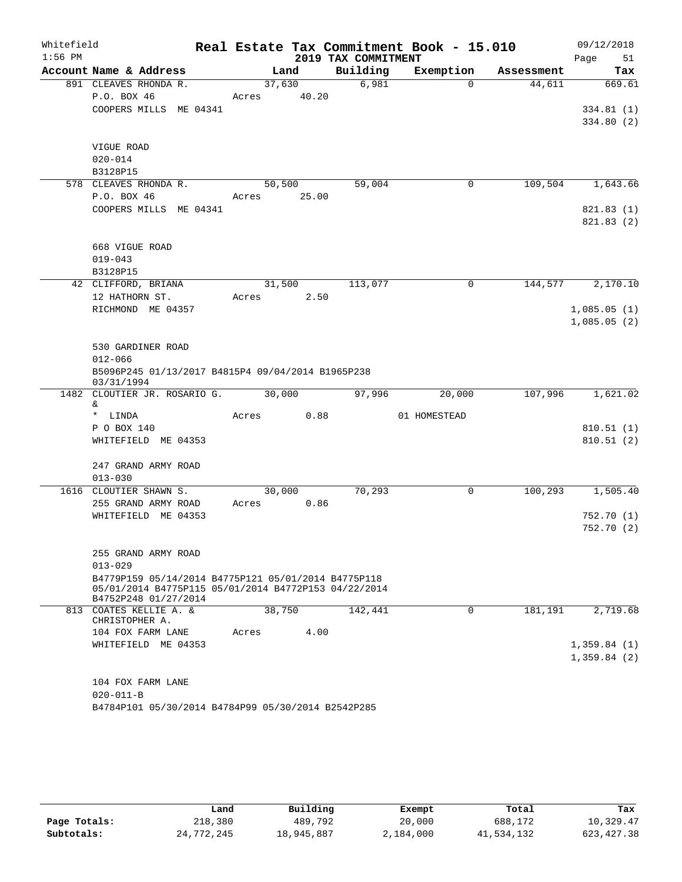Whitefield 1:56 PM

# Real Estate Tax Commitment Book - 15.010

## 2019 TAX COMMITMENT

09/12/2018 Page 51

| Account Name & Address | Land | Building | Exemption | Assessment | Tax |
|---|---|---|---|---|---|
| 891 CLEAVES RHONDA R. | 37,630 | 6,981 | 0 | 44,611 | 669.61 |
| P.O. BOX 46 | Acres 40.20 | | | | |
| COOPERS MILLS ME 04341 | | | | | 334.81 (1) |
| | | | | | 334.80 (2) |
| VIGUE ROAD | | | | | |
| 020-014 | | | | | |
| B3128P15 | | | | | |
| 578 CLEAVES RHONDA R. | 50,500 | 59,004 | 0 | 109,504 | 1,643.66 |
| P.O. BOX 46 | Acres 25.00 | | | | |
| COOPERS MILLS ME 04341 | | | | | 821.83 (1) |
| | | | | | 821.83 (2) |
| 668 VIGUE ROAD | | | | | |
| 019-043 | | | | | |
| B3128P15 | | | | | |
| 42 CLIFFORD, BRIANA | 31,500 | 113,077 | 0 | 144,577 | 2,170.10 |
| 12 HATHORN ST. | Acres 2.50 | | | | |
| RICHMOND ME 04357 | | | | | 1,085.05 (1) |
| | | | | | 1,085.05 (2) |
| 530 GARDINER ROAD | | | | | |
| 012-066 | | | | | |
| B5096P245 01/13/2017 B4815P4 09/04/2014 B1965P238 03/31/1994 | | | | | |
| 1482 CLOUTIER JR. ROSARIO G. & | 30,000 | 97,996 | 20,000 | 107,996 | 1,621.02 |
| * LINDA | Acres 0.88 | | 01 HOMESTEAD | | |
| P O BOX 140 | | | | | 810.51 (1) |
| WHITEFIELD ME 04353 | | | | | 810.51 (2) |
| 247 GRAND ARMY ROAD | | | | | |
| 013-030 | | | | | |
| 1616 CLOUTIER SHAWN S. | 30,000 | 70,293 | 0 | 100,293 | 1,505.40 |
| 255 GRAND ARMY ROAD | Acres 0.86 | | | | |
| WHITEFIELD ME 04353 | | | | | 752.70 (1) |
| | | | | | 752.70 (2) |
| 255 GRAND ARMY ROAD | | | | | |
| 013-029 | | | | | |
| B4779P159 05/14/2014 B4775P121 05/01/2014 B4775P118 05/01/2014 B4775P115 05/01/2014 B4772P153 04/22/2014 B4752P248 01/27/2014 | | | | | |
| 813 COATES KELLIE A. & CHRISTOPHER A. | 38,750 | 142,441 | 0 | 181,191 | 2,719.68 |
| 104 FOX FARM LANE | Acres 4.00 | | | | |
| WHITEFIELD ME 04353 | | | | | 1,359.84 (1) |
| | | | | | 1,359.84 (2) |
| 104 FOX FARM LANE | | | | | |
| 020-011-B | | | | | |
| B4784P101 05/30/2014 B4784P99 05/30/2014 B2542P285 | | | | | |

| | Land | Building | Exempt | Total | Tax |
|---|---|---|---|---|---|
| Page Totals: | 218,380 | 489,792 | 20,000 | 688,172 | 10,329.47 |
| Subtotals: | 24,772,245 | 18,945,887 | 2,184,000 | 41,534,132 | 623,427.38 |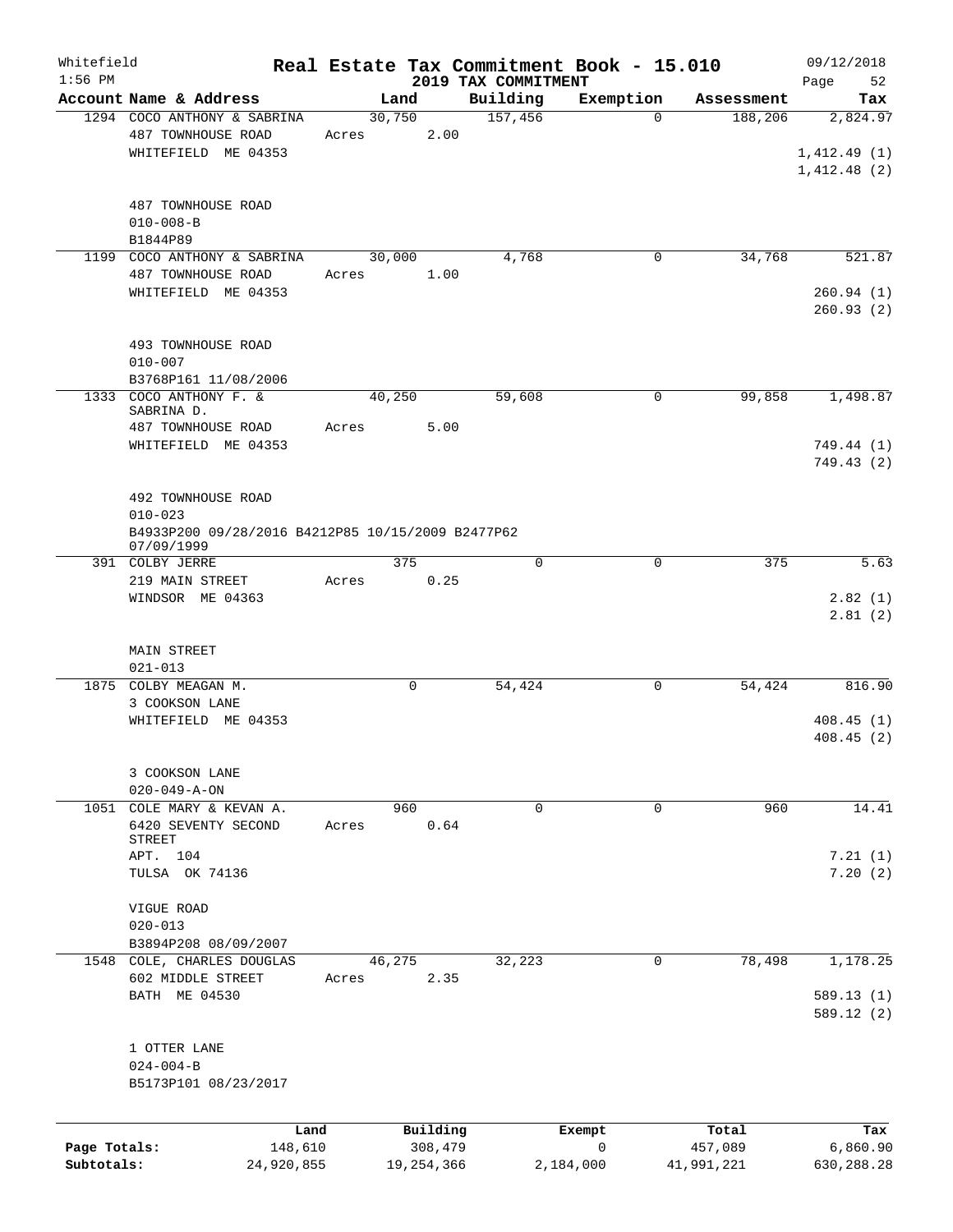Whitefield 1:56 PM

# Real Estate Tax Commitment Book - 15.010

## 2019 TAX COMMITMENT

09/12/2018

| Account Name & Address | Land | Building | Exemption | Assessment | Tax |
|---|---|---|---|---|---|
| 1294 COCO ANTHONY & SABRINA<br>487 TOWNHOUSE ROAD<br>WHITEFIELD ME 04353<br><br>487 TOWNHOUSE ROAD<br>010-008-B<br>B1844P89 | 30,750<br>Acres 2.00 | 157,456 | 0 | 188,206 | 2,824.97<br><br>1,412.49 (1)<br>1,412.48 (2) |
| 1199 COCO ANTHONY & SABRINA<br>487 TOWNHOUSE ROAD<br>WHITEFIELD ME 04353<br><br>493 TOWNHOUSE ROAD<br>010-007<br>B3768P161 11/08/2006 | 30,000<br>Acres 1.00 | 4,768 | 0 | 34,768 | 521.87<br><br>260.94 (1)<br>260.93 (2) |
| 1333 COCO ANTHONY F. & SABRINA D.<br>487 TOWNHOUSE ROAD<br>WHITEFIELD ME 04353<br><br>492 TOWNHOUSE ROAD<br>010-023<br>B4933P200 09/28/2016 B4212P85 10/15/2009 B2477P62 07/09/1999 | 40,250<br>Acres 5.00 | 59,608 | 0 | 99,858 | 1,498.87<br><br>749.44 (1)<br>749.43 (2) |
| 391 COLBY JERRE<br>219 MAIN STREET<br>WINDSOR ME 04363<br><br>MAIN STREET<br>021-013 | 375<br>Acres 0.25 | 0 | 0 | 375 | 5.63<br><br>2.82 (1)<br>2.81 (2) |
| 1875 COLBY MEAGAN M.<br>3 COOKSON LANE<br>WHITEFIELD ME 04353<br><br>3 COOKSON LANE<br>020-049-A-ON | 0 | 54,424 | 0 | 54,424 | 816.90<br><br>408.45 (1)<br>408.45 (2) |
| 1051 COLE MARY & KEVAN A.<br>6420 SEVENTY SECOND STREET<br>APT. 104<br>TULSA OK 74136<br><br>VIGUE ROAD<br>020-013<br>B3894P208 08/09/2007 | 960<br>Acres 0.64 | 0 | 0 | 960 | 14.41<br><br>7.21 (1)<br>7.20 (2) |
| 1548 COLE, CHARLES DOUGLAS<br>602 MIDDLE STREET<br>BATH ME 04530<br><br>1 OTTER LANE<br>024-004-B<br>B5173P101 08/23/2017 | 46,275<br>Acres 2.35 | 32,223 | 0 | 78,498 | 1,178.25<br><br>589.13 (1)<br>589.12 (2) |

| | Land | Building | Exempt | Total | Tax |
|---|---|---|---|---|---|
| Page Totals: | 148,610 | 308,479 | 0 | 457,089 | 6,860.90 |
| Subtotals: | 24,920,855 | 19,254,366 | 2,184,000 | 41,991,221 | 630,288.28 |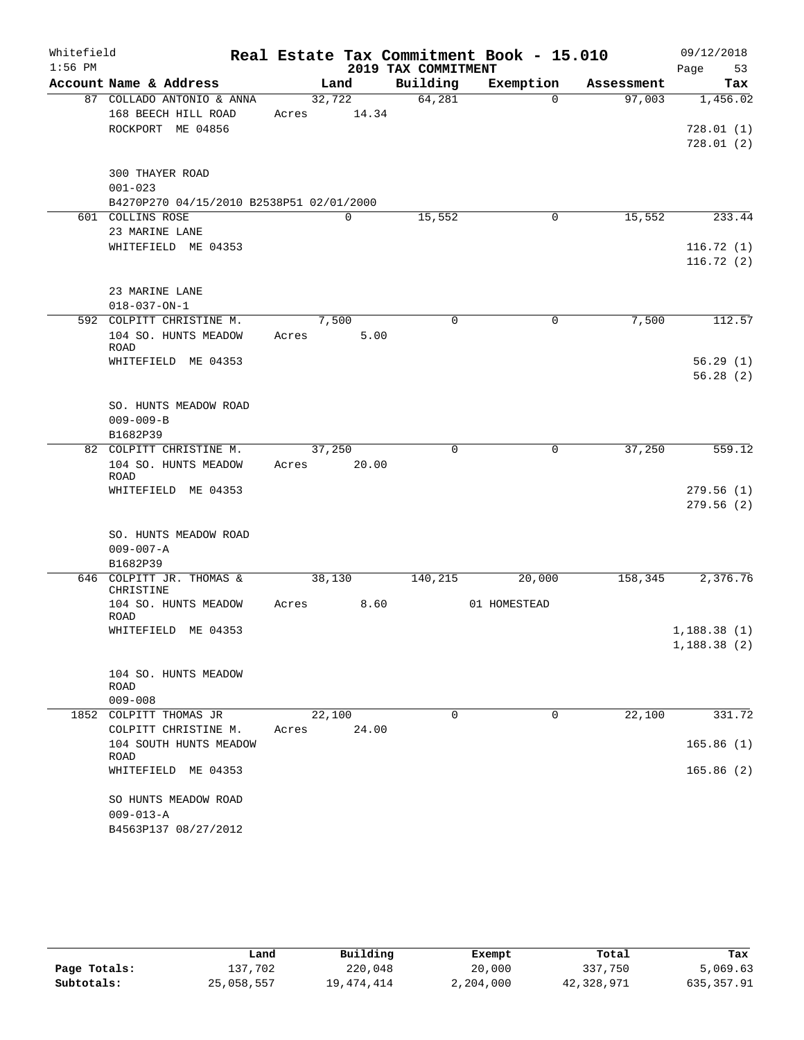Whitefield
1:56 PM

# Real Estate Tax Commitment Book - 15.010

## 2019 TAX COMMITMENT

09/12/2018
Page 53

| Account Name & Address | Land | Building | Exemption | Assessment | Tax |
|---|---|---|---|---|---|
| 87 COLLADO ANTONIO & ANNA | 32,722 | 64,281 | 0 | 97,003 | 1,456.02 |
| 168 BEECH HILL ROAD | Acres 14.34 | | | | |
| ROCKPORT ME 04856 | | | | | 728.01 (1) |
| | | | | | 728.01 (2) |
| 300 THAYER ROAD | | | | | |
| 001-023 | | | | | |
| B4270P270 04/15/2010 B2538P51 02/01/2000 | | | | | |
| 601 COLLINS ROSE | 0 | 15,552 | 0 | 15,552 | 233.44 |
| 23 MARINE LANE | | | | | |
| WHITEFIELD ME 04353 | | | | | 116.72 (1) |
| | | | | | 116.72 (2) |
| 23 MARINE LANE | | | | | |
| 018-037-ON-1 | | | | | |
| 592 COLPITT CHRISTINE M. | 7,500 | 0 | 0 | 7,500 | 112.57 |
| 104 SO. HUNTS MEADOW ROAD | Acres 5.00 | | | | |
| WHITEFIELD ME 04353 | | | | | 56.29 (1) |
| | | | | | 56.28 (2) |
| SO. HUNTS MEADOW ROAD | | | | | |
| 009-009-B | | | | | |
| B1682P39 | | | | | |
| 82 COLPITT CHRISTINE M. | 37,250 | 0 | 0 | 37,250 | 559.12 |
| 104 SO. HUNTS MEADOW ROAD | Acres 20.00 | | | | |
| WHITEFIELD ME 04353 | | | | | 279.56 (1) |
| | | | | | 279.56 (2) |
| SO. HUNTS MEADOW ROAD | | | | | |
| 009-007-A | | | | | |
| B1682P39 | | | | | |
| 646 COLPITT JR. THOMAS & CHRISTINE | 38,130 | 140,215 | 20,000 | 158,345 | 2,376.76 |
| 104 SO. HUNTS MEADOW ROAD | Acres 8.60 | | 01 HOMESTEAD | | |
| WHITEFIELD ME 04353 | | | | | 1,188.38 (1) |
| | | | | | 1,188.38 (2) |
| 104 SO. HUNTS MEADOW ROAD | | | | | |
| 009-008 | | | | | |
| 1852 COLPITT THOMAS JR | 22,100 | 0 | 0 | 22,100 | 331.72 |
| COLPITT CHRISTINE M. | Acres 24.00 | | | | |
| 104 SOUTH HUNTS MEADOW ROAD | | | | | 165.86 (1) |
| WHITEFIELD ME 04353 | | | | | 165.86 (2) |
| SO HUNTS MEADOW ROAD | | | | | |
| 009-013-A | | | | | |
| B4563P137 08/27/2012 | | | | | |

| | Land | Building | Exempt | Total | Tax |
|---|---|---|---|---|---|
| Page Totals: | 137,702 | 220,048 | 20,000 | 337,750 | 5,069.63 |
| Subtotals: | 25,058,557 | 19,474,414 | 2,204,000 | 42,328,971 | 635,357.91 |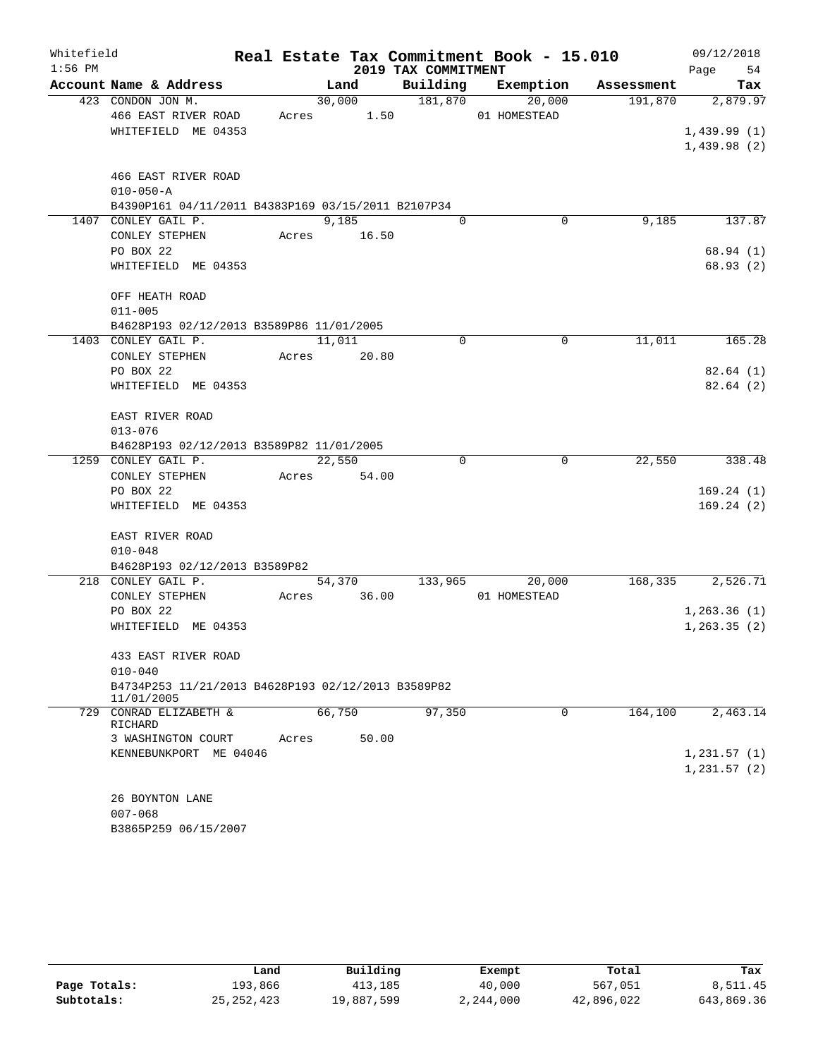Whitefield 1:56 PM

# Real Estate Tax Commitment Book - 15.010

## 2019 TAX COMMITMENT

09/12/2018 Page 54

| Account Name & Address | Land | Building | Exemption | Assessment | Tax |
|---|---|---|---|---|---|
| 423 CONDON JON M. | 30,000 | 181,870 | 20,000 | 191,870 | 2,879.97 |
| 466 EAST RIVER ROAD | Acres 1.50 | | 01 HOMESTEAD | | |
| WHITEFIELD ME 04353 | | | | | 1,439.99 (1) |
| | | | | | 1,439.98 (2) |
| 466 EAST RIVER ROAD | | | | | |
| 010-050-A | | | | | |
| B4390P161 04/11/2011 B4383P169 03/15/2011 B2107P34 | | | | | |
| 1407 CONLEY GAIL P. | 9,185 | 0 | 0 | 9,185 | 137.87 |
| CONLEY STEPHEN | Acres 16.50 | | | | |
| PO BOX 22 | | | | | 68.94 (1) |
| WHITEFIELD ME 04353 | | | | | 68.93 (2) |
| OFF HEATH ROAD | | | | | |
| 011-005 | | | | | |
| B4628P193 02/12/2013 B3589P86 11/01/2005 | | | | | |
| 1403 CONLEY GAIL P. | 11,011 | 0 | 0 | 11,011 | 165.28 |
| CONLEY STEPHEN | Acres 20.80 | | | | |
| PO BOX 22 | | | | | 82.64 (1) |
| WHITEFIELD ME 04353 | | | | | 82.64 (2) |
| EAST RIVER ROAD | | | | | |
| 013-076 | | | | | |
| B4628P193 02/12/2013 B3589P82 11/01/2005 | | | | | |
| 1259 CONLEY GAIL P. | 22,550 | 0 | 0 | 22,550 | 338.48 |
| CONLEY STEPHEN | Acres 54.00 | | | | |
| PO BOX 22 | | | | | 169.24 (1) |
| WHITEFIELD ME 04353 | | | | | 169.24 (2) |
| EAST RIVER ROAD | | | | | |
| 010-048 | | | | | |
| B4628P193 02/12/2013 B3589P82 | | | | | |
| 218 CONLEY GAIL P. | 54,370 | 133,965 | 20,000 | 168,335 | 2,526.71 |
| CONLEY STEPHEN | Acres 36.00 | | 01 HOMESTEAD | | |
| PO BOX 22 | | | | | 1,263.36 (1) |
| WHITEFIELD ME 04353 | | | | | 1,263.35 (2) |
| 433 EAST RIVER ROAD | | | | | |
| 010-040 | | | | | |
| B4734P253 11/21/2013 B4628P193 02/12/2013 B3589P82 11/01/2005 | | | | | |
| 729 CONRAD ELIZABETH & RICHARD | 66,750 | 97,350 | 0 | 164,100 | 2,463.14 |
| 3 WASHINGTON COURT | Acres 50.00 | | | | |
| KENNEBUNKPORT ME 04046 | | | | | 1,231.57 (1) |
| | | | | | 1,231.57 (2) |
| 26 BOYNTON LANE | | | | | |
| 007-068 | | | | | |
| B3865P259 06/15/2007 | | | | | |

| | Land | Building | Exempt | Total | Tax |
|---|---|---|---|---|---|
| Page Totals: | 193,866 | 413,185 | 40,000 | 567,051 | 8,511.45 |
| Subtotals: | 25,252,423 | 19,887,599 | 2,244,000 | 42,896,022 | 643,869.36 |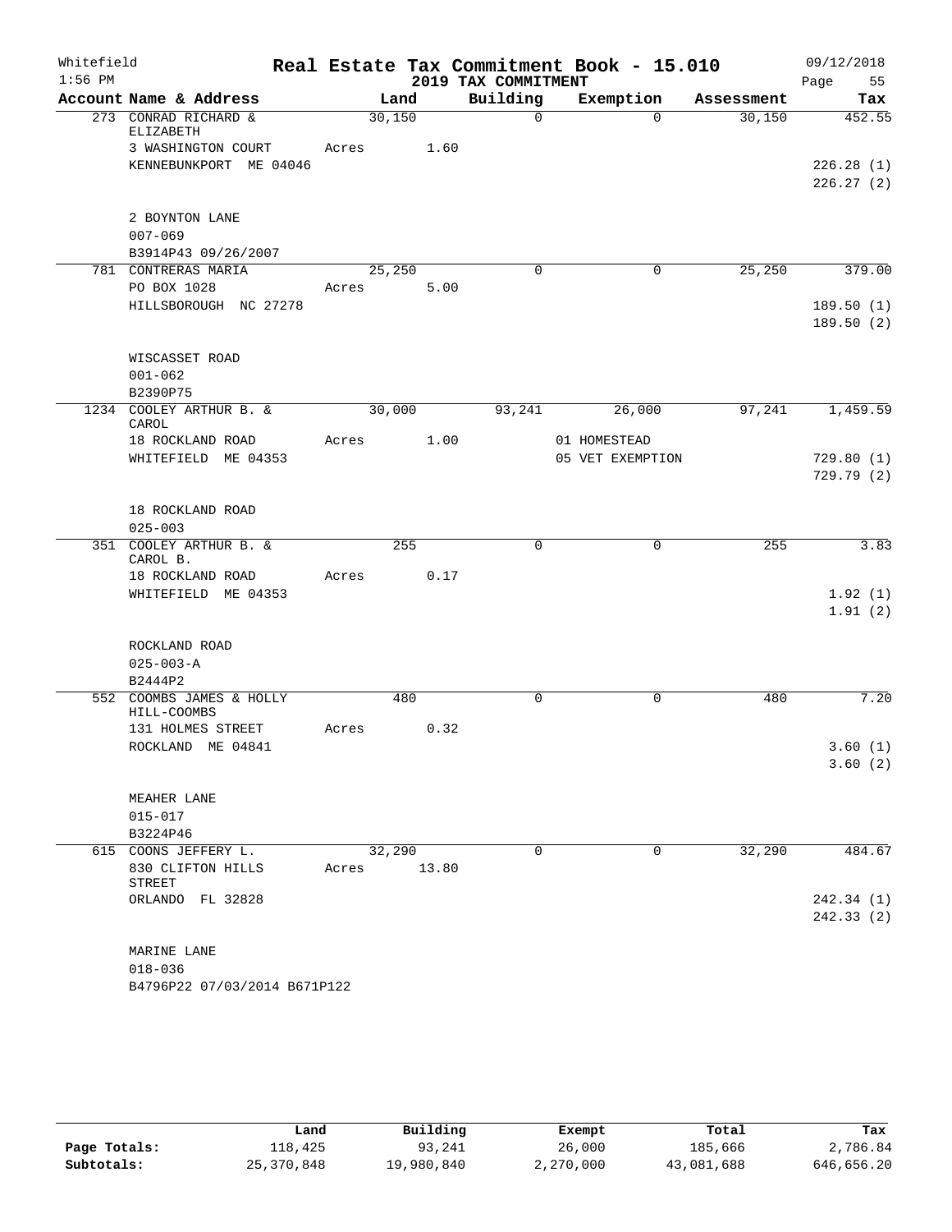# Real Estate Tax Commitment Book - 15.010

Whitefield
1:56 PM

2019 TAX COMMITMENT

09/12/2018

| Account Name & Address | Land | Building | Exemption | Assessment | Tax |
|---|---|---|---|---|---|
| 273 CONRAD RICHARD & ELIZABETH | 30,150 | 0 | 0 | 30,150 | 452.55 |
| 3 WASHINGTON COURT | Acres 1.60 | | | | |
| KENNEBUNKPORT ME 04046 | | | | | 226.28 (1) |
| | | | | | 226.27 (2) |
| 2 BOYNTON LANE | | | | | |
| 007-069 | | | | | |
| B3914P43 09/26/2007 | | | | | |
| 781 CONTRERAS MARIA | 25,250 | 0 | 0 | 25,250 | 379.00 |
| PO BOX 1028 | Acres 5.00 | | | | |
| HILLSBOROUGH NC 27278 | | | | | 189.50 (1) |
| | | | | | 189.50 (2) |
| WISCASSET ROAD | | | | | |
| 001-062 | | | | | |
| B2390P75 | | | | | |
| 1234 COOLEY ARTHUR B. & CAROL | 30,000 | 93,241 | 26,000 | 97,241 | 1,459.59 |
| 18 ROCKLAND ROAD | Acres 1.00 | | 01 HOMESTEAD | | |
| WHITEFIELD ME 04353 | | | 05 VET EXEMPTION | | 729.80 (1) |
| | | | | | 729.79 (2) |
| 18 ROCKLAND ROAD | | | | | |
| 025-003 | | | | | |
| 351 COOLEY ARTHUR B. & CAROL B. | 255 | 0 | 0 | 255 | 3.83 |
| 18 ROCKLAND ROAD | Acres 0.17 | | | | |
| WHITEFIELD ME 04353 | | | | | 1.92 (1) |
| | | | | | 1.91 (2) |
| ROCKLAND ROAD | | | | | |
| 025-003-A | | | | | |
| B2444P2 | | | | | |
| 552 COOMBS JAMES & HOLLY HILL-COOMBS | 480 | 0 | 0 | 480 | 7.20 |
| 131 HOLMES STREET | Acres 0.32 | | | | |
| ROCKLAND ME 04841 | | | | | 3.60 (1) |
| | | | | | 3.60 (2) |
| MEAHER LANE | | | | | |
| 015-017 | | | | | |
| B3224P46 | | | | | |
| 615 COONS JEFFERY L. | 32,290 | 0 | 0 | 32,290 | 484.67 |
| 830 CLIFTON HILLS STREET | Acres 13.80 | | | | |
| ORLANDO FL 32828 | | | | | 242.34 (1) |
| | | | | | 242.33 (2) |
| MARINE LANE | | | | | |
| 018-036 | | | | | |
| B4796P22 07/03/2014 B671P122 | | | | | |

| | Land | Building | Exempt | Total | Tax |
|---|---|---|---|---|---|
| Page Totals: | 118,425 | 93,241 | 26,000 | 185,666 | 2,786.84 |
| Subtotals: | 25,370,848 | 19,980,840 | 2,270,000 | 43,081,688 | 646,656.20 |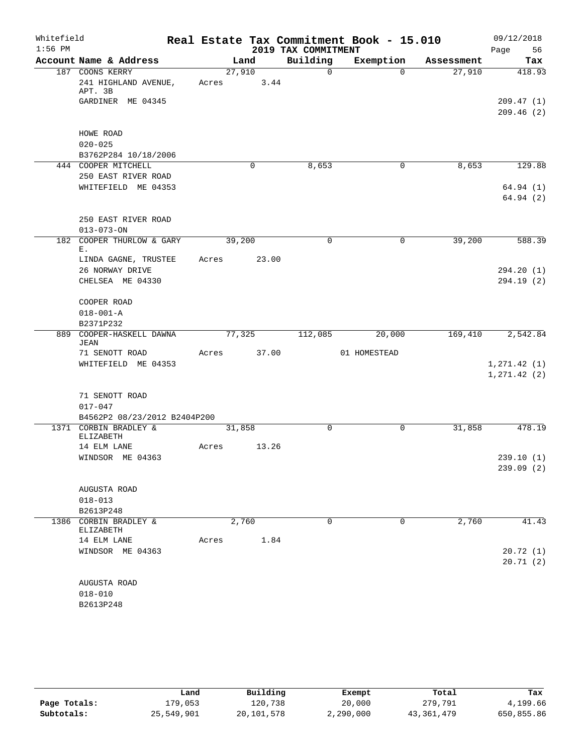Whitefield 1:56 PM

# Real Estate Tax Commitment Book - 15.010

## 2019 TAX COMMITMENT

09/12/2018

| Account Name & Address | Land | Building | Exemption | Assessment | Tax |
|---|---|---|---|---|---|
| 187 COONS KERRY | 27,910 | 0 | 0 | 27,910 | 418.93 |
| 241 HIGHLAND AVENUE, APT. 3B | Acres 3.44 | | | | |
| GARDINER ME 04345 | | | | | 209.47 (1) |
| | | | | | 209.46 (2) |
| HOWE ROAD | | | | | |
| 020-025 | | | | | |
| B3762P284 10/18/2006 | | | | | |
| 444 COOPER MITCHELL | 0 | 8,653 | 0 | 8,653 | 129.88 |
| 250 EAST RIVER ROAD | | | | | |
| WHITEFIELD ME 04353 | | | | | 64.94 (1) |
| | | | | | 64.94 (2) |
| 250 EAST RIVER ROAD | | | | | |
| 013-073-ON | | | | | |
| 182 COOPER THURLOW & GARY E. | 39,200 | 0 | 0 | 39,200 | 588.39 |
| LINDA GAGNE, TRUSTEE | Acres 23.00 | | | | |
| 26 NORWAY DRIVE | | | | | 294.20 (1) |
| CHELSEA ME 04330 | | | | | 294.19 (2) |
| COOPER ROAD | | | | | |
| 018-001-A | | | | | |
| B2371P232 | | | | | |
| 889 COOPER-HASKELL DAWNA JEAN | 77,325 | 112,085 | 20,000 | 169,410 | 2,542.84 |
| 71 SENOTT ROAD | Acres 37.00 | | 01 HOMESTEAD | | |
| WHITEFIELD ME 04353 | | | | | 1,271.42 (1) |
| | | | | | 1,271.42 (2) |
| 71 SENOTT ROAD | | | | | |
| 017-047 | | | | | |
| B4562P2 08/23/2012 B2404P200 | | | | | |
| 1371 CORBIN BRADLEY & ELIZABETH | 31,858 | 0 | 0 | 31,858 | 478.19 |
| 14 ELM LANE | Acres 13.26 | | | | |
| WINDSOR ME 04363 | | | | | 239.10 (1) |
| | | | | | 239.09 (2) |
| AUGUSTA ROAD | | | | | |
| 018-013 | | | | | |
| B2613P248 | | | | | |
| 1386 CORBIN BRADLEY & ELIZABETH | 2,760 | 0 | 0 | 2,760 | 41.43 |
| 14 ELM LANE | Acres 1.84 | | | | |
| WINDSOR ME 04363 | | | | | 20.72 (1) |
| | | | | | 20.71 (2) |
| AUGUSTA ROAD | | | | | |
| 018-010 | | | | | |
| B2613P248 | | | | | |

| | Land | Building | Exempt | Total | Tax |
|---|---|---|---|---|---|
| Page Totals: | 179,053 | 120,738 | 20,000 | 279,791 | 4,199.66 |
| Subtotals: | 25,549,901 | 20,101,578 | 2,290,000 | 43,361,479 | 650,855.86 |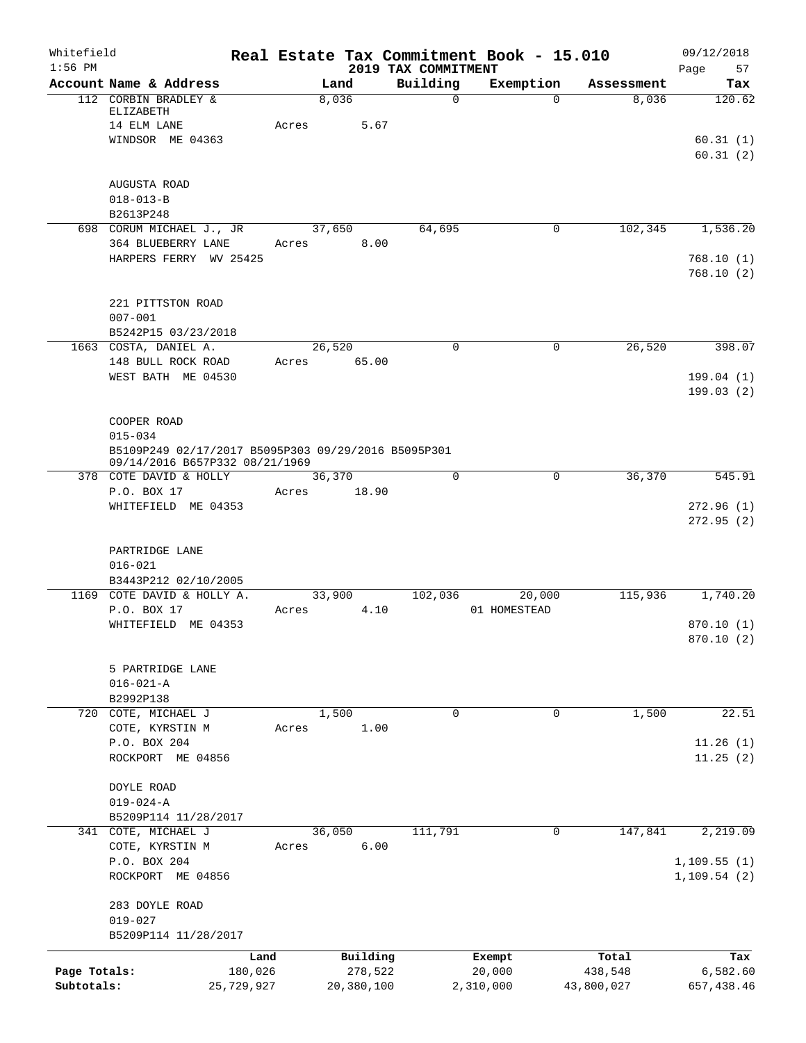Whitefield
1:56 PM

# Real Estate Tax Commitment Book - 15.010

## 2019 TAX COMMITMENT

09/12/2018
Page 57

| Account Name & Address | Land | Building | Exemption | Assessment | Tax |
|---|---|---|---|---|---|
| 112 CORBIN BRADLEY & ELIZABETH | 8,036 | 0 | 0 | 8,036 | 120.62 |
| 14 ELM LANE | Acres 5.67 | | | | |
| WINDSOR ME 04363 | | | | | 60.31 (1) |
| | | | | | 60.31 (2) |
| AUGUSTA ROAD | | | | | |
| 018-013-B | | | | | |
| B2613P248 | | | | | |
| 698 CORUM MICHAEL J., JR | 37,650 | 64,695 | 0 | 102,345 | 1,536.20 |
| 364 BLUEBERRY LANE | Acres 8.00 | | | | |
| HARPERS FERRY WV 25425 | | | | | 768.10 (1) |
| | | | | | 768.10 (2) |
| 221 PITTSTON ROAD | | | | | |
| 007-001 | | | | | |
| B5242P15 03/23/2018 | | | | | |
| 1663 COSTA, DANIEL A. | 26,520 | 0 | 0 | 26,520 | 398.07 |
| 148 BULL ROCK ROAD | Acres 65.00 | | | | |
| WEST BATH ME 04530 | | | | | 199.04 (1) |
| | | | | | 199.03 (2) |
| COOPER ROAD | | | | | |
| 015-034 | | | | | |
| B5109P249 02/17/2017 B5095P303 09/29/2016 B5095P301 09/14/2016 B657P332 08/21/1969 | | | | | |
| 378 COTE DAVID & HOLLY | 36,370 | 0 | 0 | 36,370 | 545.91 |
| P.O. BOX 17 | Acres 18.90 | | | | |
| WHITEFIELD ME 04353 | | | | | 272.96 (1) |
| | | | | | 272.95 (2) |
| PARTRIDGE LANE | | | | | |
| 016-021 | | | | | |
| B3443P212 02/10/2005 | | | | | |
| 1169 COTE DAVID & HOLLY A. | 33,900 | 102,036 | 20,000 | 115,936 | 1,740.20 |
| P.O. BOX 17 | Acres 4.10 | | 01 HOMESTEAD | | |
| WHITEFIELD ME 04353 | | | | | 870.10 (1) |
| | | | | | 870.10 (2) |
| 5 PARTRIDGE LANE | | | | | |
| 016-021-A | | | | | |
| B2992P138 | | | | | |
| 720 COTE, MICHAEL J | 1,500 | 0 | 0 | 1,500 | 22.51 |
| COTE, KYRSTIN M | Acres 1.00 | | | | |
| P.O. BOX 204 | | | | | 11.26 (1) |
| ROCKPORT ME 04856 | | | | | 11.25 (2) |
| DOYLE ROAD | | | | | |
| 019-024-A | | | | | |
| B5209P114 11/28/2017 | | | | | |
| 341 COTE, MICHAEL J | 36,050 | 111,791 | 0 | 147,841 | 2,219.09 |
| COTE, KYRSTIN M | Acres 6.00 | | | | |
| P.O. BOX 204 | | | | | 1,109.55 (1) |
| ROCKPORT ME 04856 | | | | | 1,109.54 (2) |
| 283 DOYLE ROAD | | | | | |
| 019-027 | | | | | |
| B5209P114 11/28/2017 | | | | | |

| | Land | Building | Exempt | Total | Tax |
|---|---|---|---|---|---|
| Page Totals: | 180,026 | 278,522 | 20,000 | 438,548 | 6,582.60 |
| Subtotals: | 25,729,927 | 20,380,100 | 2,310,000 | 43,800,027 | 657,438.46 |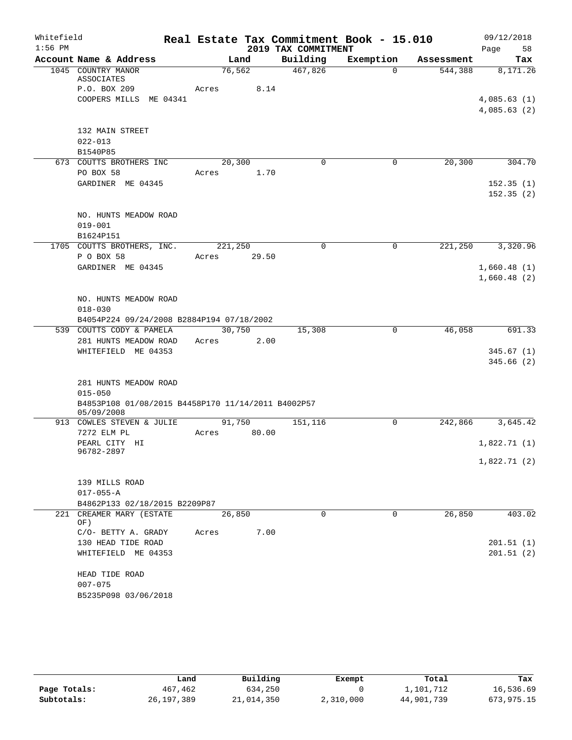Whitefield 1:56 PM

# Real Estate Tax Commitment Book - 15.010

## 2019 TAX COMMITMENT

09/12/2018

| Account Name & Address | Land | Building | Exemption | Assessment | Tax |
|---|---|---|---|---|---|
| 1045 COUNTRY MANOR ASSOCIATES | 76,562 | 467,826 | 0 | 544,388 | 8,171.26 |
| P.O. BOX 209 | Acres 8.14 | | | | |
| COOPERS MILLS ME 04341 | | | | | 4,085.63 (1) |
| | | | | | 4,085.63 (2) |
| 132 MAIN STREET | | | | | |
| 022-013 | | | | | |
| B1540P85 | | | | | |
| 673 COUTTS BROTHERS INC | 20,300 | 0 | 0 | 20,300 | 304.70 |
| PO BOX 58 | Acres 1.70 | | | | |
| GARDINER ME 04345 | | | | | 152.35 (1) |
| | | | | | 152.35 (2) |
| NO. HUNTS MEADOW ROAD | | | | | |
| 019-001 | | | | | |
| B1624P151 | | | | | |
| 1705 COUTTS BROTHERS, INC. | 221,250 | 0 | 0 | 221,250 | 3,320.96 |
| P O BOX 58 | Acres 29.50 | | | | |
| GARDINER ME 04345 | | | | | 1,660.48 (1) |
| | | | | | 1,660.48 (2) |
| NO. HUNTS MEADOW ROAD | | | | | |
| 018-030 | | | | | |
| B4054P224 09/24/2008 B2884P194 07/18/2002 | | | | | |
| 539 COUTTS CODY & PAMELA | 30,750 | 15,308 | 0 | 46,058 | 691.33 |
| 281 HUNTS MEADOW ROAD | Acres 2.00 | | | | |
| WHITEFIELD ME 04353 | | | | | 345.67 (1) |
| | | | | | 345.66 (2) |
| 281 HUNTS MEADOW ROAD | | | | | |
| 015-050 | | | | | |
| B4853P108 01/08/2015 B4458P170 11/14/2011 B4002P57 05/09/2008 | | | | | |
| 913 COWLES STEVEN & JULIE | 91,750 | 151,116 | 0 | 242,866 | 3,645.42 |
| 7272 ELM PL | Acres 80.00 | | | | |
| PEARL CITY HI 96782-2897 | | | | | 1,822.71 (1) |
| | | | | | 1,822.71 (2) |
| 139 MILLS ROAD | | | | | |
| 017-055-A | | | | | |
| B4862P133 02/18/2015 B2209P87 | | | | | |
| 221 CREAMER MARY (ESTATE OF) | 26,850 | 0 | 0 | 26,850 | 403.02 |
| C/O- BETTY A. GRADY | Acres 7.00 | | | | |
| 130 HEAD TIDE ROAD | | | | | 201.51 (1) |
| WHITEFIELD ME 04353 | | | | | 201.51 (2) |
| HEAD TIDE ROAD | | | | | |
| 007-075 | | | | | |
| B5235P098 03/06/2018 | | | | | |

| | Land | Building | Exempt | Total | Tax |
|---|---|---|---|---|---|
| Page Totals: | 467,462 | 634,250 | 0 | 1,101,712 | 16,536.69 |
| Subtotals: | 26,197,389 | 21,014,350 | 2,310,000 | 44,901,739 | 673,975.15 |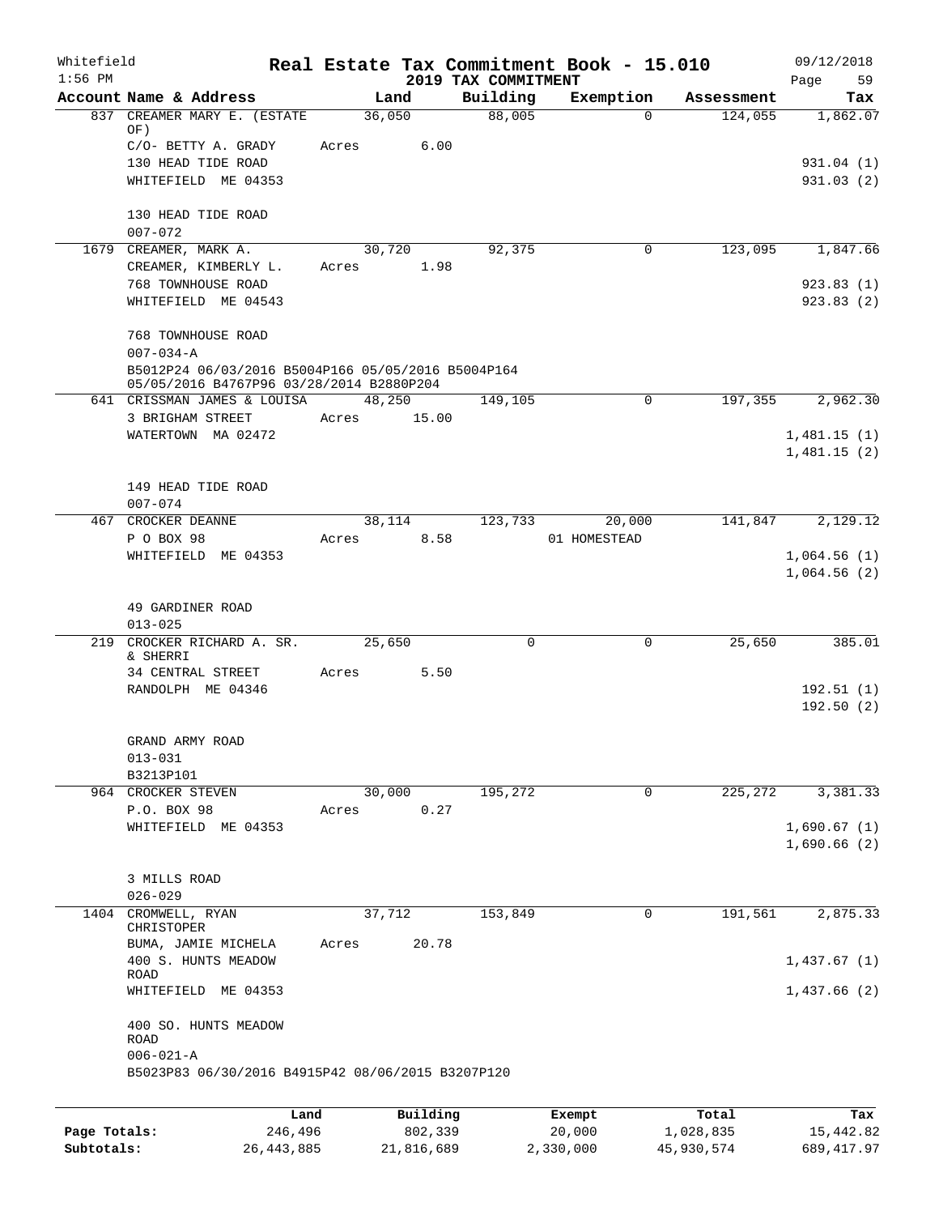Whitefield 1:56 PM

# Real Estate Tax Commitment Book - 15.010

## 2019 TAX COMMITMENT

09/12/2018

| Account Name & Address | Land | Building | Exemption | Assessment | Tax |
|---|---|---|---|---|---|
| 837 CREAMER MARY E. (ESTATE OF) | 36,050 | 88,005 | 0 | 124,055 | 1,862.07 |
| C/O- BETTY A. GRADY | Acres 6.00 | | | | |
| 130 HEAD TIDE ROAD | | | | | 931.04 (1) |
| WHITEFIELD ME 04353 | | | | | 931.03 (2) |
| 130 HEAD TIDE ROAD | | | | | |
| 007-072 | | | | | |
| 1679 CREAMER, MARK A. | 30,720 | 92,375 | 0 | 123,095 | 1,847.66 |
| CREAMER, KIMBERLY L. | Acres 1.98 | | | | |
| 768 TOWNHOUSE ROAD | | | | | 923.83 (1) |
| WHITEFIELD ME 04543 | | | | | 923.83 (2) |
| 768 TOWNHOUSE ROAD | | | | | |
| 007-034-A | | | | | |
| B5012P24 06/03/2016 B5004P166 05/05/2016 B5004P164 05/05/2016 B4767P96 03/28/2014 B2880P204 | | | | | |
| 641 CRISSMAN JAMES & LOUISA | 48,250 | 149,105 | 0 | 197,355 | 2,962.30 |
| 3 BRIGHAM STREET | Acres 15.00 | | | | |
| WATERTOWN MA 02472 | | | | | 1,481.15 (1) |
| | | | | | 1,481.15 (2) |
| 149 HEAD TIDE ROAD | | | | | |
| 007-074 | | | | | |
| 467 CROCKER DEANNE | 38,114 | 123,733 | 20,000 | 141,847 | 2,129.12 |
| P O BOX 98 | Acres 8.58 | | 01 HOMESTEAD | | |
| WHITEFIELD ME 04353 | | | | | 1,064.56 (1) |
| | | | | | 1,064.56 (2) |
| 49 GARDINER ROAD | | | | | |
| 013-025 | | | | | |
| 219 CROCKER RICHARD A. SR. & SHERRI | 25,650 | 0 | 0 | 25,650 | 385.01 |
| 34 CENTRAL STREET | Acres 5.50 | | | | |
| RANDOLPH ME 04346 | | | | | 192.51 (1) |
| | | | | | 192.50 (2) |
| GRAND ARMY ROAD | | | | | |
| 013-031 | | | | | |
| B3213P101 | | | | | |
| 964 CROCKER STEVEN | 30,000 | 195,272 | 0 | 225,272 | 3,381.33 |
| P.O. BOX 98 | Acres 0.27 | | | | |
| WHITEFIELD ME 04353 | | | | | 1,690.67 (1) |
| | | | | | 1,690.66 (2) |
| 3 MILLS ROAD | | | | | |
| 026-029 | | | | | |
| 1404 CROMWELL, RYAN CHRISTOPER | 37,712 | 153,849 | 0 | 191,561 | 2,875.33 |
| BUMA, JAMIE MICHELA | Acres 20.78 | | | | |
| 400 S. HUNTS MEADOW ROAD | | | | | 1,437.67 (1) |
| WHITEFIELD ME 04353 | | | | | 1,437.66 (2) |
| 400 SO. HUNTS MEADOW ROAD | | | | | |
| 006-021-A | | | | | |
| B5023P83 06/30/2016 B4915P42 08/06/2015 B3207P120 | | | | | |

| | Land | Building | Exempt | Total | Tax |
|---|---|---|---|---|---|
| Page Totals: | 246,496 | 802,339 | 20,000 | 1,028,835 | 15,442.82 |
| Subtotals: | 26,443,885 | 21,816,689 | 2,330,000 | 45,930,574 | 689,417.97 |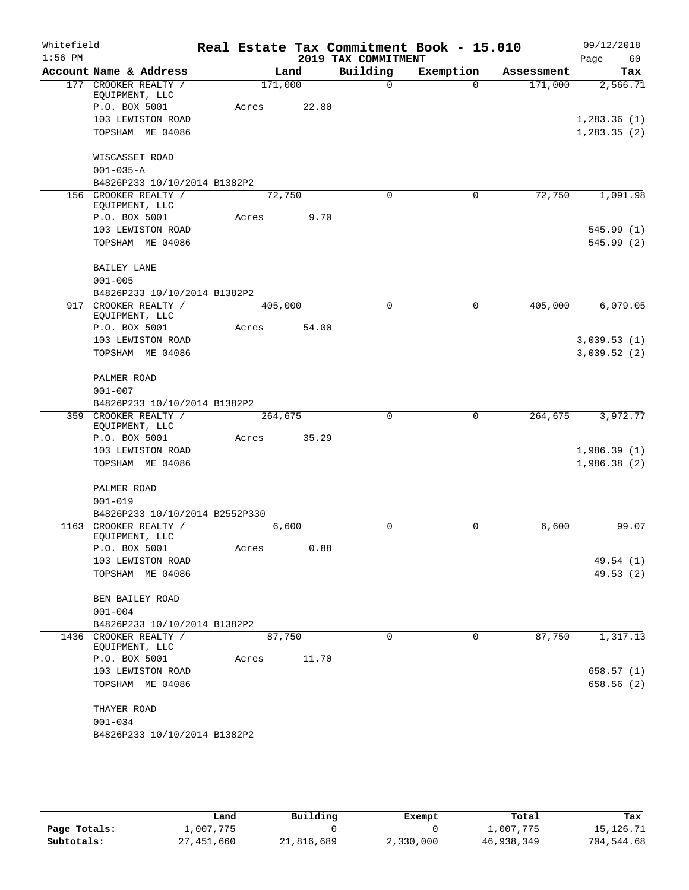Whitefield — Real Estate Tax Commitment Book - 15.010 — 09/12/2018

1:56 PM — 2019 TAX COMMITMENT

| Account Name & Address | Land | Building | Exemption | Assessment | Tax |
|---|---|---|---|---|---|
| 177 CROOKER REALTY / EQUIPMENT, LLC | 171,000 | 0 | 0 | 171,000 | 2,566.71 |
| P.O. BOX 5001 | Acres 22.80 | | | | |
| 103 LEWISTON ROAD | | | | | 1,283.36 (1) |
| TOPSHAM ME 04086 | | | | | 1,283.35 (2) |
| WISCASSET ROAD | | | | | |
| 001-035-A | | | | | |
| B4826P233 10/10/2014 B1382P2 | | | | | |
| 156 CROOKER REALTY / EQUIPMENT, LLC | 72,750 | 0 | 0 | 72,750 | 1,091.98 |
| P.O. BOX 5001 | Acres 9.70 | | | | |
| 103 LEWISTON ROAD | | | | | 545.99 (1) |
| TOPSHAM ME 04086 | | | | | 545.99 (2) |
| BAILEY LANE | | | | | |
| 001-005 | | | | | |
| B4826P233 10/10/2014 B1382P2 | | | | | |
| 917 CROOKER REALTY / EQUIPMENT, LLC | 405,000 | 0 | 0 | 405,000 | 6,079.05 |
| P.O. BOX 5001 | Acres 54.00 | | | | |
| 103 LEWISTON ROAD | | | | | 3,039.53 (1) |
| TOPSHAM ME 04086 | | | | | 3,039.52 (2) |
| PALMER ROAD | | | | | |
| 001-007 | | | | | |
| B4826P233 10/10/2014 B1382P2 | | | | | |
| 359 CROOKER REALTY / EQUIPMENT, LLC | 264,675 | 0 | 0 | 264,675 | 3,972.77 |
| P.O. BOX 5001 | Acres 35.29 | | | | |
| 103 LEWISTON ROAD | | | | | 1,986.39 (1) |
| TOPSHAM ME 04086 | | | | | 1,986.38 (2) |
| PALMER ROAD | | | | | |
| 001-019 | | | | | |
| B4826P233 10/10/2014 B2552P330 | | | | | |
| 1163 CROOKER REALTY / EQUIPMENT, LLC | 6,600 | 0 | 0 | 6,600 | 99.07 |
| P.O. BOX 5001 | Acres 0.88 | | | | |
| 103 LEWISTON ROAD | | | | | 49.54 (1) |
| TOPSHAM ME 04086 | | | | | 49.53 (2) |
| BEN BAILEY ROAD | | | | | |
| 001-004 | | | | | |
| B4826P233 10/10/2014 B1382P2 | | | | | |
| 1436 CROOKER REALTY / EQUIPMENT, LLC | 87,750 | 0 | 0 | 87,750 | 1,317.13 |
| P.O. BOX 5001 | Acres 11.70 | | | | |
| 103 LEWISTON ROAD | | | | | 658.57 (1) |
| TOPSHAM ME 04086 | | | | | 658.56 (2) |
| THAYER ROAD | | | | | |
| 001-034 | | | | | |
| B4826P233 10/10/2014 B1382P2 | | | | | |

| | Land | Building | Exempt | Total | Tax |
|---|---|---|---|---|---|
| Page Totals: | 1,007,775 | 0 | 0 | 1,007,775 | 15,126.71 |
| Subtotals: | 27,451,660 | 21,816,689 | 2,330,000 | 46,938,349 | 704,544.68 |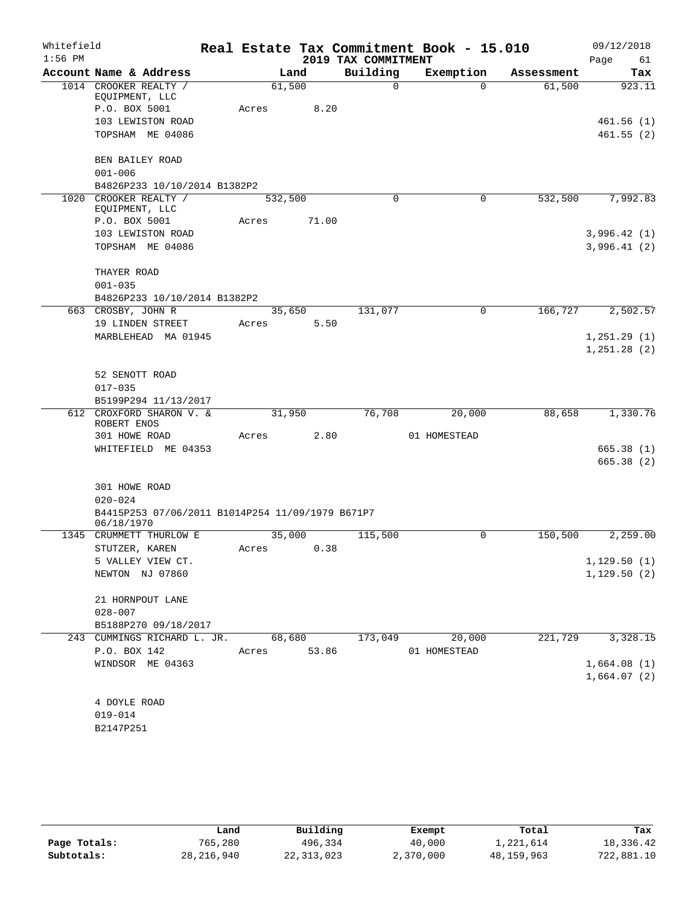Whitefield 1:56 PM

# Real Estate Tax Commitment Book - 15.010

## 2019 TAX COMMITMENT

09/12/2018

| Account Name & Address | Land | Building | Exemption | Assessment | Tax |
|---|---|---|---|---|---|
| 1014 CROOKER REALTY / EQUIPMENT, LLC | 61,500 | 0 | 0 | 61,500 | 923.11 |
| P.O. BOX 5001 | Acres 8.20 | | | | |
| 103 LEWISTON ROAD | | | | | 461.56 (1) |
| TOPSHAM ME 04086 | | | | | 461.55 (2) |
| BEN BAILEY ROAD | | | | | |
| 001-006 | | | | | |
| B4826P233 10/10/2014 B1382P2 | | | | | |
| 1020 CROOKER REALTY / EQUIPMENT, LLC | 532,500 | 0 | 0 | 532,500 | 7,992.83 |
| P.O. BOX 5001 | Acres 71.00 | | | | |
| 103 LEWISTON ROAD | | | | | 3,996.42 (1) |
| TOPSHAM ME 04086 | | | | | 3,996.41 (2) |
| THAYER ROAD | | | | | |
| 001-035 | | | | | |
| B4826P233 10/10/2014 B1382P2 | | | | | |
| 663 CROSBY, JOHN R | 35,650 | 131,077 | 0 | 166,727 | 2,502.57 |
| 19 LINDEN STREET | Acres 5.50 | | | | |
| MARBLEHEAD MA 01945 | | | | | 1,251.29 (1) |
| | | | | | 1,251.28 (2) |
| 52 SENOTT ROAD | | | | | |
| 017-035 | | | | | |
| B5199P294 11/13/2017 | | | | | |
| 612 CROXFORD SHARON V. & ROBERT ENOS | 31,950 | 76,708 | 20,000 | 88,658 | 1,330.76 |
| 301 HOWE ROAD | Acres 2.80 | | 01 HOMESTEAD | | |
| WHITEFIELD ME 04353 | | | | | 665.38 (1) |
| | | | | | 665.38 (2) |
| 301 HOWE ROAD | | | | | |
| 020-024 | | | | | |
| B4415P253 07/06/2011 B1014P254 11/09/1979 B671P7 06/18/1970 | | | | | |
| 1345 CRUMMETT THURLOW E | 35,000 | 115,500 | 0 | 150,500 | 2,259.00 |
| STUTZER, KAREN | Acres 0.38 | | | | |
| 5 VALLEY VIEW CT. | | | | | 1,129.50 (1) |
| NEWTON NJ 07860 | | | | | 1,129.50 (2) |
| 21 HORNPOUT LANE | | | | | |
| 028-007 | | | | | |
| B5188P270 09/18/2017 | | | | | |
| 243 CUMMINGS RICHARD L. JR. | 68,680 | 173,049 | 20,000 | 221,729 | 3,328.15 |
| P.O. BOX 142 | Acres 53.86 | | 01 HOMESTEAD | | |
| WINDSOR ME 04363 | | | | | 1,664.08 (1) |
| | | | | | 1,664.07 (2) |
| 4 DOYLE ROAD | | | | | |
| 019-014 | | | | | |
| B2147P251 | | | | | |

| | Land | Building | Exempt | Total | Tax |
|---|---|---|---|---|---|
| Page Totals: | 765,280 | 496,334 | 40,000 | 1,221,614 | 18,336.42 |
| Subtotals: | 28,216,940 | 22,313,023 | 2,370,000 | 48,159,963 | 722,881.10 |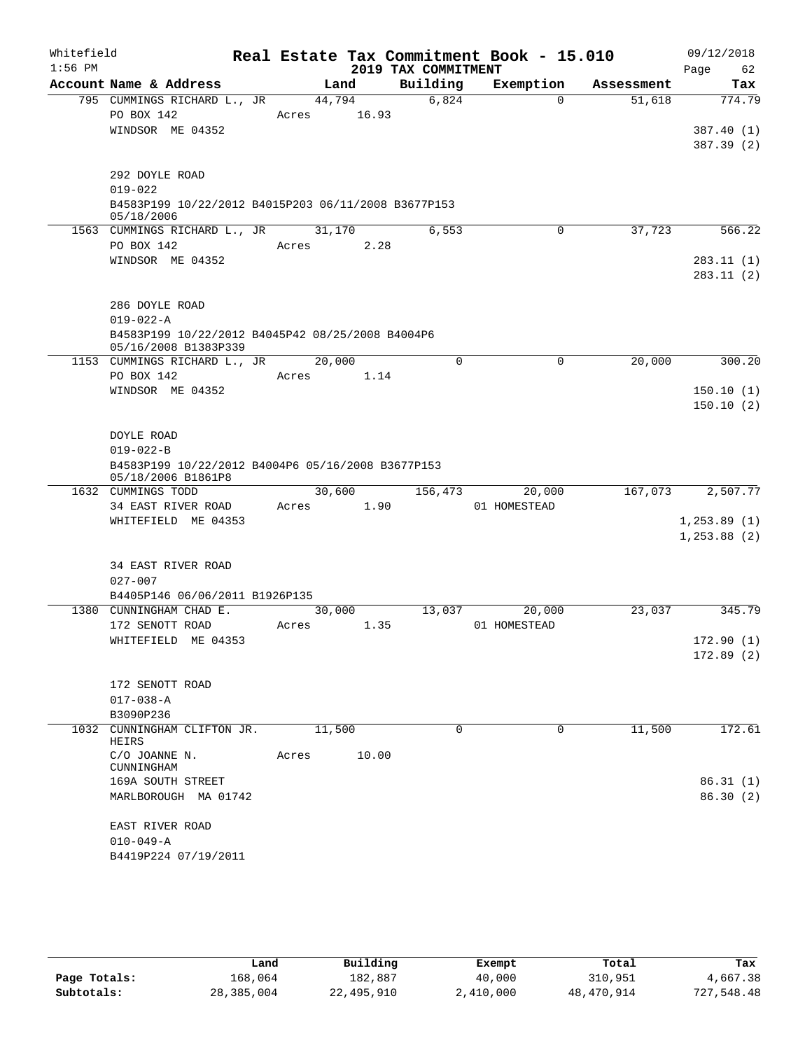Whitefield
1:56 PM

# Real Estate Tax Commitment Book - 15.010

09/12/2018

## 2019 TAX COMMITMENT

| Account Name & Address | Land | Building | Exemption | Assessment | Tax |
|---|---|---|---|---|---|
| 795 CUMMINGS RICHARD L., JR | 44,794 | 6,824 | 0 | 51,618 | 774.79 |
| PO BOX 142 | Acres 16.93 | | | | |
| WINDSOR ME 04352 | | | | | 387.40 (1) |
| | | | | | 387.39 (2) |
| 292 DOYLE ROAD | | | | | |
| 019-022 | | | | | |
| B4583P199 10/22/2012 B4015P203 06/11/2008 B3677P153 05/18/2006 | | | | | |
| 1563 CUMMINGS RICHARD L., JR | 31,170 | 6,553 | 0 | 37,723 | 566.22 |
| PO BOX 142 | Acres 2.28 | | | | |
| WINDSOR ME 04352 | | | | | 283.11 (1) |
| | | | | | 283.11 (2) |
| 286 DOYLE ROAD | | | | | |
| 019-022-A | | | | | |
| B4583P199 10/22/2012 B4045P42 08/25/2008 B4004P6 05/16/2008 B1383P339 | | | | | |
| 1153 CUMMINGS RICHARD L., JR | 20,000 | 0 | 0 | 20,000 | 300.20 |
| PO BOX 142 | Acres 1.14 | | | | |
| WINDSOR ME 04352 | | | | | 150.10 (1) |
| | | | | | 150.10 (2) |
| DOYLE ROAD | | | | | |
| 019-022-B | | | | | |
| B4583P199 10/22/2012 B4004P6 05/16/2008 B3677P153 05/18/2006 B1861P8 | | | | | |
| 1632 CUMMINGS TODD | 30,600 | 156,473 | 20,000 | 167,073 | 2,507.77 |
| 34 EAST RIVER ROAD | Acres 1.90 | | 01 HOMESTEAD | | |
| WHITEFIELD ME 04353 | | | | | 1,253.89 (1) |
| | | | | | 1,253.88 (2) |
| 34 EAST RIVER ROAD | | | | | |
| 027-007 | | | | | |
| B4405P146 06/06/2011 B1926P135 | | | | | |
| 1380 CUNNINGHAM CHAD E. | 30,000 | 13,037 | 20,000 | 23,037 | 345.79 |
| 172 SENOTT ROAD | Acres 1.35 | | 01 HOMESTEAD | | |
| WHITEFIELD ME 04353 | | | | | 172.90 (1) |
| | | | | | 172.89 (2) |
| 172 SENOTT ROAD | | | | | |
| 017-038-A | | | | | |
| B3090P236 | | | | | |
| 1032 CUNNINGHAM CLIFTON JR. HEIRS | 11,500 | 0 | 0 | 11,500 | 172.61 |
| C/O JOANNE N. CUNNINGHAM | Acres 10.00 | | | | |
| 169A SOUTH STREET | | | | | 86.31 (1) |
| MARLBOROUGH MA 01742 | | | | | 86.30 (2) |
| EAST RIVER ROAD | | | | | |
| 010-049-A | | | | | |
| B4419P224 07/19/2011 | | | | | |

| | Land | Building | Exempt | Total | Tax |
|---|---|---|---|---|---|
| Page Totals: | 168,064 | 182,887 | 40,000 | 310,951 | 4,667.38 |
| Subtotals: | 28,385,004 | 22,495,910 | 2,410,000 | 48,470,914 | 727,548.48 |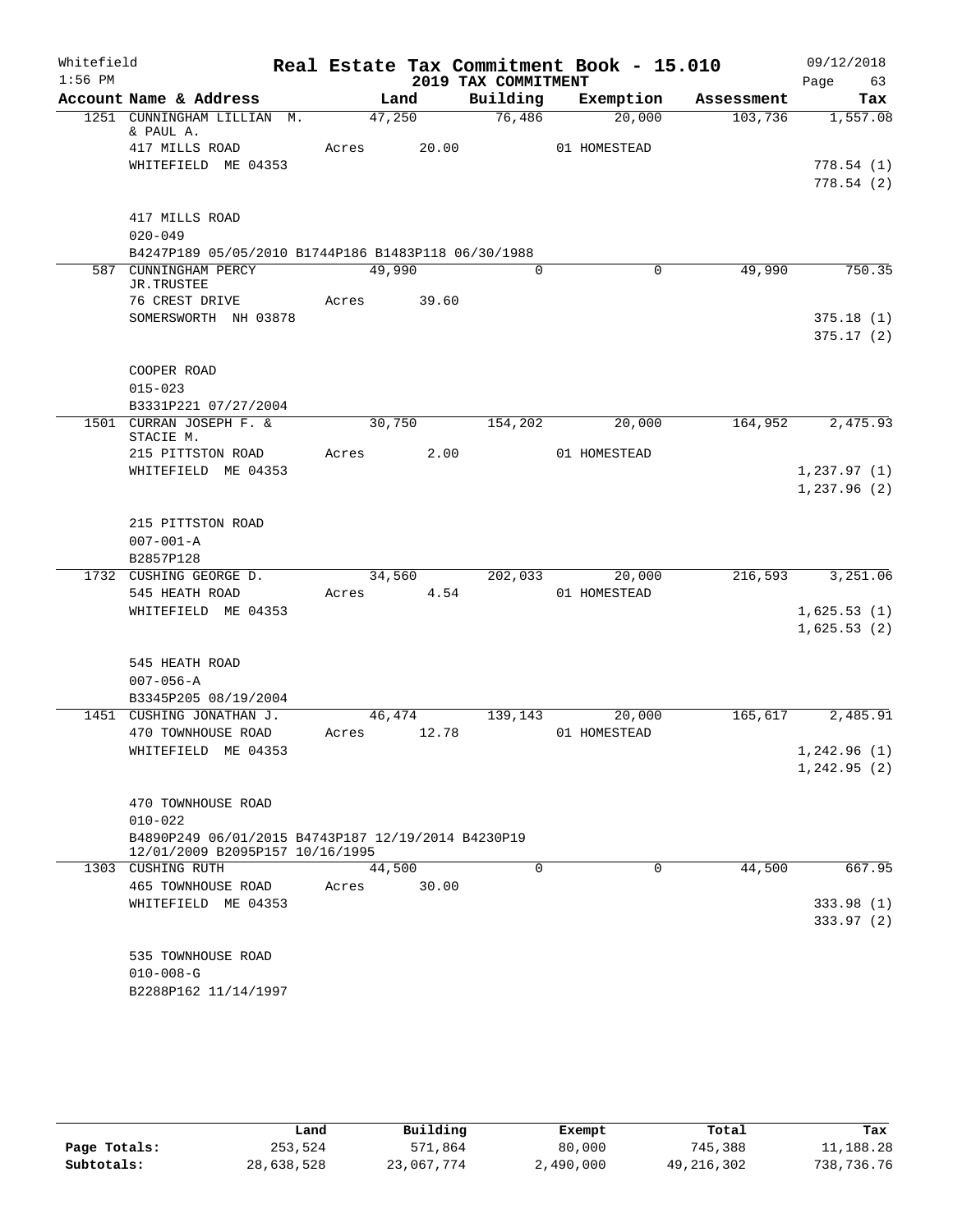Whitefield 1:56 PM

# Real Estate Tax Commitment Book - 15.010

## 2019 TAX COMMITMENT

09/12/2018

| Account Name & Address | Land | Building | Exemption | Assessment | Tax |
|---|---|---|---|---|---|
| 1251 CUNNINGHAM LILLIAN M. & PAUL A. | 47,250 | 76,486 | 20,000 | 103,736 | 1,557.08 |
| 417 MILLS ROAD | Acres 20.00 | | 01 HOMESTEAD | | |
| WHITEFIELD ME 04353 | | | | | 778.54 (1) |
| | | | | | 778.54 (2) |
| 417 MILLS ROAD | | | | | |
| 020-049 | | | | | |
| B4247P189 05/05/2010 B1744P186 B1483P118 06/30/1988 | | | | | |
| 587 CUNNINGHAM PERCY JR.TRUSTEE | 49,990 | 0 | 0 | 49,990 | 750.35 |
| 76 CREST DRIVE | Acres 39.60 | | | | |
| SOMERSWORTH NH 03878 | | | | | 375.18 (1) |
| | | | | | 375.17 (2) |
| COOPER ROAD | | | | | |
| 015-023 | | | | | |
| B3331P221 07/27/2004 | | | | | |
| 1501 CURRAN JOSEPH F. & STACIE M. | 30,750 | 154,202 | 20,000 | 164,952 | 2,475.93 |
| 215 PITTSTON ROAD | Acres 2.00 | | 01 HOMESTEAD | | |
| WHITEFIELD ME 04353 | | | | | 1,237.97 (1) |
| | | | | | 1,237.96 (2) |
| 215 PITTSTON ROAD | | | | | |
| 007-001-A | | | | | |
| B2857P128 | | | | | |
| 1732 CUSHING GEORGE D. | 34,560 | 202,033 | 20,000 | 216,593 | 3,251.06 |
| 545 HEATH ROAD | Acres 4.54 | | 01 HOMESTEAD | | |
| WHITEFIELD ME 04353 | | | | | 1,625.53 (1) |
| | | | | | 1,625.53 (2) |
| 545 HEATH ROAD | | | | | |
| 007-056-A | | | | | |
| B3345P205 08/19/2004 | | | | | |
| 1451 CUSHING JONATHAN J. | 46,474 | 139,143 | 20,000 | 165,617 | 2,485.91 |
| 470 TOWNHOUSE ROAD | Acres 12.78 | | 01 HOMESTEAD | | |
| WHITEFIELD ME 04353 | | | | | 1,242.96 (1) |
| | | | | | 1,242.95 (2) |
| 470 TOWNHOUSE ROAD | | | | | |
| 010-022 | | | | | |
| B4890P249 06/01/2015 B4743P187 12/19/2014 B4230P19 12/01/2009 B2095P157 10/16/1995 | | | | | |
| 1303 CUSHING RUTH | 44,500 | 0 | 0 | 44,500 | 667.95 |
| 465 TOWNHOUSE ROAD | Acres 30.00 | | | | |
| WHITEFIELD ME 04353 | | | | | 333.98 (1) |
| | | | | | 333.97 (2) |
| 535 TOWNHOUSE ROAD | | | | | |
| 010-008-G | | | | | |
| B2288P162 11/14/1997 | | | | | |

| | Land | Building | Exempt | Total | Tax |
|---|---|---|---|---|---|
| Page Totals: | 253,524 | 571,864 | 80,000 | 745,388 | 11,188.28 |
| Subtotals: | 28,638,528 | 23,067,774 | 2,490,000 | 49,216,302 | 738,736.76 |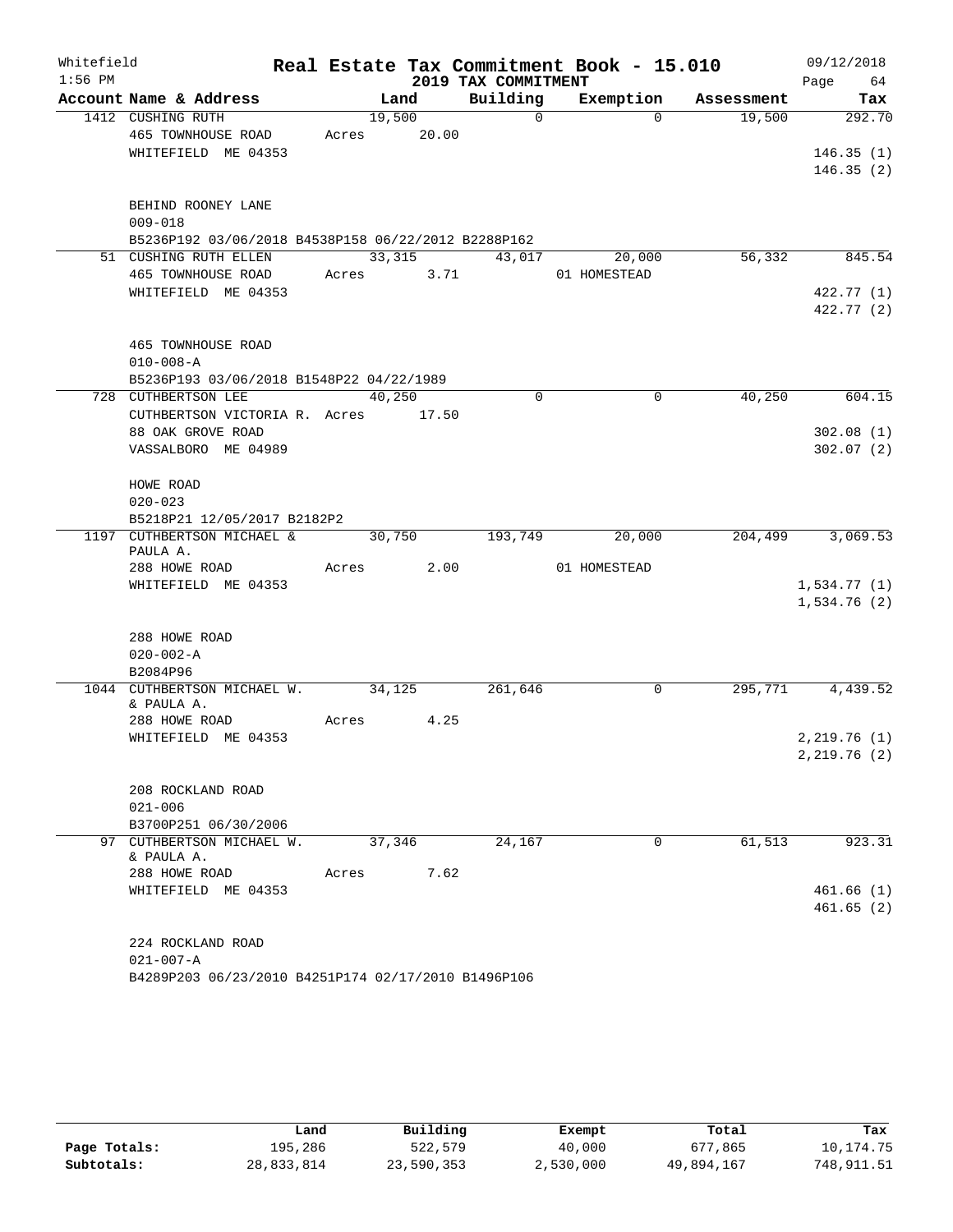# Real Estate Tax Commitment Book - 15.010

Whitefield
1:56 PM

2019 TAX COMMITMENT

09/12/2018

| Account Name & Address | Land | Building | Exemption | Assessment | Tax |
|---|---|---|---|---|---|
| 1412 CUSHING RUTH | 19,500 | 0 | 0 | 19,500 | 292.70 |
| 465 TOWNHOUSE ROAD | Acres 20.00 | | | | |
| WHITEFIELD ME 04353 | | | | | 146.35 (1) |
| | | | | | 146.35 (2) |
| BEHIND ROONEY LANE | | | | | |
| 009-018 | | | | | |
| B5236P192 03/06/2018 B4538P158 06/22/2012 B2288P162 | | | | | |
| 51 CUSHING RUTH ELLEN | 33,315 | 43,017 | 20,000 | 56,332 | 845.54 |
| 465 TOWNHOUSE ROAD | Acres 3.71 | | 01 HOMESTEAD | | |
| WHITEFIELD ME 04353 | | | | | 422.77 (1) |
| | | | | | 422.77 (2) |
| 465 TOWNHOUSE ROAD | | | | | |
| 010-008-A | | | | | |
| B5236P193 03/06/2018 B1548P22 04/22/1989 | | | | | |
| 728 CUTHBERTSON LEE | 40,250 | 0 | 0 | 40,250 | 604.15 |
| CUTHBERTSON VICTORIA R. | Acres 17.50 | | | | |
| 88 OAK GROVE ROAD | | | | | 302.08 (1) |
| VASSALBORO ME 04989 | | | | | 302.07 (2) |
| HOWE ROAD | | | | | |
| 020-023 | | | | | |
| B5218P21 12/05/2017 B2182P2 | | | | | |
| 1197 CUTHBERTSON MICHAEL & PAULA A. | 30,750 | 193,749 | 20,000 | 204,499 | 3,069.53 |
| 288 HOWE ROAD | Acres 2.00 | | 01 HOMESTEAD | | |
| WHITEFIELD ME 04353 | | | | | 1,534.77 (1) |
| | | | | | 1,534.76 (2) |
| 288 HOWE ROAD | | | | | |
| 020-002-A | | | | | |
| B2084P96 | | | | | |
| 1044 CUTHBERTSON MICHAEL W. & PAULA A. | 34,125 | 261,646 | 0 | 295,771 | 4,439.52 |
| 288 HOWE ROAD | Acres 4.25 | | | | |
| WHITEFIELD ME 04353 | | | | | 2,219.76 (1) |
| | | | | | 2,219.76 (2) |
| 208 ROCKLAND ROAD | | | | | |
| 021-006 | | | | | |
| B3700P251 06/30/2006 | | | | | |
| 97 CUTHBERTSON MICHAEL W. & PAULA A. | 37,346 | 24,167 | 0 | 61,513 | 923.31 |
| 288 HOWE ROAD | Acres 7.62 | | | | |
| WHITEFIELD ME 04353 | | | | | 461.66 (1) |
| | | | | | 461.65 (2) |
| 224 ROCKLAND ROAD | | | | | |
| 021-007-A | | | | | |
| B4289P203 06/23/2010 B4251P174 02/17/2010 B1496P106 | | | | | |

| | Land | Building | Exempt | Total | Tax |
|---|---|---|---|---|---|
| Page Totals: | 195,286 | 522,579 | 40,000 | 677,865 | 10,174.75 |
| Subtotals: | 28,833,814 | 23,590,353 | 2,530,000 | 49,894,167 | 748,911.51 |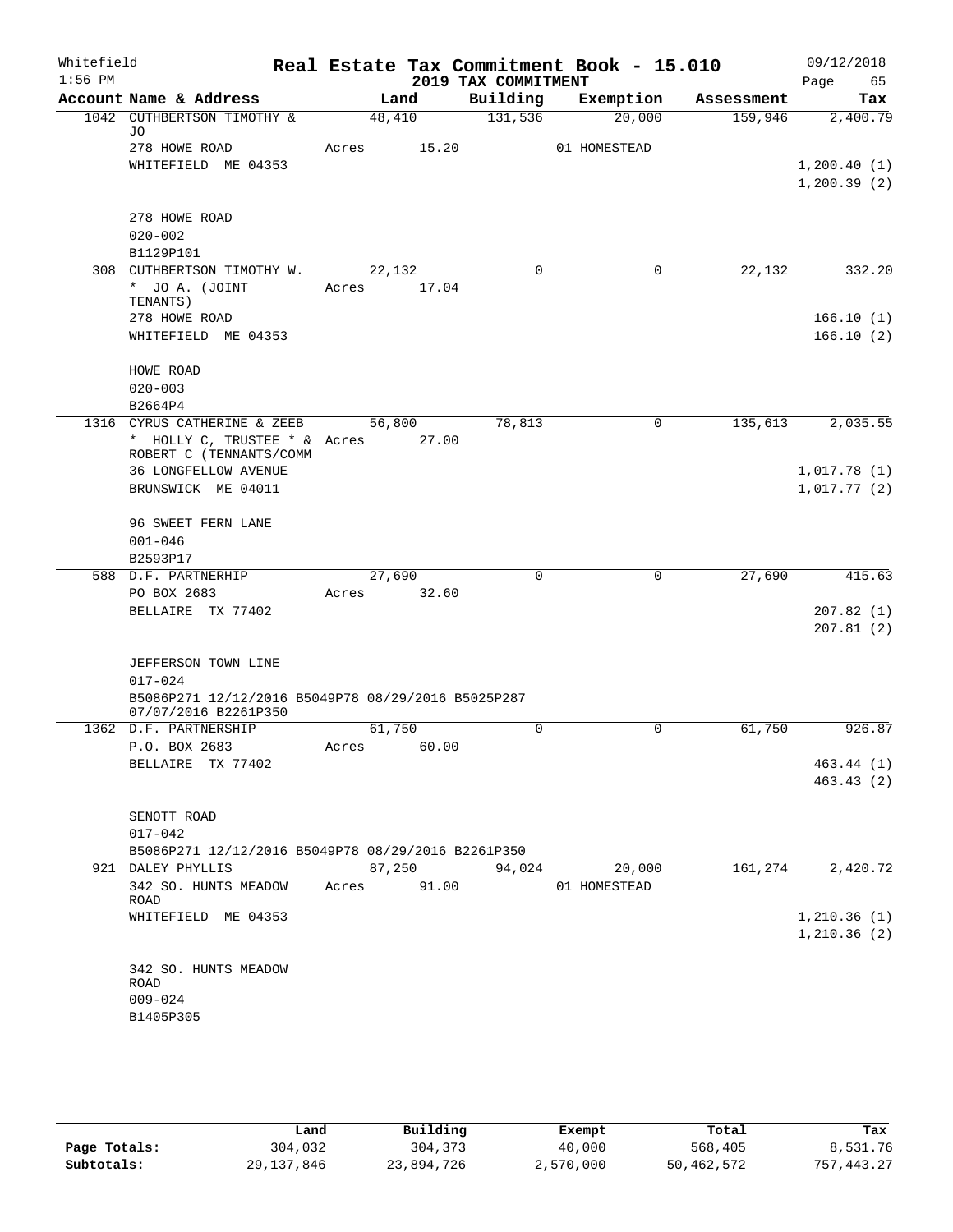Whitefield 1:56 PM

# Real Estate Tax Commitment Book - 15.010

## 2019 TAX COMMITMENT

09/12/2018 Page 65

| Account Name & Address | Land | Building | Exemption | Assessment | Tax |
|---|---|---|---|---|---|
| 1042 CUTHBERTSON TIMOTHY & JO | 48,410 | 131,536 | 20,000 | 159,946 | 2,400.79 |
| 278 HOWE ROAD | Acres 15.20 | | 01 HOMESTEAD | | |
| WHITEFIELD ME 04353 | | | | | 1,200.40 (1) |
| | | | | | 1,200.39 (2) |
| 278 HOWE ROAD | | | | | |
| 020-002 | | | | | |
| B1129P101 | | | | | |
| 308 CUTHBERTSON TIMOTHY W. | 22,132 | 0 | 0 | 22,132 | 332.20 |
| * JO A. (JOINT TENANTS) | Acres 17.04 | | | | |
| 278 HOWE ROAD | | | | | 166.10 (1) |
| WHITEFIELD ME 04353 | | | | | 166.10 (2) |
| HOWE ROAD | | | | | |
| 020-003 | | | | | |
| B2664P4 | | | | | |
| 1316 CYRUS CATHERINE & ZEEB | 56,800 | 78,813 | 0 | 135,613 | 2,035.55 |
| * HOLLY C, TRUSTEE * & ROBERT C (TENNANTS/COMM | Acres 27.00 | | | | |
| 36 LONGFELLOW AVENUE | | | | | 1,017.78 (1) |
| BRUNSWICK ME 04011 | | | | | 1,017.77 (2) |
| 96 SWEET FERN LANE | | | | | |
| 001-046 | | | | | |
| B2593P17 | | | | | |
| 588 D.F. PARTNERHIP | 27,690 | 0 | 0 | 27,690 | 415.63 |
| PO BOX 2683 | Acres 32.60 | | | | |
| BELLAIRE TX 77402 | | | | | 207.82 (1) |
| | | | | | 207.81 (2) |
| JEFFERSON TOWN LINE | | | | | |
| 017-024 | | | | | |
| B5086P271 12/12/2016 B5049P78 08/29/2016 B5025P287 07/07/2016 B2261P350 | | | | | |
| 1362 D.F. PARTNERSHIP | 61,750 | 0 | 0 | 61,750 | 926.87 |
| P.O. BOX 2683 | Acres 60.00 | | | | |
| BELLAIRE TX 77402 | | | | | 463.44 (1) |
| | | | | | 463.43 (2) |
| SENOTT ROAD | | | | | |
| 017-042 | | | | | |
| B5086P271 12/12/2016 B5049P78 08/29/2016 B2261P350 | | | | | |
| 921 DALEY PHYLLIS | 87,250 | 94,024 | 20,000 | 161,274 | 2,420.72 |
| 342 SO. HUNTS MEADOW ROAD | Acres 91.00 | | 01 HOMESTEAD | | |
| WHITEFIELD ME 04353 | | | | | 1,210.36 (1) |
| | | | | | 1,210.36 (2) |
| 342 SO. HUNTS MEADOW ROAD | | | | | |
| 009-024 | | | | | |
| B1405P305 | | | | | |

| | Land | Building | Exempt | Total | Tax |
|---|---|---|---|---|---|
| Page Totals: | 304,032 | 304,373 | 40,000 | 568,405 | 8,531.76 |
| Subtotals: | 29,137,846 | 23,894,726 | 2,570,000 | 50,462,572 | 757,443.27 |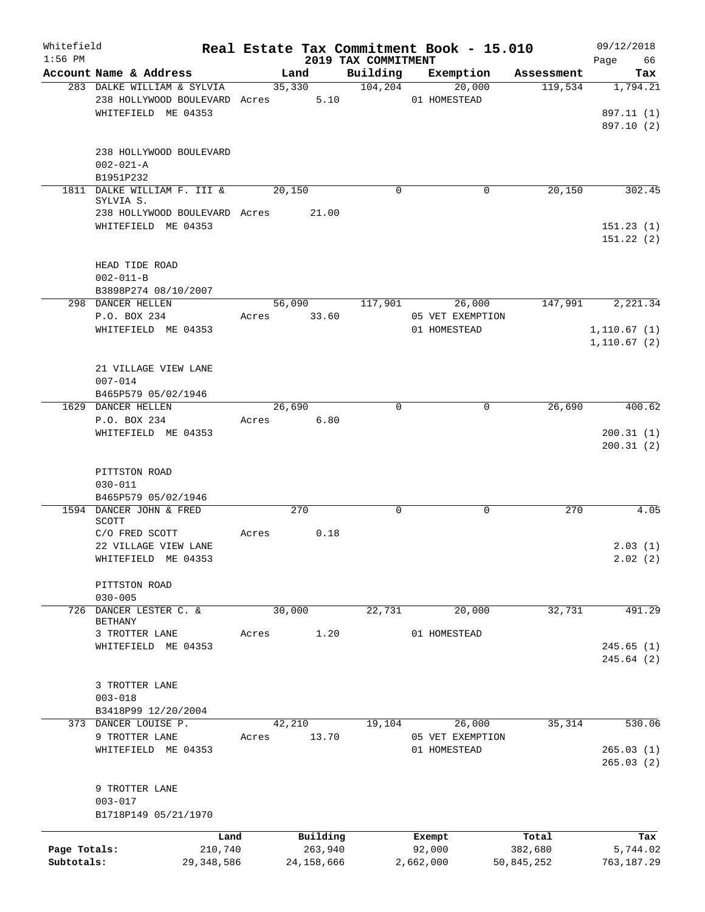Whitefield
1:56 PM

# Real Estate Tax Commitment Book - 15.010
## 2019 TAX COMMITMENT

09/12/2018

| Account Name & Address | Land | Building | Exemption | Assessment | Tax |
|---|---|---|---|---|---|
| 283 DALKE WILLIAM & SYLVIA | 35,330 | 104,204 | 20,000 | 119,534 | 1,794.21 |
| 238 HOLLYWOOD BOULEVARD | Acres 5.10 | | 01 HOMESTEAD | | |
| WHITEFIELD ME 04353 | | | | | 897.11 (1) |
| | | | | | 897.10 (2) |
| 238 HOLLYWOOD BOULEVARD | | | | | |
| 002-021-A | | | | | |
| B1951P232 | | | | | |
| 1811 DALKE WILLIAM F. III & SYLVIA S. | 20,150 | 0 | 0 | 20,150 | 302.45 |
| 238 HOLLYWOOD BOULEVARD | Acres 21.00 | | | | |
| WHITEFIELD ME 04353 | | | | | 151.23 (1) |
| | | | | | 151.22 (2) |
| HEAD TIDE ROAD | | | | | |
| 002-011-B | | | | | |
| B3898P274 08/10/2007 | | | | | |
| 298 DANCER HELLEN | 56,090 | 117,901 | 26,000 | 147,991 | 2,221.34 |
| P.O. BOX 234 | Acres 33.60 | | 05 VET EXEMPTION | | |
| WHITEFIELD ME 04353 | | | 01 HOMESTEAD | | 1,110.67 (1) |
| | | | | | 1,110.67 (2) |
| 21 VILLAGE VIEW LANE | | | | | |
| 007-014 | | | | | |
| B465P579 05/02/1946 | | | | | |
| 1629 DANCER HELLEN | 26,690 | 0 | 0 | 26,690 | 400.62 |
| P.O. BOX 234 | Acres 6.80 | | | | |
| WHITEFIELD ME 04353 | | | | | 200.31 (1) |
| | | | | | 200.31 (2) |
| PITTSTON ROAD | | | | | |
| 030-011 | | | | | |
| B465P579 05/02/1946 | | | | | |
| 1594 DANCER JOHN & FRED SCOTT | 270 | 0 | 0 | 270 | 4.05 |
| C/O FRED SCOTT | Acres 0.18 | | | | |
| 22 VILLAGE VIEW LANE | | | | | 2.03 (1) |
| WHITEFIELD ME 04353 | | | | | 2.02 (2) |
| PITTSTON ROAD | | | | | |
| 030-005 | | | | | |
| 726 DANCER LESTER C. & BETHANY | 30,000 | 22,731 | 20,000 | 32,731 | 491.29 |
| 3 TROTTER LANE | Acres 1.20 | | 01 HOMESTEAD | | |
| WHITEFIELD ME 04353 | | | | | 245.65 (1) |
| | | | | | 245.64 (2) |
| 3 TROTTER LANE | | | | | |
| 003-018 | | | | | |
| B3418P99 12/20/2004 | | | | | |
| 373 DANCER LOUISE P. | 42,210 | 19,104 | 26,000 | 35,314 | 530.06 |
| 9 TROTTER LANE | Acres 13.70 | | 05 VET EXEMPTION | | |
| WHITEFIELD ME 04353 | | | 01 HOMESTEAD | | 265.03 (1) |
| | | | | | 265.03 (2) |
| 9 TROTTER LANE | | | | | |
| 003-017 | | | | | |
| B1718P149 05/21/1970 | | | | | |

| | Land | Building | Exempt | Total | Tax |
|---|---|---|---|---|---|
| Page Totals: | 210,740 | 263,940 | 92,000 | 382,680 | 5,744.02 |
| Subtotals: | 29,348,586 | 24,158,666 | 2,662,000 | 50,845,252 | 763,187.29 |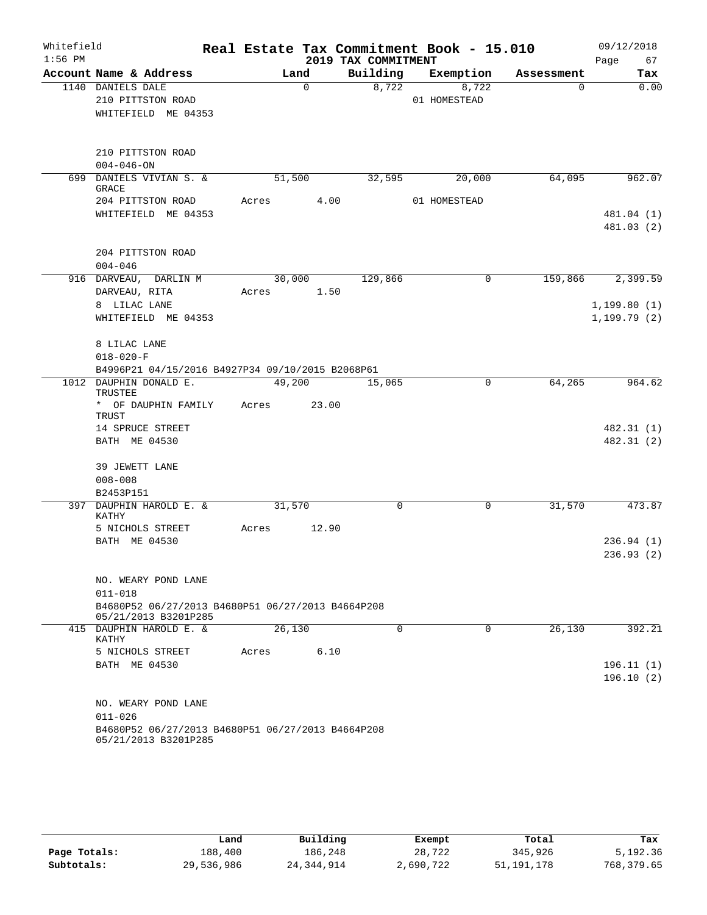# Real Estate Tax Commitment Book - 15.010

Whitefield
1:56 PM

09/12/2018

## 2019 TAX COMMITMENT

| Account Name & Address | Land | Building | Exemption | Assessment | Tax |
|---|---|---|---|---|---|
| 1140 DANIELS DALE | 0 | 8,722 | 8,722 | 0 | 0.00 |
| 210 PITTSTON ROAD | | | 01 HOMESTEAD | | |
| WHITEFIELD ME 04353 | | | | | |
| 210 PITTSTON ROAD | | | | | |
| 004-046-ON | | | | | |
| 699 DANIELS VIVIAN S. & GRACE | 51,500 | 32,595 | 20,000 | 64,095 | 962.07 |
| 204 PITTSTON ROAD | Acres 4.00 | | 01 HOMESTEAD | | |
| WHITEFIELD ME 04353 | | | | | 481.04 (1) |
| | | | | | 481.03 (2) |
| 204 PITTSTON ROAD | | | | | |
| 004-046 | | | | | |
| 916 DARVEAU, DARLIN M | 30,000 | 129,866 | 0 | 159,866 | 2,399.59 |
| DARVEAU, RITA | Acres 1.50 | | | | |
| 8 LILAC LANE | | | | | 1,199.80 (1) |
| WHITEFIELD ME 04353 | | | | | 1,199.79 (2) |
| 8 LILAC LANE | | | | | |
| 018-020-F | | | | | |
| B4996P21 04/15/2016 B4927P34 09/10/2015 B2068P61 | | | | | |
| 1012 DAUPHIN DONALD E. TRUSTEE | 49,200 | 15,065 | 0 | 64,265 | 964.62 |
| * OF DAUPHIN FAMILY TRUST | Acres 23.00 | | | | |
| 14 SPRUCE STREET | | | | | 482.31 (1) |
| BATH ME 04530 | | | | | 482.31 (2) |
| 39 JEWETT LANE | | | | | |
| 008-008 | | | | | |
| B2453P151 | | | | | |
| 397 DAUPHIN HAROLD E. & KATHY | 31,570 | 0 | 0 | 31,570 | 473.87 |
| 5 NICHOLS STREET | Acres 12.90 | | | | |
| BATH ME 04530 | | | | | 236.94 (1) |
| | | | | | 236.93 (2) |
| NO. WEARY POND LANE | | | | | |
| 011-018 | | | | | |
| B4680P52 06/27/2013 B4680P51 06/27/2013 B4664P208 05/21/2013 B3201P285 | | | | | |
| 415 DAUPHIN HAROLD E. & KATHY | 26,130 | 0 | 0 | 26,130 | 392.21 |
| 5 NICHOLS STREET | Acres 6.10 | | | | |
| BATH ME 04530 | | | | | 196.11 (1) |
| | | | | | 196.10 (2) |
| NO. WEARY POND LANE | | | | | |
| 011-026 | | | | | |
| B4680P52 06/27/2013 B4680P51 06/27/2013 B4664P208 05/21/2013 B3201P285 | | | | | |

| | Land | Building | Exempt | Total | Tax |
|---|---|---|---|---|---|
| Page Totals: | 188,400 | 186,248 | 28,722 | 345,926 | 5,192.36 |
| Subtotals: | 29,536,986 | 24,344,914 | 2,690,722 | 51,191,178 | 768,379.65 |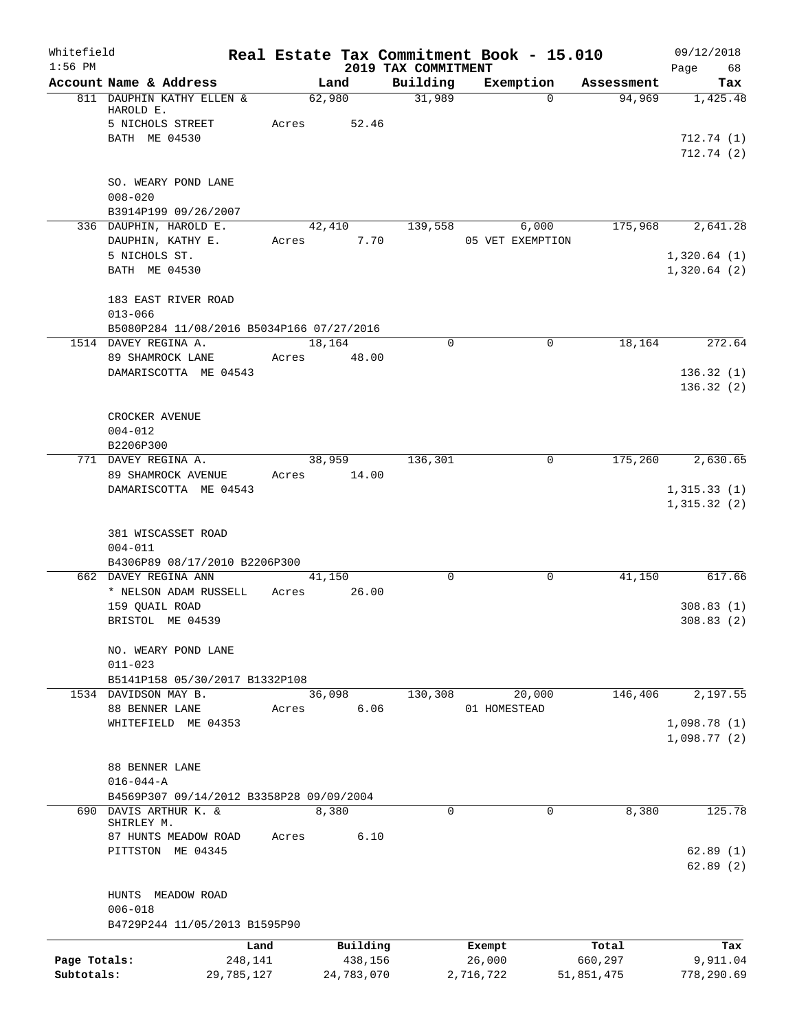Whitefield — Real Estate Tax Commitment Book - 15.010 — 09/12/2018
1:56 PM — 2019 TAX COMMITMENT

| Account Name & Address | Land | Building | Exemption | Assessment | Tax |
|---|---|---|---|---|---|
| 811 DAUPHIN KATHY ELLEN & HAROLD E. | 62,980 | 31,989 | 0 | 94,969 | 1,425.48 |
| 5 NICHOLS STREET | Acres 52.46 | | | | |
| BATH ME 04530 | | | | | 712.74 (1) |
| | | | | | 712.74 (2) |
| SO. WEARY POND LANE | | | | | |
| 008-020 | | | | | |
| B3914P199 09/26/2007 | | | | | |
| 336 DAUPHIN, HAROLD E. | 42,410 | 139,558 | 6,000 | 175,968 | 2,641.28 |
| DAUPHIN, KATHY E. | Acres 7.70 | | 05 VET EXEMPTION | | |
| 5 NICHOLS ST. | | | | | 1,320.64 (1) |
| BATH ME 04530 | | | | | 1,320.64 (2) |
| 183 EAST RIVER ROAD | | | | | |
| 013-066 | | | | | |
| B5080P284 11/08/2016 B5034P166 07/27/2016 | | | | | |
| 1514 DAVEY REGINA A. | 18,164 | 0 | 0 | 18,164 | 272.64 |
| 89 SHAMROCK LANE | Acres 48.00 | | | | |
| DAMARISCOTTA ME 04543 | | | | | 136.32 (1) |
| | | | | | 136.32 (2) |
| CROCKER AVENUE | | | | | |
| 004-012 | | | | | |
| B2206P300 | | | | | |
| 771 DAVEY REGINA A. | 38,959 | 136,301 | 0 | 175,260 | 2,630.65 |
| 89 SHAMROCK AVENUE | Acres 14.00 | | | | |
| DAMARISCOTTA ME 04543 | | | | | 1,315.33 (1) |
| | | | | | 1,315.32 (2) |
| 381 WISCASSET ROAD | | | | | |
| 004-011 | | | | | |
| B4306P89 08/17/2010 B2206P300 | | | | | |
| 662 DAVEY REGINA ANN | 41,150 | 0 | 0 | 41,150 | 617.66 |
| * NELSON ADAM RUSSELL | Acres 26.00 | | | | |
| 159 QUAIL ROAD | | | | | 308.83 (1) |
| BRISTOL ME 04539 | | | | | 308.83 (2) |
| NO. WEARY POND LANE | | | | | |
| 011-023 | | | | | |
| B5141P158 05/30/2017 B1332P108 | | | | | |
| 1534 DAVIDSON MAY B. | 36,098 | 130,308 | 20,000 | 146,406 | 2,197.55 |
| 88 BENNER LANE | Acres 6.06 | | 01 HOMESTEAD | | |
| WHITEFIELD ME 04353 | | | | | 1,098.78 (1) |
| | | | | | 1,098.77 (2) |
| 88 BENNER LANE | | | | | |
| 016-044-A | | | | | |
| B4569P307 09/14/2012 B3358P28 09/09/2004 | | | | | |
| 690 DAVIS ARTHUR K. & SHIRLEY M. | 8,380 | 0 | 0 | 8,380 | 125.78 |
| 87 HUNTS MEADOW ROAD | Acres 6.10 | | | | |
| PITTSTON ME 04345 | | | | | 62.89 (1) |
| | | | | | 62.89 (2) |
| HUNTS MEADOW ROAD | | | | | |
| 006-018 | | | | | |
| B4729P244 11/05/2013 B1595P90 | | | | | |

| | Land | Building | Exempt | Total | Tax |
|---|---|---|---|---|---|
| Page Totals: | 248,141 | 438,156 | 26,000 | 660,297 | 9,911.04 |
| Subtotals: | 29,785,127 | 24,783,070 | 2,716,722 | 51,851,475 | 778,290.69 |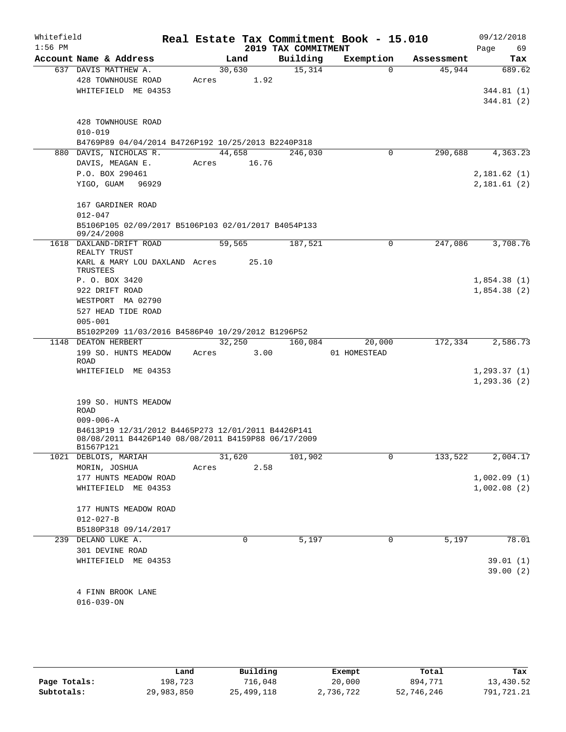Whitefield
1:56 PM

# Real Estate Tax Commitment Book - 15.010

## 2019 TAX COMMITMENT

09/12/2018

| Account Name & Address | Land | Building | Exemption | Assessment | Tax |
|---|---|---|---|---|---|
| 637 DAVIS MATTHEW A. | 30,630 | 15,314 | 0 | 45,944 | 689.62 |
| 428 TOWNHOUSE ROAD | Acres 1.92 | | | | |
| WHITEFIELD ME 04353 | | | | | 344.81 (1) |
| | | | | | 344.81 (2) |
| 428 TOWNHOUSE ROAD | | | | | |
| 010-019 | | | | | |
| B4769P89 04/04/2014 B4726P192 10/25/2013 B2240P318 | | | | | |
| 880 DAVIS, NICHOLAS R. | 44,658 | 246,030 | 0 | 290,688 | 4,363.23 |
| DAVIS, MEAGAN E. | Acres 16.76 | | | | |
| P.O. BOX 290461 | | | | | 2,181.62 (1) |
| YIGO, GUAM 96929 | | | | | 2,181.61 (2) |
| 167 GARDINER ROAD | | | | | |
| 012-047 | | | | | |
| B5106P105 02/09/2017 B5106P103 02/01/2017 B4054P133 09/24/2008 | | | | | |
| 1618 DAXLAND-DRIFT ROAD REALTY TRUST | 59,565 | 187,521 | 0 | 247,086 | 3,708.76 |
| KARL & MARY LOU DAXLAND TRUSTEES | Acres 25.10 | | | | |
| P. O. BOX 3420 | | | | | 1,854.38 (1) |
| 922 DRIFT ROAD | | | | | 1,854.38 (2) |
| WESTPORT MA 02790 | | | | | |
| 527 HEAD TIDE ROAD | | | | | |
| 005-001 | | | | | |
| B5102P209 11/03/2016 B4586P40 10/29/2012 B1296P52 | | | | | |
| 1148 DEATON HERBERT | 32,250 | 160,084 | 20,000 | 172,334 | 2,586.73 |
| 199 SO. HUNTS MEADOW ROAD | Acres 3.00 | | 01 HOMESTEAD | | |
| WHITEFIELD ME 04353 | | | | | 1,293.37 (1) |
| | | | | | 1,293.36 (2) |
| 199 SO. HUNTS MEADOW ROAD | | | | | |
| 009-006-A | | | | | |
| B4613P19 12/31/2012 B4465P273 12/01/2011 B4426P141 08/08/2011 B4426P140 08/08/2011 B4159P88 06/17/2009 B1567P121 | | | | | |
| 1021 DEBLOIS, MARIAH | 31,620 | 101,902 | 0 | 133,522 | 2,004.17 |
| MORIN, JOSHUA | Acres 2.58 | | | | |
| 177 HUNTS MEADOW ROAD | | | | | 1,002.09 (1) |
| WHITEFIELD ME 04353 | | | | | 1,002.08 (2) |
| 177 HUNTS MEADOW ROAD | | | | | |
| 012-027-B | | | | | |
| B5180P318 09/14/2017 | | | | | |
| 239 DELANO LUKE A. | 0 | 5,197 | 0 | 5,197 | 78.01 |
| 301 DEVINE ROAD | | | | | |
| WHITEFIELD ME 04353 | | | | | 39.01 (1) |
| | | | | | 39.00 (2) |
| 4 FINN BROOK LANE | | | | | |
| 016-039-ON | | | | | |

| | Land | Building | Exempt | Total | Tax |
|---|---|---|---|---|---|
| Page Totals: | 198,723 | 716,048 | 20,000 | 894,771 | 13,430.52 |
| Subtotals: | 29,983,850 | 25,499,118 | 2,736,722 | 52,746,246 | 791,721.21 |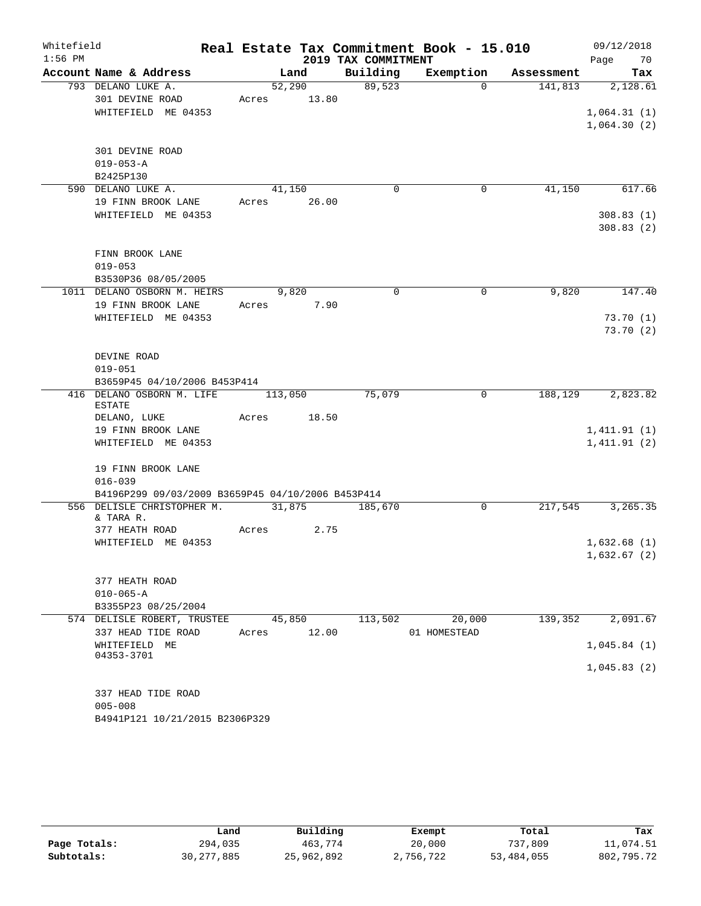Whitefield
1:56 PM

# Real Estate Tax Commitment Book - 15.010
## 2019 TAX COMMITMENT

09/12/2018

| Account Name & Address | Land | Building | Exemption | Assessment | Tax |
|---|---|---|---|---|---|
| 793 DELANO LUKE A. | 52,290 | 89,523 | 0 | 141,813 | 2,128.61 |
| 301 DEVINE ROAD | Acres 13.80 | | | | |
| WHITEFIELD ME 04353 | | | | | 1,064.31 (1) |
| | | | | | 1,064.30 (2) |
| 301 DEVINE ROAD | | | | | |
| 019-053-A | | | | | |
| B2425P130 | | | | | |
| 590 DELANO LUKE A. | 41,150 | 0 | 0 | 41,150 | 617.66 |
| 19 FINN BROOK LANE | Acres 26.00 | | | | |
| WHITEFIELD ME 04353 | | | | | 308.83 (1) |
| | | | | | 308.83 (2) |
| FINN BROOK LANE | | | | | |
| 019-053 | | | | | |
| B3530P36 08/05/2005 | | | | | |
| 1011 DELANO OSBORN M. HEIRS | 9,820 | 0 | 0 | 9,820 | 147.40 |
| 19 FINN BROOK LANE | Acres 7.90 | | | | |
| WHITEFIELD ME 04353 | | | | | 73.70 (1) |
| | | | | | 73.70 (2) |
| DEVINE ROAD | | | | | |
| 019-051 | | | | | |
| B3659P45 04/10/2006 B453P414 | | | | | |
| 416 DELANO OSBORN M. LIFE ESTATE | 113,050 | 75,079 | 0 | 188,129 | 2,823.82 |
| DELANO, LUKE | Acres 18.50 | | | | |
| 19 FINN BROOK LANE | | | | | 1,411.91 (1) |
| WHITEFIELD ME 04353 | | | | | 1,411.91 (2) |
| 19 FINN BROOK LANE | | | | | |
| 016-039 | | | | | |
| B4196P299 09/03/2009 B3659P45 04/10/2006 B453P414 | | | | | |
| 556 DELISLE CHRISTOPHER M. & TARA R. | 31,875 | 185,670 | 0 | 217,545 | 3,265.35 |
| 377 HEATH ROAD | Acres 2.75 | | | | |
| WHITEFIELD ME 04353 | | | | | 1,632.68 (1) |
| | | | | | 1,632.67 (2) |
| 377 HEATH ROAD | | | | | |
| 010-065-A | | | | | |
| B3355P23 08/25/2004 | | | | | |
| 574 DELISLE ROBERT, TRUSTEE | 45,850 | 113,502 | 20,000 | 139,352 | 2,091.67 |
| 337 HEAD TIDE ROAD | Acres 12.00 | | 01 HOMESTEAD | | |
| WHITEFIELD ME 04353-3701 | | | | | 1,045.84 (1) |
| | | | | | 1,045.83 (2) |
| 337 HEAD TIDE ROAD | | | | | |
| 005-008 | | | | | |
| B4941P121 10/21/2015 B2306P329 | | | | | |

| | Land | Building | Exempt | Total | Tax |
|---|---|---|---|---|---|
| Page Totals: | 294,035 | 463,774 | 20,000 | 737,809 | 11,074.51 |
| Subtotals: | 30,277,885 | 25,962,892 | 2,756,722 | 53,484,055 | 802,795.72 |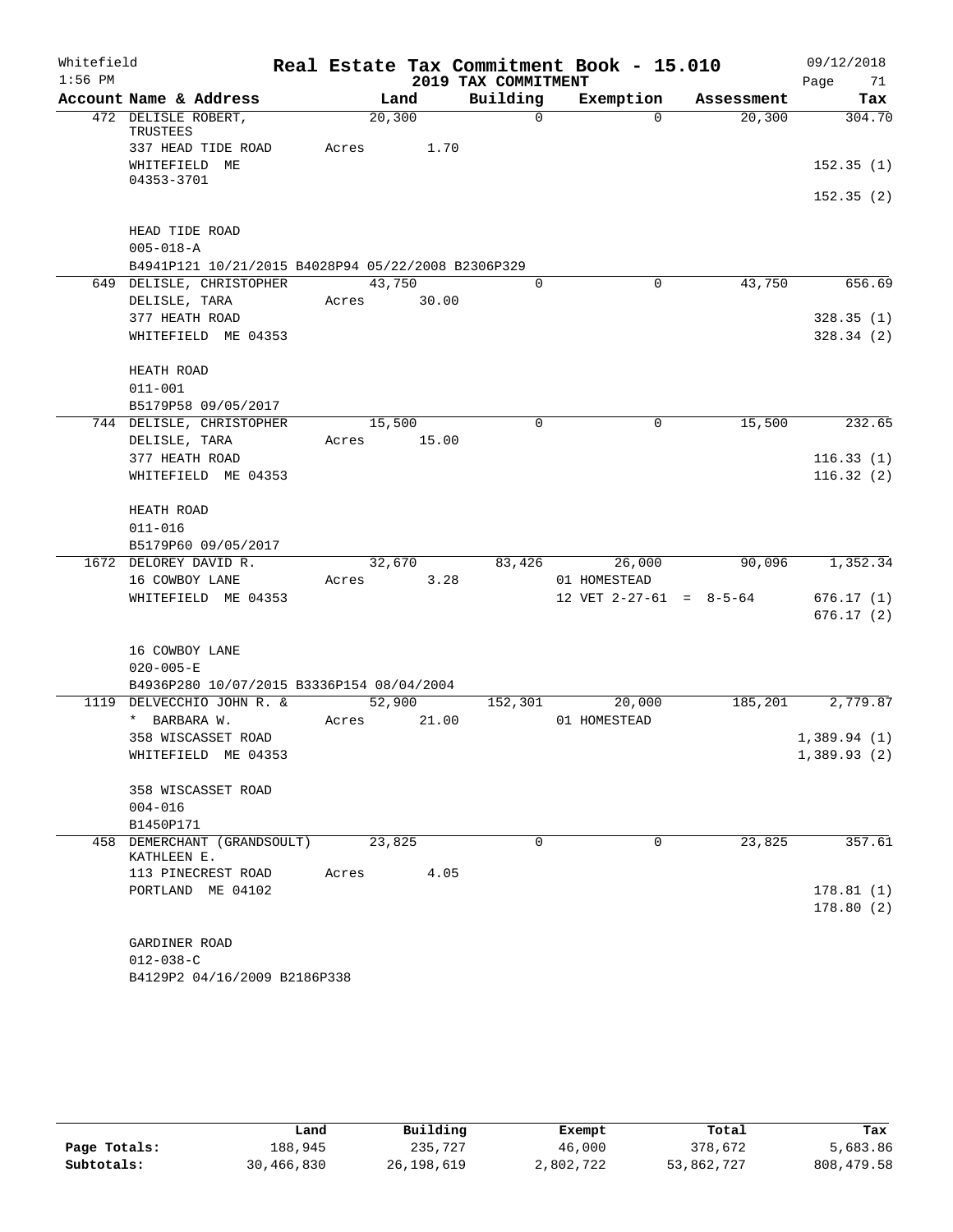Whitefield 1:56 PM

# Real Estate Tax Commitment Book - 15.010

## 2019 TAX COMMITMENT

09/12/2018

| Account Name & Address | Land | Building | Exemption | Assessment | Tax |
|---|---|---|---|---|---|
| 472 DELISLE ROBERT, TRUSTEES | 20,300 | 0 | 0 | 20,300 | 304.70 |
| 337 HEAD TIDE ROAD | Acres 1.70 | | | | |
| WHITEFIELD ME 04353-3701 | | | | | 152.35 (1) |
| | | | | | 152.35 (2) |
| HEAD TIDE ROAD | | | | | |
| 005-018-A | | | | | |
| B4941P121 10/21/2015 B4028P94 05/22/2008 B2306P329 | | | | | |
| 649 DELISLE, CHRISTOPHER | 43,750 | 0 | 0 | 43,750 | 656.69 |
| DELISLE, TARA | Acres 30.00 | | | | |
| 377 HEATH ROAD | | | | | 328.35 (1) |
| WHITEFIELD ME 04353 | | | | | 328.34 (2) |
| HEATH ROAD | | | | | |
| 011-001 | | | | | |
| B5179P58 09/05/2017 | | | | | |
| 744 DELISLE, CHRISTOPHER | 15,500 | 0 | 0 | 15,500 | 232.65 |
| DELISLE, TARA | Acres 15.00 | | | | |
| 377 HEATH ROAD | | | | | 116.33 (1) |
| WHITEFIELD ME 04353 | | | | | 116.32 (2) |
| HEATH ROAD | | | | | |
| 011-016 | | | | | |
| B5179P60 09/05/2017 | | | | | |
| 1672 DELOREY DAVID R. | 32,670 | 83,426 | 26,000 | 90,096 | 1,352.34 |
| 16 COWBOY LANE | Acres 3.28 | | 01 HOMESTEAD | | |
| WHITEFIELD ME 04353 | | | 12 VET 2-27-61 = 8-5-64 | | 676.17 (1) |
| | | | | | 676.17 (2) |
| 16 COWBOY LANE | | | | | |
| 020-005-E | | | | | |
| B4936P280 10/07/2015 B3336P154 08/04/2004 | | | | | |
| 1119 DELVECCHIO JOHN R. & | 52,900 | 152,301 | 20,000 | 185,201 | 2,779.87 |
| * BARBARA W. | Acres 21.00 | | 01 HOMESTEAD | | |
| 358 WISCASSET ROAD | | | | | 1,389.94 (1) |
| WHITEFIELD ME 04353 | | | | | 1,389.93 (2) |
| 358 WISCASSET ROAD | | | | | |
| 004-016 | | | | | |
| B1450P171 | | | | | |
| 458 DEMERCHANT (GRANDSOULT) KATHLEEN E. | 23,825 | 0 | 0 | 23,825 | 357.61 |
| 113 PINECREST ROAD | Acres 4.05 | | | | |
| PORTLAND ME 04102 | | | | | 178.81 (1) |
| | | | | | 178.80 (2) |
| GARDINER ROAD | | | | | |
| 012-038-C | | | | | |
| B4129P2 04/16/2009 B2186P338 | | | | | |

| | Land | Building | Exempt | Total | Tax |
|---|---|---|---|---|---|
| Page Totals: | 188,945 | 235,727 | 46,000 | 378,672 | 5,683.86 |
| Subtotals: | 30,466,830 | 26,198,619 | 2,802,722 | 53,862,727 | 808,479.58 |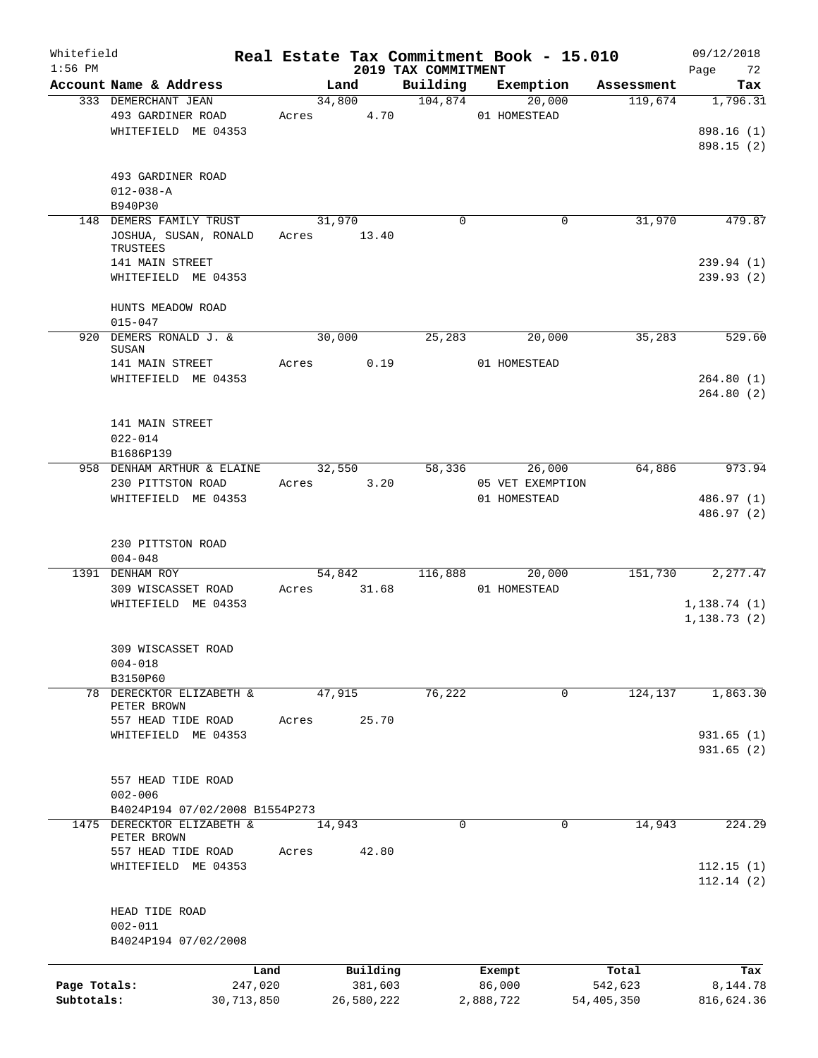Whitefield
1:56 PM

# Real Estate Tax Commitment Book - 15.010
## 2019 TAX COMMITMENT

09/12/2018

| Account Name & Address | Land | Building | Exemption | Assessment | Tax |
|---|---|---|---|---|---|
| 333 DEMERCHANT JEAN | 34,800 | 104,874 | 20,000 | 119,674 | 1,796.31 |
| 493 GARDINER ROAD | Acres 4.70 | | 01 HOMESTEAD | | |
| WHITEFIELD ME 04353 | | | | | 898.16 (1) |
| | | | | | 898.15 (2) |
| 493 GARDINER ROAD | | | | | |
| 012-038-A | | | | | |
| B940P30 | | | | | |
| 148 DEMERS FAMILY TRUST | 31,970 | 0 | 0 | 31,970 | 479.87 |
| JOSHUA, SUSAN, RONALD TRUSTEES | Acres 13.40 | | | | |
| 141 MAIN STREET | | | | | 239.94 (1) |
| WHITEFIELD ME 04353 | | | | | 239.93 (2) |
| HUNTS MEADOW ROAD | | | | | |
| 015-047 | | | | | |
| 920 DEMERS RONALD J. & SUSAN | 30,000 | 25,283 | 20,000 | 35,283 | 529.60 |
| 141 MAIN STREET | Acres 0.19 | | 01 HOMESTEAD | | |
| WHITEFIELD ME 04353 | | | | | 264.80 (1) |
| | | | | | 264.80 (2) |
| 141 MAIN STREET | | | | | |
| 022-014 | | | | | |
| B1686P139 | | | | | |
| 958 DENHAM ARTHUR & ELAINE | 32,550 | 58,336 | 26,000 | 64,886 | 973.94 |
| 230 PITTSTON ROAD | Acres 3.20 | | 05 VET EXEMPTION | | |
| WHITEFIELD ME 04353 | | | 01 HOMESTEAD | | 486.97 (1) |
| | | | | | 486.97 (2) |
| 230 PITTSTON ROAD | | | | | |
| 004-048 | | | | | |
| 1391 DENHAM ROY | 54,842 | 116,888 | 20,000 | 151,730 | 2,277.47 |
| 309 WISCASSET ROAD | Acres 31.68 | | 01 HOMESTEAD | | |
| WHITEFIELD ME 04353 | | | | | 1,138.74 (1) |
| | | | | | 1,138.73 (2) |
| 309 WISCASSET ROAD | | | | | |
| 004-018 | | | | | |
| B3150P60 | | | | | |
| 78 DERECKTOR ELIZABETH & PETER BROWN | 47,915 | 76,222 | 0 | 124,137 | 1,863.30 |
| 557 HEAD TIDE ROAD | Acres 25.70 | | | | |
| WHITEFIELD ME 04353 | | | | | 931.65 (1) |
| | | | | | 931.65 (2) |
| 557 HEAD TIDE ROAD | | | | | |
| 002-006 | | | | | |
| B4024P194 07/02/2008 B1554P273 | | | | | |
| 1475 DERECKTOR ELIZABETH & PETER BROWN | 14,943 | 0 | 0 | 14,943 | 224.29 |
| 557 HEAD TIDE ROAD | Acres 42.80 | | | | |
| WHITEFIELD ME 04353 | | | | | 112.15 (1) |
| | | | | | 112.14 (2) |
| HEAD TIDE ROAD | | | | | |
| 002-011 | | | | | |
| B4024P194 07/02/2008 | | | | | |

| | Land | Building | Exempt | Total | Tax |
|---|---|---|---|---|---|
| Page Totals: | 247,020 | 381,603 | 86,000 | 542,623 | 8,144.78 |
| Subtotals: | 30,713,850 | 26,580,222 | 2,888,722 | 54,405,350 | 816,624.36 |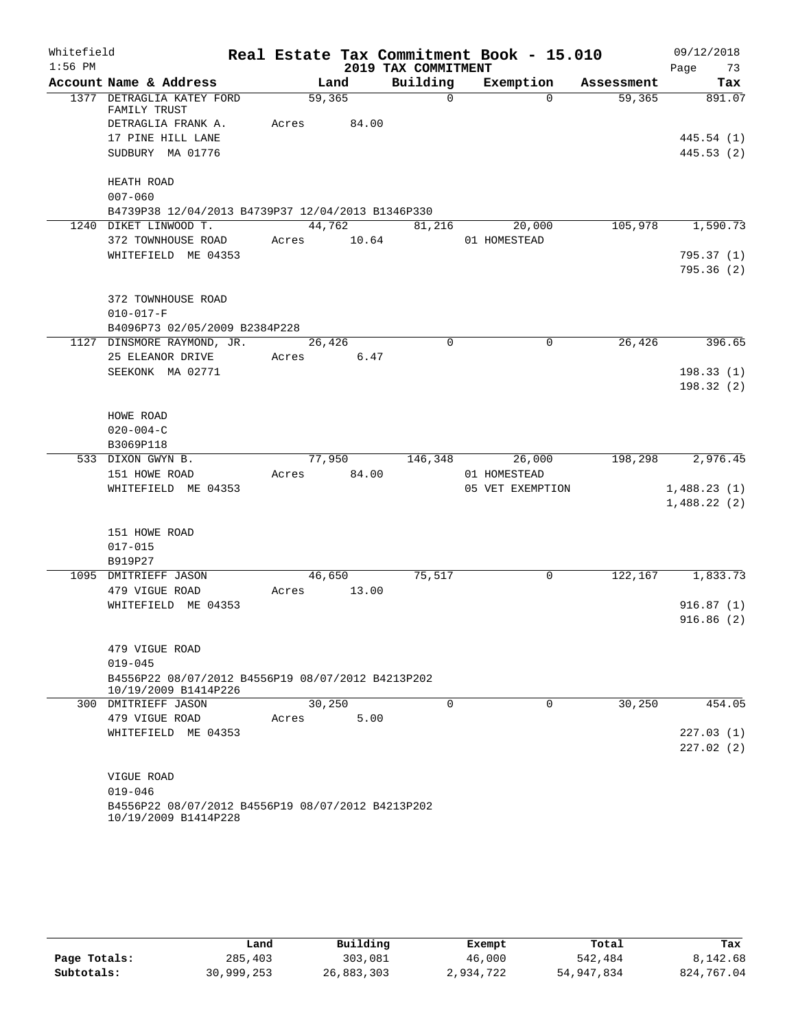Whitefield

Real Estate Tax Commitment Book - 15.010

09/12/2018

1:56 PM

2019 TAX COMMITMENT

Page 73

| Account Name & Address | Land | Building | Exemption | Assessment | Tax |
|---|---|---|---|---|---|
| 1377 DETRAGLIA KATEY FORD FAMILY TRUST | 59,365 | 0 | 0 | 59,365 | 891.07 |
| DETRAGLIA FRANK A. | Acres 84.00 | | | | |
| 17 PINE HILL LANE | | | | | 445.54 (1) |
| SUDBURY MA 01776 | | | | | 445.53 (2) |
| HEATH ROAD | | | | | |
| 007-060 | | | | | |
| B4739P38 12/04/2013 B4739P37 12/04/2013 B1346P330 | | | | | |
| 1240 DIKET LINWOOD T. | 44,762 | 81,216 | 20,000 | 105,978 | 1,590.73 |
| 372 TOWNHOUSE ROAD | Acres 10.64 | | 01 HOMESTEAD | | |
| WHITEFIELD ME 04353 | | | | | 795.37 (1) |
| | | | | | 795.36 (2) |
| 372 TOWNHOUSE ROAD | | | | | |
| 010-017-F | | | | | |
| B4096P73 02/05/2009 B2384P228 | | | | | |
| 1127 DINSMORE RAYMOND, JR. | 26,426 | 0 | 0 | 26,426 | 396.65 |
| 25 ELEANOR DRIVE | Acres 6.47 | | | | |
| SEEKONK MA 02771 | | | | | 198.33 (1) |
| | | | | | 198.32 (2) |
| HOWE ROAD | | | | | |
| 020-004-C | | | | | |
| B3069P118 | | | | | |
| 533 DIXON GWYN B. | 77,950 | 146,348 | 26,000 | 198,298 | 2,976.45 |
| 151 HOWE ROAD | Acres 84.00 | | 01 HOMESTEAD | | |
| WHITEFIELD ME 04353 | | | 05 VET EXEMPTION | | 1,488.23 (1) |
| | | | | | 1,488.22 (2) |
| 151 HOWE ROAD | | | | | |
| 017-015 | | | | | |
| B919P27 | | | | | |
| 1095 DMITRIEFF JASON | 46,650 | 75,517 | 0 | 122,167 | 1,833.73 |
| 479 VIGUE ROAD | Acres 13.00 | | | | |
| WHITEFIELD ME 04353 | | | | | 916.87 (1) |
| | | | | | 916.86 (2) |
| 479 VIGUE ROAD | | | | | |
| 019-045 | | | | | |
| B4556P22 08/07/2012 B4556P19 08/07/2012 B4213P202 10/19/2009 B1414P226 | | | | | |
| 300 DMITRIEFF JASON | 30,250 | 0 | 0 | 30,250 | 454.05 |
| 479 VIGUE ROAD | Acres 5.00 | | | | |
| WHITEFIELD ME 04353 | | | | | 227.03 (1) |
| | | | | | 227.02 (2) |
| VIGUE ROAD | | | | | |
| 019-046 | | | | | |
| B4556P22 08/07/2012 B4556P19 08/07/2012 B4213P202 10/19/2009 B1414P228 | | | | | |

| | Land | Building | Exempt | Total | Tax |
|---|---|---|---|---|---|
| Page Totals: | 285,403 | 303,081 | 46,000 | 542,484 | 8,142.68 |
| Subtotals: | 30,999,253 | 26,883,303 | 2,934,722 | 54,947,834 | 824,767.04 |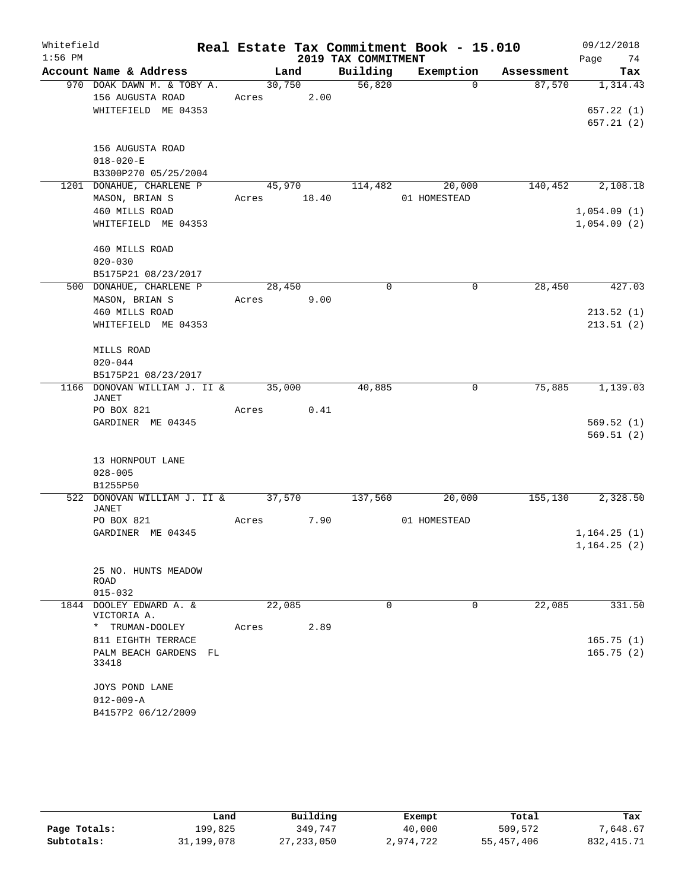Whitefield
1:56 PM

# Real Estate Tax Commitment Book - 15.010
## 2019 TAX COMMITMENT

09/12/2018

| Account Name & Address | Land | Building | Exemption | Assessment | Tax |
|---|---|---|---|---|---|
| 970 DOAK DAWN M. & TOBY A. | 30,750 | 56,820 | 0 | 87,570 | 1,314.43 |
| 156 AUGUSTA ROAD | Acres 2.00 | | | | |
| WHITEFIELD ME 04353 | | | | | 657.22 (1) |
| | | | | | 657.21 (2) |
| 156 AUGUSTA ROAD | | | | | |
| 018-020-E | | | | | |
| B3300P270 05/25/2004 | | | | | |
| 1201 DONAHUE, CHARLENE P | 45,970 | 114,482 | 20,000 | 140,452 | 2,108.18 |
| MASON, BRIAN S | Acres 18.40 | | 01 HOMESTEAD | | |
| 460 MILLS ROAD | | | | | 1,054.09 (1) |
| WHITEFIELD ME 04353 | | | | | 1,054.09 (2) |
| 460 MILLS ROAD | | | | | |
| 020-030 | | | | | |
| B5175P21 08/23/2017 | | | | | |
| 500 DONAHUE, CHARLENE P | 28,450 | 0 | 0 | 28,450 | 427.03 |
| MASON, BRIAN S | Acres 9.00 | | | | |
| 460 MILLS ROAD | | | | | 213.52 (1) |
| WHITEFIELD ME 04353 | | | | | 213.51 (2) |
| MILLS ROAD | | | | | |
| 020-044 | | | | | |
| B5175P21 08/23/2017 | | | | | |
| 1166 DONOVAN WILLIAM J. II & JANET | 35,000 | 40,885 | 0 | 75,885 | 1,139.03 |
| PO BOX 821 | Acres 0.41 | | | | |
| GARDINER ME 04345 | | | | | 569.52 (1) |
| | | | | | 569.51 (2) |
| 13 HORNPOUT LANE | | | | | |
| 028-005 | | | | | |
| B1255P50 | | | | | |
| 522 DONOVAN WILLIAM J. II & JANET | 37,570 | 137,560 | 20,000 | 155,130 | 2,328.50 |
| PO BOX 821 | Acres 7.90 | | 01 HOMESTEAD | | |
| GARDINER ME 04345 | | | | | 1,164.25 (1) |
| | | | | | 1,164.25 (2) |
| 25 NO. HUNTS MEADOW ROAD | | | | | |
| 015-032 | | | | | |
| 1844 DOOLEY EDWARD A. & VICTORIA A. | 22,085 | 0 | 0 | 22,085 | 331.50 |
| * TRUMAN-DOOLEY | Acres 2.89 | | | | |
| 811 EIGHTH TERRACE | | | | | 165.75 (1) |
| PALM BEACH GARDENS FL 33418 | | | | | 165.75 (2) |
| JOYS POND LANE | | | | | |
| 012-009-A | | | | | |
| B4157P2 06/12/2009 | | | | | |

| | Land | Building | Exempt | Total | Tax |
|---|---|---|---|---|---|
| Page Totals: | 199,825 | 349,747 | 40,000 | 509,572 | 7,648.67 |
| Subtotals: | 31,199,078 | 27,233,050 | 2,974,722 | 55,457,406 | 832,415.71 |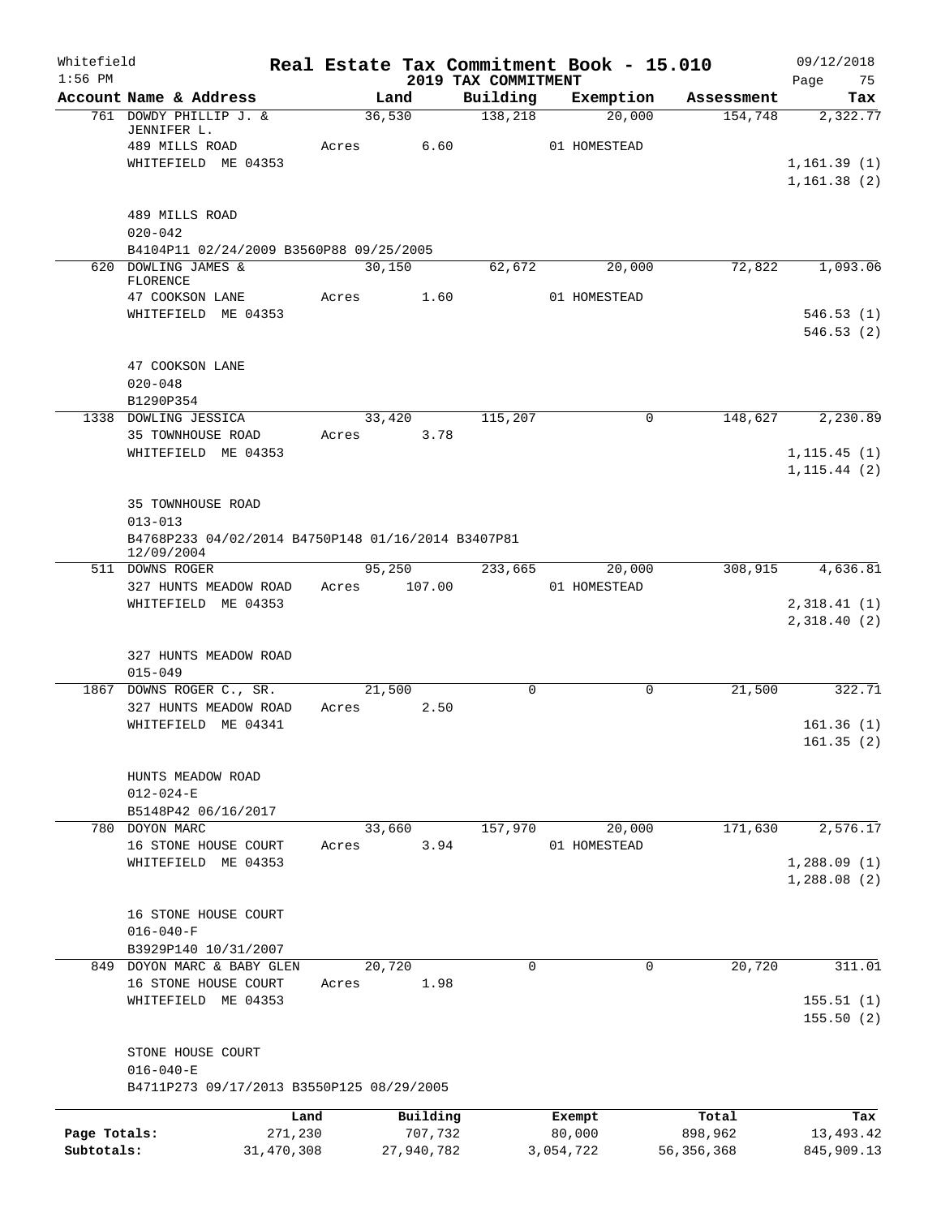Whitefield — Real Estate Tax Commitment Book - 15.010 — 09/12/2018
1:56 PM — 2019 TAX COMMITMENT

| Account Name & Address | Land | Building | Exemption | Assessment | Tax |
|---|---|---|---|---|---|
| 761 DOWDY PHILLIP J. & JENNIFER L. | 36,530 | 138,218 | 20,000 | 154,748 | 2,322.77 |
| 489 MILLS ROAD | Acres 6.60 | | 01 HOMESTEAD | | |
| WHITEFIELD ME 04353 | | | | | 1,161.39 (1) |
| | | | | | 1,161.38 (2) |
| 489 MILLS ROAD | | | | | |
| 020-042 | | | | | |
| B4104P11 02/24/2009 B3560P88 09/25/2005 | | | | | |
| 620 DOWLING JAMES & FLORENCE | 30,150 | 62,672 | 20,000 | 72,822 | 1,093.06 |
| 47 COOKSON LANE | Acres 1.60 | | 01 HOMESTEAD | | |
| WHITEFIELD ME 04353 | | | | | 546.53 (1) |
| | | | | | 546.53 (2) |
| 47 COOKSON LANE | | | | | |
| 020-048 | | | | | |
| B1290P354 | | | | | |
| 1338 DOWLING JESSICA | 33,420 | 115,207 | 0 | 148,627 | 2,230.89 |
| 35 TOWNHOUSE ROAD | Acres 3.78 | | | | |
| WHITEFIELD ME 04353 | | | | | 1,115.45 (1) |
| | | | | | 1,115.44 (2) |
| 35 TOWNHOUSE ROAD | | | | | |
| 013-013 | | | | | |
| B4768P233 04/02/2014 B4750P148 01/16/2014 B3407P81 12/09/2004 | | | | | |
| 511 DOWNS ROGER | 95,250 | 233,665 | 20,000 | 308,915 | 4,636.81 |
| 327 HUNTS MEADOW ROAD | Acres 107.00 | | 01 HOMESTEAD | | |
| WHITEFIELD ME 04353 | | | | | 2,318.41 (1) |
| | | | | | 2,318.40 (2) |
| 327 HUNTS MEADOW ROAD | | | | | |
| 015-049 | | | | | |
| 1867 DOWNS ROGER C., SR. | 21,500 | 0 | 0 | 21,500 | 322.71 |
| 327 HUNTS MEADOW ROAD | Acres 2.50 | | | | |
| WHITEFIELD ME 04341 | | | | | 161.36 (1) |
| | | | | | 161.35 (2) |
| HUNTS MEADOW ROAD | | | | | |
| 012-024-E | | | | | |
| B5148P42 06/16/2017 | | | | | |
| 780 DOYON MARC | 33,660 | 157,970 | 20,000 | 171,630 | 2,576.17 |
| 16 STONE HOUSE COURT | Acres 3.94 | | 01 HOMESTEAD | | |
| WHITEFIELD ME 04353 | | | | | 1,288.09 (1) |
| | | | | | 1,288.08 (2) |
| 16 STONE HOUSE COURT | | | | | |
| 016-040-F | | | | | |
| B3929P140 10/31/2007 | | | | | |
| 849 DOYON MARC & BABY GLEN | 20,720 | 0 | 0 | 20,720 | 311.01 |
| 16 STONE HOUSE COURT | Acres 1.98 | | | | |
| WHITEFIELD ME 04353 | | | | | 155.51 (1) |
| | | | | | 155.50 (2) |
| STONE HOUSE COURT | | | | | |
| 016-040-E | | | | | |
| B4711P273 09/17/2013 B3550P125 08/29/2005 | | | | | |

| | Land | Building | Exempt | Total | Tax |
|---|---|---|---|---|---|
| Page Totals: | 271,230 | 707,732 | 80,000 | 898,962 | 13,493.42 |
| Subtotals: | 31,470,308 | 27,940,782 | 3,054,722 | 56,356,368 | 845,909.13 |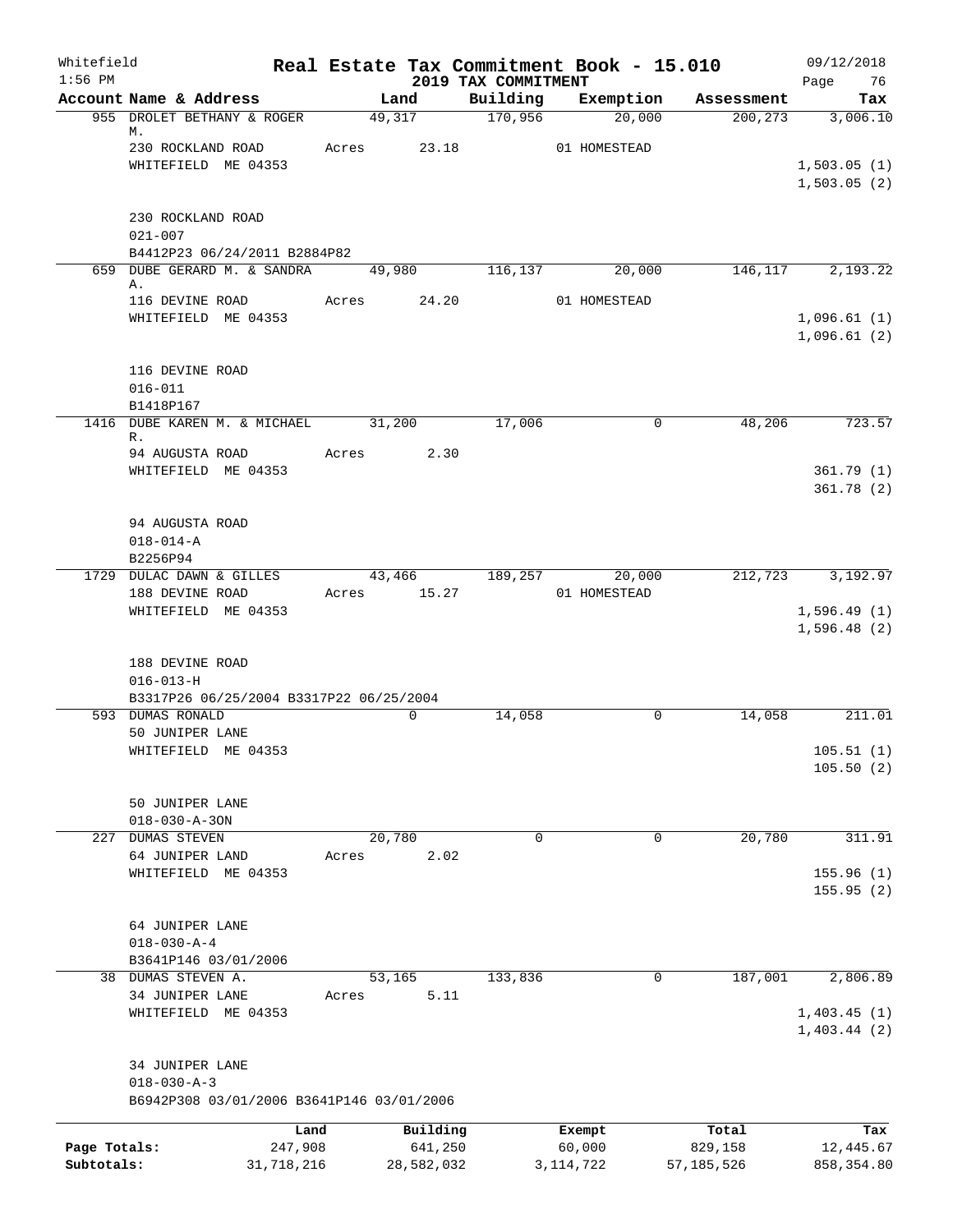Whitefield 1:56 PM

# Real Estate Tax Commitment Book - 15.010
## 2019 TAX COMMITMENT

09/12/2018

| Account Name & Address | Land | Building | Exemption | Assessment | Tax |
|---|---|---|---|---|---|
| 955 DROLET BETHANY & ROGER M. | 49,317 | 170,956 | 20,000 | 200,273 | 3,006.10 |
| 230 ROCKLAND ROAD | Acres 23.18 | | 01 HOMESTEAD | | |
| WHITEFIELD ME 04353 | | | | | 1,503.05 (1) |
| | | | | | 1,503.05 (2) |
| 230 ROCKLAND ROAD | | | | | |
| 021-007 | | | | | |
| B4412P23 06/24/2011 B2884P82 | | | | | |
| 659 DUBE GERARD M. & SANDRA A. | 49,980 | 116,137 | 20,000 | 146,117 | 2,193.22 |
| 116 DEVINE ROAD | Acres 24.20 | | 01 HOMESTEAD | | |
| WHITEFIELD ME 04353 | | | | | 1,096.61 (1) |
| | | | | | 1,096.61 (2) |
| 116 DEVINE ROAD | | | | | |
| 016-011 | | | | | |
| B1418P167 | | | | | |
| 1416 DUBE KAREN M. & MICHAEL R. | 31,200 | 17,006 | 0 | 48,206 | 723.57 |
| 94 AUGUSTA ROAD | Acres 2.30 | | | | |
| WHITEFIELD ME 04353 | | | | | 361.79 (1) |
| | | | | | 361.78 (2) |
| 94 AUGUSTA ROAD | | | | | |
| 018-014-A | | | | | |
| B2256P94 | | | | | |
| 1729 DULAC DAWN & GILLES | 43,466 | 189,257 | 20,000 | 212,723 | 3,192.97 |
| 188 DEVINE ROAD | Acres 15.27 | | 01 HOMESTEAD | | |
| WHITEFIELD ME 04353 | | | | | 1,596.49 (1) |
| | | | | | 1,596.48 (2) |
| 188 DEVINE ROAD | | | | | |
| 016-013-H | | | | | |
| B3317P26 06/25/2004 B3317P22 06/25/2004 | | | | | |
| 593 DUMAS RONALD | 0 | 14,058 | 0 | 14,058 | 211.01 |
| 50 JUNIPER LANE | | | | | |
| WHITEFIELD ME 04353 | | | | | 105.51 (1) |
| | | | | | 105.50 (2) |
| 50 JUNIPER LANE | | | | | |
| 018-030-A-30N | | | | | |
| 227 DUMAS STEVEN | 20,780 | 0 | 0 | 20,780 | 311.91 |
| 64 JUNIPER LAND | Acres 2.02 | | | | |
| WHITEFIELD ME 04353 | | | | | 155.96 (1) |
| | | | | | 155.95 (2) |
| 64 JUNIPER LANE | | | | | |
| 018-030-A-4 | | | | | |
| B3641P146 03/01/2006 | | | | | |
| 38 DUMAS STEVEN A. | 53,165 | 133,836 | 0 | 187,001 | 2,806.89 |
| 34 JUNIPER LANE | Acres 5.11 | | | | |
| WHITEFIELD ME 04353 | | | | | 1,403.45 (1) |
| | | | | | 1,403.44 (2) |
| 34 JUNIPER LANE | | | | | |
| 018-030-A-3 | | | | | |
| B6942P308 03/01/2006 B3641P146 03/01/2006 | | | | | |

| | Land | Building | Exempt | Total | Tax |
|---|---|---|---|---|---|
| Page Totals: | 247,908 | 641,250 | 60,000 | 829,158 | 12,445.67 |
| Subtotals: | 31,718,216 | 28,582,032 | 3,114,722 | 57,185,526 | 858,354.80 |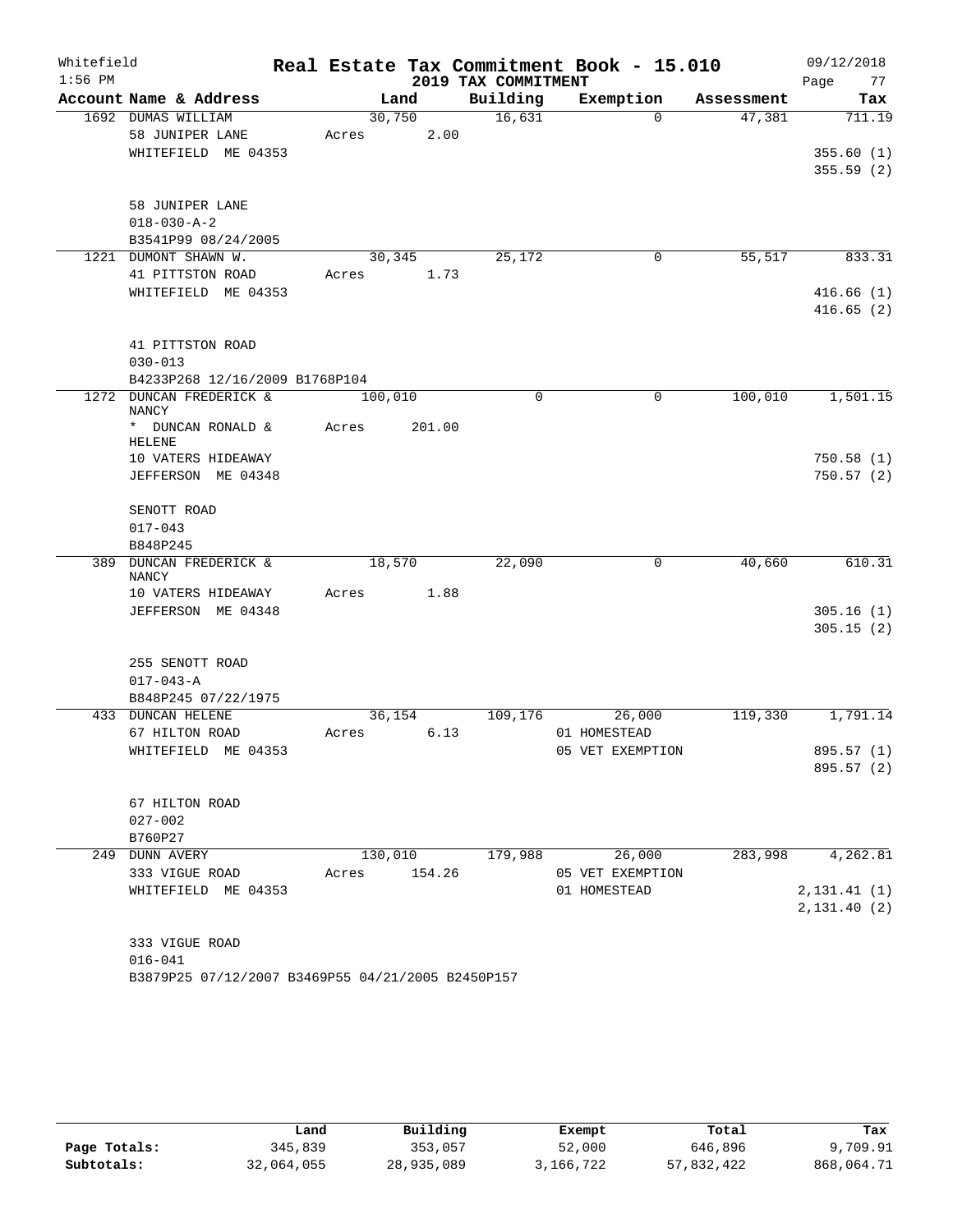Whitefield — Real Estate Tax Commitment Book - 15.010 — 09/12/2018

2019 TAX COMMITMENT

| Account Name & Address | Land | Building | Exemption | Assessment | Tax |
|---|---|---|---|---|---|
| 1692 DUMAS WILLIAM | 30,750 | 16,631 | 0 | 47,381 | 711.19 |
| 58 JUNIPER LANE | Acres 2.00 | | | | |
| WHITEFIELD ME 04353 | | | | | 355.60 (1) |
| | | | | | 355.59 (2) |
| 58 JUNIPER LANE | | | | | |
| 018-030-A-2 | | | | | |
| B3541P99 08/24/2005 | | | | | |
| 1221 DUMONT SHAWN W. | 30,345 | 25,172 | 0 | 55,517 | 833.31 |
| 41 PITTSTON ROAD | Acres 1.73 | | | | |
| WHITEFIELD ME 04353 | | | | | 416.66 (1) |
| | | | | | 416.65 (2) |
| 41 PITTSTON ROAD | | | | | |
| 030-013 | | | | | |
| B4233P268 12/16/2009 B1768P104 | | | | | |
| 1272 DUNCAN FREDERICK & NANCY | 100,010 | 0 | 0 | 100,010 | 1,501.15 |
| * DUNCAN RONALD & HELENE | Acres 201.00 | | | | |
| 10 VATERS HIDEAWAY | | | | | 750.58 (1) |
| JEFFERSON ME 04348 | | | | | 750.57 (2) |
| SENOTT ROAD | | | | | |
| 017-043 | | | | | |
| B848P245 | | | | | |
| 389 DUNCAN FREDERICK & NANCY | 18,570 | 22,090 | 0 | 40,660 | 610.31 |
| 10 VATERS HIDEAWAY | Acres 1.88 | | | | |
| JEFFERSON ME 04348 | | | | | 305.16 (1) |
| | | | | | 305.15 (2) |
| 255 SENOTT ROAD | | | | | |
| 017-043-A | | | | | |
| B848P245 07/22/1975 | | | | | |
| 433 DUNCAN HELENE | 36,154 | 109,176 | 26,000 | 119,330 | 1,791.14 |
| 67 HILTON ROAD | Acres 6.13 | | 01 HOMESTEAD | | |
| WHITEFIELD ME 04353 | | | 05 VET EXEMPTION | | 895.57 (1) |
| | | | | | 895.57 (2) |
| 67 HILTON ROAD | | | | | |
| 027-002 | | | | | |
| B760P27 | | | | | |
| 249 DUNN AVERY | 130,010 | 179,988 | 26,000 | 283,998 | 4,262.81 |
| 333 VIGUE ROAD | Acres 154.26 | | 05 VET EXEMPTION | | |
| WHITEFIELD ME 04353 | | | 01 HOMESTEAD | | 2,131.41 (1) |
| | | | | | 2,131.40 (2) |
| 333 VIGUE ROAD | | | | | |
| 016-041 | | | | | |
| B3879P25 07/12/2007 B3469P55 04/21/2005 B2450P157 | | | | | |

| | Land | Building | Exempt | Total | Tax |
|---|---|---|---|---|---|
| Page Totals: | 345,839 | 353,057 | 52,000 | 646,896 | 9,709.91 |
| Subtotals: | 32,064,055 | 28,935,089 | 3,166,722 | 57,832,422 | 868,064.71 |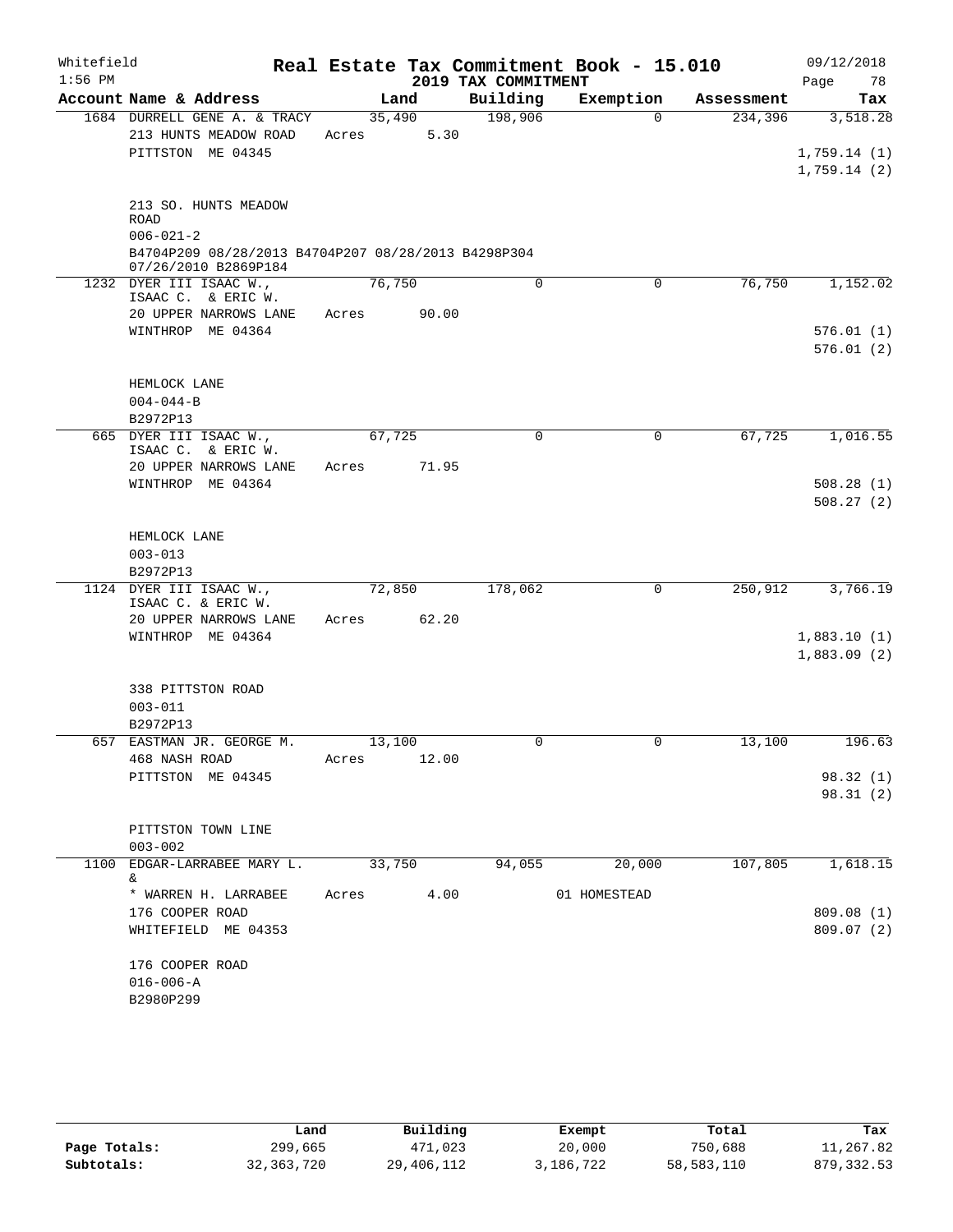Whitefield
1:56 PM

# Real Estate Tax Commitment Book - 15.010
## 2019 TAX COMMITMENT

09/12/2018

| Account Name & Address | Land | Building | Exemption | Assessment | Tax |
|---|---|---|---|---|---|
| 1684 DURRELL GENE A. & TRACY | 35,490 | 198,906 | 0 | 234,396 | 3,518.28 |
| 213 HUNTS MEADOW ROAD | Acres 5.30 | | | | |
| PITTSTON ME 04345 | | | | | 1,759.14 (1) |
| | | | | | 1,759.14 (2) |
| 213 SO. HUNTS MEADOW ROAD | | | | | |
| 006-021-2 | | | | | |
| B4704P209 08/28/2013 B4704P207 08/28/2013 B4298P304 07/26/2010 B2869P184 | | | | | |
| 1232 DYER III ISAAC W., ISAAC C. & ERIC W. | 76,750 | 0 | 0 | 76,750 | 1,152.02 |
| 20 UPPER NARROWS LANE | Acres 90.00 | | | | |
| WINTHROP ME 04364 | | | | | 576.01 (1) |
| | | | | | 576.01 (2) |
| HEMLOCK LANE | | | | | |
| 004-044-B | | | | | |
| B2972P13 | | | | | |
| 665 DYER III ISAAC W., ISAAC C. & ERIC W. | 67,725 | 0 | 0 | 67,725 | 1,016.55 |
| 20 UPPER NARROWS LANE | Acres 71.95 | | | | |
| WINTHROP ME 04364 | | | | | 508.28 (1) |
| | | | | | 508.27 (2) |
| HEMLOCK LANE | | | | | |
| 003-013 | | | | | |
| B2972P13 | | | | | |
| 1124 DYER III ISAAC W., ISAAC C. & ERIC W. | 72,850 | 178,062 | 0 | 250,912 | 3,766.19 |
| 20 UPPER NARROWS LANE | Acres 62.20 | | | | |
| WINTHROP ME 04364 | | | | | 1,883.10 (1) |
| | | | | | 1,883.09 (2) |
| 338 PITTSTON ROAD | | | | | |
| 003-011 | | | | | |
| B2972P13 | | | | | |
| 657 EASTMAN JR. GEORGE M. | 13,100 | 0 | 0 | 13,100 | 196.63 |
| 468 NASH ROAD | Acres 12.00 | | | | |
| PITTSTON ME 04345 | | | | | 98.32 (1) |
| | | | | | 98.31 (2) |
| PITTSTON TOWN LINE | | | | | |
| 003-002 | | | | | |
| 1100 EDGAR-LARRABEE MARY L. & | 33,750 | 94,055 | 20,000 | 107,805 | 1,618.15 |
| * WARREN H. LARRABEE | Acres 4.00 | | 01 HOMESTEAD | | |
| 176 COOPER ROAD | | | | | 809.08 (1) |
| WHITEFIELD ME 04353 | | | | | 809.07 (2) |
| 176 COOPER ROAD | | | | | |
| 016-006-A | | | | | |
| B2980P299 | | | | | |

| | Land | Building | Exempt | Total | Tax |
|---|---|---|---|---|---|
| Page Totals: | 299,665 | 471,023 | 20,000 | 750,688 | 11,267.82 |
| Subtotals: | 32,363,720 | 29,406,112 | 3,186,722 | 58,583,110 | 879,332.53 |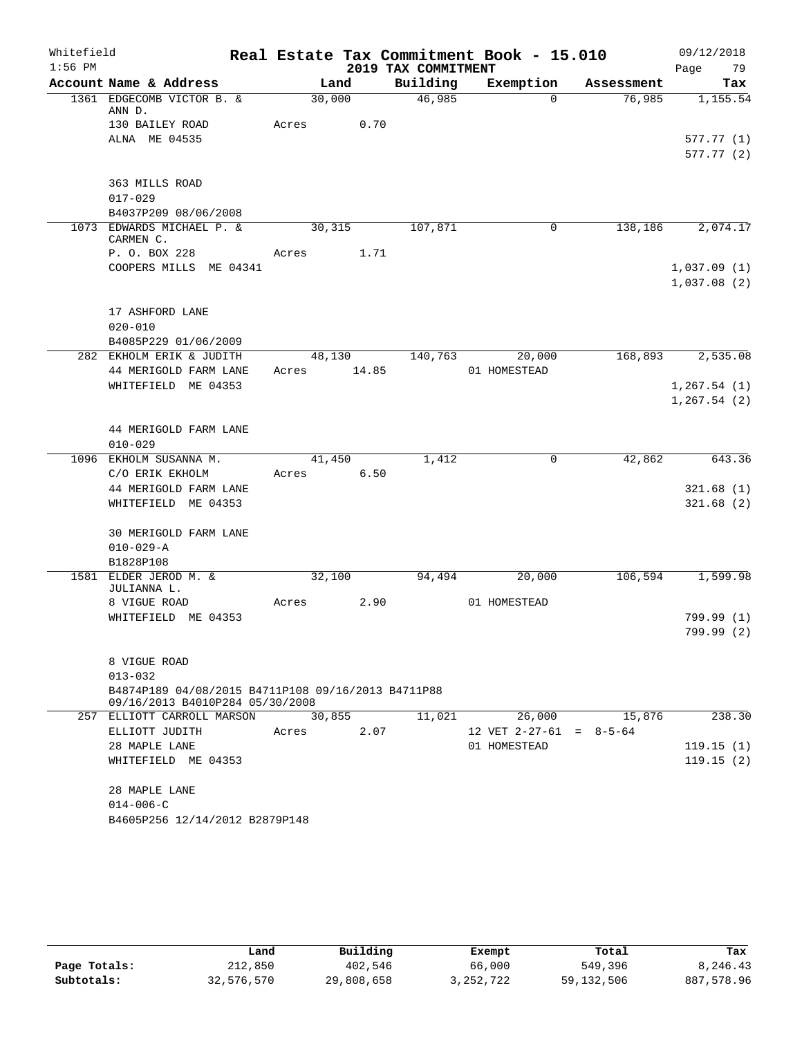Whitefield 1:56 PM

# Real Estate Tax Commitment Book - 15.010

## 2019 TAX COMMITMENT

09/12/2018 Page 79

| Account Name & Address | Land | Building | Exemption | Assessment | Tax |
|---|---|---|---|---|---|
| 1361 EDGECOMB VICTOR B. & ANN D. | 30,000 | 46,985 | 0 | 76,985 | 1,155.54 |
| 130 BAILEY ROAD | Acres 0.70 | | | | |
| ALNA ME 04535 | | | | | 577.77 (1) |
| | | | | | 577.77 (2) |
| 363 MILLS ROAD | | | | | |
| 017-029 | | | | | |
| B4037P209 08/06/2008 | | | | | |
| 1073 EDWARDS MICHAEL P. & CARMEN C. | 30,315 | 107,871 | 0 | 138,186 | 2,074.17 |
| P. O. BOX 228 | Acres 1.71 | | | | |
| COOPERS MILLS ME 04341 | | | | | 1,037.09 (1) |
| | | | | | 1,037.08 (2) |
| 17 ASHFORD LANE | | | | | |
| 020-010 | | | | | |
| B4085P229 01/06/2009 | | | | | |
| 282 EKHOLM ERIK & JUDITH | 48,130 | 140,763 | 20,000 | 168,893 | 2,535.08 |
| 44 MERIGOLD FARM LANE | Acres 14.85 | | 01 HOMESTEAD | | |
| WHITEFIELD ME 04353 | | | | | 1,267.54 (1) |
| | | | | | 1,267.54 (2) |
| 44 MERIGOLD FARM LANE | | | | | |
| 010-029 | | | | | |
| 1096 EKHOLM SUSANNA M. | 41,450 | 1,412 | 0 | 42,862 | 643.36 |
| C/O ERIK EKHOLM | Acres 6.50 | | | | |
| 44 MERIGOLD FARM LANE | | | | | 321.68 (1) |
| WHITEFIELD ME 04353 | | | | | 321.68 (2) |
| 30 MERIGOLD FARM LANE | | | | | |
| 010-029-A | | | | | |
| B1828P108 | | | | | |
| 1581 ELDER JEROD M. & JULIANNA L. | 32,100 | 94,494 | 20,000 | 106,594 | 1,599.98 |
| 8 VIGUE ROAD | Acres 2.90 | | 01 HOMESTEAD | | |
| WHITEFIELD ME 04353 | | | | | 799.99 (1) |
| | | | | | 799.99 (2) |
| 8 VIGUE ROAD | | | | | |
| 013-032 | | | | | |
| B4874P189 04/08/2015 B4711P108 09/16/2013 B4711P88 09/16/2013 B4010P284 05/30/2008 | | | | | |
| 257 ELLIOTT CARROLL MARSON | 30,855 | 11,021 | 26,000 | 15,876 | 238.30 |
| ELLIOTT JUDITH | Acres 2.07 | | 12 VET 2-27-61 = 8-5-64 | | |
| 28 MAPLE LANE | | | 01 HOMESTEAD | | 119.15 (1) |
| WHITEFIELD ME 04353 | | | | | 119.15 (2) |
| 28 MAPLE LANE | | | | | |
| 014-006-C | | | | | |
| B4605P256 12/14/2012 B2879P148 | | | | | |

| | Land | Building | Exempt | Total | Tax |
|---|---|---|---|---|---|
| Page Totals: | 212,850 | 402,546 | 66,000 | 549,396 | 8,246.43 |
| Subtotals: | 32,576,570 | 29,808,658 | 3,252,722 | 59,132,506 | 887,578.96 |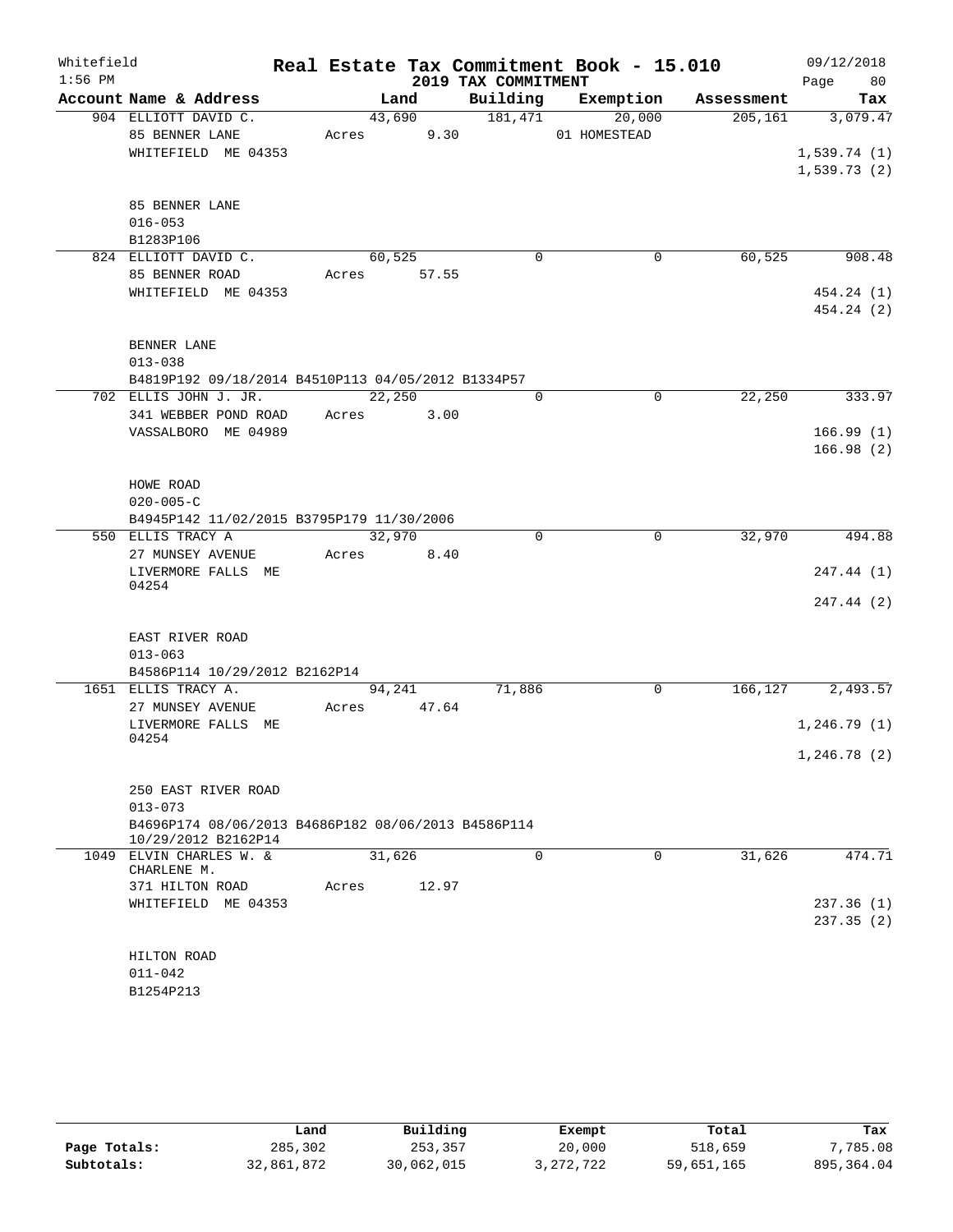Whitefield
1:56 PM

# Real Estate Tax Commitment Book - 15.010

## 2019 TAX COMMITMENT

09/12/2018

| Account Name & Address | Land | Building | Exemption | Assessment | Tax |
|---|---|---|---|---|---|
| 904 ELLIOTT DAVID C. | 43,690 | 181,471 | 20,000 | 205,161 | 3,079.47 |
| 85 BENNER LANE | Acres 9.30 | | 01 HOMESTEAD | | |
| WHITEFIELD ME 04353 | | | | | 1,539.74 (1) |
| | | | | | 1,539.73 (2) |
| 85 BENNER LANE | | | | | |
| 016-053 | | | | | |
| B1283P106 | | | | | |
| 824 ELLIOTT DAVID C. | 60,525 | 0 | 0 | 60,525 | 908.48 |
| 85 BENNER ROAD | Acres 57.55 | | | | |
| WHITEFIELD ME 04353 | | | | | 454.24 (1) |
| | | | | | 454.24 (2) |
| BENNER LANE | | | | | |
| 013-038 | | | | | |
| B4819P192 09/18/2014 B4510P113 04/05/2012 B1334P57 | | | | | |
| 702 ELLIS JOHN J. JR. | 22,250 | 0 | 0 | 22,250 | 333.97 |
| 341 WEBBER POND ROAD | Acres 3.00 | | | | |
| VASSALBORO ME 04989 | | | | | 166.99 (1) |
| | | | | | 166.98 (2) |
| HOWE ROAD | | | | | |
| 020-005-C | | | | | |
| B4945P142 11/02/2015 B3795P179 11/30/2006 | | | | | |
| 550 ELLIS TRACY A | 32,970 | 0 | 0 | 32,970 | 494.88 |
| 27 MUNSEY AVENUE | Acres 8.40 | | | | |
| LIVERMORE FALLS ME 04254 | | | | | 247.44 (1) |
| | | | | | 247.44 (2) |
| EAST RIVER ROAD | | | | | |
| 013-063 | | | | | |
| B4586P114 10/29/2012 B2162P14 | | | | | |
| 1651 ELLIS TRACY A. | 94,241 | 71,886 | 0 | 166,127 | 2,493.57 |
| 27 MUNSEY AVENUE | Acres 47.64 | | | | |
| LIVERMORE FALLS ME 04254 | | | | | 1,246.79 (1) |
| | | | | | 1,246.78 (2) |
| 250 EAST RIVER ROAD | | | | | |
| 013-073 | | | | | |
| B4696P174 08/06/2013 B4686P182 08/06/2013 B4586P114 10/29/2012 B2162P14 | | | | | |
| 1049 ELVIN CHARLES W. & CHARLENE M. | 31,626 | 0 | 0 | 31,626 | 474.71 |
| 371 HILTON ROAD | Acres 12.97 | | | | |
| WHITEFIELD ME 04353 | | | | | 237.36 (1) |
| | | | | | 237.35 (2) |
| HILTON ROAD | | | | | |
| 011-042 | | | | | |
| B1254P213 | | | | | |

| | Land | Building | Exempt | Total | Tax |
|---|---|---|---|---|---|
| Page Totals: | 285,302 | 253,357 | 20,000 | 518,659 | 7,785.08 |
| Subtotals: | 32,861,872 | 30,062,015 | 3,272,722 | 59,651,165 | 895,364.04 |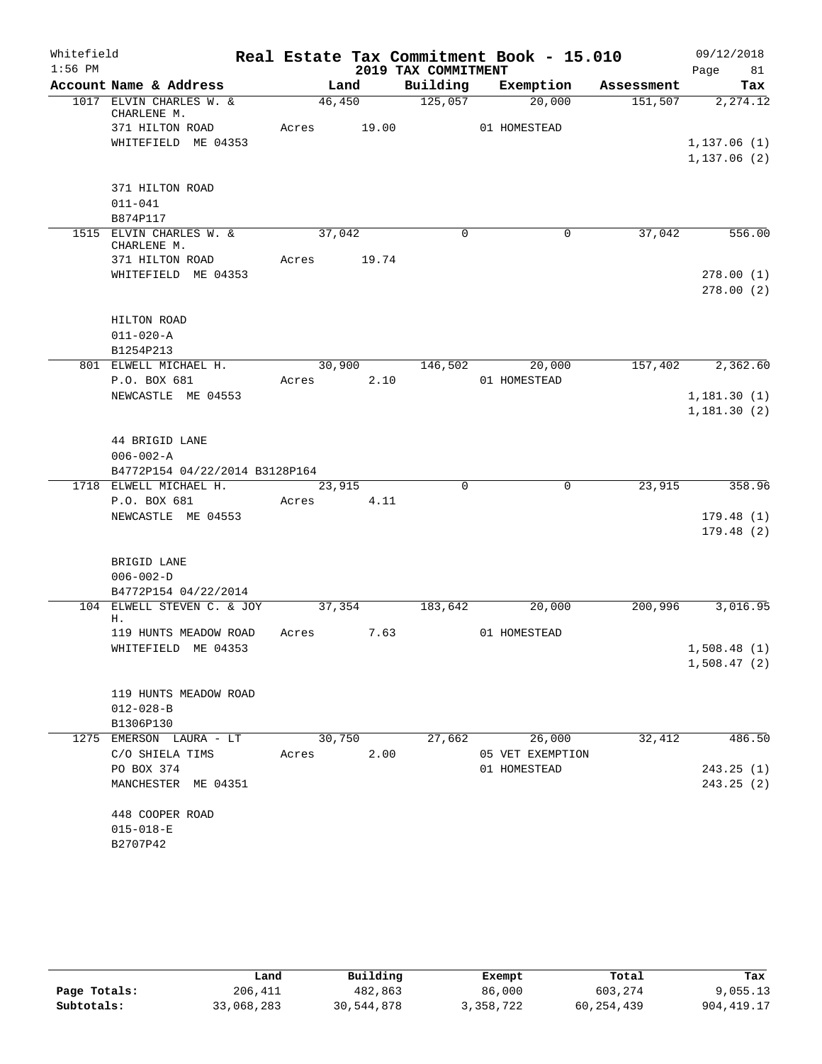Whitefield 1:56 PM

# Real Estate Tax Commitment Book - 15.010

## 2019 TAX COMMITMENT

09/12/2018 Page 81

| Account Name & Address | Land | Building | Exemption | Assessment | Tax |
|---|---|---|---|---|---|
| 1017 ELVIN CHARLES W. & CHARLENE M. | 46,450 | 125,057 | 20,000 | 151,507 | 2,274.12 |
| 371 HILTON ROAD | Acres 19.00 | | 01 HOMESTEAD | | |
| WHITEFIELD ME 04353 | | | | | 1,137.06 (1) |
| | | | | | 1,137.06 (2) |
| 371 HILTON ROAD | | | | | |
| 011-041 | | | | | |
| B874P117 | | | | | |
| 1515 ELVIN CHARLES W. & CHARLENE M. | 37,042 | 0 | 0 | 37,042 | 556.00 |
| 371 HILTON ROAD | Acres 19.74 | | | | |
| WHITEFIELD ME 04353 | | | | | 278.00 (1) |
| | | | | | 278.00 (2) |
| HILTON ROAD | | | | | |
| 011-020-A | | | | | |
| B1254P213 | | | | | |
| 801 ELWELL MICHAEL H. | 30,900 | 146,502 | 20,000 | 157,402 | 2,362.60 |
| P.O. BOX 681 | Acres 2.10 | | 01 HOMESTEAD | | |
| NEWCASTLE ME 04553 | | | | | 1,181.30 (1) |
| | | | | | 1,181.30 (2) |
| 44 BRIGID LANE | | | | | |
| 006-002-A | | | | | |
| B4772P154 04/22/2014 B3128P164 | | | | | |
| 1718 ELWELL MICHAEL H. | 23,915 | 0 | 0 | 23,915 | 358.96 |
| P.O. BOX 681 | Acres 4.11 | | | | |
| NEWCASTLE ME 04553 | | | | | 179.48 (1) |
| | | | | | 179.48 (2) |
| BRIGID LANE | | | | | |
| 006-002-D | | | | | |
| B4772P154 04/22/2014 | | | | | |
| 104 ELWELL STEVEN C. & JOY H. | 37,354 | 183,642 | 20,000 | 200,996 | 3,016.95 |
| 119 HUNTS MEADOW ROAD | Acres 7.63 | | 01 HOMESTEAD | | |
| WHITEFIELD ME 04353 | | | | | 1,508.48 (1) |
| | | | | | 1,508.47 (2) |
| 119 HUNTS MEADOW ROAD | | | | | |
| 012-028-B | | | | | |
| B1306P130 | | | | | |
| 1275 EMERSON LAURA - LT | 30,750 | 27,662 | 26,000 | 32,412 | 486.50 |
| C/O SHIELA TIMS | Acres 2.00 | | 05 VET EXEMPTION | | |
| PO BOX 374 | | | 01 HOMESTEAD | | 243.25 (1) |
| MANCHESTER ME 04351 | | | | | 243.25 (2) |
| 448 COOPER ROAD | | | | | |
| 015-018-E | | | | | |
| B2707P42 | | | | | |

| | Land | Building | Exempt | Total | Tax |
|---|---|---|---|---|---|
| Page Totals: | 206,411 | 482,863 | 86,000 | 603,274 | 9,055.13 |
| Subtotals: | 33,068,283 | 30,544,878 | 3,358,722 | 60,254,439 | 904,419.17 |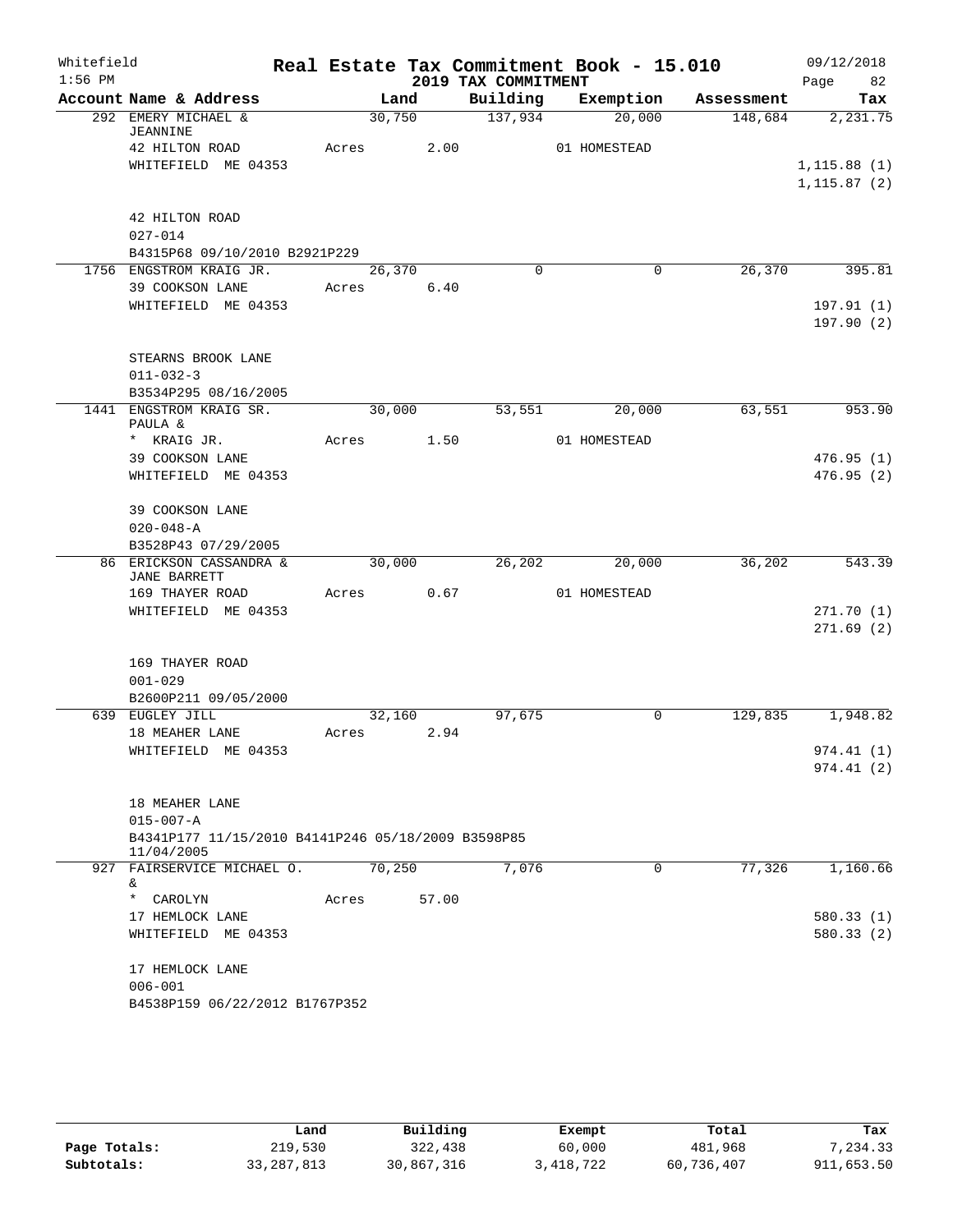Whitefield 1:56 PM

# Real Estate Tax Commitment Book - 15.010

## 2019 TAX COMMITMENT

09/12/2018

| Account Name & Address | Land | Building | Exemption | Assessment | Tax |
|---|---|---|---|---|---|
| 292 EMERY MICHAEL & JEANNINE | 30,750 | 137,934 | 20,000 | 148,684 | 2,231.75 |
| 42 HILTON ROAD | Acres 2.00 | | 01 HOMESTEAD | | |
| WHITEFIELD ME 04353 | | | | | 1,115.88 (1) |
| | | | | | 1,115.87 (2) |
| 42 HILTON ROAD | | | | | |
| 027-014 | | | | | |
| B4315P68 09/10/2010 B2921P229 | | | | | |
| 1756 ENGSTROM KRAIG JR. | 26,370 | 0 | 0 | 26,370 | 395.81 |
| 39 COOKSON LANE | Acres 6.40 | | | | |
| WHITEFIELD ME 04353 | | | | | 197.91 (1) |
| | | | | | 197.90 (2) |
| STEARNS BROOK LANE | | | | | |
| 011-032-3 | | | | | |
| B3534P295 08/16/2005 | | | | | |
| 1441 ENGSTROM KRAIG SR. PAULA & | 30,000 | 53,551 | 20,000 | 63,551 | 953.90 |
| * KRAIG JR. | Acres 1.50 | | 01 HOMESTEAD | | |
| 39 COOKSON LANE | | | | | 476.95 (1) |
| WHITEFIELD ME 04353 | | | | | 476.95 (2) |
| 39 COOKSON LANE | | | | | |
| 020-048-A | | | | | |
| B3528P43 07/29/2005 | | | | | |
| 86 ERICKSON CASSANDRA & JANE BARRETT | 30,000 | 26,202 | 20,000 | 36,202 | 543.39 |
| 169 THAYER ROAD | Acres 0.67 | | 01 HOMESTEAD | | |
| WHITEFIELD ME 04353 | | | | | 271.70 (1) |
| | | | | | 271.69 (2) |
| 169 THAYER ROAD | | | | | |
| 001-029 | | | | | |
| B2600P211 09/05/2000 | | | | | |
| 639 EUGLEY JILL | 32,160 | 97,675 | 0 | 129,835 | 1,948.82 |
| 18 MEAHER LANE | Acres 2.94 | | | | |
| WHITEFIELD ME 04353 | | | | | 974.41 (1) |
| | | | | | 974.41 (2) |
| 18 MEAHER LANE | | | | | |
| 015-007-A | | | | | |
| B4341P177 11/15/2010 B4141P246 05/18/2009 B3598P85 11/04/2005 | | | | | |
| 927 FAIRSERVICE MICHAEL O. & | 70,250 | 7,076 | 0 | 77,326 | 1,160.66 |
| * CAROLYN | Acres 57.00 | | | | |
| 17 HEMLOCK LANE | | | | | 580.33 (1) |
| WHITEFIELD ME 04353 | | | | | 580.33 (2) |
| 17 HEMLOCK LANE | | | | | |
| 006-001 | | | | | |
| B4538P159 06/22/2012 B1767P352 | | | | | |

| | Land | Building | Exempt | Total | Tax |
|---|---|---|---|---|---|
| Page Totals: | 219,530 | 322,438 | 60,000 | 481,968 | 7,234.33 |
| Subtotals: | 33,287,813 | 30,867,316 | 3,418,722 | 60,736,407 | 911,653.50 |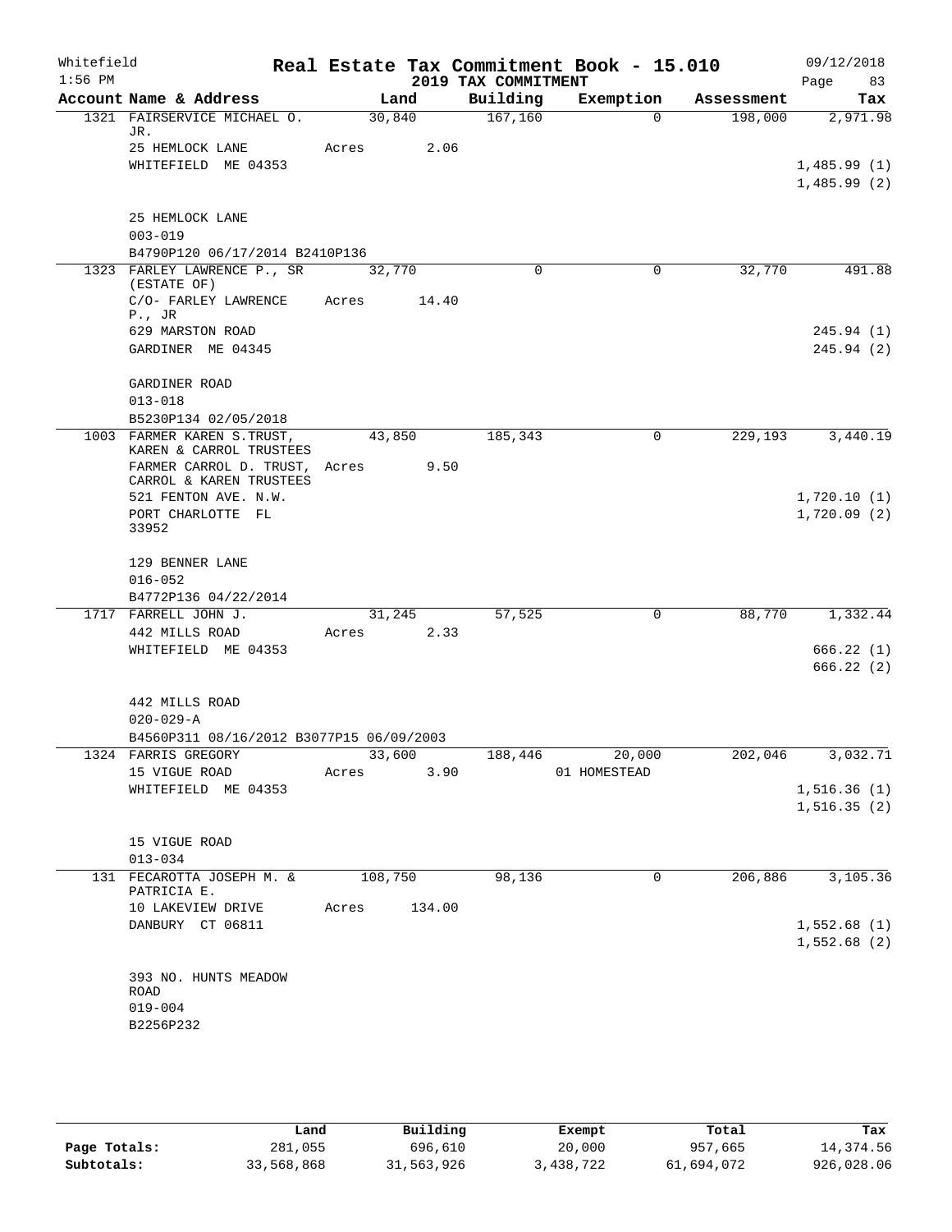Whitefield 1:56 PM

# Real Estate Tax Commitment Book - 15.010

## 2019 TAX COMMITMENT

09/12/2018 Page 83

| Account Name & Address | Land | Building | Exemption | Assessment | Tax |
|---|---|---|---|---|---|
| 1321 FAIRSERVICE MICHAEL O. JR. | 30,840 | 167,160 | 0 | 198,000 | 2,971.98 |
| 25 HEMLOCK LANE | Acres 2.06 | | | | |
| WHITEFIELD ME 04353 | | | | | 1,485.99 (1) |
| | | | | | 1,485.99 (2) |
| 25 HEMLOCK LANE | | | | | |
| 003-019 | | | | | |
| B4790P120 06/17/2014 B2410P136 | | | | | |
| 1323 FARLEY LAWRENCE P., SR (ESTATE OF) | 32,770 | 0 | 0 | 32,770 | 491.88 |
| C/O- FARLEY LAWRENCE P., JR | Acres 14.40 | | | | |
| 629 MARSTON ROAD | | | | | 245.94 (1) |
| GARDINER ME 04345 | | | | | 245.94 (2) |
| GARDINER ROAD | | | | | |
| 013-018 | | | | | |
| B5230P134 02/05/2018 | | | | | |
| 1003 FARMER KAREN S.TRUST, KAREN & CARROL TRUSTEES | 43,850 | 185,343 | 0 | 229,193 | 3,440.19 |
| FARMER CARROL D. TRUST, CARROL & KAREN TRUSTEES | Acres 9.50 | | | | |
| 521 FENTON AVE. N.W. | | | | | 1,720.10 (1) |
| PORT CHARLOTTE FL 33952 | | | | | 1,720.09 (2) |
| 129 BENNER LANE | | | | | |
| 016-052 | | | | | |
| B4772P136 04/22/2014 | | | | | |
| 1717 FARRELL JOHN J. | 31,245 | 57,525 | 0 | 88,770 | 1,332.44 |
| 442 MILLS ROAD | Acres 2.33 | | | | |
| WHITEFIELD ME 04353 | | | | | 666.22 (1) |
| | | | | | 666.22 (2) |
| 442 MILLS ROAD | | | | | |
| 020-029-A | | | | | |
| B4560P311 08/16/2012 B3077P15 06/09/2003 | | | | | |
| 1324 FARRIS GREGORY | 33,600 | 188,446 | 20,000 | 202,046 | 3,032.71 |
| 15 VIGUE ROAD | Acres 3.90 | | 01 HOMESTEAD | | |
| WHITEFIELD ME 04353 | | | | | 1,516.36 (1) |
| | | | | | 1,516.35 (2) |
| 15 VIGUE ROAD | | | | | |
| 013-034 | | | | | |
| 131 FECAROTTA JOSEPH M. & PATRICIA E. | 108,750 | 98,136 | 0 | 206,886 | 3,105.36 |
| 10 LAKEVIEW DRIVE | Acres 134.00 | | | | |
| DANBURY CT 06811 | | | | | 1,552.68 (1) |
| | | | | | 1,552.68 (2) |
| 393 NO. HUNTS MEADOW ROAD | | | | | |
| 019-004 | | | | | |
| B2256P232 | | | | | |

| | Land | Building | Exempt | Total | Tax |
|---|---|---|---|---|---|
| Page Totals: | 281,055 | 696,610 | 20,000 | 957,665 | 14,374.56 |
| Subtotals: | 33,568,868 | 31,563,926 | 3,438,722 | 61,694,072 | 926,028.06 |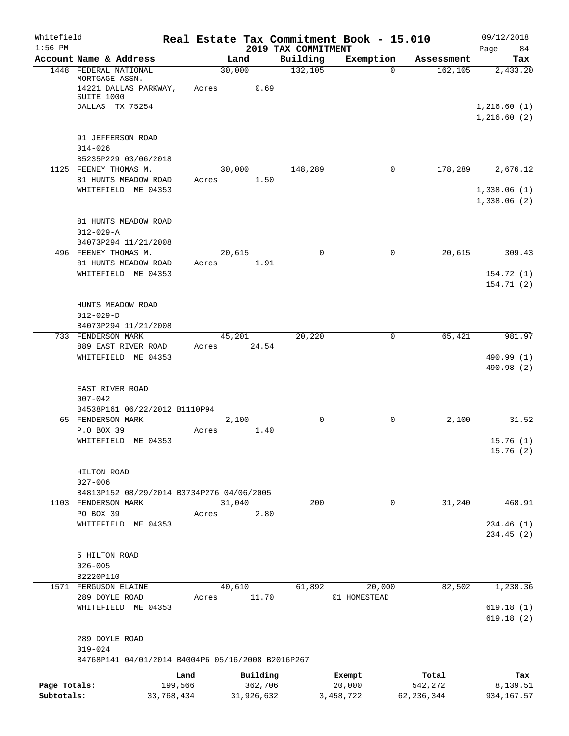Whitefield 1:56 PM

# Real Estate Tax Commitment Book - 15.010

## 2019 TAX COMMITMENT

09/12/2018 Page 84

| Account Name & Address | Land | Building | Exemption | Assessment | Tax |
|---|---|---|---|---|---|
| 1448 FEDERAL NATIONAL MORTGAGE ASSN. | 30,000 | 132,105 | 0 | 162,105 | 2,433.20 |
| 14221 DALLAS PARKWAY, SUITE 1000 | Acres 0.69 | | | | |
| DALLAS TX 75254 | | | | | 1,216.60 (1) |
| | | | | | 1,216.60 (2) |
| 91 JEFFERSON ROAD | | | | | |
| 014-026 | | | | | |
| B5235P229 03/06/2018 | | | | | |
| 1125 FEENEY THOMAS M. | 30,000 | 148,289 | 0 | 178,289 | 2,676.12 |
| 81 HUNTS MEADOW ROAD | Acres 1.50 | | | | |
| WHITEFIELD ME 04353 | | | | | 1,338.06 (1) |
| | | | | | 1,338.06 (2) |
| 81 HUNTS MEADOW ROAD | | | | | |
| 012-029-A | | | | | |
| B4073P294 11/21/2008 | | | | | |
| 496 FEENEY THOMAS M. | 20,615 | 0 | 0 | 20,615 | 309.43 |
| 81 HUNTS MEADOW ROAD | Acres 1.91 | | | | |
| WHITEFIELD ME 04353 | | | | | 154.72 (1) |
| | | | | | 154.71 (2) |
| HUNTS MEADOW ROAD | | | | | |
| 012-029-D | | | | | |
| B4073P294 11/21/2008 | | | | | |
| 733 FENDERSON MARK | 45,201 | 20,220 | 0 | 65,421 | 981.97 |
| 889 EAST RIVER ROAD | Acres 24.54 | | | | |
| WHITEFIELD ME 04353 | | | | | 490.99 (1) |
| | | | | | 490.98 (2) |
| EAST RIVER ROAD | | | | | |
| 007-042 | | | | | |
| B4538P161 06/22/2012 B1110P94 | | | | | |
| 65 FENDERSON MARK | 2,100 | 0 | 0 | 2,100 | 31.52 |
| P.O BOX 39 | Acres 1.40 | | | | |
| WHITEFIELD ME 04353 | | | | | 15.76 (1) |
| | | | | | 15.76 (2) |
| HILTON ROAD | | | | | |
| 027-006 | | | | | |
| B4813P152 08/29/2014 B3734P276 04/06/2005 | | | | | |
| 1103 FENDERSON MARK | 31,040 | 200 | 0 | 31,240 | 468.91 |
| PO BOX 39 | Acres 2.80 | | | | |
| WHITEFIELD ME 04353 | | | | | 234.46 (1) |
| | | | | | 234.45 (2) |
| 5 HILTON ROAD | | | | | |
| 026-005 | | | | | |
| B2220P110 | | | | | |
| 1571 FERGUSON ELAINE | 40,610 | 61,892 | 20,000 | 82,502 | 1,238.36 |
| 289 DOYLE ROAD | Acres 11.70 | | 01 HOMESTEAD | | |
| WHITEFIELD ME 04353 | | | | | 619.18 (1) |
| | | | | | 619.18 (2) |
| 289 DOYLE ROAD | | | | | |
| 019-024 | | | | | |
| B4768P141 04/01/2014 B4004P6 05/16/2008 B2016P267 | | | | | |

| | Land | Building | Exempt | Total | Tax |
|---|---|---|---|---|---|
| Page Totals: | 199,566 | 362,706 | 20,000 | 542,272 | 8,139.51 |
| Subtotals: | 33,768,434 | 31,926,632 | 3,458,722 | 62,236,344 | 934,167.57 |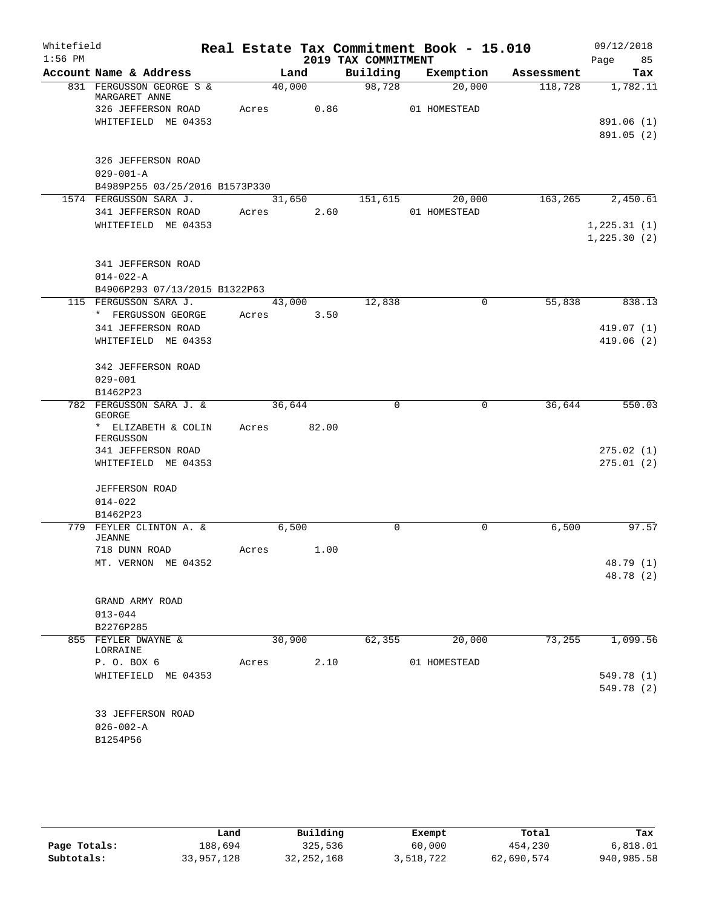Whitefield
1:56 PM

# Real Estate Tax Commitment Book - 15.010

## 2019 TAX COMMITMENT

09/12/2018

| Account Name & Address | Land | Building | Exemption | Assessment | Tax |
|---|---|---|---|---|---|
| 831 FERGUSSON GEORGE S & MARGARET ANNE | 40,000 | 98,728 | 20,000 | 118,728 | 1,782.11 |
| 326 JEFFERSON ROAD | Acres 0.86 | | 01 HOMESTEAD | | |
| WHITEFIELD ME 04353 | | | | | 891.06 (1) |
| | | | | | 891.05 (2) |
| 326 JEFFERSON ROAD | | | | | |
| 029-001-A | | | | | |
| B4989P255 03/25/2016 B1573P330 | | | | | |
| 1574 FERGUSSON SARA J. | 31,650 | 151,615 | 20,000 | 163,265 | 2,450.61 |
| 341 JEFFERSON ROAD | Acres 2.60 | | 01 HOMESTEAD | | |
| WHITEFIELD ME 04353 | | | | | 1,225.31 (1) |
| | | | | | 1,225.30 (2) |
| 341 JEFFERSON ROAD | | | | | |
| 014-022-A | | | | | |
| B4906P293 07/13/2015 B1322P63 | | | | | |
| 115 FERGUSSON SARA J. | 43,000 | 12,838 | 0 | 55,838 | 838.13 |
| * FERGUSSON GEORGE | Acres 3.50 | | | | |
| 341 JEFFERSON ROAD | | | | | 419.07 (1) |
| WHITEFIELD ME 04353 | | | | | 419.06 (2) |
| 342 JEFFERSON ROAD | | | | | |
| 029-001 | | | | | |
| B1462P23 | | | | | |
| 782 FERGUSSON SARA J. & GEORGE | 36,644 | 0 | 0 | 36,644 | 550.03 |
| * ELIZABETH & COLIN FERGUSSON | Acres 82.00 | | | | |
| 341 JEFFERSON ROAD | | | | | 275.02 (1) |
| WHITEFIELD ME 04353 | | | | | 275.01 (2) |
| JEFFERSON ROAD | | | | | |
| 014-022 | | | | | |
| B1462P23 | | | | | |
| 779 FEYLER CLINTON A. & JEANNE | 6,500 | 0 | 0 | 6,500 | 97.57 |
| 718 DUNN ROAD | Acres 1.00 | | | | |
| MT. VERNON ME 04352 | | | | | 48.79 (1) |
| | | | | | 48.78 (2) |
| GRAND ARMY ROAD | | | | | |
| 013-044 | | | | | |
| B2276P285 | | | | | |
| 855 FEYLER DWAYNE & LORRAINE | 30,900 | 62,355 | 20,000 | 73,255 | 1,099.56 |
| P. O. BOX 6 | Acres 2.10 | | 01 HOMESTEAD | | |
| WHITEFIELD ME 04353 | | | | | 549.78 (1) |
| | | | | | 549.78 (2) |
| 33 JEFFERSON ROAD | | | | | |
| 026-002-A | | | | | |
| B1254P56 | | | | | |

| | Land | Building | Exempt | Total | Tax |
|---|---|---|---|---|---|
| Page Totals: | 188,694 | 325,536 | 60,000 | 454,230 | 6,818.01 |
| Subtotals: | 33,957,128 | 32,252,168 | 3,518,722 | 62,690,574 | 940,985.58 |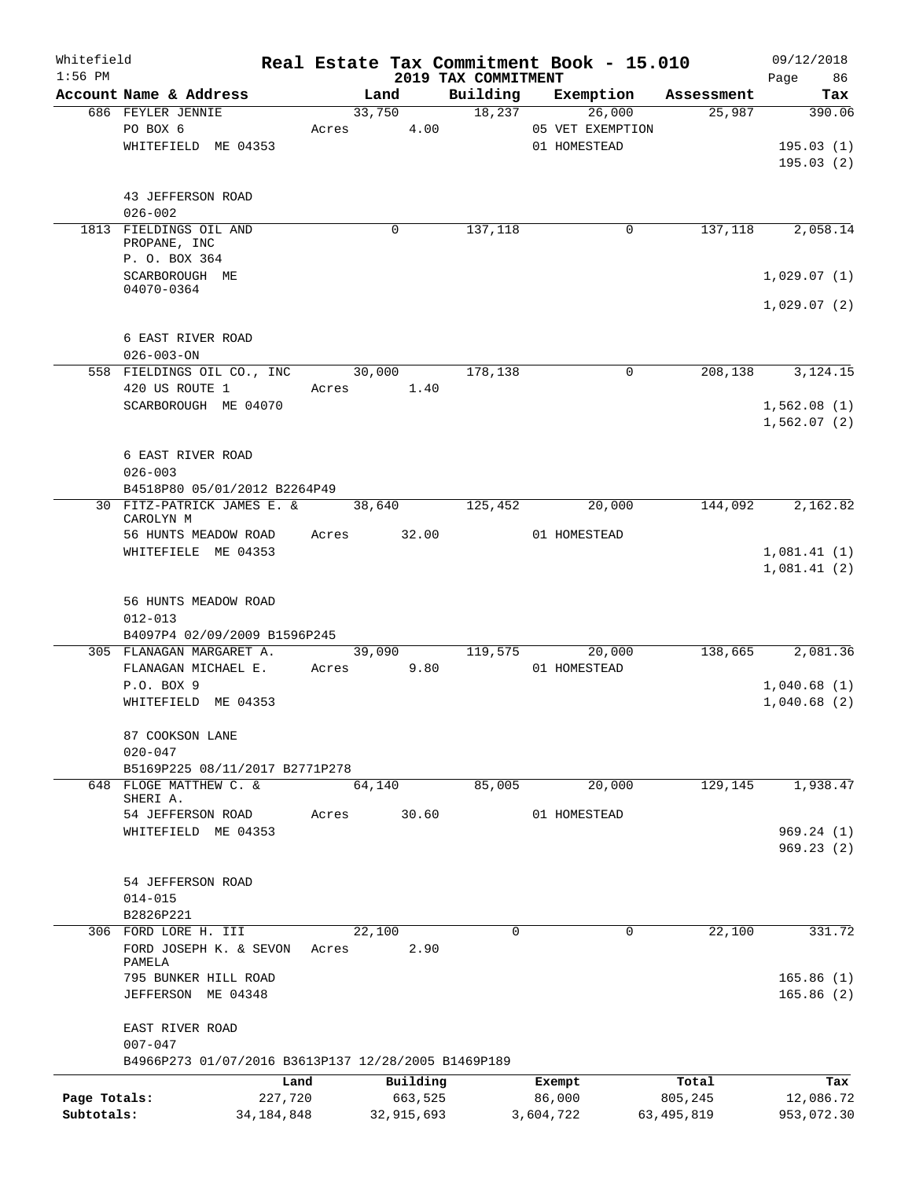Whitefield

1:56 PM

# Real Estate Tax Commitment Book - 15.010

## 2019 TAX COMMITMENT

09/12/2018

| Account Name & Address | Land | Building | Exemption | Assessment | Tax |
|---|---|---|---|---|---|
| 686 FEYLER JENNIE | 33,750 | 18,237 | 26,000 | 25,987 | 390.06 |
| PO BOX 6 | Acres 4.00 | | 05 VET EXEMPTION | | |
| WHITEFIELD ME 04353 | | | 01 HOMESTEAD | | 195.03 (1) |
| | | | | | 195.03 (2) |
| 43 JEFFERSON ROAD | | | | | |
| 026-002 | | | | | |
| 1813 FIELDINGS OIL AND PROPANE, INC | 0 | 137,118 | 0 | 137,118 | 2,058.14 |
| P. O. BOX 364 | | | | | |
| SCARBOROUGH ME 04070-0364 | | | | | 1,029.07 (1) |
| | | | | | 1,029.07 (2) |
| 6 EAST RIVER ROAD | | | | | |
| 026-003-ON | | | | | |
| 558 FIELDINGS OIL CO., INC | 30,000 | 178,138 | 0 | 208,138 | 3,124.15 |
| 420 US ROUTE 1 | Acres 1.40 | | | | |
| SCARBOROUGH ME 04070 | | | | | 1,562.08 (1) |
| | | | | | 1,562.07 (2) |
| 6 EAST RIVER ROAD | | | | | |
| 026-003 | | | | | |
| B4518P80 05/01/2012 B2264P49 | | | | | |
| 30 FITZ-PATRICK JAMES E. & CAROLYN M | 38,640 | 125,452 | 20,000 | 144,092 | 2,162.82 |
| 56 HUNTS MEADOW ROAD | Acres 32.00 | | 01 HOMESTEAD | | |
| WHITEFIELE ME 04353 | | | | | 1,081.41 (1) |
| | | | | | 1,081.41 (2) |
| 56 HUNTS MEADOW ROAD | | | | | |
| 012-013 | | | | | |
| B4097P4 02/09/2009 B1596P245 | | | | | |
| 305 FLANAGAN MARGARET A. | 39,090 | 119,575 | 20,000 | 138,665 | 2,081.36 |
| FLANAGAN MICHAEL E. | Acres 9.80 | | 01 HOMESTEAD | | |
| P.O. BOX 9 | | | | | 1,040.68 (1) |
| WHITEFIELD ME 04353 | | | | | 1,040.68 (2) |
| 87 COOKSON LANE | | | | | |
| 020-047 | | | | | |
| B5169P225 08/11/2017 B2771P278 | | | | | |
| 648 FLOGE MATTHEW C. & SHERI A. | 64,140 | 85,005 | 20,000 | 129,145 | 1,938.47 |
| 54 JEFFERSON ROAD | Acres 30.60 | | 01 HOMESTEAD | | |
| WHITEFIELD ME 04353 | | | | | 969.24 (1) |
| | | | | | 969.23 (2) |
| 54 JEFFERSON ROAD | | | | | |
| 014-015 | | | | | |
| B2826P221 | | | | | |
| 306 FORD LORE H. III | 22,100 | 0 | 0 | 22,100 | 331.72 |
| FORD JOSEPH K. & SEVON PAMELA | Acres 2.90 | | | | |
| 795 BUNKER HILL ROAD | | | | | 165.86 (1) |
| JEFFERSON ME 04348 | | | | | 165.86 (2) |
| EAST RIVER ROAD | | | | | |
| 007-047 | | | | | |
| B4966P273 01/07/2016 B3613P137 12/28/2005 B1469P189 | | | | | |

| | Land | Building | Exempt | Total | Tax |
|---|---|---|---|---|---|
| Page Totals: | 227,720 | 663,525 | 86,000 | 805,245 | 12,086.72 |
| Subtotals: | 34,184,848 | 32,915,693 | 3,604,722 | 63,495,819 | 953,072.30 |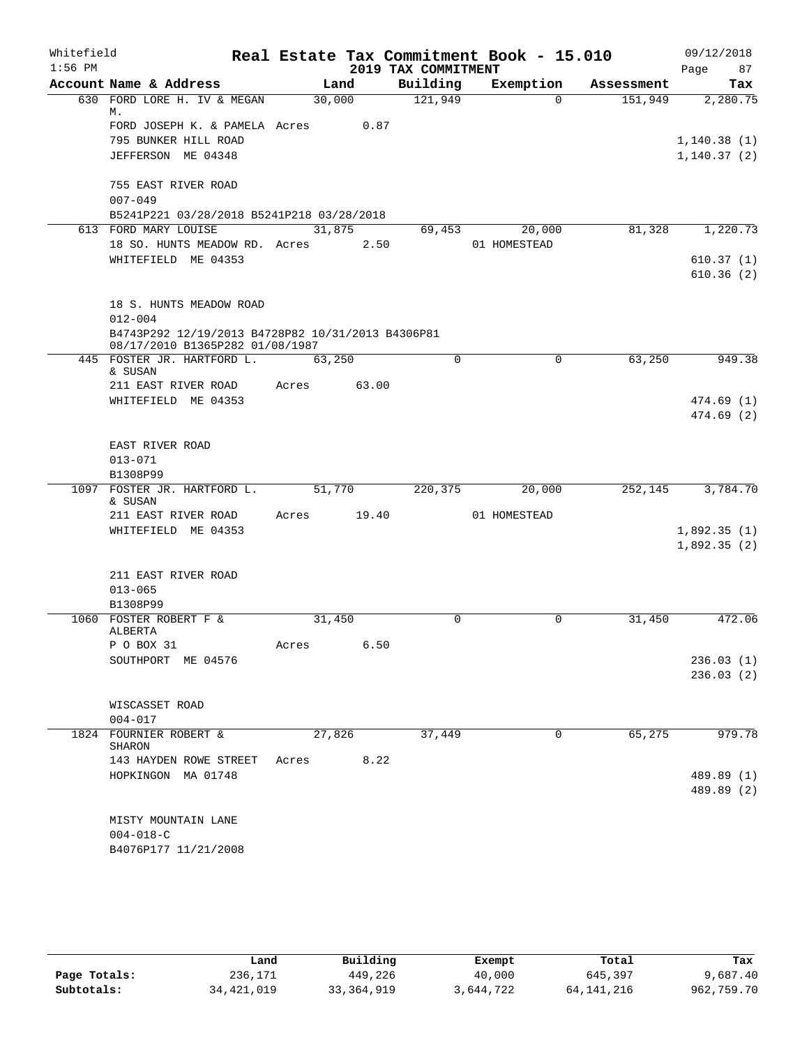Whitefield 1:56 PM

# Real Estate Tax Commitment Book - 15.010

## 2019 TAX COMMITMENT

09/12/2018

| Account Name & Address | Land | Building | Exemption | Assessment | Tax |
|---|---|---|---|---|---|
| 630 FORD LORE H. IV & MEGAN M. | 30,000 | 121,949 | 0 | 151,949 | 2,280.75 |
| FORD JOSEPH K. & PAMELA | Acres 0.87 | | | | |
| 795 BUNKER HILL ROAD | | | | | 1,140.38 (1) |
| JEFFERSON ME 04348 | | | | | 1,140.37 (2) |
| 755 EAST RIVER ROAD | | | | | |
| 007-049 | | | | | |
| B5241P221 03/28/2018 B5241P218 03/28/2018 | | | | | |
| 613 FORD MARY LOUISE | 31,875 | 69,453 | 20,000 | 81,328 | 1,220.73 |
| 18 SO. HUNTS MEADOW RD. | Acres 2.50 | | 01 HOMESTEAD | | |
| WHITEFIELD ME 04353 | | | | | 610.37 (1) |
| | | | | | 610.36 (2) |
| 18 S. HUNTS MEADOW ROAD | | | | | |
| 012-004 | | | | | |
| B4743P292 12/19/2013 B4728P82 10/31/2013 B4306P81 08/17/2010 B1365P282 01/08/1987 | | | | | |
| 445 FOSTER JR. HARTFORD L. & SUSAN | 63,250 | 0 | 0 | 63,250 | 949.38 |
| 211 EAST RIVER ROAD | Acres 63.00 | | | | |
| WHITEFIELD ME 04353 | | | | | 474.69 (1) |
| | | | | | 474.69 (2) |
| EAST RIVER ROAD | | | | | |
| 013-071 | | | | | |
| B1308P99 | | | | | |
| 1097 FOSTER JR. HARTFORD L. & SUSAN | 51,770 | 220,375 | 20,000 | 252,145 | 3,784.70 |
| 211 EAST RIVER ROAD | Acres 19.40 | | 01 HOMESTEAD | | |
| WHITEFIELD ME 04353 | | | | | 1,892.35 (1) |
| | | | | | 1,892.35 (2) |
| 211 EAST RIVER ROAD | | | | | |
| 013-065 | | | | | |
| B1308P99 | | | | | |
| 1060 FOSTER ROBERT F & ALBERTA | 31,450 | 0 | 0 | 31,450 | 472.06 |
| P O BOX 31 | Acres 6.50 | | | | |
| SOUTHPORT ME 04576 | | | | | 236.03 (1) |
| | | | | | 236.03 (2) |
| WISCASSET ROAD | | | | | |
| 004-017 | | | | | |
| 1824 FOURNIER ROBERT & SHARON | 27,826 | 37,449 | 0 | 65,275 | 979.78 |
| 143 HAYDEN ROWE STREET | Acres 8.22 | | | | |
| HOPKINGON MA 01748 | | | | | 489.89 (1) |
| | | | | | 489.89 (2) |
| MISTY MOUNTAIN LANE | | | | | |
| 004-018-C | | | | | |
| B4076P177 11/21/2008 | | | | | |

| | Land | Building | Exempt | Total | Tax |
|---|---|---|---|---|---|
| Page Totals: | 236,171 | 449,226 | 40,000 | 645,397 | 9,687.40 |
| Subtotals: | 34,421,019 | 33,364,919 | 3,644,722 | 64,141,216 | 962,759.70 |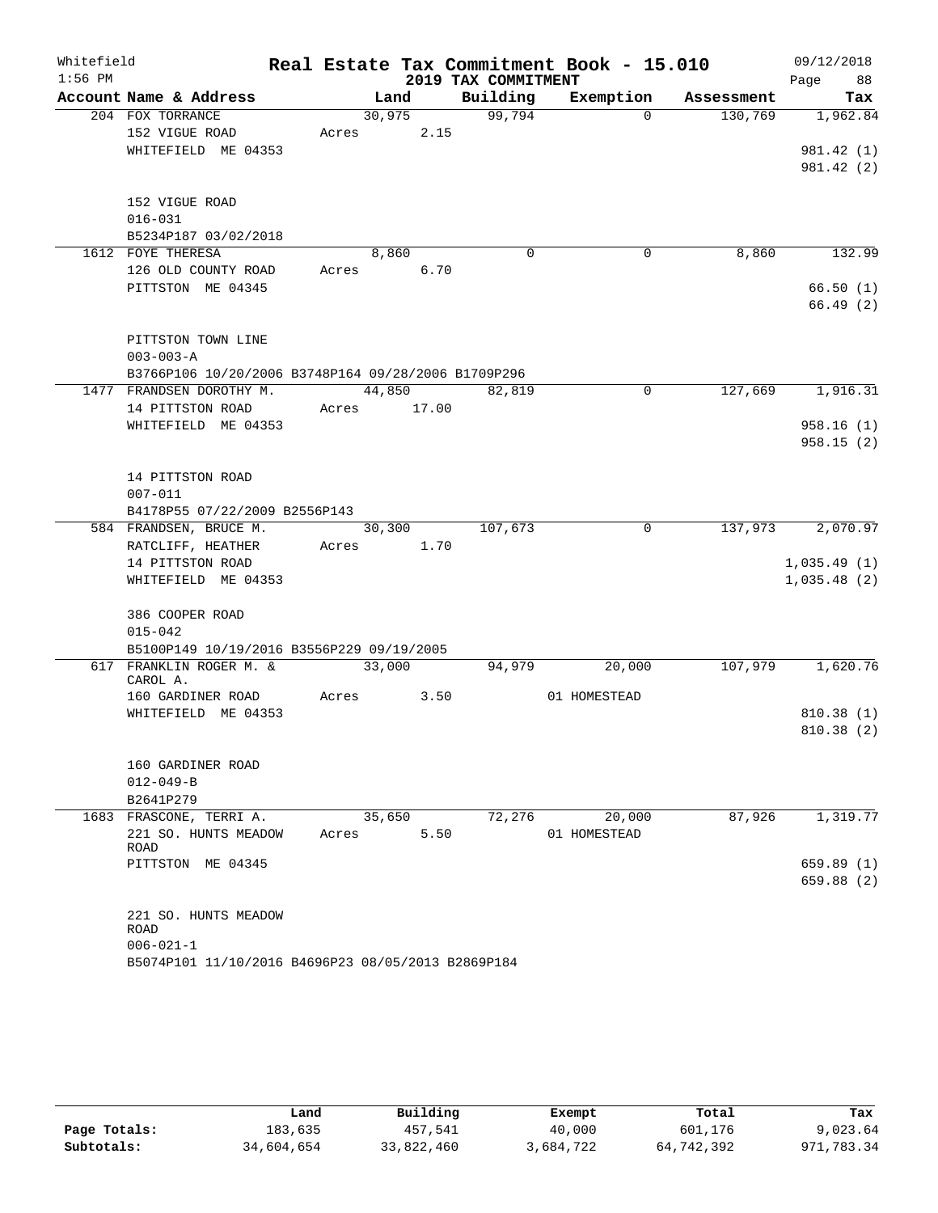Whitefield 1:56 PM

# Real Estate Tax Commitment Book - 15.010

## 2019 TAX COMMITMENT

09/12/2018

| Account Name & Address | Land | Building | Exemption | Assessment | Tax |
|---|---|---|---|---|---|
| 204 FOX TORRANCE | 30,975 | 99,794 | 0 | 130,769 | 1,962.84 |
| 152 VIGUE ROAD | Acres 2.15 | | | | |
| WHITEFIELD ME 04353 | | | | | 981.42 (1) |
| | | | | | 981.42 (2) |
| 152 VIGUE ROAD | | | | | |
| 016-031 | | | | | |
| B5234P187 03/02/2018 | | | | | |
| 1612 FOYE THERESA | 8,860 | 0 | 0 | 8,860 | 132.99 |
| 126 OLD COUNTY ROAD | Acres 6.70 | | | | |
| PITTSTON ME 04345 | | | | | 66.50 (1) |
| | | | | | 66.49 (2) |
| PITTSTON TOWN LINE | | | | | |
| 003-003-A | | | | | |
| B3766P106 10/20/2006 B3748P164 09/28/2006 B1709P296 | | | | | |
| 1477 FRANDSEN DOROTHY M. | 44,850 | 82,819 | 0 | 127,669 | 1,916.31 |
| 14 PITTSTON ROAD | Acres 17.00 | | | | |
| WHITEFIELD ME 04353 | | | | | 958.16 (1) |
| | | | | | 958.15 (2) |
| 14 PITTSTON ROAD | | | | | |
| 007-011 | | | | | |
| B4178P55 07/22/2009 B2556P143 | | | | | |
| 584 FRANDSEN, BRUCE M. | 30,300 | 107,673 | 0 | 137,973 | 2,070.97 |
| RATCLIFF, HEATHER | Acres 1.70 | | | | |
| 14 PITTSTON ROAD | | | | | 1,035.49 (1) |
| WHITEFIELD ME 04353 | | | | | 1,035.48 (2) |
| 386 COOPER ROAD | | | | | |
| 015-042 | | | | | |
| B5100P149 10/19/2016 B3556P229 09/19/2005 | | | | | |
| 617 FRANKLIN ROGER M. & CAROL A. | 33,000 | 94,979 | 20,000 | 107,979 | 1,620.76 |
| 160 GARDINER ROAD | Acres 3.50 | | 01 HOMESTEAD | | |
| WHITEFIELD ME 04353 | | | | | 810.38 (1) |
| | | | | | 810.38 (2) |
| 160 GARDINER ROAD | | | | | |
| 012-049-B | | | | | |
| B2641P279 | | | | | |
| 1683 FRASCONE, TERRI A. | 35,650 | 72,276 | 20,000 | 87,926 | 1,319.77 |
| 221 SO. HUNTS MEADOW ROAD | Acres 5.50 | | 01 HOMESTEAD | | |
| PITTSTON ME 04345 | | | | | 659.89 (1) |
| | | | | | 659.88 (2) |
| 221 SO. HUNTS MEADOW ROAD | | | | | |
| 006-021-1 | | | | | |
| B5074P101 11/10/2016 B4696P23 08/05/2013 B2869P184 | | | | | |

| | Land | Building | Exempt | Total | Tax |
|---|---|---|---|---|---|
| Page Totals: | 183,635 | 457,541 | 40,000 | 601,176 | 9,023.64 |
| Subtotals: | 34,604,654 | 33,822,460 | 3,684,722 | 64,742,392 | 971,783.34 |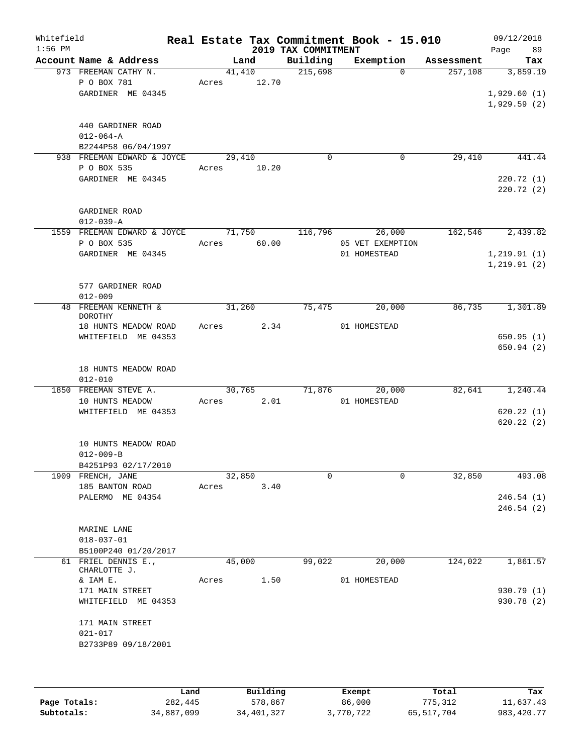Whitefield 1:56 PM

# Real Estate Tax Commitment Book - 15.010

## 2019 TAX COMMITMENT

09/12/2018 Page 89

| Account Name & Address | Land | Building | Exemption | Assessment | Tax |
|---|---|---|---|---|---|
| 973 FREEMAN CATHY N. | 41,410 | 215,698 | 0 | 257,108 | 3,859.19 |
| P O BOX 781 | Acres 12.70 | | | | |
| GARDINER ME 04345 | | | | | 1,929.60 (1) |
| | | | | | 1,929.59 (2) |
| 440 GARDINER ROAD | | | | | |
| 012-064-A | | | | | |
| B2244P58 06/04/1997 | | | | | |
| 938 FREEMAN EDWARD & JOYCE | 29,410 | 0 | 0 | 29,410 | 441.44 |
| P O BOX 535 | Acres 10.20 | | | | |
| GARDINER ME 04345 | | | | | 220.72 (1) |
| | | | | | 220.72 (2) |
| GARDINER ROAD | | | | | |
| 012-039-A | | | | | |
| 1559 FREEMAN EDWARD & JOYCE | 71,750 | 116,796 | 26,000 | 162,546 | 2,439.82 |
| P O BOX 535 | Acres 60.00 | | 05 VET EXEMPTION | | |
| GARDINER ME 04345 | | | 01 HOMESTEAD | | 1,219.91 (1) |
| | | | | | 1,219.91 (2) |
| 577 GARDINER ROAD | | | | | |
| 012-009 | | | | | |
| 48 FREEMAN KENNETH & DOROTHY | 31,260 | 75,475 | 20,000 | 86,735 | 1,301.89 |
| 18 HUNTS MEADOW ROAD | Acres 2.34 | | 01 HOMESTEAD | | |
| WHITEFIELD ME 04353 | | | | | 650.95 (1) |
| | | | | | 650.94 (2) |
| 18 HUNTS MEADOW ROAD | | | | | |
| 012-010 | | | | | |
| 1850 FREEMAN STEVE A. | 30,765 | 71,876 | 20,000 | 82,641 | 1,240.44 |
| 10 HUNTS MEADOW | Acres 2.01 | | 01 HOMESTEAD | | |
| WHITEFIELD ME 04353 | | | | | 620.22 (1) |
| | | | | | 620.22 (2) |
| 10 HUNTS MEADOW ROAD | | | | | |
| 012-009-B | | | | | |
| B4251P93 02/17/2010 | | | | | |
| 1909 FRENCH, JANE | 32,850 | 0 | 0 | 32,850 | 493.08 |
| 185 BANTON ROAD | Acres 3.40 | | | | |
| PALERMO ME 04354 | | | | | 246.54 (1) |
| | | | | | 246.54 (2) |
| MARINE LANE | | | | | |
| 018-037-01 | | | | | |
| B5100P240 01/20/2017 | | | | | |
| 61 FRIEL DENNIS E., CHARLOTTE J. | 45,000 | 99,022 | 20,000 | 124,022 | 1,861.57 |
| & IAM E. | Acres 1.50 | | 01 HOMESTEAD | | |
| 171 MAIN STREET | | | | | 930.79 (1) |
| WHITEFIELD ME 04353 | | | | | 930.78 (2) |
| 171 MAIN STREET | | | | | |
| 021-017 | | | | | |
| B2733P89 09/18/2001 | | | | | |

| | Land | Building | Exempt | Total | Tax |
|---|---|---|---|---|---|
| Page Totals: | 282,445 | 578,867 | 86,000 | 775,312 | 11,637.43 |
| Subtotals: | 34,887,099 | 34,401,327 | 3,770,722 | 65,517,704 | 983,420.77 |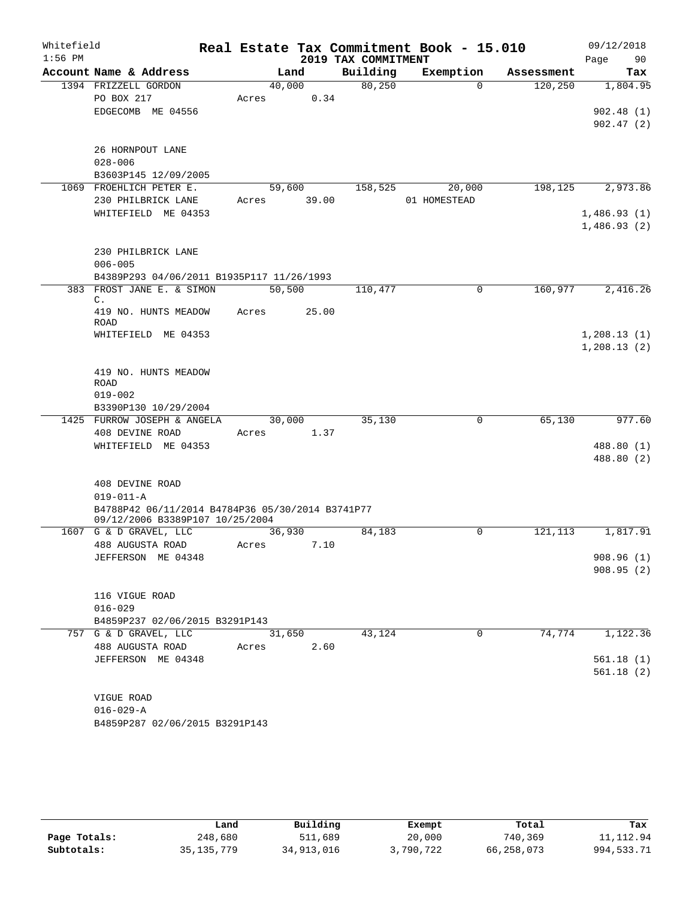Whitefield 1:56 PM

# Real Estate Tax Commitment Book - 15.010

## 2019 TAX COMMITMENT

09/12/2018 Page 90

| Account Name & Address | Land | Building | Exemption | Assessment | Tax |
|---|---|---|---|---|---|
| 1394 FRIZZELL GORDON | 40,000 | 80,250 | 0 | 120,250 | 1,804.95 |
| PO BOX 217 | Acres 0.34 | | | | |
| EDGECOMB ME 04556 | | | | | 902.48 (1) |
| | | | | | 902.47 (2) |
| 26 HORNPOUT LANE | | | | | |
| 028-006 | | | | | |
| B3603P145 12/09/2005 | | | | | |
| 1069 FROEHLICH PETER E. | 59,600 | 158,525 | 20,000 | 198,125 | 2,973.86 |
| 230 PHILBRICK LANE | Acres 39.00 | | 01 HOMESTEAD | | |
| WHITEFIELD ME 04353 | | | | | 1,486.93 (1) |
| | | | | | 1,486.93 (2) |
| 230 PHILBRICK LANE | | | | | |
| 006-005 | | | | | |
| B4389P293 04/06/2011 B1935P117 11/26/1993 | | | | | |
| 383 FROST JANE E. & SIMON C. | 50,500 | 110,477 | 0 | 160,977 | 2,416.26 |
| 419 NO. HUNTS MEADOW ROAD | Acres 25.00 | | | | |
| WHITEFIELD ME 04353 | | | | | 1,208.13 (1) |
| | | | | | 1,208.13 (2) |
| 419 NO. HUNTS MEADOW ROAD | | | | | |
| 019-002 | | | | | |
| B3390P130 10/29/2004 | | | | | |
| 1425 FURROW JOSEPH & ANGELA | 30,000 | 35,130 | 0 | 65,130 | 977.60 |
| 408 DEVINE ROAD | Acres 1.37 | | | | |
| WHITEFIELD ME 04353 | | | | | 488.80 (1) |
| | | | | | 488.80 (2) |
| 408 DEVINE ROAD | | | | | |
| 019-011-A | | | | | |
| B4788P42 06/11/2014 B4784P36 05/30/2014 B3741P77 09/12/2006 B3389P107 10/25/2004 | | | | | |
| 1607 G & D GRAVEL, LLC | 36,930 | 84,183 | 0 | 121,113 | 1,817.91 |
| 488 AUGUSTA ROAD | Acres 7.10 | | | | |
| JEFFERSON ME 04348 | | | | | 908.96 (1) |
| | | | | | 908.95 (2) |
| 116 VIGUE ROAD | | | | | |
| 016-029 | | | | | |
| B4859P237 02/06/2015 B3291P143 | | | | | |
| 757 G & D GRAVEL, LLC | 31,650 | 43,124 | 0 | 74,774 | 1,122.36 |
| 488 AUGUSTA ROAD | Acres 2.60 | | | | |
| JEFFERSON ME 04348 | | | | | 561.18 (1) |
| | | | | | 561.18 (2) |
| VIGUE ROAD | | | | | |
| 016-029-A | | | | | |
| B4859P287 02/06/2015 B3291P143 | | | | | |

| | Land | Building | Exempt | Total | Tax |
|---|---|---|---|---|---|
| Page Totals: | 248,680 | 511,689 | 20,000 | 740,369 | 11,112.94 |
| Subtotals: | 35,135,779 | 34,913,016 | 3,790,722 | 66,258,073 | 994,533.71 |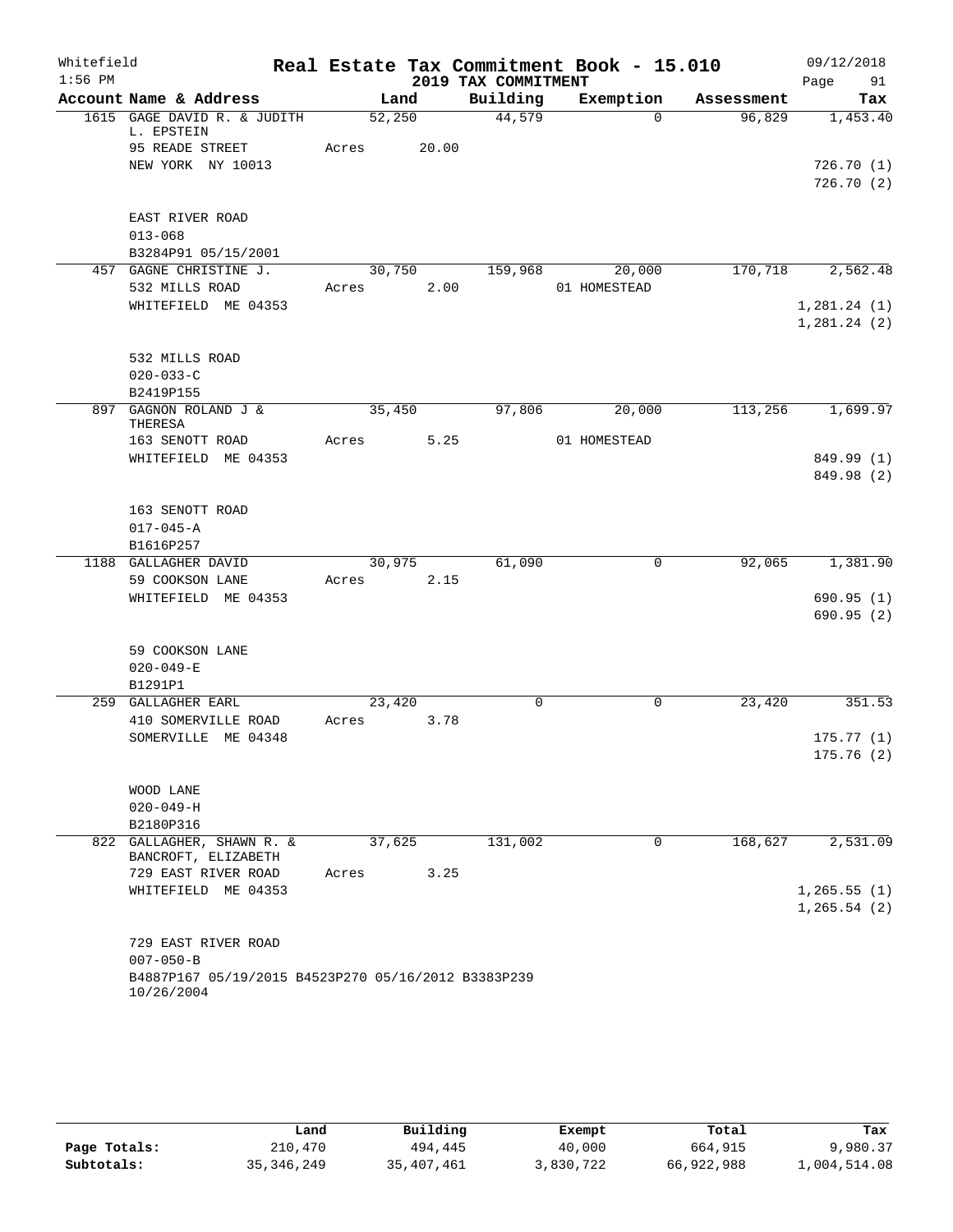Whitefield 1:56 PM

# Real Estate Tax Commitment Book - 15.010

## 2019 TAX COMMITMENT

09/12/2018 Page 91

| Account Name & Address | Land | Building | Exemption | Assessment | Tax |
|---|---|---|---|---|---|
| 1615 GAGE DAVID R. & JUDITH L. EPSTEIN | 52,250 | 44,579 | 0 | 96,829 | 1,453.40 |
| 95 READE STREET | Acres 20.00 | | | | |
| NEW YORK NY 10013 | | | | | 726.70 (1) |
| | | | | | 726.70 (2) |
| EAST RIVER ROAD | | | | | |
| 013-068 | | | | | |
| B3284P91 05/15/2001 | | | | | |
| 457 GAGNE CHRISTINE J. | 30,750 | 159,968 | 20,000 | 170,718 | 2,562.48 |
| 532 MILLS ROAD | Acres 2.00 | | 01 HOMESTEAD | | |
| WHITEFIELD ME 04353 | | | | | 1,281.24 (1) |
| | | | | | 1,281.24 (2) |
| 532 MILLS ROAD | | | | | |
| 020-033-C | | | | | |
| B2419P155 | | | | | |
| 897 GAGNON ROLAND J & THERESA | 35,450 | 97,806 | 20,000 | 113,256 | 1,699.97 |
| 163 SENOTT ROAD | Acres 5.25 | | 01 HOMESTEAD | | |
| WHITEFIELD ME 04353 | | | | | 849.99 (1) |
| | | | | | 849.98 (2) |
| 163 SENOTT ROAD | | | | | |
| 017-045-A | | | | | |
| B1616P257 | | | | | |
| 1188 GALLAGHER DAVID | 30,975 | 61,090 | 0 | 92,065 | 1,381.90 |
| 59 COOKSON LANE | Acres 2.15 | | | | |
| WHITEFIELD ME 04353 | | | | | 690.95 (1) |
| | | | | | 690.95 (2) |
| 59 COOKSON LANE | | | | | |
| 020-049-E | | | | | |
| B1291P1 | | | | | |
| 259 GALLAGHER EARL | 23,420 | 0 | 0 | 23,420 | 351.53 |
| 410 SOMERVILLE ROAD | Acres 3.78 | | | | |
| SOMERVILLE ME 04348 | | | | | 175.77 (1) |
| | | | | | 175.76 (2) |
| WOOD LANE | | | | | |
| 020-049-H | | | | | |
| B2180P316 | | | | | |
| 822 GALLAGHER, SHAWN R. & BANCROFT, ELIZABETH | 37,625 | 131,002 | 0 | 168,627 | 2,531.09 |
| 729 EAST RIVER ROAD | Acres 3.25 | | | | |
| WHITEFIELD ME 04353 | | | | | 1,265.55 (1) |
| | | | | | 1,265.54 (2) |
| 729 EAST RIVER ROAD | | | | | |
| 007-050-B | | | | | |
| B4887P167 05/19/2015 B4523P270 05/16/2012 B3383P239 10/26/2004 | | | | | |

| | Land | Building | Exempt | Total | Tax |
|---|---|---|---|---|---|
| Page Totals: | 210,470 | 494,445 | 40,000 | 664,915 | 9,980.37 |
| Subtotals: | 35,346,249 | 35,407,461 | 3,830,722 | 66,922,988 | 1,004,514.08 |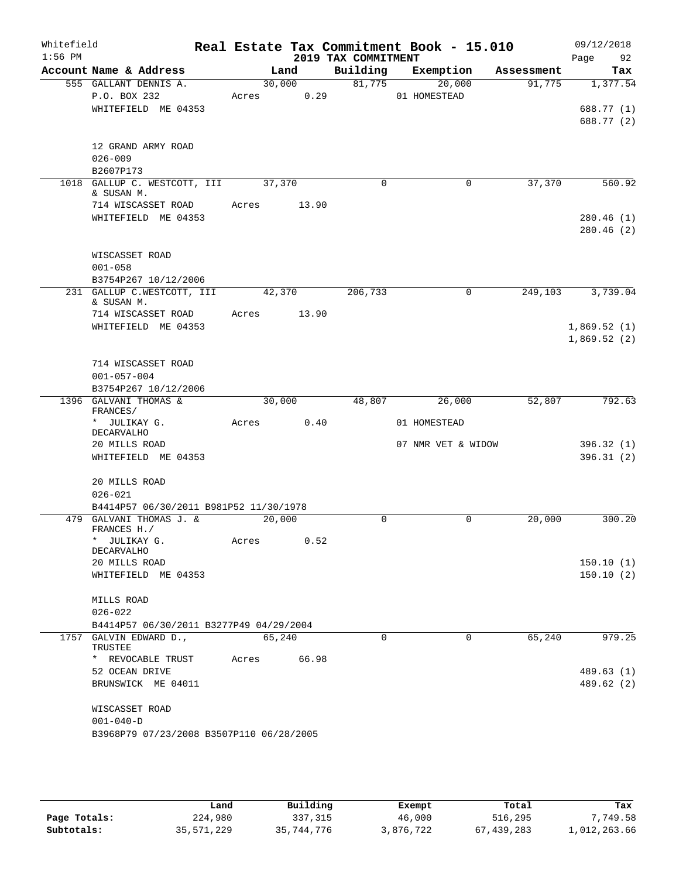# Real Estate Tax Commitment Book - 15.010

Whitefield 1:56 PM — 2019 TAX COMMITMENT — 09/12/2018

| Account Name & Address | Land | Building | Exemption | Assessment | Tax |
|---|---|---|---|---|---|
| 555 GALLANT DENNIS A. | 30,000 | 81,775 | 20,000 | 91,775 | 1,377.54 |
| P.O. BOX 232 | Acres 0.29 | | 01 HOMESTEAD | | |
| WHITEFIELD ME 04353 | | | | | 688.77 (1) |
| | | | | | 688.77 (2) |
| 12 GRAND ARMY ROAD | | | | | |
| 026-009 | | | | | |
| B2607P173 | | | | | |
| 1018 GALLUP C. WESTCOTT, III & SUSAN M. | 37,370 | 0 | 0 | 37,370 | 560.92 |
| 714 WISCASSET ROAD | Acres 13.90 | | | | |
| WHITEFIELD ME 04353 | | | | | 280.46 (1) |
| | | | | | 280.46 (2) |
| WISCASSET ROAD | | | | | |
| 001-058 | | | | | |
| B3754P267 10/12/2006 | | | | | |
| 231 GALLUP C.WESTCOTT, III & SUSAN M. | 42,370 | 206,733 | 0 | 249,103 | 3,739.04 |
| 714 WISCASSET ROAD | Acres 13.90 | | | | |
| WHITEFIELD ME 04353 | | | | | 1,869.52 (1) |
| | | | | | 1,869.52 (2) |
| 714 WISCASSET ROAD | | | | | |
| 001-057-004 | | | | | |
| B3754P267 10/12/2006 | | | | | |
| 1396 GALVANI THOMAS & FRANCES/ | 30,000 | 48,807 | 26,000 | 52,807 | 792.63 |
| * JULIKAY G. DECARVALHO | Acres 0.40 | | 01 HOMESTEAD | | |
| 20 MILLS ROAD | | | 07 NMR VET & WIDOW | | 396.32 (1) |
| WHITEFIELD ME 04353 | | | | | 396.31 (2) |
| 20 MILLS ROAD | | | | | |
| 026-021 | | | | | |
| B4414P57 06/30/2011 B981P52 11/30/1978 | | | | | |
| 479 GALVANI THOMAS J. & FRANCES H./ | 20,000 | 0 | 0 | 20,000 | 300.20 |
| * JULIKAY G. DECARVALHO | Acres 0.52 | | | | |
| 20 MILLS ROAD | | | | | 150.10 (1) |
| WHITEFIELD ME 04353 | | | | | 150.10 (2) |
| MILLS ROAD | | | | | |
| 026-022 | | | | | |
| B4414P57 06/30/2011 B3277P49 04/29/2004 | | | | | |
| 1757 GALVIN EDWARD D., TRUSTEE | 65,240 | 0 | 0 | 65,240 | 979.25 |
| * REVOCABLE TRUST | Acres 66.98 | | | | |
| 52 OCEAN DRIVE | | | | | 489.63 (1) |
| BRUNSWICK ME 04011 | | | | | 489.62 (2) |
| WISCASSET ROAD | | | | | |
| 001-040-D | | | | | |
| B3968P79 07/23/2008 B3507P110 06/28/2005 | | | | | |

| | Land | Building | Exempt | Total | Tax |
|---|---|---|---|---|---|
| Page Totals: | 224,980 | 337,315 | 46,000 | 516,295 | 7,749.58 |
| Subtotals: | 35,571,229 | 35,744,776 | 3,876,722 | 67,439,283 | 1,012,263.66 |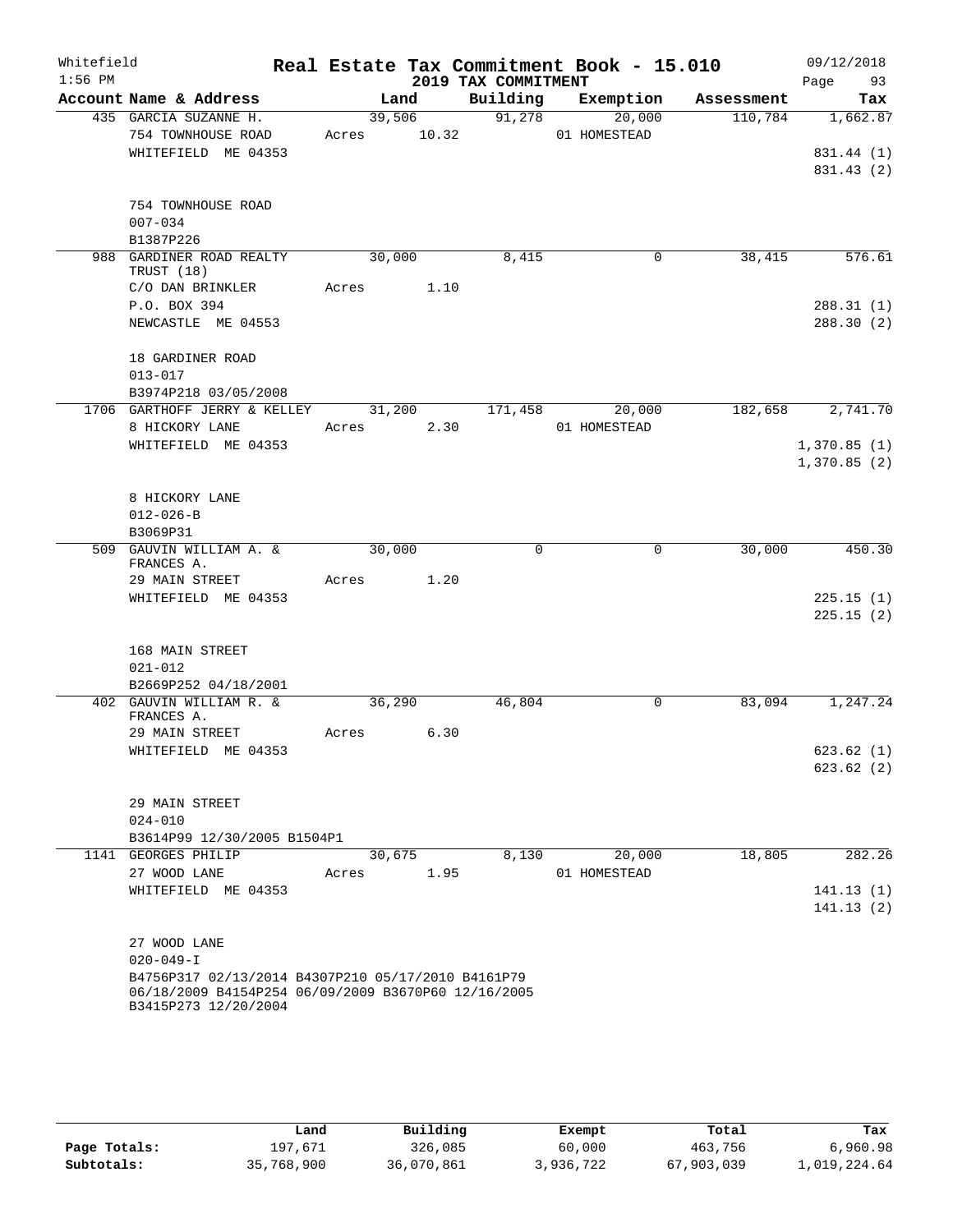Whitefield 1:56 PM

# Real Estate Tax Commitment Book - 15.010

## 2019 TAX COMMITMENT

09/12/2018

| Account Name & Address | Land | Building | Exemption | Assessment | Tax |
|---|---|---|---|---|---|
| 435 GARCIA SUZANNE H. | 39,506 | 91,278 | 20,000 | 110,784 | 1,662.87 |
| 754 TOWNHOUSE ROAD | Acres 10.32 | | 01 HOMESTEAD | | |
| WHITEFIELD ME 04353 | | | | | 831.44 (1) |
| | | | | | 831.43 (2) |
| 754 TOWNHOUSE ROAD | | | | | |
| 007-034 | | | | | |
| B1387P226 | | | | | |
| 988 GARDINER ROAD REALTY TRUST (18) | 30,000 | 8,415 | 0 | 38,415 | 576.61 |
| C/O DAN BRINKLER | Acres 1.10 | | | | |
| P.O. BOX 394 | | | | | 288.31 (1) |
| NEWCASTLE ME 04553 | | | | | 288.30 (2) |
| 18 GARDINER ROAD | | | | | |
| 013-017 | | | | | |
| B3974P218 03/05/2008 | | | | | |
| 1706 GARTHOFF JERRY & KELLEY | 31,200 | 171,458 | 20,000 | 182,658 | 2,741.70 |
| 8 HICKORY LANE | Acres 2.30 | | 01 HOMESTEAD | | |
| WHITEFIELD ME 04353 | | | | | 1,370.85 (1) |
| | | | | | 1,370.85 (2) |
| 8 HICKORY LANE | | | | | |
| 012-026-B | | | | | |
| B3069P31 | | | | | |
| 509 GAUVIN WILLIAM A. & FRANCES A. | 30,000 | 0 | 0 | 30,000 | 450.30 |
| 29 MAIN STREET | Acres 1.20 | | | | |
| WHITEFIELD ME 04353 | | | | | 225.15 (1) |
| | | | | | 225.15 (2) |
| 168 MAIN STREET | | | | | |
| 021-012 | | | | | |
| B2669P252 04/18/2001 | | | | | |
| 402 GAUVIN WILLIAM R. & FRANCES A. | 36,290 | 46,804 | 0 | 83,094 | 1,247.24 |
| 29 MAIN STREET | Acres 6.30 | | | | |
| WHITEFIELD ME 04353 | | | | | 623.62 (1) |
| | | | | | 623.62 (2) |
| 29 MAIN STREET | | | | | |
| 024-010 | | | | | |
| B3614P99 12/30/2005 B1504P1 | | | | | |
| 1141 GEORGES PHILIP | 30,675 | 8,130 | 20,000 | 18,805 | 282.26 |
| 27 WOOD LANE | Acres 1.95 | | 01 HOMESTEAD | | |
| WHITEFIELD ME 04353 | | | | | 141.13 (1) |
| | | | | | 141.13 (2) |
| 27 WOOD LANE | | | | | |
| 020-049-I | | | | | |
| B4756P317 02/13/2014 B4307P210 05/17/2010 B4161P79 06/18/2009 B4154P254 06/09/2009 B3670P60 12/16/2005 B3415P273 12/20/2004 | | | | | |

| | Land | Building | Exempt | Total | Tax |
|---|---|---|---|---|---|
| Page Totals: | 197,671 | 326,085 | 60,000 | 463,756 | 6,960.98 |
| Subtotals: | 35,768,900 | 36,070,861 | 3,936,722 | 67,903,039 | 1,019,224.64 |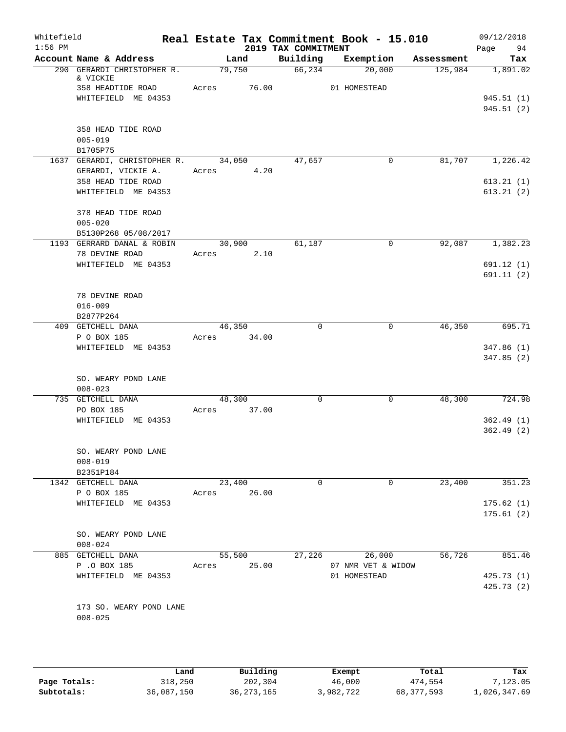Whitefield
1:56 PM

# Real Estate Tax Commitment Book - 15.010

## 2019 TAX COMMITMENT

09/12/2018

| Account Name & Address | Land | Building | Exemption | Assessment | Tax |
|---|---|---|---|---|---|
| 290 GERARDI CHRISTOPHER R. & VICKIE | 79,750 | 66,234 | 20,000 | 125,984 | 1,891.02 |
| 358 HEADTIDE ROAD | Acres 76.00 | | 01 HOMESTEAD | | |
| WHITEFIELD ME 04353 | | | | | 945.51 (1) |
| | | | | | 945.51 (2) |
| 358 HEAD TIDE ROAD | | | | | |
| 005-019 | | | | | |
| B1705P75 | | | | | |
| 1637 GERARDI, CHRISTOPHER R. | 34,050 | 47,657 | 0 | 81,707 | 1,226.42 |
| GERARDI, VICKIE A. | Acres 4.20 | | | | |
| 358 HEAD TIDE ROAD | | | | | 613.21 (1) |
| WHITEFIELD ME 04353 | | | | | 613.21 (2) |
| 378 HEAD TIDE ROAD | | | | | |
| 005-020 | | | | | |
| B5130P268 05/08/2017 | | | | | |
| 1193 GERRARD DANAL & ROBIN | 30,900 | 61,187 | 0 | 92,087 | 1,382.23 |
| 78 DEVINE ROAD | Acres 2.10 | | | | |
| WHITEFIELD ME 04353 | | | | | 691.12 (1) |
| | | | | | 691.11 (2) |
| 78 DEVINE ROAD | | | | | |
| 016-009 | | | | | |
| B2877P264 | | | | | |
| 409 GETCHELL DANA | 46,350 | 0 | 0 | 46,350 | 695.71 |
| P O BOX 185 | Acres 34.00 | | | | |
| WHITEFIELD ME 04353 | | | | | 347.86 (1) |
| | | | | | 347.85 (2) |
| SO. WEARY POND LANE | | | | | |
| 008-023 | | | | | |
| 735 GETCHELL DANA | 48,300 | 0 | 0 | 48,300 | 724.98 |
| PO BOX 185 | Acres 37.00 | | | | |
| WHITEFIELD ME 04353 | | | | | 362.49 (1) |
| | | | | | 362.49 (2) |
| SO. WEARY POND LANE | | | | | |
| 008-019 | | | | | |
| B2351P184 | | | | | |
| 1342 GETCHELL DANA | 23,400 | 0 | 0 | 23,400 | 351.23 |
| P O BOX 185 | Acres 26.00 | | | | |
| WHITEFIELD ME 04353 | | | | | 175.62 (1) |
| | | | | | 175.61 (2) |
| SO. WEARY POND LANE | | | | | |
| 008-024 | | | | | |
| 885 GETCHELL DANA | 55,500 | 27,226 | 26,000 | 56,726 | 851.46 |
| P .O BOX 185 | Acres 25.00 | | 07 NMR VET & WIDOW | | |
| WHITEFIELD ME 04353 | | | 01 HOMESTEAD | | 425.73 (1) |
| | | | | | 425.73 (2) |
| 173 SO. WEARY POND LANE | | | | | |
| 008-025 | | | | | |

| | Land | Building | Exempt | Total | Tax |
|---|---|---|---|---|---|
| Page Totals: | 318,250 | 202,304 | 46,000 | 474,554 | 7,123.05 |
| Subtotals: | 36,087,150 | 36,273,165 | 3,982,722 | 68,377,593 | 1,026,347.69 |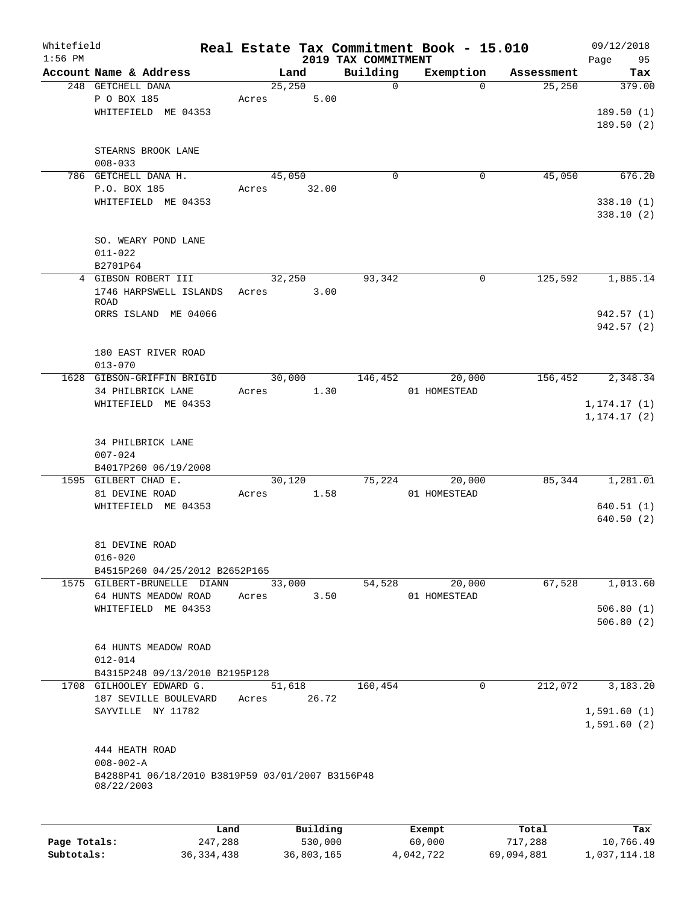Whitefield
1:56 PM

# Real Estate Tax Commitment Book - 15.010

## 2019 TAX COMMITMENT

09/12/2018
Page 95

| Account Name & Address | Land | Building | Exemption | Assessment | Tax |
|---|---|---|---|---|---|
| 248 GETCHELL DANA | 25,250 | 0 | 0 | 25,250 | 379.00 |
| P O BOX 185 | Acres 5.00 | | | | |
| WHITEFIELD ME 04353 | | | | | 189.50 (1) |
| | | | | | 189.50 (2) |
| STEARNS BROOK LANE | | | | | |
| 008-033 | | | | | |
| 786 GETCHELL DANA H. | 45,050 | 0 | 0 | 45,050 | 676.20 |
| P.O. BOX 185 | Acres 32.00 | | | | |
| WHITEFIELD ME 04353 | | | | | 338.10 (1) |
| | | | | | 338.10 (2) |
| SO. WEARY POND LANE | | | | | |
| 011-022 | | | | | |
| B2701P64 | | | | | |
| 4 GIBSON ROBERT III | 32,250 | 93,342 | 0 | 125,592 | 1,885.14 |
| 1746 HARPSWELL ISLANDS ROAD | Acres 3.00 | | | | |
| ORRS ISLAND ME 04066 | | | | | 942.57 (1) |
| | | | | | 942.57 (2) |
| 180 EAST RIVER ROAD | | | | | |
| 013-070 | | | | | |
| 1628 GIBSON-GRIFFIN BRIGID | 30,000 | 146,452 | 20,000 | 156,452 | 2,348.34 |
| 34 PHILBRICK LANE | Acres 1.30 | | 01 HOMESTEAD | | |
| WHITEFIELD ME 04353 | | | | | 1,174.17 (1) |
| | | | | | 1,174.17 (2) |
| 34 PHILBRICK LANE | | | | | |
| 007-024 | | | | | |
| B4017P260 06/19/2008 | | | | | |
| 1595 GILBERT CHAD E. | 30,120 | 75,224 | 20,000 | 85,344 | 1,281.01 |
| 81 DEVINE ROAD | Acres 1.58 | | 01 HOMESTEAD | | |
| WHITEFIELD ME 04353 | | | | | 640.51 (1) |
| | | | | | 640.50 (2) |
| 81 DEVINE ROAD | | | | | |
| 016-020 | | | | | |
| B4515P260 04/25/2012 B2652P165 | | | | | |
| 1575 GILBERT-BRUNELLE DIANN | 33,000 | 54,528 | 20,000 | 67,528 | 1,013.60 |
| 64 HUNTS MEADOW ROAD | Acres 3.50 | | 01 HOMESTEAD | | |
| WHITEFIELD ME 04353 | | | | | 506.80 (1) |
| | | | | | 506.80 (2) |
| 64 HUNTS MEADOW ROAD | | | | | |
| 012-014 | | | | | |
| B4315P248 09/13/2010 B2195P128 | | | | | |
| 1708 GILHOOLEY EDWARD G. | 51,618 | 160,454 | 0 | 212,072 | 3,183.20 |
| 187 SEVILLE BOULEVARD | Acres 26.72 | | | | |
| SAYVILLE NY 11782 | | | | | 1,591.60 (1) |
| | | | | | 1,591.60 (2) |
| 444 HEATH ROAD | | | | | |
| 008-002-A | | | | | |
| B4288P41 06/18/2010 B3819P59 03/01/2007 B3156P48 08/22/2003 | | | | | |

| | Land | Building | Exempt | Total | Tax |
|---|---|---|---|---|---|
| Page Totals: | 247,288 | 530,000 | 60,000 | 717,288 | 10,766.49 |
| Subtotals: | 36,334,438 | 36,803,165 | 4,042,722 | 69,094,881 | 1,037,114.18 |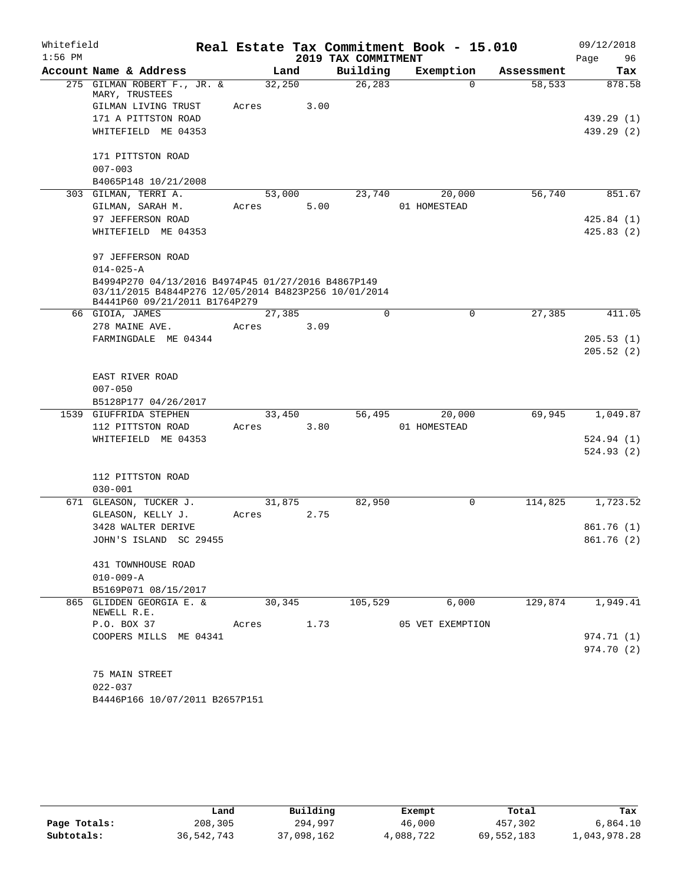Whitefield 1:56 PM

# Real Estate Tax Commitment Book - 15.010

## 2019 TAX COMMITMENT

09/12/2018

| Account Name & Address | Land | Building | Exemption | Assessment | Tax |
|---|---|---|---|---|---|
| 275 GILMAN ROBERT F., JR. & MARY, TRUSTEES | 32,250 | 26,283 | 0 | 58,533 | 878.58 |
| GILMAN LIVING TRUST | Acres 3.00 | | | | |
| 171 A PITTSTON ROAD | | | | | 439.29 (1) |
| WHITEFIELD ME 04353 | | | | | 439.29 (2) |
| 171 PITTSTON ROAD | | | | | |
| 007-003 | | | | | |
| B4065P148 10/21/2008 | | | | | |
| 303 GILMAN, TERRI A. | 53,000 | 23,740 | 20,000 | 56,740 | 851.67 |
| GILMAN, SARAH M. | Acres 5.00 | | 01 HOMESTEAD | | |
| 97 JEFFERSON ROAD | | | | | 425.84 (1) |
| WHITEFIELD ME 04353 | | | | | 425.83 (2) |
| 97 JEFFERSON ROAD | | | | | |
| 014-025-A | | | | | |
| B4994P270 04/13/2016 B4974P45 01/27/2016 B4867P149 03/11/2015 B4844P276 12/05/2014 B4823P256 10/01/2014 B4441P60 09/21/2011 B1764P279 | | | | | |
| 66 GIOIA, JAMES | 27,385 | 0 | 0 | 27,385 | 411.05 |
| 278 MAINE AVE. | Acres 3.09 | | | | |
| FARMINGDALE ME 04344 | | | | | 205.53 (1) |
| | | | | | 205.52 (2) |
| EAST RIVER ROAD | | | | | |
| 007-050 | | | | | |
| B5128P177 04/26/2017 | | | | | |
| 1539 GIUFFRIDA STEPHEN | 33,450 | 56,495 | 20,000 | 69,945 | 1,049.87 |
| 112 PITTSTON ROAD | Acres 3.80 | | 01 HOMESTEAD | | |
| WHITEFIELD ME 04353 | | | | | 524.94 (1) |
| | | | | | 524.93 (2) |
| 112 PITTSTON ROAD | | | | | |
| 030-001 | | | | | |
| 671 GLEASON, TUCKER J. | 31,875 | 82,950 | 0 | 114,825 | 1,723.52 |
| GLEASON, KELLY J. | Acres 2.75 | | | | |
| 3428 WALTER DERIVE | | | | | 861.76 (1) |
| JOHN'S ISLAND SC 29455 | | | | | 861.76 (2) |
| 431 TOWNHOUSE ROAD | | | | | |
| 010-009-A | | | | | |
| B5169P071 08/15/2017 | | | | | |
| 865 GLIDDEN GEORGIA E. & NEWELL R.E. | 30,345 | 105,529 | 6,000 | 129,874 | 1,949.41 |
| P.O. BOX 37 | Acres 1.73 | | 05 VET EXEMPTION | | |
| COOPERS MILLS ME 04341 | | | | | 974.71 (1) |
| | | | | | 974.70 (2) |
| 75 MAIN STREET | | | | | |
| 022-037 | | | | | |
| B4446P166 10/07/2011 B2657P151 | | | | | |

| | Land | Building | Exempt | Total | Tax |
|---|---|---|---|---|---|
| Page Totals: | 208,305 | 294,997 | 46,000 | 457,302 | 6,864.10 |
| Subtotals: | 36,542,743 | 37,098,162 | 4,088,722 | 69,552,183 | 1,043,978.28 |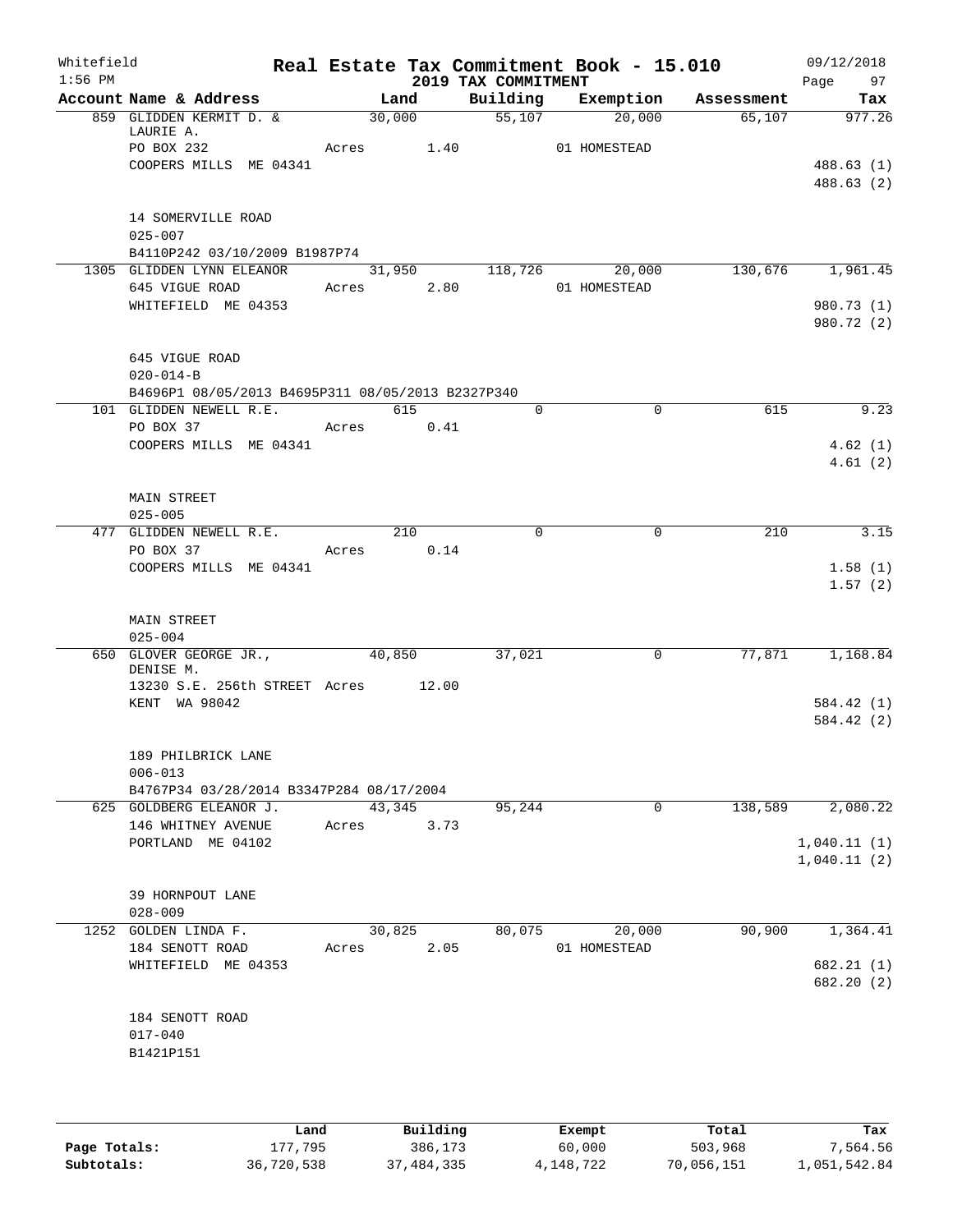Whitefield
1:56 PM

# Real Estate Tax Commitment Book - 15.010

## 2019 TAX COMMITMENT

09/12/2018
Page 97

| Account Name & Address | Land | Building | Exemption | Assessment | Tax |
|---|---|---|---|---|---|
| 859 GLIDDEN KERMIT D. & LAURIE A. | 30,000 | 55,107 | 20,000 | 65,107 | 977.26 |
| PO BOX 232 | Acres 1.40 | | 01 HOMESTEAD | | |
| COOPERS MILLS ME 04341 | | | | | 488.63 (1) |
| | | | | | 488.63 (2) |
| 14 SOMERVILLE ROAD | | | | | |
| 025-007 | | | | | |
| B4110P242 03/10/2009 B1987P74 | | | | | |
| 1305 GLIDDEN LYNN ELEANOR | 31,950 | 118,726 | 20,000 | 130,676 | 1,961.45 |
| 645 VIGUE ROAD | Acres 2.80 | | 01 HOMESTEAD | | |
| WHITEFIELD ME 04353 | | | | | 980.73 (1) |
| | | | | | 980.72 (2) |
| 645 VIGUE ROAD | | | | | |
| 020-014-B | | | | | |
| B4696P1 08/05/2013 B4695P311 08/05/2013 B2327P340 | | | | | |
| 101 GLIDDEN NEWELL R.E. | 615 | 0 | 0 | 615 | 9.23 |
| PO BOX 37 | Acres 0.41 | | | | |
| COOPERS MILLS ME 04341 | | | | | 4.62 (1) |
| | | | | | 4.61 (2) |
| MAIN STREET | | | | | |
| 025-005 | | | | | |
| 477 GLIDDEN NEWELL R.E. | 210 | 0 | 0 | 210 | 3.15 |
| PO BOX 37 | Acres 0.14 | | | | |
| COOPERS MILLS ME 04341 | | | | | 1.58 (1) |
| | | | | | 1.57 (2) |
| MAIN STREET | | | | | |
| 025-004 | | | | | |
| 650 GLOVER GEORGE JR., DENISE M. | 40,850 | 37,021 | 0 | 77,871 | 1,168.84 |
| 13230 S.E. 256th STREET | Acres 12.00 | | | | |
| KENT WA 98042 | | | | | 584.42 (1) |
| | | | | | 584.42 (2) |
| 189 PHILBRICK LANE | | | | | |
| 006-013 | | | | | |
| B4767P34 03/28/2014 B3347P284 08/17/2004 | | | | | |
| 625 GOLDBERG ELEANOR J. | 43,345 | 95,244 | 0 | 138,589 | 2,080.22 |
| 146 WHITNEY AVENUE | Acres 3.73 | | | | |
| PORTLAND ME 04102 | | | | | 1,040.11 (1) |
| | | | | | 1,040.11 (2) |
| 39 HORNPOUT LANE | | | | | |
| 028-009 | | | | | |
| 1252 GOLDEN LINDA F. | 30,825 | 80,075 | 20,000 | 90,900 | 1,364.41 |
| 184 SENOTT ROAD | Acres 2.05 | | 01 HOMESTEAD | | |
| WHITEFIELD ME 04353 | | | | | 682.21 (1) |
| | | | | | 682.20 (2) |
| 184 SENOTT ROAD | | | | | |
| 017-040 | | | | | |
| B1421P151 | | | | | |

| | Land | Building | Exempt | Total | Tax |
|---|---|---|---|---|---|
| Page Totals: | 177,795 | 386,173 | 60,000 | 503,968 | 7,564.56 |
| Subtotals: | 36,720,538 | 37,484,335 | 4,148,722 | 70,056,151 | 1,051,542.84 |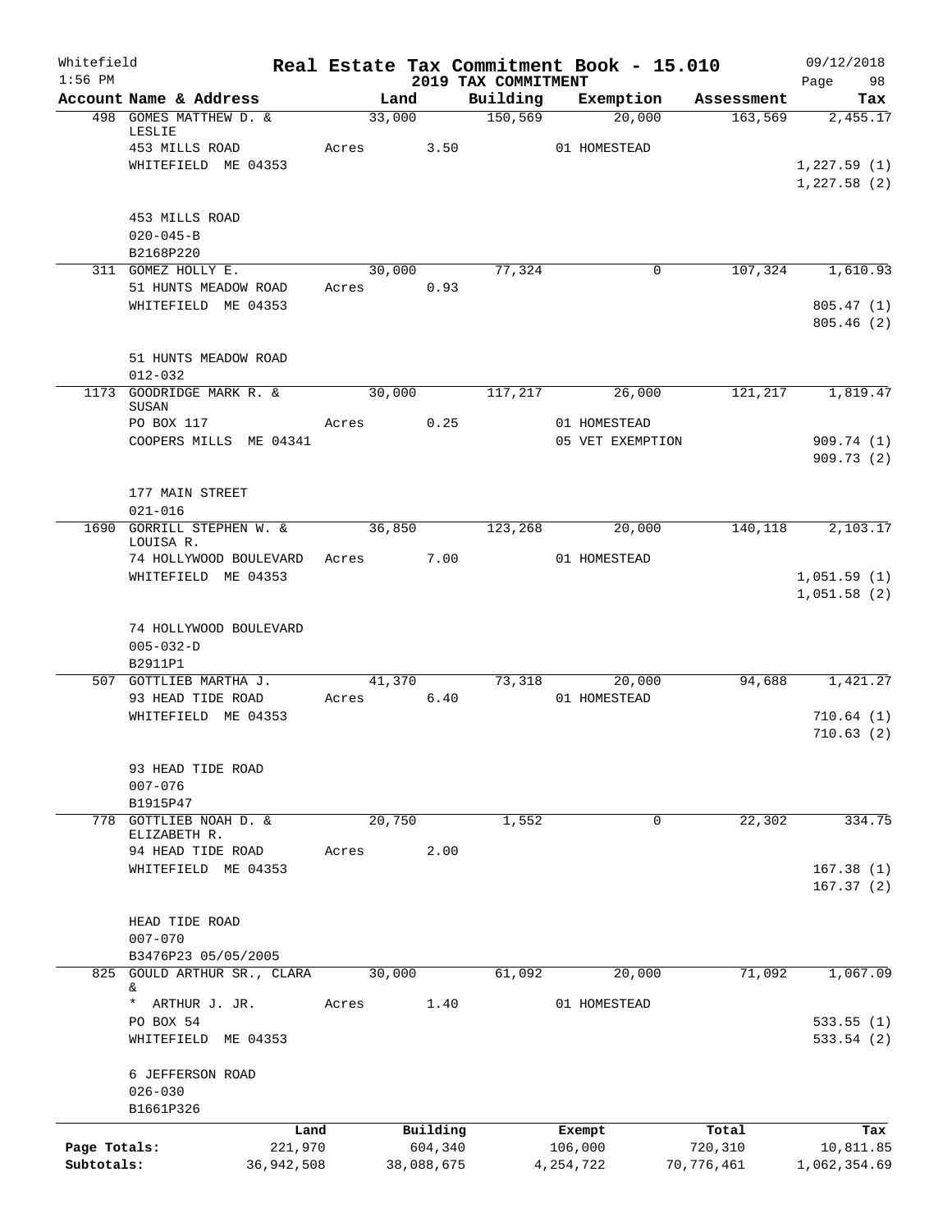Whitefield
1:56 PM

# Real Estate Tax Commitment Book - 15.010

## 2019 TAX COMMITMENT

09/12/2018

| Account Name & Address | Land | Building | Exemption | Assessment | Tax |
|---|---|---|---|---|---|
| 498 GOMES MATTHEW D. & LESLIE | 33,000 | 150,569 | 20,000 | 163,569 | 2,455.17 |
| 453 MILLS ROAD | Acres 3.50 | | 01 HOMESTEAD | | |
| WHITEFIELD ME 04353 | | | | | 1,227.59 (1) |
| | | | | | 1,227.58 (2) |
| 453 MILLS ROAD | | | | | |
| 020-045-B | | | | | |
| B2168P220 | | | | | |
| 311 GOMEZ HOLLY E. | 30,000 | 77,324 | 0 | 107,324 | 1,610.93 |
| 51 HUNTS MEADOW ROAD | Acres 0.93 | | | | |
| WHITEFIELD ME 04353 | | | | | 805.47 (1) |
| | | | | | 805.46 (2) |
| 51 HUNTS MEADOW ROAD | | | | | |
| 012-032 | | | | | |
| 1173 GOODRIDGE MARK R. & SUSAN | 30,000 | 117,217 | 26,000 | 121,217 | 1,819.47 |
| PO BOX 117 | Acres 0.25 | | 01 HOMESTEAD | | |
| COOPERS MILLS ME 04341 | | | 05 VET EXEMPTION | | 909.74 (1) |
| | | | | | 909.73 (2) |
| 177 MAIN STREET | | | | | |
| 021-016 | | | | | |
| 1690 GORRILL STEPHEN W. & LOUISA R. | 36,850 | 123,268 | 20,000 | 140,118 | 2,103.17 |
| 74 HOLLYWOOD BOULEVARD | Acres 7.00 | | 01 HOMESTEAD | | |
| WHITEFIELD ME 04353 | | | | | 1,051.59 (1) |
| | | | | | 1,051.58 (2) |
| 74 HOLLYWOOD BOULEVARD | | | | | |
| 005-032-D | | | | | |
| B2911P1 | | | | | |
| 507 GOTTLIEB MARTHA J. | 41,370 | 73,318 | 20,000 | 94,688 | 1,421.27 |
| 93 HEAD TIDE ROAD | Acres 6.40 | | 01 HOMESTEAD | | |
| WHITEFIELD ME 04353 | | | | | 710.64 (1) |
| | | | | | 710.63 (2) |
| 93 HEAD TIDE ROAD | | | | | |
| 007-076 | | | | | |
| B1915P47 | | | | | |
| 778 GOTTLIEB NOAH D. & ELIZABETH R. | 20,750 | 1,552 | 0 | 22,302 | 334.75 |
| 94 HEAD TIDE ROAD | Acres 2.00 | | | | |
| WHITEFIELD ME 04353 | | | | | 167.38 (1) |
| | | | | | 167.37 (2) |
| HEAD TIDE ROAD | | | | | |
| 007-070 | | | | | |
| B3476P23 05/05/2005 | | | | | |
| 825 GOULD ARTHUR SR., CLARA & | 30,000 | 61,092 | 20,000 | 71,092 | 1,067.09 |
| * ARTHUR J. JR. | Acres 1.40 | | 01 HOMESTEAD | | |
| PO BOX 54 | | | | | 533.55 (1) |
| WHITEFIELD ME 04353 | | | | | 533.54 (2) |
| 6 JEFFERSON ROAD | | | | | |
| 026-030 | | | | | |
| B1661P326 | | | | | |

| | Land | Building | Exempt | Total | Tax |
|---|---|---|---|---|---|
| Page Totals: | 221,970 | 604,340 | 106,000 | 720,310 | 10,811.85 |
| Subtotals: | 36,942,508 | 38,088,675 | 4,254,722 | 70,776,461 | 1,062,354.69 |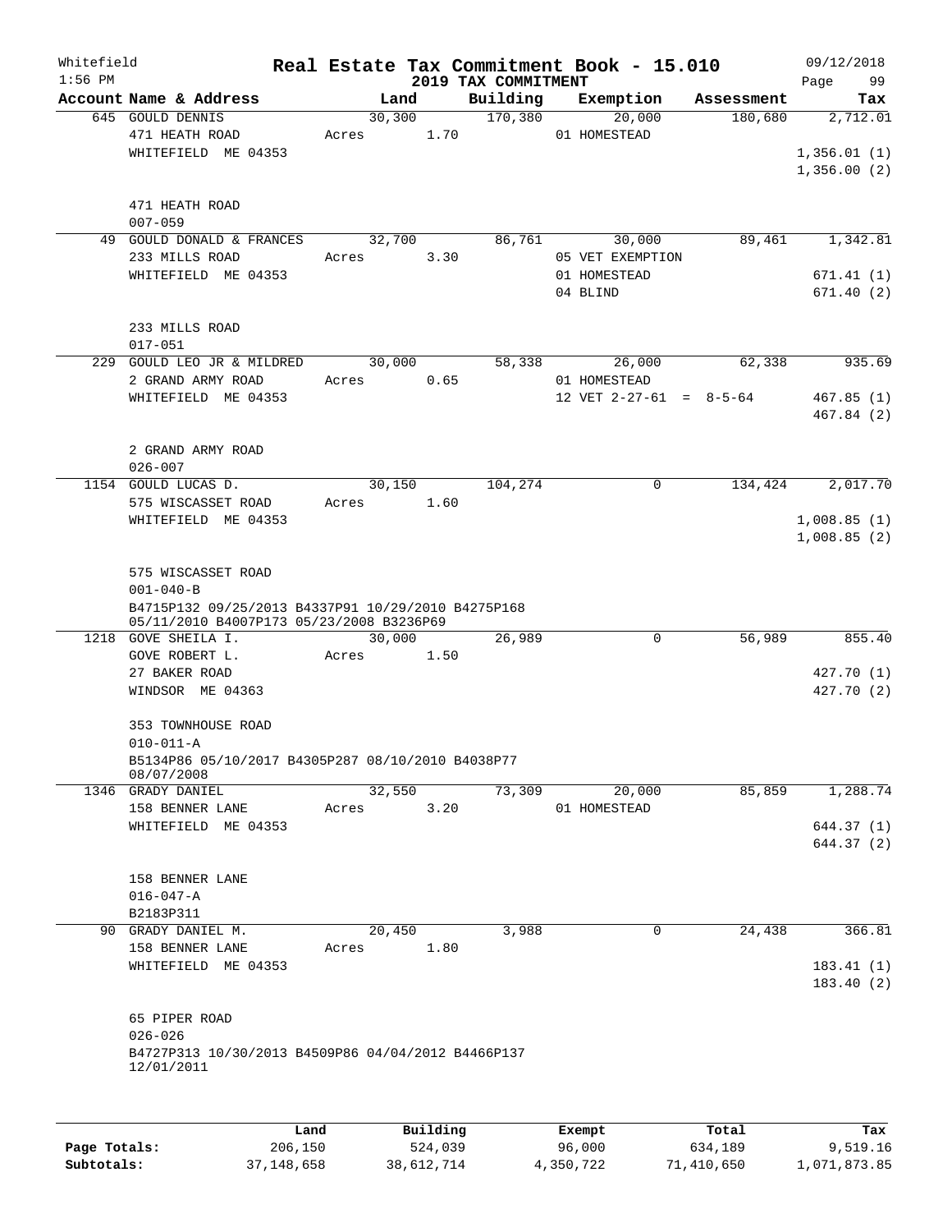Whitefield 1:56 PM

# Real Estate Tax Commitment Book - 15.010

## 2019 TAX COMMITMENT

09/12/2018

| Account Name & Address | Land | Building | Exemption | Assessment | Tax |
|---|---|---|---|---|---|
| 645 GOULD DENNIS | 30,300 | 170,380 | 20,000 | 180,680 | 2,712.01 |
| 471 HEATH ROAD | Acres 1.70 | | 01 HOMESTEAD | | |
| WHITEFIELD ME 04353 | | | | | 1,356.01 (1) |
| | | | | | 1,356.00 (2) |
| 471 HEATH ROAD | | | | | |
| 007-059 | | | | | |
| 49 GOULD DONALD & FRANCES | 32,700 | 86,761 | 30,000 | 89,461 | 1,342.81 |
| 233 MILLS ROAD | Acres 3.30 | | 05 VET EXEMPTION | | |
| WHITEFIELD ME 04353 | | | 01 HOMESTEAD | | 671.41 (1) |
| | | | 04 BLIND | | 671.40 (2) |
| 233 MILLS ROAD | | | | | |
| 017-051 | | | | | |
| 229 GOULD LEO JR & MILDRED | 30,000 | 58,338 | 26,000 | 62,338 | 935.69 |
| 2 GRAND ARMY ROAD | Acres 0.65 | | 01 HOMESTEAD | | |
| WHITEFIELD ME 04353 | | | 12 VET 2-27-61 = 8-5-64 | | 467.85 (1) |
| | | | | | 467.84 (2) |
| 2 GRAND ARMY ROAD | | | | | |
| 026-007 | | | | | |
| 1154 GOULD LUCAS D. | 30,150 | 104,274 | 0 | 134,424 | 2,017.70 |
| 575 WISCASSET ROAD | Acres 1.60 | | | | |
| WHITEFIELD ME 04353 | | | | | 1,008.85 (1) |
| | | | | | 1,008.85 (2) |
| 575 WISCASSET ROAD | | | | | |
| 001-040-B | | | | | |
| B4715P132 09/25/2013 B4337P91 10/29/2010 B4275P168 05/11/2010 B4007P173 05/23/2008 B3236P69 | | | | | |
| 1218 GOVE SHEILA I. | 30,000 | 26,989 | 0 | 56,989 | 855.40 |
| GOVE ROBERT L. | Acres 1.50 | | | | |
| 27 BAKER ROAD | | | | | 427.70 (1) |
| WINDSOR ME 04363 | | | | | 427.70 (2) |
| 353 TOWNHOUSE ROAD | | | | | |
| 010-011-A | | | | | |
| B5134P86 05/10/2017 B4305P287 08/10/2010 B4038P77 08/07/2008 | | | | | |
| 1346 GRADY DANIEL | 32,550 | 73,309 | 20,000 | 85,859 | 1,288.74 |
| 158 BENNER LANE | Acres 3.20 | | 01 HOMESTEAD | | |
| WHITEFIELD ME 04353 | | | | | 644.37 (1) |
| | | | | | 644.37 (2) |
| 158 BENNER LANE | | | | | |
| 016-047-A | | | | | |
| B2183P311 | | | | | |
| 90 GRADY DANIEL M. | 20,450 | 3,988 | 0 | 24,438 | 366.81 |
| 158 BENNER LANE | Acres 1.80 | | | | |
| WHITEFIELD ME 04353 | | | | | 183.41 (1) |
| | | | | | 183.40 (2) |
| 65 PIPER ROAD | | | | | |
| 026-026 | | | | | |
| B4727P313 10/30/2013 B4509P86 04/04/2012 B4466P137 12/01/2011 | | | | | |

| | Land | Building | Exempt | Total | Tax |
|---|---|---|---|---|---|
| Page Totals: | 206,150 | 524,039 | 96,000 | 634,189 | 9,519.16 |
| Subtotals: | 37,148,658 | 38,612,714 | 4,350,722 | 71,410,650 | 1,071,873.85 |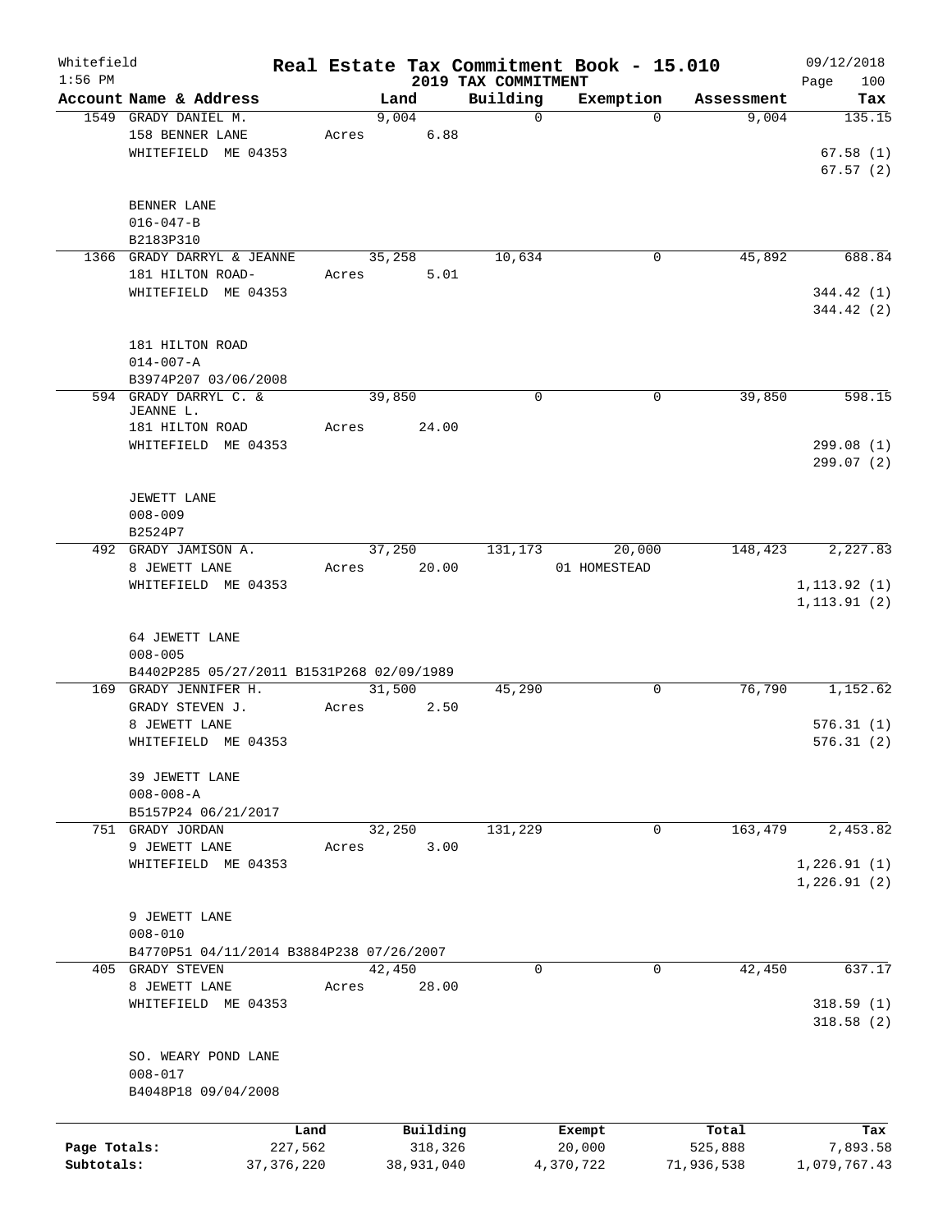Whitefield
1:56 PM

# Real Estate Tax Commitment Book - 15.010
## 2019 TAX COMMITMENT

09/12/2018

| Account Name & Address | Land | Building | Exemption | Assessment | Tax |
|---|---|---|---|---|---|
| 1549 GRADY DANIEL M. | 9,004 | 0 | 0 | 9,004 | 135.15 |
| 158 BENNER LANE | Acres 6.88 | | | | |
| WHITEFIELD ME 04353 | | | | | 67.58 (1) |
| | | | | | 67.57 (2) |
| BENNER LANE | | | | | |
| 016-047-B | | | | | |
| B2183P310 | | | | | |
| 1366 GRADY DARRYL & JEANNE | 35,258 | 10,634 | 0 | 45,892 | 688.84 |
| 181 HILTON ROAD- | Acres 5.01 | | | | |
| WHITEFIELD ME 04353 | | | | | 344.42 (1) |
| | | | | | 344.42 (2) |
| 181 HILTON ROAD | | | | | |
| 014-007-A | | | | | |
| B3974P207 03/06/2008 | | | | | |
| 594 GRADY DARRYL C. & JEANNE L. | 39,850 | 0 | 0 | 39,850 | 598.15 |
| 181 HILTON ROAD | Acres 24.00 | | | | |
| WHITEFIELD ME 04353 | | | | | 299.08 (1) |
| | | | | | 299.07 (2) |
| JEWETT LANE | | | | | |
| 008-009 | | | | | |
| B2524P7 | | | | | |
| 492 GRADY JAMISON A. | 37,250 | 131,173 | 20,000 | 148,423 | 2,227.83 |
| 8 JEWETT LANE | Acres 20.00 | | 01 HOMESTEAD | | |
| WHITEFIELD ME 04353 | | | | | 1,113.92 (1) |
| | | | | | 1,113.91 (2) |
| 64 JEWETT LANE | | | | | |
| 008-005 | | | | | |
| B4402P285 05/27/2011 B1531P268 02/09/1989 | | | | | |
| 169 GRADY JENNIFER H. | 31,500 | 45,290 | 0 | 76,790 | 1,152.62 |
| GRADY STEVEN J. | Acres 2.50 | | | | |
| 8 JEWETT LANE | | | | | 576.31 (1) |
| WHITEFIELD ME 04353 | | | | | 576.31 (2) |
| 39 JEWETT LANE | | | | | |
| 008-008-A | | | | | |
| B5157P24 06/21/2017 | | | | | |
| 751 GRADY JORDAN | 32,250 | 131,229 | 0 | 163,479 | 2,453.82 |
| 9 JEWETT LANE | Acres 3.00 | | | | |
| WHITEFIELD ME 04353 | | | | | 1,226.91 (1) |
| | | | | | 1,226.91 (2) |
| 9 JEWETT LANE | | | | | |
| 008-010 | | | | | |
| B4770P51 04/11/2014 B3884P238 07/26/2007 | | | | | |
| 405 GRADY STEVEN | 42,450 | 0 | 0 | 42,450 | 637.17 |
| 8 JEWETT LANE | Acres 28.00 | | | | |
| WHITEFIELD ME 04353 | | | | | 318.59 (1) |
| | | | | | 318.58 (2) |
| SO. WEARY POND LANE | | | | | |
| 008-017 | | | | | |
| B4048P18 09/04/2008 | | | | | |

| | Land | Building | Exempt | Total | Tax |
|---|---|---|---|---|---|
| Page Totals: | 227,562 | 318,326 | 20,000 | 525,888 | 7,893.58 |
| Subtotals: | 37,376,220 | 38,931,040 | 4,370,722 | 71,936,538 | 1,079,767.43 |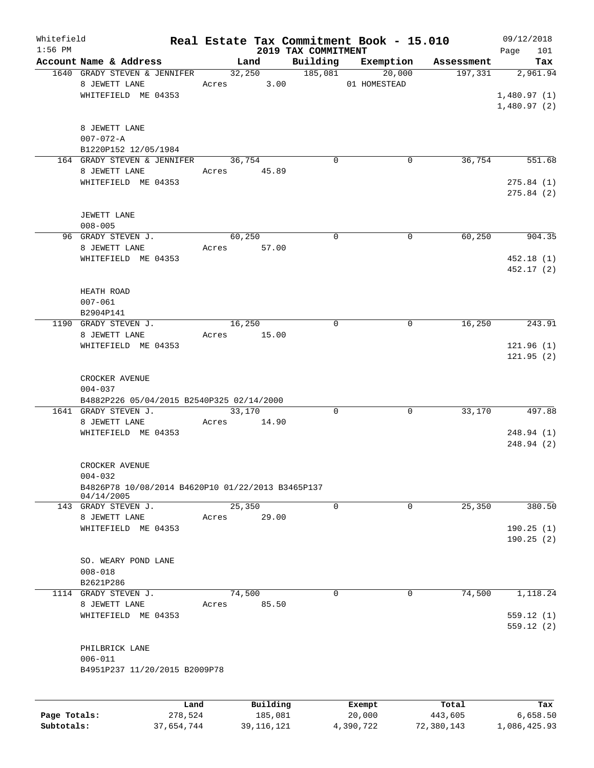# Real Estate Tax Commitment Book - 15.010

Whitefield
1:56 PM

## 2019 TAX COMMITMENT

09/12/2018
Page 101

| Account Name & Address | Land | Building | Exemption | Assessment | Tax |
|---|---|---|---|---|---|
| 1640 GRADY STEVEN & JENNIFER<br>8 JEWETT LANE<br>WHITEFIELD ME 04353<br><br>8 JEWETT LANE<br>007-072-A<br>B1220P152 12/05/1984 | 32,250<br>Acres 3.00 | 185,081 | 20,000<br>01 HOMESTEAD | 197,331 | 2,961.94<br><br>1,480.97 (1)<br>1,480.97 (2) |
| 164 GRADY STEVEN & JENNIFER<br>8 JEWETT LANE<br>WHITEFIELD ME 04353<br><br>JEWETT LANE<br>008-005 | 36,754<br>Acres 45.89 | 0 | 0 | 36,754 | 551.68<br><br>275.84 (1)<br>275.84 (2) |
| 96 GRADY STEVEN J.<br>8 JEWETT LANE<br>WHITEFIELD ME 04353<br><br>HEATH ROAD<br>007-061<br>B2904P141 | 60,250<br>Acres 57.00 | 0 | 0 | 60,250 | 904.35<br><br>452.18 (1)<br>452.17 (2) |
| 1190 GRADY STEVEN J.<br>8 JEWETT LANE<br>WHITEFIELD ME 04353<br><br>CROCKER AVENUE<br>004-037<br>B4882P226 05/04/2015 B2540P325 02/14/2000 | 16,250<br>Acres 15.00 | 0 | 0 | 16,250 | 243.91<br><br>121.96 (1)<br>121.95 (2) |
| 1641 GRADY STEVEN J.<br>8 JEWETT LANE<br>WHITEFIELD ME 04353<br><br>CROCKER AVENUE<br>004-032<br>B4826P78 10/08/2014 B4620P10 01/22/2013 B3465P137 04/14/2005 | 33,170<br>Acres 14.90 | 0 | 0 | 33,170 | 497.88<br><br>248.94 (1)<br>248.94 (2) |
| 143 GRADY STEVEN J.<br>8 JEWETT LANE<br>WHITEFIELD ME 04353<br><br>SO. WEARY POND LANE<br>008-018<br>B2621P286 | 25,350<br>Acres 29.00 | 0 | 0 | 25,350 | 380.50<br><br>190.25 (1)<br>190.25 (2) |
| 1114 GRADY STEVEN J.<br>8 JEWETT LANE<br>WHITEFIELD ME 04353<br><br>PHILBRICK LANE<br>006-011<br>B4951P237 11/20/2015 B2009P78 | 74,500<br>Acres 85.50 | 0 | 0 | 74,500 | 1,118.24<br><br>559.12 (1)<br>559.12 (2) |

| | Land | Building | Exempt | Total | Tax |
|---|---|---|---|---|---|
| Page Totals: | 278,524 | 185,081 | 20,000 | 443,605 | 6,658.50 |
| Subtotals: | 37,654,744 | 39,116,121 | 4,390,722 | 72,380,143 | 1,086,425.93 |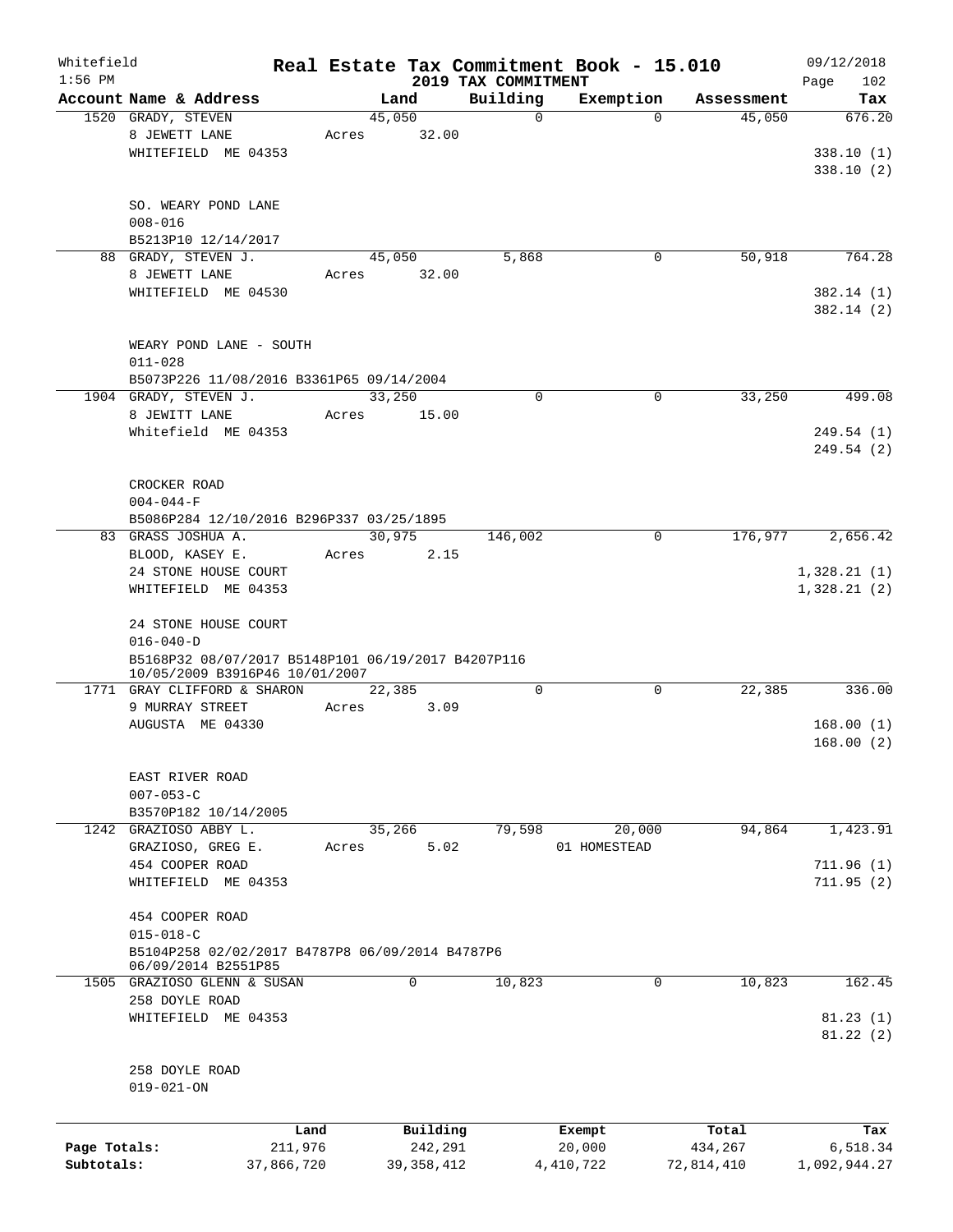Whitefield — Real Estate Tax Commitment Book - 15.010 — 09/12/2018
1:56 PM — 2019 TAX COMMITMENT — Page 102

| Account Name & Address | Land | Building | Exemption | Assessment | Tax |
|---|---|---|---|---|---|
| 1520 GRADY, STEVEN | 45,050 | 0 | 0 | 45,050 | 676.20 |
| 8 JEWETT LANE | Acres 32.00 | | | | |
| WHITEFIELD ME 04353 | | | | | 338.10 (1) |
| | | | | | 338.10 (2) |
| SO. WEARY POND LANE | | | | | |
| 008-016 | | | | | |
| B5213P10 12/14/2017 | | | | | |
| 88 GRADY, STEVEN J. | 45,050 | 5,868 | 0 | 50,918 | 764.28 |
| 8 JEWETT LANE | Acres 32.00 | | | | |
| WHITEFIELD ME 04530 | | | | | 382.14 (1) |
| | | | | | 382.14 (2) |
| WEARY POND LANE - SOUTH | | | | | |
| 011-028 | | | | | |
| B5073P226 11/08/2016 B3361P65 09/14/2004 | | | | | |
| 1904 GRADY, STEVEN J. | 33,250 | 0 | 0 | 33,250 | 499.08 |
| 8 JEWITT LANE | Acres 15.00 | | | | |
| Whitefield ME 04353 | | | | | 249.54 (1) |
| | | | | | 249.54 (2) |
| CROCKER ROAD | | | | | |
| 004-044-F | | | | | |
| B5086P284 12/10/2016 B296P337 03/25/1895 | | | | | |
| 83 GRASS JOSHUA A. | 30,975 | 146,002 | 0 | 176,977 | 2,656.42 |
| BLOOD, KASEY E. | Acres 2.15 | | | | |
| 24 STONE HOUSE COURT | | | | | 1,328.21 (1) |
| WHITEFIELD ME 04353 | | | | | 1,328.21 (2) |
| 24 STONE HOUSE COURT | | | | | |
| 016-040-D | | | | | |
| B5168P32 08/07/2017 B5148P101 06/19/2017 B4207P116 10/05/2009 B3916P46 10/01/2007 | | | | | |
| 1771 GRAY CLIFFORD & SHARON | 22,385 | 0 | 0 | 22,385 | 336.00 |
| 9 MURRAY STREET | Acres 3.09 | | | | |
| AUGUSTA ME 04330 | | | | | 168.00 (1) |
| | | | | | 168.00 (2) |
| EAST RIVER ROAD | | | | | |
| 007-053-C | | | | | |
| B3570P182 10/14/2005 | | | | | |
| 1242 GRAZIOSO ABBY L. | 35,266 | 79,598 | 20,000 | 94,864 | 1,423.91 |
| GRAZIOSO, GREG E. | Acres 5.02 | | 01 HOMESTEAD | | |
| 454 COOPER ROAD | | | | | 711.96 (1) |
| WHITEFIELD ME 04353 | | | | | 711.95 (2) |
| 454 COOPER ROAD | | | | | |
| 015-018-C | | | | | |
| B5104P258 02/02/2017 B4787P8 06/09/2014 B4787P6 06/09/2014 B2551P85 | | | | | |
| 1505 GRAZIOSO GLENN & SUSAN | 0 | 10,823 | 0 | 10,823 | 162.45 |
| 258 DOYLE ROAD | | | | | |
| WHITEFIELD ME 04353 | | | | | 81.23 (1) |
| | | | | | 81.22 (2) |
| 258 DOYLE ROAD | | | | | |
| 019-021-ON | | | | | |

| | Land | Building | Exempt | Total | Tax |
|---|---|---|---|---|---|
| Page Totals: | 211,976 | 242,291 | 20,000 | 434,267 | 6,518.34 |
| Subtotals: | 37,866,720 | 39,358,412 | 4,410,722 | 72,814,410 | 1,092,944.27 |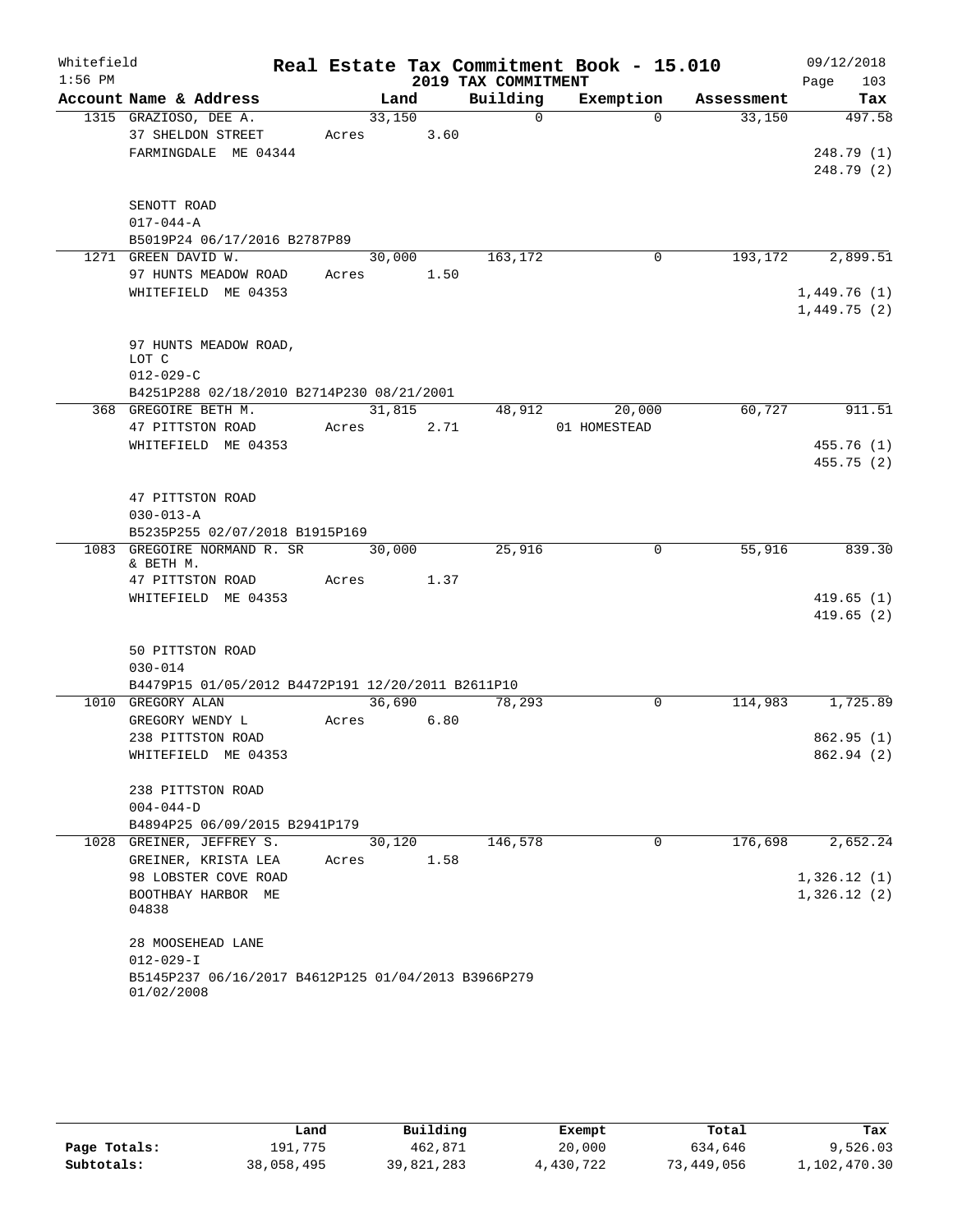Whitefield 1:56 PM

# Real Estate Tax Commitment Book - 15.010

## 2019 TAX COMMITMENT

09/12/2018 Page 103

| Account Name & Address | Land | Building | Exemption | Assessment | Tax |
|---|---|---|---|---|---|
| 1315 GRAZIOSO, DEE A. | 33,150 | 0 | 0 | 33,150 | 497.58 |
| 37 SHELDON STREET | Acres 3.60 | | | | |
| FARMINGDALE ME 04344 | | | | | 248.79 (1) |
| | | | | | 248.79 (2) |
| SENOTT ROAD | | | | | |
| 017-044-A | | | | | |
| B5019P24 06/17/2016 B2787P89 | | | | | |
| 1271 GREEN DAVID W. | 30,000 | 163,172 | 0 | 193,172 | 2,899.51 |
| 97 HUNTS MEADOW ROAD | Acres 1.50 | | | | |
| WHITEFIELD ME 04353 | | | | | 1,449.76 (1) |
| | | | | | 1,449.75 (2) |
| 97 HUNTS MEADOW ROAD, LOT C | | | | | |
| 012-029-C | | | | | |
| B4251P288 02/18/2010 B2714P230 08/21/2001 | | | | | |
| 368 GREGOIRE BETH M. | 31,815 | 48,912 | 20,000 | 60,727 | 911.51 |
| 47 PITTSTON ROAD | Acres 2.71 | | 01 HOMESTEAD | | |
| WHITEFIELD ME 04353 | | | | | 455.76 (1) |
| | | | | | 455.75 (2) |
| 47 PITTSTON ROAD | | | | | |
| 030-013-A | | | | | |
| B5235P255 02/07/2018 B1915P169 | | | | | |
| 1083 GREGOIRE NORMAND R. SR & BETH M. | 30,000 | 25,916 | 0 | 55,916 | 839.30 |
| 47 PITTSTON ROAD | Acres 1.37 | | | | |
| WHITEFIELD ME 04353 | | | | | 419.65 (1) |
| | | | | | 419.65 (2) |
| 50 PITTSTON ROAD | | | | | |
| 030-014 | | | | | |
| B4479P15 01/05/2012 B4472P191 12/20/2011 B2611P10 | | | | | |
| 1010 GREGORY ALAN | 36,690 | 78,293 | 0 | 114,983 | 1,725.89 |
| GREGORY WENDY L | Acres 6.80 | | | | |
| 238 PITTSTON ROAD | | | | | 862.95 (1) |
| WHITEFIELD ME 04353 | | | | | 862.94 (2) |
| 238 PITTSTON ROAD | | | | | |
| 004-044-D | | | | | |
| B4894P25 06/09/2015 B2941P179 | | | | | |
| 1028 GREINER, JEFFREY S. | 30,120 | 146,578 | 0 | 176,698 | 2,652.24 |
| GREINER, KRISTA LEA | Acres 1.58 | | | | |
| 98 LOBSTER COVE ROAD | | | | | 1,326.12 (1) |
| BOOTHBAY HARBOR ME 04838 | | | | | 1,326.12 (2) |
| 28 MOOSEHEAD LANE | | | | | |
| 012-029-I | | | | | |
| B5145P237 06/16/2017 B4612P125 01/04/2013 B3966P279 01/02/2008 | | | | | |

| | Land | Building | Exempt | Total | Tax |
|---|---|---|---|---|---|
| Page Totals: | 191,775 | 462,871 | 20,000 | 634,646 | 9,526.03 |
| Subtotals: | 38,058,495 | 39,821,283 | 4,430,722 | 73,449,056 | 1,102,470.30 |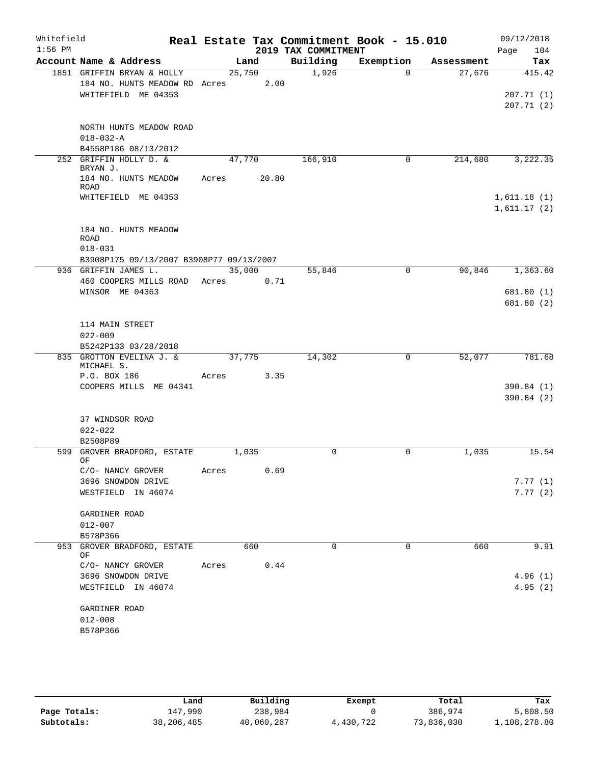Whitefield 1:56 PM

# Real Estate Tax Commitment Book - 15.010

## 2019 TAX COMMITMENT

09/12/2018 Page 104

| Account Name & Address | Land | Building | Exemption | Assessment | Tax |
|---|---|---|---|---|---|
| 1851 GRIFFIN BRYAN & HOLLY | 25,750 | 1,926 | 0 | 27,676 | 415.42 |
| 184 NO. HUNTS MEADOW RD | Acres 2.00 | | | | |
| WHITEFIELD ME 04353 | | | | | 207.71 (1) |
| | | | | | 207.71 (2) |
| NORTH HUNTS MEADOW ROAD | | | | | |
| 018-032-A | | | | | |
| B4558P186 08/13/2012 | | | | | |
| 252 GRIFFIN HOLLY D. & BRYAN J. | 47,770 | 166,910 | 0 | 214,680 | 3,222.35 |
| 184 NO. HUNTS MEADOW ROAD | Acres 20.80 | | | | |
| WHITEFIELD ME 04353 | | | | | 1,611.18 (1) |
| | | | | | 1,611.17 (2) |
| 184 NO. HUNTS MEADOW ROAD | | | | | |
| 018-031 | | | | | |
| B3908P175 09/13/2007 B3908P77 09/13/2007 | | | | | |
| 936 GRIFFIN JAMES L. | 35,000 | 55,846 | 0 | 90,846 | 1,363.60 |
| 460 COOPERS MILLS ROAD | Acres 0.71 | | | | |
| WINSOR ME 04363 | | | | | 681.80 (1) |
| | | | | | 681.80 (2) |
| 114 MAIN STREET | | | | | |
| 022-009 | | | | | |
| B5242P133 03/28/2018 | | | | | |
| 835 GROTTON EVELINA J. & MICHAEL S. | 37,775 | 14,302 | 0 | 52,077 | 781.68 |
| P.O. BOX 186 | Acres 3.35 | | | | |
| COOPERS MILLS ME 04341 | | | | | 390.84 (1) |
| | | | | | 390.84 (2) |
| 37 WINDSOR ROAD | | | | | |
| 022-022 | | | | | |
| B2508P89 | | | | | |
| 599 GROVER BRADFORD, ESTATE OF | 1,035 | 0 | 0 | 1,035 | 15.54 |
| C/O- NANCY GROVER | Acres 0.69 | | | | |
| 3696 SNOWDON DRIVE | | | | | 7.77 (1) |
| WESTFIELD IN 46074 | | | | | 7.77 (2) |
| GARDINER ROAD | | | | | |
| 012-007 | | | | | |
| B578P366 | | | | | |
| 953 GROVER BRADFORD, ESTATE OF | 660 | 0 | 0 | 660 | 9.91 |
| C/O- NANCY GROVER | Acres 0.44 | | | | |
| 3696 SNOWDON DRIVE | | | | | 4.96 (1) |
| WESTFIELD IN 46074 | | | | | 4.95 (2) |
| GARDINER ROAD | | | | | |
| 012-008 | | | | | |
| B578P366 | | | | | |

| | Land | Building | Exempt | Total | Tax |
|---|---|---|---|---|---|
| Page Totals: | 147,990 | 238,984 | 0 | 386,974 | 5,808.50 |
| Subtotals: | 38,206,485 | 40,060,267 | 4,430,722 | 73,836,030 | 1,108,278.80 |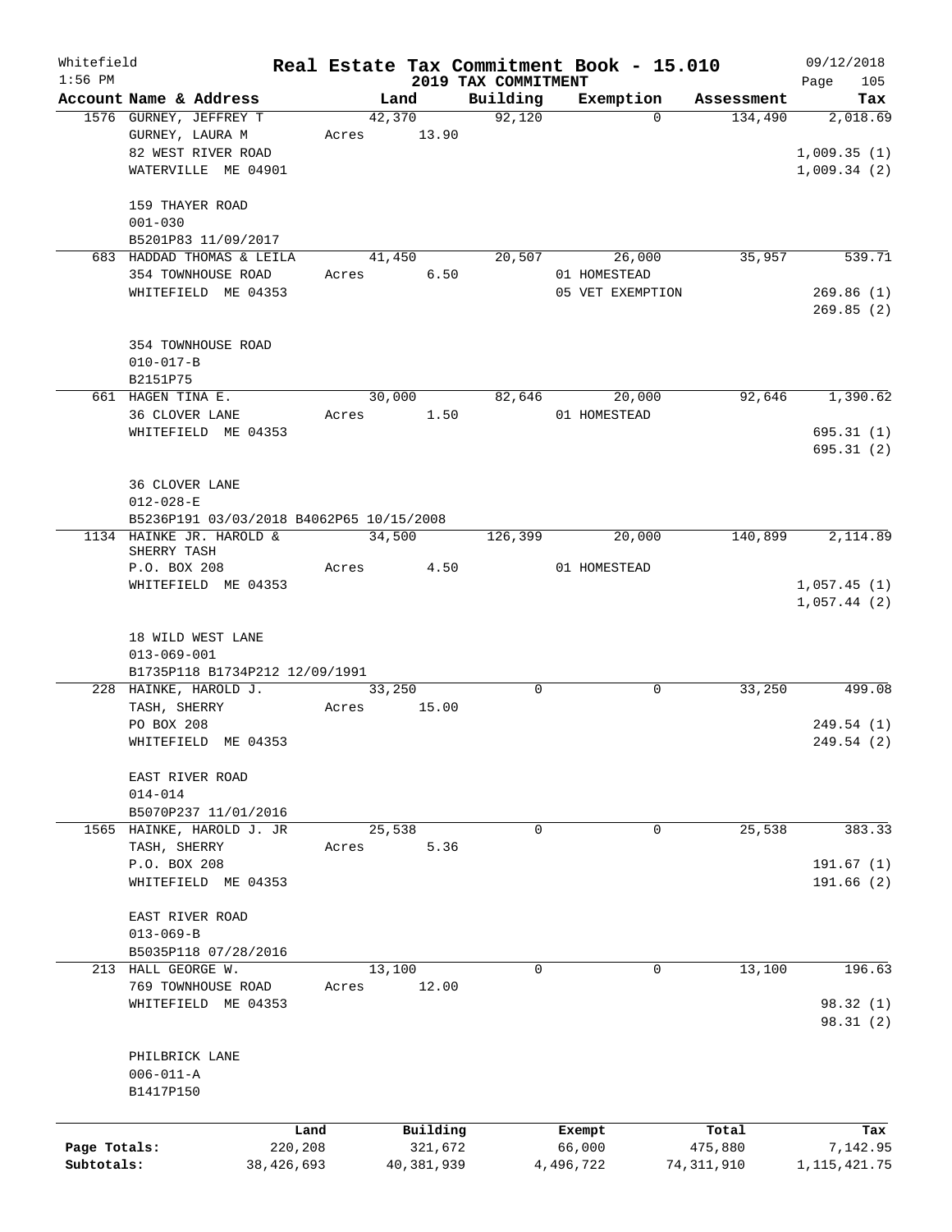Whitefield 1:56 PM

# Real Estate Tax Commitment Book - 15.010

## 2019 TAX COMMITMENT

09/12/2018 Page 105

| Account Name & Address | Land | Building | Exemption | Assessment | Tax |
|---|---|---|---|---|---|
| 1576 GURNEY, JEFFREY T<br>GURNEY, LAURA M<br>82 WEST RIVER ROAD<br>WATERVILLE ME 04901<br><br>159 THAYER ROAD<br>001-030<br>B5201P83 11/09/2017 | 42,370<br>Acres 13.90 | 92,120 | 0 | 134,490 | 2,018.69<br><br>1,009.35 (1)<br>1,009.34 (2) |
| 683 HADDAD THOMAS & LEILA<br>354 TOWNHOUSE ROAD<br>WHITEFIELD ME 04353<br><br>354 TOWNHOUSE ROAD<br>010-017-B<br>B2151P75 | 41,450<br>Acres 6.50 | 20,507 | 26,000<br>01 HOMESTEAD<br>05 VET EXEMPTION | 35,957 | 539.71<br><br>269.86 (1)<br>269.85 (2) |
| 661 HAGEN TINA E.<br>36 CLOVER LANE<br>WHITEFIELD ME 04353<br><br>36 CLOVER LANE<br>012-028-E<br>B5236P191 03/03/2018 B4062P65 10/15/2008 | 30,000<br>Acres 1.50 | 82,646 | 20,000<br>01 HOMESTEAD | 92,646 | 1,390.62<br><br>695.31 (1)<br>695.31 (2) |
| 1134 HAINKE JR. HAROLD &<br>SHERRY TASH<br>P.O. BOX 208<br>WHITEFIELD ME 04353<br><br>18 WILD WEST LANE<br>013-069-001<br>B1735P118 B1734P212 12/09/1991 | 34,500<br>Acres 4.50 | 126,399 | 20,000<br>01 HOMESTEAD | 140,899 | 2,114.89<br><br>1,057.45 (1)<br>1,057.44 (2) |
| 228 HAINKE, HAROLD J.<br>TASH, SHERRY<br>PO BOX 208<br>WHITEFIELD ME 04353<br><br>EAST RIVER ROAD<br>014-014<br>B5070P237 11/01/2016 | 33,250<br>Acres 15.00 | 0 | 0 | 33,250 | 499.08<br><br>249.54 (1)<br>249.54 (2) |
| 1565 HAINKE, HAROLD J. JR<br>TASH, SHERRY<br>P.O. BOX 208<br>WHITEFIELD ME 04353<br><br>EAST RIVER ROAD<br>013-069-B<br>B5035P118 07/28/2016 | 25,538<br>Acres 5.36 | 0 | 0 | 25,538 | 383.33<br><br>191.67 (1)<br>191.66 (2) |
| 213 HALL GEORGE W.<br>769 TOWNHOUSE ROAD<br>WHITEFIELD ME 04353<br><br>PHILBRICK LANE<br>006-011-A<br>B1417P150 | 13,100<br>Acres 12.00 | 0 | 0 | 13,100 | 196.63<br><br>98.32 (1)<br>98.31 (2) |

| | Land | Building | Exempt | Total | Tax |
|---|---|---|---|---|---|
| Page Totals: | 220,208 | 321,672 | 66,000 | 475,880 | 7,142.95 |
| Subtotals: | 38,426,693 | 40,381,939 | 4,496,722 | 74,311,910 | 1,115,421.75 |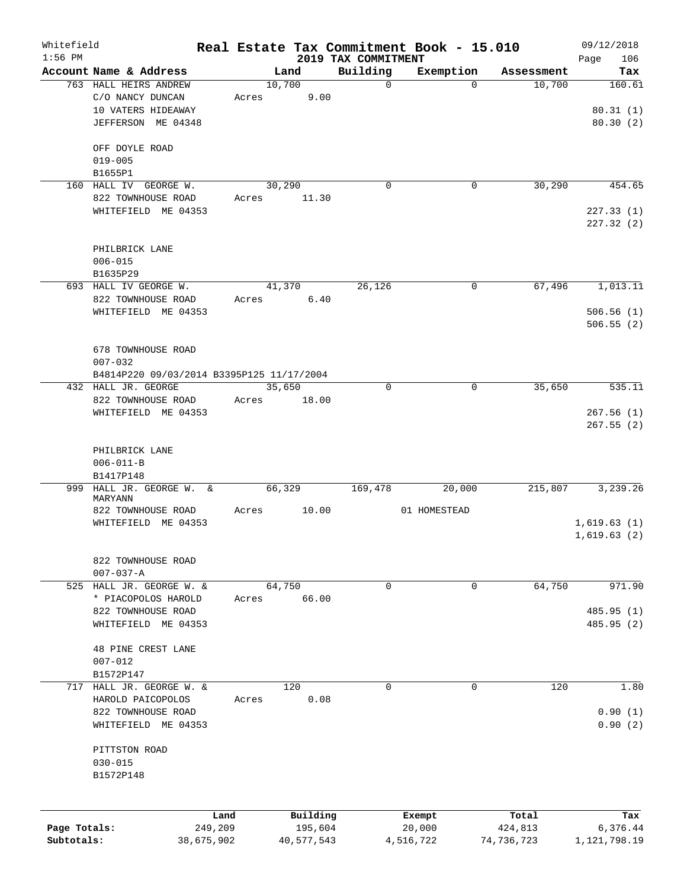Whitefield 1:56 PM

# Real Estate Tax Commitment Book - 15.010

## 2019 TAX COMMITMENT

09/12/2018 Page 106

| Account Name & Address | Land | Building | Exemption | Assessment | Tax |
|---|---|---|---|---|---|
| 763 HALL HEIRS ANDREW<br>C/O NANCY DUNCAN<br>10 VATERS HIDEAWAY<br>JEFFERSON ME 04348<br><br>OFF DOYLE ROAD<br>019-005<br>B1655P1 | 10,700<br>Acres 9.00 | 0 | 0 | 10,700 | 160.61<br><br>80.31 (1)<br>80.30 (2) |
| 160 HALL IV GEORGE W.<br>822 TOWNHOUSE ROAD<br>WHITEFIELD ME 04353<br><br>PHILBRICK LANE<br>006-015<br>B1635P29 | 30,290<br>Acres 11.30 | 0 | 0 | 30,290 | 454.65<br><br>227.33 (1)<br>227.32 (2) |
| 693 HALL IV GEORGE W.<br>822 TOWNHOUSE ROAD<br>WHITEFIELD ME 04353<br><br>678 TOWNHOUSE ROAD<br>007-032<br>B4814P220 09/03/2014 B3395P125 11/17/2004 | 41,370<br>Acres 6.40 | 26,126 | 0 | 67,496 | 1,013.11<br><br>506.56 (1)<br>506.55 (2) |
| 432 HALL JR. GEORGE<br>822 TOWNHOUSE ROAD<br>WHITEFIELD ME 04353<br><br>PHILBRICK LANE<br>006-011-B<br>B1417P148 | 35,650<br>Acres 18.00 | 0 | 0 | 35,650 | 535.11<br><br>267.56 (1)<br>267.55 (2) |
| 999 HALL JR. GEORGE W. & MARYANN<br>822 TOWNHOUSE ROAD<br>WHITEFIELD ME 04353<br><br>822 TOWNHOUSE ROAD<br>007-037-A | 66,329<br>Acres 10.00 | 169,478 | 20,000<br>01 HOMESTEAD | 215,807 | 3,239.26<br><br>1,619.63 (1)<br>1,619.63 (2) |
| 525 HALL JR. GEORGE W. &<br>* PIACOPOLOS HAROLD<br>822 TOWNHOUSE ROAD<br>WHITEFIELD ME 04353<br><br>48 PINE CREST LANE<br>007-012<br>B1572P147 | 64,750<br>Acres 66.00 | 0 | 0 | 64,750 | 971.90<br><br>485.95 (1)<br>485.95 (2) |
| 717 HALL JR. GEORGE W. &<br>HAROLD PAICOPOLOS<br>822 TOWNHOUSE ROAD<br>WHITEFIELD ME 04353<br><br>PITTSTON ROAD<br>030-015<br>B1572P148 | 120<br>Acres 0.08 | 0 | 0 | 120 | 1.80<br><br>0.90 (1)<br>0.90 (2) |

| | Land | Building | Exempt | Total | Tax |
|---|---|---|---|---|---|
| Page Totals: | 249,209 | 195,604 | 20,000 | 424,813 | 6,376.44 |
| Subtotals: | 38,675,902 | 40,577,543 | 4,516,722 | 74,736,723 | 1,121,798.19 |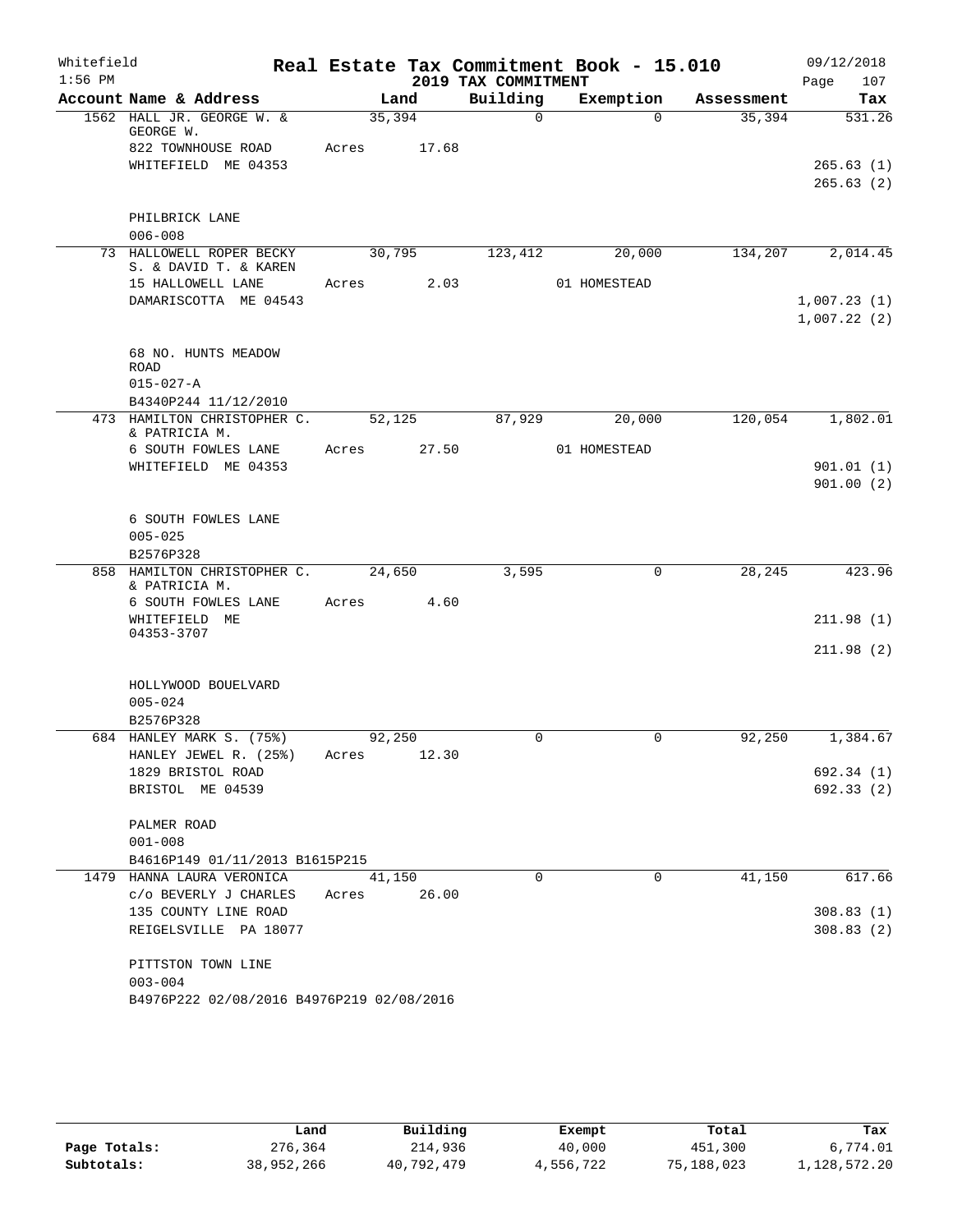Whitefield 1:56 PM

# Real Estate Tax Commitment Book - 15.010

## 2019 TAX COMMITMENT

09/12/2018

| Account Name & Address | Land | Building | Exemption | Assessment | Tax |
|---|---|---|---|---|---|
| 1562 HALL JR. GEORGE W. & GEORGE W. | 35,394 | 0 | 0 | 35,394 | 531.26 |
| 822 TOWNHOUSE ROAD | Acres 17.68 | | | | |
| WHITEFIELD ME 04353 | | | | | 265.63 (1) |
| | | | | | 265.63 (2) |
| PHILBRICK LANE | | | | | |
| 006-008 | | | | | |
| 73 HALLOWELL ROPER BECKY S. & DAVID T. & KAREN | 30,795 | 123,412 | 20,000 | 134,207 | 2,014.45 |
| 15 HALLOWELL LANE | Acres 2.03 | | 01 HOMESTEAD | | |
| DAMARISCOTTA ME 04543 | | | | | 1,007.23 (1) |
| | | | | | 1,007.22 (2) |
| 68 NO. HUNTS MEADOW ROAD | | | | | |
| 015-027-A | | | | | |
| B4340P244 11/12/2010 | | | | | |
| 473 HAMILTON CHRISTOPHER C. & PATRICIA M. | 52,125 | 87,929 | 20,000 | 120,054 | 1,802.01 |
| 6 SOUTH FOWLES LANE | Acres 27.50 | | 01 HOMESTEAD | | |
| WHITEFIELD ME 04353 | | | | | 901.01 (1) |
| | | | | | 901.00 (2) |
| 6 SOUTH FOWLES LANE | | | | | |
| 005-025 | | | | | |
| B2576P328 | | | | | |
| 858 HAMILTON CHRISTOPHER C. & PATRICIA M. | 24,650 | 3,595 | 0 | 28,245 | 423.96 |
| 6 SOUTH FOWLES LANE | Acres 4.60 | | | | |
| WHITEFIELD ME 04353-3707 | | | | | 211.98 (1) |
| | | | | | 211.98 (2) |
| HOLLYWOOD BOUELVARD | | | | | |
| 005-024 | | | | | |
| B2576P328 | | | | | |
| 684 HANLEY MARK S. (75%) | 92,250 | 0 | 0 | 92,250 | 1,384.67 |
| HANLEY JEWEL R. (25%) | Acres 12.30 | | | | |
| 1829 BRISTOL ROAD | | | | | 692.34 (1) |
| BRISTOL ME 04539 | | | | | 692.33 (2) |
| PALMER ROAD | | | | | |
| 001-008 | | | | | |
| B4616P149 01/11/2013 B1615P215 | | | | | |
| 1479 HANNA LAURA VERONICA | 41,150 | 0 | 0 | 41,150 | 617.66 |
| c/o BEVERLY J CHARLES | Acres 26.00 | | | | |
| 135 COUNTY LINE ROAD | | | | | 308.83 (1) |
| REIGELSVILLE PA 18077 | | | | | 308.83 (2) |
| PITTSTON TOWN LINE | | | | | |
| 003-004 | | | | | |
| B4976P222 02/08/2016 B4976P219 02/08/2016 | | | | | |

| | Land | Building | Exempt | Total | Tax |
|---|---|---|---|---|---|
| Page Totals: | 276,364 | 214,936 | 40,000 | 451,300 | 6,774.01 |
| Subtotals: | 38,952,266 | 40,792,479 | 4,556,722 | 75,188,023 | 1,128,572.20 |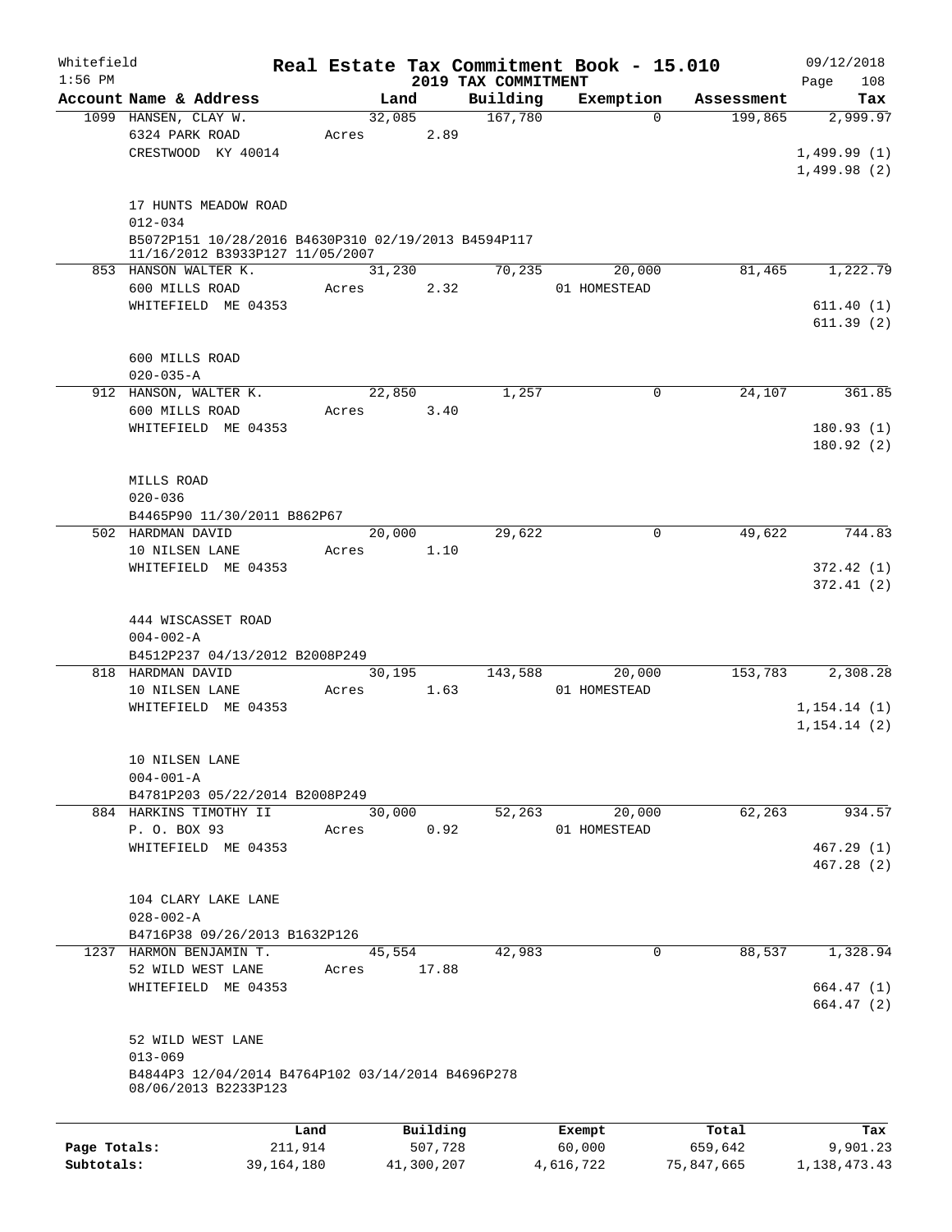Whitefield
1:56 PM

# Real Estate Tax Commitment Book - 15.010

## 2019 TAX COMMITMENT

09/12/2018
Page 108

| Account Name & Address | Land | Building | Exemption | Assessment | Tax |
|---|---|---|---|---|---|
| 1099 HANSEN, CLAY W. | 32,085 | 167,780 | 0 | 199,865 | 2,999.97 |
| 6324 PARK ROAD | Acres 2.89 | | | | |
| CRESTWOOD KY 40014 | | | | | 1,499.99 (1) |
| | | | | | 1,499.98 (2) |
| 17 HUNTS MEADOW ROAD | | | | | |
| 012-034 | | | | | |
| B5072P151 10/28/2016 B4630P310 02/19/2013 B4594P117 11/16/2012 B3933P127 11/05/2007 | | | | | |
| 853 HANSON WALTER K. | 31,230 | 70,235 | 20,000 | 81,465 | 1,222.79 |
| 600 MILLS ROAD | Acres 2.32 | | 01 HOMESTEAD | | |
| WHITEFIELD ME 04353 | | | | | 611.40 (1) |
| | | | | | 611.39 (2) |
| 600 MILLS ROAD | | | | | |
| 020-035-A | | | | | |
| 912 HANSON, WALTER K. | 22,850 | 1,257 | 0 | 24,107 | 361.85 |
| 600 MILLS ROAD | Acres 3.40 | | | | |
| WHITEFIELD ME 04353 | | | | | 180.93 (1) |
| | | | | | 180.92 (2) |
| MILLS ROAD | | | | | |
| 020-036 | | | | | |
| B4465P90 11/30/2011 B862P67 | | | | | |
| 502 HARDMAN DAVID | 20,000 | 29,622 | 0 | 49,622 | 744.83 |
| 10 NILSEN LANE | Acres 1.10 | | | | |
| WHITEFIELD ME 04353 | | | | | 372.42 (1) |
| | | | | | 372.41 (2) |
| 444 WISCASSET ROAD | | | | | |
| 004-002-A | | | | | |
| B4512P237 04/13/2012 B2008P249 | | | | | |
| 818 HARDMAN DAVID | 30,195 | 143,588 | 20,000 | 153,783 | 2,308.28 |
| 10 NILSEN LANE | Acres 1.63 | | 01 HOMESTEAD | | |
| WHITEFIELD ME 04353 | | | | | 1,154.14 (1) |
| | | | | | 1,154.14 (2) |
| 10 NILSEN LANE | | | | | |
| 004-001-A | | | | | |
| B4781P203 05/22/2014 B2008P249 | | | | | |
| 884 HARKINS TIMOTHY II | 30,000 | 52,263 | 20,000 | 62,263 | 934.57 |
| P. O. BOX 93 | Acres 0.92 | | 01 HOMESTEAD | | |
| WHITEFIELD ME 04353 | | | | | 467.29 (1) |
| | | | | | 467.28 (2) |
| 104 CLARY LAKE LANE | | | | | |
| 028-002-A | | | | | |
| B4716P38 09/26/2013 B1632P126 | | | | | |
| 1237 HARMON BENJAMIN T. | 45,554 | 42,983 | 0 | 88,537 | 1,328.94 |
| 52 WILD WEST LANE | Acres 17.88 | | | | |
| WHITEFIELD ME 04353 | | | | | 664.47 (1) |
| | | | | | 664.47 (2) |
| 52 WILD WEST LANE | | | | | |
| 013-069 | | | | | |
| B4844P3 12/04/2014 B4764P102 03/14/2014 B4696P278 08/06/2013 B2233P123 | | | | | |

| | Land | Building | Exempt | Total | Tax |
|---|---|---|---|---|---|
| Page Totals: | 211,914 | 507,728 | 60,000 | 659,642 | 9,901.23 |
| Subtotals: | 39,164,180 | 41,300,207 | 4,616,722 | 75,847,665 | 1,138,473.43 |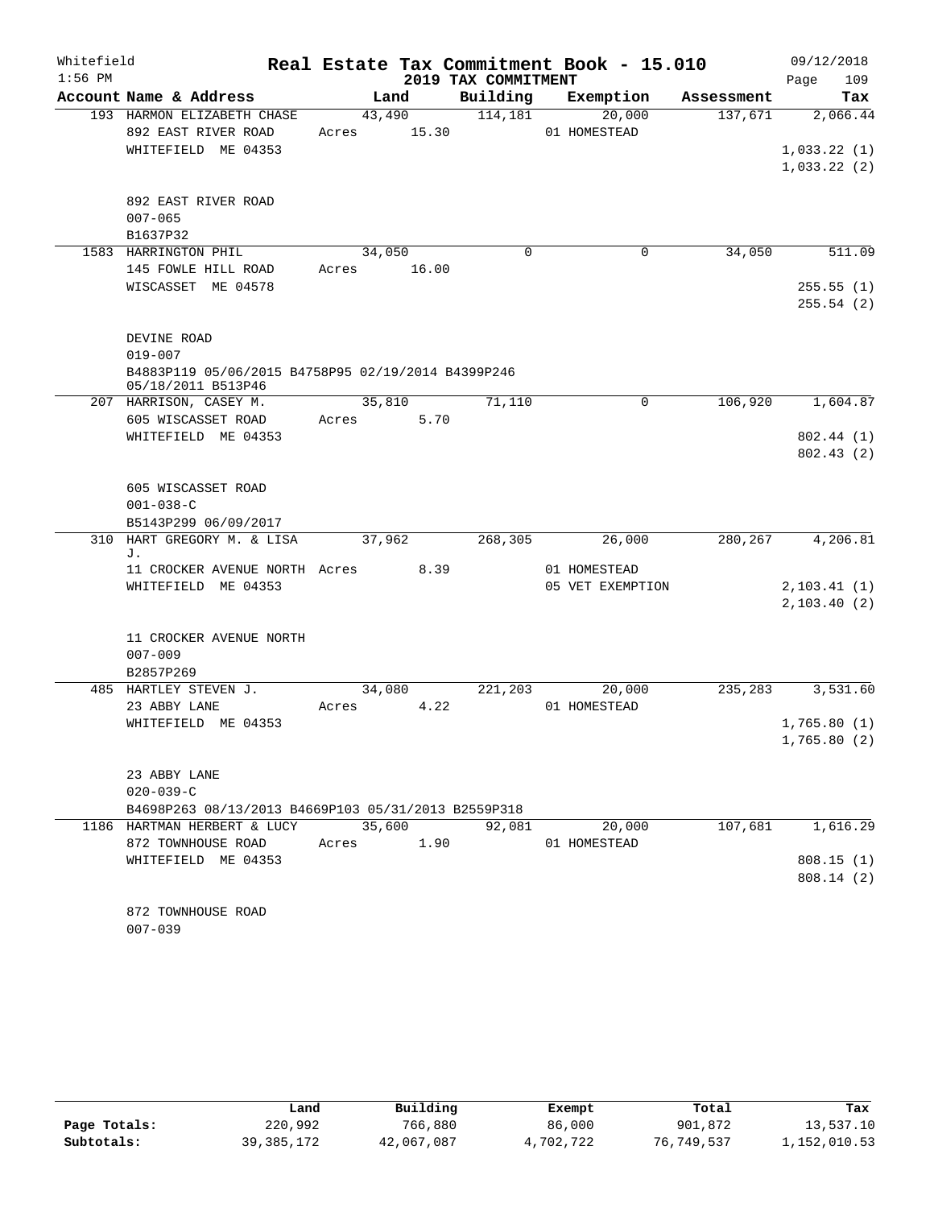Whitefield 1:56 PM

# Real Estate Tax Commitment Book - 15.010

## 2019 TAX COMMITMENT

09/12/2018 Page 109

| Account Name & Address | Land | Building | Exemption | Assessment | Tax |
|---|---|---|---|---|---|
| 193 HARMON ELIZABETH CHASE | 43,490 | 114,181 | 20,000 | 137,671 | 2,066.44 |
| 892 EAST RIVER ROAD | Acres 15.30 | | 01 HOMESTEAD | | |
| WHITEFIELD ME 04353 | | | | | 1,033.22 (1) |
| | | | | | 1,033.22 (2) |
| 892 EAST RIVER ROAD | | | | | |
| 007-065 | | | | | |
| B1637P32 | | | | | |
| 1583 HARRINGTON PHIL | 34,050 | 0 | 0 | 34,050 | 511.09 |
| 145 FOWLE HILL ROAD | Acres 16.00 | | | | |
| WISCASSET ME 04578 | | | | | 255.55 (1) |
| | | | | | 255.54 (2) |
| DEVINE ROAD | | | | | |
| 019-007 | | | | | |
| B4883P119 05/06/2015 B4758P95 02/19/2014 B4399P246 05/18/2011 B513P46 | | | | | |
| 207 HARRISON, CASEY M. | 35,810 | 71,110 | 0 | 106,920 | 1,604.87 |
| 605 WISCASSET ROAD | Acres 5.70 | | | | |
| WHITEFIELD ME 04353 | | | | | 802.44 (1) |
| | | | | | 802.43 (2) |
| 605 WISCASSET ROAD | | | | | |
| 001-038-C | | | | | |
| B5143P299 06/09/2017 | | | | | |
| 310 HART GREGORY M. & LISA J. | 37,962 | 268,305 | 26,000 | 280,267 | 4,206.81 |
| 11 CROCKER AVENUE NORTH | Acres 8.39 | | 01 HOMESTEAD | | |
| WHITEFIELD ME 04353 | | | 05 VET EXEMPTION | | 2,103.41 (1) |
| | | | | | 2,103.40 (2) |
| 11 CROCKER AVENUE NORTH | | | | | |
| 007-009 | | | | | |
| B2857P269 | | | | | |
| 485 HARTLEY STEVEN J. | 34,080 | 221,203 | 20,000 | 235,283 | 3,531.60 |
| 23 ABBY LANE | Acres 4.22 | | 01 HOMESTEAD | | |
| WHITEFIELD ME 04353 | | | | | 1,765.80 (1) |
| | | | | | 1,765.80 (2) |
| 23 ABBY LANE | | | | | |
| 020-039-C | | | | | |
| B4698P263 08/13/2013 B4669P103 05/31/2013 B2559P318 | | | | | |
| 1186 HARTMAN HERBERT & LUCY | 35,600 | 92,081 | 20,000 | 107,681 | 1,616.29 |
| 872 TOWNHOUSE ROAD | Acres 1.90 | | 01 HOMESTEAD | | |
| WHITEFIELD ME 04353 | | | | | 808.15 (1) |
| | | | | | 808.14 (2) |
| 872 TOWNHOUSE ROAD | | | | | |
| 007-039 | | | | | |

| | Land | Building | Exempt | Total | Tax |
|---|---|---|---|---|---|
| Page Totals: | 220,992 | 766,880 | 86,000 | 901,872 | 13,537.10 |
| Subtotals: | 39,385,172 | 42,067,087 | 4,702,722 | 76,749,537 | 1,152,010.53 |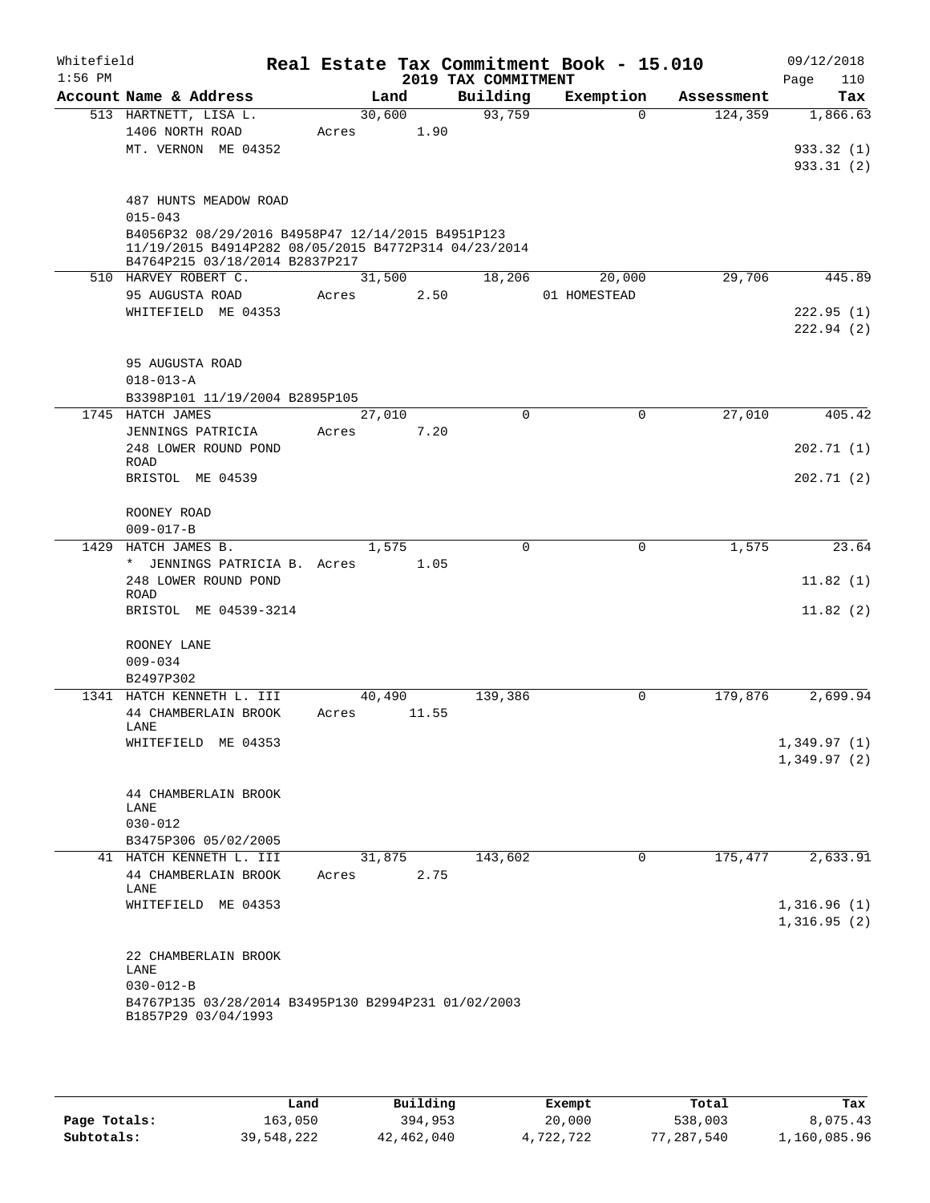Whitefield 1:56 PM

# Real Estate Tax Commitment Book - 15.010

## 2019 TAX COMMITMENT

09/12/2018 Page 110

| Account Name & Address | Land | Building | Exemption | Assessment | Tax |
|---|---|---|---|---|---|
| 513 HARTNETT, LISA L. | 30,600 | 93,759 | 0 | 124,359 | 1,866.63 |
| 1406 NORTH ROAD | Acres 1.90 | | | | |
| MT. VERNON ME 04352 | | | | | 933.32 (1) |
| | | | | | 933.31 (2) |
| 487 HUNTS MEADOW ROAD | | | | | |
| 015-043 | | | | | |
| B4056P32 08/29/2016 B4958P47 12/14/2015 B4951P123 11/19/2015 B4914P282 08/05/2015 B4772P314 04/23/2014 B4764P215 03/18/2014 B2837P217 | | | | | |
| 510 HARVEY ROBERT C. | 31,500 | 18,206 | 20,000 | 29,706 | 445.89 |
| 95 AUGUSTA ROAD | Acres 2.50 | | 01 HOMESTEAD | | |
| WHITEFIELD ME 04353 | | | | | 222.95 (1) |
| | | | | | 222.94 (2) |
| 95 AUGUSTA ROAD | | | | | |
| 018-013-A | | | | | |
| B3398P101 11/19/2004 B2895P105 | | | | | |
| 1745 HATCH JAMES | 27,010 | 0 | 0 | 27,010 | 405.42 |
| JENNINGS PATRICIA | Acres 7.20 | | | | |
| 248 LOWER ROUND POND ROAD | | | | | 202.71 (1) |
| BRISTOL ME 04539 | | | | | 202.71 (2) |
| ROONEY ROAD | | | | | |
| 009-017-B | | | | | |
| 1429 HATCH JAMES B. | 1,575 | 0 | 0 | 1,575 | 23.64 |
| * JENNINGS PATRICIA B. | Acres 1.05 | | | | |
| 248 LOWER ROUND POND ROAD | | | | | 11.82 (1) |
| BRISTOL ME 04539-3214 | | | | | 11.82 (2) |
| ROONEY LANE | | | | | |
| 009-034 | | | | | |
| B2497P302 | | | | | |
| 1341 HATCH KENNETH L. III | 40,490 | 139,386 | 0 | 179,876 | 2,699.94 |
| 44 CHAMBERLAIN BROOK LANE | Acres 11.55 | | | | |
| WHITEFIELD ME 04353 | | | | | 1,349.97 (1) |
| | | | | | 1,349.97 (2) |
| 44 CHAMBERLAIN BROOK LANE | | | | | |
| 030-012 | | | | | |
| B3475P306 05/02/2005 | | | | | |
| 41 HATCH KENNETH L. III | 31,875 | 143,602 | 0 | 175,477 | 2,633.91 |
| 44 CHAMBERLAIN BROOK LANE | Acres 2.75 | | | | |
| WHITEFIELD ME 04353 | | | | | 1,316.96 (1) |
| | | | | | 1,316.95 (2) |
| 22 CHAMBERLAIN BROOK LANE | | | | | |
| 030-012-B | | | | | |
| B4767P135 03/28/2014 B3495P130 B2994P231 01/02/2003 B1857P29 03/04/1993 | | | | | |

| | Land | Building | Exempt | Total | Tax |
|---|---|---|---|---|---|
| Page Totals: | 163,050 | 394,953 | 20,000 | 538,003 | 8,075.43 |
| Subtotals: | 39,548,222 | 42,462,040 | 4,722,722 | 77,287,540 | 1,160,085.96 |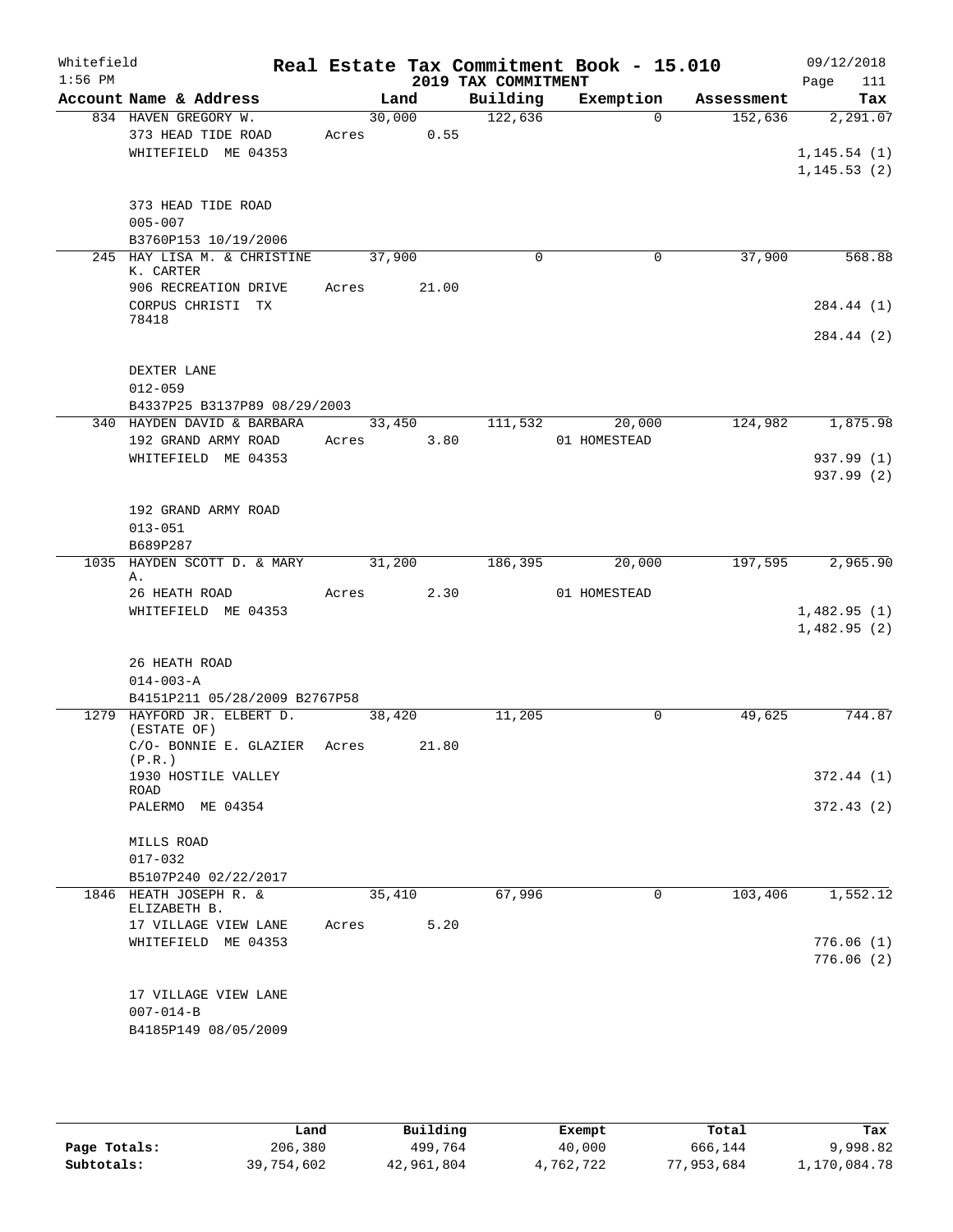Whitefield 1:56 PM

# Real Estate Tax Commitment Book - 15.010

## 2019 TAX COMMITMENT

09/12/2018

| Account Name & Address | Land | Building | Exemption | Assessment | Tax |
|---|---|---|---|---|---|
| 834 HAVEN GREGORY W.<br>373 HEAD TIDE ROAD<br>WHITEFIELD ME 04353<br><br>373 HEAD TIDE ROAD<br>005-007<br>B3760P153 10/19/2006 | 30,000<br>Acres 0.55 | 122,636 | 0 | 152,636 | 2,291.07<br>1,145.54 (1)<br>1,145.53 (2) |
| 245 HAY LISA M. & CHRISTINE K. CARTER<br>906 RECREATION DRIVE<br>CORPUS CHRISTI TX 78418<br><br>DEXTER LANE<br>012-059<br>B4337P25 B3137P89 08/29/2003 | 37,900<br>Acres 21.00 | 0 | 0 | 37,900 | 568.88<br>284.44 (1)<br>284.44 (2) |
| 340 HAYDEN DAVID & BARBARA<br>192 GRAND ARMY ROAD<br>WHITEFIELD ME 04353<br><br>192 GRAND ARMY ROAD<br>013-051<br>B689P287 | 33,450<br>Acres 3.80 | 111,532 | 20,000<br>01 HOMESTEAD | 124,982 | 1,875.98<br>937.99 (1)<br>937.99 (2) |
| 1035 HAYDEN SCOTT D. & MARY A.<br>26 HEATH ROAD<br>WHITEFIELD ME 04353<br><br>26 HEATH ROAD<br>014-003-A<br>B4151P211 05/28/2009 B2767P58 | 31,200<br>Acres 2.30 | 186,395 | 20,000<br>01 HOMESTEAD | 197,595 | 2,965.90<br>1,482.95 (1)<br>1,482.95 (2) |
| 1279 HAYFORD JR. ELBERT D. (ESTATE OF)<br>C/O- BONNIE E. GLAZIER (P.R.)<br>1930 HOSTILE VALLEY ROAD<br>PALERMO ME 04354<br><br>MILLS ROAD<br>017-032<br>B5107P240 02/22/2017 | 38,420<br>Acres 21.80 | 11,205 | 0 | 49,625 | 744.87<br>372.44 (1)<br>372.43 (2) |
| 1846 HEATH JOSEPH R. & ELIZABETH B.<br>17 VILLAGE VIEW LANE<br>WHITEFIELD ME 04353<br><br>17 VILLAGE VIEW LANE<br>007-014-B<br>B4185P149 08/05/2009 | 35,410<br>Acres 5.20 | 67,996 | 0 | 103,406 | 1,552.12<br>776.06 (1)<br>776.06 (2) |

| | Land | Building | Exempt | Total | Tax |
|---|---|---|---|---|---|
| Page Totals: | 206,380 | 499,764 | 40,000 | 666,144 | 9,998.82 |
| Subtotals: | 39,754,602 | 42,961,804 | 4,762,722 | 77,953,684 | 1,170,084.78 |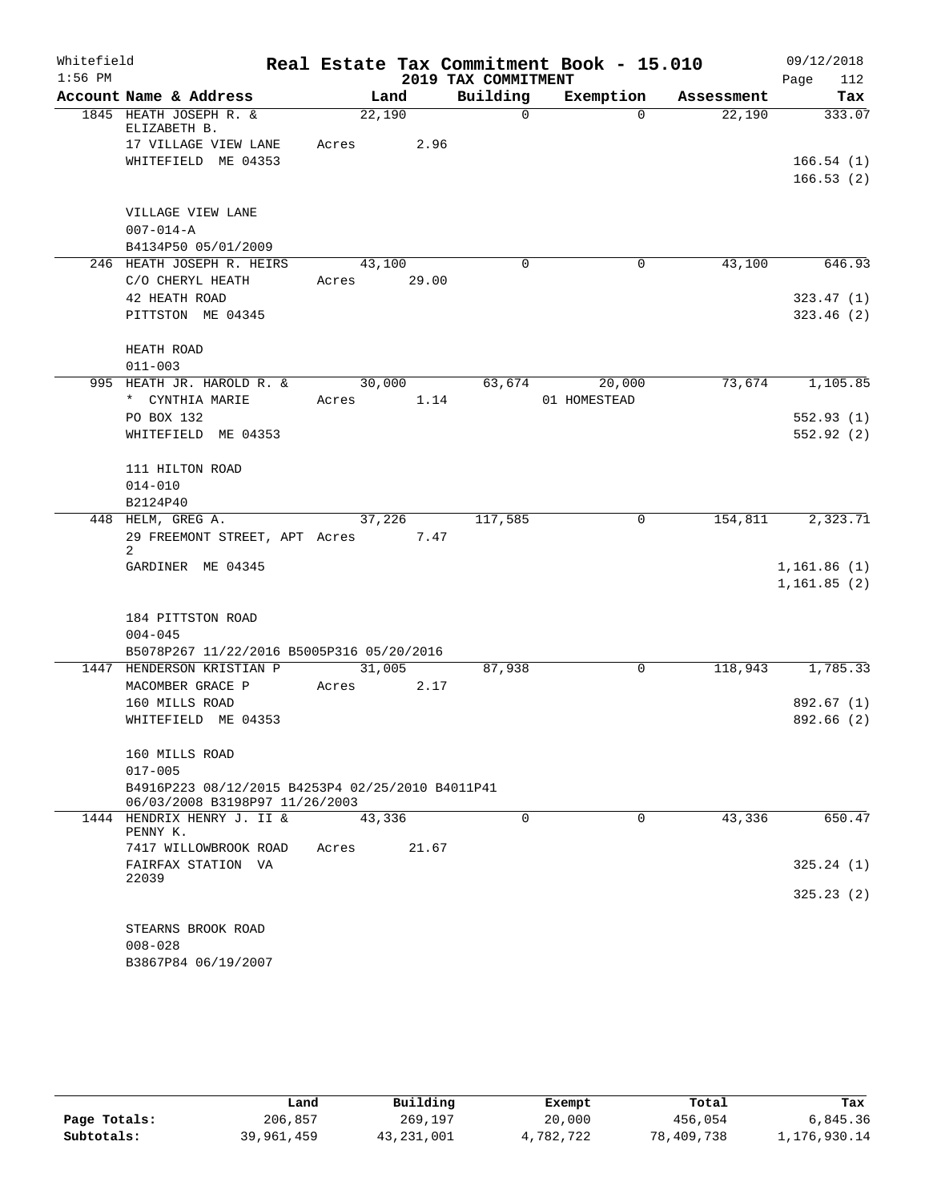Whitefield 1:56 PM

# Real Estate Tax Commitment Book - 15.010

## 2019 TAX COMMITMENT

09/12/2018 Page 112

| Account Name & Address | Land | Building | Exemption | Assessment | Tax |
|---|---|---|---|---|---|
| 1845 HEATH JOSEPH R. & ELIZABETH B. | 22,190 | 0 | 0 | 22,190 | 333.07 |
| 17 VILLAGE VIEW LANE | Acres 2.96 | | | | |
| WHITEFIELD ME 04353 | | | | | 166.54 (1) |
| | | | | | 166.53 (2) |
| VILLAGE VIEW LANE | | | | | |
| 007-014-A | | | | | |
| B4134P50 05/01/2009 | | | | | |
| 246 HEATH JOSEPH R. HEIRS | 43,100 | 0 | 0 | 43,100 | 646.93 |
| C/O CHERYL HEATH | Acres 29.00 | | | | |
| 42 HEATH ROAD | | | | | 323.47 (1) |
| PITTSTON ME 04345 | | | | | 323.46 (2) |
| HEATH ROAD | | | | | |
| 011-003 | | | | | |
| 995 HEATH JR. HAROLD R. & | 30,000 | 63,674 | 20,000 | 73,674 | 1,105.85 |
| * CYNTHIA MARIE | Acres 1.14 | | 01 HOMESTEAD | | |
| PO BOX 132 | | | | | 552.93 (1) |
| WHITEFIELD ME 04353 | | | | | 552.92 (2) |
| 111 HILTON ROAD | | | | | |
| 014-010 | | | | | |
| B2124P40 | | | | | |
| 448 HELM, GREG A. | 37,226 | 117,585 | 0 | 154,811 | 2,323.71 |
| 29 FREEMONT STREET, APT 2 | Acres 7.47 | | | | |
| GARDINER ME 04345 | | | | | 1,161.86 (1) |
| | | | | | 1,161.85 (2) |
| 184 PITTSTON ROAD | | | | | |
| 004-045 | | | | | |
| B5078P267 11/22/2016 B5005P316 05/20/2016 | | | | | |
| 1447 HENDERSON KRISTIAN P | 31,005 | 87,938 | 0 | 118,943 | 1,785.33 |
| MACOMBER GRACE P | Acres 2.17 | | | | |
| 160 MILLS ROAD | | | | | 892.67 (1) |
| WHITEFIELD ME 04353 | | | | | 892.66 (2) |
| 160 MILLS ROAD | | | | | |
| 017-005 | | | | | |
| B4916P223 08/12/2015 B4253P4 02/25/2010 B4011P41 06/03/2008 B3198P97 11/26/2003 | | | | | |
| 1444 HENDRIX HENRY J. II & PENNY K. | 43,336 | 0 | 0 | 43,336 | 650.47 |
| 7417 WILLOWBROOK ROAD | Acres 21.67 | | | | |
| FAIRFAX STATION VA 22039 | | | | | 325.24 (1) |
| | | | | | 325.23 (2) |
| STEARNS BROOK ROAD | | | | | |
| 008-028 | | | | | |
| B3867P84 06/19/2007 | | | | | |

| | Land | Building | Exempt | Total | Tax |
|---|---|---|---|---|---|
| Page Totals: | 206,857 | 269,197 | 20,000 | 456,054 | 6,845.36 |
| Subtotals: | 39,961,459 | 43,231,001 | 4,782,722 | 78,409,738 | 1,176,930.14 |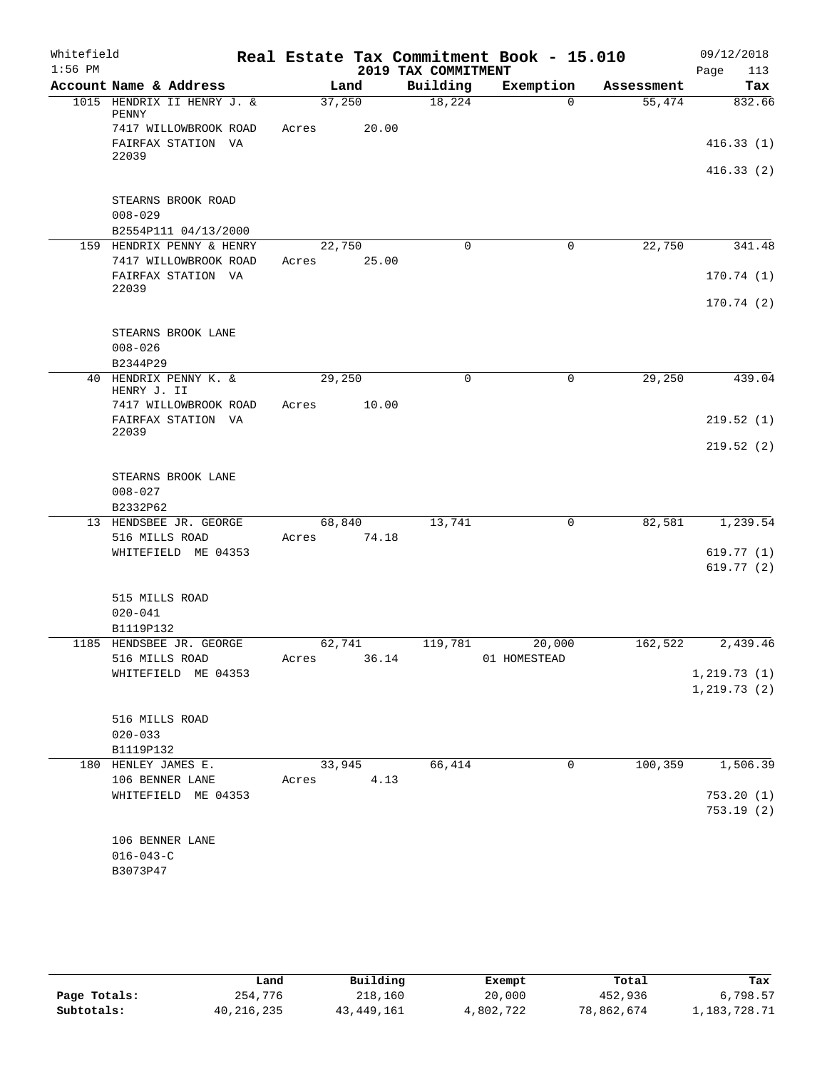Whitefield 1:56 PM

# Real Estate Tax Commitment Book - 15.010

## 2019 TAX COMMITMENT

09/12/2018 Page 113

| Account Name & Address | Land | Building | Exemption | Assessment | Tax |
|---|---|---|---|---|---|
| 1015 HENDRIX II HENRY J. & PENNY | 37,250 | 18,224 | 0 | 55,474 | 832.66 |
| 7417 WILLOWBROOK ROAD | Acres 20.00 | | | | |
| FAIRFAX STATION VA 22039 | | | | | 416.33 (1) |
| | | | | | 416.33 (2) |
| STEARNS BROOK ROAD | | | | | |
| 008-029 | | | | | |
| B2554P111 04/13/2000 | | | | | |
| 159 HENDRIX PENNY & HENRY | 22,750 | 0 | 0 | 22,750 | 341.48 |
| 7417 WILLOWBROOK ROAD | Acres 25.00 | | | | |
| FAIRFAX STATION VA 22039 | | | | | 170.74 (1) |
| | | | | | 170.74 (2) |
| STEARNS BROOK LANE | | | | | |
| 008-026 | | | | | |
| B2344P29 | | | | | |
| 40 HENDRIX PENNY K. & HENRY J. II | 29,250 | 0 | 0 | 29,250 | 439.04 |
| 7417 WILLOWBROOK ROAD | Acres 10.00 | | | | |
| FAIRFAX STATION VA 22039 | | | | | 219.52 (1) |
| | | | | | 219.52 (2) |
| STEARNS BROOK LANE | | | | | |
| 008-027 | | | | | |
| B2332P62 | | | | | |
| 13 HENDSBEE JR. GEORGE | 68,840 | 13,741 | 0 | 82,581 | 1,239.54 |
| 516 MILLS ROAD | Acres 74.18 | | | | |
| WHITEFIELD ME 04353 | | | | | 619.77 (1) |
| | | | | | 619.77 (2) |
| 515 MILLS ROAD | | | | | |
| 020-041 | | | | | |
| B1119P132 | | | | | |
| 1185 HENDSBEE JR. GEORGE | 62,741 | 119,781 | 20,000 | 162,522 | 2,439.46 |
| 516 MILLS ROAD | Acres 36.14 | | 01 HOMESTEAD | | |
| WHITEFIELD ME 04353 | | | | | 1,219.73 (1) |
| | | | | | 1,219.73 (2) |
| 516 MILLS ROAD | | | | | |
| 020-033 | | | | | |
| B1119P132 | | | | | |
| 180 HENLEY JAMES E. | 33,945 | 66,414 | 0 | 100,359 | 1,506.39 |
| 106 BENNER LANE | Acres 4.13 | | | | |
| WHITEFIELD ME 04353 | | | | | 753.20 (1) |
| | | | | | 753.19 (2) |
| 106 BENNER LANE | | | | | |
| 016-043-C | | | | | |
| B3073P47 | | | | | |

| | Land | Building | Exempt | Total | Tax |
|---|---|---|---|---|---|
| Page Totals: | 254,776 | 218,160 | 20,000 | 452,936 | 6,798.57 |
| Subtotals: | 40,216,235 | 43,449,161 | 4,802,722 | 78,862,674 | 1,183,728.71 |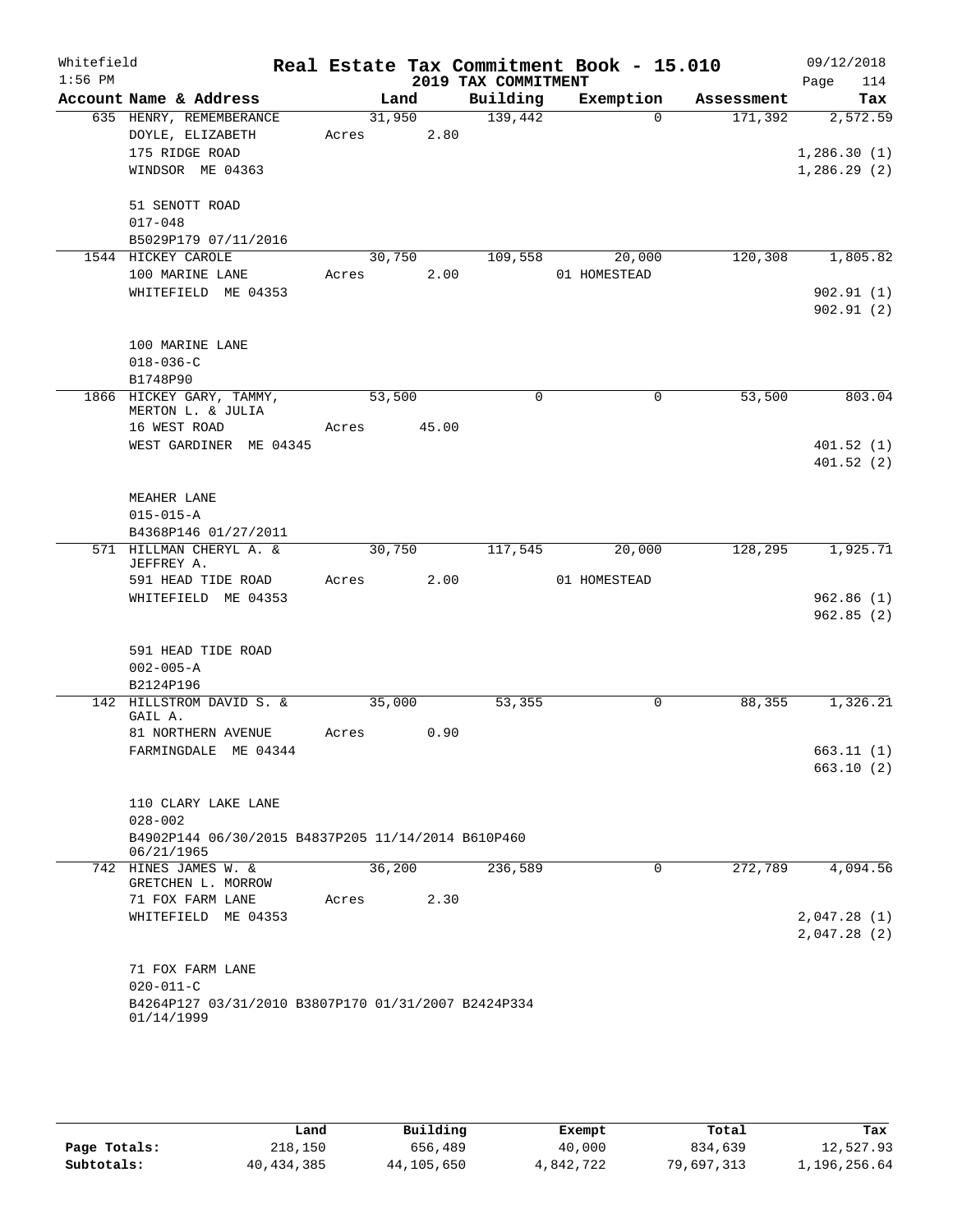Whitefield 1:56 PM

# Real Estate Tax Commitment Book - 15.010

## 2019 TAX COMMITMENT

09/12/2018 Page 114

| Account Name & Address | Land | Building | Exemption | Assessment | Tax |
|---|---|---|---|---|---|
| 635 HENRY, REMEMBERANCE | 31,950 | 139,442 | 0 | 171,392 | 2,572.59 |
| DOYLE, ELIZABETH | Acres 2.80 | | | | |
| 175 RIDGE ROAD | | | | | 1,286.30 (1) |
| WINDSOR ME 04363 | | | | | 1,286.29 (2) |
| 51 SENOTT ROAD | | | | | |
| 017-048 | | | | | |
| B5029P179 07/11/2016 | | | | | |
| 1544 HICKEY CAROLE | 30,750 | 109,558 | 20,000 | 120,308 | 1,805.82 |
| 100 MARINE LANE | Acres 2.00 | | 01 HOMESTEAD | | |
| WHITEFIELD ME 04353 | | | | | 902.91 (1) |
| | | | | | 902.91 (2) |
| 100 MARINE LANE | | | | | |
| 018-036-C | | | | | |
| B1748P90 | | | | | |
| 1866 HICKEY GARY, TAMMY, MERTON L. & JULIA | 53,500 | 0 | 0 | 53,500 | 803.04 |
| 16 WEST ROAD | Acres 45.00 | | | | |
| WEST GARDINER ME 04345 | | | | | 401.52 (1) |
| | | | | | 401.52 (2) |
| MEAHER LANE | | | | | |
| 015-015-A | | | | | |
| B4368P146 01/27/2011 | | | | | |
| 571 HILLMAN CHERYL A. & JEFFREY A. | 30,750 | 117,545 | 20,000 | 128,295 | 1,925.71 |
| 591 HEAD TIDE ROAD | Acres 2.00 | | 01 HOMESTEAD | | |
| WHITEFIELD ME 04353 | | | | | 962.86 (1) |
| | | | | | 962.85 (2) |
| 591 HEAD TIDE ROAD | | | | | |
| 002-005-A | | | | | |
| B2124P196 | | | | | |
| 142 HILLSTROM DAVID S. & GAIL A. | 35,000 | 53,355 | 0 | 88,355 | 1,326.21 |
| 81 NORTHERN AVENUE | Acres 0.90 | | | | |
| FARMINGDALE ME 04344 | | | | | 663.11 (1) |
| | | | | | 663.10 (2) |
| 110 CLARY LAKE LANE | | | | | |
| 028-002 | | | | | |
| B4902P144 06/30/2015 B4837P205 11/14/2014 B610P460 06/21/1965 | | | | | |
| 742 HINES JAMES W. & GRETCHEN L. MORROW | 36,200 | 236,589 | 0 | 272,789 | 4,094.56 |
| 71 FOX FARM LANE | Acres 2.30 | | | | |
| WHITEFIELD ME 04353 | | | | | 2,047.28 (1) |
| | | | | | 2,047.28 (2) |
| 71 FOX FARM LANE | | | | | |
| 020-011-C | | | | | |
| B4264P127 03/31/2010 B3807P170 01/31/2007 B2424P334 01/14/1999 | | | | | |

| | Land | Building | Exempt | Total | Tax |
|---|---|---|---|---|---|
| Page Totals: | 218,150 | 656,489 | 40,000 | 834,639 | 12,527.93 |
| Subtotals: | 40,434,385 | 44,105,650 | 4,842,722 | 79,697,313 | 1,196,256.64 |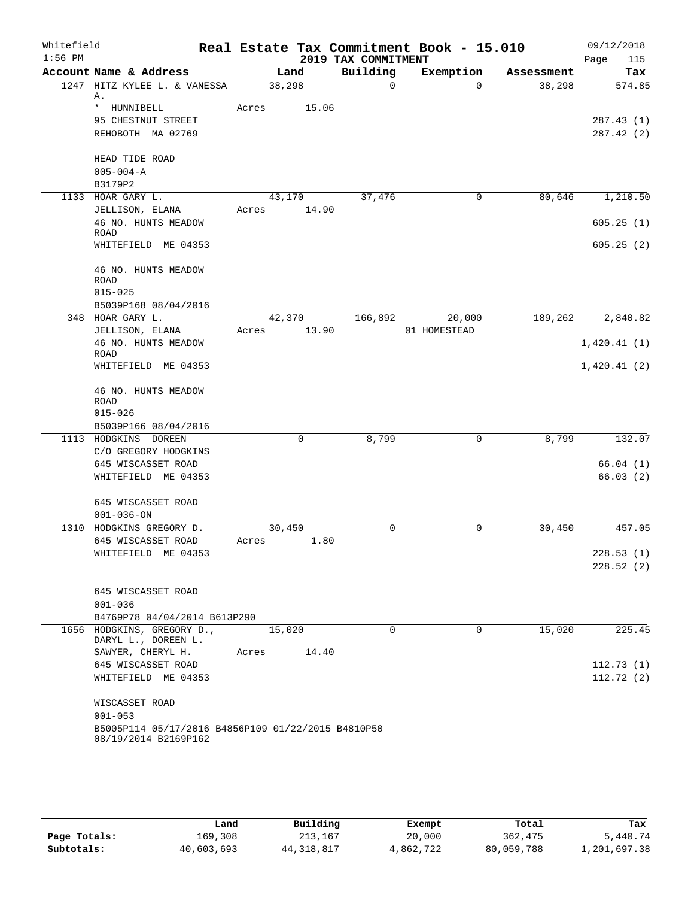Whitefield 1:56 PM

# Real Estate Tax Commitment Book - 15.010

## 2019 TAX COMMITMENT

09/12/2018 Page 115

| Account Name & Address | Land | Building | Exemption | Assessment | Tax |
|---|---|---|---|---|---|
| 1247 HITZ KYLEE L. & VANESSA A. | 38,298 | 0 | 0 | 38,298 | 574.85 |
| * HUNNIBELL | Acres 15.06 | | | | |
| 95 CHESTNUT STREET | | | | | 287.43 (1) |
| REHOBOTH MA 02769 | | | | | 287.42 (2) |
| HEAD TIDE ROAD | | | | | |
| 005-004-A | | | | | |
| B3179P2 | | | | | |
| 1133 HOAR GARY L. | 43,170 | 37,476 | 0 | 80,646 | 1,210.50 |
| JELLISON, ELANA | Acres 14.90 | | | | |
| 46 NO. HUNTS MEADOW ROAD | | | | | 605.25 (1) |
| WHITEFIELD ME 04353 | | | | | 605.25 (2) |
| 46 NO. HUNTS MEADOW ROAD | | | | | |
| 015-025 | | | | | |
| B5039P168 08/04/2016 | | | | | |
| 348 HOAR GARY L. | 42,370 | 166,892 | 20,000 | 189,262 | 2,840.82 |
| JELLISON, ELANA | Acres 13.90 | | 01 HOMESTEAD | | |
| 46 NO. HUNTS MEADOW ROAD | | | | | 1,420.41 (1) |
| WHITEFIELD ME 04353 | | | | | 1,420.41 (2) |
| 46 NO. HUNTS MEADOW ROAD | | | | | |
| 015-026 | | | | | |
| B5039P166 08/04/2016 | | | | | |
| 1113 HODGKINS DOREEN | 0 | 8,799 | 0 | 8,799 | 132.07 |
| C/O GREGORY HODGKINS | | | | | |
| 645 WISCASSET ROAD | | | | | 66.04 (1) |
| WHITEFIELD ME 04353 | | | | | 66.03 (2) |
| 645 WISCASSET ROAD | | | | | |
| 001-036-ON | | | | | |
| 1310 HODGKINS GREGORY D. | 30,450 | 0 | 0 | 30,450 | 457.05 |
| 645 WISCASSET ROAD | Acres 1.80 | | | | |
| WHITEFIELD ME 04353 | | | | | 228.53 (1) |
| | | | | | 228.52 (2) |
| 645 WISCASSET ROAD | | | | | |
| 001-036 | | | | | |
| B4769P78 04/04/2014 B613P290 | | | | | |
| 1656 HODGKINS, GREGORY D., DARYL L., DOREEN L. | 15,020 | 0 | 0 | 15,020 | 225.45 |
| SAWYER, CHERYL H. | Acres 14.40 | | | | |
| 645 WISCASSET ROAD | | | | | 112.73 (1) |
| WHITEFIELD ME 04353 | | | | | 112.72 (2) |
| WISCASSET ROAD | | | | | |
| 001-053 | | | | | |
| B5005P114 05/17/2016 B4856P109 01/22/2015 B4810P50 08/19/2014 B2169P162 | | | | | |

| | Land | Building | Exempt | Total | Tax |
|---|---|---|---|---|---|
| Page Totals: | 169,308 | 213,167 | 20,000 | 362,475 | 5,440.74 |
| Subtotals: | 40,603,693 | 44,318,817 | 4,862,722 | 80,059,788 | 1,201,697.38 |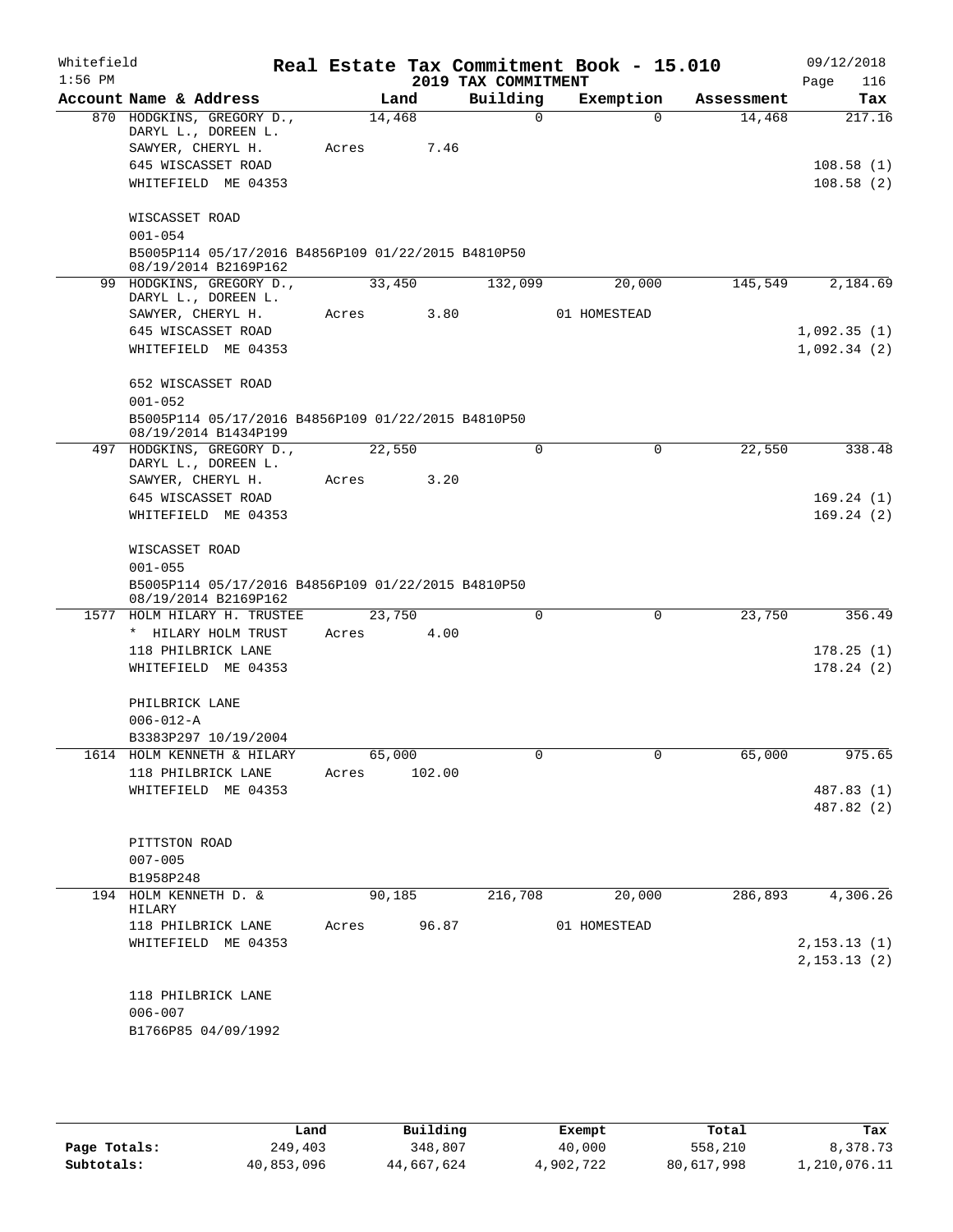Whitefield 1:56 PM

# Real Estate Tax Commitment Book - 15.010
## 2019 TAX COMMITMENT

09/12/2018 Page 116

| Account Name & Address | Land | Building | Exemption | Assessment | Tax |
|---|---|---|---|---|---|
| 870 HODGKINS, GREGORY D., DARYL L., DOREEN L. | 14,468 | 0 | 0 | 14,468 | 217.16 |
| SAWYER, CHERYL H. | Acres 7.46 | | | | |
| 645 WISCASSET ROAD | | | | | 108.58 (1) |
| WHITEFIELD ME 04353 | | | | | 108.58 (2) |
| WISCASSET ROAD | | | | | |
| 001-054 | | | | | |
| B5005P114 05/17/2016 B4856P109 01/22/2015 B4810P50 08/19/2014 B2169P162 | | | | | |
| 99 HODGKINS, GREGORY D., DARYL L., DOREEN L. | 33,450 | 132,099 | 20,000 | 145,549 | 2,184.69 |
| SAWYER, CHERYL H. | Acres 3.80 | | 01 HOMESTEAD | | |
| 645 WISCASSET ROAD | | | | | 1,092.35 (1) |
| WHITEFIELD ME 04353 | | | | | 1,092.34 (2) |
| 652 WISCASSET ROAD | | | | | |
| 001-052 | | | | | |
| B5005P114 05/17/2016 B4856P109 01/22/2015 B4810P50 08/19/2014 B1434P199 | | | | | |
| 497 HODGKINS, GREGORY D., DARYL L., DOREEN L. | 22,550 | 0 | 0 | 22,550 | 338.48 |
| SAWYER, CHERYL H. | Acres 3.20 | | | | |
| 645 WISCASSET ROAD | | | | | 169.24 (1) |
| WHITEFIELD ME 04353 | | | | | 169.24 (2) |
| WISCASSET ROAD | | | | | |
| 001-055 | | | | | |
| B5005P114 05/17/2016 B4856P109 01/22/2015 B4810P50 08/19/2014 B2169P162 | | | | | |
| 1577 HOLM HILARY H. TRUSTEE | 23,750 | 0 | 0 | 23,750 | 356.49 |
| * HILARY HOLM TRUST | Acres 4.00 | | | | |
| 118 PHILBRICK LANE | | | | | 178.25 (1) |
| WHITEFIELD ME 04353 | | | | | 178.24 (2) |
| PHILBRICK LANE | | | | | |
| 006-012-A | | | | | |
| B3383P297 10/19/2004 | | | | | |
| 1614 HOLM KENNETH & HILARY | 65,000 | 0 | 0 | 65,000 | 975.65 |
| 118 PHILBRICK LANE | Acres 102.00 | | | | |
| WHITEFIELD ME 04353 | | | | | 487.83 (1) |
| | | | | | 487.82 (2) |
| PITTSTON ROAD | | | | | |
| 007-005 | | | | | |
| B1958P248 | | | | | |
| 194 HOLM KENNETH D. & HILARY | 90,185 | 216,708 | 20,000 | 286,893 | 4,306.26 |
| 118 PHILBRICK LANE | Acres 96.87 | | 01 HOMESTEAD | | |
| WHITEFIELD ME 04353 | | | | | 2,153.13 (1) |
| | | | | | 2,153.13 (2) |
| 118 PHILBRICK LANE | | | | | |
| 006-007 | | | | | |
| B1766P85 04/09/1992 | | | | | |

| | Land | Building | Exempt | Total | Tax |
|---|---|---|---|---|---|
| Page Totals: | 249,403 | 348,807 | 40,000 | 558,210 | 8,378.73 |
| Subtotals: | 40,853,096 | 44,667,624 | 4,902,722 | 80,617,998 | 1,210,076.11 |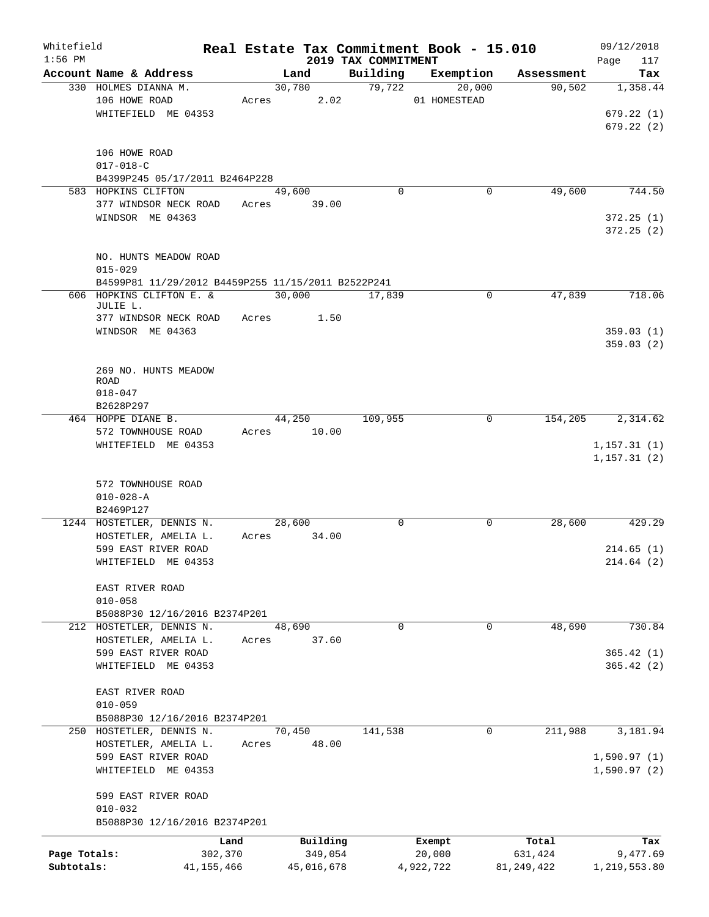Whitefield 1:56 PM

# Real Estate Tax Commitment Book - 15.010

## 2019 TAX COMMITMENT

09/12/2018 Page 117

| Account Name & Address | Land | Building | Exemption | Assessment | Tax |
|---|---|---|---|---|---|
| 330 HOLMES DIANNA M.<br>106 HOWE ROAD<br>WHITEFIELD ME 04353<br><br>106 HOWE ROAD<br>017-018-C<br>B4399P245 05/17/2011 B2464P228 | 30,780<br>Acres 2.02 | 79,722 | 20,000<br>01 HOMESTEAD | 90,502 | 1,358.44<br><br>679.22 (1)<br>679.22 (2) |
| 583 HOPKINS CLIFTON<br>377 WINDSOR NECK ROAD<br>WINDSOR ME 04363<br><br>NO. HUNTS MEADOW ROAD<br>015-029<br>B4599P81 11/29/2012 B4459P255 11/15/2011 B2522P241 | 49,600<br>Acres 39.00 | 0 | 0 | 49,600 | 744.50<br><br>372.25 (1)<br>372.25 (2) |
| 606 HOPKINS CLIFTON E. & JULIE L.<br>377 WINDSOR NECK ROAD<br>WINDSOR ME 04363<br><br>269 NO. HUNTS MEADOW ROAD<br>018-047<br>B2628P297 | 30,000<br>Acres 1.50 | 17,839 | 0 | 47,839 | 718.06<br><br>359.03 (1)<br>359.03 (2) |
| 464 HOPPE DIANE B.<br>572 TOWNHOUSE ROAD<br>WHITEFIELD ME 04353<br><br>572 TOWNHOUSE ROAD<br>010-028-A<br>B2469P127 | 44,250<br>Acres 10.00 | 109,955 | 0 | 154,205 | 2,314.62<br><br>1,157.31 (1)<br>1,157.31 (2) |
| 1244 HOSTETLER, DENNIS N.<br>HOSTETLER, AMELIA L.<br>599 EAST RIVER ROAD<br>WHITEFIELD ME 04353<br><br>EAST RIVER ROAD<br>010-058<br>B5088P30 12/16/2016 B2374P201 | 28,600<br>Acres 34.00 | 0 | 0 | 28,600 | 429.29<br><br>214.65 (1)<br>214.64 (2) |
| 212 HOSTETLER, DENNIS N.<br>HOSTETLER, AMELIA L.<br>599 EAST RIVER ROAD<br>WHITEFIELD ME 04353<br><br>EAST RIVER ROAD<br>010-059<br>B5088P30 12/16/2016 B2374P201 | 48,690<br>Acres 37.60 | 0 | 0 | 48,690 | 730.84<br><br>365.42 (1)<br>365.42 (2) |
| 250 HOSTETLER, DENNIS N.<br>HOSTETLER, AMELIA L.<br>599 EAST RIVER ROAD<br>WHITEFIELD ME 04353<br><br>599 EAST RIVER ROAD<br>010-032<br>B5088P30 12/16/2016 B2374P201 | 70,450<br>Acres 48.00 | 141,538 | 0 | 211,988 | 3,181.94<br><br>1,590.97 (1)<br>1,590.97 (2) |

| | Land | Building | Exempt | Total | Tax |
|---|---|---|---|---|---|
| Page Totals: | 302,370 | 349,054 | 20,000 | 631,424 | 9,477.69 |
| Subtotals: | 41,155,466 | 45,016,678 | 4,922,722 | 81,249,422 | 1,219,553.80 |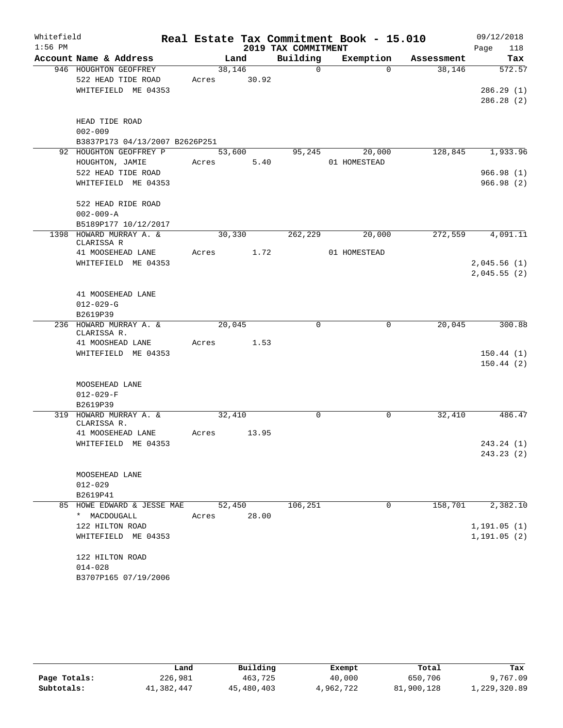# Real Estate Tax Commitment Book - 15.010

Whitefield 1:56 PM — 2019 TAX COMMITMENT — 09/12/2018

| Account Name & Address | Land | Building | Exemption | Assessment | Tax |
|---|---|---|---|---|---|
| 946 HOUGHTON GEOFFREY<br>522 HEAD TIDE ROAD<br>WHITEFIELD ME 04353<br><br>HEAD TIDE ROAD<br>002-009<br>B3837P173 04/13/2007 B2626P251 | 38,146<br>Acres 30.92 | 0 | 0 | 38,146 | 572.57<br><br>286.29 (1)<br>286.28 (2) |
| 92 HOUGHTON GEOFFREY P<br>HOUGHTON, JAMIE<br>522 HEAD TIDE ROAD<br>WHITEFIELD ME 04353<br><br>522 HEAD RIDE ROAD<br>002-009-A<br>B5189P177 10/12/2017 | 53,600<br>Acres 5.40 | 95,245 | 20,000<br>01 HOMESTEAD | 128,845 | 1,933.96<br><br>966.98 (1)<br>966.98 (2) |
| 1398 HOWARD MURRAY A. & CLARISSA R<br>41 MOOSEHEAD LANE<br>WHITEFIELD ME 04353<br><br>41 MOOSEHEAD LANE<br>012-029-G<br>B2619P39 | 30,330<br>Acres 1.72 | 262,229 | 20,000<br>01 HOMESTEAD | 272,559 | 4,091.11<br><br>2,045.56 (1)<br>2,045.55 (2) |
| 236 HOWARD MURRAY A. & CLARISSA R.<br>41 MOOSHEAD LANE<br>WHITEFIELD ME 04353<br><br>MOOSEHEAD LANE<br>012-029-F<br>B2619P39 | 20,045<br>Acres 1.53 | 0 | 0 | 20,045 | 300.88<br><br>150.44 (1)<br>150.44 (2) |
| 319 HOWARD MURRAY A. & CLARISSA R.<br>41 MOOSEHEAD LANE<br>WHITEFIELD ME 04353<br><br>MOOSEHEAD LANE<br>012-029<br>B2619P41 | 32,410<br>Acres 13.95 | 0 | 0 | 32,410 | 486.47<br><br>243.24 (1)<br>243.23 (2) |
| 85 HOWE EDWARD & JESSE MAE<br>* MACDOUGALL<br>122 HILTON ROAD<br>WHITEFIELD ME 04353<br><br>122 HILTON ROAD<br>014-028<br>B3707P165 07/19/2006 | 52,450<br>Acres 28.00 | 106,251 | 0 | 158,701 | 2,382.10<br><br>1,191.05 (1)<br>1,191.05 (2) |

| | Land | Building | Exempt | Total | Tax |
|---|---|---|---|---|---|
| Page Totals: | 226,981 | 463,725 | 40,000 | 650,706 | 9,767.09 |
| Subtotals: | 41,382,447 | 45,480,403 | 4,962,722 | 81,900,128 | 1,229,320.89 |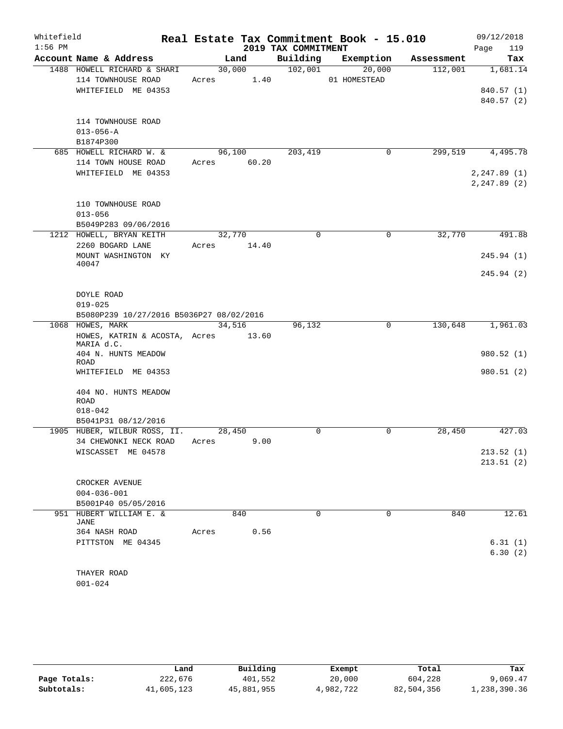Whitefield 1:56 PM

# Real Estate Tax Commitment Book - 15.010
## 2019 TAX COMMITMENT

09/12/2018 Page 119

| Account Name & Address | Land | Building | Exemption | Assessment | Tax |
|---|---|---|---|---|---|
| 1488 HOWELL RICHARD & SHARI | 30,000 | 102,001 | 20,000 | 112,001 | 1,681.14 |
| 114 TOWNHOUSE ROAD | Acres 1.40 | | 01 HOMESTEAD | | |
| WHITEFIELD ME 04353 | | | | | 840.57 (1) |
| | | | | | 840.57 (2) |
| 114 TOWNHOUSE ROAD | | | | | |
| 013-056-A | | | | | |
| B1874P300 | | | | | |
| 685 HOWELL RICHARD W. & | 96,100 | 203,419 | 0 | 299,519 | 4,495.78 |
| 114 TOWN HOUSE ROAD | Acres 60.20 | | | | |
| WHITEFIELD ME 04353 | | | | | 2,247.89 (1) |
| | | | | | 2,247.89 (2) |
| 110 TOWNHOUSE ROAD | | | | | |
| 013-056 | | | | | |
| B5049P283 09/06/2016 | | | | | |
| 1212 HOWELL, BRYAN KEITH | 32,770 | 0 | 0 | 32,770 | 491.88 |
| 2260 BOGARD LANE | Acres 14.40 | | | | |
| MOUNT WASHINGTON KY 40047 | | | | | 245.94 (1) |
| | | | | | 245.94 (2) |
| DOYLE ROAD | | | | | |
| 019-025 | | | | | |
| B5080P239 10/27/2016 B5036P27 08/02/2016 | | | | | |
| 1068 HOWES, MARK | 34,516 | 96,132 | 0 | 130,648 | 1,961.03 |
| HOWES, KATRIN & ACOSTA, MARIA d.C. | Acres 13.60 | | | | |
| 404 N. HUNTS MEADOW ROAD | | | | | 980.52 (1) |
| WHITEFIELD ME 04353 | | | | | 980.51 (2) |
| 404 NO. HUNTS MEADOW ROAD | | | | | |
| 018-042 | | | | | |
| B5041P31 08/12/2016 | | | | | |
| 1905 HUBER, WILBUR ROSS, II. | 28,450 | 0 | 0 | 28,450 | 427.03 |
| 34 CHEWONKI NECK ROAD | Acres 9.00 | | | | |
| WISCASSET ME 04578 | | | | | 213.52 (1) |
| | | | | | 213.51 (2) |
| CROCKER AVENUE | | | | | |
| 004-036-001 | | | | | |
| B5001P40 05/05/2016 | | | | | |
| 951 HUBERT WILLIAM E. & JANE | 840 | 0 | 0 | 840 | 12.61 |
| 364 NASH ROAD | Acres 0.56 | | | | |
| PITTSTON ME 04345 | | | | | 6.31 (1) |
| | | | | | 6.30 (2) |
| THAYER ROAD | | | | | |
| 001-024 | | | | | |

| | Land | Building | Exempt | Total | Tax |
|---|---|---|---|---|---|
| Page Totals: | 222,676 | 401,552 | 20,000 | 604,228 | 9,069.47 |
| Subtotals: | 41,605,123 | 45,881,955 | 4,982,722 | 82,504,356 | 1,238,390.36 |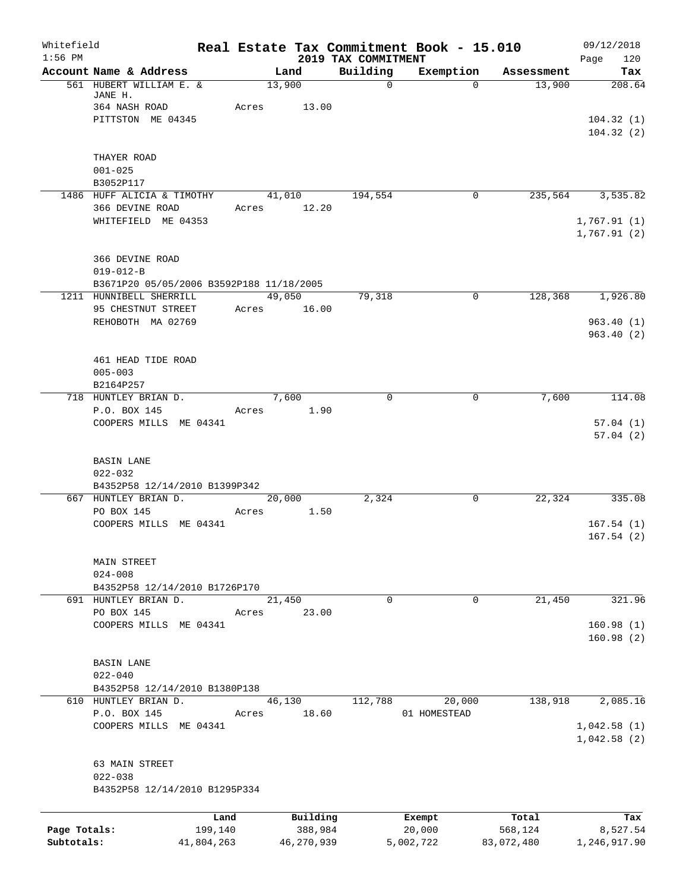Whitefield
1:56 PM

# Real Estate Tax Commitment Book - 15.010
## 2019 TAX COMMITMENT

09/12/2018
Page 120

| Account Name & Address | Land | Building | Exemption | Assessment | Tax |
|---|---|---|---|---|---|
| 561 HUBERT WILLIAM E. & JANE H. | 13,900 | 0 | 0 | 13,900 | 208.64 |
| 364 NASH ROAD | Acres 13.00 | | | | |
| PITTSTON ME 04345 | | | | | 104.32 (1) |
| | | | | | 104.32 (2) |
| THAYER ROAD | | | | | |
| 001-025 | | | | | |
| B3052P117 | | | | | |
| 1486 HUFF ALICIA & TIMOTHY | 41,010 | 194,554 | 0 | 235,564 | 3,535.82 |
| 366 DEVINE ROAD | Acres 12.20 | | | | |
| WHITEFIELD ME 04353 | | | | | 1,767.91 (1) |
| | | | | | 1,767.91 (2) |
| 366 DEVINE ROAD | | | | | |
| 019-012-B | | | | | |
| B3671P20 05/05/2006 B3592P188 11/18/2005 | | | | | |
| 1211 HUNNIBELL SHERRILL | 49,050 | 79,318 | 0 | 128,368 | 1,926.80 |
| 95 CHESTNUT STREET | Acres 16.00 | | | | |
| REHOBOTH MA 02769 | | | | | 963.40 (1) |
| | | | | | 963.40 (2) |
| 461 HEAD TIDE ROAD | | | | | |
| 005-003 | | | | | |
| B2164P257 | | | | | |
| 718 HUNTLEY BRIAN D. | 7,600 | 0 | 0 | 7,600 | 114.08 |
| P.O. BOX 145 | Acres 1.90 | | | | |
| COOPERS MILLS ME 04341 | | | | | 57.04 (1) |
| | | | | | 57.04 (2) |
| BASIN LANE | | | | | |
| 022-032 | | | | | |
| B4352P58 12/14/2010 B1399P342 | | | | | |
| 667 HUNTLEY BRIAN D. | 20,000 | 2,324 | 0 | 22,324 | 335.08 |
| PO BOX 145 | Acres 1.50 | | | | |
| COOPERS MILLS ME 04341 | | | | | 167.54 (1) |
| | | | | | 167.54 (2) |
| MAIN STREET | | | | | |
| 024-008 | | | | | |
| B4352P58 12/14/2010 B1726P170 | | | | | |
| 691 HUNTLEY BRIAN D. | 21,450 | 0 | 0 | 21,450 | 321.96 |
| PO BOX 145 | Acres 23.00 | | | | |
| COOPERS MILLS ME 04341 | | | | | 160.98 (1) |
| | | | | | 160.98 (2) |
| BASIN LANE | | | | | |
| 022-040 | | | | | |
| B4352P58 12/14/2010 B1380P138 | | | | | |
| 610 HUNTLEY BRIAN D. | 46,130 | 112,788 | 20,000 | 138,918 | 2,085.16 |
| P.O. BOX 145 | Acres 18.60 | | 01 HOMESTEAD | | |
| COOPERS MILLS ME 04341 | | | | | 1,042.58 (1) |
| | | | | | 1,042.58 (2) |
| 63 MAIN STREET | | | | | |
| 022-038 | | | | | |
| B4352P58 12/14/2010 B1295P334 | | | | | |

| | Land | Building | Exempt | Total | Tax |
|---|---|---|---|---|---|
| Page Totals: | 199,140 | 388,984 | 20,000 | 568,124 | 8,527.54 |
| Subtotals: | 41,804,263 | 46,270,939 | 5,002,722 | 83,072,480 | 1,246,917.90 |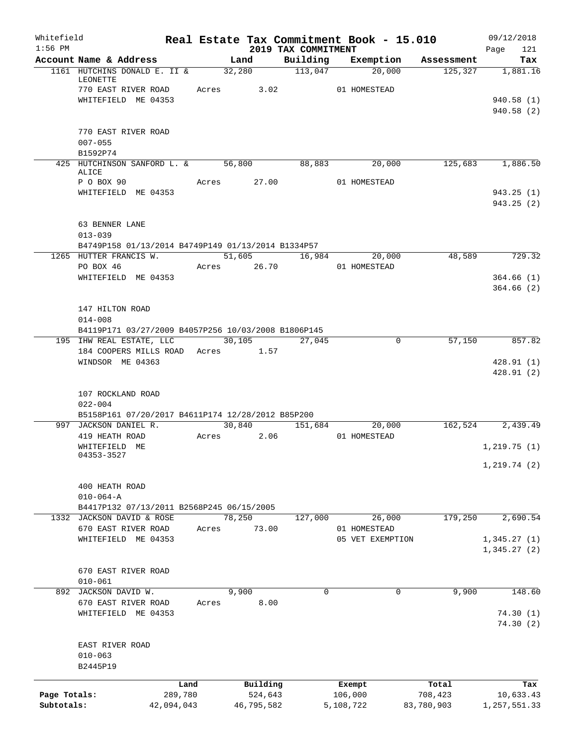Whitefield 1:56 PM

# Real Estate Tax Commitment Book - 15.010

## 2019 TAX COMMITMENT

09/12/2018 Page 121

| Account Name & Address | Land | Building | Exemption | Assessment | Tax |
|---|---|---|---|---|---|
| 1161 HUTCHINS DONALD E. II & LEONETTE | 32,280 | 113,047 | 20,000 | 125,327 | 1,881.16 |
| 770 EAST RIVER ROAD | Acres 3.02 | | 01 HOMESTEAD | | |
| WHITEFIELD ME 04353 | | | | | 940.58 (1) |
| | | | | | 940.58 (2) |
| 770 EAST RIVER ROAD | | | | | |
| 007-055 | | | | | |
| B1592P74 | | | | | |
| 425 HUTCHINSON SANFORD L. & ALICE | 56,800 | 88,883 | 20,000 | 125,683 | 1,886.50 |
| P O BOX 90 | Acres 27.00 | | 01 HOMESTEAD | | |
| WHITEFIELD ME 04353 | | | | | 943.25 (1) |
| | | | | | 943.25 (2) |
| 63 BENNER LANE | | | | | |
| 013-039 | | | | | |
| B4749P158 01/13/2014 B4749P149 01/13/2014 B1334P57 | | | | | |
| 1265 HUTTER FRANCIS W. | 51,605 | 16,984 | 20,000 | 48,589 | 729.32 |
| PO BOX 46 | Acres 26.70 | | 01 HOMESTEAD | | |
| WHITEFIELD ME 04353 | | | | | 364.66 (1) |
| | | | | | 364.66 (2) |
| 147 HILTON ROAD | | | | | |
| 014-008 | | | | | |
| B4119P171 03/27/2009 B4057P256 10/03/2008 B1806P145 | | | | | |
| 195 IHW REAL ESTATE, LLC | 30,105 | 27,045 | 0 | 57,150 | 857.82 |
| 184 COOPERS MILLS ROAD | Acres 1.57 | | | | |
| WINDSOR ME 04363 | | | | | 428.91 (1) |
| | | | | | 428.91 (2) |
| 107 ROCKLAND ROAD | | | | | |
| 022-004 | | | | | |
| B5158P161 07/20/2017 B4611P174 12/28/2012 B85P200 | | | | | |
| 997 JACKSON DANIEL R. | 30,840 | 151,684 | 20,000 | 162,524 | 2,439.49 |
| 419 HEATH ROAD | Acres 2.06 | | 01 HOMESTEAD | | |
| WHITEFIELD ME 04353-3527 | | | | | 1,219.75 (1) |
| | | | | | 1,219.74 (2) |
| 400 HEATH ROAD | | | | | |
| 010-064-A | | | | | |
| B4417P132 07/13/2011 B2568P245 06/15/2005 | | | | | |
| 1332 JACKSON DAVID & ROSE | 78,250 | 127,000 | 26,000 | 179,250 | 2,690.54 |
| 670 EAST RIVER ROAD | Acres 73.00 | | 01 HOMESTEAD | | |
| WHITEFIELD ME 04353 | | | 05 VET EXEMPTION | | 1,345.27 (1) |
| | | | | | 1,345.27 (2) |
| 670 EAST RIVER ROAD | | | | | |
| 010-061 | | | | | |
| 892 JACKSON DAVID W. | 9,900 | 0 | 0 | 9,900 | 148.60 |
| 670 EAST RIVER ROAD | Acres 8.00 | | | | |
| WHITEFIELD ME 04353 | | | | | 74.30 (1) |
| | | | | | 74.30 (2) |
| EAST RIVER ROAD | | | | | |
| 010-063 | | | | | |
| B2445P19 | | | | | |

| | Land | Building | Exempt | Total | Tax |
|---|---|---|---|---|---|
| Page Totals: | 289,780 | 524,643 | 106,000 | 708,423 | 10,633.43 |
| Subtotals: | 42,094,043 | 46,795,582 | 5,108,722 | 83,780,903 | 1,257,551.33 |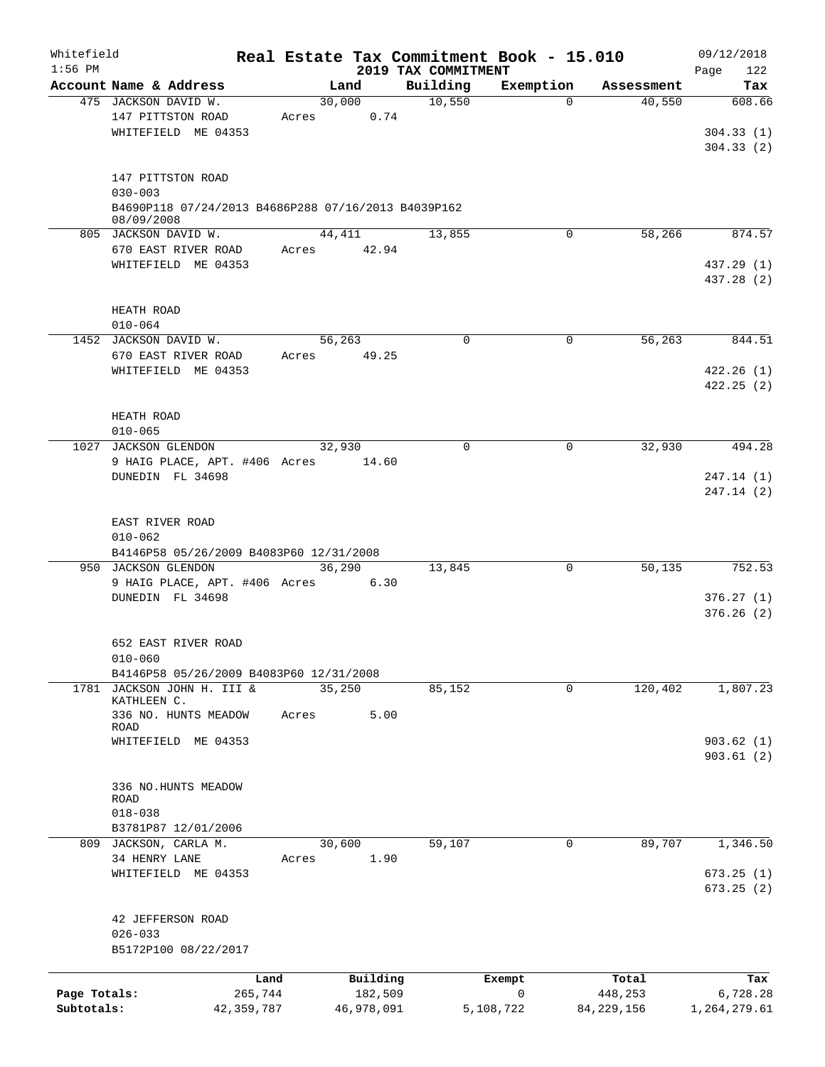Whitefield
1:56 PM

# Real Estate Tax Commitment Book - 15.010

## 2019 TAX COMMITMENT

09/12/2018
Page 122

| Account Name & Address | Land | Building | Exemption | Assessment | Tax |
|---|---|---|---|---|---|
| 475 JACKSON DAVID W.<br>147 PITTSTON ROAD<br>WHITEFIELD ME 04353<br><br>147 PITTSTON ROAD<br>030-003<br>B4690P118 07/24/2013 B4686P288 07/16/2013 B4039P162 08/09/2008 | 30,000<br>Acres 0.74 | 10,550 | 0 | 40,550 | 608.66<br><br>304.33 (1)<br>304.33 (2) |
| 805 JACKSON DAVID W.<br>670 EAST RIVER ROAD<br>WHITEFIELD ME 04353<br><br>HEATH ROAD<br>010-064 | 44,411<br>Acres 42.94 | 13,855 | 0 | 58,266 | 874.57<br><br>437.29 (1)<br>437.28 (2) |
| 1452 JACKSON DAVID W.<br>670 EAST RIVER ROAD<br>WHITEFIELD ME 04353<br><br>HEATH ROAD<br>010-065 | 56,263<br>Acres 49.25 | 0 | 0 | 56,263 | 844.51<br><br>422.26 (1)<br>422.25 (2) |
| 1027 JACKSON GLENDON<br>9 HAIG PLACE, APT. #406<br>DUNEDIN FL 34698<br><br>EAST RIVER ROAD<br>010-062<br>B4146P58 05/26/2009 B4083P60 12/31/2008 | 32,930<br>Acres 14.60 | 0 | 0 | 32,930 | 494.28<br><br>247.14 (1)<br>247.14 (2) |
| 950 JACKSON GLENDON<br>9 HAIG PLACE, APT. #406<br>DUNEDIN FL 34698<br><br>652 EAST RIVER ROAD<br>010-060<br>B4146P58 05/26/2009 B4083P60 12/31/2008 | 36,290<br>Acres 6.30 | 13,845 | 0 | 50,135 | 752.53<br><br>376.27 (1)<br>376.26 (2) |
| 1781 JACKSON JOHN H. III & KATHLEEN C.<br>336 NO. HUNTS MEADOW ROAD<br>WHITEFIELD ME 04353<br><br>336 NO.HUNTS MEADOW ROAD<br>018-038<br>B3781P87 12/01/2006 | 35,250<br>Acres 5.00 | 85,152 | 0 | 120,402 | 1,807.23<br><br>903.62 (1)<br>903.61 (2) |
| 809 JACKSON, CARLA M.<br>34 HENRY LANE<br>WHITEFIELD ME 04353<br><br>42 JEFFERSON ROAD<br>026-033<br>B5172P100 08/22/2017 | 30,600<br>Acres 1.90 | 59,107 | 0 | 89,707 | 1,346.50<br><br>673.25 (1)<br>673.25 (2) |

| | Land | Building | Exempt | Total | Tax |
|---|---|---|---|---|---|
| Page Totals: | 265,744 | 182,509 | 0 | 448,253 | 6,728.28 |
| Subtotals: | 42,359,787 | 46,978,091 | 5,108,722 | 84,229,156 | 1,264,279.61 |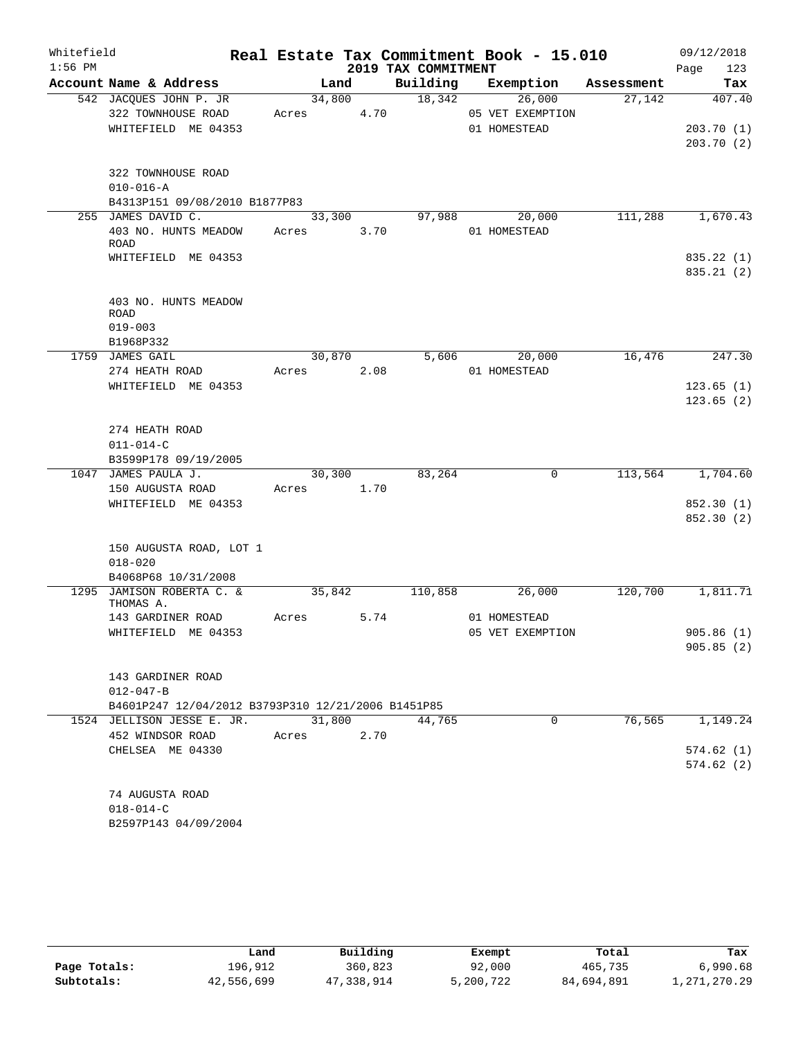Whitefield 1:56 PM

# Real Estate Tax Commitment Book - 15.010

## 2019 TAX COMMITMENT

09/12/2018

| Account Name & Address | Land | Building | Exemption | Assessment | Tax |
|---|---|---|---|---|---|
| 542 JACQUES JOHN P. JR | 34,800 | 18,342 | 26,000 | 27,142 | 407.40 |
| 322 TOWNHOUSE ROAD | Acres 4.70 | | 05 VET EXEMPTION | | |
| WHITEFIELD ME 04353 | | | 01 HOMESTEAD | | 203.70 (1) |
| | | | | | 203.70 (2) |
| 322 TOWNHOUSE ROAD | | | | | |
| 010-016-A | | | | | |
| B4313P151 09/08/2010 B1877P83 | | | | | |
| 255 JAMES DAVID C. | 33,300 | 97,988 | 20,000 | 111,288 | 1,670.43 |
| 403 NO. HUNTS MEADOW ROAD | Acres 3.70 | | 01 HOMESTEAD | | |
| WHITEFIELD ME 04353 | | | | | 835.22 (1) |
| | | | | | 835.21 (2) |
| 403 NO. HUNTS MEADOW ROAD | | | | | |
| 019-003 | | | | | |
| B1968P332 | | | | | |
| 1759 JAMES GAIL | 30,870 | 5,606 | 20,000 | 16,476 | 247.30 |
| 274 HEATH ROAD | Acres 2.08 | | 01 HOMESTEAD | | |
| WHITEFIELD ME 04353 | | | | | 123.65 (1) |
| | | | | | 123.65 (2) |
| 274 HEATH ROAD | | | | | |
| 011-014-C | | | | | |
| B3599P178 09/19/2005 | | | | | |
| 1047 JAMES PAULA J. | 30,300 | 83,264 | 0 | 113,564 | 1,704.60 |
| 150 AUGUSTA ROAD | Acres 1.70 | | | | |
| WHITEFIELD ME 04353 | | | | | 852.30 (1) |
| | | | | | 852.30 (2) |
| 150 AUGUSTA ROAD, LOT 1 | | | | | |
| 018-020 | | | | | |
| B4068P68 10/31/2008 | | | | | |
| 1295 JAMISON ROBERTA C. & THOMAS A. | 35,842 | 110,858 | 26,000 | 120,700 | 1,811.71 |
| 143 GARDINER ROAD | Acres 5.74 | | 01 HOMESTEAD | | |
| WHITEFIELD ME 04353 | | | 05 VET EXEMPTION | | 905.86 (1) |
| | | | | | 905.85 (2) |
| 143 GARDINER ROAD | | | | | |
| 012-047-B | | | | | |
| B4601P247 12/04/2012 B3793P310 12/21/2006 B1451P85 | | | | | |
| 1524 JELLISON JESSE E. JR. | 31,800 | 44,765 | 0 | 76,565 | 1,149.24 |
| 452 WINDSOR ROAD | Acres 2.70 | | | | |
| CHELSEA ME 04330 | | | | | 574.62 (1) |
| | | | | | 574.62 (2) |
| 74 AUGUSTA ROAD | | | | | |
| 018-014-C | | | | | |
| B2597P143 04/09/2004 | | | | | |

| | Land | Building | Exempt | Total | Tax |
|---|---|---|---|---|---|
| Page Totals: | 196,912 | 360,823 | 92,000 | 465,735 | 6,990.68 |
| Subtotals: | 42,556,699 | 47,338,914 | 5,200,722 | 84,694,891 | 1,271,270.29 |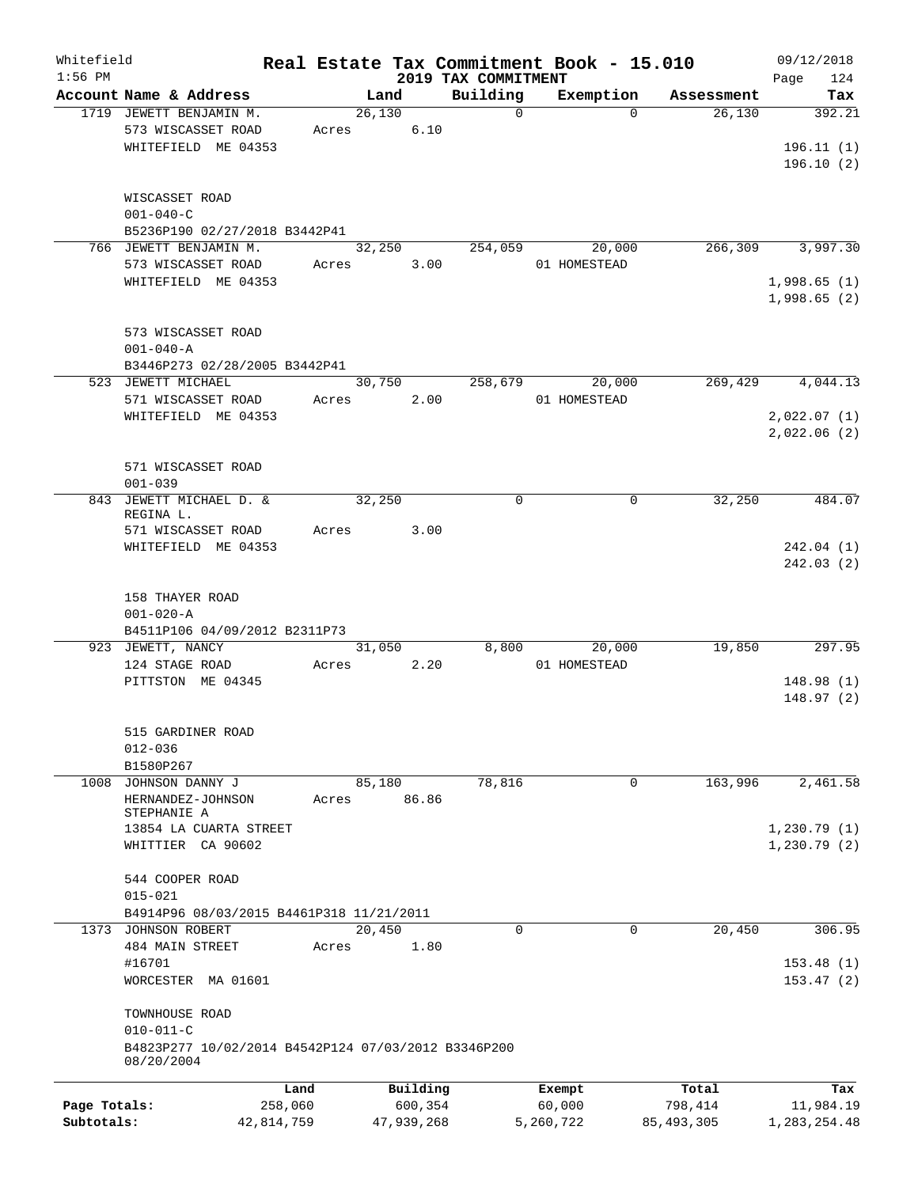Whitefield 1:56 PM

# Real Estate Tax Commitment Book - 15.010

## 2019 TAX COMMITMENT

09/12/2018

| Account Name & Address | Land | Building | Exemption | Assessment | Tax |
|---|---|---|---|---|---|
| 1719 JEWETT BENJAMIN M.<br>573 WISCASSET ROAD<br>WHITEFIELD ME 04353<br><br>WISCASSET ROAD<br>001-040-C<br>B5236P190 02/27/2018 B3442P41 | 26,130<br>Acres 6.10 | 0 | 0 | 26,130 | 392.21<br><br>196.11 (1)<br>196.10 (2) |
| 766 JEWETT BENJAMIN M.<br>573 WISCASSET ROAD<br>WHITEFIELD ME 04353<br><br>573 WISCASSET ROAD<br>001-040-A<br>B3446P273 02/28/2005 B3442P41 | 32,250<br>Acres 3.00 | 254,059 | 20,000<br>01 HOMESTEAD | 266,309 | 3,997.30<br><br>1,998.65 (1)<br>1,998.65 (2) |
| 523 JEWETT MICHAEL<br>571 WISCASSET ROAD<br>WHITEFIELD ME 04353<br><br>571 WISCASSET ROAD<br>001-039 | 30,750<br>Acres 2.00 | 258,679 | 20,000<br>01 HOMESTEAD | 269,429 | 4,044.13<br><br>2,022.07 (1)<br>2,022.06 (2) |
| 843 JEWETT MICHAEL D. &<br>REGINA L.<br>571 WISCASSET ROAD<br>WHITEFIELD ME 04353<br><br>158 THAYER ROAD<br>001-020-A<br>B4511P106 04/09/2012 B2311P73 | 32,250<br>Acres 3.00 | 0 | 0 | 32,250 | 484.07<br><br>242.04 (1)<br>242.03 (2) |
| 923 JEWETT, NANCY<br>124 STAGE ROAD<br>PITTSTON ME 04345<br><br>515 GARDINER ROAD<br>012-036<br>B1580P267 | 31,050<br>Acres 2.20 | 8,800 | 20,000<br>01 HOMESTEAD | 19,850 | 297.95<br><br>148.98 (1)<br>148.97 (2) |
| 1008 JOHNSON DANNY J<br>HERNANDEZ-JOHNSON<br>STEPHANIE A<br>13854 LA CUARTA STREET<br>WHITTIER CA 90602<br><br>544 COOPER ROAD<br>015-021<br>B4914P96 08/03/2015 B4461P318 11/21/2011 | 85,180<br>Acres 86.86 | 78,816 | 0 | 163,996 | 2,461.58<br><br>1,230.79 (1)<br>1,230.79 (2) |
| 1373 JOHNSON ROBERT<br>484 MAIN STREET<br>#16701<br>WORCESTER MA 01601<br><br>TOWNHOUSE ROAD<br>010-011-C<br>B4823P277 10/02/2014 B4542P124 07/03/2012 B3346P200 08/20/2004 | 20,450<br>Acres 1.80 | 0 | 0 | 20,450 | 306.95<br><br>153.48 (1)<br>153.47 (2) |

| | Land | Building | Exempt | Total | Tax |
|---|---|---|---|---|---|
| Page Totals: | 258,060 | 600,354 | 60,000 | 798,414 | 11,984.19 |
| Subtotals: | 42,814,759 | 47,939,268 | 5,260,722 | 85,493,305 | 1,283,254.48 |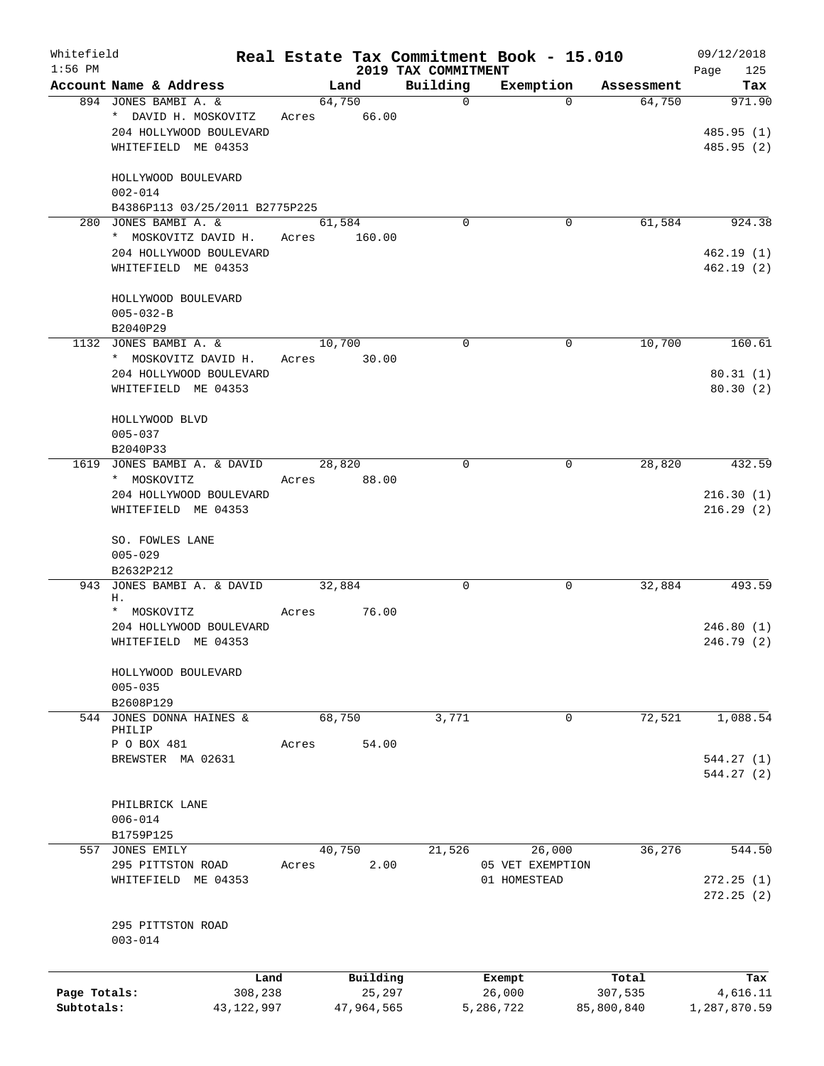Whitefield 1:56 PM

# Real Estate Tax Commitment Book - 15.010

## 2019 TAX COMMITMENT

09/12/2018 Page 125

| Account Name & Address | Land | Building | Exemption | Assessment | Tax |
|---|---|---|---|---|---|
| 894 JONES BAMBI A. & | 64,750 | 0 | 0 | 64,750 | 971.90 |
| * DAVID H. MOSKOVITZ | Acres 66.00 | | | | |
| 204 HOLLYWOOD BOULEVARD | | | | | 485.95 (1) |
| WHITEFIELD ME 04353 | | | | | 485.95 (2) |
| HOLLYWOOD BOULEVARD | | | | | |
| 002-014 | | | | | |
| B4386P113 03/25/2011 B2775P225 | | | | | |
| 280 JONES BAMBI A. & | 61,584 | 0 | 0 | 61,584 | 924.38 |
| * MOSKOVITZ DAVID H. | Acres 160.00 | | | | |
| 204 HOLLYWOOD BOULEVARD | | | | | 462.19 (1) |
| WHITEFIELD ME 04353 | | | | | 462.19 (2) |
| HOLLYWOOD BOULEVARD | | | | | |
| 005-032-B | | | | | |
| B2040P29 | | | | | |
| 1132 JONES BAMBI A. & | 10,700 | 0 | 0 | 10,700 | 160.61 |
| * MOSKOVITZ DAVID H. | Acres 30.00 | | | | |
| 204 HOLLYWOOD BOULEVARD | | | | | 80.31 (1) |
| WHITEFIELD ME 04353 | | | | | 80.30 (2) |
| HOLLYWOOD BLVD | | | | | |
| 005-037 | | | | | |
| B2040P33 | | | | | |
| 1619 JONES BAMBI A. & DAVID | 28,820 | 0 | 0 | 28,820 | 432.59 |
| * MOSKOVITZ | Acres 88.00 | | | | |
| 204 HOLLYWOOD BOULEVARD | | | | | 216.30 (1) |
| WHITEFIELD ME 04353 | | | | | 216.29 (2) |
| SO. FOWLES LANE | | | | | |
| 005-029 | | | | | |
| B2632P212 | | | | | |
| 943 JONES BAMBI A. & DAVID H. | 32,884 | 0 | 0 | 32,884 | 493.59 |
| * MOSKOVITZ | Acres 76.00 | | | | |
| 204 HOLLYWOOD BOULEVARD | | | | | 246.80 (1) |
| WHITEFIELD ME 04353 | | | | | 246.79 (2) |
| HOLLYWOOD BOULEVARD | | | | | |
| 005-035 | | | | | |
| B2608P129 | | | | | |
| 544 JONES DONNA HAINES & PHILIP | 68,750 | 3,771 | 0 | 72,521 | 1,088.54 |
| P O BOX 481 | Acres 54.00 | | | | |
| BREWSTER MA 02631 | | | | | 544.27 (1) |
| | | | | | 544.27 (2) |
| PHILBRICK LANE | | | | | |
| 006-014 | | | | | |
| B1759P125 | | | | | |
| 557 JONES EMILY | 40,750 | 21,526 | 26,000 | 36,276 | 544.50 |
| 295 PITTSTON ROAD | Acres 2.00 | | 05 VET EXEMPTION | | |
| WHITEFIELD ME 04353 | | | 01 HOMESTEAD | | 272.25 (1) |
| | | | | | 272.25 (2) |
| 295 PITTSTON ROAD | | | | | |
| 003-014 | | | | | |

| | Land | Building | Exempt | Total | Tax |
|---|---|---|---|---|---|
| Page Totals: | 308,238 | 25,297 | 26,000 | 307,535 | 4,616.11 |
| Subtotals: | 43,122,997 | 47,964,565 | 5,286,722 | 85,800,840 | 1,287,870.59 |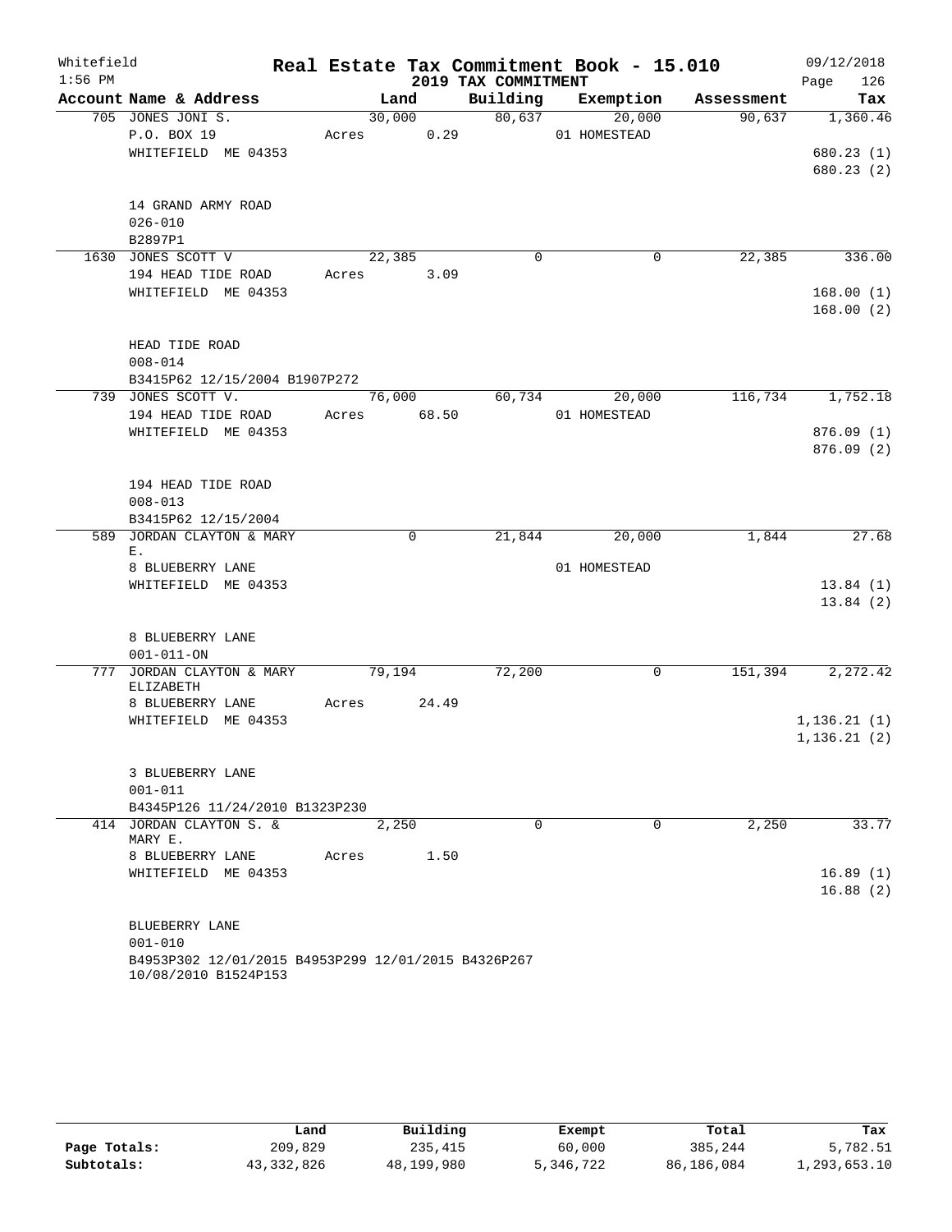Whitefield
1:56 PM

# Real Estate Tax Commitment Book - 15.010

## 2019 TAX COMMITMENT

09/12/2018
Page 126

| Account Name & Address | Land | Building | Exemption | Assessment | Tax |
|---|---|---|---|---|---|
| 705 JONES JONI S. | 30,000 | 80,637 | 20,000 | 90,637 | 1,360.46 |
| P.O. BOX 19 | Acres 0.29 | | 01 HOMESTEAD | | |
| WHITEFIELD ME 04353 | | | | | 680.23 (1) |
| | | | | | 680.23 (2) |
| 14 GRAND ARMY ROAD | | | | | |
| 026-010 | | | | | |
| B2897P1 | | | | | |
| 1630 JONES SCOTT V | 22,385 | 0 | 0 | 22,385 | 336.00 |
| 194 HEAD TIDE ROAD | Acres 3.09 | | | | |
| WHITEFIELD ME 04353 | | | | | 168.00 (1) |
| | | | | | 168.00 (2) |
| HEAD TIDE ROAD | | | | | |
| 008-014 | | | | | |
| B3415P62 12/15/2004 B1907P272 | | | | | |
| 739 JONES SCOTT V. | 76,000 | 60,734 | 20,000 | 116,734 | 1,752.18 |
| 194 HEAD TIDE ROAD | Acres 68.50 | | 01 HOMESTEAD | | |
| WHITEFIELD ME 04353 | | | | | 876.09 (1) |
| | | | | | 876.09 (2) |
| 194 HEAD TIDE ROAD | | | | | |
| 008-013 | | | | | |
| B3415P62 12/15/2004 | | | | | |
| 589 JORDAN CLAYTON & MARY E. | 0 | 21,844 | 20,000 | 1,844 | 27.68 |
| 8 BLUEBERRY LANE | | | 01 HOMESTEAD | | |
| WHITEFIELD ME 04353 | | | | | 13.84 (1) |
| | | | | | 13.84 (2) |
| 8 BLUEBERRY LANE | | | | | |
| 001-011-ON | | | | | |
| 777 JORDAN CLAYTON & MARY ELIZABETH | 79,194 | 72,200 | 0 | 151,394 | 2,272.42 |
| 8 BLUEBERRY LANE | Acres 24.49 | | | | |
| WHITEFIELD ME 04353 | | | | | 1,136.21 (1) |
| | | | | | 1,136.21 (2) |
| 3 BLUEBERRY LANE | | | | | |
| 001-011 | | | | | |
| B4345P126 11/24/2010 B1323P230 | | | | | |
| 414 JORDAN CLAYTON S. & MARY E. | 2,250 | 0 | 0 | 2,250 | 33.77 |
| 8 BLUEBERRY LANE | Acres 1.50 | | | | |
| WHITEFIELD ME 04353 | | | | | 16.89 (1) |
| | | | | | 16.88 (2) |
| BLUEBERRY LANE | | | | | |
| 001-010 | | | | | |
| B4953P302 12/01/2015 B4953P299 12/01/2015 B4326P267 10/08/2010 B1524P153 | | | | | |

| | Land | Building | Exempt | Total | Tax |
|---|---|---|---|---|---|
| Page Totals: | 209,829 | 235,415 | 60,000 | 385,244 | 5,782.51 |
| Subtotals: | 43,332,826 | 48,199,980 | 5,346,722 | 86,186,084 | 1,293,653.10 |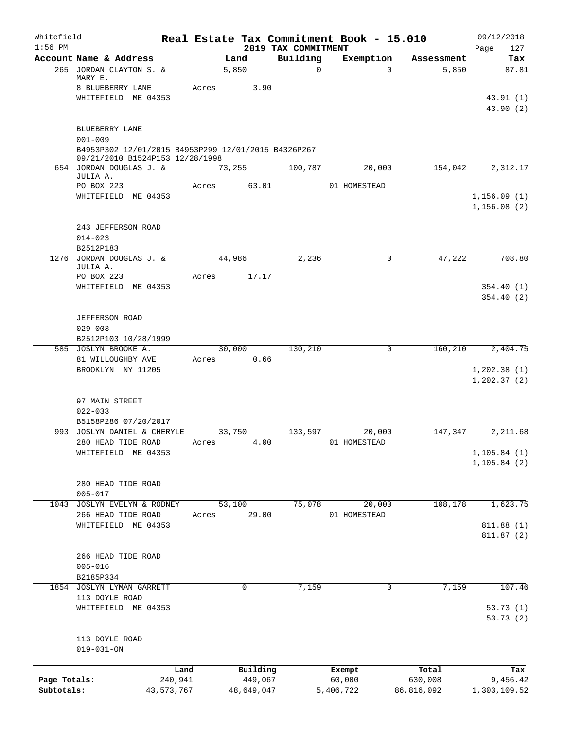Whitefield
1:56 PM

# Real Estate Tax Commitment Book - 15.010

## 2019 TAX COMMITMENT

09/12/2018
Page 127

| Account Name & Address | Land | Building | Exemption | Assessment | Tax |
|---|---|---|---|---|---|
| 265 JORDAN CLAYTON S. & MARY E. | 5,850 | 0 | 0 | 5,850 | 87.81 |
| 8 BLUEBERRY LANE | Acres 3.90 | | | | |
| WHITEFIELD ME 04353 | | | | | 43.91 (1) |
| | | | | | 43.90 (2) |
| BLUEBERRY LANE | | | | | |
| 001-009 | | | | | |
| B4953P302 12/01/2015 B4953P299 12/01/2015 B4326P267 09/21/2010 B1524P153 12/28/1998 | | | | | |
| 654 JORDAN DOUGLAS J. & JULIA A. | 73,255 | 100,787 | 20,000 | 154,042 | 2,312.17 |
| PO BOX 223 | Acres 63.01 | | 01 HOMESTEAD | | |
| WHITEFIELD ME 04353 | | | | | 1,156.09 (1) |
| | | | | | 1,156.08 (2) |
| 243 JEFFERSON ROAD | | | | | |
| 014-023 | | | | | |
| B2512P183 | | | | | |
| 1276 JORDAN DOUGLAS J. & JULIA A. | 44,986 | 2,236 | 0 | 47,222 | 708.80 |
| PO BOX 223 | Acres 17.17 | | | | |
| WHITEFIELD ME 04353 | | | | | 354.40 (1) |
| | | | | | 354.40 (2) |
| JEFFERSON ROAD | | | | | |
| 029-003 | | | | | |
| B2512P103 10/28/1999 | | | | | |
| 585 JOSLYN BROOKE A. | 30,000 | 130,210 | 0 | 160,210 | 2,404.75 |
| 81 WILLOUGHBY AVE | Acres 0.66 | | | | |
| BROOKLYN NY 11205 | | | | | 1,202.38 (1) |
| | | | | | 1,202.37 (2) |
| 97 MAIN STREET | | | | | |
| 022-033 | | | | | |
| B5158P286 07/20/2017 | | | | | |
| 993 JOSLYN DANIEL & CHERYLE | 33,750 | 133,597 | 20,000 | 147,347 | 2,211.68 |
| 280 HEAD TIDE ROAD | Acres 4.00 | | 01 HOMESTEAD | | |
| WHITEFIELD ME 04353 | | | | | 1,105.84 (1) |
| | | | | | 1,105.84 (2) |
| 280 HEAD TIDE ROAD | | | | | |
| 005-017 | | | | | |
| 1043 JOSLYN EVELYN & RODNEY | 53,100 | 75,078 | 20,000 | 108,178 | 1,623.75 |
| 266 HEAD TIDE ROAD | Acres 29.00 | | 01 HOMESTEAD | | |
| WHITEFIELD ME 04353 | | | | | 811.88 (1) |
| | | | | | 811.87 (2) |
| 266 HEAD TIDE ROAD | | | | | |
| 005-016 | | | | | |
| B2185P334 | | | | | |
| 1854 JOSLYN LYMAN GARRETT | 0 | 7,159 | 0 | 7,159 | 107.46 |
| 113 DOYLE ROAD | | | | | |
| WHITEFIELD ME 04353 | | | | | 53.73 (1) |
| | | | | | 53.73 (2) |
| 113 DOYLE ROAD | | | | | |
| 019-031-ON | | | | | |

| | Land | Building | Exempt | Total | Tax |
|---|---|---|---|---|---|
| Page Totals: | 240,941 | 449,067 | 60,000 | 630,008 | 9,456.42 |
| Subtotals: | 43,573,767 | 48,649,047 | 5,406,722 | 86,816,092 | 1,303,109.52 |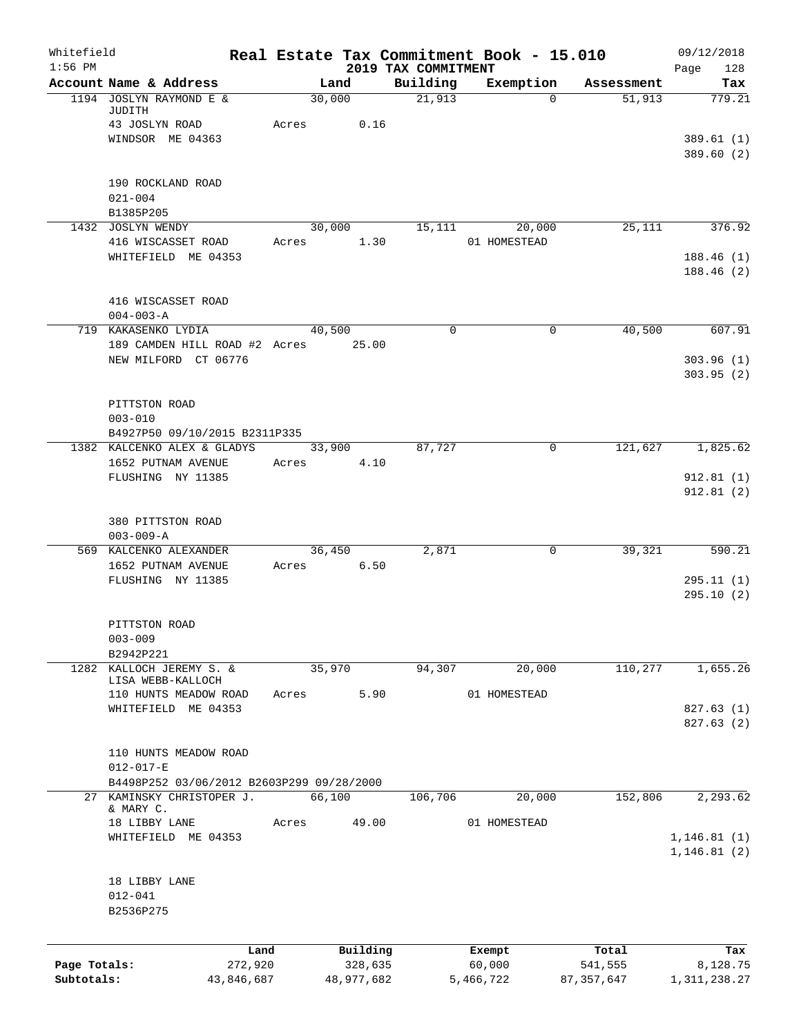Whitefield 1:56 PM

# Real Estate Tax Commitment Book - 15.010

## 2019 TAX COMMITMENT

09/12/2018 Page 128

| Account Name & Address | Land | Building | Exemption | Assessment | Tax |
|---|---|---|---|---|---|
| 1194 JOSLYN RAYMOND E & JUDITH | 30,000 | 21,913 | 0 | 51,913 | 779.21 |
| 43 JOSLYN ROAD | Acres 0.16 | | | | |
| WINDSOR ME 04363 | | | | | 389.61 (1) |
| | | | | | 389.60 (2) |
| 190 ROCKLAND ROAD | | | | | |
| 021-004 | | | | | |
| B1385P205 | | | | | |
| 1432 JOSLYN WENDY | 30,000 | 15,111 | 20,000 | 25,111 | 376.92 |
| 416 WISCASSET ROAD | Acres 1.30 | | 01 HOMESTEAD | | |
| WHITEFIELD ME 04353 | | | | | 188.46 (1) |
| | | | | | 188.46 (2) |
| 416 WISCASSET ROAD | | | | | |
| 004-003-A | | | | | |
| 719 KAKASENKO LYDIA | 40,500 | 0 | 0 | 40,500 | 607.91 |
| 189 CAMDEN HILL ROAD #2 | Acres 25.00 | | | | |
| NEW MILFORD CT 06776 | | | | | 303.96 (1) |
| | | | | | 303.95 (2) |
| PITTSTON ROAD | | | | | |
| 003-010 | | | | | |
| B4927P50 09/10/2015 B2311P335 | | | | | |
| 1382 KALCENKO ALEX & GLADYS | 33,900 | 87,727 | 0 | 121,627 | 1,825.62 |
| 1652 PUTNAM AVENUE | Acres 4.10 | | | | |
| FLUSHING NY 11385 | | | | | 912.81 (1) |
| | | | | | 912.81 (2) |
| 380 PITTSTON ROAD | | | | | |
| 003-009-A | | | | | |
| 569 KALCENKO ALEXANDER | 36,450 | 2,871 | 0 | 39,321 | 590.21 |
| 1652 PUTNAM AVENUE | Acres 6.50 | | | | |
| FLUSHING NY 11385 | | | | | 295.11 (1) |
| | | | | | 295.10 (2) |
| PITTSTON ROAD | | | | | |
| 003-009 | | | | | |
| B2942P221 | | | | | |
| 1282 KALLOCH JEREMY S. & LISA WEBB-KALLOCH | 35,970 | 94,307 | 20,000 | 110,277 | 1,655.26 |
| 110 HUNTS MEADOW ROAD | Acres 5.90 | | 01 HOMESTEAD | | |
| WHITEFIELD ME 04353 | | | | | 827.63 (1) |
| | | | | | 827.63 (2) |
| 110 HUNTS MEADOW ROAD | | | | | |
| 012-017-E | | | | | |
| B4498P252 03/06/2012 B2603P299 09/28/2000 | | | | | |
| 27 KAMINSKY CHRISTOPER J. & MARY C. | 66,100 | 106,706 | 20,000 | 152,806 | 2,293.62 |
| 18 LIBBY LANE | Acres 49.00 | | 01 HOMESTEAD | | |
| WHITEFIELD ME 04353 | | | | | 1,146.81 (1) |
| | | | | | 1,146.81 (2) |
| 18 LIBBY LANE | | | | | |
| 012-041 | | | | | |
| B2536P275 | | | | | |

| | Land | Building | Exempt | Total | Tax |
|---|---|---|---|---|---|
| Page Totals: | 272,920 | 328,635 | 60,000 | 541,555 | 8,128.75 |
| Subtotals: | 43,846,687 | 48,977,682 | 5,466,722 | 87,357,647 | 1,311,238.27 |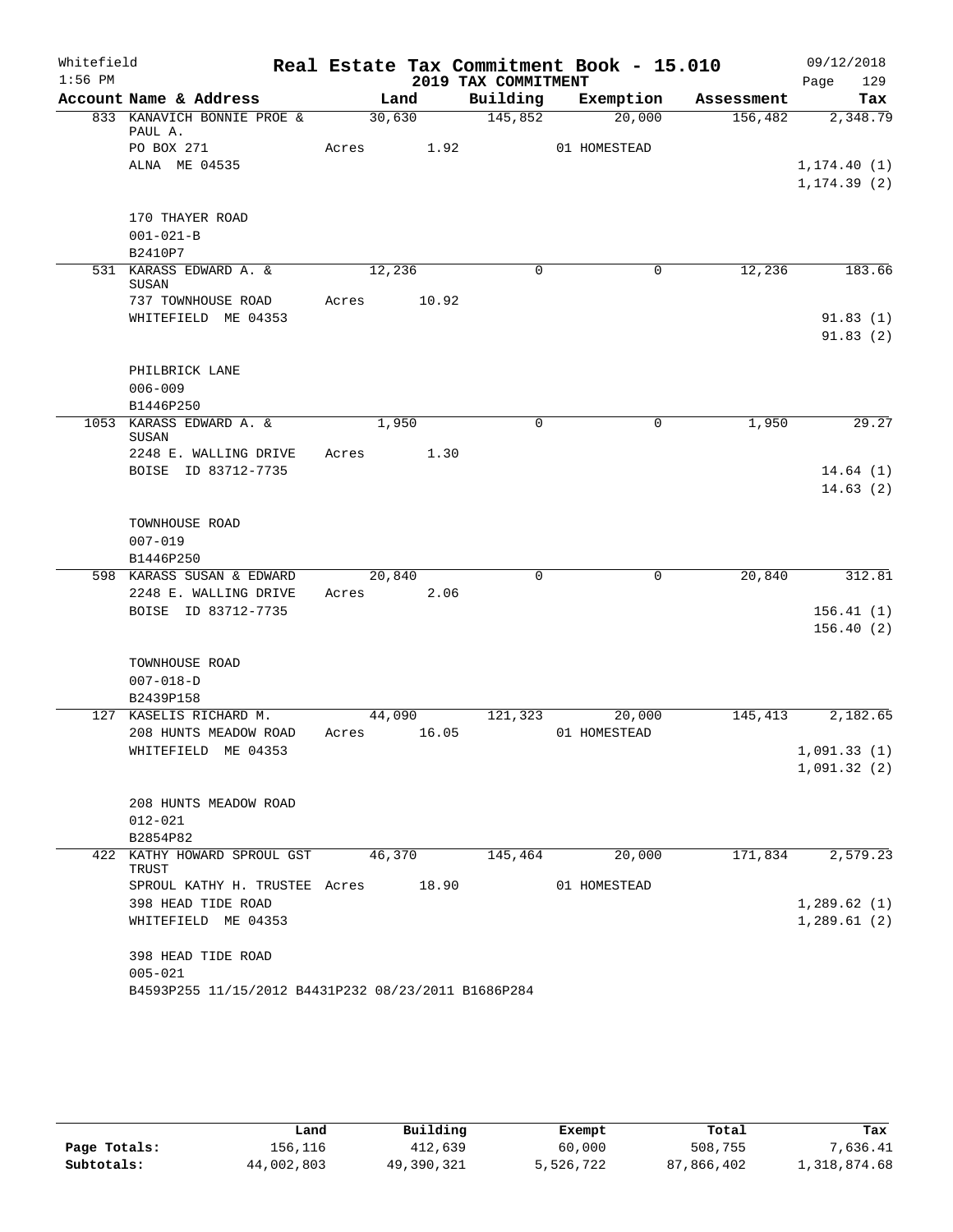Whitefield 1:56 PM

**Real Estate Tax Commitment Book - 15.010**

**2019 TAX COMMITMENT**

09/12/2018 Page 129

| Account Name & Address | Land | Building | Exemption | Assessment | Tax |
|---|---|---|---|---|---|
| 833 KANAVICH BONNIE PROE & PAUL A. | 30,630 | 145,852 | 20,000 | 156,482 | 2,348.79 |
| PO BOX 271 | Acres 1.92 | | 01 HOMESTEAD | | |
| ALNA ME 04535 | | | | | 1,174.40 (1) |
| | | | | | 1,174.39 (2) |
| 170 THAYER ROAD | | | | | |
| 001-021-B | | | | | |
| B2410P7 | | | | | |
| 531 KARASS EDWARD A. & SUSAN | 12,236 | 0 | 0 | 12,236 | 183.66 |
| 737 TOWNHOUSE ROAD | Acres 10.92 | | | | |
| WHITEFIELD ME 04353 | | | | | 91.83 (1) |
| | | | | | 91.83 (2) |
| PHILBRICK LANE | | | | | |
| 006-009 | | | | | |
| B1446P250 | | | | | |
| 1053 KARASS EDWARD A. & SUSAN | 1,950 | 0 | 0 | 1,950 | 29.27 |
| 2248 E. WALLING DRIVE | Acres 1.30 | | | | |
| BOISE ID 83712-7735 | | | | | 14.64 (1) |
| | | | | | 14.63 (2) |
| TOWNHOUSE ROAD | | | | | |
| 007-019 | | | | | |
| B1446P250 | | | | | |
| 598 KARASS SUSAN & EDWARD | 20,840 | 0 | 0 | 20,840 | 312.81 |
| 2248 E. WALLING DRIVE | Acres 2.06 | | | | |
| BOISE ID 83712-7735 | | | | | 156.41 (1) |
| | | | | | 156.40 (2) |
| TOWNHOUSE ROAD | | | | | |
| 007-018-D | | | | | |
| B2439P158 | | | | | |
| 127 KASELIS RICHARD M. | 44,090 | 121,323 | 20,000 | 145,413 | 2,182.65 |
| 208 HUNTS MEADOW ROAD | Acres 16.05 | | 01 HOMESTEAD | | |
| WHITEFIELD ME 04353 | | | | | 1,091.33 (1) |
| | | | | | 1,091.32 (2) |
| 208 HUNTS MEADOW ROAD | | | | | |
| 012-021 | | | | | |
| B2854P82 | | | | | |
| 422 KATHY HOWARD SPROUL GST TRUST | 46,370 | 145,464 | 20,000 | 171,834 | 2,579.23 |
| SPROUL KATHY H. TRUSTEE | Acres 18.90 | | 01 HOMESTEAD | | |
| 398 HEAD TIDE ROAD | | | | | 1,289.62 (1) |
| WHITEFIELD ME 04353 | | | | | 1,289.61 (2) |
| 398 HEAD TIDE ROAD | | | | | |
| 005-021 | | | | | |
| B4593P255 11/15/2012 B4431P232 08/23/2011 B1686P284 | | | | | |

| | Land | Building | Exempt | Total | Tax |
|---|---|---|---|---|---|
| Page Totals: | 156,116 | 412,639 | 60,000 | 508,755 | 7,636.41 |
| Subtotals: | 44,002,803 | 49,390,321 | 5,526,722 | 87,866,402 | 1,318,874.68 |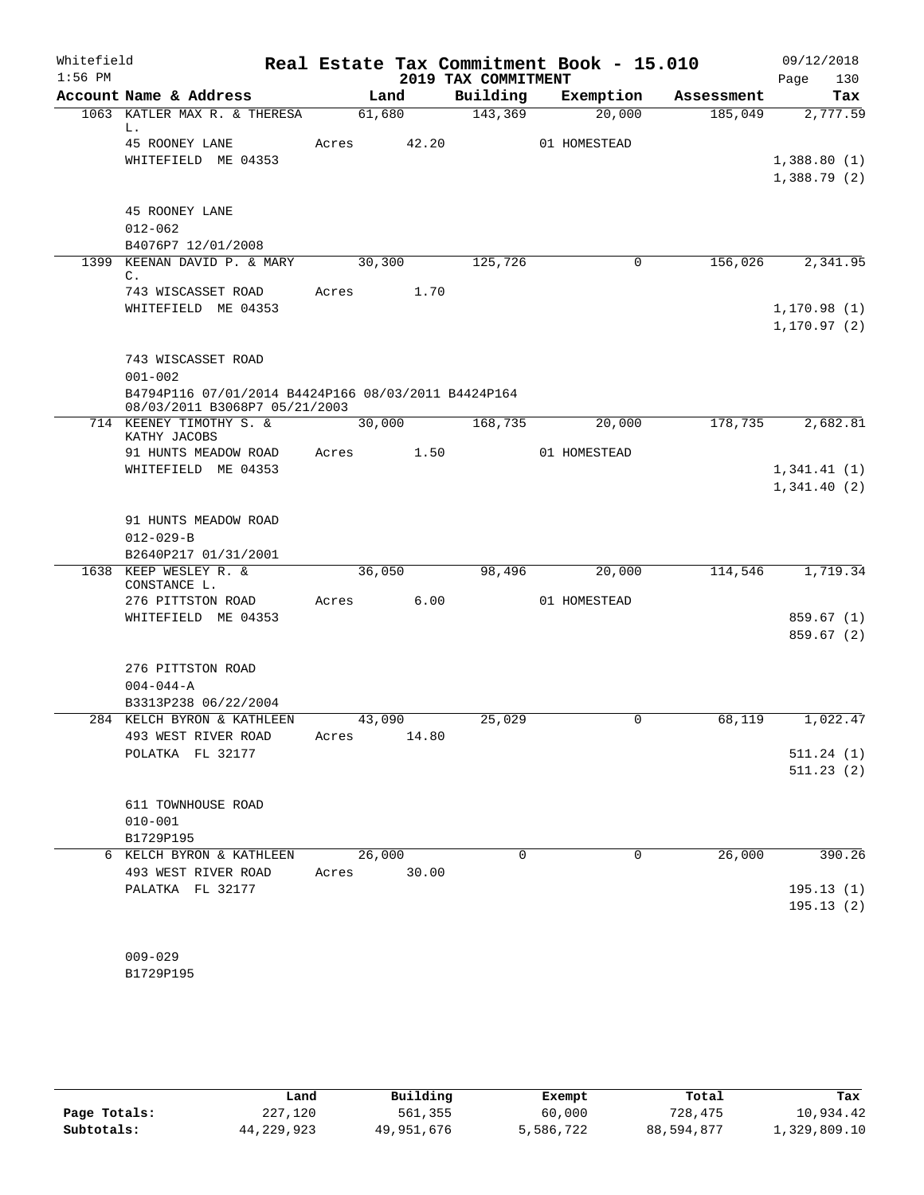Whitefield 1:56 PM

# Real Estate Tax Commitment Book - 15.010

## 2019 TAX COMMITMENT

09/12/2018 Page 130

| Account Name & Address | Land | Building | Exemption | Assessment | Tax |
|---|---|---|---|---|---|
| 1063 KATLER MAX R. & THERESA L. | 61,680 | 143,369 | 20,000 | 185,049 | 2,777.59 |
| 45 ROONEY LANE | Acres 42.20 | | 01 HOMESTEAD | | |
| WHITEFIELD ME 04353 | | | | | 1,388.80 (1) |
| | | | | | 1,388.79 (2) |
| 45 ROONEY LANE | | | | | |
| 012-062 | | | | | |
| B4076P7 12/01/2008 | | | | | |
| 1399 KEENAN DAVID P. & MARY C. | 30,300 | 125,726 | 0 | 156,026 | 2,341.95 |
| 743 WISCASSET ROAD | Acres 1.70 | | | | |
| WHITEFIELD ME 04353 | | | | | 1,170.98 (1) |
| | | | | | 1,170.97 (2) |
| 743 WISCASSET ROAD | | | | | |
| 001-002 | | | | | |
| B4794P116 07/01/2014 B4424P166 08/03/2011 B4424P164 08/03/2011 B3068P7 05/21/2003 | | | | | |
| 714 KEENEY TIMOTHY S. & KATHY JACOBS | 30,000 | 168,735 | 20,000 | 178,735 | 2,682.81 |
| 91 HUNTS MEADOW ROAD | Acres 1.50 | | 01 HOMESTEAD | | |
| WHITEFIELD ME 04353 | | | | | 1,341.41 (1) |
| | | | | | 1,341.40 (2) |
| 91 HUNTS MEADOW ROAD | | | | | |
| 012-029-B | | | | | |
| B2640P217 01/31/2001 | | | | | |
| 1638 KEEP WESLEY R. & CONSTANCE L. | 36,050 | 98,496 | 20,000 | 114,546 | 1,719.34 |
| 276 PITTSTON ROAD | Acres 6.00 | | 01 HOMESTEAD | | |
| WHITEFIELD ME 04353 | | | | | 859.67 (1) |
| | | | | | 859.67 (2) |
| 276 PITTSTON ROAD | | | | | |
| 004-044-A | | | | | |
| B3313P238 06/22/2004 | | | | | |
| 284 KELCH BYRON & KATHLEEN | 43,090 | 25,029 | 0 | 68,119 | 1,022.47 |
| 493 WEST RIVER ROAD | Acres 14.80 | | | | |
| POLATKA FL 32177 | | | | | 511.24 (1) |
| | | | | | 511.23 (2) |
| 611 TOWNHOUSE ROAD | | | | | |
| 010-001 | | | | | |
| B1729P195 | | | | | |
| 6 KELCH BYRON & KATHLEEN | 26,000 | 0 | 0 | 26,000 | 390.26 |
| 493 WEST RIVER ROAD | Acres 30.00 | | | | |
| PALATKA FL 32177 | | | | | 195.13 (1) |
| | | | | | 195.13 (2) |
| 009-029 | | | | | |
| B1729P195 | | | | | |

| | Land | Building | Exempt | Total | Tax |
|---|---|---|---|---|---|
| Page Totals: | 227,120 | 561,355 | 60,000 | 728,475 | 10,934.42 |
| Subtotals: | 44,229,923 | 49,951,676 | 5,586,722 | 88,594,877 | 1,329,809.10 |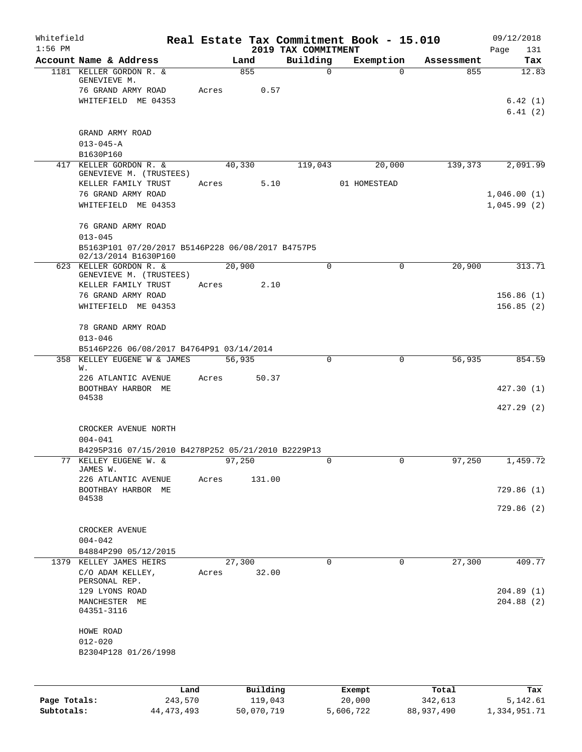Whitefield 1:56 PM

# Real Estate Tax Commitment Book - 15.010

## 2019 TAX COMMITMENT

09/12/2018 Page 131

| Account Name & Address | Land | Building | Exemption | Assessment | Tax |
|---|---|---|---|---|---|
| 1181 KELLER GORDON R. & GENEVIEVE M. | 855 | 0 | 0 | 855 | 12.83 |
| 76 GRAND ARMY ROAD | Acres 0.57 | | | | |
| WHITEFIELD ME 04353 | | | | | 6.42 (1) |
| | | | | | 6.41 (2) |
| GRAND ARMY ROAD | | | | | |
| 013-045-A | | | | | |
| B1630P160 | | | | | |
| 417 KELLER GORDON R. & GENEVIEVE M. (TRUSTEES) | 40,330 | 119,043 | 20,000 | 139,373 | 2,091.99 |
| KELLER FAMILY TRUST | Acres 5.10 | | 01 HOMESTEAD | | |
| 76 GRAND ARMY ROAD | | | | | 1,046.00 (1) |
| WHITEFIELD ME 04353 | | | | | 1,045.99 (2) |
| 76 GRAND ARMY ROAD | | | | | |
| 013-045 | | | | | |
| B5163P101 07/20/2017 B5146P228 06/08/2017 B4757P5 02/13/2014 B1630P160 | | | | | |
| 623 KELLER GORDON R. & GENEVIEVE M. (TRUSTEES) | 20,900 | 0 | 0 | 20,900 | 313.71 |
| KELLER FAMILY TRUST | Acres 2.10 | | | | |
| 76 GRAND ARMY ROAD | | | | | 156.86 (1) |
| WHITEFIELD ME 04353 | | | | | 156.85 (2) |
| 78 GRAND ARMY ROAD | | | | | |
| 013-046 | | | | | |
| B5146P226 06/08/2017 B4764P91 03/14/2014 | | | | | |
| 358 KELLEY EUGENE W & JAMES W. | 56,935 | 0 | 0 | 56,935 | 854.59 |
| 226 ATLANTIC AVENUE | Acres 50.37 | | | | |
| BOOTHBAY HARBOR ME 04538 | | | | | 427.30 (1) |
| | | | | | 427.29 (2) |
| CROCKER AVENUE NORTH | | | | | |
| 004-041 | | | | | |
| B4295P316 07/15/2010 B4278P252 05/21/2010 B2229P13 | | | | | |
| 77 KELLEY EUGENE W. & JAMES W. | 97,250 | 0 | 0 | 97,250 | 1,459.72 |
| 226 ATLANTIC AVENUE | Acres 131.00 | | | | |
| BOOTHBAY HARBOR ME 04538 | | | | | 729.86 (1) |
| | | | | | 729.86 (2) |
| CROCKER AVENUE | | | | | |
| 004-042 | | | | | |
| B4884P290 05/12/2015 | | | | | |
| 1379 KELLEY JAMES HEIRS | 27,300 | 0 | 0 | 27,300 | 409.77 |
| C/O ADAM KELLEY, PERSONAL REP. | Acres 32.00 | | | | |
| 129 LYONS ROAD | | | | | 204.89 (1) |
| MANCHESTER ME 04351-3116 | | | | | 204.88 (2) |
| HOWE ROAD | | | | | |
| 012-020 | | | | | |
| B2304P128 01/26/1998 | | | | | |

| | Land | Building | Exempt | Total | Tax |
|---|---|---|---|---|---|
| **Page Totals:** | 243,570 | 119,043 | 20,000 | 342,613 | 5,142.61 |
| **Subtotals:** | 44,473,493 | 50,070,719 | 5,606,722 | 88,937,490 | 1,334,951.71 |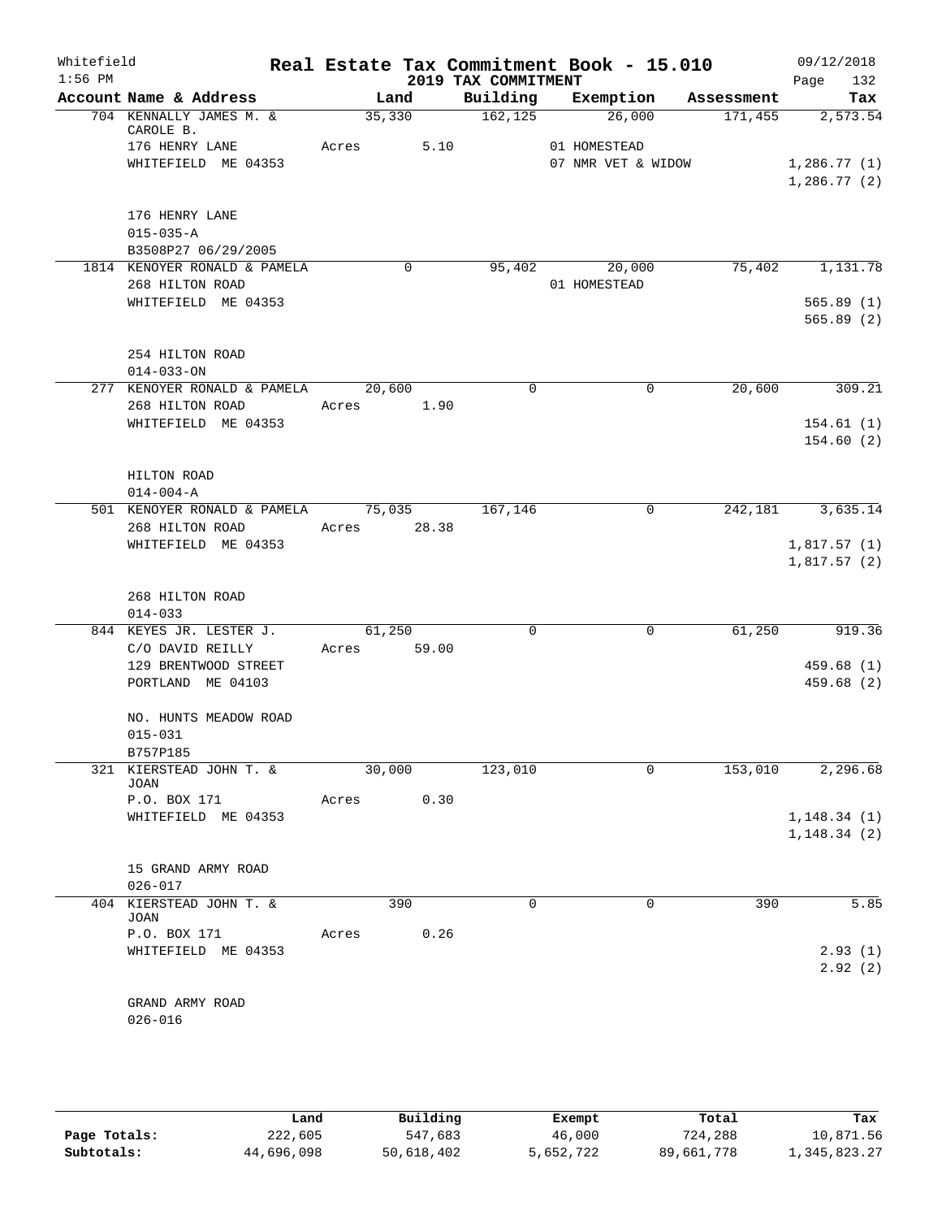Whitefield 1:56 PM

# Real Estate Tax Commitment Book - 15.010

## 2019 TAX COMMITMENT

09/12/2018 Page 132

| Account Name & Address | Land | Building | Exemption | Assessment | Tax |
|---|---|---|---|---|---|
| 704 KENNALLY JAMES M. & CAROLE B. | 35,330 | 162,125 | 26,000 | 171,455 | 2,573.54 |
| 176 HENRY LANE | Acres 5.10 | | 01 HOMESTEAD | | |
| WHITEFIELD ME 04353 | | | 07 NMR VET & WIDOW | | 1,286.77 (1) |
| | | | | | 1,286.77 (2) |
| 176 HENRY LANE | | | | | |
| 015-035-A | | | | | |
| B3508P27 06/29/2005 | | | | | |
| 1814 KENOYER RONALD & PAMELA | 0 | 95,402 | 20,000 | 75,402 | 1,131.78 |
| 268 HILTON ROAD | | | 01 HOMESTEAD | | |
| WHITEFIELD ME 04353 | | | | | 565.89 (1) |
| | | | | | 565.89 (2) |
| 254 HILTON ROAD | | | | | |
| 014-033-ON | | | | | |
| 277 KENOYER RONALD & PAMELA | 20,600 | 0 | 0 | 20,600 | 309.21 |
| 268 HILTON ROAD | Acres 1.90 | | | | |
| WHITEFIELD ME 04353 | | | | | 154.61 (1) |
| | | | | | 154.60 (2) |
| HILTON ROAD | | | | | |
| 014-004-A | | | | | |
| 501 KENOYER RONALD & PAMELA | 75,035 | 167,146 | 0 | 242,181 | 3,635.14 |
| 268 HILTON ROAD | Acres 28.38 | | | | |
| WHITEFIELD ME 04353 | | | | | 1,817.57 (1) |
| | | | | | 1,817.57 (2) |
| 268 HILTON ROAD | | | | | |
| 014-033 | | | | | |
| 844 KEYES JR. LESTER J. | 61,250 | 0 | 0 | 61,250 | 919.36 |
| C/O DAVID REILLY | Acres 59.00 | | | | |
| 129 BRENTWOOD STREET | | | | | 459.68 (1) |
| PORTLAND ME 04103 | | | | | 459.68 (2) |
| NO. HUNTS MEADOW ROAD | | | | | |
| 015-031 | | | | | |
| B757P185 | | | | | |
| 321 KIERSTEAD JOHN T. & JOAN | 30,000 | 123,010 | 0 | 153,010 | 2,296.68 |
| P.O. BOX 171 | Acres 0.30 | | | | |
| WHITEFIELD ME 04353 | | | | | 1,148.34 (1) |
| | | | | | 1,148.34 (2) |
| 15 GRAND ARMY ROAD | | | | | |
| 026-017 | | | | | |
| 404 KIERSTEAD JOHN T. & JOAN | 390 | 0 | 0 | 390 | 5.85 |
| P.O. BOX 171 | Acres 0.26 | | | | |
| WHITEFIELD ME 04353 | | | | | 2.93 (1) |
| | | | | | 2.92 (2) |
| GRAND ARMY ROAD | | | | | |
| 026-016 | | | | | |

| | Land | Building | Exempt | Total | Tax |
|---|---|---|---|---|---|
| Page Totals: | 222,605 | 547,683 | 46,000 | 724,288 | 10,871.56 |
| Subtotals: | 44,696,098 | 50,618,402 | 5,652,722 | 89,661,778 | 1,345,823.27 |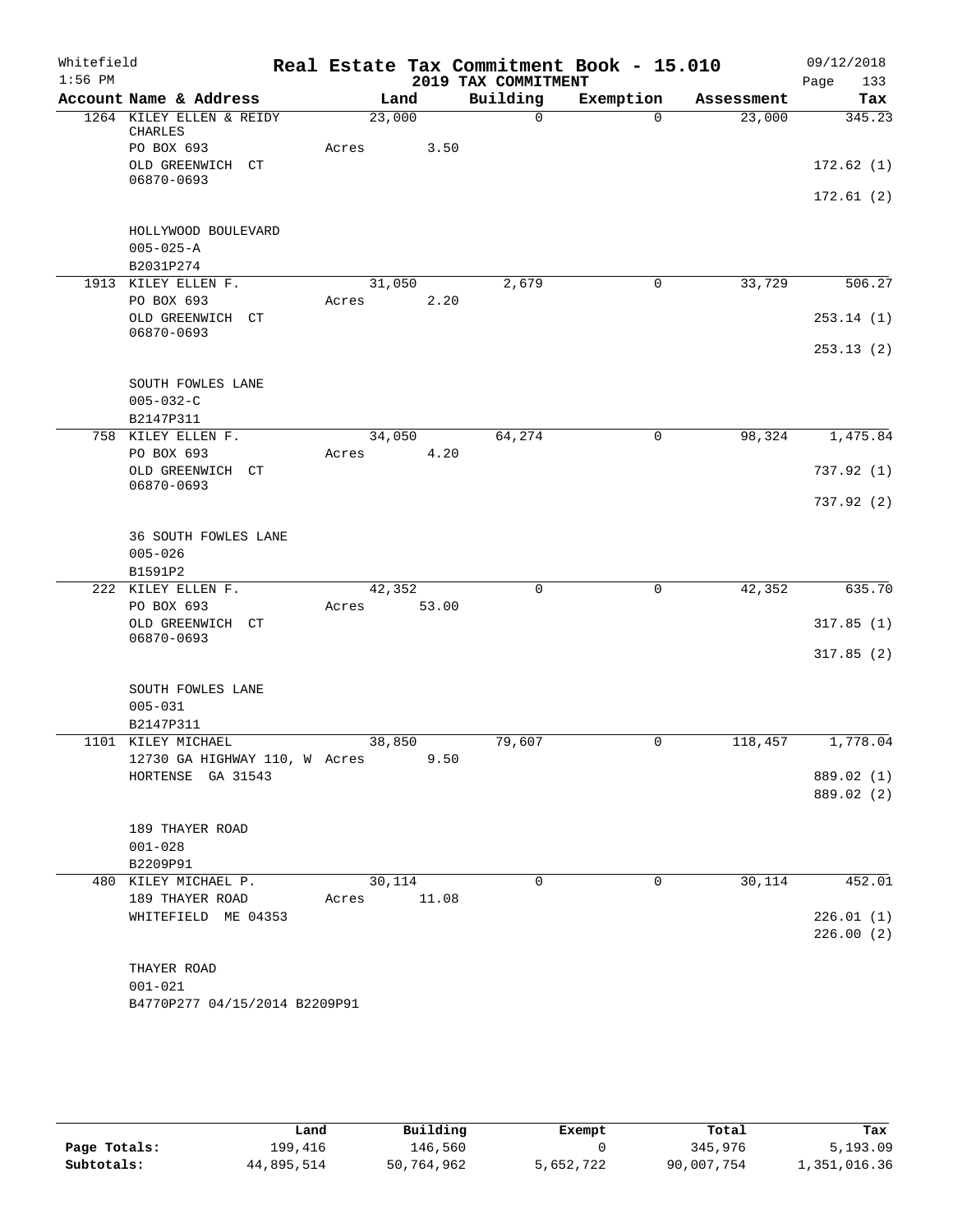Whitefield 1:56 PM

# Real Estate Tax Commitment Book - 15.010

## 2019 TAX COMMITMENT

09/12/2018 Page 133

| Account Name & Address | Land | Building | Exemption | Assessment | Tax |
|---|---|---|---|---|---|
| 1264 KILEY ELLEN & REIDY CHARLES | 23,000 | 0 | 0 | 23,000 | 345.23 |
| PO BOX 693 | Acres 3.50 | | | | |
| OLD GREENWICH CT 06870-0693 | | | | | 172.62 (1) |
| | | | | | 172.61 (2) |
| HOLLYWOOD BOULEVARD | | | | | |
| 005-025-A | | | | | |
| B2031P274 | | | | | |
| 1913 KILEY ELLEN F. | 31,050 | 2,679 | 0 | 33,729 | 506.27 |
| PO BOX 693 | Acres 2.20 | | | | |
| OLD GREENWICH CT 06870-0693 | | | | | 253.14 (1) |
| | | | | | 253.13 (2) |
| SOUTH FOWLES LANE | | | | | |
| 005-032-C | | | | | |
| B2147P311 | | | | | |
| 758 KILEY ELLEN F. | 34,050 | 64,274 | 0 | 98,324 | 1,475.84 |
| PO BOX 693 | Acres 4.20 | | | | |
| OLD GREENWICH CT 06870-0693 | | | | | 737.92 (1) |
| | | | | | 737.92 (2) |
| 36 SOUTH FOWLES LANE | | | | | |
| 005-026 | | | | | |
| B1591P2 | | | | | |
| 222 KILEY ELLEN F. | 42,352 | 0 | 0 | 42,352 | 635.70 |
| PO BOX 693 | Acres 53.00 | | | | |
| OLD GREENWICH CT 06870-0693 | | | | | 317.85 (1) |
| | | | | | 317.85 (2) |
| SOUTH FOWLES LANE | | | | | |
| 005-031 | | | | | |
| B2147P311 | | | | | |
| 1101 KILEY MICHAEL | 38,850 | 79,607 | 0 | 118,457 | 1,778.04 |
| 12730 GA HIGHWAY 110, W | Acres 9.50 | | | | |
| HORTENSE GA 31543 | | | | | 889.02 (1) |
| | | | | | 889.02 (2) |
| 189 THAYER ROAD | | | | | |
| 001-028 | | | | | |
| B2209P91 | | | | | |
| 480 KILEY MICHAEL P. | 30,114 | 0 | 0 | 30,114 | 452.01 |
| 189 THAYER ROAD | Acres 11.08 | | | | |
| WHITEFIELD ME 04353 | | | | | 226.01 (1) |
| | | | | | 226.00 (2) |
| THAYER ROAD | | | | | |
| 001-021 | | | | | |
| B4770P277 04/15/2014 B2209P91 | | | | | |

| | Land | Building | Exempt | Total | Tax |
|---|---|---|---|---|---|
| Page Totals: | 199,416 | 146,560 | 0 | 345,976 | 5,193.09 |
| Subtotals: | 44,895,514 | 50,764,962 | 5,652,722 | 90,007,754 | 1,351,016.36 |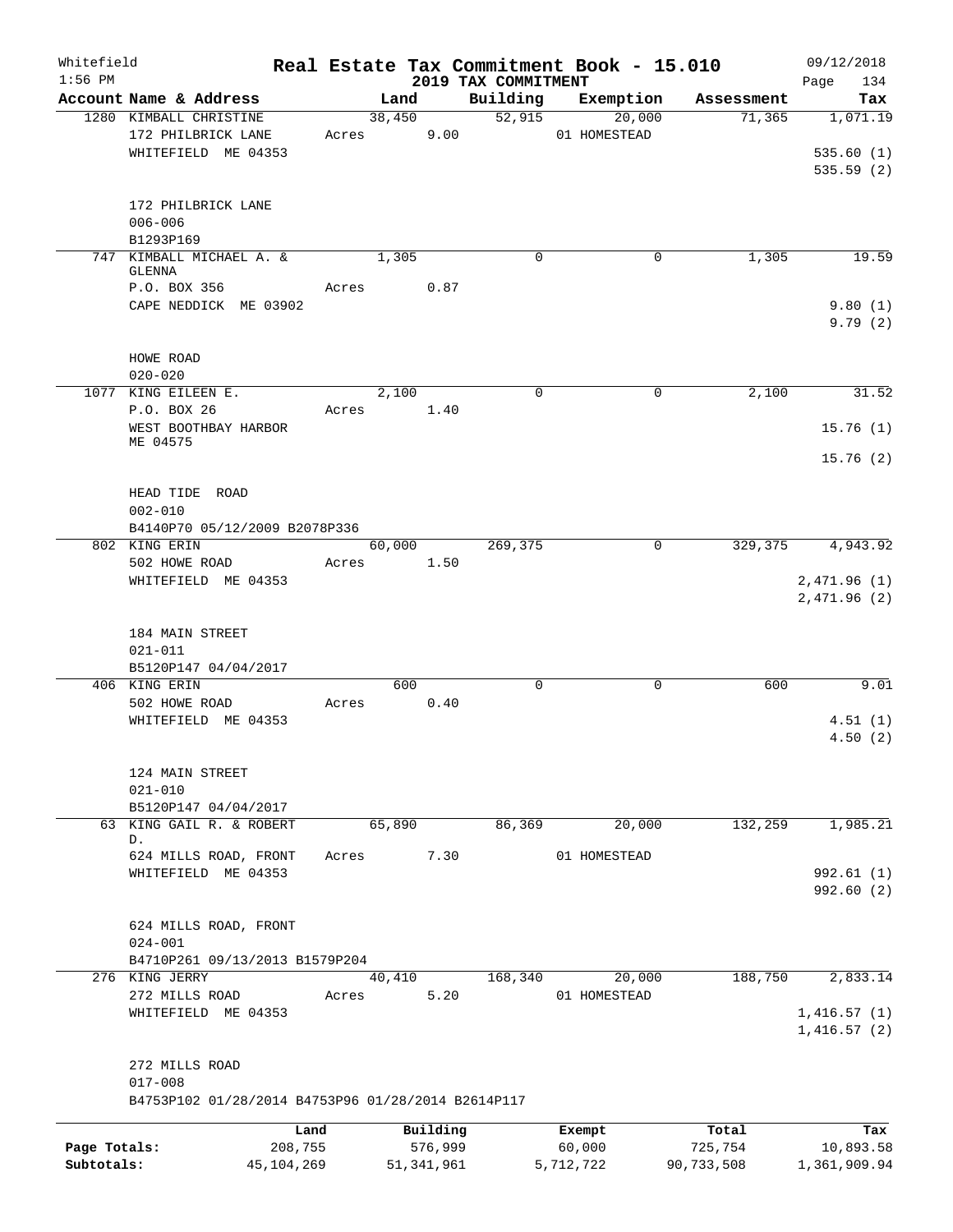Whitefield 1:56 PM

# Real Estate Tax Commitment Book - 15.010

## 2019 TAX COMMITMENT

09/12/2018

| Account Name & Address | Land | Building | Exemption | Assessment | Tax |
|---|---|---|---|---|---|
| 1280 KIMBALL CHRISTINE<br>172 PHILBRICK LANE<br>WHITEFIELD ME 04353<br><br>172 PHILBRICK LANE<br>006-006<br>B1293P169 | 38,450<br>Acres 9.00 | 52,915 | 20,000<br>01 HOMESTEAD | 71,365 | 1,071.19<br><br>535.60 (1)<br>535.59 (2) |
| 747 KIMBALL MICHAEL A. & GLENNA<br>P.O. BOX 356<br>CAPE NEDDICK ME 03902<br><br>HOWE ROAD<br>020-020 | 1,305<br>Acres 0.87 | 0 | 0 | 1,305 | 19.59<br><br>9.80 (1)<br>9.79 (2) |
| 1077 KING EILEEN E.<br>P.O. BOX 26<br>WEST BOOTHBAY HARBOR ME 04575<br><br>HEAD TIDE ROAD<br>002-010<br>B4140P70 05/12/2009 B2078P336 | 2,100<br>Acres 1.40 | 0 | 0 | 2,100 | 31.52<br><br>15.76 (1)<br>15.76 (2) |
| 802 KING ERIN<br>502 HOWE ROAD<br>WHITEFIELD ME 04353<br><br>184 MAIN STREET<br>021-011<br>B5120P147 04/04/2017 | 60,000<br>Acres 1.50 | 269,375 | 0 | 329,375 | 4,943.92<br><br>2,471.96 (1)<br>2,471.96 (2) |
| 406 KING ERIN<br>502 HOWE ROAD<br>WHITEFIELD ME 04353<br><br>124 MAIN STREET<br>021-010<br>B5120P147 04/04/2017 | 600<br>Acres 0.40 | 0 | 0 | 600 | 9.01<br><br>4.51 (1)<br>4.50 (2) |
| 63 KING GAIL R. & ROBERT D.<br>624 MILLS ROAD, FRONT<br>WHITEFIELD ME 04353<br><br>624 MILLS ROAD, FRONT<br>024-001<br>B4710P261 09/13/2013 B1579P204 | 65,890<br>Acres 7.30 | 86,369 | 20,000<br>01 HOMESTEAD | 132,259 | 1,985.21<br><br>992.61 (1)<br>992.60 (2) |
| 276 KING JERRY<br>272 MILLS ROAD<br>WHITEFIELD ME 04353<br><br>272 MILLS ROAD<br>017-008<br>B4753P102 01/28/2014 B4753P96 01/28/2014 B2614P117 | 40,410<br>Acres 5.20 | 168,340 | 20,000<br>01 HOMESTEAD | 188,750 | 2,833.14<br><br>1,416.57 (1)<br>1,416.57 (2) |

| | Land | Building | Exempt | Total | Tax |
|---|---|---|---|---|---|
| Page Totals: | 208,755 | 576,999 | 60,000 | 725,754 | 10,893.58 |
| Subtotals: | 45,104,269 | 51,341,961 | 5,712,722 | 90,733,508 | 1,361,909.94 |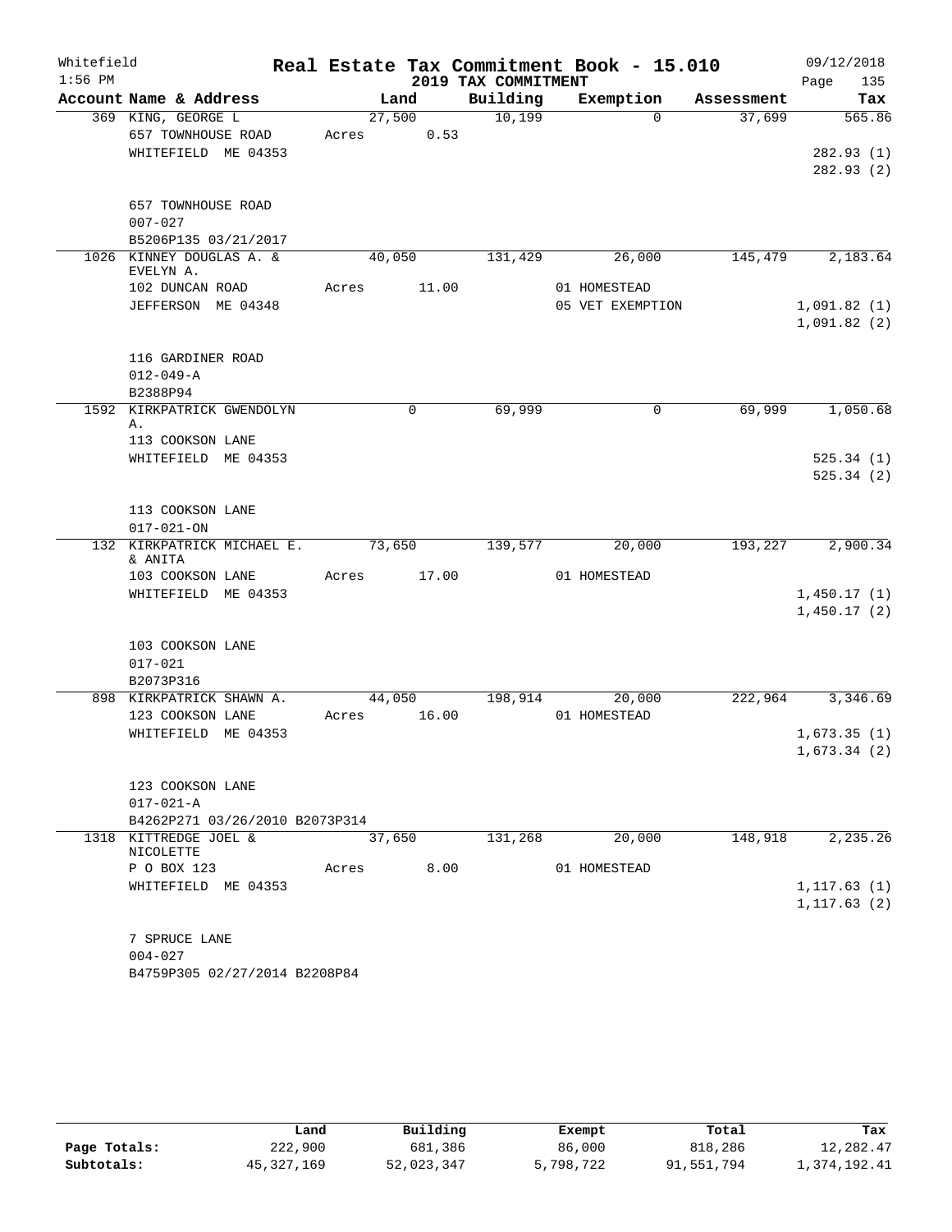Whitefield 1:56 PM

# Real Estate Tax Commitment Book - 15.010

## 2019 TAX COMMITMENT

09/12/2018 Page 135

| Account Name & Address | Land | Building | Exemption | Assessment | Tax |
|---|---|---|---|---|---|
| 369 KING, GEORGE L | 27,500 | 10,199 | 0 | 37,699 | 565.86 |
| 657 TOWNHOUSE ROAD | Acres 0.53 | | | | |
| WHITEFIELD ME 04353 | | | | | 282.93 (1) |
| | | | | | 282.93 (2) |
| 657 TOWNHOUSE ROAD | | | | | |
| 007-027 | | | | | |
| B5206P135 03/21/2017 | | | | | |
| 1026 KINNEY DOUGLAS A. & EVELYN A. | 40,050 | 131,429 | 26,000 | 145,479 | 2,183.64 |
| 102 DUNCAN ROAD | Acres 11.00 | | 01 HOMESTEAD | | |
| JEFFERSON ME 04348 | | | 05 VET EXEMPTION | | 1,091.82 (1) |
| | | | | | 1,091.82 (2) |
| 116 GARDINER ROAD | | | | | |
| 012-049-A | | | | | |
| B2388P94 | | | | | |
| 1592 KIRKPATRICK GWENDOLYN A. | 0 | 69,999 | 0 | 69,999 | 1,050.68 |
| 113 COOKSON LANE | | | | | |
| WHITEFIELD ME 04353 | | | | | 525.34 (1) |
| | | | | | 525.34 (2) |
| 113 COOKSON LANE | | | | | |
| 017-021-ON | | | | | |
| 132 KIRKPATRICK MICHAEL E. & ANITA | 73,650 | 139,577 | 20,000 | 193,227 | 2,900.34 |
| 103 COOKSON LANE | Acres 17.00 | | 01 HOMESTEAD | | |
| WHITEFIELD ME 04353 | | | | | 1,450.17 (1) |
| | | | | | 1,450.17 (2) |
| 103 COOKSON LANE | | | | | |
| 017-021 | | | | | |
| B2073P316 | | | | | |
| 898 KIRKPATRICK SHAWN A. | 44,050 | 198,914 | 20,000 | 222,964 | 3,346.69 |
| 123 COOKSON LANE | Acres 16.00 | | 01 HOMESTEAD | | |
| WHITEFIELD ME 04353 | | | | | 1,673.35 (1) |
| | | | | | 1,673.34 (2) |
| 123 COOKSON LANE | | | | | |
| 017-021-A | | | | | |
| B4262P271 03/26/2010 B2073P314 | | | | | |
| 1318 KITTREDGE JOEL & NICOLETTE | 37,650 | 131,268 | 20,000 | 148,918 | 2,235.26 |
| P O BOX 123 | Acres 8.00 | | 01 HOMESTEAD | | |
| WHITEFIELD ME 04353 | | | | | 1,117.63 (1) |
| | | | | | 1,117.63 (2) |
| 7 SPRUCE LANE | | | | | |
| 004-027 | | | | | |
| B4759P305 02/27/2014 B2208P84 | | | | | |

| | Land | Building | Exempt | Total | Tax |
|---|---|---|---|---|---|
| Page Totals: | 222,900 | 681,386 | 86,000 | 818,286 | 12,282.47 |
| Subtotals: | 45,327,169 | 52,023,347 | 5,798,722 | 91,551,794 | 1,374,192.41 |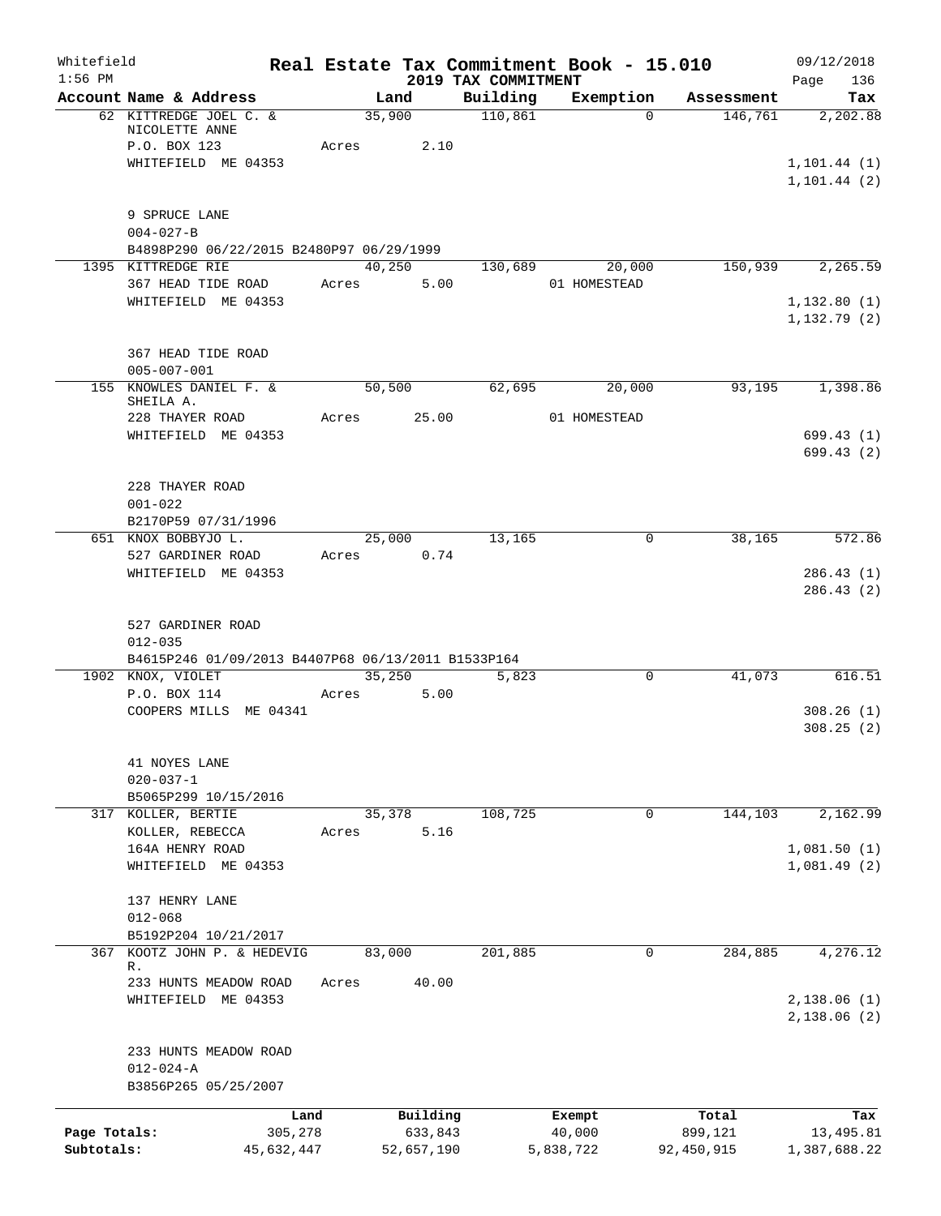Whitefield 1:56 PM

# Real Estate Tax Commitment Book - 15.010

## 2019 TAX COMMITMENT

09/12/2018 Page 136

| Account Name & Address | Land | Building | Exemption | Assessment | Tax |
|---|---|---|---|---|---|
| 62 KITTREDGE JOEL C. & NICOLETTE ANNE | 35,900 | 110,861 | 0 | 146,761 | 2,202.88 |
| P.O. BOX 123 | Acres 2.10 | | | | |
| WHITEFIELD ME 04353 | | | | | 1,101.44 (1) |
| | | | | | 1,101.44 (2) |
| 9 SPRUCE LANE | | | | | |
| 004-027-B | | | | | |
| B4898P290 06/22/2015 B2480P97 06/29/1999 | | | | | |
| 1395 KITTREDGE RIE | 40,250 | 130,689 | 20,000 | 150,939 | 2,265.59 |
| 367 HEAD TIDE ROAD | Acres 5.00 | | 01 HOMESTEAD | | |
| WHITEFIELD ME 04353 | | | | | 1,132.80 (1) |
| | | | | | 1,132.79 (2) |
| 367 HEAD TIDE ROAD | | | | | |
| 005-007-001 | | | | | |
| 155 KNOWLES DANIEL F. & SHEILA A. | 50,500 | 62,695 | 20,000 | 93,195 | 1,398.86 |
| 228 THAYER ROAD | Acres 25.00 | | 01 HOMESTEAD | | |
| WHITEFIELD ME 04353 | | | | | 699.43 (1) |
| | | | | | 699.43 (2) |
| 228 THAYER ROAD | | | | | |
| 001-022 | | | | | |
| B2170P59 07/31/1996 | | | | | |
| 651 KNOX BOBBYJO L. | 25,000 | 13,165 | 0 | 38,165 | 572.86 |
| 527 GARDINER ROAD | Acres 0.74 | | | | |
| WHITEFIELD ME 04353 | | | | | 286.43 (1) |
| | | | | | 286.43 (2) |
| 527 GARDINER ROAD | | | | | |
| 012-035 | | | | | |
| B4615P246 01/09/2013 B4407P68 06/13/2011 B1533P164 | | | | | |
| 1902 KNOX, VIOLET | 35,250 | 5,823 | 0 | 41,073 | 616.51 |
| P.O. BOX 114 | Acres 5.00 | | | | |
| COOPERS MILLS ME 04341 | | | | | 308.26 (1) |
| | | | | | 308.25 (2) |
| 41 NOYES LANE | | | | | |
| 020-037-1 | | | | | |
| B5065P299 10/15/2016 | | | | | |
| 317 KOLLER, BERTIE | 35,378 | 108,725 | 0 | 144,103 | 2,162.99 |
| KOLLER, REBECCA | Acres 5.16 | | | | |
| 164A HENRY ROAD | | | | | 1,081.50 (1) |
| WHITEFIELD ME 04353 | | | | | 1,081.49 (2) |
| 137 HENRY LANE | | | | | |
| 012-068 | | | | | |
| B5192P204 10/21/2017 | | | | | |
| 367 KOOTZ JOHN P. & HEDEVIG R. | 83,000 | 201,885 | 0 | 284,885 | 4,276.12 |
| 233 HUNTS MEADOW ROAD | Acres 40.00 | | | | |
| WHITEFIELD ME 04353 | | | | | 2,138.06 (1) |
| | | | | | 2,138.06 (2) |
| 233 HUNTS MEADOW ROAD | | | | | |
| 012-024-A | | | | | |
| B3856P265 05/25/2007 | | | | | |

| | Land | Building | Exempt | Total | Tax |
|---|---|---|---|---|---|
| Page Totals: | 305,278 | 633,843 | 40,000 | 899,121 | 13,495.81 |
| Subtotals: | 45,632,447 | 52,657,190 | 5,838,722 | 92,450,915 | 1,387,688.22 |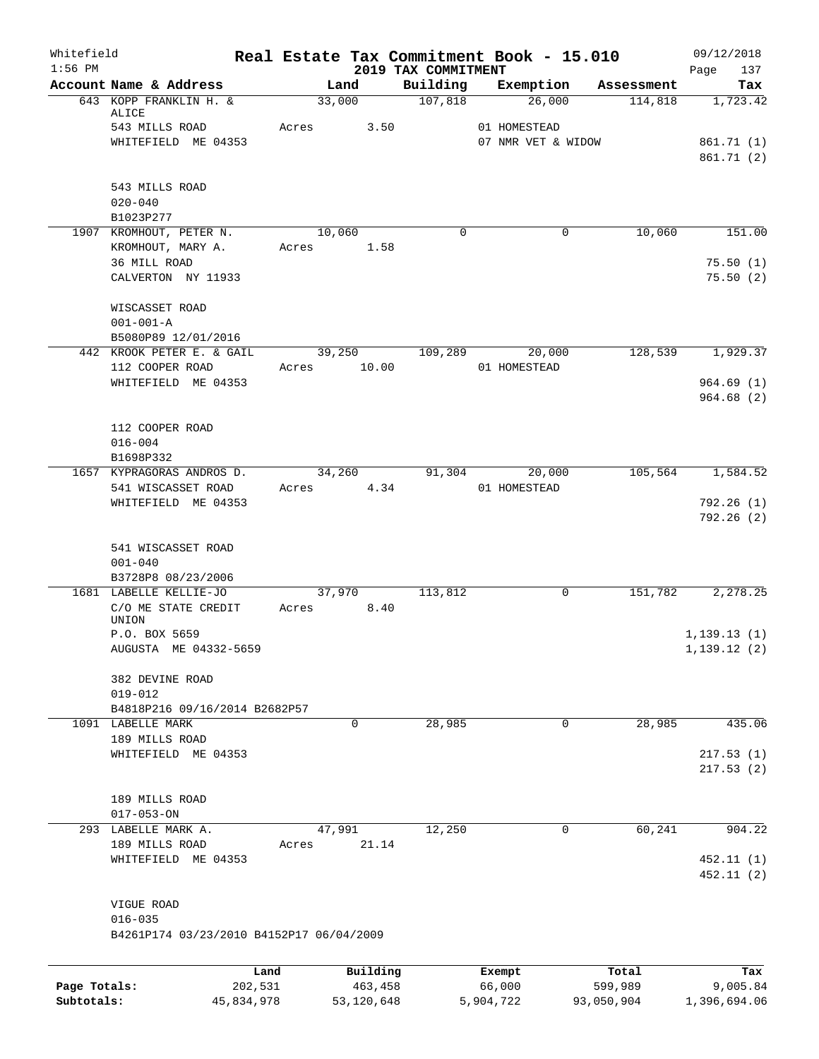Whitefield 1:56 PM

# Real Estate Tax Commitment Book - 15.010

## 2019 TAX COMMITMENT

09/12/2018

| Account Name & Address | Land | Building | Exemption | Assessment | Tax |
|---|---|---|---|---|---|
| 643 KOPP FRANKLIN H. & ALICE | 33,000 | 107,818 | 26,000 | 114,818 | 1,723.42 |
| 543 MILLS ROAD | Acres 3.50 | | 01 HOMESTEAD | | |
| WHITEFIELD ME 04353 | | | 07 NMR VET & WIDOW | | 861.71 (1) |
| | | | | | 861.71 (2) |
| 543 MILLS ROAD | | | | | |
| 020-040 | | | | | |
| B1023P277 | | | | | |
| 1907 KROMHOUT, PETER N. | 10,060 | 0 | 0 | 10,060 | 151.00 |
| KROMHOUT, MARY A. | Acres 1.58 | | | | |
| 36 MILL ROAD | | | | | 75.50 (1) |
| CALVERTON NY 11933 | | | | | 75.50 (2) |
| WISCASSET ROAD | | | | | |
| 001-001-A | | | | | |
| B5080P89 12/01/2016 | | | | | |
| 442 KROOK PETER E. & GAIL | 39,250 | 109,289 | 20,000 | 128,539 | 1,929.37 |
| 112 COOPER ROAD | Acres 10.00 | | 01 HOMESTEAD | | |
| WHITEFIELD ME 04353 | | | | | 964.69 (1) |
| | | | | | 964.68 (2) |
| 112 COOPER ROAD | | | | | |
| 016-004 | | | | | |
| B1698P332 | | | | | |
| 1657 KYPRAGORAS ANDROS D. | 34,260 | 91,304 | 20,000 | 105,564 | 1,584.52 |
| 541 WISCASSET ROAD | Acres 4.34 | | 01 HOMESTEAD | | |
| WHITEFIELD ME 04353 | | | | | 792.26 (1) |
| | | | | | 792.26 (2) |
| 541 WISCASSET ROAD | | | | | |
| 001-040 | | | | | |
| B3728P8 08/23/2006 | | | | | |
| 1681 LABELLE KELLIE-JO | 37,970 | 113,812 | 0 | 151,782 | 2,278.25 |
| C/O ME STATE CREDIT UNION | Acres 8.40 | | | | |
| P.O. BOX 5659 | | | | | 1,139.13 (1) |
| AUGUSTA ME 04332-5659 | | | | | 1,139.12 (2) |
| 382 DEVINE ROAD | | | | | |
| 019-012 | | | | | |
| B4818P216 09/16/2014 B2682P57 | | | | | |
| 1091 LABELLE MARK | 0 | 28,985 | 0 | 28,985 | 435.06 |
| 189 MILLS ROAD | | | | | |
| WHITEFIELD ME 04353 | | | | | 217.53 (1) |
| | | | | | 217.53 (2) |
| 189 MILLS ROAD | | | | | |
| 017-053-ON | | | | | |
| 293 LABELLE MARK A. | 47,991 | 12,250 | 0 | 60,241 | 904.22 |
| 189 MILLS ROAD | Acres 21.14 | | | | |
| WHITEFIELD ME 04353 | | | | | 452.11 (1) |
| | | | | | 452.11 (2) |
| VIGUE ROAD | | | | | |
| 016-035 | | | | | |
| B4261P174 03/23/2010 B4152P17 06/04/2009 | | | | | |

| | Land | Building | Exempt | Total | Tax |
|---|---|---|---|---|---|
| Page Totals: | 202,531 | 463,458 | 66,000 | 599,989 | 9,005.84 |
| Subtotals: | 45,834,978 | 53,120,648 | 5,904,722 | 93,050,904 | 1,396,694.06 |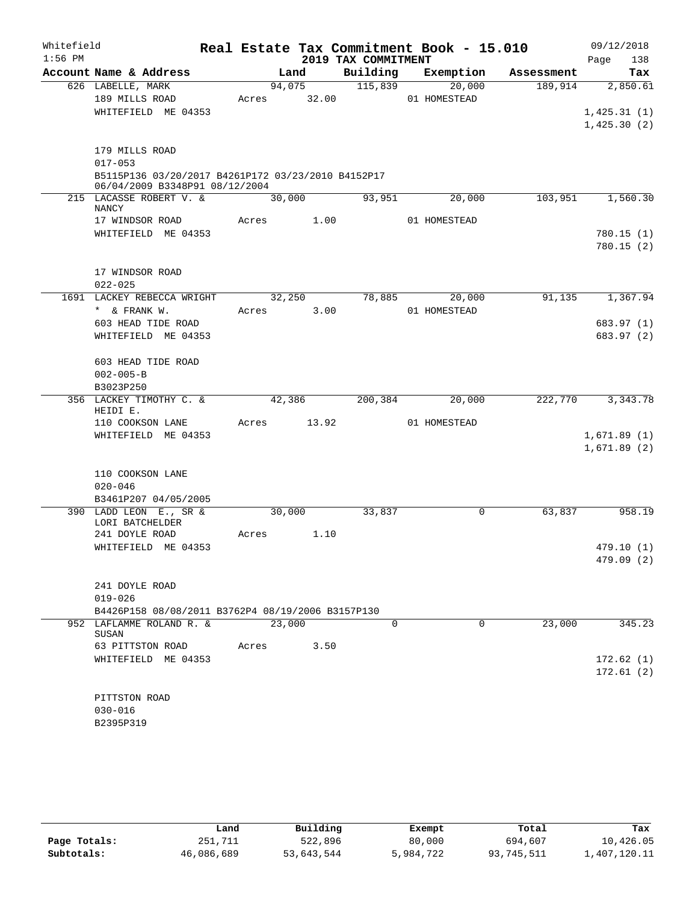Whitefield — Real Estate Tax Commitment Book - 15.010 — 09/12/2018
1:56 PM — 2019 TAX COMMITMENT

| Account Name & Address | Land | Building | Exemption | Assessment | Tax |
|---|---|---|---|---|---|
| 626 LABELLE, MARK | 94,075 | 115,839 | 20,000 | 189,914 | 2,850.61 |
| 189 MILLS ROAD | Acres 32.00 | | 01 HOMESTEAD | | |
| WHITEFIELD ME 04353 | | | | | 1,425.31 (1) |
| | | | | | 1,425.30 (2) |
| 179 MILLS ROAD | | | | | |
| 017-053 | | | | | |
| B5115P136 03/20/2017 B4261P172 03/23/2010 B4152P17 06/04/2009 B3348P91 08/12/2004 | | | | | |
| 215 LACASSE ROBERT V. & NANCY | 30,000 | 93,951 | 20,000 | 103,951 | 1,560.30 |
| 17 WINDSOR ROAD | Acres 1.00 | | 01 HOMESTEAD | | |
| WHITEFIELD ME 04353 | | | | | 780.15 (1) |
| | | | | | 780.15 (2) |
| 17 WINDSOR ROAD | | | | | |
| 022-025 | | | | | |
| 1691 LACKEY REBECCA WRIGHT | 32,250 | 78,885 | 20,000 | 91,135 | 1,367.94 |
| * & FRANK W. | Acres 3.00 | | 01 HOMESTEAD | | |
| 603 HEAD TIDE ROAD | | | | | 683.97 (1) |
| WHITEFIELD ME 04353 | | | | | 683.97 (2) |
| 603 HEAD TIDE ROAD | | | | | |
| 002-005-B | | | | | |
| B3023P250 | | | | | |
| 356 LACKEY TIMOTHY C. & HEIDI E. | 42,386 | 200,384 | 20,000 | 222,770 | 3,343.78 |
| 110 COOKSON LANE | Acres 13.92 | | 01 HOMESTEAD | | |
| WHITEFIELD ME 04353 | | | | | 1,671.89 (1) |
| | | | | | 1,671.89 (2) |
| 110 COOKSON LANE | | | | | |
| 020-046 | | | | | |
| B3461P207 04/05/2005 | | | | | |
| 390 LADD LEON E., SR & LORI BATCHELDER | 30,000 | 33,837 | 0 | 63,837 | 958.19 |
| 241 DOYLE ROAD | Acres 1.10 | | | | |
| WHITEFIELD ME 04353 | | | | | 479.10 (1) |
| | | | | | 479.09 (2) |
| 241 DOYLE ROAD | | | | | |
| 019-026 | | | | | |
| B4426P158 08/08/2011 B3762P4 08/19/2006 B3157P130 | | | | | |
| 952 LAFLAMME ROLAND R. & SUSAN | 23,000 | 0 | 0 | 23,000 | 345.23 |
| 63 PITTSTON ROAD | Acres 3.50 | | | | |
| WHITEFIELD ME 04353 | | | | | 172.62 (1) |
| | | | | | 172.61 (2) |
| PITTSTON ROAD | | | | | |
| 030-016 | | | | | |
| B2395P319 | | | | | |

| | Land | Building | Exempt | Total | Tax |
|---|---|---|---|---|---|
| Page Totals: | 251,711 | 522,896 | 80,000 | 694,607 | 10,426.05 |
| Subtotals: | 46,086,689 | 53,643,544 | 5,984,722 | 93,745,511 | 1,407,120.11 |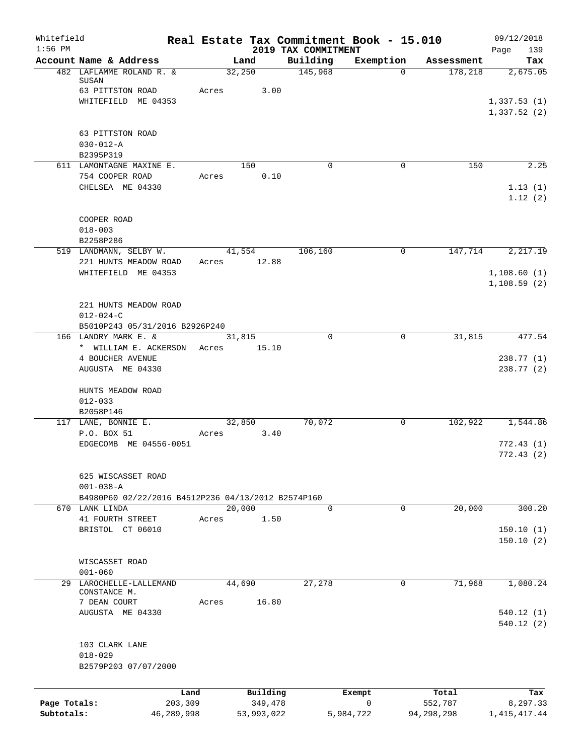Whitefield 1:56 PM

# Real Estate Tax Commitment Book - 15.010

## 2019 TAX COMMITMENT

09/12/2018 Page 139

| Account Name & Address | Land | Building | Exemption | Assessment | Tax |
|---|---|---|---|---|---|
| 482 LAFLAMME ROLAND R. & SUSAN | 32,250 | 145,968 | 0 | 178,218 | 2,675.05 |
| 63 PITTSTON ROAD | Acres 3.00 | | | | |
| WHITEFIELD ME 04353 | | | | | 1,337.53 (1) |
| | | | | | 1,337.52 (2) |
| 63 PITTSTON ROAD | | | | | |
| 030-012-A | | | | | |
| B2395P319 | | | | | |
| 611 LAMONTAGNE MAXINE E. | 150 | 0 | 0 | 150 | 2.25 |
| 754 COOPER ROAD | Acres 0.10 | | | | |
| CHELSEA ME 04330 | | | | | 1.13 (1) |
| | | | | | 1.12 (2) |
| COOPER ROAD | | | | | |
| 018-003 | | | | | |
| B2258P286 | | | | | |
| 519 LANDMANN, SELBY W. | 41,554 | 106,160 | 0 | 147,714 | 2,217.19 |
| 221 HUNTS MEADOW ROAD | Acres 12.88 | | | | |
| WHITEFIELD ME 04353 | | | | | 1,108.60 (1) |
| | | | | | 1,108.59 (2) |
| 221 HUNTS MEADOW ROAD | | | | | |
| 012-024-C | | | | | |
| B5010P243 05/31/2016 B2926P240 | | | | | |
| 166 LANDRY MARK E. & | 31,815 | 0 | 0 | 31,815 | 477.54 |
| * WILLIAM E. ACKERSON | Acres 15.10 | | | | |
| 4 BOUCHER AVENUE | | | | | 238.77 (1) |
| AUGUSTA ME 04330 | | | | | 238.77 (2) |
| HUNTS MEADOW ROAD | | | | | |
| 012-033 | | | | | |
| B2058P146 | | | | | |
| 117 LANE, BONNIE E. | 32,850 | 70,072 | 0 | 102,922 | 1,544.86 |
| P.O. BOX 51 | Acres 3.40 | | | | |
| EDGECOMB ME 04556-0051 | | | | | 772.43 (1) |
| | | | | | 772.43 (2) |
| 625 WISCASSET ROAD | | | | | |
| 001-038-A | | | | | |
| B4980P60 02/22/2016 B4512P236 04/13/2012 B2574P160 | | | | | |
| 670 LANK LINDA | 20,000 | 0 | 0 | 20,000 | 300.20 |
| 41 FOURTH STREET | Acres 1.50 | | | | |
| BRISTOL CT 06010 | | | | | 150.10 (1) |
| | | | | | 150.10 (2) |
| WISCASSET ROAD | | | | | |
| 001-060 | | | | | |
| 29 LAROCHELLE-LALLEMAND CONSTANCE M. | 44,690 | 27,278 | 0 | 71,968 | 1,080.24 |
| 7 DEAN COURT | Acres 16.80 | | | | |
| AUGUSTA ME 04330 | | | | | 540.12 (1) |
| | | | | | 540.12 (2) |
| 103 CLARK LANE | | | | | |
| 018-029 | | | | | |
| B2579P203 07/07/2000 | | | | | |

| | Land | Building | Exempt | Total | Tax |
|---|---|---|---|---|---|
| Page Totals: | 203,309 | 349,478 | 0 | 552,787 | 8,297.33 |
| Subtotals: | 46,289,998 | 53,993,022 | 5,984,722 | 94,298,298 | 1,415,417.44 |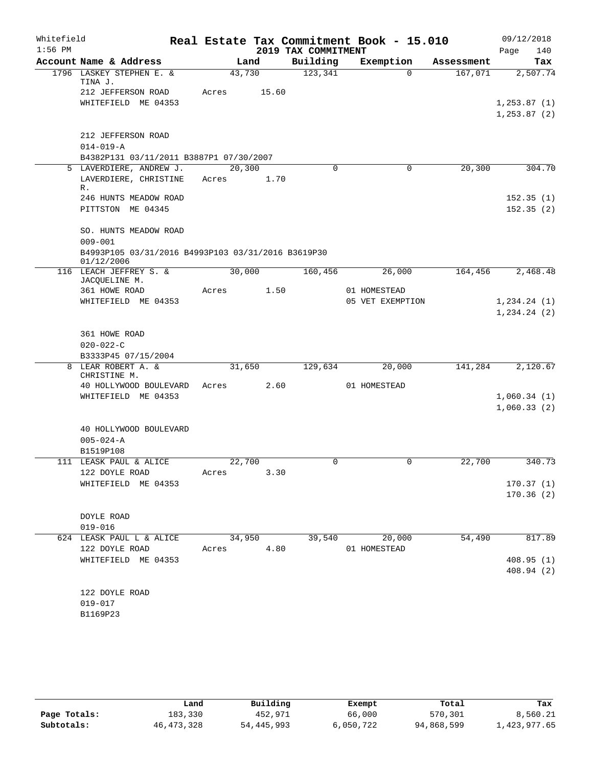Whitefield 1:56 PM

# Real Estate Tax Commitment Book - 15.010

## 2019 TAX COMMITMENT

09/12/2018

| Account Name & Address | Land | Building | Exemption | Assessment | Tax |
|---|---|---|---|---|---|
| 1796 LASKEY STEPHEN E. & TINA J. | 43,730 | 123,341 | 0 | 167,071 | 2,507.74 |
| 212 JEFFERSON ROAD | Acres 15.60 | | | | |
| WHITEFIELD ME 04353 | | | | | 1,253.87 (1) |
| | | | | | 1,253.87 (2) |
| 212 JEFFERSON ROAD | | | | | |
| 014-019-A | | | | | |
| B4382P131 03/11/2011 B3887P1 07/30/2007 | | | | | |
| 5 LAVERDIERE, ANDREW J. | 20,300 | 0 | 0 | 20,300 | 304.70 |
| LAVERDIERE, CHRISTINE R. | Acres 1.70 | | | | |
| 246 HUNTS MEADOW ROAD | | | | | 152.35 (1) |
| PITTSTON ME 04345 | | | | | 152.35 (2) |
| SO. HUNTS MEADOW ROAD | | | | | |
| 009-001 | | | | | |
| B4993P105 03/31/2016 B4993P103 03/31/2016 B3619P30 01/12/2006 | | | | | |
| 116 LEACH JEFFREY S. & JACQUELINE M. | 30,000 | 160,456 | 26,000 | 164,456 | 2,468.48 |
| 361 HOWE ROAD | Acres 1.50 | | 01 HOMESTEAD | | |
| WHITEFIELD ME 04353 | | | 05 VET EXEMPTION | | 1,234.24 (1) |
| | | | | | 1,234.24 (2) |
| 361 HOWE ROAD | | | | | |
| 020-022-C | | | | | |
| B3333P45 07/15/2004 | | | | | |
| 8 LEAR ROBERT A. & CHRISTINE M. | 31,650 | 129,634 | 20,000 | 141,284 | 2,120.67 |
| 40 HOLLYWOOD BOULEVARD | Acres 2.60 | | 01 HOMESTEAD | | |
| WHITEFIELD ME 04353 | | | | | 1,060.34 (1) |
| | | | | | 1,060.33 (2) |
| 40 HOLLYWOOD BOULEVARD | | | | | |
| 005-024-A | | | | | |
| B1519P108 | | | | | |
| 111 LEASK PAUL & ALICE | 22,700 | 0 | 0 | 22,700 | 340.73 |
| 122 DOYLE ROAD | Acres 3.30 | | | | |
| WHITEFIELD ME 04353 | | | | | 170.37 (1) |
| | | | | | 170.36 (2) |
| DOYLE ROAD | | | | | |
| 019-016 | | | | | |
| 624 LEASK PAUL L & ALICE | 34,950 | 39,540 | 20,000 | 54,490 | 817.89 |
| 122 DOYLE ROAD | Acres 4.80 | | 01 HOMESTEAD | | |
| WHITEFIELD ME 04353 | | | | | 408.95 (1) |
| | | | | | 408.94 (2) |
| 122 DOYLE ROAD | | | | | |
| 019-017 | | | | | |
| B1169P23 | | | | | |

| | Land | Building | Exempt | Total | Tax |
|---|---|---|---|---|---|
| Page Totals: | 183,330 | 452,971 | 66,000 | 570,301 | 8,560.21 |
| Subtotals: | 46,473,328 | 54,445,993 | 6,050,722 | 94,868,599 | 1,423,977.65 |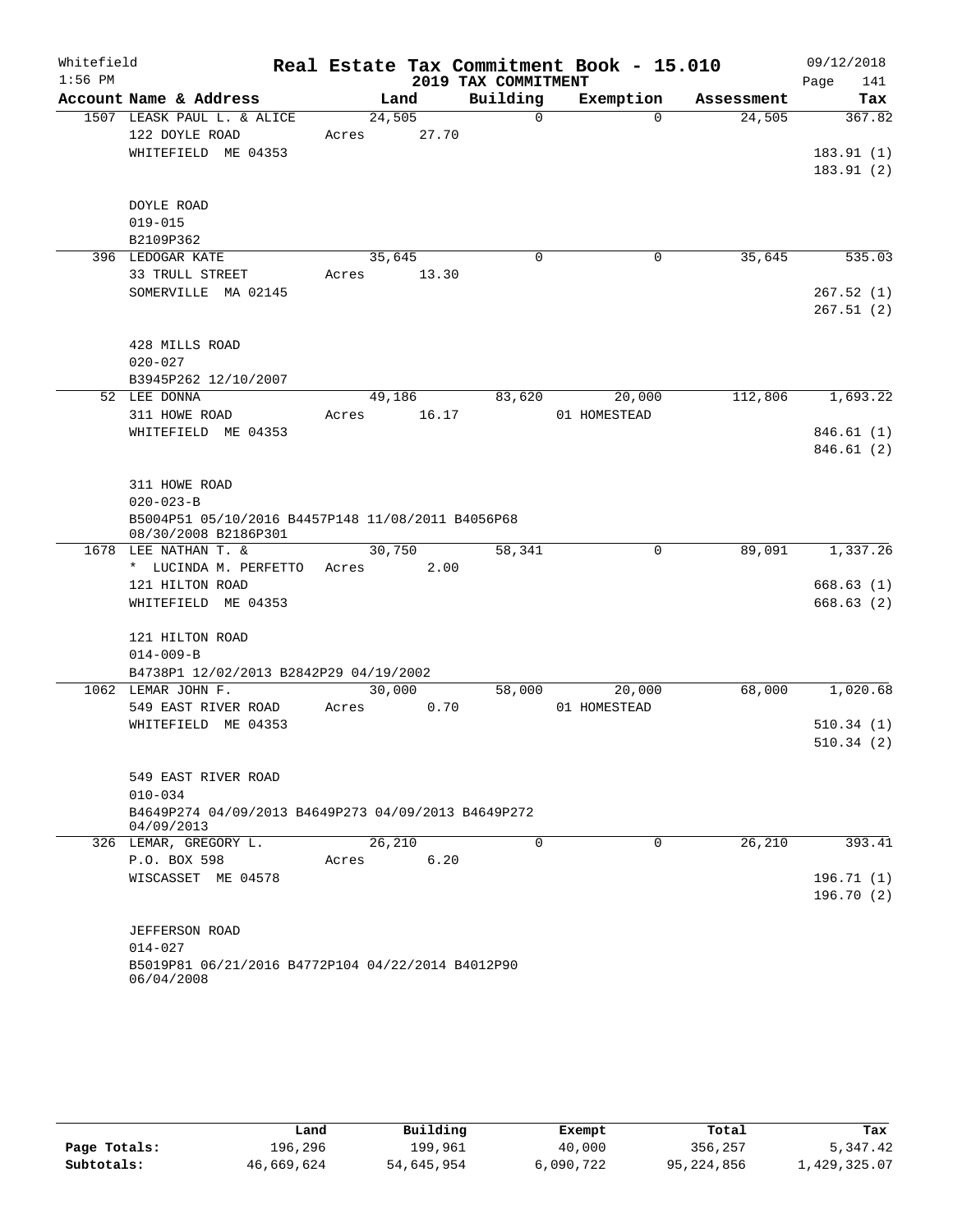Whitefield 1:56 PM

# Real Estate Tax Commitment Book - 15.010

## 2019 TAX COMMITMENT

09/12/2018 Page 141

| Account Name & Address | Land | Building | Exemption | Assessment | Tax |
|---|---|---|---|---|---|
| 1507 LEASK PAUL L. & ALICE | 24,505 | 0 | 0 | 24,505 | 367.82 |
| 122 DOYLE ROAD | Acres 27.70 | | | | |
| WHITEFIELD ME 04353 | | | | | 183.91 (1) |
| | | | | | 183.91 (2) |
| DOYLE ROAD | | | | | |
| 019-015 | | | | | |
| B2109P362 | | | | | |
| 396 LEDOGAR KATE | 35,645 | 0 | 0 | 35,645 | 535.03 |
| 33 TRULL STREET | Acres 13.30 | | | | |
| SOMERVILLE MA 02145 | | | | | 267.52 (1) |
| | | | | | 267.51 (2) |
| 428 MILLS ROAD | | | | | |
| 020-027 | | | | | |
| B3945P262 12/10/2007 | | | | | |
| 52 LEE DONNA | 49,186 | 83,620 | 20,000 | 112,806 | 1,693.22 |
| 311 HOWE ROAD | Acres 16.17 | | 01 HOMESTEAD | | |
| WHITEFIELD ME 04353 | | | | | 846.61 (1) |
| | | | | | 846.61 (2) |
| 311 HOWE ROAD | | | | | |
| 020-023-B | | | | | |
| B5004P51 05/10/2016 B4457P148 11/08/2011 B4056P68 08/30/2008 B2186P301 | | | | | |
| 1678 LEE NATHAN T. & | 30,750 | 58,341 | 0 | 89,091 | 1,337.26 |
| * LUCINDA M. PERFETTO | Acres 2.00 | | | | |
| 121 HILTON ROAD | | | | | 668.63 (1) |
| WHITEFIELD ME 04353 | | | | | 668.63 (2) |
| 121 HILTON ROAD | | | | | |
| 014-009-B | | | | | |
| B4738P1 12/02/2013 B2842P29 04/19/2002 | | | | | |
| 1062 LEMAR JOHN F. | 30,000 | 58,000 | 20,000 | 68,000 | 1,020.68 |
| 549 EAST RIVER ROAD | Acres 0.70 | | 01 HOMESTEAD | | |
| WHITEFIELD ME 04353 | | | | | 510.34 (1) |
| | | | | | 510.34 (2) |
| 549 EAST RIVER ROAD | | | | | |
| 010-034 | | | | | |
| B4649P274 04/09/2013 B4649P273 04/09/2013 B4649P272 04/09/2013 | | | | | |
| 326 LEMAR, GREGORY L. | 26,210 | 0 | 0 | 26,210 | 393.41 |
| P.O. BOX 598 | Acres 6.20 | | | | |
| WISCASSET ME 04578 | | | | | 196.71 (1) |
| | | | | | 196.70 (2) |
| JEFFERSON ROAD | | | | | |
| 014-027 | | | | | |
| B5019P81 06/21/2016 B4772P104 04/22/2014 B4012P90 06/04/2008 | | | | | |

| | Land | Building | Exempt | Total | Tax |
|---|---|---|---|---|---|
| Page Totals: | 196,296 | 199,961 | 40,000 | 356,257 | 5,347.42 |
| Subtotals: | 46,669,624 | 54,645,954 | 6,090,722 | 95,224,856 | 1,429,325.07 |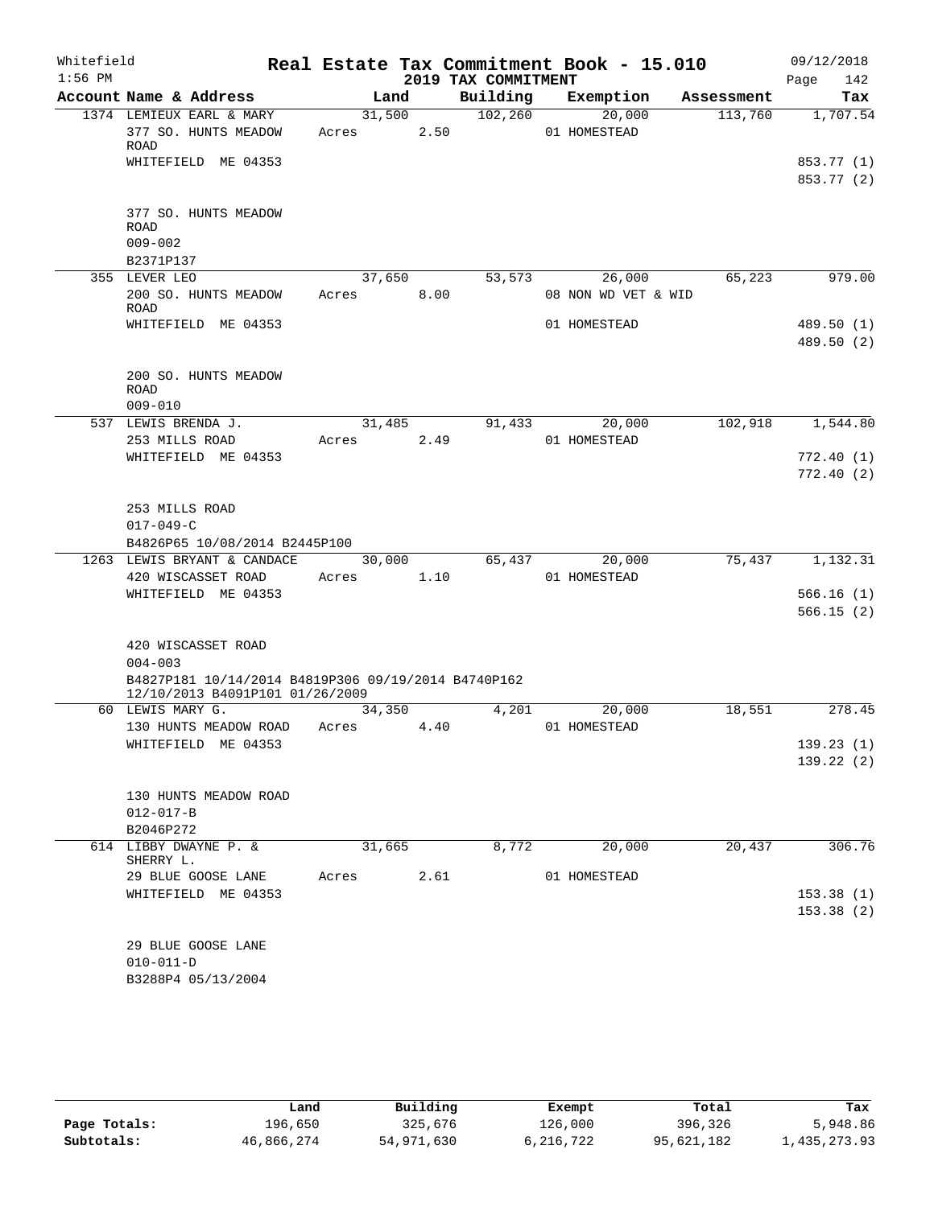Whitefield 1:56 PM

# Real Estate Tax Commitment Book - 15.010

## 2019 TAX COMMITMENT

09/12/2018 Page 142

| Account Name & Address | Land | Building | Exemption | Assessment | Tax |
|---|---|---|---|---|---|
| 1374 LEMIEUX EARL & MARY | 31,500 | 102,260 | 20,000 | 113,760 | 1,707.54 |
| 377 SO. HUNTS MEADOW ROAD | Acres 2.50 | | 01 HOMESTEAD | | |
| WHITEFIELD ME 04353 | | | | | 853.77 (1) |
| | | | | | 853.77 (2) |
| 377 SO. HUNTS MEADOW ROAD | | | | | |
| 009-002 | | | | | |
| B2371P137 | | | | | |
| 355 LEVER LEO | 37,650 | 53,573 | 26,000 | 65,223 | 979.00 |
| 200 SO. HUNTS MEADOW ROAD | Acres 8.00 | | 08 NON WD VET & WID | | |
| WHITEFIELD ME 04353 | | | 01 HOMESTEAD | | 489.50 (1) |
| | | | | | 489.50 (2) |
| 200 SO. HUNTS MEADOW ROAD | | | | | |
| 009-010 | | | | | |
| 537 LEWIS BRENDA J. | 31,485 | 91,433 | 20,000 | 102,918 | 1,544.80 |
| 253 MILLS ROAD | Acres 2.49 | | 01 HOMESTEAD | | |
| WHITEFIELD ME 04353 | | | | | 772.40 (1) |
| | | | | | 772.40 (2) |
| 253 MILLS ROAD | | | | | |
| 017-049-C | | | | | |
| B4826P65 10/08/2014 B2445P100 | | | | | |
| 1263 LEWIS BRYANT & CANDACE | 30,000 | 65,437 | 20,000 | 75,437 | 1,132.31 |
| 420 WISCASSET ROAD | Acres 1.10 | | 01 HOMESTEAD | | |
| WHITEFIELD ME 04353 | | | | | 566.16 (1) |
| | | | | | 566.15 (2) |
| 420 WISCASSET ROAD | | | | | |
| 004-003 | | | | | |
| B4827P181 10/14/2014 B4819P306 09/19/2014 B4740P162 12/10/2013 B4091P101 01/26/2009 | | | | | |
| 60 LEWIS MARY G. | 34,350 | 4,201 | 20,000 | 18,551 | 278.45 |
| 130 HUNTS MEADOW ROAD | Acres 4.40 | | 01 HOMESTEAD | | |
| WHITEFIELD ME 04353 | | | | | 139.23 (1) |
| | | | | | 139.22 (2) |
| 130 HUNTS MEADOW ROAD | | | | | |
| 012-017-B | | | | | |
| B2046P272 | | | | | |
| 614 LIBBY DWAYNE P. & SHERRY L. | 31,665 | 8,772 | 20,000 | 20,437 | 306.76 |
| 29 BLUE GOOSE LANE | Acres 2.61 | | 01 HOMESTEAD | | |
| WHITEFIELD ME 04353 | | | | | 153.38 (1) |
| | | | | | 153.38 (2) |
| 29 BLUE GOOSE LANE | | | | | |
| 010-011-D | | | | | |
| B3288P4 05/13/2004 | | | | | |

| | Land | Building | Exempt | Total | Tax |
|---|---|---|---|---|---|
| Page Totals: | 196,650 | 325,676 | 126,000 | 396,326 | 5,948.86 |
| Subtotals: | 46,866,274 | 54,971,630 | 6,216,722 | 95,621,182 | 1,435,273.93 |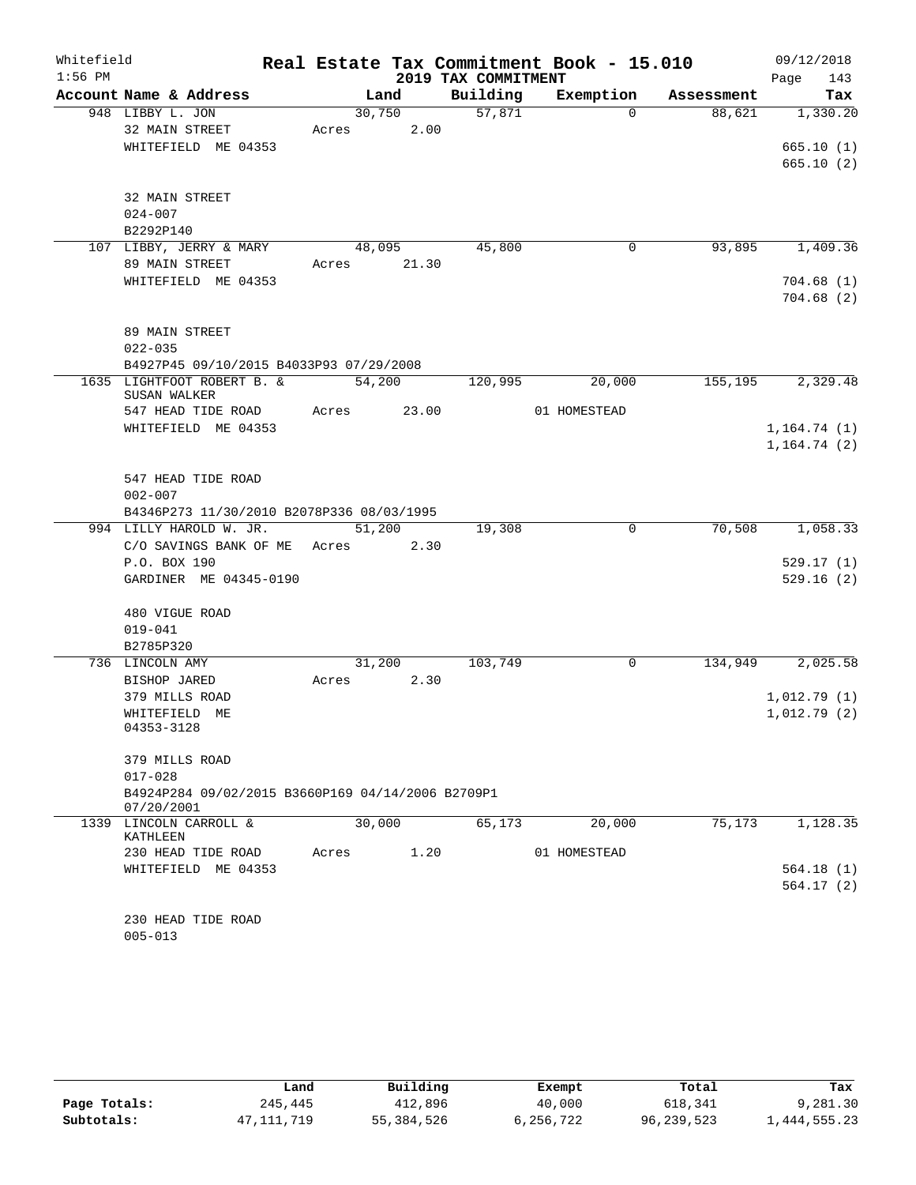Whitefield
1:56 PM

# Real Estate Tax Commitment Book - 15.010

## 2019 TAX COMMITMENT

09/12/2018
Page 143

| Account Name & Address | Land | Building | Exemption | Assessment | Tax |
|---|---|---|---|---|---|
| 948 LIBBY L. JON | 30,750 | 57,871 | 0 | 88,621 | 1,330.20 |
| 32 MAIN STREET | Acres 2.00 | | | | |
| WHITEFIELD ME 04353 | | | | | 665.10 (1) |
| | | | | | 665.10 (2) |
| 32 MAIN STREET | | | | | |
| 024-007 | | | | | |
| B2292P140 | | | | | |
| 107 LIBBY, JERRY & MARY | 48,095 | 45,800 | 0 | 93,895 | 1,409.36 |
| 89 MAIN STREET | Acres 21.30 | | | | |
| WHITEFIELD ME 04353 | | | | | 704.68 (1) |
| | | | | | 704.68 (2) |
| 89 MAIN STREET | | | | | |
| 022-035 | | | | | |
| B4927P45 09/10/2015 B4033P93 07/29/2008 | | | | | |
| 1635 LIGHTFOOT ROBERT B. & SUSAN WALKER | 54,200 | 120,995 | 20,000 | 155,195 | 2,329.48 |
| 547 HEAD TIDE ROAD | Acres 23.00 | | 01 HOMESTEAD | | |
| WHITEFIELD ME 04353 | | | | | 1,164.74 (1) |
| | | | | | 1,164.74 (2) |
| 547 HEAD TIDE ROAD | | | | | |
| 002-007 | | | | | |
| B4346P273 11/30/2010 B2078P336 08/03/1995 | | | | | |
| 994 LILLY HAROLD W. JR. | 51,200 | 19,308 | 0 | 70,508 | 1,058.33 |
| C/O SAVINGS BANK OF ME | Acres 2.30 | | | | |
| P.O. BOX 190 | | | | | 529.17 (1) |
| GARDINER ME 04345-0190 | | | | | 529.16 (2) |
| 480 VIGUE ROAD | | | | | |
| 019-041 | | | | | |
| B2785P320 | | | | | |
| 736 LINCOLN AMY | 31,200 | 103,749 | 0 | 134,949 | 2,025.58 |
| BISHOP JARED | Acres 2.30 | | | | |
| 379 MILLS ROAD | | | | | 1,012.79 (1) |
| WHITEFIELD ME 04353-3128 | | | | | 1,012.79 (2) |
| 379 MILLS ROAD | | | | | |
| 017-028 | | | | | |
| B4924P284 09/02/2015 B3660P169 04/14/2006 B2709P1 07/20/2001 | | | | | |
| 1339 LINCOLN CARROLL & KATHLEEN | 30,000 | 65,173 | 20,000 | 75,173 | 1,128.35 |
| 230 HEAD TIDE ROAD | Acres 1.20 | | 01 HOMESTEAD | | |
| WHITEFIELD ME 04353 | | | | | 564.18 (1) |
| | | | | | 564.17 (2) |
| 230 HEAD TIDE ROAD | | | | | |
| 005-013 | | | | | |

| | Land | Building | Exempt | Total | Tax |
|---|---|---|---|---|---|
| Page Totals: | 245,445 | 412,896 | 40,000 | 618,341 | 9,281.30 |
| Subtotals: | 47,111,719 | 55,384,526 | 6,256,722 | 96,239,523 | 1,444,555.23 |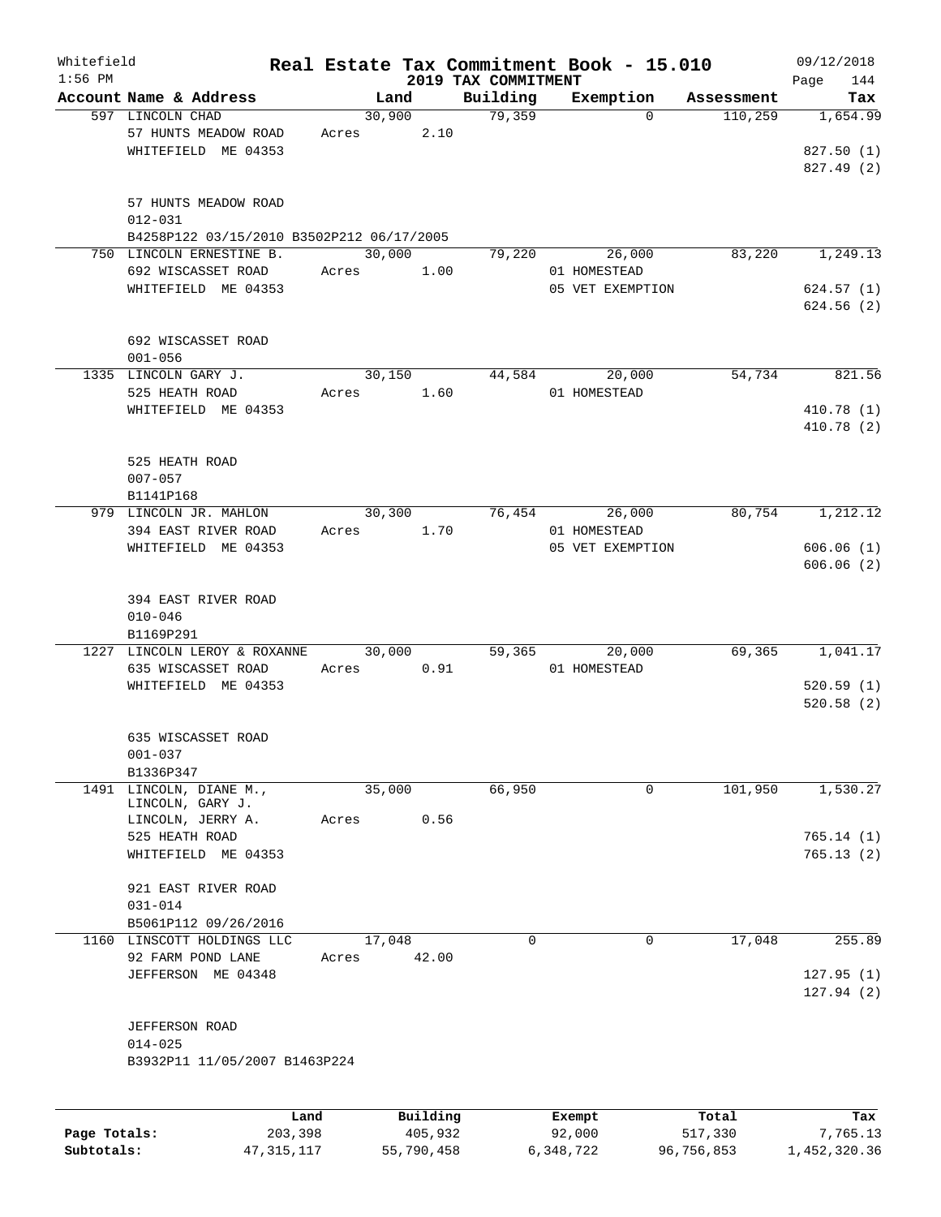Whitefield 1:56 PM

# Real Estate Tax Commitment Book - 15.010

## 2019 TAX COMMITMENT

09/12/2018

| Account Name & Address | Land | Building | Exemption | Assessment | Tax |
|---|---|---|---|---|---|
| 597 LINCOLN CHAD<br>57 HUNTS MEADOW ROAD<br>WHITEFIELD ME 04353<br><br>57 HUNTS MEADOW ROAD<br>012-031<br>B4258P122 03/15/2010 B3502P212 06/17/2005 | 30,900<br>Acres 2.10 | 79,359 | 0 | 110,259 | 1,654.99<br><br>827.50 (1)<br>827.49 (2) |
| 750 LINCOLN ERNESTINE B.<br>692 WISCASSET ROAD<br>WHITEFIELD ME 04353<br><br>692 WISCASSET ROAD<br>001-056 | 30,000<br>Acres 1.00 | 79,220 | 26,000<br>01 HOMESTEAD<br>05 VET EXEMPTION | 83,220 | 1,249.13<br><br>624.57 (1)<br>624.56 (2) |
| 1335 LINCOLN GARY J.<br>525 HEATH ROAD<br>WHITEFIELD ME 04353<br><br>525 HEATH ROAD<br>007-057<br>B1141P168 | 30,150<br>Acres 1.60 | 44,584 | 20,000<br>01 HOMESTEAD | 54,734 | 821.56<br><br>410.78 (1)<br>410.78 (2) |
| 979 LINCOLN JR. MAHLON<br>394 EAST RIVER ROAD<br>WHITEFIELD ME 04353<br><br>394 EAST RIVER ROAD<br>010-046<br>B1169P291 | 30,300<br>Acres 1.70 | 76,454 | 26,000<br>01 HOMESTEAD<br>05 VET EXEMPTION | 80,754 | 1,212.12<br><br>606.06 (1)<br>606.06 (2) |
| 1227 LINCOLN LEROY & ROXANNE<br>635 WISCASSET ROAD<br>WHITEFIELD ME 04353<br><br>635 WISCASSET ROAD<br>001-037<br>B1336P347 | 30,000<br>Acres 0.91 | 59,365 | 20,000<br>01 HOMESTEAD | 69,365 | 1,041.17<br><br>520.59 (1)<br>520.58 (2) |
| 1491 LINCOLN, DIANE M.,<br>LINCOLN, GARY J.<br>LINCOLN, JERRY A.<br>525 HEATH ROAD<br>WHITEFIELD ME 04353<br><br>921 EAST RIVER ROAD<br>031-014<br>B5061P112 09/26/2016 | 35,000<br>Acres 0.56 | 66,950 | 0 | 101,950 | 1,530.27<br><br>765.14 (1)<br>765.13 (2) |
| 1160 LINSCOTT HOLDINGS LLC<br>92 FARM POND LANE<br>JEFFERSON ME 04348<br><br>JEFFERSON ROAD<br>014-025<br>B3932P11 11/05/2007 B1463P224 | 17,048<br>Acres 42.00 | 0 | 0 | 17,048 | 255.89<br><br>127.95 (1)<br>127.94 (2) |

| | Land | Building | Exempt | Total | Tax |
|---|---|---|---|---|---|
| Page Totals: | 203,398 | 405,932 | 92,000 | 517,330 | 7,765.13 |
| Subtotals: | 47,315,117 | 55,790,458 | 6,348,722 | 96,756,853 | 1,452,320.36 |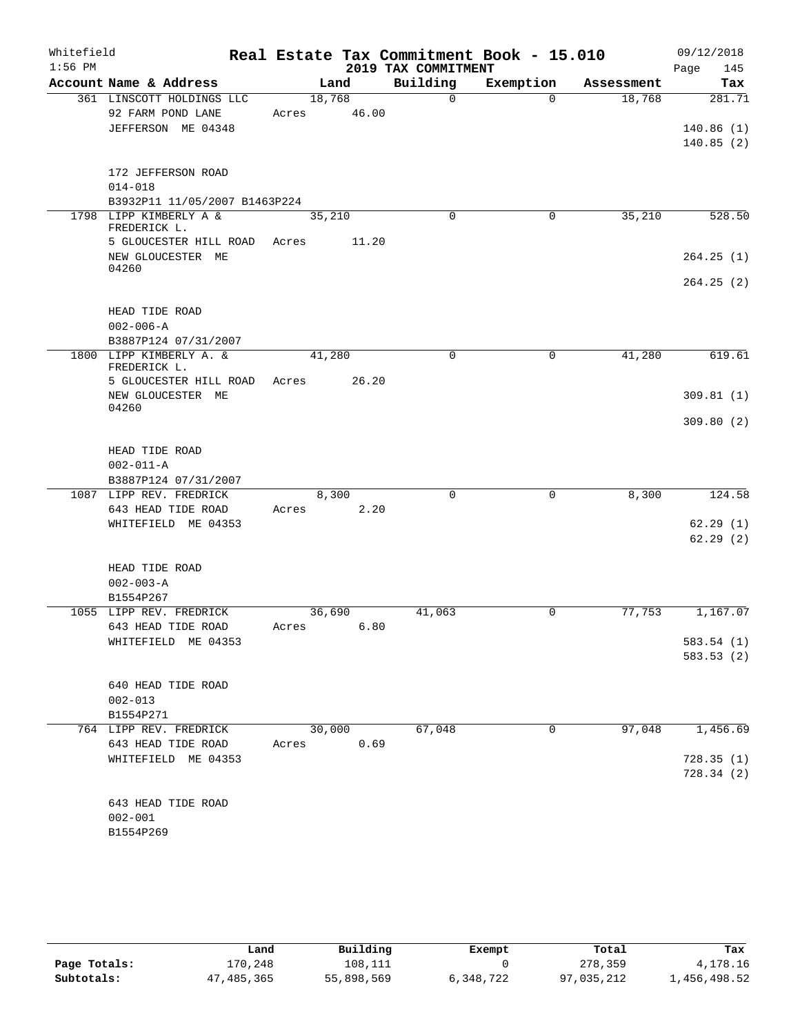Whitefield 1:56 PM

# Real Estate Tax Commitment Book - 15.010

## 2019 TAX COMMITMENT

09/12/2018

| Account Name & Address | Land | Building | Exemption | Assessment | Tax |
|---|---|---|---|---|---|
| 361 LINSCOTT HOLDINGS LLC | 18,768 | 0 | 0 | 18,768 | 281.71 |
| 92 FARM POND LANE | Acres 46.00 | | | | |
| JEFFERSON ME 04348 | | | | | 140.86 (1) |
| | | | | | 140.85 (2) |
| 172 JEFFERSON ROAD | | | | | |
| 014-018 | | | | | |
| B3932P11 11/05/2007 B1463P224 | | | | | |
| 1798 LIPP KIMBERLY A & FREDERICK L. | 35,210 | 0 | 0 | 35,210 | 528.50 |
| 5 GLOUCESTER HILL ROAD | Acres 11.20 | | | | |
| NEW GLOUCESTER ME 04260 | | | | | 264.25 (1) |
| | | | | | 264.25 (2) |
| HEAD TIDE ROAD | | | | | |
| 002-006-A | | | | | |
| B3887P124 07/31/2007 | | | | | |
| 1800 LIPP KIMBERLY A. & FREDERICK L. | 41,280 | 0 | 0 | 41,280 | 619.61 |
| 5 GLOUCESTER HILL ROAD | Acres 26.20 | | | | |
| NEW GLOUCESTER ME 04260 | | | | | 309.81 (1) |
| | | | | | 309.80 (2) |
| HEAD TIDE ROAD | | | | | |
| 002-011-A | | | | | |
| B3887P124 07/31/2007 | | | | | |
| 1087 LIPP REV. FREDRICK | 8,300 | 0 | 0 | 8,300 | 124.58 |
| 643 HEAD TIDE ROAD | Acres 2.20 | | | | |
| WHITEFIELD ME 04353 | | | | | 62.29 (1) |
| | | | | | 62.29 (2) |
| HEAD TIDE ROAD | | | | | |
| 002-003-A | | | | | |
| B1554P267 | | | | | |
| 1055 LIPP REV. FREDRICK | 36,690 | 41,063 | 0 | 77,753 | 1,167.07 |
| 643 HEAD TIDE ROAD | Acres 6.80 | | | | |
| WHITEFIELD ME 04353 | | | | | 583.54 (1) |
| | | | | | 583.53 (2) |
| 640 HEAD TIDE ROAD | | | | | |
| 002-013 | | | | | |
| B1554P271 | | | | | |
| 764 LIPP REV. FREDRICK | 30,000 | 67,048 | 0 | 97,048 | 1,456.69 |
| 643 HEAD TIDE ROAD | Acres 0.69 | | | | |
| WHITEFIELD ME 04353 | | | | | 728.35 (1) |
| | | | | | 728.34 (2) |
| 643 HEAD TIDE ROAD | | | | | |
| 002-001 | | | | | |
| B1554P269 | | | | | |

| | Land | Building | Exempt | Total | Tax |
|---|---|---|---|---|---|
| Page Totals: | 170,248 | 108,111 | 0 | 278,359 | 4,178.16 |
| Subtotals: | 47,485,365 | 55,898,569 | 6,348,722 | 97,035,212 | 1,456,498.52 |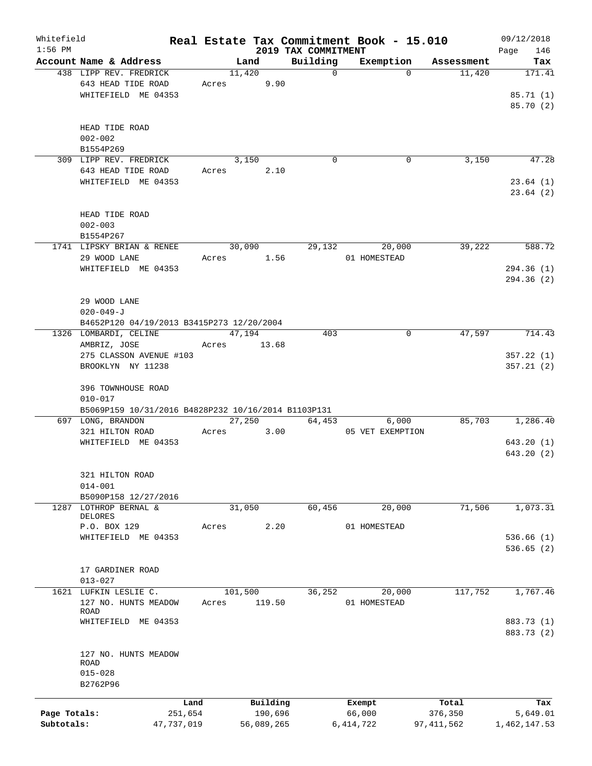Whitefield
1:56 PM

# Real Estate Tax Commitment Book - 15.010

## 2019 TAX COMMITMENT

09/12/2018
Page 146

| Account Name & Address | Land | Building | Exemption | Assessment | Tax |
|---|---|---|---|---|---|
| 438 LIPP REV. FREDRICK<br>643 HEAD TIDE ROAD<br>WHITEFIELD ME 04353<br><br>HEAD TIDE ROAD<br>002-002<br>B1554P269 | 11,420<br>Acres 9.90 | 0 | 0 | 11,420 | 171.41<br><br>85.71 (1)<br>85.70 (2) |
| 309 LIPP REV. FREDRICK<br>643 HEAD TIDE ROAD<br>WHITEFIELD ME 04353<br><br>HEAD TIDE ROAD<br>002-003<br>B1554P267 | 3,150<br>Acres 2.10 | 0 | 0 | 3,150 | 47.28<br><br>23.64 (1)<br>23.64 (2) |
| 1741 LIPSKY BRIAN & RENEE<br>29 WOOD LANE<br>WHITEFIELD ME 04353<br><br>29 WOOD LANE<br>020-049-J<br>B4652P120 04/19/2013 B3415P273 12/20/2004 | 30,090<br>Acres 1.56 | 29,132 | 20,000<br>01 HOMESTEAD | 39,222 | 588.72<br><br>294.36 (1)<br>294.36 (2) |
| 1326 LOMBARDI, CELINE<br>AMBRIZ, JOSE<br>275 CLASSON AVENUE #103<br>BROOKLYN NY 11238<br><br>396 TOWNHOUSE ROAD<br>010-017<br>B5069P159 10/31/2016 B4828P232 10/16/2014 B1103P131 | 47,194<br>Acres 13.68 | 403 | 0 | 47,597 | 714.43<br><br>357.22 (1)<br>357.21 (2) |
| 697 LONG, BRANDON<br>321 HILTON ROAD<br>WHITEFIELD ME 04353<br><br>321 HILTON ROAD<br>014-001<br>B5090P158 12/27/2016 | 27,250<br>Acres 3.00 | 64,453 | 6,000<br>05 VET EXEMPTION | 85,703 | 1,286.40<br><br>643.20 (1)<br>643.20 (2) |
| 1287 LOTHROP BERNAL & DELORES<br>P.O. BOX 129<br>WHITEFIELD ME 04353<br><br>17 GARDINER ROAD<br>013-027 | 31,050<br>Acres 2.20 | 60,456 | 20,000<br>01 HOMESTEAD | 71,506 | 1,073.31<br><br>536.66 (1)<br>536.65 (2) |
| 1621 LUFKIN LESLIE C.<br>127 NO. HUNTS MEADOW ROAD<br>WHITEFIELD ME 04353<br><br>127 NO. HUNTS MEADOW ROAD<br>015-028<br>B2762P96 | 101,500<br>Acres 119.50 | 36,252 | 20,000<br>01 HOMESTEAD | 117,752 | 1,767.46<br><br>883.73 (1)<br>883.73 (2) |

| | Land | Building | Exempt | Total | Tax |
|---|---|---|---|---|---|
| Page Totals: | 251,654 | 190,696 | 66,000 | 376,350 | 5,649.01 |
| Subtotals: | 47,737,019 | 56,089,265 | 6,414,722 | 97,411,562 | 1,462,147.53 |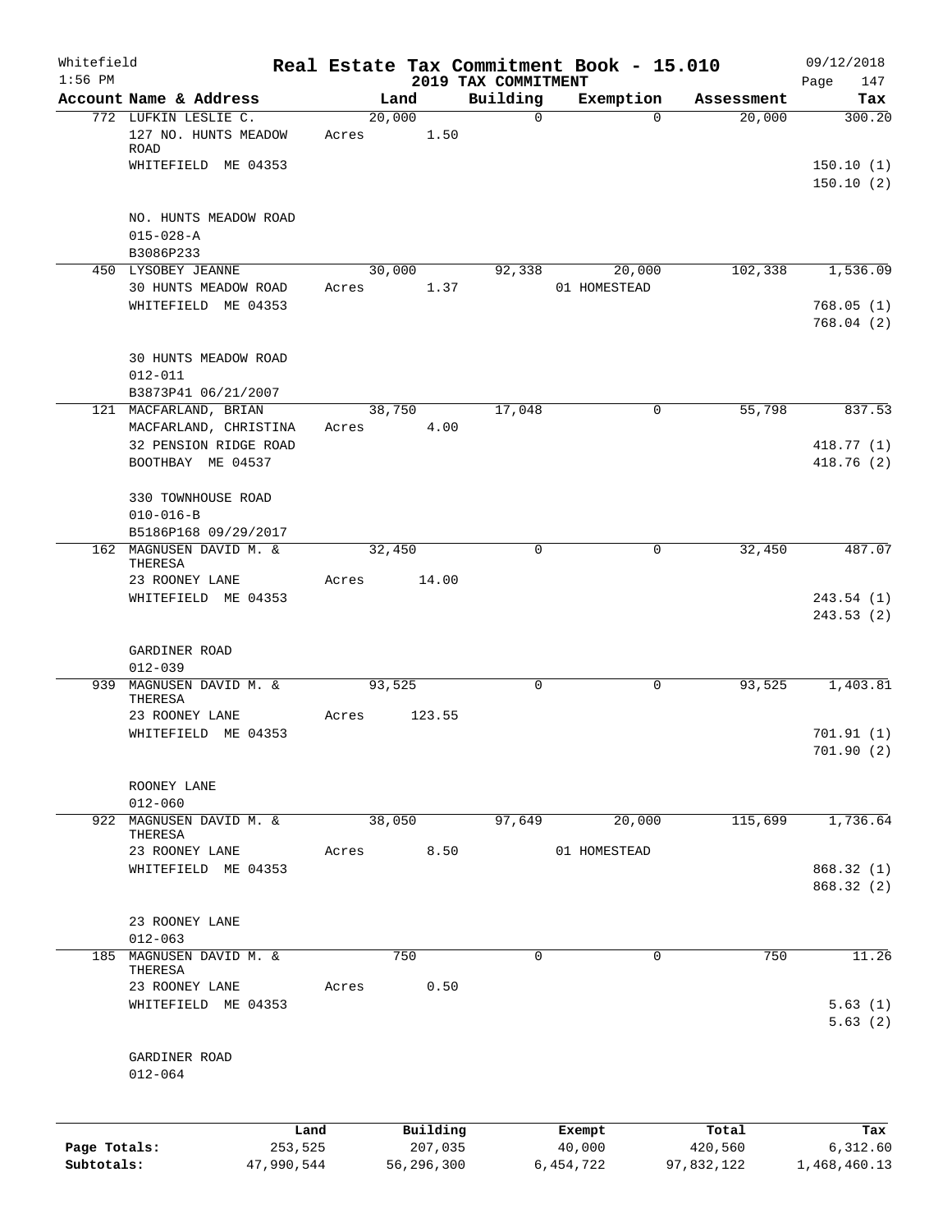Whitefield 1:56 PM

# Real Estate Tax Commitment Book - 15.010

## 2019 TAX COMMITMENT

09/12/2018

| Account Name & Address | Land | Building | Exemption | Assessment | Tax |
|---|---|---|---|---|---|
| 772 LUFKIN LESLIE C.<br>127 NO. HUNTS MEADOW ROAD<br>WHITEFIELD ME 04353<br><br>NO. HUNTS MEADOW ROAD<br>015-028-A<br>B3086P233 | 20,000<br>Acres 1.50 | 0 | 0 | 20,000 | 300.20<br><br>150.10 (1)<br>150.10 (2) |
| 450 LYSOBEY JEANNE<br>30 HUNTS MEADOW ROAD<br>WHITEFIELD ME 04353<br><br>30 HUNTS MEADOW ROAD<br>012-011<br>B3873P41 06/21/2007 | 30,000<br>Acres 1.37 | 92,338 | 20,000<br>01 HOMESTEAD | 102,338 | 1,536.09<br><br>768.05 (1)<br>768.04 (2) |
| 121 MACFARLAND, BRIAN<br>MACFARLAND, CHRISTINA<br>32 PENSION RIDGE ROAD<br>BOOTHBAY ME 04537<br><br>330 TOWNHOUSE ROAD<br>010-016-B<br>B5186P168 09/29/2017 | 38,750<br>Acres 4.00 | 17,048 | 0 | 55,798 | 837.53<br><br>418.77 (1)<br>418.76 (2) |
| 162 MAGNUSEN DAVID M. & THERESA<br>23 ROONEY LANE<br>WHITEFIELD ME 04353<br><br>GARDINER ROAD<br>012-039 | 32,450<br>Acres 14.00 | 0 | 0 | 32,450 | 487.07<br><br>243.54 (1)<br>243.53 (2) |
| 939 MAGNUSEN DAVID M. & THERESA<br>23 ROONEY LANE<br>WHITEFIELD ME 04353<br><br>ROONEY LANE<br>012-060 | 93,525<br>Acres 123.55 | 0 | 0 | 93,525 | 1,403.81<br><br>701.91 (1)<br>701.90 (2) |
| 922 MAGNUSEN DAVID M. & THERESA<br>23 ROONEY LANE<br>WHITEFIELD ME 04353<br><br>23 ROONEY LANE<br>012-063 | 38,050<br>Acres 8.50 | 97,649 | 20,000<br>01 HOMESTEAD | 115,699 | 1,736.64<br><br>868.32 (1)<br>868.32 (2) |
| 185 MAGNUSEN DAVID M. & THERESA<br>23 ROONEY LANE<br>WHITEFIELD ME 04353<br><br>GARDINER ROAD<br>012-064 | 750<br>Acres 0.50 | 0 | 0 | 750 | 11.26<br><br>5.63 (1)<br>5.63 (2) |

| | Land | Building | Exempt | Total | Tax |
|---|---|---|---|---|---|
| Page Totals: | 253,525 | 207,035 | 40,000 | 420,560 | 6,312.60 |
| Subtotals: | 47,990,544 | 56,296,300 | 6,454,722 | 97,832,122 | 1,468,460.13 |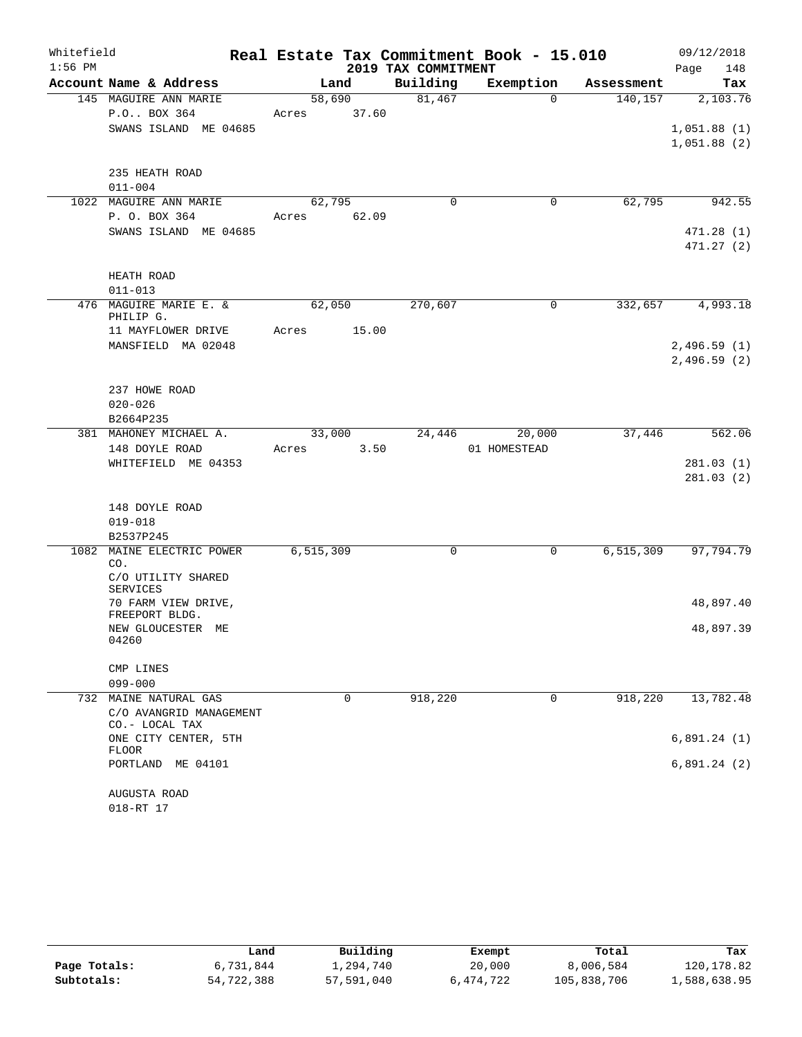Whitefield  
1:56 PM

# Real Estate Tax Commitment Book - 15.010

## 2019 TAX COMMITMENT

09/12/2018  
Page 148

| Account Name & Address | Land | Building | Exemption | Assessment | Tax |
|---|---|---|---|---|---|
| 145 MAGUIRE ANN MARIE | 58,690 | 81,467 | 0 | 140,157 | 2,103.76 |
| P.O.. BOX 364 | Acres 37.60 | | | | |
| SWANS ISLAND ME 04685 | | | | | 1,051.88 (1) |
| | | | | | 1,051.88 (2) |
| 235 HEATH ROAD | | | | | |
| 011-004 | | | | | |
| 1022 MAGUIRE ANN MARIE | 62,795 | 0 | 0 | 62,795 | 942.55 |
| P. O. BOX 364 | Acres 62.09 | | | | |
| SWANS ISLAND ME 04685 | | | | | 471.28 (1) |
| | | | | | 471.27 (2) |
| HEATH ROAD | | | | | |
| 011-013 | | | | | |
| 476 MAGUIRE MARIE E. & PHILIP G. | 62,050 | 270,607 | 0 | 332,657 | 4,993.18 |
| 11 MAYFLOWER DRIVE | Acres 15.00 | | | | |
| MANSFIELD MA 02048 | | | | | 2,496.59 (1) |
| | | | | | 2,496.59 (2) |
| 237 HOWE ROAD | | | | | |
| 020-026 | | | | | |
| B2664P235 | | | | | |
| 381 MAHONEY MICHAEL A. | 33,000 | 24,446 | 20,000 | 37,446 | 562.06 |
| 148 DOYLE ROAD | Acres 3.50 | | 01 HOMESTEAD | | |
| WHITEFIELD ME 04353 | | | | | 281.03 (1) |
| | | | | | 281.03 (2) |
| 148 DOYLE ROAD | | | | | |
| 019-018 | | | | | |
| B2537P245 | | | | | |
| 1082 MAINE ELECTRIC POWER CO. | 6,515,309 | 0 | 0 | 6,515,309 | 97,794.79 |
| C/O UTILITY SHARED SERVICES | | | | | |
| 70 FARM VIEW DRIVE, FREEPORT BLDG. | | | | | 48,897.40 |
| NEW GLOUCESTER ME 04260 | | | | | 48,897.39 |
| CMP LINES | | | | | |
| 099-000 | | | | | |
| 732 MAINE NATURAL GAS | 0 | 918,220 | 0 | 918,220 | 13,782.48 |
| C/O AVANGRID MANAGEMENT CO.- LOCAL TAX | | | | | |
| ONE CITY CENTER, 5TH FLOOR | | | | | 6,891.24 (1) |
| PORTLAND ME 04101 | | | | | 6,891.24 (2) |
| AUGUSTA ROAD | | | | | |
| 018-RT 17 | | | | | |

| | Land | Building | Exempt | Total | Tax |
|---|---|---|---|---|---|
| **Page Totals:** | 6,731,844 | 1,294,740 | 20,000 | 8,006,584 | 120,178.82 |
| **Subtotals:** | 54,722,388 | 57,591,040 | 6,474,722 | 105,838,706 | 1,588,638.95 |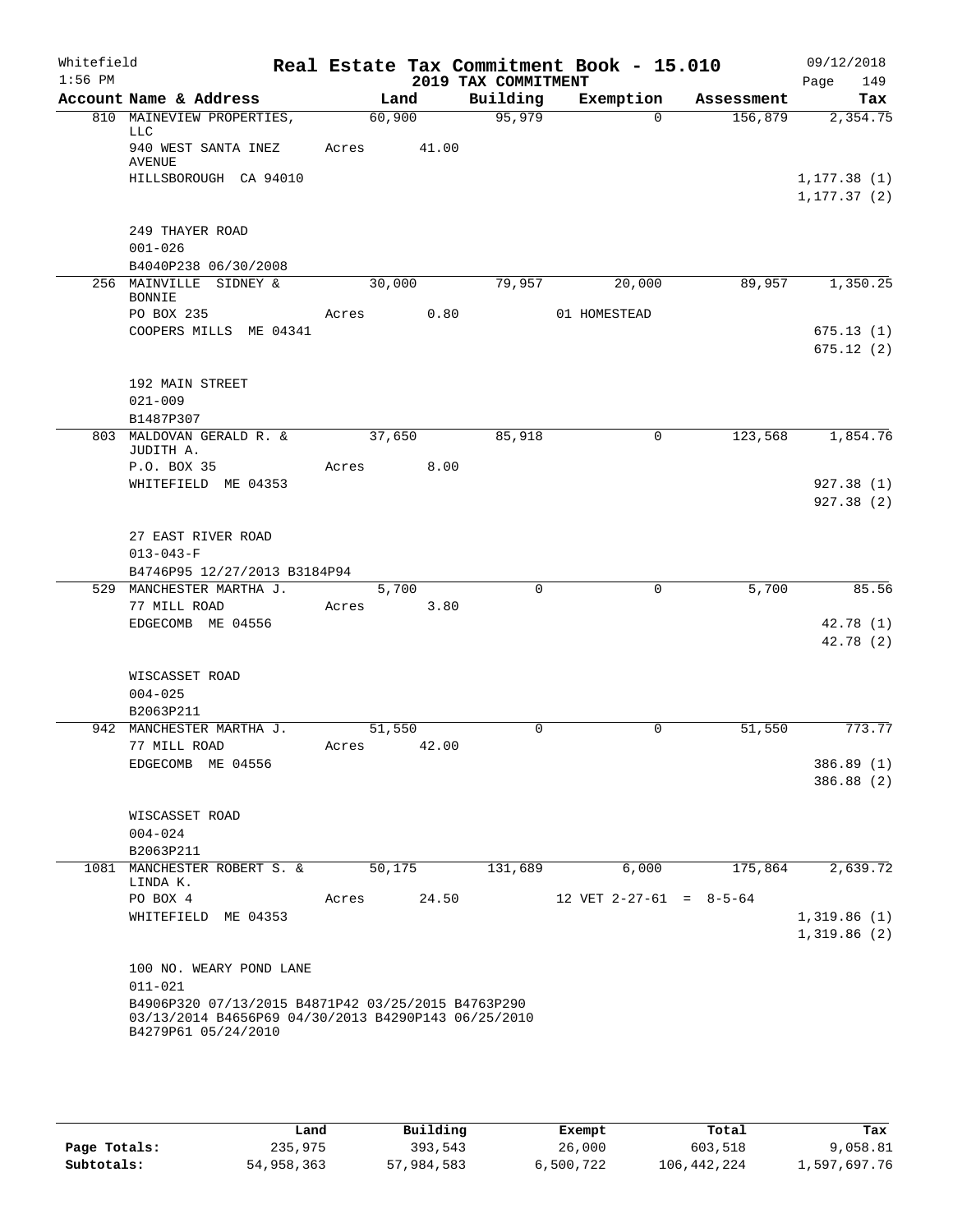Whitefield 1:56 PM

# Real Estate Tax Commitment Book - 15.010

## 2019 TAX COMMITMENT

09/12/2018 Page 149

| Account Name & Address | Land | Building | Exemption | Assessment | Tax |
|---|---|---|---|---|---|
| 810 MAINEVIEW PROPERTIES, LLC | 60,900 | 95,979 | 0 | 156,879 | 2,354.75 |
| 940 WEST SANTA INEZ AVENUE | Acres 41.00 | | | | |
| HILLSBOROUGH CA 94010 | | | | | 1,177.38 (1) |
| | | | | | 1,177.37 (2) |
| 249 THAYER ROAD | | | | | |
| 001-026 | | | | | |
| B4040P238 06/30/2008 | | | | | |
| 256 MAINVILLE SIDNEY & BONNIE | 30,000 | 79,957 | 20,000 | 89,957 | 1,350.25 |
| PO BOX 235 | Acres 0.80 | | 01 HOMESTEAD | | |
| COOPERS MILLS ME 04341 | | | | | 675.13 (1) |
| | | | | | 675.12 (2) |
| 192 MAIN STREET | | | | | |
| 021-009 | | | | | |
| B1487P307 | | | | | |
| 803 MALDOVAN GERALD R. & JUDITH A. | 37,650 | 85,918 | 0 | 123,568 | 1,854.76 |
| P.O. BOX 35 | Acres 8.00 | | | | |
| WHITEFIELD ME 04353 | | | | | 927.38 (1) |
| | | | | | 927.38 (2) |
| 27 EAST RIVER ROAD | | | | | |
| 013-043-F | | | | | |
| B4746P95 12/27/2013 B3184P94 | | | | | |
| 529 MANCHESTER MARTHA J. | 5,700 | 0 | 0 | 5,700 | 85.56 |
| 77 MILL ROAD | Acres 3.80 | | | | |
| EDGECOMB ME 04556 | | | | | 42.78 (1) |
| | | | | | 42.78 (2) |
| WISCASSET ROAD | | | | | |
| 004-025 | | | | | |
| B2063P211 | | | | | |
| 942 MANCHESTER MARTHA J. | 51,550 | 0 | 0 | 51,550 | 773.77 |
| 77 MILL ROAD | Acres 42.00 | | | | |
| EDGECOMB ME 04556 | | | | | 386.89 (1) |
| | | | | | 386.88 (2) |
| WISCASSET ROAD | | | | | |
| 004-024 | | | | | |
| B2063P211 | | | | | |
| 1081 MANCHESTER ROBERT S. & LINDA K. | 50,175 | 131,689 | 6,000 | 175,864 | 2,639.72 |
| PO BOX 4 | Acres 24.50 | | 12 VET 2-27-61 = 8-5-64 | | |
| WHITEFIELD ME 04353 | | | | | 1,319.86 (1) |
| | | | | | 1,319.86 (2) |
| 100 NO. WEARY POND LANE | | | | | |
| 011-021 | | | | | |
| B4906P320 07/13/2015 B4871P42 03/25/2015 B4763P290 03/13/2014 B4656P69 04/30/2013 B4290P143 06/25/2010 B4279P61 05/24/2010 | | | | | |

| | Land | Building | Exempt | Total | Tax |
|---|---|---|---|---|---|
| Page Totals: | 235,975 | 393,543 | 26,000 | 603,518 | 9,058.81 |
| Subtotals: | 54,958,363 | 57,984,583 | 6,500,722 | 106,442,224 | 1,597,697.76 |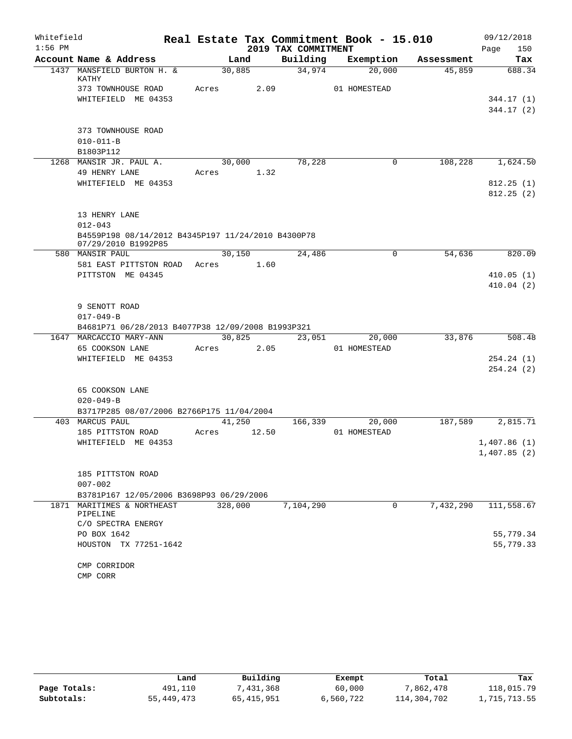Whitefield
1:56 PM

# Real Estate Tax Commitment Book - 15.010

## 2019 TAX COMMITMENT

09/12/2018

| Account Name & Address | Land | Building | Exemption | Assessment | Tax |
|---|---|---|---|---|---|
| 1437 MANSFIELD BURTON H. & KATHY | 30,885 | 34,974 | 20,000 | 45,859 | 688.34 |
| 373 TOWNHOUSE ROAD | Acres 2.09 | | 01 HOMESTEAD | | |
| WHITEFIELD ME 04353 | | | | | 344.17 (1) |
| | | | | | 344.17 (2) |
| 373 TOWNHOUSE ROAD | | | | | |
| 010-011-B | | | | | |
| B1803P112 | | | | | |
| 1268 MANSIR JR. PAUL A. | 30,000 | 78,228 | 0 | 108,228 | 1,624.50 |
| 49 HENRY LANE | Acres 1.32 | | | | |
| WHITEFIELD ME 04353 | | | | | 812.25 (1) |
| | | | | | 812.25 (2) |
| 13 HENRY LANE | | | | | |
| 012-043 | | | | | |
| B4559P198 08/14/2012 B4345P197 11/24/2010 B4300P78 07/29/2010 B1992P85 | | | | | |
| 580 MANSIR PAUL | 30,150 | 24,486 | 0 | 54,636 | 820.09 |
| 581 EAST PITTSTON ROAD | Acres 1.60 | | | | |
| PITTSTON ME 04345 | | | | | 410.05 (1) |
| | | | | | 410.04 (2) |
| 9 SENOTT ROAD | | | | | |
| 017-049-B | | | | | |
| B4681P71 06/28/2013 B4077P38 12/09/2008 B1993P321 | | | | | |
| 1647 MARCACCIO MARY-ANN | 30,825 | 23,051 | 20,000 | 33,876 | 508.48 |
| 65 COOKSON LANE | Acres 2.05 | | 01 HOMESTEAD | | |
| WHITEFIELD ME 04353 | | | | | 254.24 (1) |
| | | | | | 254.24 (2) |
| 65 COOKSON LANE | | | | | |
| 020-049-B | | | | | |
| B3717P285 08/07/2006 B2766P175 11/04/2004 | | | | | |
| 403 MARCUS PAUL | 41,250 | 166,339 | 20,000 | 187,589 | 2,815.71 |
| 185 PITTSTON ROAD | Acres 12.50 | | 01 HOMESTEAD | | |
| WHITEFIELD ME 04353 | | | | | 1,407.86 (1) |
| | | | | | 1,407.85 (2) |
| 185 PITTSTON ROAD | | | | | |
| 007-002 | | | | | |
| B3781P167 12/05/2006 B3698P93 06/29/2006 | | | | | |
| 1871 MARITIMES & NORTHEAST PIPELINE | 328,000 | 7,104,290 | 0 | 7,432,290 | 111,558.67 |
| C/O SPECTRA ENERGY | | | | | |
| PO BOX 1642 | | | | | 55,779.34 |
| HOUSTON TX 77251-1642 | | | | | 55,779.33 |
| CMP CORRIDOR | | | | | |
| CMP CORR | | | | | |

| | Land | Building | Exempt | Total | Tax |
|---|---|---|---|---|---|
| Page Totals: | 491,110 | 7,431,368 | 60,000 | 7,862,478 | 118,015.79 |
| Subtotals: | 55,449,473 | 65,415,951 | 6,560,722 | 114,304,702 | 1,715,713.55 |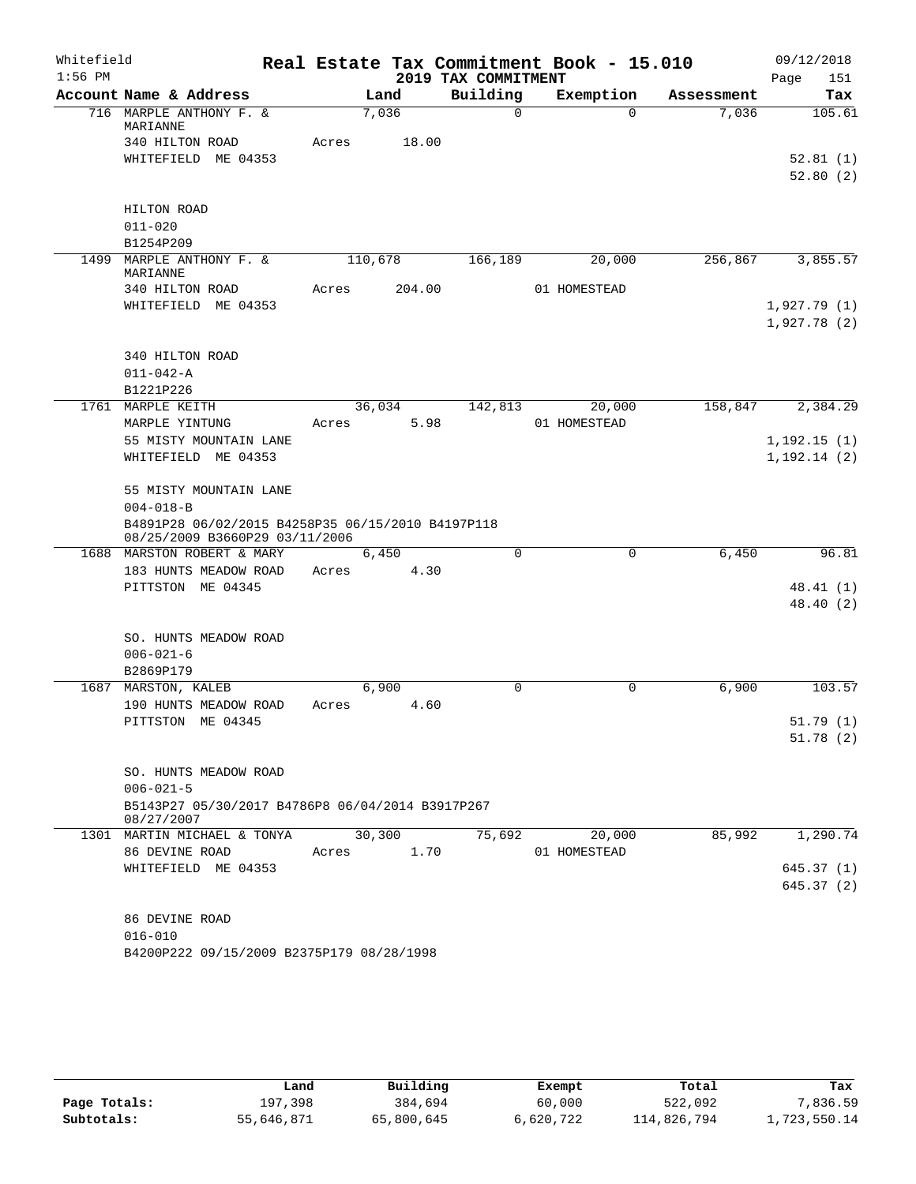Whitefield 1:56 PM

# Real Estate Tax Commitment Book - 15.010

## 2019 TAX COMMITMENT

09/12/2018 Page 151

| Account Name & Address | Land | Building | Exemption | Assessment | Tax |
|---|---|---|---|---|---|
| 716 MARPLE ANTHONY F. & MARIANNE | 7,036 | 0 | 0 | 7,036 | 105.61 |
| 340 HILTON ROAD | Acres 18.00 | | | | |
| WHITEFIELD ME 04353 | | | | | 52.81 (1) |
| | | | | | 52.80 (2) |
| HILTON ROAD | | | | | |
| 011-020 | | | | | |
| B1254P209 | | | | | |
| 1499 MARPLE ANTHONY F. & MARIANNE | 110,678 | 166,189 | 20,000 | 256,867 | 3,855.57 |
| 340 HILTON ROAD | Acres 204.00 | | 01 HOMESTEAD | | |
| WHITEFIELD ME 04353 | | | | | 1,927.79 (1) |
| | | | | | 1,927.78 (2) |
| 340 HILTON ROAD | | | | | |
| 011-042-A | | | | | |
| B1221P226 | | | | | |
| 1761 MARPLE KEITH | 36,034 | 142,813 | 20,000 | 158,847 | 2,384.29 |
| MARPLE YINTUNG | Acres 5.98 | | 01 HOMESTEAD | | |
| 55 MISTY MOUNTAIN LANE | | | | | 1,192.15 (1) |
| WHITEFIELD ME 04353 | | | | | 1,192.14 (2) |
| 55 MISTY MOUNTAIN LANE | | | | | |
| 004-018-B | | | | | |
| B4891P28 06/02/2015 B4258P35 06/15/2010 B4197P118 08/25/2009 B3660P29 03/11/2006 | | | | | |
| 1688 MARSTON ROBERT & MARY | 6,450 | 0 | 0 | 6,450 | 96.81 |
| 183 HUNTS MEADOW ROAD | Acres 4.30 | | | | |
| PITTSTON ME 04345 | | | | | 48.41 (1) |
| | | | | | 48.40 (2) |
| SO. HUNTS MEADOW ROAD | | | | | |
| 006-021-6 | | | | | |
| B2869P179 | | | | | |
| 1687 MARSTON, KALEB | 6,900 | 0 | 0 | 6,900 | 103.57 |
| 190 HUNTS MEADOW ROAD | Acres 4.60 | | | | |
| PITTSTON ME 04345 | | | | | 51.79 (1) |
| | | | | | 51.78 (2) |
| SO. HUNTS MEADOW ROAD | | | | | |
| 006-021-5 | | | | | |
| B5143P27 05/30/2017 B4786P8 06/04/2014 B3917P267 08/27/2007 | | | | | |
| 1301 MARTIN MICHAEL & TONYA | 30,300 | 75,692 | 20,000 | 85,992 | 1,290.74 |
| 86 DEVINE ROAD | Acres 1.70 | | 01 HOMESTEAD | | |
| WHITEFIELD ME 04353 | | | | | 645.37 (1) |
| | | | | | 645.37 (2) |
| 86 DEVINE ROAD | | | | | |
| 016-010 | | | | | |
| B4200P222 09/15/2009 B2375P179 08/28/1998 | | | | | |

| | Land | Building | Exempt | Total | Tax |
|---|---|---|---|---|---|
| Page Totals: | 197,398 | 384,694 | 60,000 | 522,092 | 7,836.59 |
| Subtotals: | 55,646,871 | 65,800,645 | 6,620,722 | 114,826,794 | 1,723,550.14 |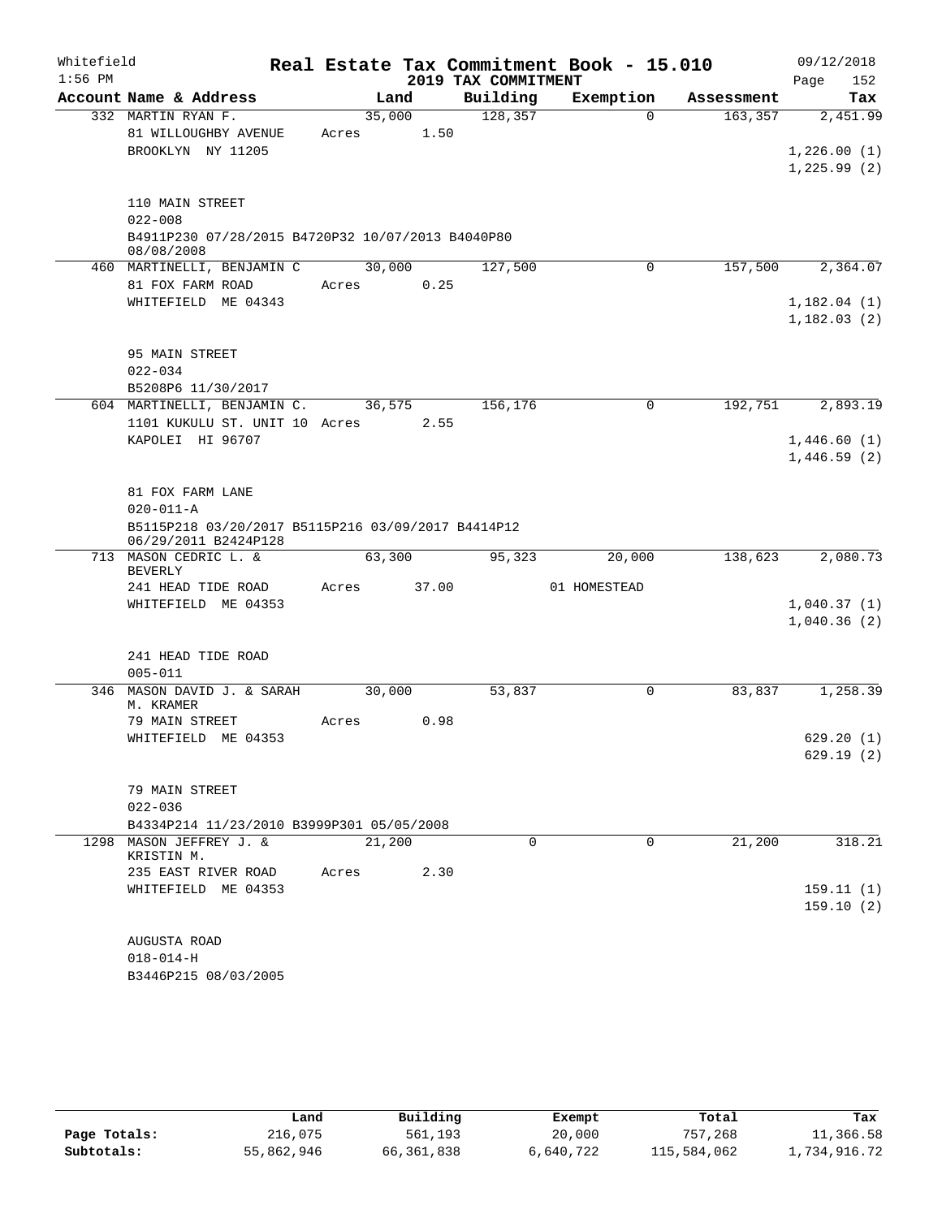Whitefield 1:56 PM

# Real Estate Tax Commitment Book - 15.010

## 2019 TAX COMMITMENT

09/12/2018 Page 152

| Account Name & Address | Land | Building | Exemption | Assessment | Tax |
|---|---|---|---|---|---|
| 332 MARTIN RYAN F. | 35,000 | 128,357 | 0 | 163,357 | 2,451.99 |
| 81 WILLOUGHBY AVENUE | Acres 1.50 | | | | |
| BROOKLYN NY 11205 | | | | | 1,226.00 (1) |
| | | | | | 1,225.99 (2) |
| 110 MAIN STREET | | | | | |
| 022-008 | | | | | |
| B4911P230 07/28/2015 B4720P32 10/07/2013 B4040P80 08/08/2008 | | | | | |
| 460 MARTINELLI, BENJAMIN C | 30,000 | 127,500 | 0 | 157,500 | 2,364.07 |
| 81 FOX FARM ROAD | Acres 0.25 | | | | |
| WHITEFIELD ME 04343 | | | | | 1,182.04 (1) |
| | | | | | 1,182.03 (2) |
| 95 MAIN STREET | | | | | |
| 022-034 | | | | | |
| B5208P6 11/30/2017 | | | | | |
| 604 MARTINELLI, BENJAMIN C. | 36,575 | 156,176 | 0 | 192,751 | 2,893.19 |
| 1101 KUKULU ST. UNIT 10 | Acres 2.55 | | | | |
| KAPOLEI HI 96707 | | | | | 1,446.60 (1) |
| | | | | | 1,446.59 (2) |
| 81 FOX FARM LANE | | | | | |
| 020-011-A | | | | | |
| B5115P218 03/20/2017 B5115P216 03/09/2017 B4414P12 06/29/2011 B2424P128 | | | | | |
| 713 MASON CEDRIC L. & BEVERLY | 63,300 | 95,323 | 20,000 | 138,623 | 2,080.73 |
| 241 HEAD TIDE ROAD | Acres 37.00 | | 01 HOMESTEAD | | |
| WHITEFIELD ME 04353 | | | | | 1,040.37 (1) |
| | | | | | 1,040.36 (2) |
| 241 HEAD TIDE ROAD | | | | | |
| 005-011 | | | | | |
| 346 MASON DAVID J. & SARAH M. KRAMER | 30,000 | 53,837 | 0 | 83,837 | 1,258.39 |
| 79 MAIN STREET | Acres 0.98 | | | | |
| WHITEFIELD ME 04353 | | | | | 629.20 (1) |
| | | | | | 629.19 (2) |
| 79 MAIN STREET | | | | | |
| 022-036 | | | | | |
| B4334P214 11/23/2010 B3999P301 05/05/2008 | | | | | |
| 1298 MASON JEFFREY J. & KRISTIN M. | 21,200 | 0 | 0 | 21,200 | 318.21 |
| 235 EAST RIVER ROAD | Acres 2.30 | | | | |
| WHITEFIELD ME 04353 | | | | | 159.11 (1) |
| | | | | | 159.10 (2) |
| AUGUSTA ROAD | | | | | |
| 018-014-H | | | | | |
| B3446P215 08/03/2005 | | | | | |

| | Land | Building | Exempt | Total | Tax |
|---|---|---|---|---|---|
| Page Totals: | 216,075 | 561,193 | 20,000 | 757,268 | 11,366.58 |
| Subtotals: | 55,862,946 | 66,361,838 | 6,640,722 | 115,584,062 | 1,734,916.72 |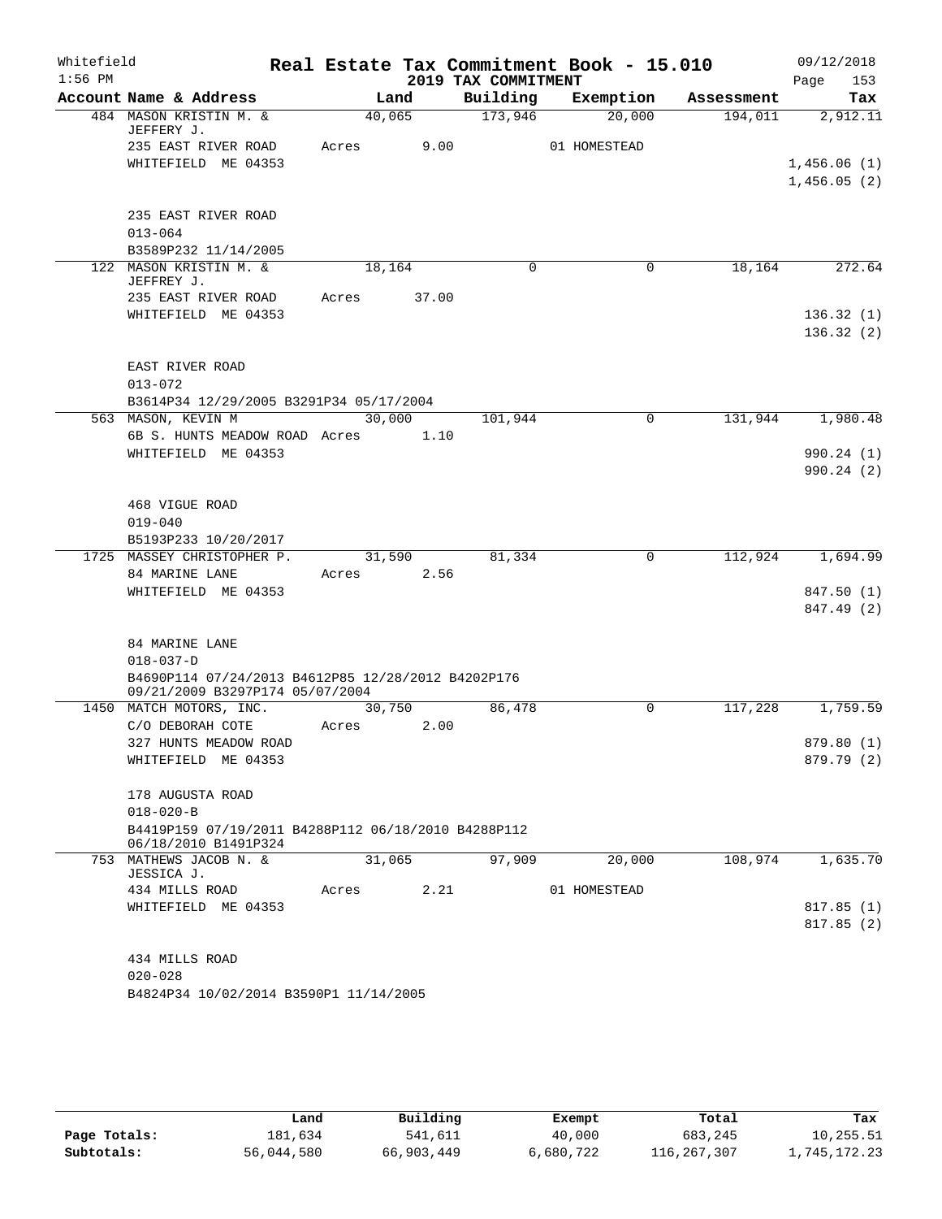Whitefield 1:56 PM

# Real Estate Tax Commitment Book - 15.010

## 2019 TAX COMMITMENT

09/12/2018 Page 153

| Account Name & Address | Land | Building | Exemption | Assessment | Tax |
|---|---|---|---|---|---|
| 484 MASON KRISTIN M. & JEFFERY J. | 40,065 | 173,946 | 20,000 | 194,011 | 2,912.11 |
| 235 EAST RIVER ROAD | Acres 9.00 | | 01 HOMESTEAD | | |
| WHITEFIELD ME 04353 | | | | | 1,456.06 (1) |
| | | | | | 1,456.05 (2) |
| 235 EAST RIVER ROAD | | | | | |
| 013-064 | | | | | |
| B3589P232 11/14/2005 | | | | | |
| 122 MASON KRISTIN M. & JEFFREY J. | 18,164 | 0 | 0 | 18,164 | 272.64 |
| 235 EAST RIVER ROAD | Acres 37.00 | | | | |
| WHITEFIELD ME 04353 | | | | | 136.32 (1) |
| | | | | | 136.32 (2) |
| EAST RIVER ROAD | | | | | |
| 013-072 | | | | | |
| B3614P34 12/29/2005 B3291P34 05/17/2004 | | | | | |
| 563 MASON, KEVIN M | 30,000 | 101,944 | 0 | 131,944 | 1,980.48 |
| 6B S. HUNTS MEADOW ROAD | Acres 1.10 | | | | |
| WHITEFIELD ME 04353 | | | | | 990.24 (1) |
| | | | | | 990.24 (2) |
| 468 VIGUE ROAD | | | | | |
| 019-040 | | | | | |
| B5193P233 10/20/2017 | | | | | |
| 1725 MASSEY CHRISTOPHER P. | 31,590 | 81,334 | 0 | 112,924 | 1,694.99 |
| 84 MARINE LANE | Acres 2.56 | | | | |
| WHITEFIELD ME 04353 | | | | | 847.50 (1) |
| | | | | | 847.49 (2) |
| 84 MARINE LANE | | | | | |
| 018-037-D | | | | | |
| B4690P114 07/24/2013 B4612P85 12/28/2012 B4202P176 09/21/2009 B3297P174 05/07/2004 | | | | | |
| 1450 MATCH MOTORS, INC. | 30,750 | 86,478 | 0 | 117,228 | 1,759.59 |
| C/O DEBORAH COTE | Acres 2.00 | | | | |
| 327 HUNTS MEADOW ROAD | | | | | 879.80 (1) |
| WHITEFIELD ME 04353 | | | | | 879.79 (2) |
| 178 AUGUSTA ROAD | | | | | |
| 018-020-B | | | | | |
| B4419P159 07/19/2011 B4288P112 06/18/2010 B4288P112 06/18/2010 B1491P324 | | | | | |
| 753 MATHEWS JACOB N. & JESSICA J. | 31,065 | 97,909 | 20,000 | 108,974 | 1,635.70 |
| 434 MILLS ROAD | Acres 2.21 | | 01 HOMESTEAD | | |
| WHITEFIELD ME 04353 | | | | | 817.85 (1) |
| | | | | | 817.85 (2) |
| 434 MILLS ROAD | | | | | |
| 020-028 | | | | | |
| B4824P34 10/02/2014 B3590P1 11/14/2005 | | | | | |

| | Land | Building | Exempt | Total | Tax |
|---|---|---|---|---|---|
| Page Totals: | 181,634 | 541,611 | 40,000 | 683,245 | 10,255.51 |
| Subtotals: | 56,044,580 | 66,903,449 | 6,680,722 | 116,267,307 | 1,745,172.23 |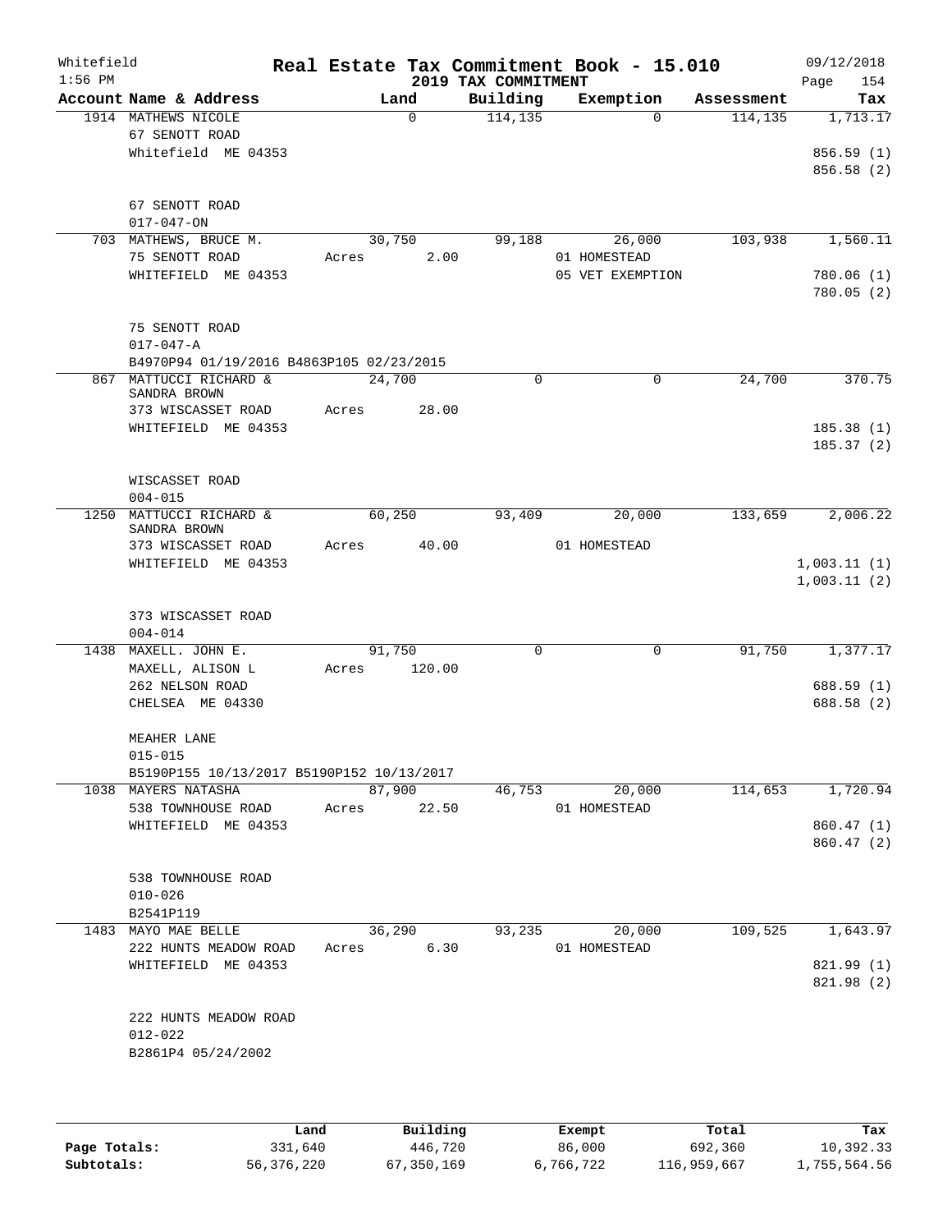# Real Estate Tax Commitment Book - 15.010

Whitefield
1:56 PM

2019 TAX COMMITMENT

09/12/2018

| Account Name & Address | Land | Building | Exemption | Assessment | Tax |
|---|---|---|---|---|---|
| 1914 MATHEWS NICOLE | 0 | 114,135 | 0 | 114,135 | 1,713.17 |
| 67 SENOTT ROAD | | | | | |
| Whitefield ME 04353 | | | | | 856.59 (1) |
| | | | | | 856.58 (2) |
| 67 SENOTT ROAD | | | | | |
| 017-047-ON | | | | | |
| 703 MATHEWS, BRUCE M. | 30,750 | 99,188 | 26,000 | 103,938 | 1,560.11 |
| 75 SENOTT ROAD | Acres 2.00 | | 01 HOMESTEAD | | |
| WHITEFIELD ME 04353 | | | 05 VET EXEMPTION | | 780.06 (1) |
| | | | | | 780.05 (2) |
| 75 SENOTT ROAD | | | | | |
| 017-047-A | | | | | |
| B4970P94 01/19/2016 B4863P105 02/23/2015 | | | | | |
| 867 MATTUCCI RICHARD & SANDRA BROWN | 24,700 | 0 | 0 | 24,700 | 370.75 |
| 373 WISCASSET ROAD | Acres 28.00 | | | | |
| WHITEFIELD ME 04353 | | | | | 185.38 (1) |
| | | | | | 185.37 (2) |
| WISCASSET ROAD | | | | | |
| 004-015 | | | | | |
| 1250 MATTUCCI RICHARD & SANDRA BROWN | 60,250 | 93,409 | 20,000 | 133,659 | 2,006.22 |
| 373 WISCASSET ROAD | Acres 40.00 | | 01 HOMESTEAD | | |
| WHITEFIELD ME 04353 | | | | | 1,003.11 (1) |
| | | | | | 1,003.11 (2) |
| 373 WISCASSET ROAD | | | | | |
| 004-014 | | | | | |
| 1438 MAXELL. JOHN E. | 91,750 | 0 | 0 | 91,750 | 1,377.17 |
| MAXELL, ALISON L | Acres 120.00 | | | | |
| 262 NELSON ROAD | | | | | 688.59 (1) |
| CHELSEA ME 04330 | | | | | 688.58 (2) |
| MEAHER LANE | | | | | |
| 015-015 | | | | | |
| B5190P155 10/13/2017 B5190P152 10/13/2017 | | | | | |
| 1038 MAYERS NATASHA | 87,900 | 46,753 | 20,000 | 114,653 | 1,720.94 |
| 538 TOWNHOUSE ROAD | Acres 22.50 | | 01 HOMESTEAD | | |
| WHITEFIELD ME 04353 | | | | | 860.47 (1) |
| | | | | | 860.47 (2) |
| 538 TOWNHOUSE ROAD | | | | | |
| 010-026 | | | | | |
| B2541P119 | | | | | |
| 1483 MAYO MAE BELLE | 36,290 | 93,235 | 20,000 | 109,525 | 1,643.97 |
| 222 HUNTS MEADOW ROAD | Acres 6.30 | | 01 HOMESTEAD | | |
| WHITEFIELD ME 04353 | | | | | 821.99 (1) |
| | | | | | 821.98 (2) |
| 222 HUNTS MEADOW ROAD | | | | | |
| 012-022 | | | | | |
| B2861P4 05/24/2002 | | | | | |

| | Land | Building | Exempt | Total | Tax |
|---|---|---|---|---|---|
| Page Totals: | 331,640 | 446,720 | 86,000 | 692,360 | 10,392.33 |
| Subtotals: | 56,376,220 | 67,350,169 | 6,766,722 | 116,959,667 | 1,755,564.56 |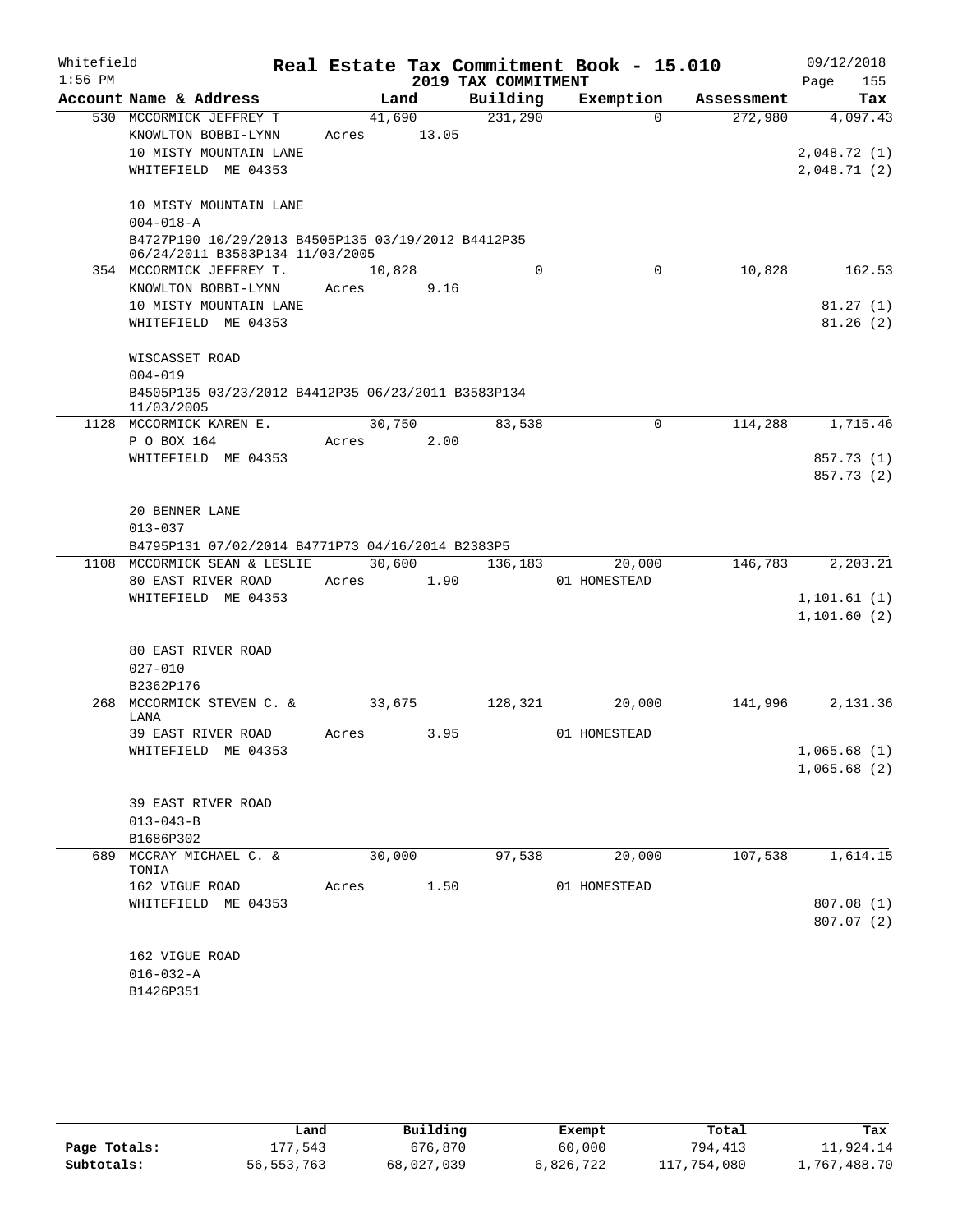Whitefield 1:56 PM

# Real Estate Tax Commitment Book - 15.010

## 2019 TAX COMMITMENT

09/12/2018 Page 155

| Account Name & Address | Land | Building | Exemption | Assessment | Tax |
|---|---|---|---|---|---|
| 530 MCCORMICK JEFFREY T<br>KNOWLTON BOBBI-LYNN<br>10 MISTY MOUNTAIN LANE<br>WHITEFIELD ME 04353<br><br>10 MISTY MOUNTAIN LANE<br>004-018-A<br>B4727P190 10/29/2013 B4505P135 03/19/2012 B4412P35 06/24/2011 B3583P134 11/03/2005 | 41,690<br>Acres 13.05 | 231,290 | 0 | 272,980 | 4,097.43<br><br>2,048.72 (1)<br>2,048.71 (2) |
| 354 MCCORMICK JEFFREY T.<br>KNOWLTON BOBBI-LYNN<br>10 MISTY MOUNTAIN LANE<br>WHITEFIELD ME 04353<br><br>WISCASSET ROAD<br>004-019<br>B4505P135 03/23/2012 B4412P35 06/23/2011 B3583P134 11/03/2005 | 10,828<br>Acres 9.16 | 0 | 0 | 10,828 | 162.53<br><br>81.27 (1)<br>81.26 (2) |
| 1128 MCCORMICK KAREN E.<br>P O BOX 164<br>WHITEFIELD ME 04353<br><br>20 BENNER LANE<br>013-037<br>B4795P131 07/02/2014 B4771P73 04/16/2014 B2383P5 | 30,750<br>Acres 2.00 | 83,538 | 0 | 114,288 | 1,715.46<br><br>857.73 (1)<br>857.73 (2) |
| 1108 MCCORMICK SEAN & LESLIE<br>80 EAST RIVER ROAD<br>WHITEFIELD ME 04353<br><br>80 EAST RIVER ROAD<br>027-010<br>B2362P176 | 30,600<br>Acres 1.90 | 136,183 | 20,000<br>01 HOMESTEAD | 146,783 | 2,203.21<br><br>1,101.61 (1)<br>1,101.60 (2) |
| 268 MCCORMICK STEVEN C. & LANA<br>39 EAST RIVER ROAD<br>WHITEFIELD ME 04353<br><br>39 EAST RIVER ROAD<br>013-043-B<br>B1686P302 | 33,675<br>Acres 3.95 | 128,321 | 20,000<br>01 HOMESTEAD | 141,996 | 2,131.36<br><br>1,065.68 (1)<br>1,065.68 (2) |
| 689 MCCRAY MICHAEL C. & TONIA<br>162 VIGUE ROAD<br>WHITEFIELD ME 04353<br><br>162 VIGUE ROAD<br>016-032-A<br>B1426P351 | 30,000<br>Acres 1.50 | 97,538 | 20,000<br>01 HOMESTEAD | 107,538 | 1,614.15<br><br>807.08 (1)<br>807.07 (2) |

| | Land | Building | Exempt | Total | Tax |
|---|---|---|---|---|---|
| Page Totals: | 177,543 | 676,870 | 60,000 | 794,413 | 11,924.14 |
| Subtotals: | 56,553,763 | 68,027,039 | 6,826,722 | 117,754,080 | 1,767,488.70 |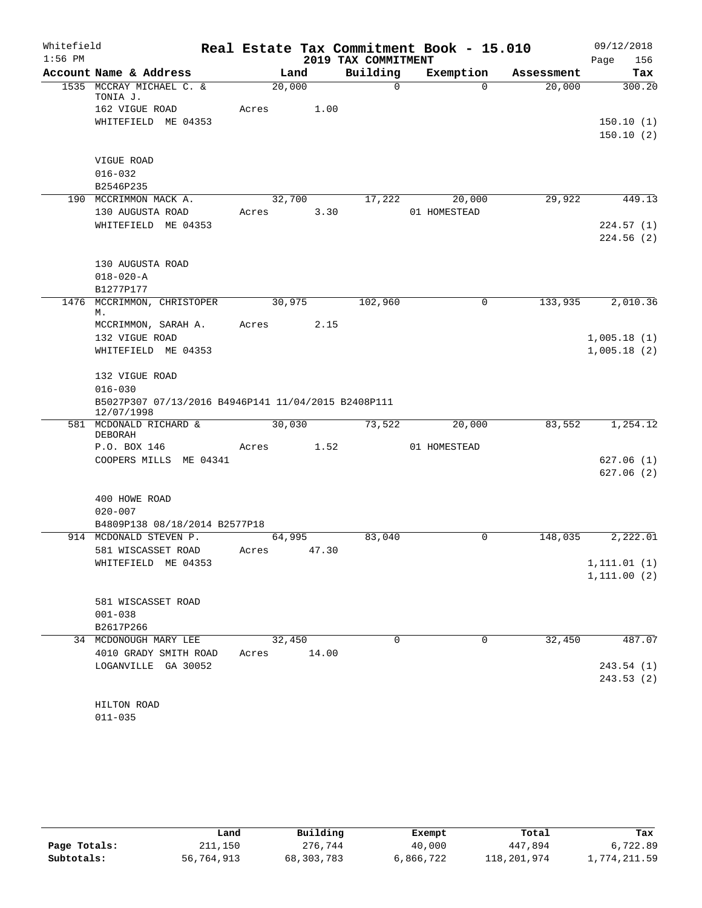Whitefield 1:56 PM

# Real Estate Tax Commitment Book - 15.010

## 2019 TAX COMMITMENT

09/12/2018 Page 156

| Account Name & Address | Land | Building | Exemption | Assessment | Tax |
|---|---|---|---|---|---|
| 1535 MCCRAY MICHAEL C. & TONIA J. | 20,000 | 0 | 0 | 20,000 | 300.20 |
| 162 VIGUE ROAD | Acres 1.00 | | | | |
| WHITEFIELD ME 04353 | | | | | 150.10 (1) |
| | | | | | 150.10 (2) |
| VIGUE ROAD | | | | | |
| 016-032 | | | | | |
| B2546P235 | | | | | |
| 190 MCCRIMMON MACK A. | 32,700 | 17,222 | 20,000 | 29,922 | 449.13 |
| 130 AUGUSTA ROAD | Acres 3.30 | | 01 HOMESTEAD | | |
| WHITEFIELD ME 04353 | | | | | 224.57 (1) |
| | | | | | 224.56 (2) |
| 130 AUGUSTA ROAD | | | | | |
| 018-020-A | | | | | |
| B1277P177 | | | | | |
| 1476 MCCRIMMON, CHRISTOPER M. | 30,975 | 102,960 | 0 | 133,935 | 2,010.36 |
| MCCRIMMON, SARAH A. | Acres 2.15 | | | | |
| 132 VIGUE ROAD | | | | | 1,005.18 (1) |
| WHITEFIELD ME 04353 | | | | | 1,005.18 (2) |
| 132 VIGUE ROAD | | | | | |
| 016-030 | | | | | |
| B5027P307 07/13/2016 B4946P141 11/04/2015 B2408P111 12/07/1998 | | | | | |
| 581 MCDONALD RICHARD & DEBORAH | 30,030 | 73,522 | 20,000 | 83,552 | 1,254.12 |
| P.O. BOX 146 | Acres 1.52 | | 01 HOMESTEAD | | |
| COOPERS MILLS ME 04341 | | | | | 627.06 (1) |
| | | | | | 627.06 (2) |
| 400 HOWE ROAD | | | | | |
| 020-007 | | | | | |
| B4809P138 08/18/2014 B2577P18 | | | | | |
| 914 MCDONALD STEVEN P. | 64,995 | 83,040 | 0 | 148,035 | 2,222.01 |
| 581 WISCASSET ROAD | Acres 47.30 | | | | |
| WHITEFIELD ME 04353 | | | | | 1,111.01 (1) |
| | | | | | 1,111.00 (2) |
| 581 WISCASSET ROAD | | | | | |
| 001-038 | | | | | |
| B2617P266 | | | | | |
| 34 MCDONOUGH MARY LEE | 32,450 | 0 | 0 | 32,450 | 487.07 |
| 4010 GRADY SMITH ROAD | Acres 14.00 | | | | |
| LOGANVILLE GA 30052 | | | | | 243.54 (1) |
| | | | | | 243.53 (2) |
| HILTON ROAD | | | | | |
| 011-035 | | | | | |

| | Land | Building | Exempt | Total | Tax |
|---|---|---|---|---|---|
| Page Totals: | 211,150 | 276,744 | 40,000 | 447,894 | 6,722.89 |
| Subtotals: | 56,764,913 | 68,303,783 | 6,866,722 | 118,201,974 | 1,774,211.59 |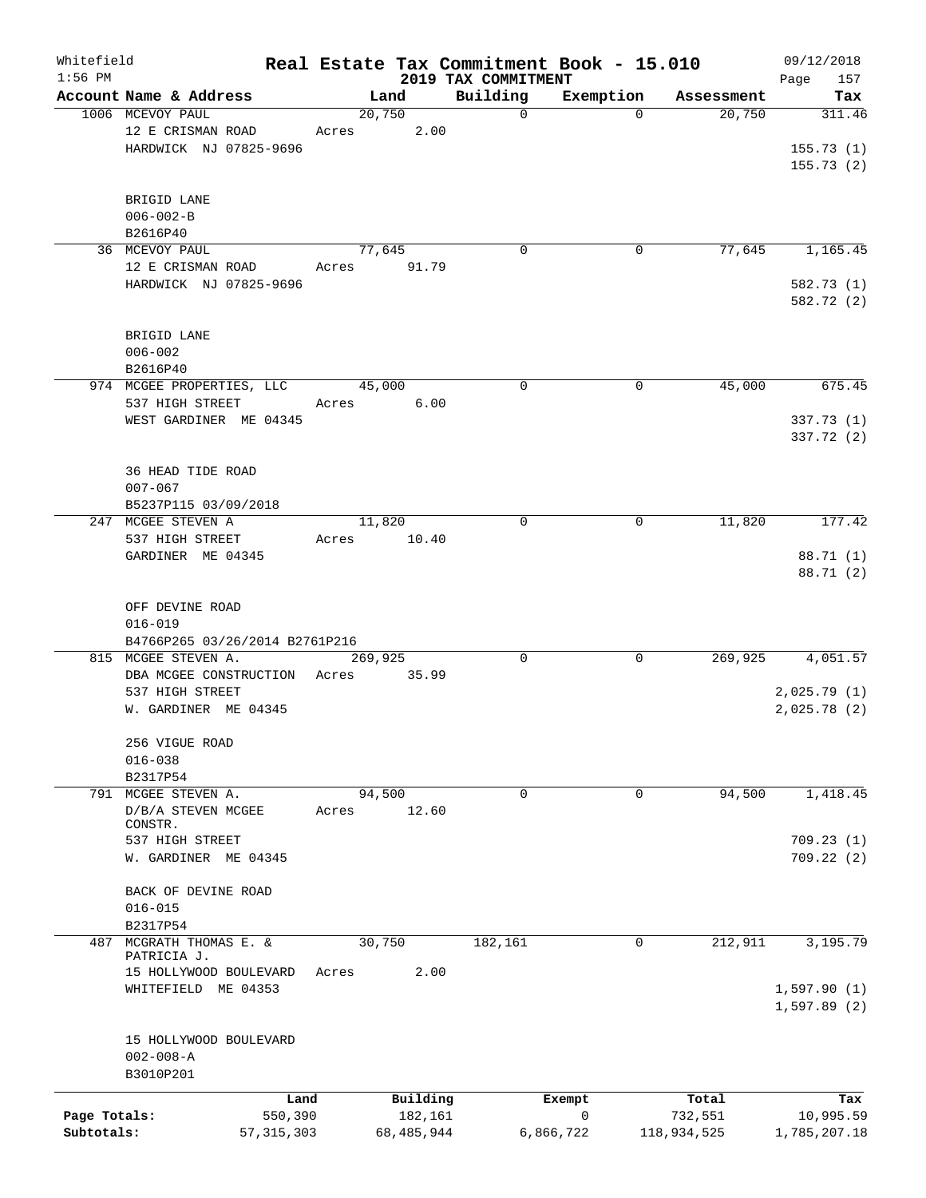Whitefield 1:56 PM

# Real Estate Tax Commitment Book - 15.010

## 2019 TAX COMMITMENT

09/12/2018 Page 157

| Account Name & Address | Land | Building | Exemption | Assessment | Tax |
|---|---|---|---|---|---|
| 1006 MCEVOY PAUL<br>12 E CRISMAN ROAD<br>HARDWICK NJ 07825-9696<br><br>BRIGID LANE<br>006-002-B<br>B2616P40 | 20,750<br>Acres 2.00 | 0 | 0 | 20,750 | 311.46<br><br>155.73 (1)<br>155.73 (2) |
| 36 MCEVOY PAUL<br>12 E CRISMAN ROAD<br>HARDWICK NJ 07825-9696<br><br>BRIGID LANE<br>006-002<br>B2616P40 | 77,645<br>Acres 91.79 | 0 | 0 | 77,645 | 1,165.45<br><br>582.73 (1)<br>582.72 (2) |
| 974 MCGEE PROPERTIES, LLC<br>537 HIGH STREET<br>WEST GARDINER ME 04345<br><br>36 HEAD TIDE ROAD<br>007-067<br>B5237P115 03/09/2018 | 45,000<br>Acres 6.00 | 0 | 0 | 45,000 | 675.45<br><br>337.73 (1)<br>337.72 (2) |
| 247 MCGEE STEVEN A<br>537 HIGH STREET<br>GARDINER ME 04345<br><br>OFF DEVINE ROAD<br>016-019<br>B4766P265 03/26/2014 B2761P216 | 11,820<br>Acres 10.40 | 0 | 0 | 11,820 | 177.42<br><br>88.71 (1)<br>88.71 (2) |
| 815 MCGEE STEVEN A.<br>DBA MCGEE CONSTRUCTION<br>537 HIGH STREET<br>W. GARDINER ME 04345<br><br>256 VIGUE ROAD<br>016-038<br>B2317P54 | 269,925<br>Acres 35.99 | 0 | 0 | 269,925 | 4,051.57<br><br>2,025.79 (1)<br>2,025.78 (2) |
| 791 MCGEE STEVEN A.<br>D/B/A STEVEN MCGEE CONSTR.<br>537 HIGH STREET<br>W. GARDINER ME 04345<br><br>BACK OF DEVINE ROAD<br>016-015<br>B2317P54 | 94,500<br>Acres 12.60 | 0 | 0 | 94,500 | 1,418.45<br><br>709.23 (1)<br>709.22 (2) |
| 487 MCGRATH THOMAS E. & PATRICIA J.<br>15 HOLLYWOOD BOULEVARD<br>WHITEFIELD ME 04353<br><br>15 HOLLYWOOD BOULEVARD<br>002-008-A<br>B3010P201 | 30,750<br>Acres 2.00 | 182,161 | 0 | 212,911 | 3,195.79<br><br>1,597.90 (1)<br>1,597.89 (2) |

| | Land | Building | Exempt | Total | Tax |
|---|---|---|---|---|---|
| Page Totals: | 550,390 | 182,161 | 0 | 732,551 | 10,995.59 |
| Subtotals: | 57,315,303 | 68,485,944 | 6,866,722 | 118,934,525 | 1,785,207.18 |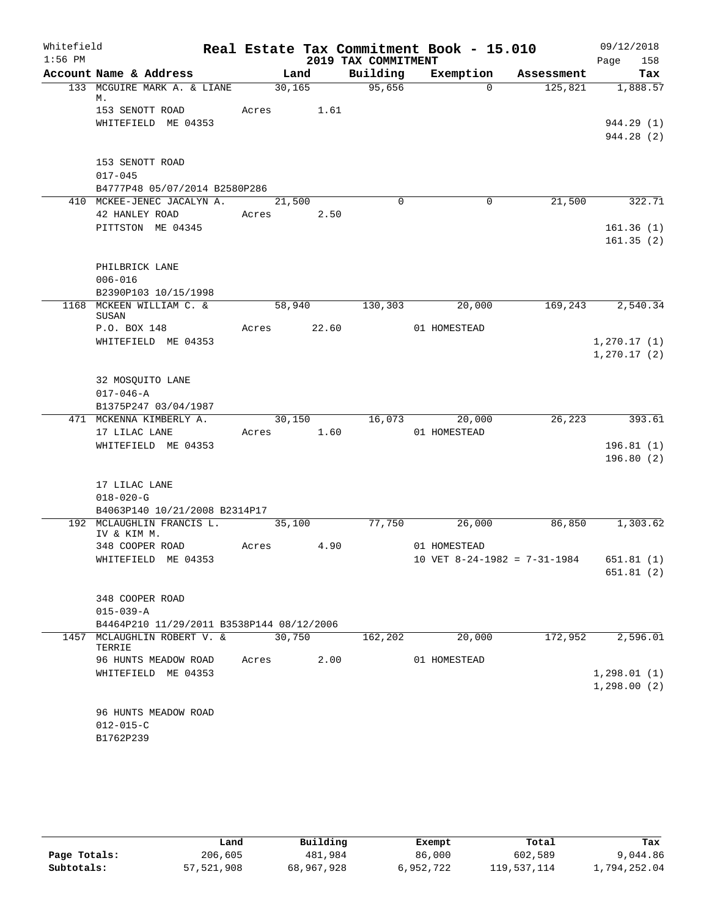Whitefield · 1:56 PM

# Real Estate Tax Commitment Book - 15.010

## 2019 TAX COMMITMENT

09/12/2018

| Account Name & Address | Land | Building | Exemption | Assessment | Tax |
|---|---|---|---|---|---|
| 133 MCGUIRE MARK A. & LIANE M. | 30,165 | 95,656 | 0 | 125,821 | 1,888.57 |
| 153 SENOTT ROAD | Acres 1.61 | | | | |
| WHITEFIELD ME 04353 | | | | | 944.29 (1) |
| | | | | | 944.28 (2) |
| 153 SENOTT ROAD | | | | | |
| 017-045 | | | | | |
| B4777P48 05/07/2014 B2580P286 | | | | | |
| 410 MCKEE-JENEC JACALYN A. | 21,500 | 0 | 0 | 21,500 | 322.71 |
| 42 HANLEY ROAD | Acres 2.50 | | | | |
| PITTSTON ME 04345 | | | | | 161.36 (1) |
| | | | | | 161.35 (2) |
| PHILBRICK LANE | | | | | |
| 006-016 | | | | | |
| B2390P103 10/15/1998 | | | | | |
| 1168 MCKEEN WILLIAM C. & SUSAN | 58,940 | 130,303 | 20,000 | 169,243 | 2,540.34 |
| P.O. BOX 148 | Acres 22.60 | | 01 HOMESTEAD | | |
| WHITEFIELD ME 04353 | | | | | 1,270.17 (1) |
| | | | | | 1,270.17 (2) |
| 32 MOSQUITO LANE | | | | | |
| 017-046-A | | | | | |
| B1375P247 03/04/1987 | | | | | |
| 471 MCKENNA KIMBERLY A. | 30,150 | 16,073 | 20,000 | 26,223 | 393.61 |
| 17 LILAC LANE | Acres 1.60 | | 01 HOMESTEAD | | |
| WHITEFIELD ME 04353 | | | | | 196.81 (1) |
| | | | | | 196.80 (2) |
| 17 LILAC LANE | | | | | |
| 018-020-G | | | | | |
| B4063P140 10/21/2008 B2314P17 | | | | | |
| 192 MCLAUGHLIN FRANCIS L. IV & KIM M. | 35,100 | 77,750 | 26,000 | 86,850 | 1,303.62 |
| 348 COOPER ROAD | Acres 4.90 | | 01 HOMESTEAD | | |
| WHITEFIELD ME 04353 | | | 10 VET 8-24-1982 = 7-31-1984 | | 651.81 (1) |
| | | | | | 651.81 (2) |
| 348 COOPER ROAD | | | | | |
| 015-039-A | | | | | |
| B4464P210 11/29/2011 B3538P144 08/12/2006 | | | | | |
| 1457 MCLAUGHLIN ROBERT V. & TERRIE | 30,750 | 162,202 | 20,000 | 172,952 | 2,596.01 |
| 96 HUNTS MEADOW ROAD | Acres 2.00 | | 01 HOMESTEAD | | |
| WHITEFIELD ME 04353 | | | | | 1,298.01 (1) |
| | | | | | 1,298.00 (2) |
| 96 HUNTS MEADOW ROAD | | | | | |
| 012-015-C | | | | | |
| B1762P239 | | | | | |

| | Land | Building | Exempt | Total | Tax |
|---|---|---|---|---|---|
| Page Totals: | 206,605 | 481,984 | 86,000 | 602,589 | 9,044.86 |
| Subtotals: | 57,521,908 | 68,967,928 | 6,952,722 | 119,537,114 | 1,794,252.04 |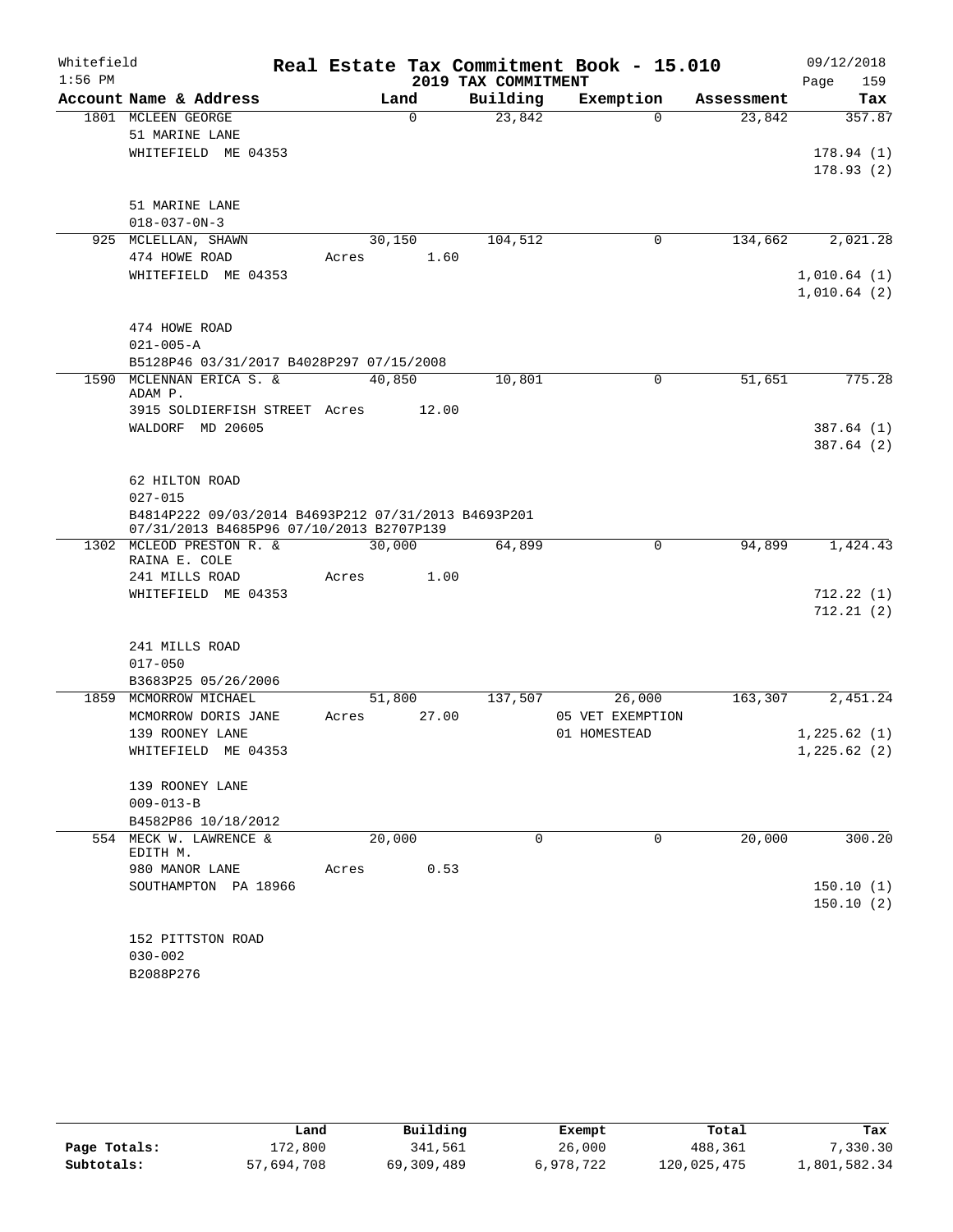Whitefield 1:56 PM

# Real Estate Tax Commitment Book - 15.010

## 2019 TAX COMMITMENT

09/12/2018

| Account Name & Address | Land | Building | Exemption | Assessment | Tax |
|---|---|---|---|---|---|
| 1801 MCLEEN GEORGE | 0 | 23,842 | 0 | 23,842 | 357.87 |
| 51 MARINE LANE | | | | | |
| WHITEFIELD ME 04353 | | | | | 178.94 (1) |
| | | | | | 178.93 (2) |
| 51 MARINE LANE | | | | | |
| 018-037-0N-3 | | | | | |
| 925 MCLELLAN, SHAWN | 30,150 | 104,512 | 0 | 134,662 | 2,021.28 |
| 474 HOWE ROAD | Acres 1.60 | | | | |
| WHITEFIELD ME 04353 | | | | | 1,010.64 (1) |
| | | | | | 1,010.64 (2) |
| 474 HOWE ROAD | | | | | |
| 021-005-A | | | | | |
| B5128P46 03/31/2017 B4028P297 07/15/2008 | | | | | |
| 1590 MCLENNAN ERICA S. & ADAM P. | 40,850 | 10,801 | 0 | 51,651 | 775.28 |
| 3915 SOLDIERFISH STREET | Acres 12.00 | | | | |
| WALDORF MD 20605 | | | | | 387.64 (1) |
| | | | | | 387.64 (2) |
| 62 HILTON ROAD | | | | | |
| 027-015 | | | | | |
| B4814P222 09/03/2014 B4693P212 07/31/2013 B4693P201 07/31/2013 B4685P96 07/10/2013 B2707P139 | | | | | |
| 1302 MCLEOD PRESTON R. & RAINA E. COLE | 30,000 | 64,899 | 0 | 94,899 | 1,424.43 |
| 241 MILLS ROAD | Acres 1.00 | | | | |
| WHITEFIELD ME 04353 | | | | | 712.22 (1) |
| | | | | | 712.21 (2) |
| 241 MILLS ROAD | | | | | |
| 017-050 | | | | | |
| B3683P25 05/26/2006 | | | | | |
| 1859 MCMORROW MICHAEL | 51,800 | 137,507 | 26,000 | 163,307 | 2,451.24 |
| MCMORROW DORIS JANE | Acres 27.00 | | 05 VET EXEMPTION | | |
| 139 ROONEY LANE | | | 01 HOMESTEAD | | 1,225.62 (1) |
| WHITEFIELD ME 04353 | | | | | 1,225.62 (2) |
| 139 ROONEY LANE | | | | | |
| 009-013-B | | | | | |
| B4582P86 10/18/2012 | | | | | |
| 554 MECK W. LAWRENCE & EDITH M. | 20,000 | 0 | 0 | 20,000 | 300.20 |
| 980 MANOR LANE | Acres 0.53 | | | | |
| SOUTHAMPTON PA 18966 | | | | | 150.10 (1) |
| | | | | | 150.10 (2) |
| 152 PITTSTON ROAD | | | | | |
| 030-002 | | | | | |
| B2088P276 | | | | | |

| | Land | Building | Exempt | Total | Tax |
|---|---|---|---|---|---|
| Page Totals: | 172,800 | 341,561 | 26,000 | 488,361 | 7,330.30 |
| Subtotals: | 57,694,708 | 69,309,489 | 6,978,722 | 120,025,475 | 1,801,582.34 |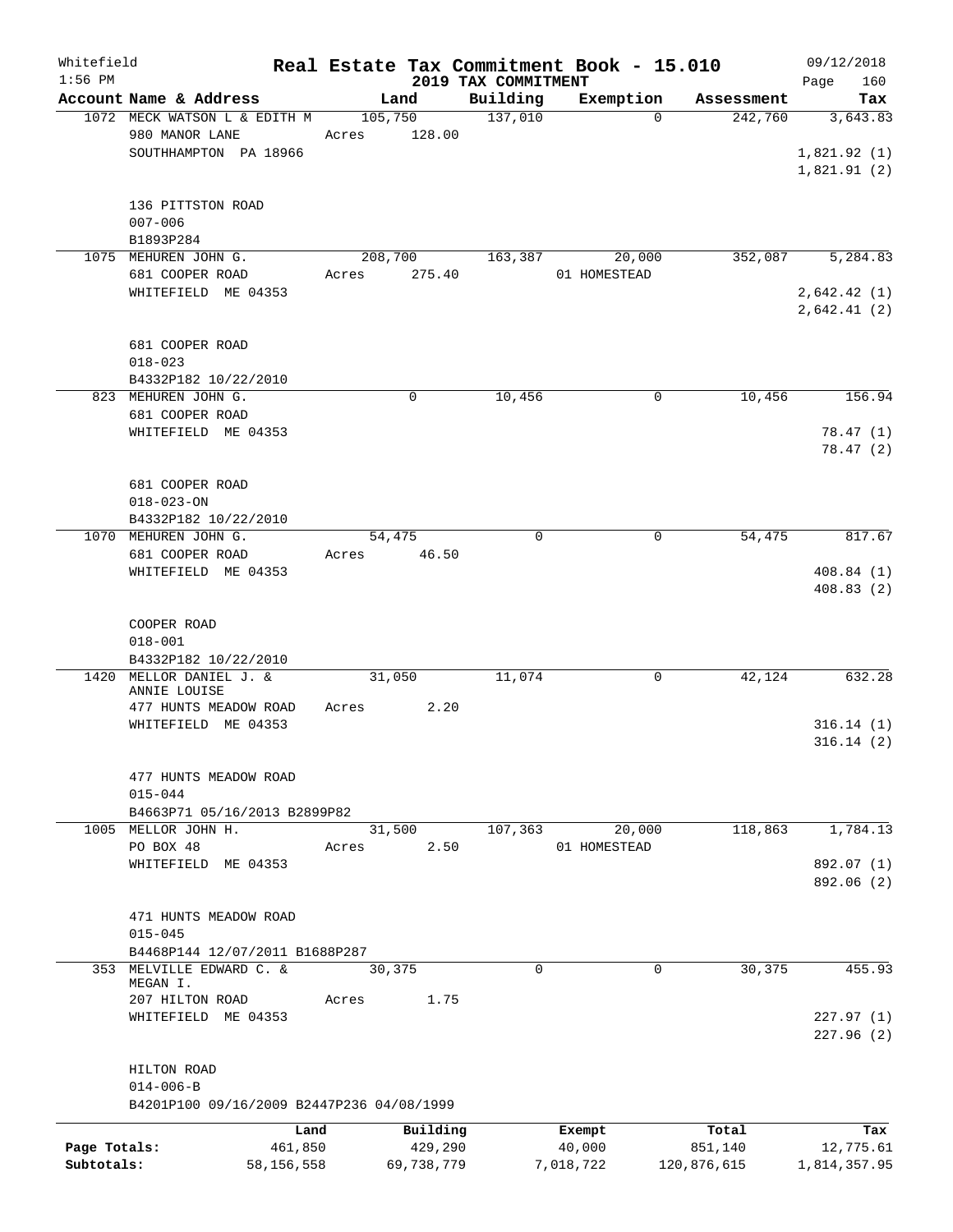Whitefield 1:56 PM

# Real Estate Tax Commitment Book - 15.010

## 2019 TAX COMMITMENT

09/12/2018 Page 160

| Account Name & Address | Land | Building | Exemption | Assessment | Tax |
|---|---|---|---|---|---|
| 1072 MECK WATSON L & EDITH M<br>980 MANOR LANE<br>SOUTHHAMPTON PA 18966<br><br>136 PITTSTON ROAD<br>007-006<br>B1893P284 | 105,750<br>Acres 128.00 | 137,010 | 0 | 242,760 | 3,643.83<br>1,821.92 (1)<br>1,821.91 (2) |
| 1075 MEHUREN JOHN G.<br>681 COOPER ROAD<br>WHITEFIELD ME 04353<br><br>681 COOPER ROAD<br>018-023<br>B4332P182 10/22/2010 | 208,700<br>Acres 275.40 | 163,387 | 20,000<br>01 HOMESTEAD | 352,087 | 5,284.83<br>2,642.42 (1)<br>2,642.41 (2) |
| 823 MEHUREN JOHN G.<br>681 COOPER ROAD<br>WHITEFIELD ME 04353<br><br>681 COOPER ROAD<br>018-023-ON<br>B4332P182 10/22/2010 | 0 | 10,456 | 0 | 10,456 | 156.94<br>78.47 (1)<br>78.47 (2) |
| 1070 MEHUREN JOHN G.<br>681 COOPER ROAD<br>WHITEFIELD ME 04353<br><br>COOPER ROAD<br>018-001<br>B4332P182 10/22/2010 | 54,475<br>Acres 46.50 | 0 | 0 | 54,475 | 817.67<br>408.84 (1)<br>408.83 (2) |
| 1420 MELLOR DANIEL J. & ANNIE LOUISE<br>477 HUNTS MEADOW ROAD<br>WHITEFIELD ME 04353<br><br>477 HUNTS MEADOW ROAD<br>015-044<br>B4663P71 05/16/2013 B2899P82 | 31,050<br>Acres 2.20 | 11,074 | 0 | 42,124 | 632.28<br>316.14 (1)<br>316.14 (2) |
| 1005 MELLOR JOHN H.<br>PO BOX 48<br>WHITEFIELD ME 04353<br><br>471 HUNTS MEADOW ROAD<br>015-045<br>B4468P144 12/07/2011 B1688P287 | 31,500<br>Acres 2.50 | 107,363 | 20,000<br>01 HOMESTEAD | 118,863 | 1,784.13<br>892.07 (1)<br>892.06 (2) |
| 353 MELVILLE EDWARD C. & MEGAN I.<br>207 HILTON ROAD<br>WHITEFIELD ME 04353<br><br>HILTON ROAD<br>014-006-B<br>B4201P100 09/16/2009 B2447P236 04/08/1999 | 30,375<br>Acres 1.75 | 0 | 0 | 30,375 | 455.93<br>227.97 (1)<br>227.96 (2) |

| | Land | Building | Exempt | Total | Tax |
|---|---|---|---|---|---|
| Page Totals: | 461,850 | 429,290 | 40,000 | 851,140 | 12,775.61 |
| Subtotals: | 58,156,558 | 69,738,779 | 7,018,722 | 120,876,615 | 1,814,357.95 |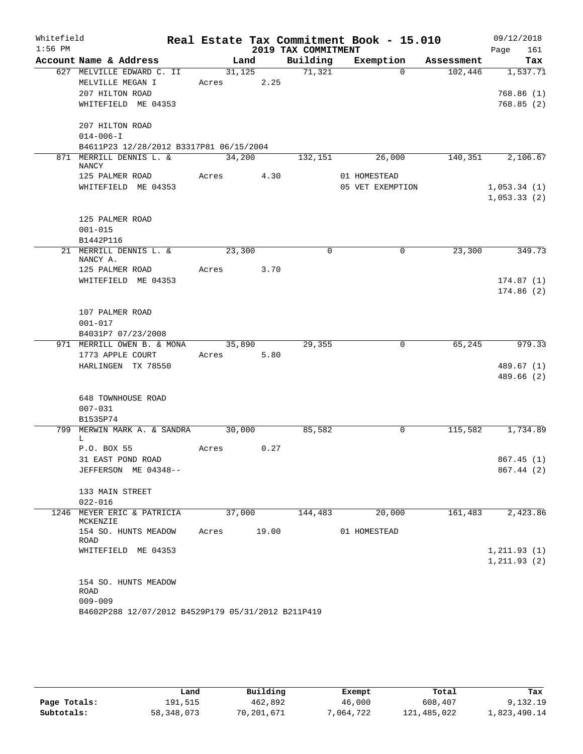Whitefield 1:56 PM

# Real Estate Tax Commitment Book - 15.010

## 2019 TAX COMMITMENT

09/12/2018 Page 161

| Account Name & Address | Land | Building | Exemption | Assessment | Tax |
|---|---|---|---|---|---|
| 627 MELVILLE EDWARD C. II | 31,125 | 71,321 | 0 | 102,446 | 1,537.71 |
| MELVILLE MEGAN I | Acres 2.25 | | | | |
| 207 HILTON ROAD | | | | | 768.86 (1) |
| WHITEFIELD ME 04353 | | | | | 768.85 (2) |
| 207 HILTON ROAD | | | | | |
| 014-006-I | | | | | |
| B4611P23 12/28/2012 B3317P81 06/15/2004 | | | | | |
| 871 MERRILL DENNIS L. & NANCY | 34,200 | 132,151 | 26,000 | 140,351 | 2,106.67 |
| 125 PALMER ROAD | Acres 4.30 | | 01 HOMESTEAD | | |
| WHITEFIELD ME 04353 | | | 05 VET EXEMPTION | | 1,053.34 (1) |
| | | | | | 1,053.33 (2) |
| 125 PALMER ROAD | | | | | |
| 001-015 | | | | | |
| B1442P116 | | | | | |
| 21 MERRILL DENNIS L. & NANCY A. | 23,300 | 0 | 0 | 23,300 | 349.73 |
| 125 PALMER ROAD | Acres 3.70 | | | | |
| WHITEFIELD ME 04353 | | | | | 174.87 (1) |
| | | | | | 174.86 (2) |
| 107 PALMER ROAD | | | | | |
| 001-017 | | | | | |
| B4031P7 07/23/2008 | | | | | |
| 971 MERRILL OWEN B. & MONA | 35,890 | 29,355 | 0 | 65,245 | 979.33 |
| 1773 APPLE COURT | Acres 5.80 | | | | |
| HARLINGEN TX 78550 | | | | | 489.67 (1) |
| | | | | | 489.66 (2) |
| 648 TOWNHOUSE ROAD | | | | | |
| 007-031 | | | | | |
| B1535P74 | | | | | |
| 799 MERWIN MARK A. & SANDRA L | 30,000 | 85,582 | 0 | 115,582 | 1,734.89 |
| P.O. BOX 55 | Acres 0.27 | | | | |
| 31 EAST POND ROAD | | | | | 867.45 (1) |
| JEFFERSON ME 04348-- | | | | | 867.44 (2) |
| 133 MAIN STREET | | | | | |
| 022-016 | | | | | |
| 1246 MEYER ERIC & PATRICIA MCKENZIE | 37,000 | 144,483 | 20,000 | 161,483 | 2,423.86 |
| 154 SO. HUNTS MEADOW ROAD | Acres 19.00 | | 01 HOMESTEAD | | |
| WHITEFIELD ME 04353 | | | | | 1,211.93 (1) |
| | | | | | 1,211.93 (2) |
| 154 SO. HUNTS MEADOW ROAD | | | | | |
| 009-009 | | | | | |
| B4602P288 12/07/2012 B4529P179 05/31/2012 B211P419 | | | | | |

| | Land | Building | Exempt | Total | Tax |
|---|---|---|---|---|---|
| Page Totals: | 191,515 | 462,892 | 46,000 | 608,407 | 9,132.19 |
| Subtotals: | 58,348,073 | 70,201,671 | 7,064,722 | 121,485,022 | 1,823,490.14 |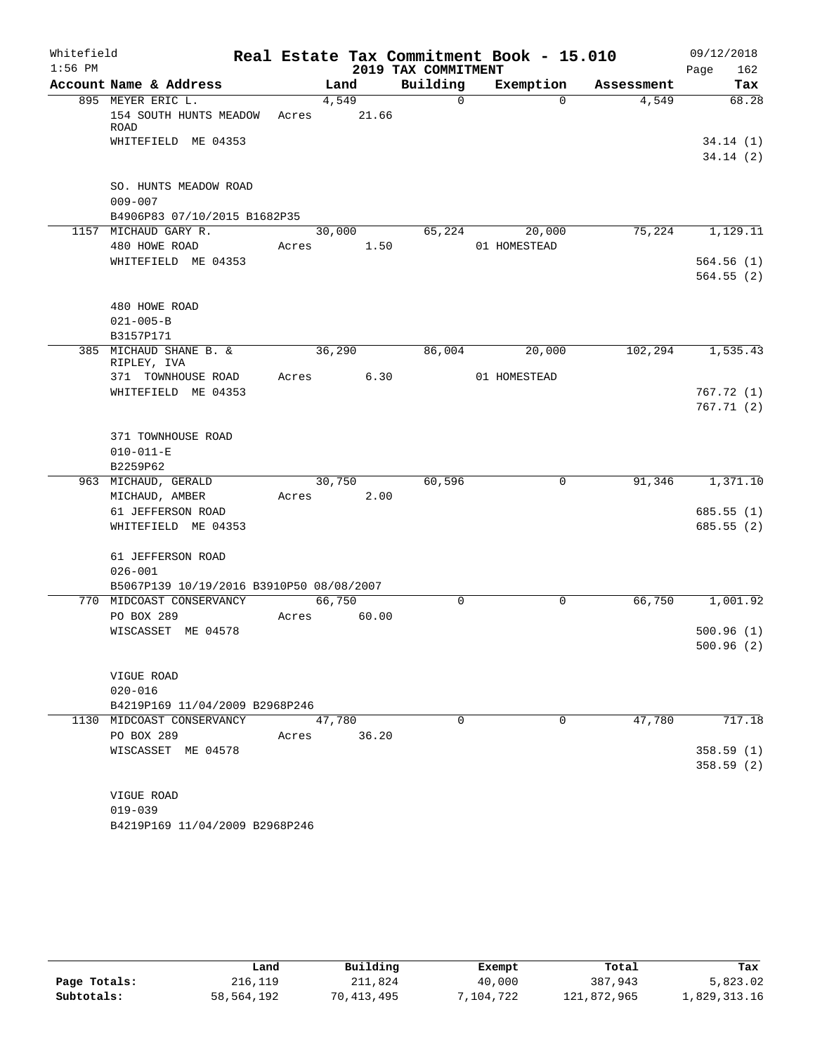Whitefield 1:56 PM

# Real Estate Tax Commitment Book - 15.010

## 2019 TAX COMMITMENT

09/12/2018

| Account Name & Address | Land | Building | Exemption | Assessment | Tax |
|---|---|---|---|---|---|
| 895 MEYER ERIC L. | 4,549 | 0 | 0 | 4,549 | 68.28 |
| 154 SOUTH HUNTS MEADOW ROAD | Acres 21.66 | | | | |
| WHITEFIELD ME 04353 | | | | | 34.14 (1) |
| | | | | | 34.14 (2) |
| SO. HUNTS MEADOW ROAD | | | | | |
| 009-007 | | | | | |
| B4906P83 07/10/2015 B1682P35 | | | | | |
| 1157 MICHAUD GARY R. | 30,000 | 65,224 | 20,000 | 75,224 | 1,129.11 |
| 480 HOWE ROAD | Acres 1.50 | | 01 HOMESTEAD | | |
| WHITEFIELD ME 04353 | | | | | 564.56 (1) |
| | | | | | 564.55 (2) |
| 480 HOWE ROAD | | | | | |
| 021-005-B | | | | | |
| B3157P171 | | | | | |
| 385 MICHAUD SHANE B. & RIPLEY, IVA | 36,290 | 86,004 | 20,000 | 102,294 | 1,535.43 |
| 371 TOWNHOUSE ROAD | Acres 6.30 | | 01 HOMESTEAD | | |
| WHITEFIELD ME 04353 | | | | | 767.72 (1) |
| | | | | | 767.71 (2) |
| 371 TOWNHOUSE ROAD | | | | | |
| 010-011-E | | | | | |
| B2259P62 | | | | | |
| 963 MICHAUD, GERALD | 30,750 | 60,596 | 0 | 91,346 | 1,371.10 |
| MICHAUD, AMBER | Acres 2.00 | | | | |
| 61 JEFFERSON ROAD | | | | | 685.55 (1) |
| WHITEFIELD ME 04353 | | | | | 685.55 (2) |
| 61 JEFFERSON ROAD | | | | | |
| 026-001 | | | | | |
| B5067P139 10/19/2016 B3910P50 08/08/2007 | | | | | |
| 770 MIDCOAST CONSERVANCY | 66,750 | 0 | 0 | 66,750 | 1,001.92 |
| PO BOX 289 | Acres 60.00 | | | | |
| WISCASSET ME 04578 | | | | | 500.96 (1) |
| | | | | | 500.96 (2) |
| VIGUE ROAD | | | | | |
| 020-016 | | | | | |
| B4219P169 11/04/2009 B2968P246 | | | | | |
| 1130 MIDCOAST CONSERVANCY | 47,780 | 0 | 0 | 47,780 | 717.18 |
| PO BOX 289 | Acres 36.20 | | | | |
| WISCASSET ME 04578 | | | | | 358.59 (1) |
| | | | | | 358.59 (2) |
| VIGUE ROAD | | | | | |
| 019-039 | | | | | |
| B4219P169 11/04/2009 B2968P246 | | | | | |

| | Land | Building | Exempt | Total | Tax |
|---|---|---|---|---|---|
| Page Totals: | 216,119 | 211,824 | 40,000 | 387,943 | 5,823.02 |
| Subtotals: | 58,564,192 | 70,413,495 | 7,104,722 | 121,872,965 | 1,829,313.16 |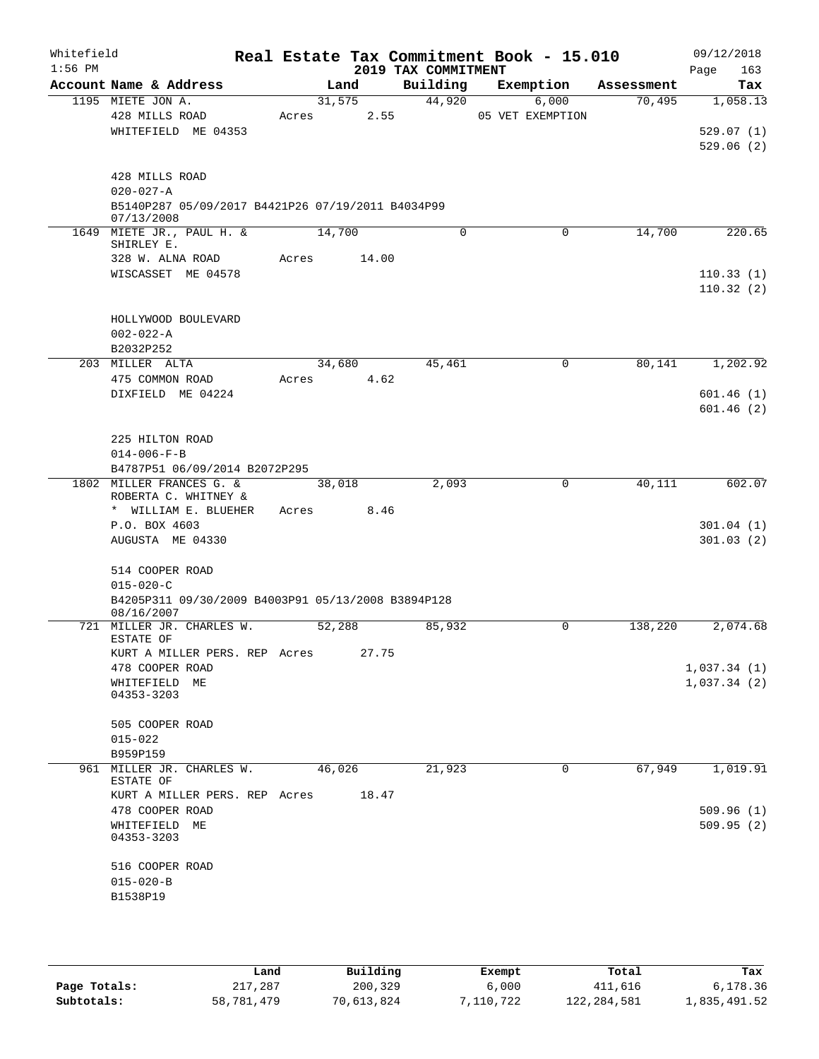Whitefield 1:56 PM

# Real Estate Tax Commitment Book - 15.010

## 2019 TAX COMMITMENT

09/12/2018

| Account Name & Address | Land | Building | Exemption | Assessment | Tax |
|---|---|---|---|---|---|
| 1195 MIETE JON A. | 31,575 | 44,920 | 6,000 | 70,495 | 1,058.13 |
| 428 MILLS ROAD | Acres 2.55 | | 05 VET EXEMPTION | | |
| WHITEFIELD ME 04353 | | | | | 529.07 (1) |
| | | | | | 529.06 (2) |
| 428 MILLS ROAD | | | | | |
| 020-027-A | | | | | |
| B5140P287 05/09/2017 B4421P26 07/19/2011 B4034P99 07/13/2008 | | | | | |
| 1649 MIETE JR., PAUL H. & SHIRLEY E. | 14,700 | 0 | 0 | 14,700 | 220.65 |
| 328 W. ALNA ROAD | Acres 14.00 | | | | |
| WISCASSET ME 04578 | | | | | 110.33 (1) |
| | | | | | 110.32 (2) |
| HOLLYWOOD BOULEVARD | | | | | |
| 002-022-A | | | | | |
| B2032P252 | | | | | |
| 203 MILLER ALTA | 34,680 | 45,461 | 0 | 80,141 | 1,202.92 |
| 475 COMMON ROAD | Acres 4.62 | | | | |
| DIXFIELD ME 04224 | | | | | 601.46 (1) |
| | | | | | 601.46 (2) |
| 225 HILTON ROAD | | | | | |
| 014-006-F-B | | | | | |
| B4787P51 06/09/2014 B2072P295 | | | | | |
| 1802 MILLER FRANCES G. & ROBERTA C. WHITNEY & | 38,018 | 2,093 | 0 | 40,111 | 602.07 |
| * WILLIAM E. BLUEHER | Acres 8.46 | | | | |
| P.O. BOX 4603 | | | | | 301.04 (1) |
| AUGUSTA ME 04330 | | | | | 301.03 (2) |
| 514 COOPER ROAD | | | | | |
| 015-020-C | | | | | |
| B4205P311 09/30/2009 B4003P91 05/13/2008 B3894P128 08/16/2007 | | | | | |
| 721 MILLER JR. CHARLES W. ESTATE OF | 52,288 | 85,932 | 0 | 138,220 | 2,074.68 |
| KURT A MILLER PERS. REP | Acres 27.75 | | | | |
| 478 COOPER ROAD | | | | | 1,037.34 (1) |
| WHITEFIELD ME 04353-3203 | | | | | 1,037.34 (2) |
| 505 COOPER ROAD | | | | | |
| 015-022 | | | | | |
| B959P159 | | | | | |
| 961 MILLER JR. CHARLES W. ESTATE OF | 46,026 | 21,923 | 0 | 67,949 | 1,019.91 |
| KURT A MILLER PERS. REP | Acres 18.47 | | | | |
| 478 COOPER ROAD | | | | | 509.96 (1) |
| WHITEFIELD ME 04353-3203 | | | | | 509.95 (2) |
| 516 COOPER ROAD | | | | | |
| 015-020-B | | | | | |
| B1538P19 | | | | | |

| | Land | Building | Exempt | Total | Tax |
|---|---|---|---|---|---|
| Page Totals: | 217,287 | 200,329 | 6,000 | 411,616 | 6,178.36 |
| Subtotals: | 58,781,479 | 70,613,824 | 7,110,722 | 122,284,581 | 1,835,491.52 |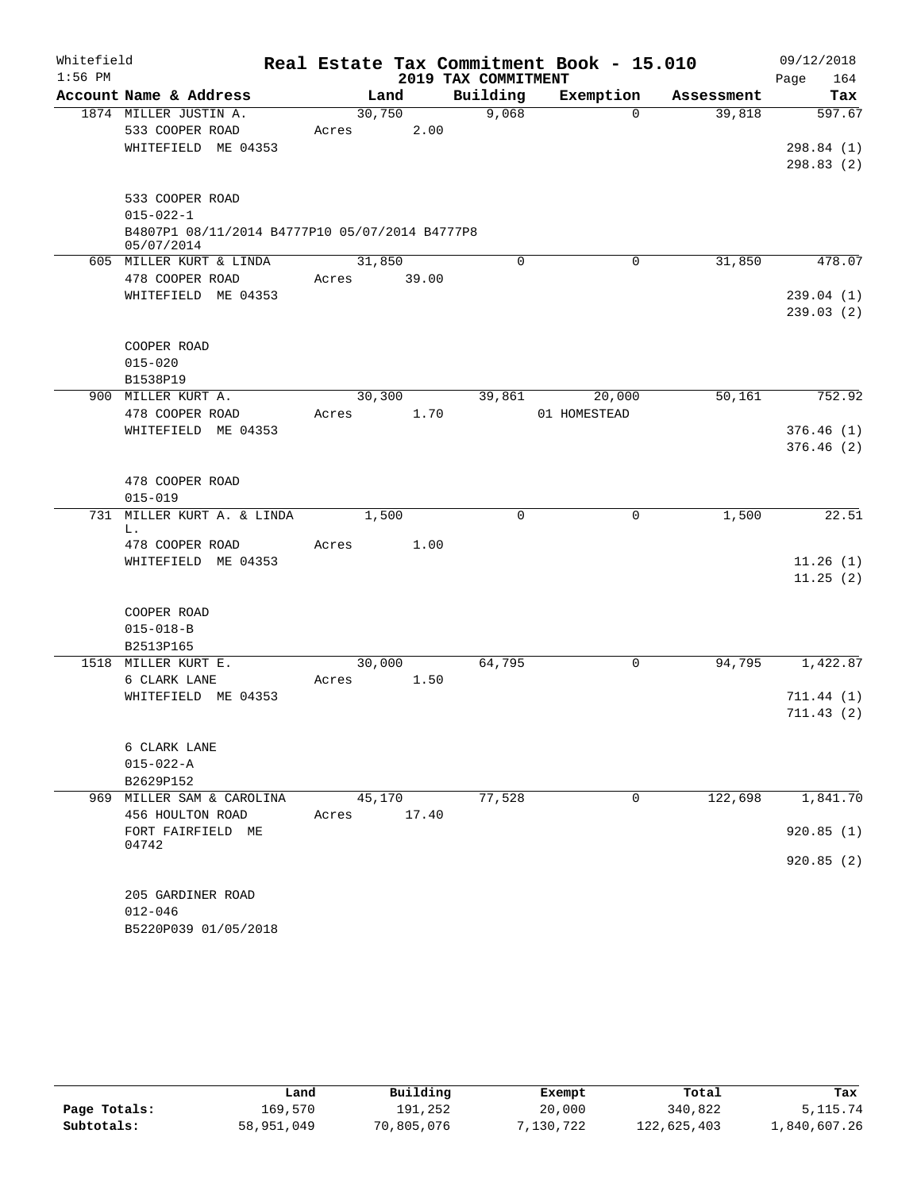# Real Estate Tax Commitment Book - 15.010

Whitefield
1:56 PM

2019 TAX COMMITMENT

09/12/2018

| Account Name & Address | Land | Building | Exemption | Assessment | Tax |
|---|---|---|---|---|---|
| 1874 MILLER JUSTIN A. | 30,750 | 9,068 | 0 | 39,818 | 597.67 |
| 533 COOPER ROAD | Acres 2.00 | | | | |
| WHITEFIELD ME 04353 | | | | | 298.84 (1) |
| | | | | | 298.83 (2) |
| 533 COOPER ROAD | | | | | |
| 015-022-1 | | | | | |
| B4807P1 08/11/2014 B4777P10 05/07/2014 B4777P8 05/07/2014 | | | | | |
| 605 MILLER KURT & LINDA | 31,850 | 0 | 0 | 31,850 | 478.07 |
| 478 COOPER ROAD | Acres 39.00 | | | | |
| WHITEFIELD ME 04353 | | | | | 239.04 (1) |
| | | | | | 239.03 (2) |
| COOPER ROAD | | | | | |
| 015-020 | | | | | |
| B1538P19 | | | | | |
| 900 MILLER KURT A. | 30,300 | 39,861 | 20,000 | 50,161 | 752.92 |
| 478 COOPER ROAD | Acres 1.70 | | 01 HOMESTEAD | | |
| WHITEFIELD ME 04353 | | | | | 376.46 (1) |
| | | | | | 376.46 (2) |
| 478 COOPER ROAD | | | | | |
| 015-019 | | | | | |
| 731 MILLER KURT A. & LINDA L. | 1,500 | 0 | 0 | 1,500 | 22.51 |
| 478 COOPER ROAD | Acres 1.00 | | | | |
| WHITEFIELD ME 04353 | | | | | 11.26 (1) |
| | | | | | 11.25 (2) |
| COOPER ROAD | | | | | |
| 015-018-B | | | | | |
| B2513P165 | | | | | |
| 1518 MILLER KURT E. | 30,000 | 64,795 | 0 | 94,795 | 1,422.87 |
| 6 CLARK LANE | Acres 1.50 | | | | |
| WHITEFIELD ME 04353 | | | | | 711.44 (1) |
| | | | | | 711.43 (2) |
| 6 CLARK LANE | | | | | |
| 015-022-A | | | | | |
| B2629P152 | | | | | |
| 969 MILLER SAM & CAROLINA | 45,170 | 77,528 | 0 | 122,698 | 1,841.70 |
| 456 HOULTON ROAD | Acres 17.40 | | | | |
| FORT FAIRFIELD ME 04742 | | | | | 920.85 (1) |
| | | | | | 920.85 (2) |
| 205 GARDINER ROAD | | | | | |
| 012-046 | | | | | |
| B5220P039 01/05/2018 | | | | | |

| | Land | Building | Exempt | Total | Tax |
|---|---|---|---|---|---|
| Page Totals: | 169,570 | 191,252 | 20,000 | 340,822 | 5,115.74 |
| Subtotals: | 58,951,049 | 70,805,076 | 7,130,722 | 122,625,403 | 1,840,607.26 |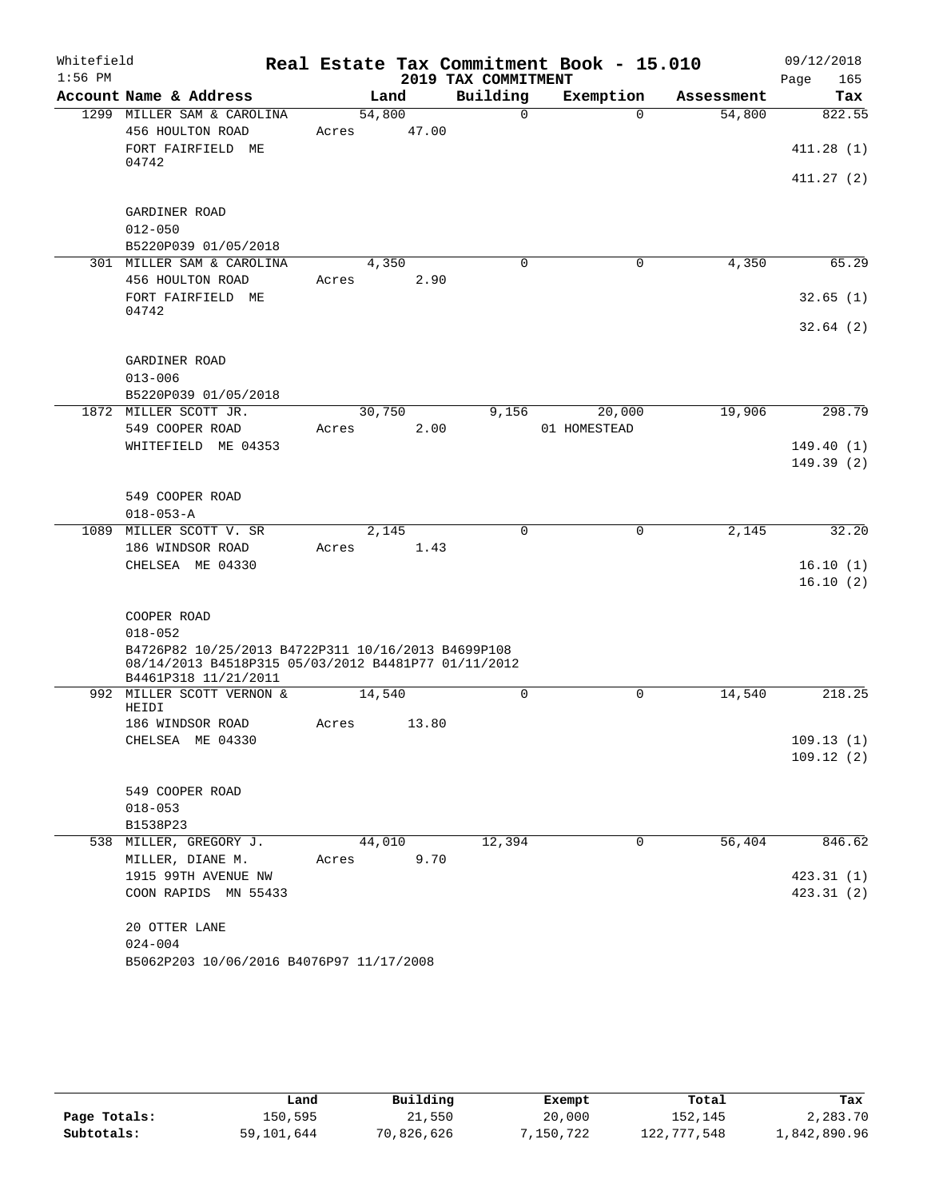Whitefield 1:56 PM

# Real Estate Tax Commitment Book - 15.010

## 2019 TAX COMMITMENT

09/12/2018

| Account Name & Address | Land | Building | Exemption | Assessment | Tax |
|---|---|---|---|---|---|
| 1299 MILLER SAM & CAROLINA | 54,800 | 0 | 0 | 54,800 | 822.55 |
| 456 HOULTON ROAD | Acres 47.00 | | | | |
| FORT FAIRFIELD ME 04742 | | | | | 411.28 (1) |
| | | | | | 411.27 (2) |
| GARDINER ROAD | | | | | |
| 012-050 | | | | | |
| B5220P039 01/05/2018 | | | | | |
| 301 MILLER SAM & CAROLINA | 4,350 | 0 | 0 | 4,350 | 65.29 |
| 456 HOULTON ROAD | Acres 2.90 | | | | |
| FORT FAIRFIELD ME 04742 | | | | | 32.65 (1) |
| | | | | | 32.64 (2) |
| GARDINER ROAD | | | | | |
| 013-006 | | | | | |
| B5220P039 01/05/2018 | | | | | |
| 1872 MILLER SCOTT JR. | 30,750 | 9,156 | 20,000 | 19,906 | 298.79 |
| 549 COOPER ROAD | Acres 2.00 | | 01 HOMESTEAD | | |
| WHITEFIELD ME 04353 | | | | | 149.40 (1) |
| | | | | | 149.39 (2) |
| 549 COOPER ROAD | | | | | |
| 018-053-A | | | | | |
| 1089 MILLER SCOTT V. SR | 2,145 | 0 | 0 | 2,145 | 32.20 |
| 186 WINDSOR ROAD | Acres 1.43 | | | | |
| CHELSEA ME 04330 | | | | | 16.10 (1) |
| | | | | | 16.10 (2) |
| COOPER ROAD | | | | | |
| 018-052 | | | | | |
| B4726P82 10/25/2013 B4722P311 10/16/2013 B4699P108 08/14/2013 B4518P315 05/03/2012 B4481P77 01/11/2012 B4461P318 11/21/2011 | | | | | |
| 992 MILLER SCOTT VERNON & HEIDI | 14,540 | 0 | 0 | 14,540 | 218.25 |
| 186 WINDSOR ROAD | Acres 13.80 | | | | |
| CHELSEA ME 04330 | | | | | 109.13 (1) |
| | | | | | 109.12 (2) |
| 549 COOPER ROAD | | | | | |
| 018-053 | | | | | |
| B1538P23 | | | | | |
| 538 MILLER, GREGORY J. | 44,010 | 12,394 | 0 | 56,404 | 846.62 |
| MILLER, DIANE M. | Acres 9.70 | | | | |
| 1915 99TH AVENUE NW | | | | | 423.31 (1) |
| COON RAPIDS MN 55433 | | | | | 423.31 (2) |
| 20 OTTER LANE | | | | | |
| 024-004 | | | | | |
| B5062P203 10/06/2016 B4076P97 11/17/2008 | | | | | |

| | Land | Building | Exempt | Total | Tax |
|---|---|---|---|---|---|
| Page Totals: | 150,595 | 21,550 | 20,000 | 152,145 | 2,283.70 |
| Subtotals: | 59,101,644 | 70,826,626 | 7,150,722 | 122,777,548 | 1,842,890.96 |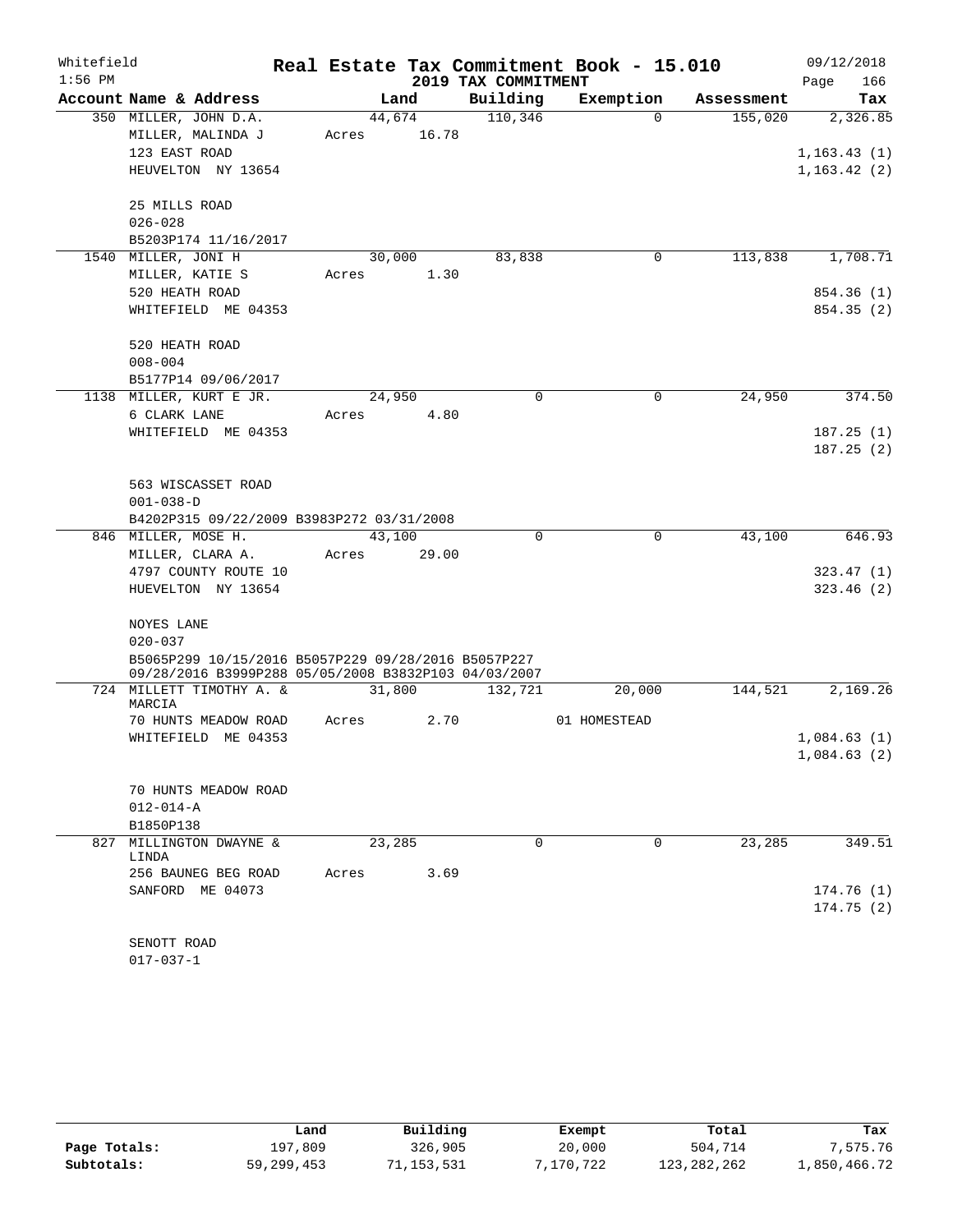Whitefield 1:56 PM

# Real Estate Tax Commitment Book - 15.010

## 2019 TAX COMMITMENT

09/12/2018

| Account Name & Address | Land | Building | Exemption | Assessment | Tax |
|---|---|---|---|---|---|
| 350 MILLER, JOHN D.A. | 44,674 | 110,346 | 0 | 155,020 | 2,326.85 |
| MILLER, MALINDA J | Acres 16.78 | | | | |
| 123 EAST ROAD | | | | | 1,163.43 (1) |
| HEUVELTON NY 13654 | | | | | 1,163.42 (2) |
| 25 MILLS ROAD | | | | | |
| 026-028 | | | | | |
| B5203P174 11/16/2017 | | | | | |
| 1540 MILLER, JONI H | 30,000 | 83,838 | 0 | 113,838 | 1,708.71 |
| MILLER, KATIE S | Acres 1.30 | | | | |
| 520 HEATH ROAD | | | | | 854.36 (1) |
| WHITEFIELD ME 04353 | | | | | 854.35 (2) |
| 520 HEATH ROAD | | | | | |
| 008-004 | | | | | |
| B5177P14 09/06/2017 | | | | | |
| 1138 MILLER, KURT E JR. | 24,950 | 0 | 0 | 24,950 | 374.50 |
| 6 CLARK LANE | Acres 4.80 | | | | |
| WHITEFIELD ME 04353 | | | | | 187.25 (1) |
| | | | | | 187.25 (2) |
| 563 WISCASSET ROAD | | | | | |
| 001-038-D | | | | | |
| B4202P315 09/22/2009 B3983P272 03/31/2008 | | | | | |
| 846 MILLER, MOSE H. | 43,100 | 0 | 0 | 43,100 | 646.93 |
| MILLER, CLARA A. | Acres 29.00 | | | | |
| 4797 COUNTY ROUTE 10 | | | | | 323.47 (1) |
| HUEVELTON NY 13654 | | | | | 323.46 (2) |
| NOYES LANE | | | | | |
| 020-037 | | | | | |
| B5065P299 10/15/2016 B5057P229 09/28/2016 B5057P227 09/28/2016 B3999P288 05/05/2008 B3832P103 04/03/2007 | | | | | |
| 724 MILLETT TIMOTHY A. & MARCIA | 31,800 | 132,721 | 20,000 | 144,521 | 2,169.26 |
| 70 HUNTS MEADOW ROAD | Acres 2.70 | | 01 HOMESTEAD | | |
| WHITEFIELD ME 04353 | | | | | 1,084.63 (1) |
| | | | | | 1,084.63 (2) |
| 70 HUNTS MEADOW ROAD | | | | | |
| 012-014-A | | | | | |
| B1850P138 | | | | | |
| 827 MILLINGTON DWAYNE & LINDA | 23,285 | 0 | 0 | 23,285 | 349.51 |
| 256 BAUNEG BEG ROAD | Acres 3.69 | | | | |
| SANFORD ME 04073 | | | | | 174.76 (1) |
| | | | | | 174.75 (2) |
| SENOTT ROAD | | | | | |
| 017-037-1 | | | | | |

| | Land | Building | Exempt | Total | Tax |
|---|---|---|---|---|---|
| Page Totals: | 197,809 | 326,905 | 20,000 | 504,714 | 7,575.76 |
| Subtotals: | 59,299,453 | 71,153,531 | 7,170,722 | 123,282,262 | 1,850,466.72 |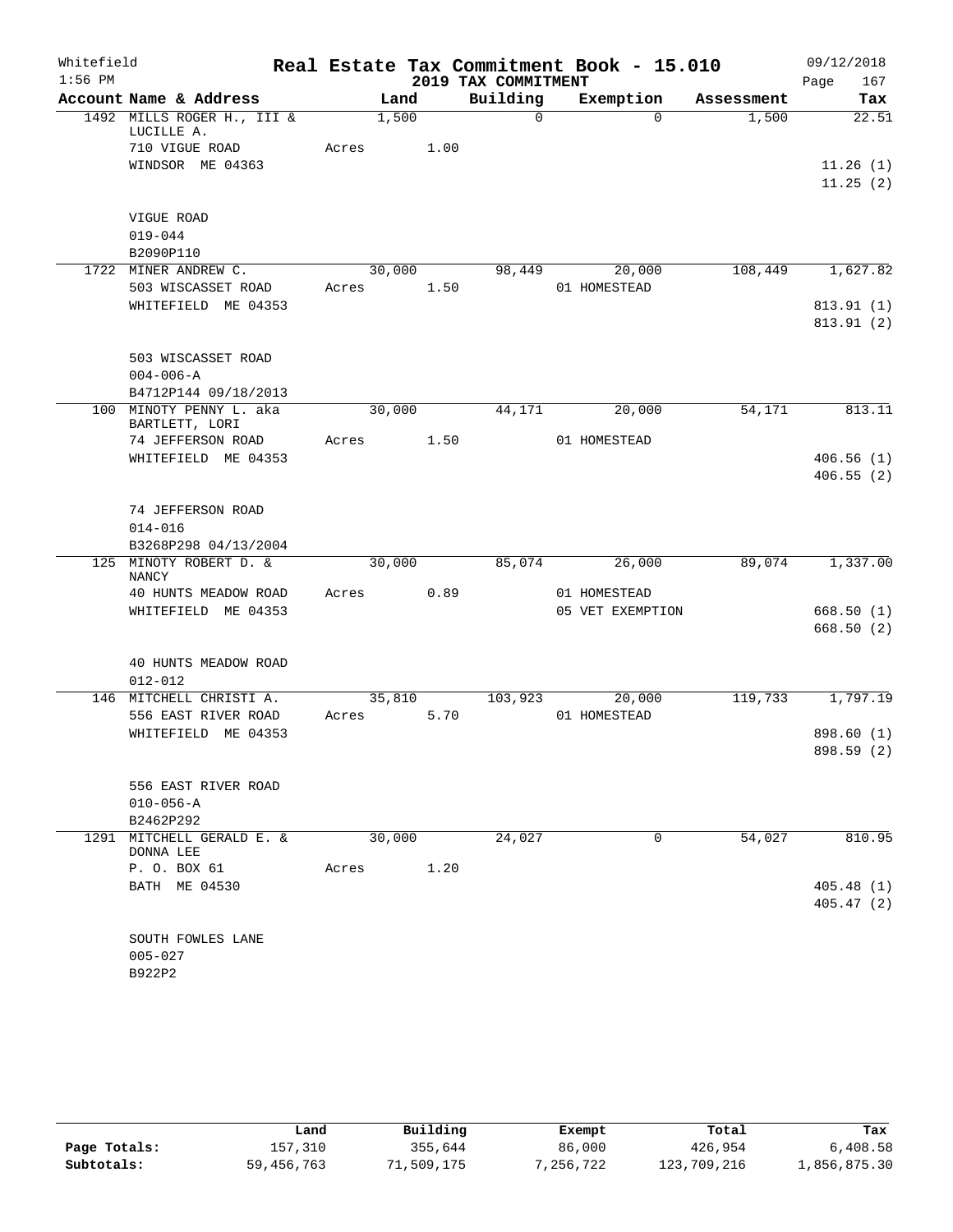Whitefield
1:56 PM

# Real Estate Tax Commitment Book - 15.010

## 2019 TAX COMMITMENT

09/12/2018

| Account Name & Address | Land | Building | Exemption | Assessment | Tax |
|---|---|---|---|---|---|
| 1492 MILLS ROGER H., III & LUCILLE A. | 1,500 | 0 | 0 | 1,500 | 22.51 |
| 710 VIGUE ROAD | Acres 1.00 | | | | |
| WINDSOR ME 04363 | | | | | 11.26 (1) |
| | | | | | 11.25 (2) |
| VIGUE ROAD | | | | | |
| 019-044 | | | | | |
| B2090P110 | | | | | |
| 1722 MINER ANDREW C. | 30,000 | 98,449 | 20,000 | 108,449 | 1,627.82 |
| 503 WISCASSET ROAD | Acres 1.50 | | 01 HOMESTEAD | | |
| WHITEFIELD ME 04353 | | | | | 813.91 (1) |
| | | | | | 813.91 (2) |
| 503 WISCASSET ROAD | | | | | |
| 004-006-A | | | | | |
| B4712P144 09/18/2013 | | | | | |
| 100 MINOTY PENNY L. aka BARTLETT, LORI | 30,000 | 44,171 | 20,000 | 54,171 | 813.11 |
| 74 JEFFERSON ROAD | Acres 1.50 | | 01 HOMESTEAD | | |
| WHITEFIELD ME 04353 | | | | | 406.56 (1) |
| | | | | | 406.55 (2) |
| 74 JEFFERSON ROAD | | | | | |
| 014-016 | | | | | |
| B3268P298 04/13/2004 | | | | | |
| 125 MINOTY ROBERT D. & NANCY | 30,000 | 85,074 | 26,000 | 89,074 | 1,337.00 |
| 40 HUNTS MEADOW ROAD | Acres 0.89 | | 01 HOMESTEAD | | |
| WHITEFIELD ME 04353 | | | 05 VET EXEMPTION | | 668.50 (1) |
| | | | | | 668.50 (2) |
| 40 HUNTS MEADOW ROAD | | | | | |
| 012-012 | | | | | |
| 146 MITCHELL CHRISTI A. | 35,810 | 103,923 | 20,000 | 119,733 | 1,797.19 |
| 556 EAST RIVER ROAD | Acres 5.70 | | 01 HOMESTEAD | | |
| WHITEFIELD ME 04353 | | | | | 898.60 (1) |
| | | | | | 898.59 (2) |
| 556 EAST RIVER ROAD | | | | | |
| 010-056-A | | | | | |
| B2462P292 | | | | | |
| 1291 MITCHELL GERALD E. & DONNA LEE | 30,000 | 24,027 | 0 | 54,027 | 810.95 |
| P. O. BOX 61 | Acres 1.20 | | | | |
| BATH ME 04530 | | | | | 405.48 (1) |
| | | | | | 405.47 (2) |
| SOUTH FOWLES LANE | | | | | |
| 005-027 | | | | | |
| B922P2 | | | | | |

| | Land | Building | Exempt | Total | Tax |
|---|---|---|---|---|---|
| Page Totals: | 157,310 | 355,644 | 86,000 | 426,954 | 6,408.58 |
| Subtotals: | 59,456,763 | 71,509,175 | 7,256,722 | 123,709,216 | 1,856,875.30 |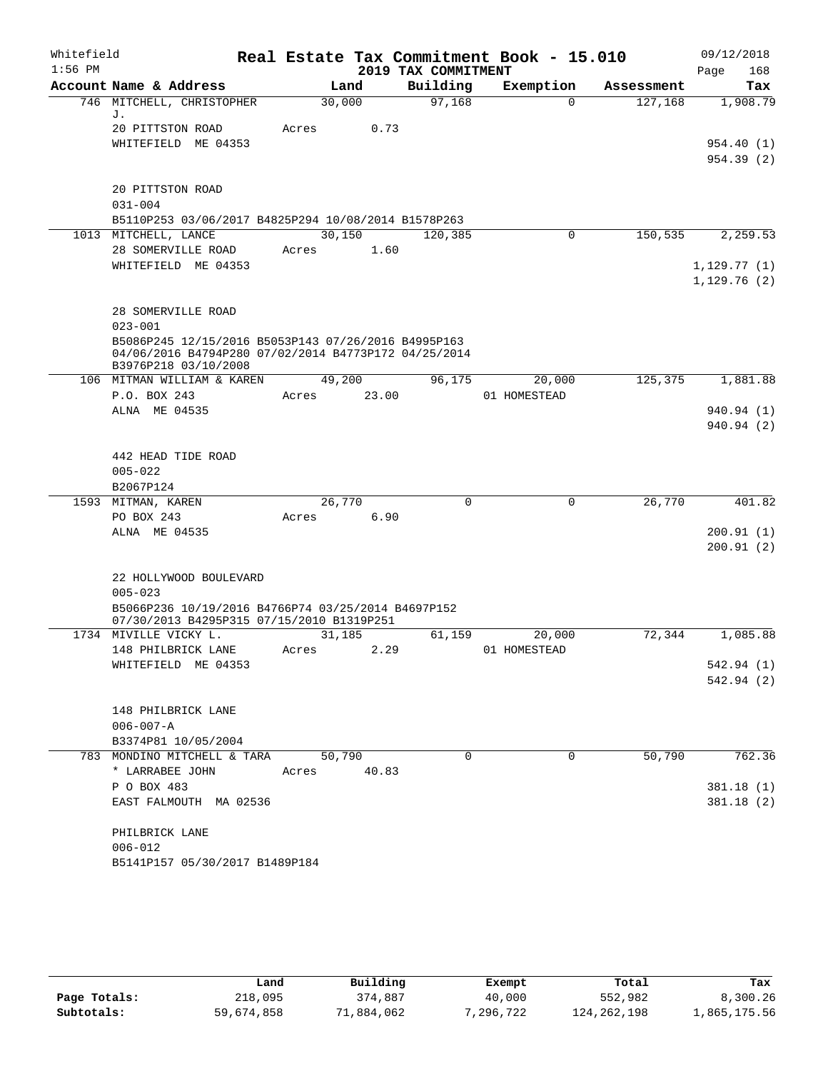Whitefield 1:56 PM

# Real Estate Tax Commitment Book - 15.010

## 2019 TAX COMMITMENT

09/12/2018 Page 168

| Account Name & Address | Land | Building | Exemption | Assessment | Tax |
|---|---|---|---|---|---|
| 746 MITCHELL, CHRISTOPHER J. | 30,000 | 97,168 | 0 | 127,168 | 1,908.79 |
| 20 PITTSTON ROAD | Acres 0.73 | | | | |
| WHITEFIELD ME 04353 | | | | | 954.40 (1) |
| | | | | | 954.39 (2) |
| 20 PITTSTON ROAD | | | | | |
| 031-004 | | | | | |
| B5110P253 03/06/2017 B4825P294 10/08/2014 B1578P263 | | | | | |
| 1013 MITCHELL, LANCE | 30,150 | 120,385 | 0 | 150,535 | 2,259.53 |
| 28 SOMERVILLE ROAD | Acres 1.60 | | | | |
| WHITEFIELD ME 04353 | | | | | 1,129.77 (1) |
| | | | | | 1,129.76 (2) |
| 28 SOMERVILLE ROAD | | | | | |
| 023-001 | | | | | |
| B5086P245 12/15/2016 B5053P143 07/26/2016 B4995P163 04/06/2016 B4794P280 07/02/2014 B4773P172 04/25/2014 B3976P218 03/10/2008 | | | | | |
| 106 MITMAN WILLIAM & KAREN | 49,200 | 96,175 | 20,000 | 125,375 | 1,881.88 |
| P.O. BOX 243 | Acres 23.00 | | 01 HOMESTEAD | | |
| ALNA ME 04535 | | | | | 940.94 (1) |
| | | | | | 940.94 (2) |
| 442 HEAD TIDE ROAD | | | | | |
| 005-022 | | | | | |
| B2067P124 | | | | | |
| 1593 MITMAN, KAREN | 26,770 | 0 | 0 | 26,770 | 401.82 |
| PO BOX 243 | Acres 6.90 | | | | |
| ALNA ME 04535 | | | | | 200.91 (1) |
| | | | | | 200.91 (2) |
| 22 HOLLYWOOD BOULEVARD | | | | | |
| 005-023 | | | | | |
| B5066P236 10/19/2016 B4766P74 03/25/2014 B4697P152 07/30/2013 B4295P315 07/15/2010 B1319P251 | | | | | |
| 1734 MIVILLE VICKY L. | 31,185 | 61,159 | 20,000 | 72,344 | 1,085.88 |
| 148 PHILBRICK LANE | Acres 2.29 | | 01 HOMESTEAD | | |
| WHITEFIELD ME 04353 | | | | | 542.94 (1) |
| | | | | | 542.94 (2) |
| 148 PHILBRICK LANE | | | | | |
| 006-007-A | | | | | |
| B3374P81 10/05/2004 | | | | | |
| 783 MONDINO MITCHELL & TARA | 50,790 | 0 | 0 | 50,790 | 762.36 |
| * LARRABEE JOHN | Acres 40.83 | | | | |
| P O BOX 483 | | | | | 381.18 (1) |
| EAST FALMOUTH MA 02536 | | | | | 381.18 (2) |
| PHILBRICK LANE | | | | | |
| 006-012 | | | | | |
| B5141P157 05/30/2017 B1489P184 | | | | | |

| | Land | Building | Exempt | Total | Tax |
|---|---|---|---|---|---|
| Page Totals: | 218,095 | 374,887 | 40,000 | 552,982 | 8,300.26 |
| Subtotals: | 59,674,858 | 71,884,062 | 7,296,722 | 124,262,198 | 1,865,175.56 |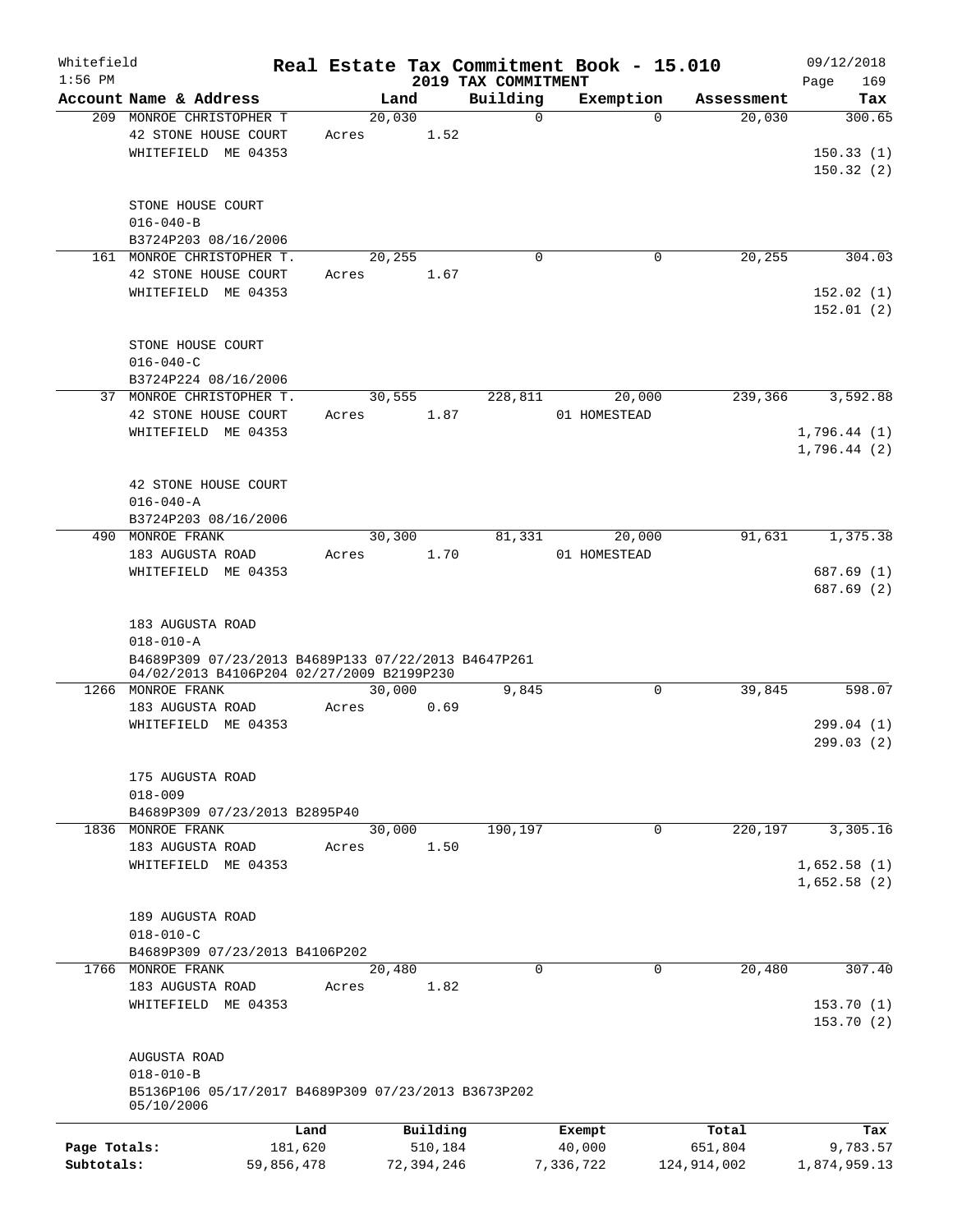Whitefield
1:56 PM

**Real Estate Tax Commitment Book - 15.010**
**2019 TAX COMMITMENT**

09/12/2018

| Account Name & Address | Land | Building | Exemption | Assessment | Tax |
|---|---|---|---|---|---|
| 209 MONROE CHRISTOPHER T | 20,030 | 0 | 0 | 20,030 | 300.65 |
| 42 STONE HOUSE COURT | Acres 1.52 | | | | |
| WHITEFIELD ME 04353 | | | | | 150.33 (1) |
| | | | | | 150.32 (2) |
| STONE HOUSE COURT | | | | | |
| 016-040-B | | | | | |
| B3724P203 08/16/2006 | | | | | |
| 161 MONROE CHRISTOPHER T. | 20,255 | 0 | 0 | 20,255 | 304.03 |
| 42 STONE HOUSE COURT | Acres 1.67 | | | | |
| WHITEFIELD ME 04353 | | | | | 152.02 (1) |
| | | | | | 152.01 (2) |
| STONE HOUSE COURT | | | | | |
| 016-040-C | | | | | |
| B3724P224 08/16/2006 | | | | | |
| 37 MONROE CHRISTOPHER T. | 30,555 | 228,811 | 20,000 | 239,366 | 3,592.88 |
| 42 STONE HOUSE COURT | Acres 1.87 | | 01 HOMESTEAD | | |
| WHITEFIELD ME 04353 | | | | | 1,796.44 (1) |
| | | | | | 1,796.44 (2) |
| 42 STONE HOUSE COURT | | | | | |
| 016-040-A | | | | | |
| B3724P203 08/16/2006 | | | | | |
| 490 MONROE FRANK | 30,300 | 81,331 | 20,000 | 91,631 | 1,375.38 |
| 183 AUGUSTA ROAD | Acres 1.70 | | 01 HOMESTEAD | | |
| WHITEFIELD ME 04353 | | | | | 687.69 (1) |
| | | | | | 687.69 (2) |
| 183 AUGUSTA ROAD | | | | | |
| 018-010-A | | | | | |
| B4689P309 07/23/2013 B4689P133 07/22/2013 B4647P261 04/02/2013 B4106P204 02/27/2009 B2199P230 | | | | | |
| 1266 MONROE FRANK | 30,000 | 9,845 | 0 | 39,845 | 598.07 |
| 183 AUGUSTA ROAD | Acres 0.69 | | | | |
| WHITEFIELD ME 04353 | | | | | 299.04 (1) |
| | | | | | 299.03 (2) |
| 175 AUGUSTA ROAD | | | | | |
| 018-009 | | | | | |
| B4689P309 07/23/2013 B2895P40 | | | | | |
| 1836 MONROE FRANK | 30,000 | 190,197 | 0 | 220,197 | 3,305.16 |
| 183 AUGUSTA ROAD | Acres 1.50 | | | | |
| WHITEFIELD ME 04353 | | | | | 1,652.58 (1) |
| | | | | | 1,652.58 (2) |
| 189 AUGUSTA ROAD | | | | | |
| 018-010-C | | | | | |
| B4689P309 07/23/2013 B4106P202 | | | | | |
| 1766 MONROE FRANK | 20,480 | 0 | 0 | 20,480 | 307.40 |
| 183 AUGUSTA ROAD | Acres 1.82 | | | | |
| WHITEFIELD ME 04353 | | | | | 153.70 (1) |
| | | | | | 153.70 (2) |
| AUGUSTA ROAD | | | | | |
| 018-010-B | | | | | |
| B5136P106 05/17/2017 B4689P309 07/23/2013 B3673P202 05/10/2006 | | | | | |

| | Land | Building | Exempt | Total | Tax |
|---|---|---|---|---|---|
| Page Totals: | 181,620 | 510,184 | 40,000 | 651,804 | 9,783.57 |
| Subtotals: | 59,856,478 | 72,394,246 | 7,336,722 | 124,914,002 | 1,874,959.13 |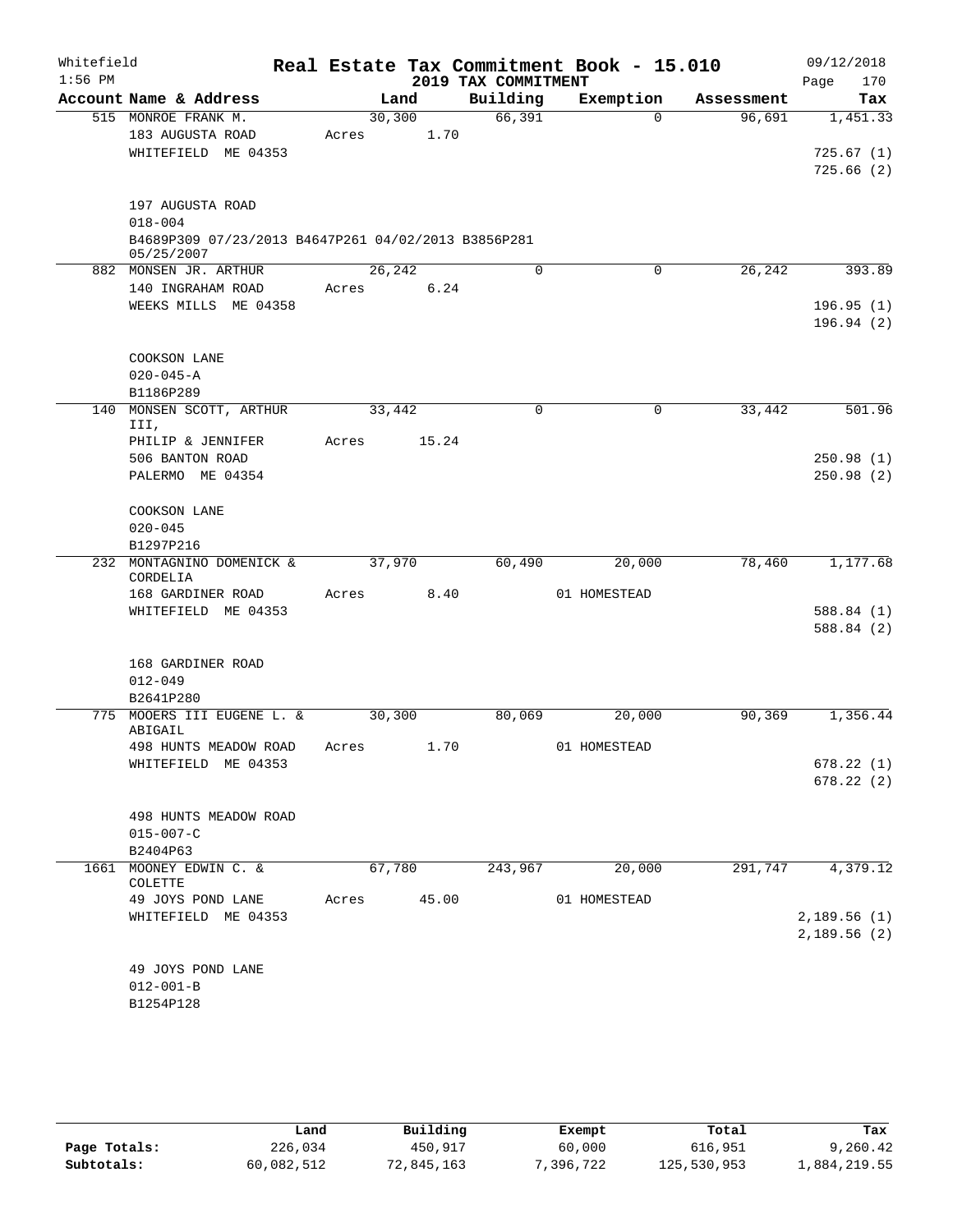Whitefield
1:56 PM

**Real Estate Tax Commitment Book - 15.010**
**2019 TAX COMMITMENT**

09/12/2018
Page 170

| Account Name & Address | Land | Building | Exemption | Assessment | Tax |
|---|---|---|---|---|---|
| 515 MONROE FRANK M. | 30,300 | 66,391 | 0 | 96,691 | 1,451.33 |
| 183 AUGUSTA ROAD | Acres 1.70 | | | | |
| WHITEFIELD ME 04353 | | | | | 725.67 (1) |
| | | | | | 725.66 (2) |
| 197 AUGUSTA ROAD | | | | | |
| 018-004 | | | | | |
| B4689P309 07/23/2013 B4647P261 04/02/2013 B3856P281 05/25/2007 | | | | | |
| 882 MONSEN JR. ARTHUR | 26,242 | 0 | 0 | 26,242 | 393.89 |
| 140 INGRAHAM ROAD | Acres 6.24 | | | | |
| WEEKS MILLS ME 04358 | | | | | 196.95 (1) |
| | | | | | 196.94 (2) |
| COOKSON LANE | | | | | |
| 020-045-A | | | | | |
| B1186P289 | | | | | |
| 140 MONSEN SCOTT, ARTHUR III, | 33,442 | 0 | 0 | 33,442 | 501.96 |
| PHILIP & JENNIFER | Acres 15.24 | | | | |
| 506 BANTON ROAD | | | | | 250.98 (1) |
| PALERMO ME 04354 | | | | | 250.98 (2) |
| COOKSON LANE | | | | | |
| 020-045 | | | | | |
| B1297P216 | | | | | |
| 232 MONTAGNINO DOMENICK & CORDELIA | 37,970 | 60,490 | 20,000 | 78,460 | 1,177.68 |
| 168 GARDINER ROAD | Acres 8.40 | | 01 HOMESTEAD | | |
| WHITEFIELD ME 04353 | | | | | 588.84 (1) |
| | | | | | 588.84 (2) |
| 168 GARDINER ROAD | | | | | |
| 012-049 | | | | | |
| B2641P280 | | | | | |
| 775 MOOERS III EUGENE L. & ABIGAIL | 30,300 | 80,069 | 20,000 | 90,369 | 1,356.44 |
| 498 HUNTS MEADOW ROAD | Acres 1.70 | | 01 HOMESTEAD | | |
| WHITEFIELD ME 04353 | | | | | 678.22 (1) |
| | | | | | 678.22 (2) |
| 498 HUNTS MEADOW ROAD | | | | | |
| 015-007-C | | | | | |
| B2404P63 | | | | | |
| 1661 MOONEY EDWIN C. & COLETTE | 67,780 | 243,967 | 20,000 | 291,747 | 4,379.12 |
| 49 JOYS POND LANE | Acres 45.00 | | 01 HOMESTEAD | | |
| WHITEFIELD ME 04353 | | | | | 2,189.56 (1) |
| | | | | | 2,189.56 (2) |
| 49 JOYS POND LANE | | | | | |
| 012-001-B | | | | | |
| B1254P128 | | | | | |

| | Land | Building | Exempt | Total | Tax |
|---|---|---|---|---|---|
| **Page Totals:** | 226,034 | 450,917 | 60,000 | 616,951 | 9,260.42 |
| **Subtotals:** | 60,082,512 | 72,845,163 | 7,396,722 | 125,530,953 | 1,884,219.55 |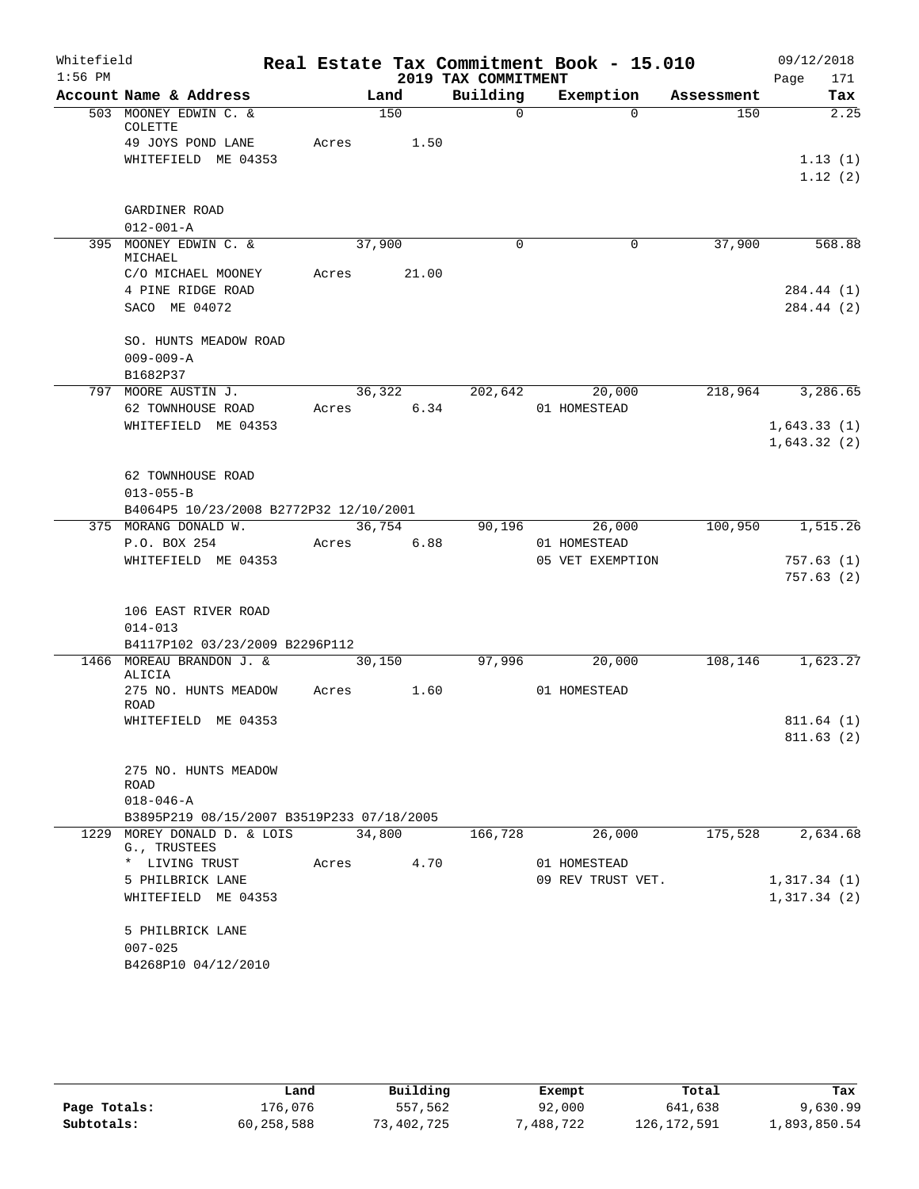# Real Estate Tax Commitment Book - 15.010

Whitefield 1:56 PM — 2019 TAX COMMITMENT — 09/12/2018

| Account Name & Address | Land | Building | Exemption | Assessment | Tax |
|---|---|---|---|---|---|
| 503 MOONEY EDWIN C. & COLETTE | 150 | 0 | 0 | 150 | 2.25 |
| 49 JOYS POND LANE | Acres 1.50 | | | | |
| WHITEFIELD ME 04353 | | | | | 1.13 (1) |
| | | | | | 1.12 (2) |
| GARDINER ROAD | | | | | |
| 012-001-A | | | | | |
| 395 MOONEY EDWIN C. & MICHAEL | 37,900 | 0 | 0 | 37,900 | 568.88 |
| C/O MICHAEL MOONEY | Acres 21.00 | | | | |
| 4 PINE RIDGE ROAD | | | | | 284.44 (1) |
| SACO ME 04072 | | | | | 284.44 (2) |
| SO. HUNTS MEADOW ROAD | | | | | |
| 009-009-A | | | | | |
| B1682P37 | | | | | |
| 797 MOORE AUSTIN J. | 36,322 | 202,642 | 20,000 | 218,964 | 3,286.65 |
| 62 TOWNHOUSE ROAD | Acres 6.34 | | 01 HOMESTEAD | | |
| WHITEFIELD ME 04353 | | | | | 1,643.33 (1) |
| | | | | | 1,643.32 (2) |
| 62 TOWNHOUSE ROAD | | | | | |
| 013-055-B | | | | | |
| B4064P5 10/23/2008 B2772P32 12/10/2001 | | | | | |
| 375 MORANG DONALD W. | 36,754 | 90,196 | 26,000 | 100,950 | 1,515.26 |
| P.O. BOX 254 | Acres 6.88 | | 01 HOMESTEAD | | |
| WHITEFIELD ME 04353 | | | 05 VET EXEMPTION | | 757.63 (1) |
| | | | | | 757.63 (2) |
| 106 EAST RIVER ROAD | | | | | |
| 014-013 | | | | | |
| B4117P102 03/23/2009 B2296P112 | | | | | |
| 1466 MOREAU BRANDON J. & ALICIA | 30,150 | 97,996 | 20,000 | 108,146 | 1,623.27 |
| 275 NO. HUNTS MEADOW ROAD | Acres 1.60 | | 01 HOMESTEAD | | |
| WHITEFIELD ME 04353 | | | | | 811.64 (1) |
| | | | | | 811.63 (2) |
| 275 NO. HUNTS MEADOW ROAD | | | | | |
| 018-046-A | | | | | |
| B3895P219 08/15/2007 B3519P233 07/18/2005 | | | | | |
| 1229 MOREY DONALD D. & LOIS G., TRUSTEES | 34,800 | 166,728 | 26,000 | 175,528 | 2,634.68 |
| * LIVING TRUST | Acres 4.70 | | 01 HOMESTEAD | | |
| 5 PHILBRICK LANE | | | 09 REV TRUST VET. | | 1,317.34 (1) |
| WHITEFIELD ME 04353 | | | | | 1,317.34 (2) |
| 5 PHILBRICK LANE | | | | | |
| 007-025 | | | | | |
| B4268P10 04/12/2010 | | | | | |

| | Land | Building | Exempt | Total | Tax |
|---|---|---|---|---|---|
| Page Totals: | 176,076 | 557,562 | 92,000 | 641,638 | 9,630.99 |
| Subtotals: | 60,258,588 | 73,402,725 | 7,488,722 | 126,172,591 | 1,893,850.54 |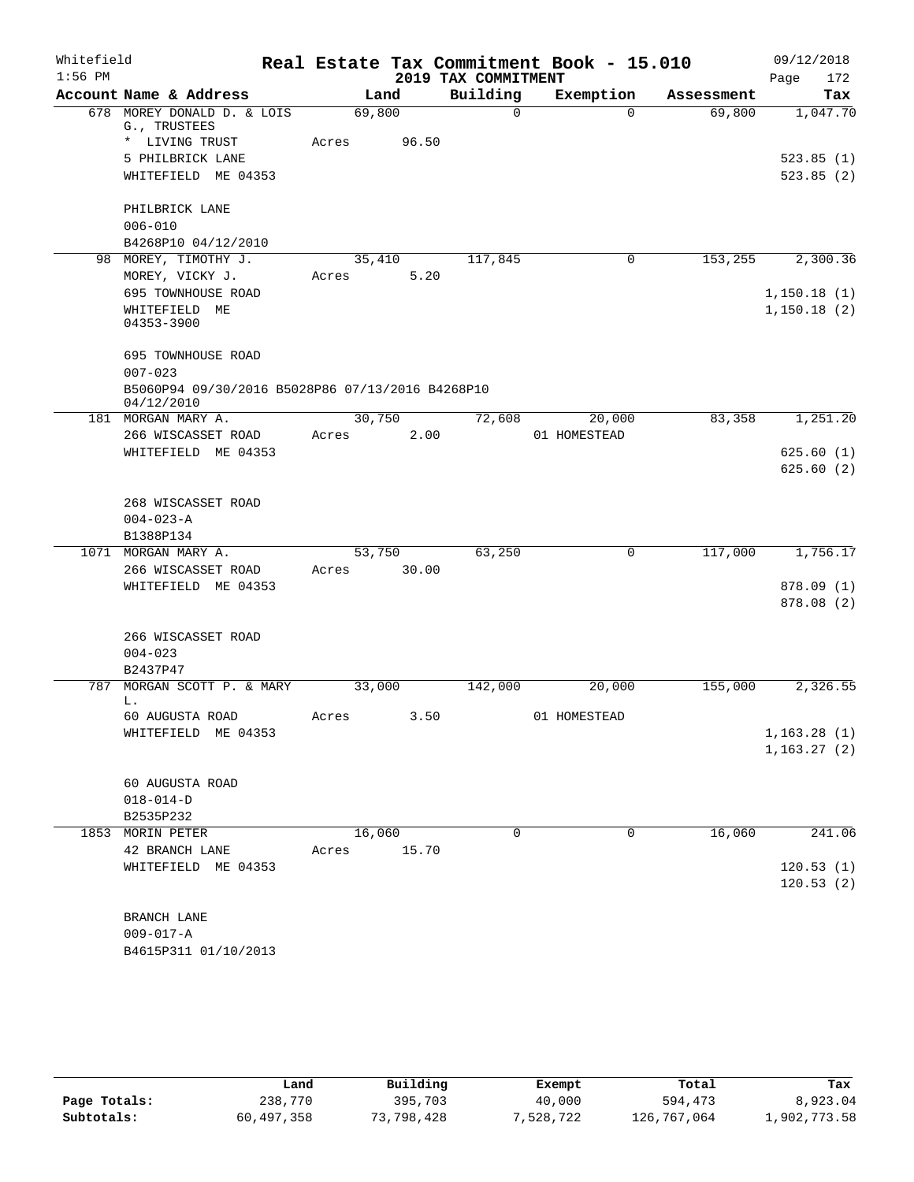Whitefield 1:56 PM

# Real Estate Tax Commitment Book - 15.010

## 2019 TAX COMMITMENT

09/12/2018 Page 172

| Account Name & Address | Land | Building | Exemption | Assessment | Tax |
|---|---|---|---|---|---|
| 678 MOREY DONALD D. & LOIS G., TRUSTEES | 69,800 | 0 | 0 | 69,800 | 1,047.70 |
| * LIVING TRUST | Acres 96.50 | | | | |
| 5 PHILBRICK LANE | | | | | 523.85 (1) |
| WHITEFIELD ME 04353 | | | | | 523.85 (2) |
| PHILBRICK LANE | | | | | |
| 006-010 | | | | | |
| B4268P10 04/12/2010 | | | | | |
| 98 MOREY, TIMOTHY J. | 35,410 | 117,845 | 0 | 153,255 | 2,300.36 |
| MOREY, VICKY J. | Acres 5.20 | | | | |
| 695 TOWNHOUSE ROAD | | | | | 1,150.18 (1) |
| WHITEFIELD ME 04353-3900 | | | | | 1,150.18 (2) |
| 695 TOWNHOUSE ROAD | | | | | |
| 007-023 | | | | | |
| B5060P94 09/30/2016 B5028P86 07/13/2016 B4268P10 04/12/2010 | | | | | |
| 181 MORGAN MARY A. | 30,750 | 72,608 | 20,000 | 83,358 | 1,251.20 |
| 266 WISCASSET ROAD | Acres 2.00 | | 01 HOMESTEAD | | |
| WHITEFIELD ME 04353 | | | | | 625.60 (1) |
| | | | | | 625.60 (2) |
| 268 WISCASSET ROAD | | | | | |
| 004-023-A | | | | | |
| B1388P134 | | | | | |
| 1071 MORGAN MARY A. | 53,750 | 63,250 | 0 | 117,000 | 1,756.17 |
| 266 WISCASSET ROAD | Acres 30.00 | | | | |
| WHITEFIELD ME 04353 | | | | | 878.09 (1) |
| | | | | | 878.08 (2) |
| 266 WISCASSET ROAD | | | | | |
| 004-023 | | | | | |
| B2437P47 | | | | | |
| 787 MORGAN SCOTT P. & MARY L. | 33,000 | 142,000 | 20,000 | 155,000 | 2,326.55 |
| 60 AUGUSTA ROAD | Acres 3.50 | | 01 HOMESTEAD | | |
| WHITEFIELD ME 04353 | | | | | 1,163.28 (1) |
| | | | | | 1,163.27 (2) |
| 60 AUGUSTA ROAD | | | | | |
| 018-014-D | | | | | |
| B2535P232 | | | | | |
| 1853 MORIN PETER | 16,060 | 0 | 0 | 16,060 | 241.06 |
| 42 BRANCH LANE | Acres 15.70 | | | | |
| WHITEFIELD ME 04353 | | | | | 120.53 (1) |
| | | | | | 120.53 (2) |
| BRANCH LANE | | | | | |
| 009-017-A | | | | | |
| B4615P311 01/10/2013 | | | | | |

| | Land | Building | Exempt | Total | Tax |
|---|---|---|---|---|---|
| Page Totals: | 238,770 | 395,703 | 40,000 | 594,473 | 8,923.04 |
| Subtotals: | 60,497,358 | 73,798,428 | 7,528,722 | 126,767,064 | 1,902,773.58 |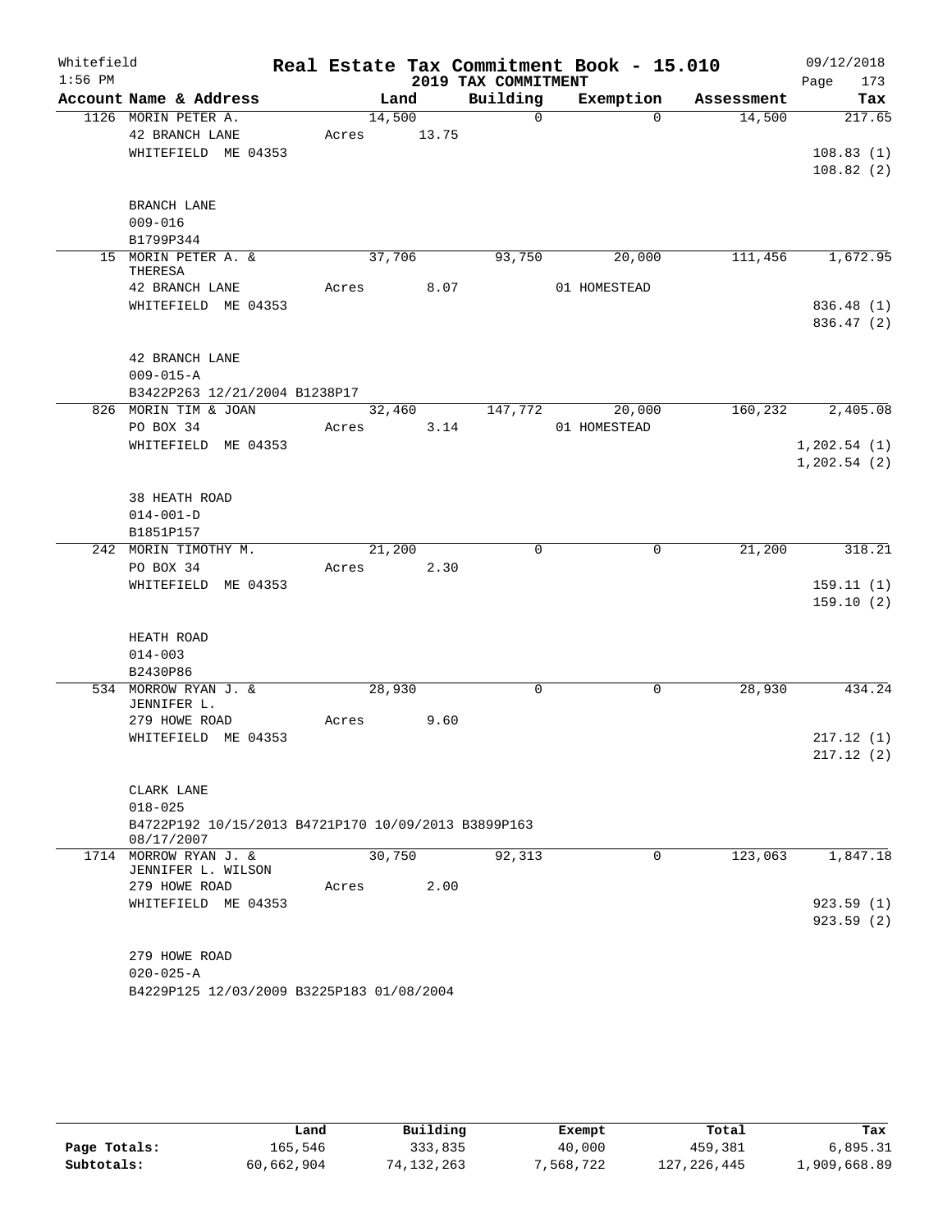Whitefield
1:56 PM

# Real Estate Tax Commitment Book - 15.010

## 2019 TAX COMMITMENT

09/12/2018

| Account Name & Address | Land | Building | Exemption | Assessment | Tax |
|---|---|---|---|---|---|
| 1126 MORIN PETER A. | 14,500 | 0 | 0 | 14,500 | 217.65 |
| 42 BRANCH LANE | Acres 13.75 | | | | |
| WHITEFIELD ME 04353 | | | | | 108.83 (1) |
| | | | | | 108.82 (2) |
| BRANCH LANE | | | | | |
| 009-016 | | | | | |
| B1799P344 | | | | | |
| 15 MORIN PETER A. & THERESA | 37,706 | 93,750 | 20,000 | 111,456 | 1,672.95 |
| 42 BRANCH LANE | Acres 8.07 | | 01 HOMESTEAD | | |
| WHITEFIELD ME 04353 | | | | | 836.48 (1) |
| | | | | | 836.47 (2) |
| 42 BRANCH LANE | | | | | |
| 009-015-A | | | | | |
| B3422P263 12/21/2004 B1238P17 | | | | | |
| 826 MORIN TIM & JOAN | 32,460 | 147,772 | 20,000 | 160,232 | 2,405.08 |
| PO BOX 34 | Acres 3.14 | | 01 HOMESTEAD | | |
| WHITEFIELD ME 04353 | | | | | 1,202.54 (1) |
| | | | | | 1,202.54 (2) |
| 38 HEATH ROAD | | | | | |
| 014-001-D | | | | | |
| B1851P157 | | | | | |
| 242 MORIN TIMOTHY M. | 21,200 | 0 | 0 | 21,200 | 318.21 |
| PO BOX 34 | Acres 2.30 | | | | |
| WHITEFIELD ME 04353 | | | | | 159.11 (1) |
| | | | | | 159.10 (2) |
| HEATH ROAD | | | | | |
| 014-003 | | | | | |
| B2430P86 | | | | | |
| 534 MORROW RYAN J. & JENNIFER L. | 28,930 | 0 | 0 | 28,930 | 434.24 |
| 279 HOWE ROAD | Acres 9.60 | | | | |
| WHITEFIELD ME 04353 | | | | | 217.12 (1) |
| | | | | | 217.12 (2) |
| CLARK LANE | | | | | |
| 018-025 | | | | | |
| B4722P192 10/15/2013 B4721P170 10/09/2013 B3899P163 08/17/2007 | | | | | |
| 1714 MORROW RYAN J. & JENNIFER L. WILSON | 30,750 | 92,313 | 0 | 123,063 | 1,847.18 |
| 279 HOWE ROAD | Acres 2.00 | | | | |
| WHITEFIELD ME 04353 | | | | | 923.59 (1) |
| | | | | | 923.59 (2) |
| 279 HOWE ROAD | | | | | |
| 020-025-A | | | | | |
| B4229P125 12/03/2009 B3225P183 01/08/2004 | | | | | |

| | Land | Building | Exempt | Total | Tax |
|---|---|---|---|---|---|
| Page Totals: | 165,546 | 333,835 | 40,000 | 459,381 | 6,895.31 |
| Subtotals: | 60,662,904 | 74,132,263 | 7,568,722 | 127,226,445 | 1,909,668.89 |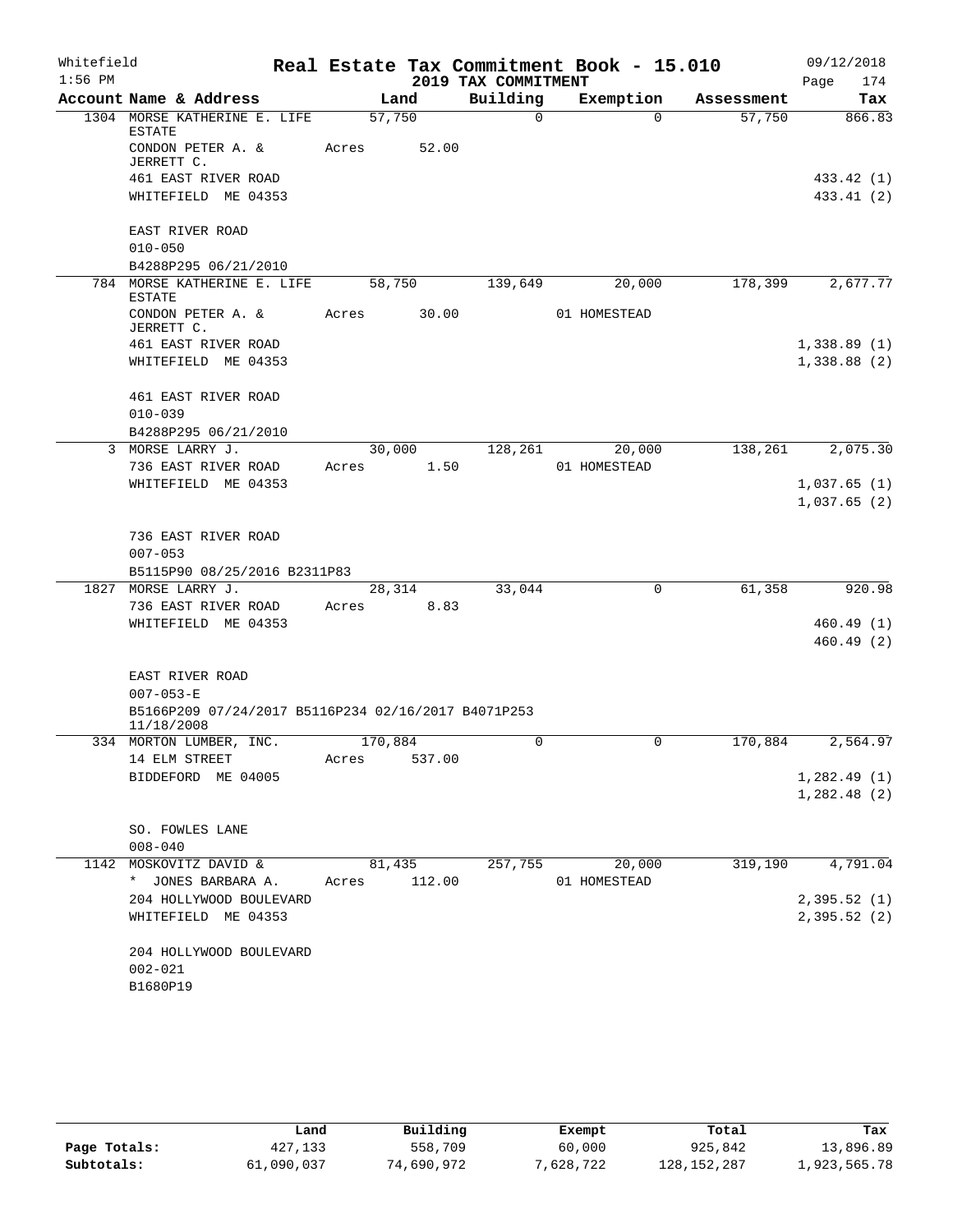Whitefield 1:56 PM

# Real Estate Tax Commitment Book - 15.010

## 2019 TAX COMMITMENT

09/12/2018 Page 174

| Account Name & Address | Land | Building | Exemption | Assessment | Tax |
|---|---|---|---|---|---|
| 1304 MORSE KATHERINE E. LIFE ESTATE | 57,750 | 0 | 0 | 57,750 | 866.83 |
| CONDON PETER A. & JERRETT C. | Acres 52.00 | | | | |
| 461 EAST RIVER ROAD | | | | | 433.42 (1) |
| WHITEFIELD ME 04353 | | | | | 433.41 (2) |
| EAST RIVER ROAD | | | | | |
| 010-050 | | | | | |
| B4288P295 06/21/2010 | | | | | |
| 784 MORSE KATHERINE E. LIFE ESTATE | 58,750 | 139,649 | 20,000 | 178,399 | 2,677.77 |
| CONDON PETER A. & JERRETT C. | Acres 30.00 | | 01 HOMESTEAD | | |
| 461 EAST RIVER ROAD | | | | | 1,338.89 (1) |
| WHITEFIELD ME 04353 | | | | | 1,338.88 (2) |
| 461 EAST RIVER ROAD | | | | | |
| 010-039 | | | | | |
| B4288P295 06/21/2010 | | | | | |
| 3 MORSE LARRY J. | 30,000 | 128,261 | 20,000 | 138,261 | 2,075.30 |
| 736 EAST RIVER ROAD | Acres 1.50 | | 01 HOMESTEAD | | |
| WHITEFIELD ME 04353 | | | | | 1,037.65 (1) |
| | | | | | 1,037.65 (2) |
| 736 EAST RIVER ROAD | | | | | |
| 007-053 | | | | | |
| B5115P90 08/25/2016 B2311P83 | | | | | |
| 1827 MORSE LARRY J. | 28,314 | 33,044 | 0 | 61,358 | 920.98 |
| 736 EAST RIVER ROAD | Acres 8.83 | | | | |
| WHITEFIELD ME 04353 | | | | | 460.49 (1) |
| | | | | | 460.49 (2) |
| EAST RIVER ROAD | | | | | |
| 007-053-E | | | | | |
| B5166P209 07/24/2017 B5116P234 02/16/2017 B4071P253 11/18/2008 | | | | | |
| 334 MORTON LUMBER, INC. | 170,884 | 0 | 0 | 170,884 | 2,564.97 |
| 14 ELM STREET | Acres 537.00 | | | | |
| BIDDEFORD ME 04005 | | | | | 1,282.49 (1) |
| | | | | | 1,282.48 (2) |
| SO. FOWLES LANE | | | | | |
| 008-040 | | | | | |
| 1142 MOSKOVITZ DAVID & | 81,435 | 257,755 | 20,000 | 319,190 | 4,791.04 |
| * JONES BARBARA A. | Acres 112.00 | | 01 HOMESTEAD | | |
| 204 HOLLYWOOD BOULEVARD | | | | | 2,395.52 (1) |
| WHITEFIELD ME 04353 | | | | | 2,395.52 (2) |
| 204 HOLLYWOOD BOULEVARD | | | | | |
| 002-021 | | | | | |
| B1680P19 | | | | | |

| | Land | Building | Exempt | Total | Tax |
|---|---|---|---|---|---|
| Page Totals: | 427,133 | 558,709 | 60,000 | 925,842 | 13,896.89 |
| Subtotals: | 61,090,037 | 74,690,972 | 7,628,722 | 128,152,287 | 1,923,565.78 |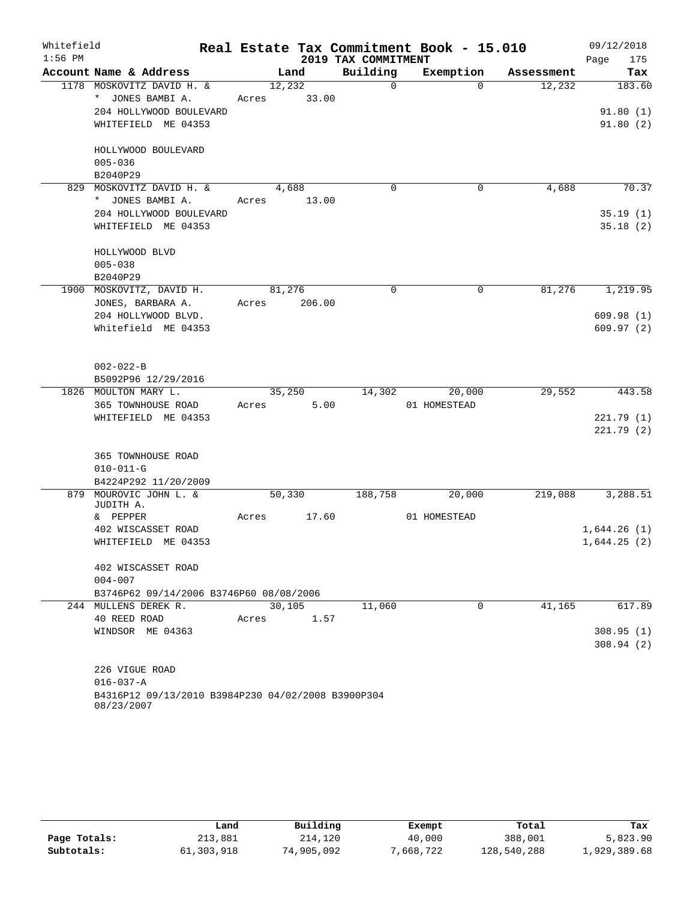Whitefield 1:56 PM

# Real Estate Tax Commitment Book - 15.010

## 2019 TAX COMMITMENT

09/12/2018 Page 175

| Account Name & Address | Land | Building | Exemption | Assessment | Tax |
|---|---|---|---|---|---|
| 1178 MOSKOVITZ DAVID H. & | 12,232 | 0 | 0 | 12,232 | 183.60 |
| * JONES BAMBI A. | Acres 33.00 | | | | |
| 204 HOLLYWOOD BOULEVARD | | | | | 91.80 (1) |
| WHITEFIELD ME 04353 | | | | | 91.80 (2) |
| HOLLYWOOD BOULEVARD | | | | | |
| 005-036 | | | | | |
| B2040P29 | | | | | |
| 829 MOSKOVITZ DAVID H. & | 4,688 | 0 | 0 | 4,688 | 70.37 |
| * JONES BAMBI A. | Acres 13.00 | | | | |
| 204 HOLLYWOOD BOULEVARD | | | | | 35.19 (1) |
| WHITEFIELD ME 04353 | | | | | 35.18 (2) |
| HOLLYWOOD BLVD | | | | | |
| 005-038 | | | | | |
| B2040P29 | | | | | |
| 1900 MOSKOVITZ, DAVID H. | 81,276 | 0 | 0 | 81,276 | 1,219.95 |
| JONES, BARBARA A. | Acres 206.00 | | | | |
| 204 HOLLYWOOD BLVD. | | | | | 609.98 (1) |
| Whitefield ME 04353 | | | | | 609.97 (2) |
| 002-022-B | | | | | |
| B5092P96 12/29/2016 | | | | | |
| 1826 MOULTON MARY L. | 35,250 | 14,302 | 20,000 | 29,552 | 443.58 |
| 365 TOWNHOUSE ROAD | Acres 5.00 | | 01 HOMESTEAD | | |
| WHITEFIELD ME 04353 | | | | | 221.79 (1) |
| | | | | | 221.79 (2) |
| 365 TOWNHOUSE ROAD | | | | | |
| 010-011-G | | | | | |
| B4224P292 11/20/2009 | | | | | |
| 879 MOUROVIC JOHN L. & JUDITH A. | 50,330 | 188,758 | 20,000 | 219,088 | 3,288.51 |
| & PEPPER | Acres 17.60 | | 01 HOMESTEAD | | |
| 402 WISCASSET ROAD | | | | | 1,644.26 (1) |
| WHITEFIELD ME 04353 | | | | | 1,644.25 (2) |
| 402 WISCASSET ROAD | | | | | |
| 004-007 | | | | | |
| B3746P62 09/14/2006 B3746P60 08/08/2006 | | | | | |
| 244 MULLENS DEREK R. | 30,105 | 11,060 | 0 | 41,165 | 617.89 |
| 40 REED ROAD | Acres 1.57 | | | | |
| WINDSOR ME 04363 | | | | | 308.95 (1) |
| | | | | | 308.94 (2) |
| 226 VIGUE ROAD | | | | | |
| 016-037-A | | | | | |
| B4316P12 09/13/2010 B3984P230 04/02/2008 B3900P304 08/23/2007 | | | | | |

| | Land | Building | Exempt | Total | Tax |
|---|---|---|---|---|---|
| Page Totals: | 213,881 | 214,120 | 40,000 | 388,001 | 5,823.90 |
| Subtotals: | 61,303,918 | 74,905,092 | 7,668,722 | 128,540,288 | 1,929,389.68 |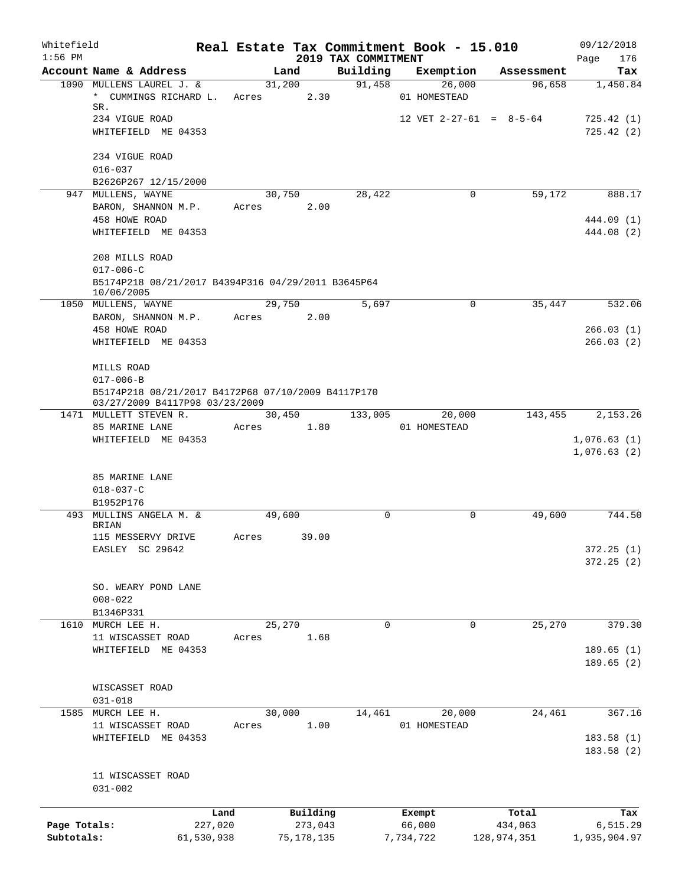Whitefield 1:56 PM

# Real Estate Tax Commitment Book - 15.010

## 2019 TAX COMMITMENT

09/12/2018

| Account Name & Address | Land | Building | Exemption | Assessment | Tax |
|---|---|---|---|---|---|
| 1090 MULLENS LAUREL J. & | 31,200 | 91,458 | 26,000 | 96,658 | 1,450.84 |
| * CUMMINGS RICHARD L. SR. | Acres 2.30 | | 01 HOMESTEAD | | |
| 234 VIGUE ROAD | | | 12 VET 2-27-61 = 8-5-64 | | 725.42 (1) |
| WHITEFIELD ME 04353 | | | | | 725.42 (2) |
| 234 VIGUE ROAD | | | | | |
| 016-037 | | | | | |
| B2626P267 12/15/2000 | | | | | |
| 947 MULLENS, WAYNE | 30,750 | 28,422 | 0 | 59,172 | 888.17 |
| BARON, SHANNON M.P. | Acres 2.00 | | | | |
| 458 HOWE ROAD | | | | | 444.09 (1) |
| WHITEFIELD ME 04353 | | | | | 444.08 (2) |
| 208 MILLS ROAD | | | | | |
| 017-006-C | | | | | |
| B5174P218 08/21/2017 B4394P316 04/29/2011 B3645P64 10/06/2005 | | | | | |
| 1050 MULLENS, WAYNE | 29,750 | 5,697 | 0 | 35,447 | 532.06 |
| BARON, SHANNON M.P. | Acres 2.00 | | | | |
| 458 HOWE ROAD | | | | | 266.03 (1) |
| WHITEFIELD ME 04353 | | | | | 266.03 (2) |
| MILLS ROAD | | | | | |
| 017-006-B | | | | | |
| B5174P218 08/21/2017 B4172P68 07/10/2009 B4117P170 03/27/2009 B4117P98 03/23/2009 | | | | | |
| 1471 MULLETT STEVEN R. | 30,450 | 133,005 | 20,000 | 143,455 | 2,153.26 |
| 85 MARINE LANE | Acres 1.80 | | 01 HOMESTEAD | | |
| WHITEFIELD ME 04353 | | | | | 1,076.63 (1) |
| | | | | | 1,076.63 (2) |
| 85 MARINE LANE | | | | | |
| 018-037-C | | | | | |
| B1952P176 | | | | | |
| 493 MULLINS ANGELA M. & BRIAN | 49,600 | 0 | 0 | 49,600 | 744.50 |
| 115 MESSERVY DRIVE | Acres 39.00 | | | | |
| EASLEY SC 29642 | | | | | 372.25 (1) |
| | | | | | 372.25 (2) |
| SO. WEARY POND LANE | | | | | |
| 008-022 | | | | | |
| B1346P331 | | | | | |
| 1610 MURCH LEE H. | 25,270 | 0 | 0 | 25,270 | 379.30 |
| 11 WISCASSET ROAD | Acres 1.68 | | | | |
| WHITEFIELD ME 04353 | | | | | 189.65 (1) |
| | | | | | 189.65 (2) |
| WISCASSET ROAD | | | | | |
| 031-018 | | | | | |
| 1585 MURCH LEE H. | 30,000 | 14,461 | 20,000 | 24,461 | 367.16 |
| 11 WISCASSET ROAD | Acres 1.00 | | 01 HOMESTEAD | | |
| WHITEFIELD ME 04353 | | | | | 183.58 (1) |
| | | | | | 183.58 (2) |
| 11 WISCASSET ROAD | | | | | |
| 031-002 | | | | | |

| | Land | Building | Exempt | Total | Tax |
|---|---|---|---|---|---|
| Page Totals: | 227,020 | 273,043 | 66,000 | 434,063 | 6,515.29 |
| Subtotals: | 61,530,938 | 75,178,135 | 7,734,722 | 128,974,351 | 1,935,904.97 |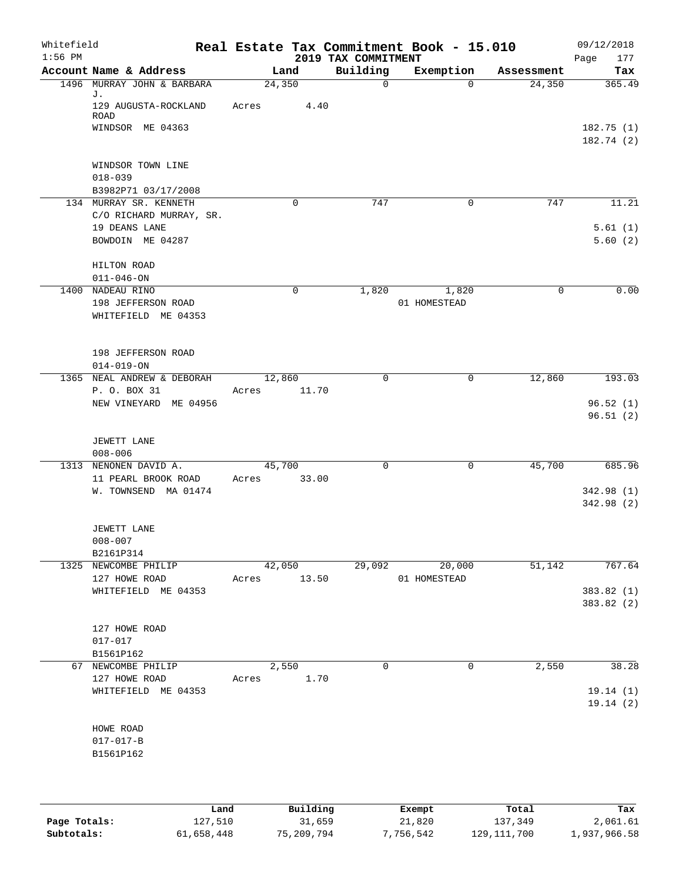Whitefield 1:56 PM

# Real Estate Tax Commitment Book - 15.010

## 2019 TAX COMMITMENT

09/12/2018

| Account Name & Address | Land | Building | Exemption | Assessment | Tax |
|---|---|---|---|---|---|
| 1496 MURRAY JOHN & BARBARA J. | 24,350 | 0 | 0 | 24,350 | 365.49 |
| 129 AUGUSTA-ROCKLAND ROAD | Acres 4.40 | | | | |
| WINDSOR ME 04363 | | | | | 182.75 (1) |
| | | | | | 182.74 (2) |
| WINDSOR TOWN LINE | | | | | |
| 018-039 | | | | | |
| B3982P71 03/17/2008 | | | | | |
| 134 MURRAY SR. KENNETH | 0 | 747 | 0 | 747 | 11.21 |
| C/O RICHARD MURRAY, SR. | | | | | |
| 19 DEANS LANE | | | | | 5.61 (1) |
| BOWDOIN ME 04287 | | | | | 5.60 (2) |
| HILTON ROAD | | | | | |
| 011-046-ON | | | | | |
| 1400 NADEAU RINO | 0 | 1,820 | 1,820 | 0 | 0.00 |
| 198 JEFFERSON ROAD | | | 01 HOMESTEAD | | |
| WHITEFIELD ME 04353 | | | | | |
| 198 JEFFERSON ROAD | | | | | |
| 014-019-ON | | | | | |
| 1365 NEAL ANDREW & DEBORAH | 12,860 | 0 | 0 | 12,860 | 193.03 |
| P. O. BOX 31 | Acres 11.70 | | | | |
| NEW VINEYARD ME 04956 | | | | | 96.52 (1) |
| | | | | | 96.51 (2) |
| JEWETT LANE | | | | | |
| 008-006 | | | | | |
| 1313 NENONEN DAVID A. | 45,700 | 0 | 0 | 45,700 | 685.96 |
| 11 PEARL BROOK ROAD | Acres 33.00 | | | | |
| W. TOWNSEND MA 01474 | | | | | 342.98 (1) |
| | | | | | 342.98 (2) |
| JEWETT LANE | | | | | |
| 008-007 | | | | | |
| B2161P314 | | | | | |
| 1325 NEWCOMBE PHILIP | 42,050 | 29,092 | 20,000 | 51,142 | 767.64 |
| 127 HOWE ROAD | Acres 13.50 | | 01 HOMESTEAD | | |
| WHITEFIELD ME 04353 | | | | | 383.82 (1) |
| | | | | | 383.82 (2) |
| 127 HOWE ROAD | | | | | |
| 017-017 | | | | | |
| B1561P162 | | | | | |
| 67 NEWCOMBE PHILIP | 2,550 | 0 | 0 | 2,550 | 38.28 |
| 127 HOWE ROAD | Acres 1.70 | | | | |
| WHITEFIELD ME 04353 | | | | | 19.14 (1) |
| | | | | | 19.14 (2) |
| HOWE ROAD | | | | | |
| 017-017-B | | | | | |
| B1561P162 | | | | | |

| | Land | Building | Exempt | Total | Tax |
|---|---|---|---|---|---|
| Page Totals: | 127,510 | 31,659 | 21,820 | 137,349 | 2,061.61 |
| Subtotals: | 61,658,448 | 75,209,794 | 7,756,542 | 129,111,700 | 1,937,966.58 |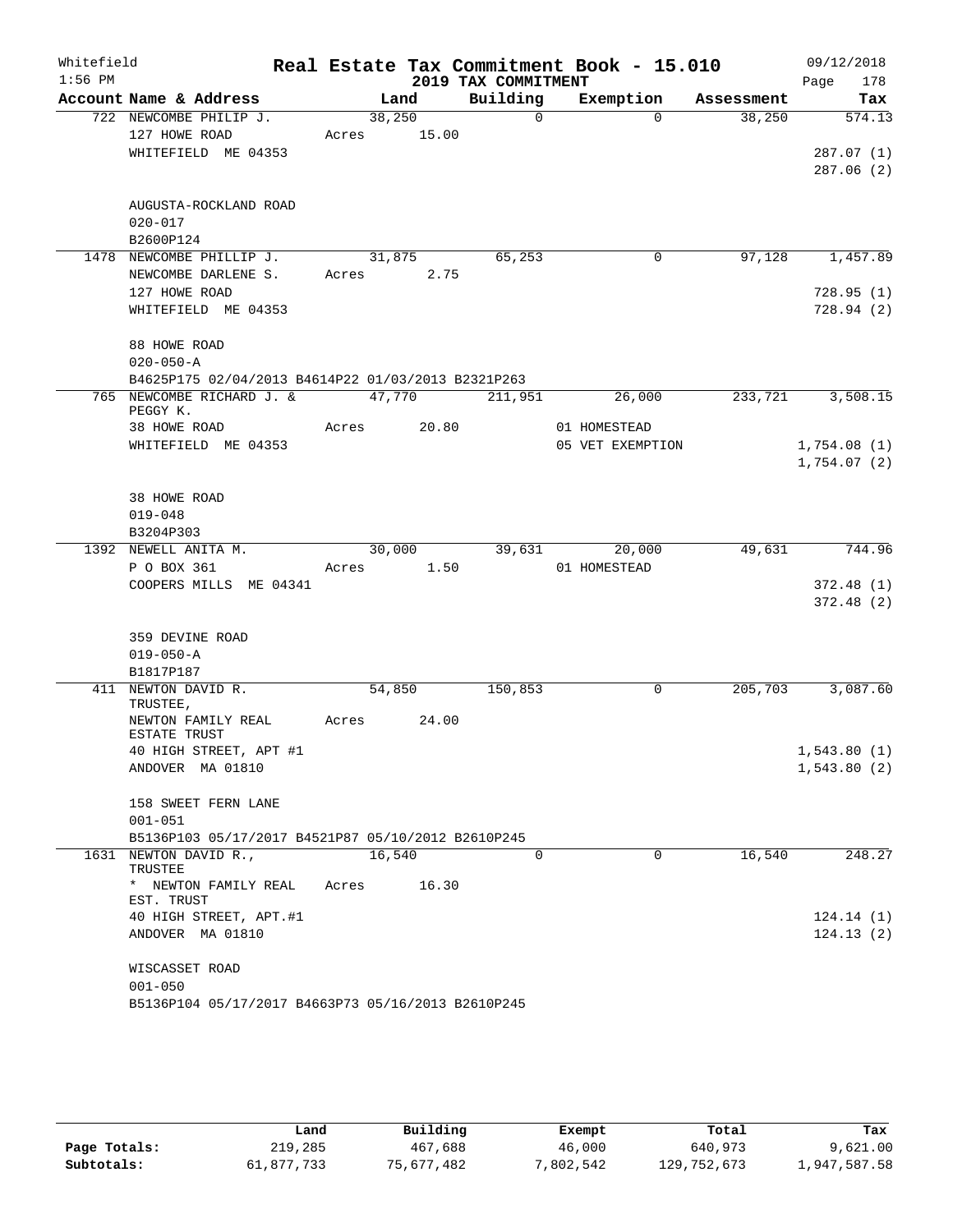Whitefield
1:56 PM

# Real Estate Tax Commitment Book - 15.010

## 2019 TAX COMMITMENT

09/12/2018
Page 178

| Account Name & Address | Land | Building | Exemption | Assessment | Tax |
|---|---|---|---|---|---|
| 722 NEWCOMBE PHILIP J. | 38,250 | 0 | 0 | 38,250 | 574.13 |
| 127 HOWE ROAD | Acres 15.00 | | | | |
| WHITEFIELD ME 04353 | | | | | 287.07 (1) |
| | | | | | 287.06 (2) |
| AUGUSTA-ROCKLAND ROAD | | | | | |
| 020-017 | | | | | |
| B2600P124 | | | | | |
| 1478 NEWCOMBE PHILLIP J. | 31,875 | 65,253 | 0 | 97,128 | 1,457.89 |
| NEWCOMBE DARLENE S. | Acres 2.75 | | | | |
| 127 HOWE ROAD | | | | | 728.95 (1) |
| WHITEFIELD ME 04353 | | | | | 728.94 (2) |
| 88 HOWE ROAD | | | | | |
| 020-050-A | | | | | |
| B4625P175 02/04/2013 B4614P22 01/03/2013 B2321P263 | | | | | |
| 765 NEWCOMBE RICHARD J. & PEGGY K. | 47,770 | 211,951 | 26,000 | 233,721 | 3,508.15 |
| 38 HOWE ROAD | Acres 20.80 | | 01 HOMESTEAD | | |
| WHITEFIELD ME 04353 | | | 05 VET EXEMPTION | | 1,754.08 (1) |
| | | | | | 1,754.07 (2) |
| 38 HOWE ROAD | | | | | |
| 019-048 | | | | | |
| B3204P303 | | | | | |
| 1392 NEWELL ANITA M. | 30,000 | 39,631 | 20,000 | 49,631 | 744.96 |
| P O BOX 361 | Acres 1.50 | | 01 HOMESTEAD | | |
| COOPERS MILLS ME 04341 | | | | | 372.48 (1) |
| | | | | | 372.48 (2) |
| 359 DEVINE ROAD | | | | | |
| 019-050-A | | | | | |
| B1817P187 | | | | | |
| 411 NEWTON DAVID R. TRUSTEE, | 54,850 | 150,853 | 0 | 205,703 | 3,087.60 |
| NEWTON FAMILY REAL ESTATE TRUST | Acres 24.00 | | | | |
| 40 HIGH STREET, APT #1 | | | | | 1,543.80 (1) |
| ANDOVER MA 01810 | | | | | 1,543.80 (2) |
| 158 SWEET FERN LANE | | | | | |
| 001-051 | | | | | |
| B5136P103 05/17/2017 B4521P87 05/10/2012 B2610P245 | | | | | |
| 1631 NEWTON DAVID R., TRUSTEE | 16,540 | 0 | 0 | 16,540 | 248.27 |
| * NEWTON FAMILY REAL EST. TRUST | Acres 16.30 | | | | |
| 40 HIGH STREET, APT.#1 | | | | | 124.14 (1) |
| ANDOVER MA 01810 | | | | | 124.13 (2) |
| WISCASSET ROAD | | | | | |
| 001-050 | | | | | |
| B5136P104 05/17/2017 B4663P73 05/16/2013 B2610P245 | | | | | |

| | Land | Building | Exempt | Total | Tax |
|---|---|---|---|---|---|
| Page Totals: | 219,285 | 467,688 | 46,000 | 640,973 | 9,621.00 |
| Subtotals: | 61,877,733 | 75,677,482 | 7,802,542 | 129,752,673 | 1,947,587.58 |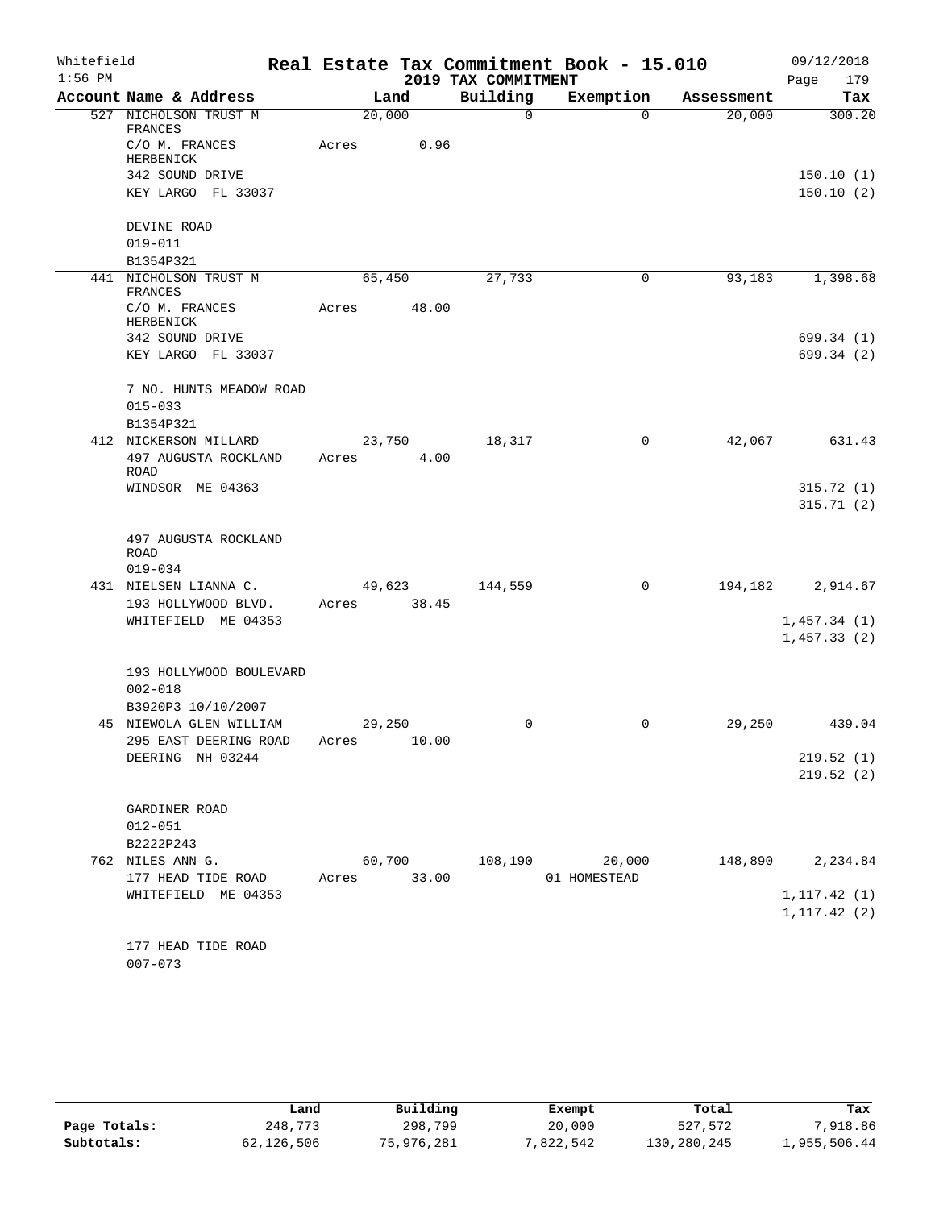Whitefield

**Real Estate Tax Commitment Book - 15.010**

**2019 TAX COMMITMENT**

09/12/2018
1:56 PM

| Account Name & Address | Land | Building | Exemption | Assessment | Tax |
|---|---|---|---|---|---|
| 527 NICHOLSON TRUST M FRANCES | 20,000 | 0 | 0 | 20,000 | 300.20 |
| C/O M. FRANCES HERBENICK | Acres 0.96 | | | | |
| 342 SOUND DRIVE | | | | | 150.10 (1) |
| KEY LARGO FL 33037 | | | | | 150.10 (2) |
| DEVINE ROAD | | | | | |
| 019-011 | | | | | |
| B1354P321 | | | | | |
| 441 NICHOLSON TRUST M FRANCES | 65,450 | 27,733 | 0 | 93,183 | 1,398.68 |
| C/O M. FRANCES HERBENICK | Acres 48.00 | | | | |
| 342 SOUND DRIVE | | | | | 699.34 (1) |
| KEY LARGO FL 33037 | | | | | 699.34 (2) |
| 7 NO. HUNTS MEADOW ROAD | | | | | |
| 015-033 | | | | | |
| B1354P321 | | | | | |
| 412 NICKERSON MILLARD | 23,750 | 18,317 | 0 | 42,067 | 631.43 |
| 497 AUGUSTA ROCKLAND ROAD | Acres 4.00 | | | | |
| WINDSOR ME 04363 | | | | | 315.72 (1) |
| | | | | | 315.71 (2) |
| 497 AUGUSTA ROCKLAND ROAD | | | | | |
| 019-034 | | | | | |
| 431 NIELSEN LIANNA C. | 49,623 | 144,559 | 0 | 194,182 | 2,914.67 |
| 193 HOLLYWOOD BLVD. | Acres 38.45 | | | | |
| WHITEFIELD ME 04353 | | | | | 1,457.34 (1) |
| | | | | | 1,457.33 (2) |
| 193 HOLLYWOOD BOULEVARD | | | | | |
| 002-018 | | | | | |
| B3920P3 10/10/2007 | | | | | |
| 45 NIEWOLA GLEN WILLIAM | 29,250 | 0 | 0 | 29,250 | 439.04 |
| 295 EAST DEERING ROAD | Acres 10.00 | | | | |
| DEERING NH 03244 | | | | | 219.52 (1) |
| | | | | | 219.52 (2) |
| GARDINER ROAD | | | | | |
| 012-051 | | | | | |
| B2222P243 | | | | | |
| 762 NILES ANN G. | 60,700 | 108,190 | 20,000 | 148,890 | 2,234.84 |
| 177 HEAD TIDE ROAD | Acres 33.00 | | 01 HOMESTEAD | | |
| WHITEFIELD ME 04353 | | | | | 1,117.42 (1) |
| | | | | | 1,117.42 (2) |
| 177 HEAD TIDE ROAD | | | | | |
| 007-073 | | | | | |

| | Land | Building | Exempt | Total | Tax |
|---|---|---|---|---|---|
| **Page Totals:** | 248,773 | 298,799 | 20,000 | 527,572 | 7,918.86 |
| **Subtotals:** | 62,126,506 | 75,976,281 | 7,822,542 | 130,280,245 | 1,955,506.44 |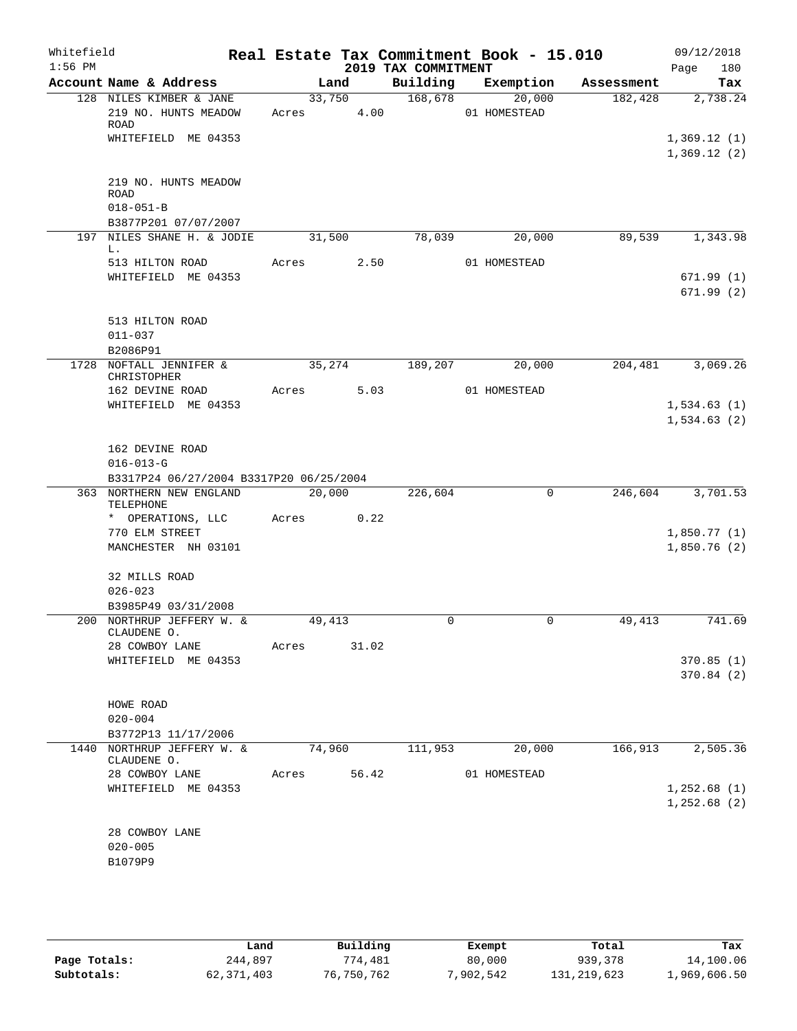Whitefield
1:56 PM

# Real Estate Tax Commitment Book - 15.010

## 2019 TAX COMMITMENT

09/12/2018
Page 180

| Account | Name & Address | Land | Building | Exemption | Assessment | Tax |
|---|---|---|---|---|---|---|
| 128 | NILES KIMBER & JANE | 33,750 | 168,678 | 20,000 | 182,428 | 2,738.24 |
| | 219 NO. HUNTS MEADOW ROAD | Acres 4.00 | | 01 HOMESTEAD | | |
| | WHITEFIELD ME 04353 | | | | | 1,369.12 (1) |
| | | | | | | 1,369.12 (2) |
| | 219 NO. HUNTS MEADOW ROAD | | | | | |
| | 018-051-B | | | | | |
| | B3877P201 07/07/2007 | | | | | |
| 197 | NILES SHANE H. & JODIE L. | 31,500 | 78,039 | 20,000 | 89,539 | 1,343.98 |
| | 513 HILTON ROAD | Acres 2.50 | | 01 HOMESTEAD | | |
| | WHITEFIELD ME 04353 | | | | | 671.99 (1) |
| | | | | | | 671.99 (2) |
| | 513 HILTON ROAD | | | | | |
| | 011-037 | | | | | |
| | B2086P91 | | | | | |
| 1728 | NOFTALL JENNIFER & CHRISTOPHER | 35,274 | 189,207 | 20,000 | 204,481 | 3,069.26 |
| | 162 DEVINE ROAD | Acres 5.03 | | 01 HOMESTEAD | | |
| | WHITEFIELD ME 04353 | | | | | 1,534.63 (1) |
| | | | | | | 1,534.63 (2) |
| | 162 DEVINE ROAD | | | | | |
| | 016-013-G | | | | | |
| | B3317P24 06/27/2004 B3317P20 06/25/2004 | | | | | |
| 363 | NORTHERN NEW ENGLAND TELEPHONE | 20,000 | 226,604 | 0 | 246,604 | 3,701.53 |
| | * OPERATIONS, LLC | Acres 0.22 | | | | |
| | 770 ELM STREET | | | | | 1,850.77 (1) |
| | MANCHESTER NH 03101 | | | | | 1,850.76 (2) |
| | 32 MILLS ROAD | | | | | |
| | 026-023 | | | | | |
| | B3985P49 03/31/2008 | | | | | |
| 200 | NORTHRUP JEFFERY W. & CLAUDENE O. | 49,413 | 0 | 0 | 49,413 | 741.69 |
| | 28 COWBOY LANE | Acres 31.02 | | | | |
| | WHITEFIELD ME 04353 | | | | | 370.85 (1) |
| | | | | | | 370.84 (2) |
| | HOWE ROAD | | | | | |
| | 020-004 | | | | | |
| | B3772P13 11/17/2006 | | | | | |
| 1440 | NORTHRUP JEFFERY W. & CLAUDENE O. | 74,960 | 111,953 | 20,000 | 166,913 | 2,505.36 |
| | 28 COWBOY LANE | Acres 56.42 | | 01 HOMESTEAD | | |
| | WHITEFIELD ME 04353 | | | | | 1,252.68 (1) |
| | | | | | | 1,252.68 (2) |
| | 28 COWBOY LANE | | | | | |
| | 020-005 | | | | | |
| | B1079P9 | | | | | |

| | Land | Building | Exempt | Total | Tax |
|---|---|---|---|---|---|
| Page Totals: | 244,897 | 774,481 | 80,000 | 939,378 | 14,100.06 |
| Subtotals: | 62,371,403 | 76,750,762 | 7,902,542 | 131,219,623 | 1,969,606.50 |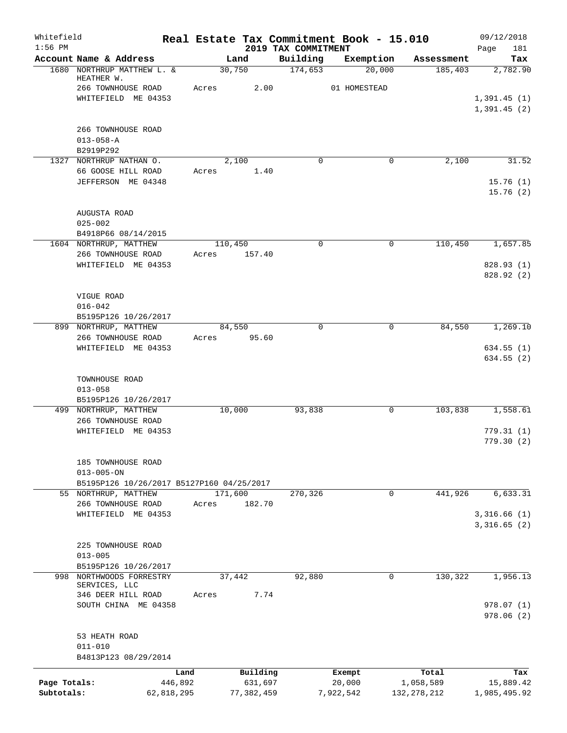Whitefield 1:56 PM

# Real Estate Tax Commitment Book - 15.010

## 2019 TAX COMMITMENT

09/12/2018 Page 181

| Account | Name & Address | Land | Building | Exemption | Assessment | Tax |
|---|---|---|---|---|---|---|
| 1680 | NORTHRUP MATTHEW L. & HEATHER W. | 30,750 | 174,653 | 20,000 | 185,403 | 2,782.90 |
| | 266 TOWNHOUSE ROAD | Acres 2.00 | | 01 HOMESTEAD | | |
| | WHITEFIELD ME 04353 | | | | | 1,391.45 (1) |
| | | | | | | 1,391.45 (2) |
| | 266 TOWNHOUSE ROAD | | | | | |
| | 013-058-A | | | | | |
| | B2919P292 | | | | | |
| 1327 | NORTHRUP NATHAN O. | 2,100 | 0 | 0 | 2,100 | 31.52 |
| | 66 GOOSE HILL ROAD | Acres 1.40 | | | | |
| | JEFFERSON ME 04348 | | | | | 15.76 (1) |
| | | | | | | 15.76 (2) |
| | AUGUSTA ROAD | | | | | |
| | 025-002 | | | | | |
| | B4918P66 08/14/2015 | | | | | |
| 1604 | NORTHRUP, MATTHEW | 110,450 | 0 | 0 | 110,450 | 1,657.85 |
| | 266 TOWNHOUSE ROAD | Acres 157.40 | | | | |
| | WHITEFIELD ME 04353 | | | | | 828.93 (1) |
| | | | | | | 828.92 (2) |
| | VIGUE ROAD | | | | | |
| | 016-042 | | | | | |
| | B5195P126 10/26/2017 | | | | | |
| 899 | NORTHRUP, MATTHEW | 84,550 | 0 | 0 | 84,550 | 1,269.10 |
| | 266 TOWNHOUSE ROAD | Acres 95.60 | | | | |
| | WHITEFIELD ME 04353 | | | | | 634.55 (1) |
| | | | | | | 634.55 (2) |
| | TOWNHOUSE ROAD | | | | | |
| | 013-058 | | | | | |
| | B5195P126 10/26/2017 | | | | | |
| 499 | NORTHRUP, MATTHEW | 10,000 | 93,838 | 0 | 103,838 | 1,558.61 |
| | 266 TOWNHOUSE ROAD | | | | | |
| | WHITEFIELD ME 04353 | | | | | 779.31 (1) |
| | | | | | | 779.30 (2) |
| | 185 TOWNHOUSE ROAD | | | | | |
| | 013-005-ON | | | | | |
| | B5195P126 10/26/2017 B5127P160 04/25/2017 | | | | | |
| 55 | NORTHRUP, MATTHEW | 171,600 | 270,326 | 0 | 441,926 | 6,633.31 |
| | 266 TOWNHOUSE ROAD | Acres 182.70 | | | | |
| | WHITEFIELD ME 04353 | | | | | 3,316.66 (1) |
| | | | | | | 3,316.65 (2) |
| | 225 TOWNHOUSE ROAD | | | | | |
| | 013-005 | | | | | |
| | B5195P126 10/26/2017 | | | | | |
| 998 | NORTHWOODS FORRESTRY SERVICES, LLC | 37,442 | 92,880 | 0 | 130,322 | 1,956.13 |
| | 346 DEER HILL ROAD | Acres 7.74 | | | | |
| | SOUTH CHINA ME 04358 | | | | | 978.07 (1) |
| | | | | | | 978.06 (2) |
| | 53 HEATH ROAD | | | | | |
| | 011-010 | | | | | |
| | B4813P123 08/29/2014 | | | | | |

| | Land | Building | Exempt | Total | Tax |
|---|---|---|---|---|---|
| Page Totals: | 446,892 | 631,697 | 20,000 | 1,058,589 | 15,889.42 |
| Subtotals: | 62,818,295 | 77,382,459 | 7,922,542 | 132,278,212 | 1,985,495.92 |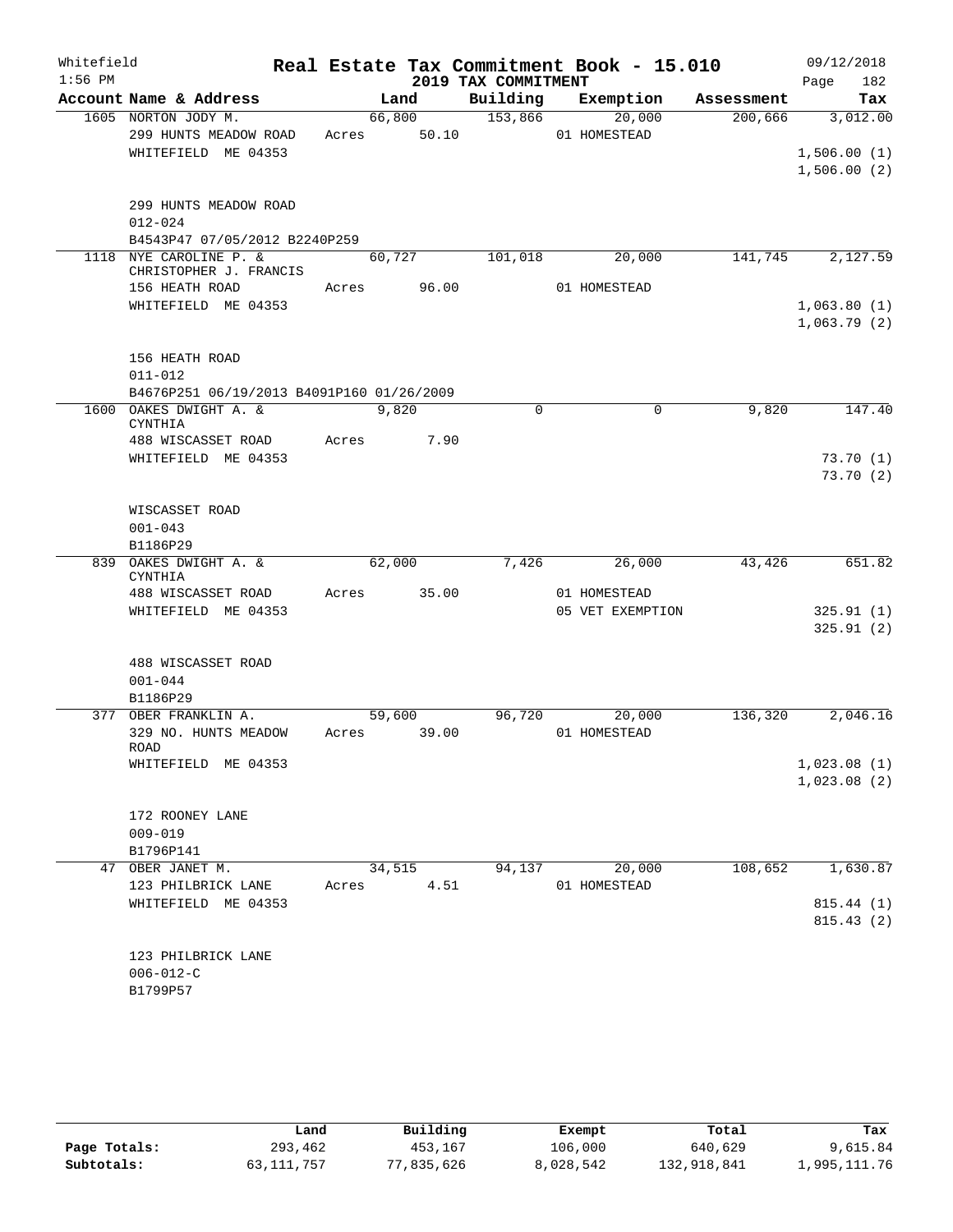Whitefield 1:56 PM

# Real Estate Tax Commitment Book - 15.010

## 2019 TAX COMMITMENT

09/12/2018 Page 182

| Account Name & Address | Land | Building | Exemption | Assessment | Tax |
|---|---|---|---|---|---|
| 1605 NORTON JODY M. | 66,800 | 153,866 | 20,000 | 200,666 | 3,012.00 |
| 299 HUNTS MEADOW ROAD | Acres 50.10 | | 01 HOMESTEAD | | |
| WHITEFIELD ME 04353 | | | | | 1,506.00 (1) |
| | | | | | 1,506.00 (2) |
| 299 HUNTS MEADOW ROAD | | | | | |
| 012-024 | | | | | |
| B4543P47 07/05/2012 B2240P259 | | | | | |
| 1118 NYE CAROLINE P. & CHRISTOPHER J. FRANCIS | 60,727 | 101,018 | 20,000 | 141,745 | 2,127.59 |
| 156 HEATH ROAD | Acres 96.00 | | 01 HOMESTEAD | | |
| WHITEFIELD ME 04353 | | | | | 1,063.80 (1) |
| | | | | | 1,063.79 (2) |
| 156 HEATH ROAD | | | | | |
| 011-012 | | | | | |
| B4676P251 06/19/2013 B4091P160 01/26/2009 | | | | | |
| 1600 OAKES DWIGHT A. & CYNTHIA | 9,820 | 0 | 0 | 9,820 | 147.40 |
| 488 WISCASSET ROAD | Acres 7.90 | | | | |
| WHITEFIELD ME 04353 | | | | | 73.70 (1) |
| | | | | | 73.70 (2) |
| WISCASSET ROAD | | | | | |
| 001-043 | | | | | |
| B1186P29 | | | | | |
| 839 OAKES DWIGHT A. & CYNTHIA | 62,000 | 7,426 | 26,000 | 43,426 | 651.82 |
| 488 WISCASSET ROAD | Acres 35.00 | | 01 HOMESTEAD | | |
| WHITEFIELD ME 04353 | | | 05 VET EXEMPTION | | 325.91 (1) |
| | | | | | 325.91 (2) |
| 488 WISCASSET ROAD | | | | | |
| 001-044 | | | | | |
| B1186P29 | | | | | |
| 377 OBER FRANKLIN A. | 59,600 | 96,720 | 20,000 | 136,320 | 2,046.16 |
| 329 NO. HUNTS MEADOW ROAD | Acres 39.00 | | 01 HOMESTEAD | | |
| WHITEFIELD ME 04353 | | | | | 1,023.08 (1) |
| | | | | | 1,023.08 (2) |
| 172 ROONEY LANE | | | | | |
| 009-019 | | | | | |
| B1796P141 | | | | | |
| 47 OBER JANET M. | 34,515 | 94,137 | 20,000 | 108,652 | 1,630.87 |
| 123 PHILBRICK LANE | Acres 4.51 | | 01 HOMESTEAD | | |
| WHITEFIELD ME 04353 | | | | | 815.44 (1) |
| | | | | | 815.43 (2) |
| 123 PHILBRICK LANE | | | | | |
| 006-012-C | | | | | |
| B1799P57 | | | | | |

| | Land | Building | Exempt | Total | Tax |
|---|---|---|---|---|---|
| Page Totals: | 293,462 | 453,167 | 106,000 | 640,629 | 9,615.84 |
| Subtotals: | 63,111,757 | 77,835,626 | 8,028,542 | 132,918,841 | 1,995,111.76 |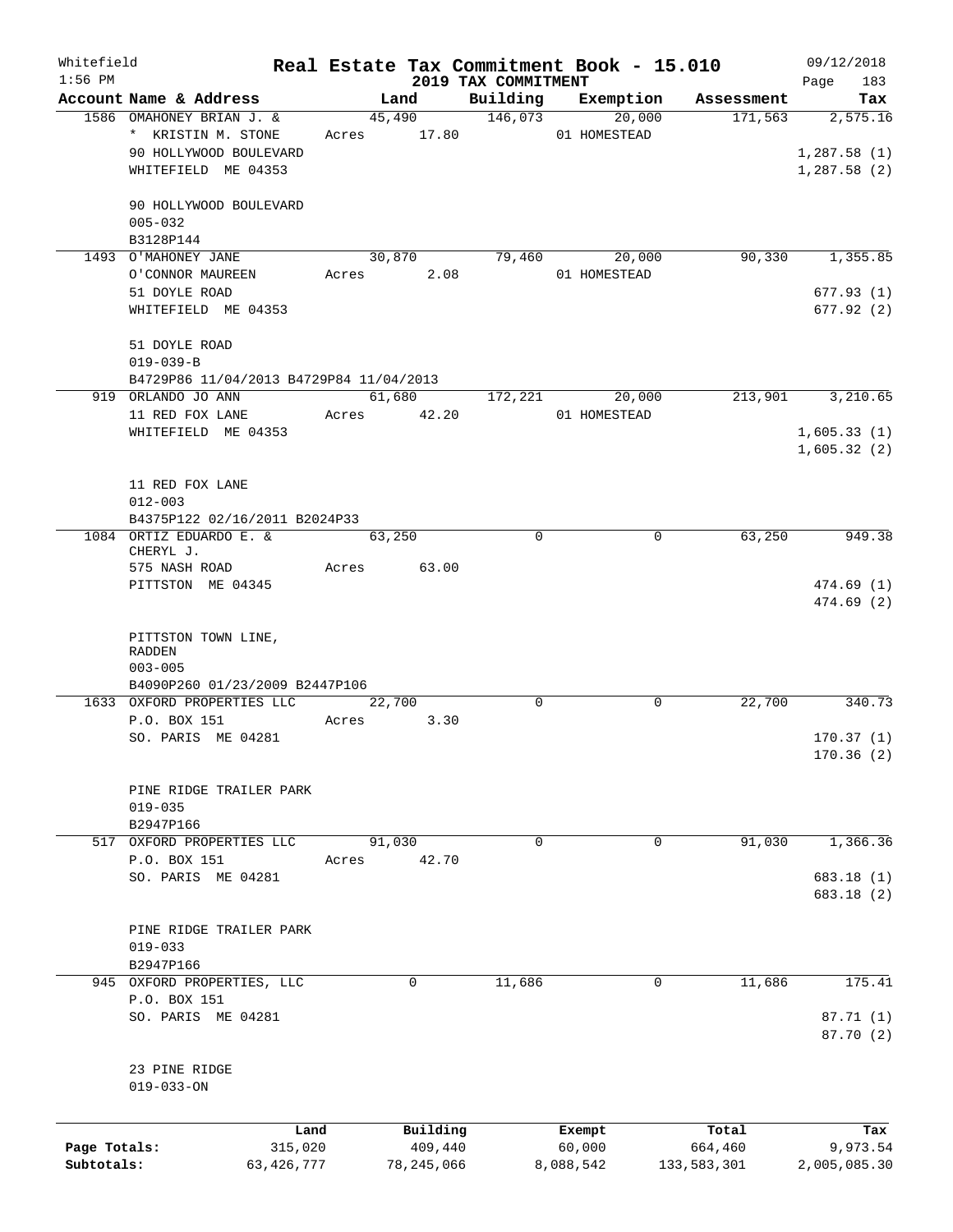Whitefield 1:56 PM

# Real Estate Tax Commitment Book - 15.010

## 2019 TAX COMMITMENT

09/12/2018 Page 183

| Account Name & Address | Land | Building | Exemption | Assessment | Tax |
|---|---|---|---|---|---|
| 1586 OMAHONEY BRIAN J. & | 45,490 | 146,073 | 20,000 | 171,563 | 2,575.16 |
| * KRISTIN M. STONE | Acres 17.80 | | 01 HOMESTEAD | | |
| 90 HOLLYWOOD BOULEVARD | | | | | 1,287.58 (1) |
| WHITEFIELD ME 04353 | | | | | 1,287.58 (2) |
| 90 HOLLYWOOD BOULEVARD | | | | | |
| 005-032 | | | | | |
| B3128P144 | | | | | |
| 1493 O'MAHONEY JANE | 30,870 | 79,460 | 20,000 | 90,330 | 1,355.85 |
| O'CONNOR MAUREEN | Acres 2.08 | | 01 HOMESTEAD | | |
| 51 DOYLE ROAD | | | | | 677.93 (1) |
| WHITEFIELD ME 04353 | | | | | 677.92 (2) |
| 51 DOYLE ROAD | | | | | |
| 019-039-B | | | | | |
| B4729P86 11/04/2013 B4729P84 11/04/2013 | | | | | |
| 919 ORLANDO JO ANN | 61,680 | 172,221 | 20,000 | 213,901 | 3,210.65 |
| 11 RED FOX LANE | Acres 42.20 | | 01 HOMESTEAD | | |
| WHITEFIELD ME 04353 | | | | | 1,605.33 (1) |
| | | | | | 1,605.32 (2) |
| 11 RED FOX LANE | | | | | |
| 012-003 | | | | | |
| B4375P122 02/16/2011 B2024P33 | | | | | |
| 1084 ORTIZ EDUARDO E. & CHERYL J. | 63,250 | 0 | 0 | 63,250 | 949.38 |
| 575 NASH ROAD | Acres 63.00 | | | | |
| PITTSTON ME 04345 | | | | | 474.69 (1) |
| | | | | | 474.69 (2) |
| PITTSTON TOWN LINE, RADDEN | | | | | |
| 003-005 | | | | | |
| B4090P260 01/23/2009 B2447P106 | | | | | |
| 1633 OXFORD PROPERTIES LLC | 22,700 | 0 | 0 | 22,700 | 340.73 |
| P.O. BOX 151 | Acres 3.30 | | | | |
| SO. PARIS ME 04281 | | | | | 170.37 (1) |
| | | | | | 170.36 (2) |
| PINE RIDGE TRAILER PARK | | | | | |
| 019-035 | | | | | |
| B2947P166 | | | | | |
| 517 OXFORD PROPERTIES LLC | 91,030 | 0 | 0 | 91,030 | 1,366.36 |
| P.O. BOX 151 | Acres 42.70 | | | | |
| SO. PARIS ME 04281 | | | | | 683.18 (1) |
| | | | | | 683.18 (2) |
| PINE RIDGE TRAILER PARK | | | | | |
| 019-033 | | | | | |
| B2947P166 | | | | | |
| 945 OXFORD PROPERTIES, LLC | 0 | 11,686 | 0 | 11,686 | 175.41 |
| P.O. BOX 151 | | | | | |
| SO. PARIS ME 04281 | | | | | 87.71 (1) |
| | | | | | 87.70 (2) |
| 23 PINE RIDGE | | | | | |
| 019-033-ON | | | | | |

| | Land | Building | Exempt | Total | Tax |
|---|---|---|---|---|---|
| Page Totals: | 315,020 | 409,440 | 60,000 | 664,460 | 9,973.54 |
| Subtotals: | 63,426,777 | 78,245,066 | 8,088,542 | 133,583,301 | 2,005,085.30 |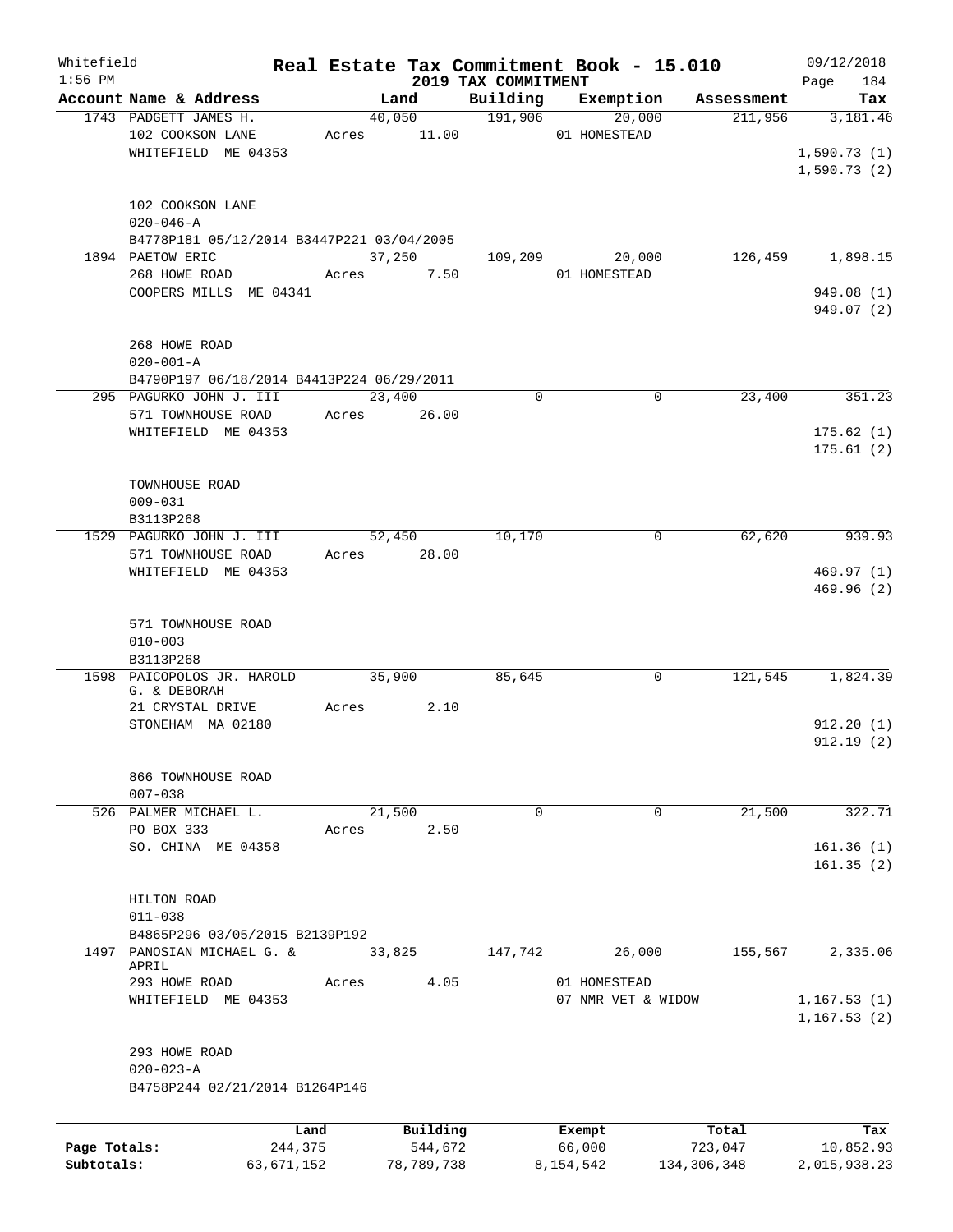Whitefield 1:56 PM

# Real Estate Tax Commitment Book - 15.010

## 2019 TAX COMMITMENT

09/12/2018 Page 184

| Account Name & Address | Land | Building | Exemption | Assessment | Tax |
|---|---|---|---|---|---|
| 1743 PADGETT JAMES H.<br>102 COOKSON LANE<br>WHITEFIELD ME 04353<br><br>102 COOKSON LANE<br>020-046-A<br>B4778P181 05/12/2014 B3447P221 03/04/2005 | 40,050<br>Acres 11.00 | 191,906 | 20,000<br>01 HOMESTEAD | 211,956 | 3,181.46<br><br>1,590.73 (1)<br>1,590.73 (2) |
| 1894 PAETOW ERIC<br>268 HOWE ROAD<br>COOPERS MILLS ME 04341<br><br>268 HOWE ROAD<br>020-001-A<br>B4790P197 06/18/2014 B4413P224 06/29/2011 | 37,250<br>Acres 7.50 | 109,209 | 20,000<br>01 HOMESTEAD | 126,459 | 1,898.15<br><br>949.08 (1)<br>949.07 (2) |
| 295 PAGURKO JOHN J. III<br>571 TOWNHOUSE ROAD<br>WHITEFIELD ME 04353<br><br>TOWNHOUSE ROAD<br>009-031<br>B3113P268 | 23,400<br>Acres 26.00 | 0 | 0 | 23,400 | 351.23<br><br>175.62 (1)<br>175.61 (2) |
| 1529 PAGURKO JOHN J. III<br>571 TOWNHOUSE ROAD<br>WHITEFIELD ME 04353<br><br>571 TOWNHOUSE ROAD<br>010-003<br>B3113P268 | 52,450<br>Acres 28.00 | 10,170 | 0 | 62,620 | 939.93<br><br>469.97 (1)<br>469.96 (2) |
| 1598 PAICOPOLOS JR. HAROLD G. & DEBORAH<br>21 CRYSTAL DRIVE<br>STONEHAM MA 02180<br><br>866 TOWNHOUSE ROAD<br>007-038 | 35,900<br>Acres 2.10 | 85,645 | 0 | 121,545 | 1,824.39<br><br>912.20 (1)<br>912.19 (2) |
| 526 PALMER MICHAEL L.<br>PO BOX 333<br>SO. CHINA ME 04358<br><br>HILTON ROAD<br>011-038<br>B4865P296 03/05/2015 B2139P192 | 21,500<br>Acres 2.50 | 0 | 0 | 21,500 | 322.71<br><br>161.36 (1)<br>161.35 (2) |
| 1497 PANOSIAN MICHAEL G. & APRIL<br>293 HOWE ROAD<br>WHITEFIELD ME 04353<br><br>293 HOWE ROAD<br>020-023-A<br>B4758P244 02/21/2014 B1264P146 | 33,825<br>Acres 4.05 | 147,742 | 26,000<br>01 HOMESTEAD<br>07 NMR VET & WIDOW | 155,567 | 2,335.06<br><br>1,167.53 (1)<br>1,167.53 (2) |

| | Land | Building | Exempt | Total | Tax |
|---|---|---|---|---|---|
| Page Totals: | 244,375 | 544,672 | 66,000 | 723,047 | 10,852.93 |
| Subtotals: | 63,671,152 | 78,789,738 | 8,154,542 | 134,306,348 | 2,015,938.23 |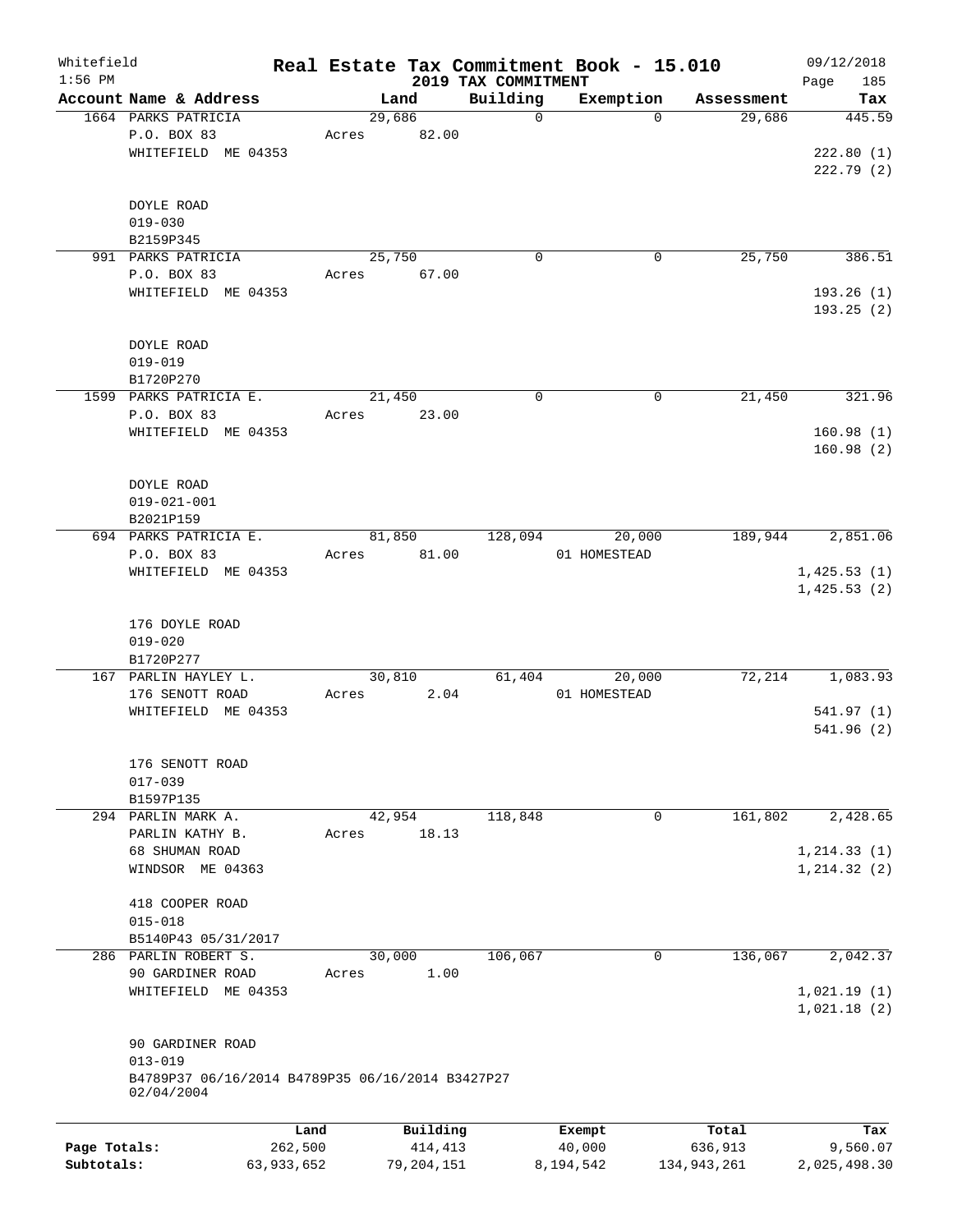Whitefield
1:56 PM

# Real Estate Tax Commitment Book - 15.010

## 2019 TAX COMMITMENT

09/12/2018
Page 185

| Account Name & Address | Land | Building | Exemption | Assessment | Tax |
|---|---|---|---|---|---|
| 1664 PARKS PATRICIA<br>P.O. BOX 83<br>WHITEFIELD ME 04353<br><br>DOYLE ROAD<br>019-030<br>B2159P345 | 29,686<br>Acres 82.00 | 0 | 0 | 29,686 | 445.59<br><br>222.80 (1)<br>222.79 (2) |
| 991 PARKS PATRICIA<br>P.O. BOX 83<br>WHITEFIELD ME 04353<br><br>DOYLE ROAD<br>019-019<br>B1720P270 | 25,750<br>Acres 67.00 | 0 | 0 | 25,750 | 386.51<br><br>193.26 (1)<br>193.25 (2) |
| 1599 PARKS PATRICIA E.<br>P.O. BOX 83<br>WHITEFIELD ME 04353<br><br>DOYLE ROAD<br>019-021-001<br>B2021P159 | 21,450<br>Acres 23.00 | 0 | 0 | 21,450 | 321.96<br><br>160.98 (1)<br>160.98 (2) |
| 694 PARKS PATRICIA E.<br>P.O. BOX 83<br>WHITEFIELD ME 04353<br><br>176 DOYLE ROAD<br>019-020<br>B1720P277 | 81,850<br>Acres 81.00 | 128,094 | 20,000<br>01 HOMESTEAD | 189,944 | 2,851.06<br><br>1,425.53 (1)<br>1,425.53 (2) |
| 167 PARLIN HAYLEY L.<br>176 SENOTT ROAD<br>WHITEFIELD ME 04353<br><br>176 SENOTT ROAD<br>017-039<br>B1597P135 | 30,810<br>Acres 2.04 | 61,404 | 20,000<br>01 HOMESTEAD | 72,214 | 1,083.93<br><br>541.97 (1)<br>541.96 (2) |
| 294 PARLIN MARK A.<br>PARLIN KATHY B.<br>68 SHUMAN ROAD<br>WINDSOR ME 04363<br><br>418 COOPER ROAD<br>015-018<br>B5140P43 05/31/2017 | 42,954<br>Acres 18.13 | 118,848 | 0 | 161,802 | 2,428.65<br><br>1,214.33 (1)<br>1,214.32 (2) |
| 286 PARLIN ROBERT S.<br>90 GARDINER ROAD<br>WHITEFIELD ME 04353<br><br>90 GARDINER ROAD<br>013-019<br>B4789P37 06/16/2014 B4789P35 06/16/2014 B3427P27 02/04/2004 | 30,000<br>Acres 1.00 | 106,067 | 0 | 136,067 | 2,042.37<br><br>1,021.19 (1)<br>1,021.18 (2) |

| | Land | Building | Exempt | Total | Tax |
|---|---|---|---|---|---|
| Page Totals: | 262,500 | 414,413 | 40,000 | 636,913 | 9,560.07 |
| Subtotals: | 63,933,652 | 79,204,151 | 8,194,542 | 134,943,261 | 2,025,498.30 |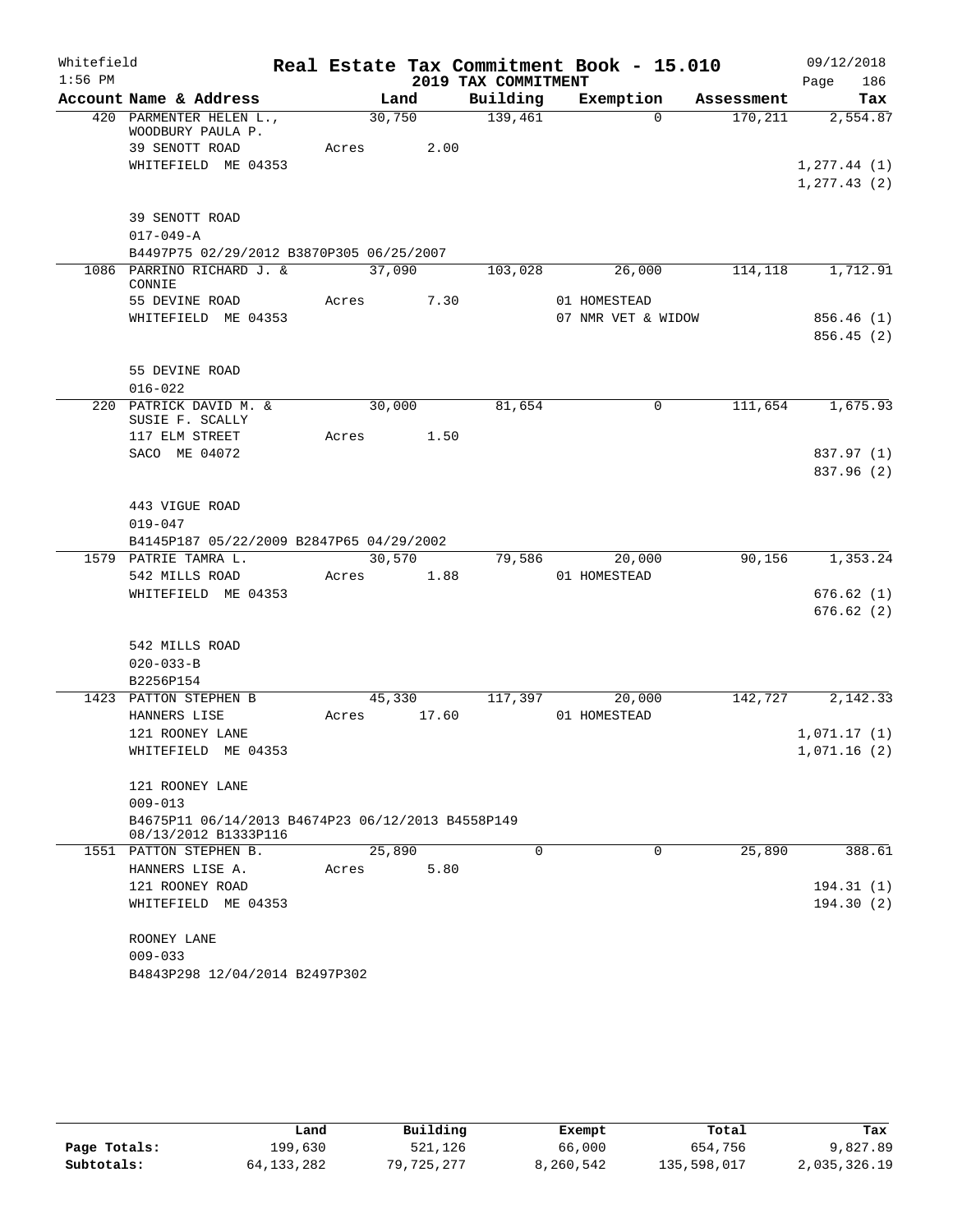Whitefield 1:56 PM

# Real Estate Tax Commitment Book - 15.010

## 2019 TAX COMMITMENT

09/12/2018

| Account Name & Address | Land | Building | Exemption | Assessment | Tax |
|---|---|---|---|---|---|
| 420 PARMENTER HELEN L., WOODBURY PAULA P. | 30,750 | 139,461 | 0 | 170,211 | 2,554.87 |
| 39 SENOTT ROAD | Acres 2.00 | | | | |
| WHITEFIELD ME 04353 | | | | | 1,277.44 (1) |
| | | | | | 1,277.43 (2) |
| 39 SENOTT ROAD | | | | | |
| 017-049-A | | | | | |
| B4497P75 02/29/2012 B3870P305 06/25/2007 | | | | | |
| 1086 PARRINO RICHARD J. & CONNIE | 37,090 | 103,028 | 26,000 | 114,118 | 1,712.91 |
| 55 DEVINE ROAD | Acres 7.30 | | 01 HOMESTEAD | | |
| WHITEFIELD ME 04353 | | | 07 NMR VET & WIDOW | | 856.46 (1) |
| | | | | | 856.45 (2) |
| 55 DEVINE ROAD | | | | | |
| 016-022 | | | | | |
| 220 PATRICK DAVID M. & SUSIE F. SCALLY | 30,000 | 81,654 | 0 | 111,654 | 1,675.93 |
| 117 ELM STREET | Acres 1.50 | | | | |
| SACO ME 04072 | | | | | 837.97 (1) |
| | | | | | 837.96 (2) |
| 443 VIGUE ROAD | | | | | |
| 019-047 | | | | | |
| B4145P187 05/22/2009 B2847P65 04/29/2002 | | | | | |
| 1579 PATRIE TAMRA L. | 30,570 | 79,586 | 20,000 | 90,156 | 1,353.24 |
| 542 MILLS ROAD | Acres 1.88 | | 01 HOMESTEAD | | |
| WHITEFIELD ME 04353 | | | | | 676.62 (1) |
| | | | | | 676.62 (2) |
| 542 MILLS ROAD | | | | | |
| 020-033-B | | | | | |
| B2256P154 | | | | | |
| 1423 PATTON STEPHEN B | 45,330 | 117,397 | 20,000 | 142,727 | 2,142.33 |
| HANNERS LISE | Acres 17.60 | | 01 HOMESTEAD | | |
| 121 ROONEY LANE | | | | | 1,071.17 (1) |
| WHITEFIELD ME 04353 | | | | | 1,071.16 (2) |
| 121 ROONEY LANE | | | | | |
| 009-013 | | | | | |
| B4675P11 06/14/2013 B4674P23 06/12/2013 B4558P149 08/13/2012 B1333P116 | | | | | |
| 1551 PATTON STEPHEN B. | 25,890 | 0 | 0 | 25,890 | 388.61 |
| HANNERS LISE A. | Acres 5.80 | | | | |
| 121 ROONEY ROAD | | | | | 194.31 (1) |
| WHITEFIELD ME 04353 | | | | | 194.30 (2) |
| ROONEY LANE | | | | | |
| 009-033 | | | | | |
| B4843P298 12/04/2014 B2497P302 | | | | | |

| | Land | Building | Exempt | Total | Tax |
|---|---|---|---|---|---|
| Page Totals: | 199,630 | 521,126 | 66,000 | 654,756 | 9,827.89 |
| Subtotals: | 64,133,282 | 79,725,277 | 8,260,542 | 135,598,017 | 2,035,326.19 |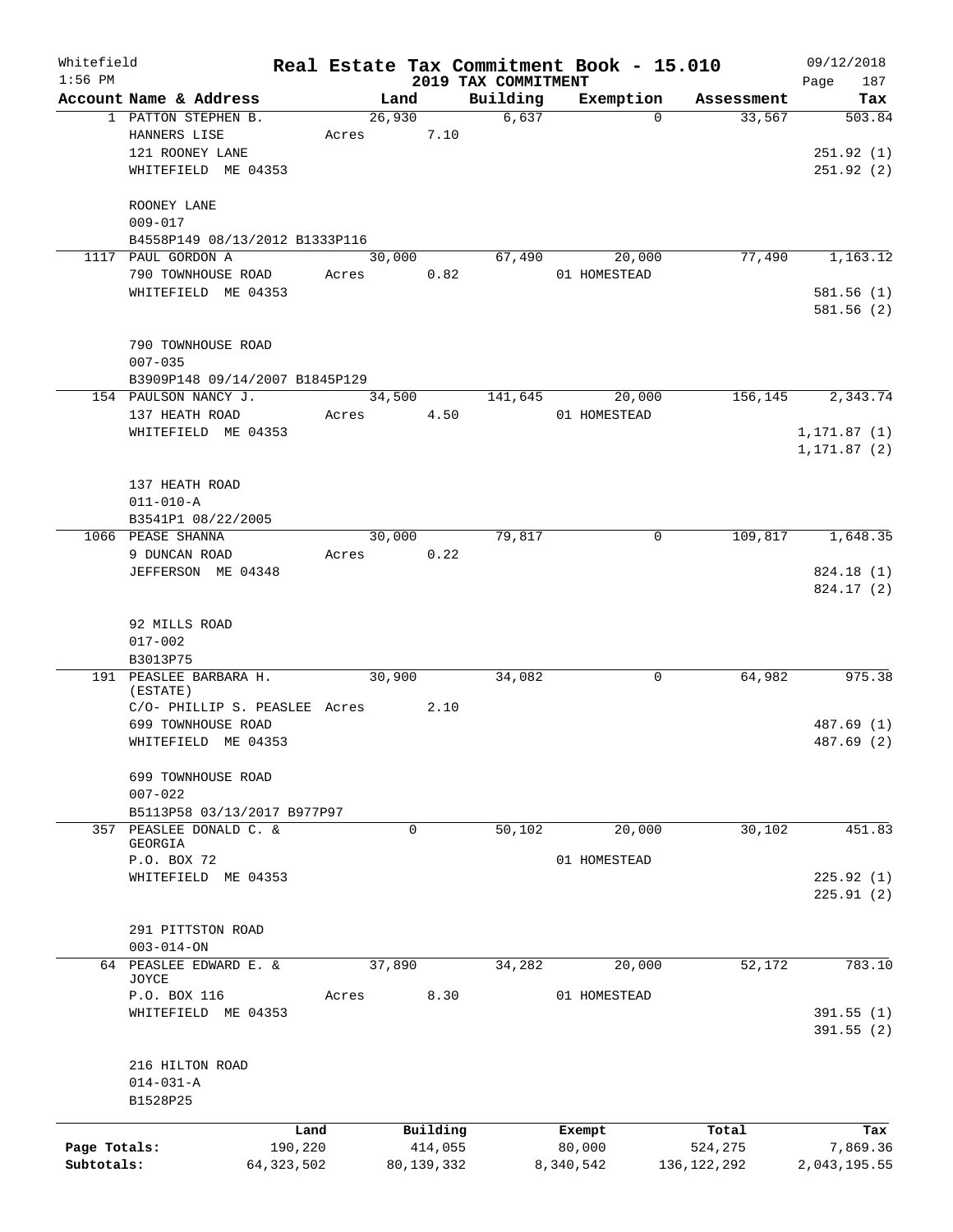Whitefield 1:56 PM

# Real Estate Tax Commitment Book - 15.010

## 2019 TAX COMMITMENT

09/12/2018 Page 187

| Account Name & Address | Land | Building | Exemption | Assessment | Tax |
|---|---|---|---|---|---|
| 1 PATTON STEPHEN B.<br>HANNERS LISE<br>121 ROONEY LANE<br>WHITEFIELD ME 04353<br><br>ROONEY LANE<br>009-017<br>B4558P149 08/13/2012 B1333P116 | 26,930<br>Acres 7.10 | 6,637 | 0 | 33,567 | 503.84<br><br>251.92 (1)<br>251.92 (2) |
| 1117 PAUL GORDON A<br>790 TOWNHOUSE ROAD<br>WHITEFIELD ME 04353<br><br>790 TOWNHOUSE ROAD<br>007-035<br>B3909P148 09/14/2007 B1845P129 | 30,000<br>Acres 0.82 | 67,490 | 20,000<br>01 HOMESTEAD | 77,490 | 1,163.12<br><br>581.56 (1)<br>581.56 (2) |
| 154 PAULSON NANCY J.<br>137 HEATH ROAD<br>WHITEFIELD ME 04353<br><br>137 HEATH ROAD<br>011-010-A<br>B3541P1 08/22/2005 | 34,500<br>Acres 4.50 | 141,645 | 20,000<br>01 HOMESTEAD | 156,145 | 2,343.74<br><br>1,171.87 (1)<br>1,171.87 (2) |
| 1066 PEASE SHANNA<br>9 DUNCAN ROAD<br>JEFFERSON ME 04348<br><br>92 MILLS ROAD<br>017-002<br>B3013P75 | 30,000<br>Acres 0.22 | 79,817 | 0 | 109,817 | 1,648.35<br><br>824.18 (1)<br>824.17 (2) |
| 191 PEASLEE BARBARA H. (ESTATE)<br>C/O- PHILLIP S. PEASLEE<br>699 TOWNHOUSE ROAD<br>WHITEFIELD ME 04353<br><br>699 TOWNHOUSE ROAD<br>007-022<br>B5113P58 03/13/2017 B977P97 | 30,900<br>Acres 2.10 | 34,082 | 0 | 64,982 | 975.38<br><br>487.69 (1)<br>487.69 (2) |
| 357 PEASLEE DONALD C. & GEORGIA<br>P.O. BOX 72<br>WHITEFIELD ME 04353<br><br>291 PITTSTON ROAD<br>003-014-ON | 0 | 50,102 | 20,000<br>01 HOMESTEAD | 30,102 | 451.83<br><br>225.92 (1)<br>225.91 (2) |
| 64 PEASLEE EDWARD E. & JOYCE<br>P.O. BOX 116<br>WHITEFIELD ME 04353<br><br>216 HILTON ROAD<br>014-031-A<br>B1528P25 | 37,890<br>Acres 8.30 | 34,282 | 20,000<br>01 HOMESTEAD | 52,172 | 783.10<br><br>391.55 (1)<br>391.55 (2) |

| | Land | Building | Exempt | Total | Tax |
|---|---|---|---|---|---|
| Page Totals: | 190,220 | 414,055 | 80,000 | 524,275 | 7,869.36 |
| Subtotals: | 64,323,502 | 80,139,332 | 8,340,542 | 136,122,292 | 2,043,195.55 |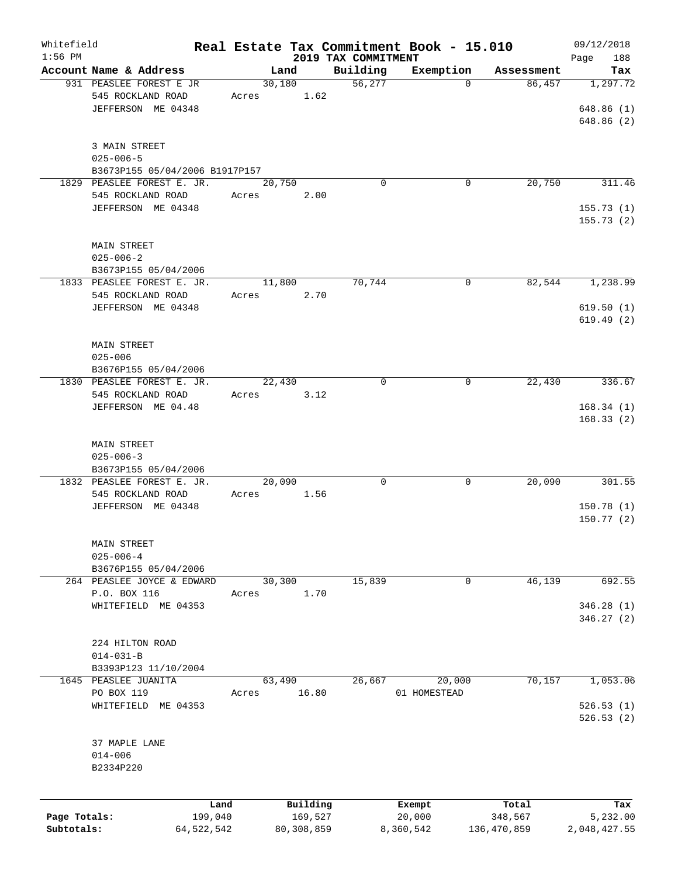Whitefield 1:56 PM

# Real Estate Tax Commitment Book - 15.010

## 2019 TAX COMMITMENT

09/12/2018 Page 188

| Account Name & Address | Land | Building | Exemption | Assessment | Tax |
|---|---|---|---|---|---|
| 931 PEASLEE FOREST E JR<br>545 ROCKLAND ROAD<br>JEFFERSON ME 04348<br><br>3 MAIN STREET<br>025-006-5<br>B3673P155 05/04/2006 B1917P157 | 30,180<br>Acres 1.62 | 56,277 | 0 | 86,457 | 1,297.72<br>648.86 (1)<br>648.86 (2) |
| 1829 PEASLEE FOREST E. JR.<br>545 ROCKLAND ROAD<br>JEFFERSON ME 04348<br><br>MAIN STREET<br>025-006-2<br>B3673P155 05/04/2006 | 20,750<br>Acres 2.00 | 0 | 0 | 20,750 | 311.46<br>155.73 (1)<br>155.73 (2) |
| 1833 PEASLEE FOREST E. JR.<br>545 ROCKLAND ROAD<br>JEFFERSON ME 04348<br><br>MAIN STREET<br>025-006<br>B3676P155 05/04/2006 | 11,800<br>Acres 2.70 | 70,744 | 0 | 82,544 | 1,238.99<br>619.50 (1)<br>619.49 (2) |
| 1830 PEASLEE FOREST E. JR.<br>545 ROCKLAND ROAD<br>JEFFERSON ME 04.48<br><br>MAIN STREET<br>025-006-3<br>B3673P155 05/04/2006 | 22,430<br>Acres 3.12 | 0 | 0 | 22,430 | 336.67<br>168.34 (1)<br>168.33 (2) |
| 1832 PEASLEE FOREST E. JR.<br>545 ROCKLAND ROAD<br>JEFFERSON ME 04348<br><br>MAIN STREET<br>025-006-4<br>B3676P155 05/04/2006 | 20,090<br>Acres 1.56 | 0 | 0 | 20,090 | 301.55<br>150.78 (1)<br>150.77 (2) |
| 264 PEASLEE JOYCE & EDWARD<br>P.O. BOX 116<br>WHITEFIELD ME 04353<br><br>224 HILTON ROAD<br>014-031-B<br>B3393P123 11/10/2004 | 30,300<br>Acres 1.70 | 15,839 | 0 | 46,139 | 692.55<br>346.28 (1)<br>346.27 (2) |
| 1645 PEASLEE JUANITA<br>PO BOX 119<br>WHITEFIELD ME 04353<br><br>37 MAPLE LANE<br>014-006<br>B2334P220 | 63,490<br>Acres 16.80 | 26,667 | 20,000<br>01 HOMESTEAD | 70,157 | 1,053.06<br>526.53 (1)<br>526.53 (2) |

| | Land | Building | Exempt | Total | Tax |
|---|---|---|---|---|---|
| Page Totals: | 199,040 | 169,527 | 20,000 | 348,567 | 5,232.00 |
| Subtotals: | 64,522,542 | 80,308,859 | 8,360,542 | 136,470,859 | 2,048,427.55 |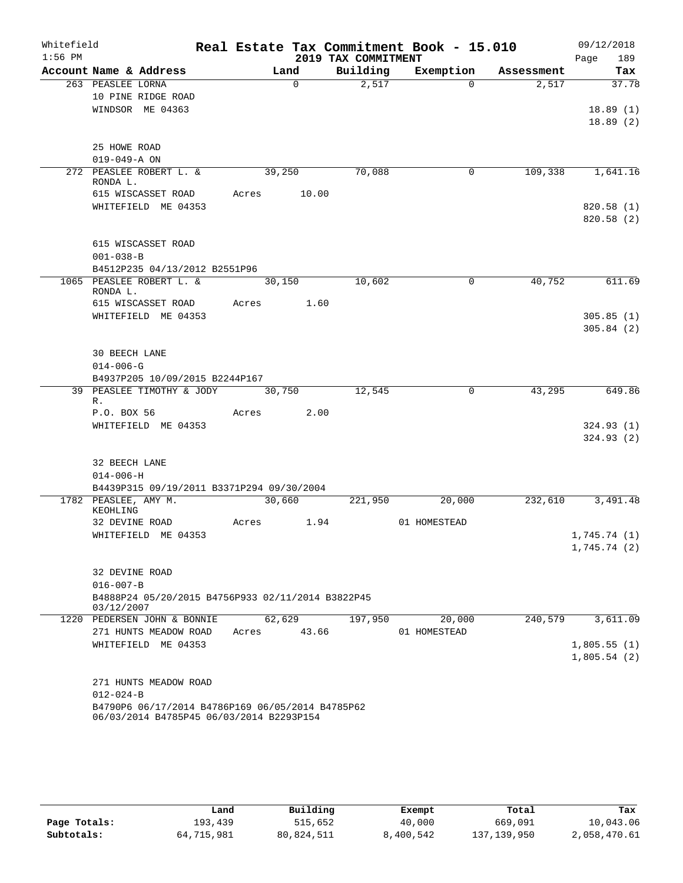Whitefield 1:56 PM

# Real Estate Tax Commitment Book - 15.010

## 2019 TAX COMMITMENT

09/12/2018

| Account Name & Address | Land | Building | Exemption | Assessment | Tax |
|---|---|---|---|---|---|
| 263 PEASLEE LORNA | 0 | 2,517 | 0 | 2,517 | 37.78 |
| 10 PINE RIDGE ROAD | | | | | |
| WINDSOR ME 04363 | | | | | 18.89 (1) |
| | | | | | 18.89 (2) |
| 25 HOWE ROAD | | | | | |
| 019-049-A ON | | | | | |
| 272 PEASLEE ROBERT L. & RONDA L. | 39,250 | 70,088 | 0 | 109,338 | 1,641.16 |
| 615 WISCASSET ROAD | Acres 10.00 | | | | |
| WHITEFIELD ME 04353 | | | | | 820.58 (1) |
| | | | | | 820.58 (2) |
| 615 WISCASSET ROAD | | | | | |
| 001-038-B | | | | | |
| B4512P235 04/13/2012 B2551P96 | | | | | |
| 1065 PEASLEE ROBERT L. & RONDA L. | 30,150 | 10,602 | 0 | 40,752 | 611.69 |
| 615 WISCASSET ROAD | Acres 1.60 | | | | |
| WHITEFIELD ME 04353 | | | | | 305.85 (1) |
| | | | | | 305.84 (2) |
| 30 BEECH LANE | | | | | |
| 014-006-G | | | | | |
| B4937P205 10/09/2015 B2244P167 | | | | | |
| 39 PEASLEE TIMOTHY & JODY R. | 30,750 | 12,545 | 0 | 43,295 | 649.86 |
| P.O. BOX 56 | Acres 2.00 | | | | |
| WHITEFIELD ME 04353 | | | | | 324.93 (1) |
| | | | | | 324.93 (2) |
| 32 BEECH LANE | | | | | |
| 014-006-H | | | | | |
| B4439P315 09/19/2011 B3371P294 09/30/2004 | | | | | |
| 1782 PEASLEE, AMY M. KEOHLING | 30,660 | 221,950 | 20,000 | 232,610 | 3,491.48 |
| 32 DEVINE ROAD | Acres 1.94 | | 01 HOMESTEAD | | |
| WHITEFIELD ME 04353 | | | | | 1,745.74 (1) |
| | | | | | 1,745.74 (2) |
| 32 DEVINE ROAD | | | | | |
| 016-007-B | | | | | |
| B4888P24 05/20/2015 B4756P933 02/11/2014 B3822P45 03/12/2007 | | | | | |
| 1220 PEDERSEN JOHN & BONNIE | 62,629 | 197,950 | 20,000 | 240,579 | 3,611.09 |
| 271 HUNTS MEADOW ROAD | Acres 43.66 | | 01 HOMESTEAD | | |
| WHITEFIELD ME 04353 | | | | | 1,805.55 (1) |
| | | | | | 1,805.54 (2) |
| 271 HUNTS MEADOW ROAD | | | | | |
| 012-024-B | | | | | |
| B4790P6 06/17/2014 B4786P169 06/05/2014 B4785P62 06/03/2014 B4785P45 06/03/2014 B2293P154 | | | | | |

| | Land | Building | Exempt | Total | Tax |
|---|---|---|---|---|---|
| Page Totals: | 193,439 | 515,652 | 40,000 | 669,091 | 10,043.06 |
| Subtotals: | 64,715,981 | 80,824,511 | 8,400,542 | 137,139,950 | 2,058,470.61 |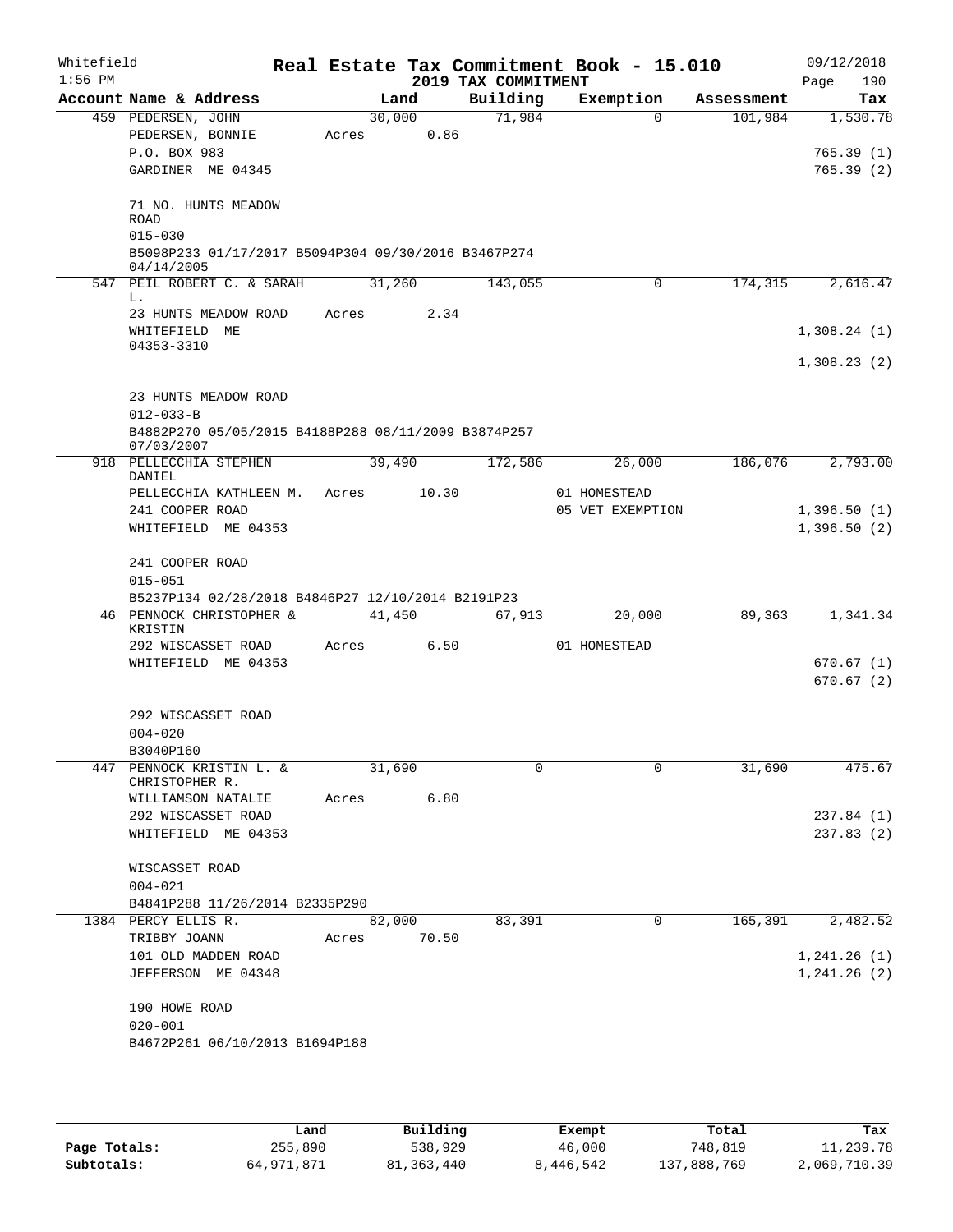Whitefield 1:56 PM

# Real Estate Tax Commitment Book - 15.010

## 2019 TAX COMMITMENT

09/12/2018

| Account Name & Address | Land | Building | Exemption | Assessment | Tax |
|---|---|---|---|---|---|
| 459 PEDERSEN, JOHN | 30,000 | 71,984 | 0 | 101,984 | 1,530.78 |
| PEDERSEN, BONNIE | Acres 0.86 | | | | |
| P.O. BOX 983 | | | | | 765.39 (1) |
| GARDINER ME 04345 | | | | | 765.39 (2) |
| 71 NO. HUNTS MEADOW ROAD | | | | | |
| 015-030 | | | | | |
| B5098P233 01/17/2017 B5094P304 09/30/2016 B3467P274 04/14/2005 | | | | | |
| 547 PEIL ROBERT C. & SARAH L. | 31,260 | 143,055 | 0 | 174,315 | 2,616.47 |
| 23 HUNTS MEADOW ROAD | Acres 2.34 | | | | |
| WHITEFIELD ME 04353-3310 | | | | | 1,308.24 (1) |
| | | | | | 1,308.23 (2) |
| 23 HUNTS MEADOW ROAD | | | | | |
| 012-033-B | | | | | |
| B4882P270 05/05/2015 B4188P288 08/11/2009 B3874P257 07/03/2007 | | | | | |
| 918 PELLECCHIA STEPHEN DANIEL | 39,490 | 172,586 | 26,000 | 186,076 | 2,793.00 |
| PELLECCHIA KATHLEEN M. | Acres 10.30 | | 01 HOMESTEAD | | |
| 241 COOPER ROAD | | | 05 VET EXEMPTION | | 1,396.50 (1) |
| WHITEFIELD ME 04353 | | | | | 1,396.50 (2) |
| 241 COOPER ROAD | | | | | |
| 015-051 | | | | | |
| B5237P134 02/28/2018 B4846P27 12/10/2014 B2191P23 | | | | | |
| 46 PENNOCK CHRISTOPHER & KRISTIN | 41,450 | 67,913 | 20,000 | 89,363 | 1,341.34 |
| 292 WISCASSET ROAD | Acres 6.50 | | 01 HOMESTEAD | | |
| WHITEFIELD ME 04353 | | | | | 670.67 (1) |
| | | | | | 670.67 (2) |
| 292 WISCASSET ROAD | | | | | |
| 004-020 | | | | | |
| B3040P160 | | | | | |
| 447 PENNOCK KRISTIN L. & CHRISTOPHER R. | 31,690 | 0 | 0 | 31,690 | 475.67 |
| WILLIAMSON NATALIE | Acres 6.80 | | | | |
| 292 WISCASSET ROAD | | | | | 237.84 (1) |
| WHITEFIELD ME 04353 | | | | | 237.83 (2) |
| WISCASSET ROAD | | | | | |
| 004-021 | | | | | |
| B4841P288 11/26/2014 B2335P290 | | | | | |
| 1384 PERCY ELLIS R. | 82,000 | 83,391 | 0 | 165,391 | 2,482.52 |
| TRIBBY JOANN | Acres 70.50 | | | | |
| 101 OLD MADDEN ROAD | | | | | 1,241.26 (1) |
| JEFFERSON ME 04348 | | | | | 1,241.26 (2) |
| 190 HOWE ROAD | | | | | |
| 020-001 | | | | | |
| B4672P261 06/10/2013 B1694P188 | | | | | |

| | Land | Building | Exempt | Total | Tax |
|---|---|---|---|---|---|
| Page Totals: | 255,890 | 538,929 | 46,000 | 748,819 | 11,239.78 |
| Subtotals: | 64,971,871 | 81,363,440 | 8,446,542 | 137,888,769 | 2,069,710.39 |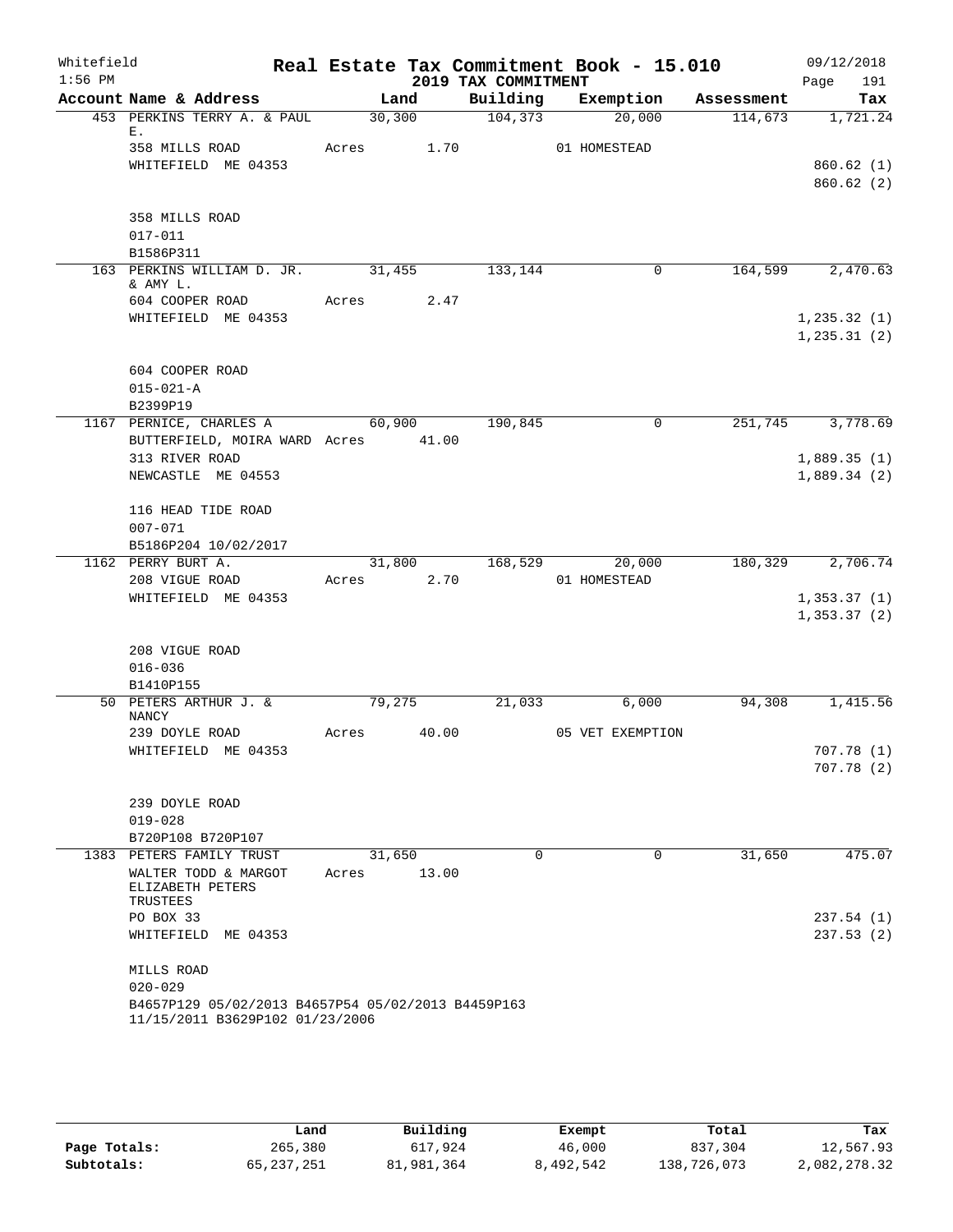Whitefield 1:56 PM

# Real Estate Tax Commitment Book - 15.010
## 2019 TAX COMMITMENT

09/12/2018 Page 191

| Account Name & Address | Land | Building | Exemption | Assessment | Tax |
|---|---|---|---|---|---|
| 453 PERKINS TERRY A. & PAUL E. | 30,300 | 104,373 | 20,000 | 114,673 | 1,721.24 |
| 358 MILLS ROAD | Acres 1.70 | | 01 HOMESTEAD | | |
| WHITEFIELD ME 04353 | | | | | 860.62 (1) |
| | | | | | 860.62 (2) |
| 358 MILLS ROAD | | | | | |
| 017-011 | | | | | |
| B1586P311 | | | | | |
| 163 PERKINS WILLIAM D. JR. & AMY L. | 31,455 | 133,144 | 0 | 164,599 | 2,470.63 |
| 604 COOPER ROAD | Acres 2.47 | | | | |
| WHITEFIELD ME 04353 | | | | | 1,235.32 (1) |
| | | | | | 1,235.31 (2) |
| 604 COOPER ROAD | | | | | |
| 015-021-A | | | | | |
| B2399P19 | | | | | |
| 1167 PERNICE, CHARLES A | 60,900 | 190,845 | 0 | 251,745 | 3,778.69 |
| BUTTERFIELD, MOIRA WARD | Acres 41.00 | | | | |
| 313 RIVER ROAD | | | | | 1,889.35 (1) |
| NEWCASTLE ME 04553 | | | | | 1,889.34 (2) |
| 116 HEAD TIDE ROAD | | | | | |
| 007-071 | | | | | |
| B5186P204 10/02/2017 | | | | | |
| 1162 PERRY BURT A. | 31,800 | 168,529 | 20,000 | 180,329 | 2,706.74 |
| 208 VIGUE ROAD | Acres 2.70 | | 01 HOMESTEAD | | |
| WHITEFIELD ME 04353 | | | | | 1,353.37 (1) |
| | | | | | 1,353.37 (2) |
| 208 VIGUE ROAD | | | | | |
| 016-036 | | | | | |
| B1410P155 | | | | | |
| 50 PETERS ARTHUR J. & NANCY | 79,275 | 21,033 | 6,000 | 94,308 | 1,415.56 |
| 239 DOYLE ROAD | Acres 40.00 | | 05 VET EXEMPTION | | |
| WHITEFIELD ME 04353 | | | | | 707.78 (1) |
| | | | | | 707.78 (2) |
| 239 DOYLE ROAD | | | | | |
| 019-028 | | | | | |
| B720P108 B720P107 | | | | | |
| 1383 PETERS FAMILY TRUST | 31,650 | 0 | 0 | 31,650 | 475.07 |
| WALTER TODD & MARGOT ELIZABETH PETERS TRUSTEES | Acres 13.00 | | | | |
| PO BOX 33 | | | | | 237.54 (1) |
| WHITEFIELD ME 04353 | | | | | 237.53 (2) |
| MILLS ROAD | | | | | |
| 020-029 | | | | | |
| B4657P129 05/02/2013 B4657P54 05/02/2013 B4459P163 11/15/2011 B3629P102 01/23/2006 | | | | | |

| | Land | Building | Exempt | Total | Tax |
|---|---|---|---|---|---|
| Page Totals: | 265,380 | 617,924 | 46,000 | 837,304 | 12,567.93 |
| Subtotals: | 65,237,251 | 81,981,364 | 8,492,542 | 138,726,073 | 2,082,278.32 |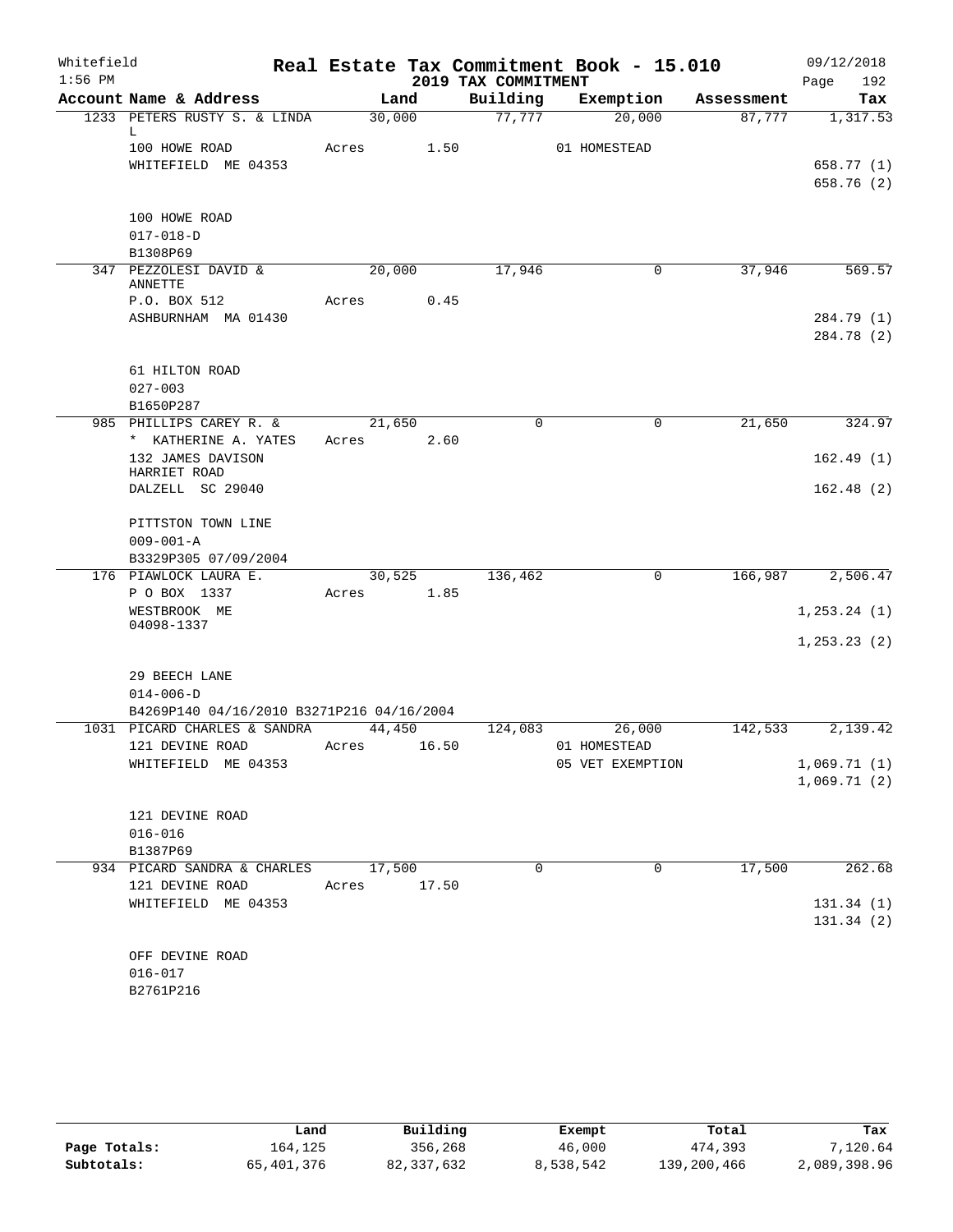Whitefield 1:56 PM

# Real Estate Tax Commitment Book - 15.010

## 2019 TAX COMMITMENT

09/12/2018

| Account Name & Address | Land | Building | Exemption | Assessment | Tax |
|---|---|---|---|---|---|
| 1233 PETERS RUSTY S. & LINDA L | 30,000 | 77,777 | 20,000 | 87,777 | 1,317.53 |
| 100 HOWE ROAD | Acres 1.50 | | 01 HOMESTEAD | | |
| WHITEFIELD ME 04353 | | | | | 658.77 (1) |
| | | | | | 658.76 (2) |
| 100 HOWE ROAD | | | | | |
| 017-018-D | | | | | |
| B1308P69 | | | | | |
| 347 PEZZOLESI DAVID & ANNETTE | 20,000 | 17,946 | 0 | 37,946 | 569.57 |
| P.O. BOX 512 | Acres 0.45 | | | | |
| ASHBURNHAM MA 01430 | | | | | 284.79 (1) |
| | | | | | 284.78 (2) |
| 61 HILTON ROAD | | | | | |
| 027-003 | | | | | |
| B1650P287 | | | | | |
| 985 PHILLIPS CAREY R. & | 21,650 | 0 | 0 | 21,650 | 324.97 |
| * KATHERINE A. YATES | Acres 2.60 | | | | |
| 132 JAMES DAVISON HARRIET ROAD | | | | | 162.49 (1) |
| DALZELL SC 29040 | | | | | 162.48 (2) |
| PITTSTON TOWN LINE | | | | | |
| 009-001-A | | | | | |
| B3329P305 07/09/2004 | | | | | |
| 176 PIAWLOCK LAURA E. | 30,525 | 136,462 | 0 | 166,987 | 2,506.47 |
| P O BOX 1337 | Acres 1.85 | | | | |
| WESTBROOK ME 04098-1337 | | | | | 1,253.24 (1) |
| | | | | | 1,253.23 (2) |
| 29 BEECH LANE | | | | | |
| 014-006-D | | | | | |
| B4269P140 04/16/2010 B3271P216 04/16/2004 | | | | | |
| 1031 PICARD CHARLES & SANDRA | 44,450 | 124,083 | 26,000 | 142,533 | 2,139.42 |
| 121 DEVINE ROAD | Acres 16.50 | | 01 HOMESTEAD | | |
| WHITEFIELD ME 04353 | | | 05 VET EXEMPTION | | 1,069.71 (1) |
| | | | | | 1,069.71 (2) |
| 121 DEVINE ROAD | | | | | |
| 016-016 | | | | | |
| B1387P69 | | | | | |
| 934 PICARD SANDRA & CHARLES | 17,500 | 0 | 0 | 17,500 | 262.68 |
| 121 DEVINE ROAD | Acres 17.50 | | | | |
| WHITEFIELD ME 04353 | | | | | 131.34 (1) |
| | | | | | 131.34 (2) |
| OFF DEVINE ROAD | | | | | |
| 016-017 | | | | | |
| B2761P216 | | | | | |

| | Land | Building | Exempt | Total | Tax |
|---|---|---|---|---|---|
| Page Totals: | 164,125 | 356,268 | 46,000 | 474,393 | 7,120.64 |
| Subtotals: | 65,401,376 | 82,337,632 | 8,538,542 | 139,200,466 | 2,089,398.96 |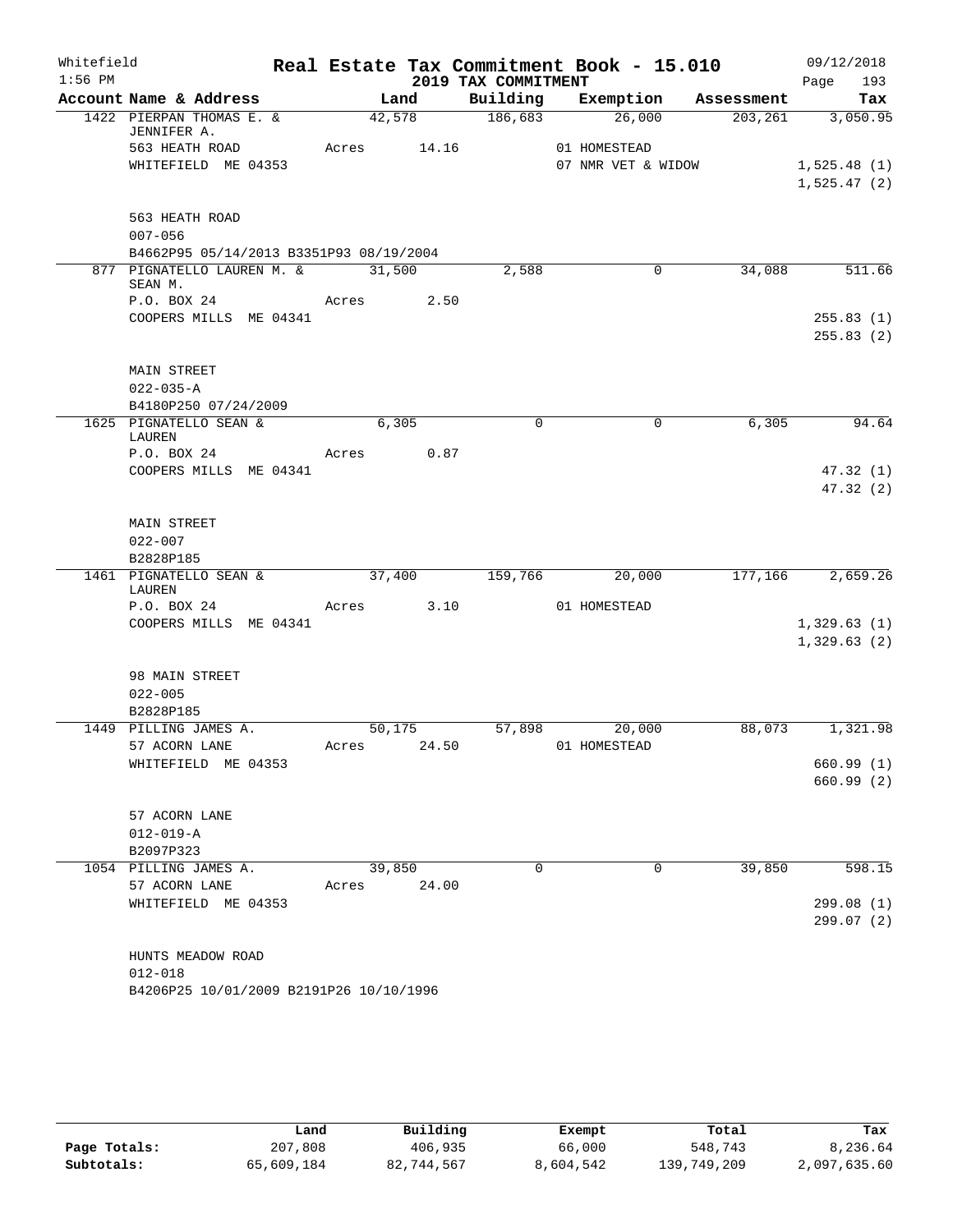Whitefield 1:56 PM

# Real Estate Tax Commitment Book - 15.010

## 2019 TAX COMMITMENT

09/12/2018

| Account Name & Address | Land | Building | Exemption | Assessment | Tax |
|---|---|---|---|---|---|
| 1422 PIERPAN THOMAS E. & JENNIFER A. | 42,578 | 186,683 | 26,000 | 203,261 | 3,050.95 |
| 563 HEATH ROAD | Acres 14.16 | | 01 HOMESTEAD | | |
| WHITEFIELD ME 04353 | | | 07 NMR VET & WIDOW | | 1,525.48 (1) |
| | | | | | 1,525.47 (2) |
| 563 HEATH ROAD | | | | | |
| 007-056 | | | | | |
| B4662P95 05/14/2013 B3351P93 08/19/2004 | | | | | |
| 877 PIGNATELLO LAUREN M. & SEAN M. | 31,500 | 2,588 | 0 | 34,088 | 511.66 |
| P.O. BOX 24 | Acres 2.50 | | | | |
| COOPERS MILLS ME 04341 | | | | | 255.83 (1) |
| | | | | | 255.83 (2) |
| MAIN STREET | | | | | |
| 022-035-A | | | | | |
| B4180P250 07/24/2009 | | | | | |
| 1625 PIGNATELLO SEAN & LAUREN | 6,305 | 0 | 0 | 6,305 | 94.64 |
| P.O. BOX 24 | Acres 0.87 | | | | |
| COOPERS MILLS ME 04341 | | | | | 47.32 (1) |
| | | | | | 47.32 (2) |
| MAIN STREET | | | | | |
| 022-007 | | | | | |
| B2828P185 | | | | | |
| 1461 PIGNATELLO SEAN & LAUREN | 37,400 | 159,766 | 20,000 | 177,166 | 2,659.26 |
| P.O. BOX 24 | Acres 3.10 | | 01 HOMESTEAD | | |
| COOPERS MILLS ME 04341 | | | | | 1,329.63 (1) |
| | | | | | 1,329.63 (2) |
| 98 MAIN STREET | | | | | |
| 022-005 | | | | | |
| B2828P185 | | | | | |
| 1449 PILLING JAMES A. | 50,175 | 57,898 | 20,000 | 88,073 | 1,321.98 |
| 57 ACORN LANE | Acres 24.50 | | 01 HOMESTEAD | | |
| WHITEFIELD ME 04353 | | | | | 660.99 (1) |
| | | | | | 660.99 (2) |
| 57 ACORN LANE | | | | | |
| 012-019-A | | | | | |
| B2097P323 | | | | | |
| 1054 PILLING JAMES A. | 39,850 | 0 | 0 | 39,850 | 598.15 |
| 57 ACORN LANE | Acres 24.00 | | | | |
| WHITEFIELD ME 04353 | | | | | 299.08 (1) |
| | | | | | 299.07 (2) |
| HUNTS MEADOW ROAD | | | | | |
| 012-018 | | | | | |
| B4206P25 10/01/2009 B2191P26 10/10/1996 | | | | | |

| | Land | Building | Exempt | Total | Tax |
|---|---|---|---|---|---|
| Page Totals: | 207,808 | 406,935 | 66,000 | 548,743 | 8,236.64 |
| Subtotals: | 65,609,184 | 82,744,567 | 8,604,542 | 139,749,209 | 2,097,635.60 |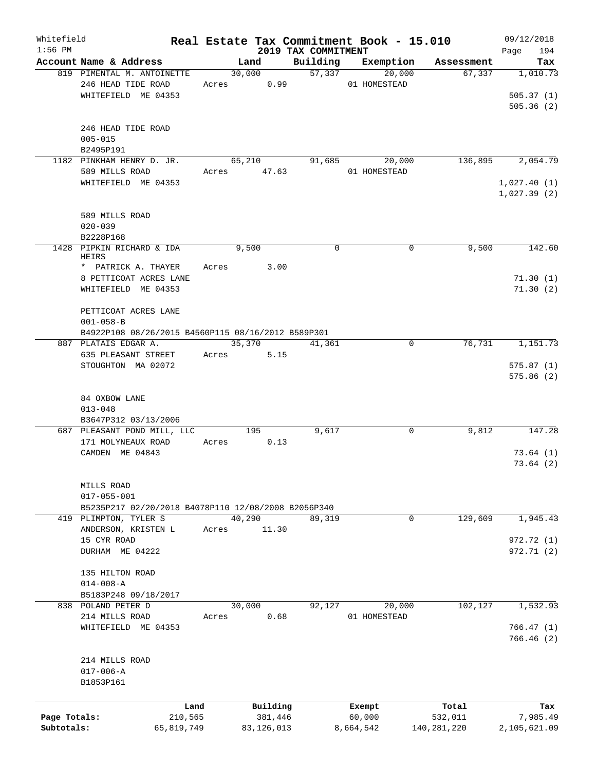Whitefield  
1:56 PM

# Real Estate Tax Commitment Book - 15.010

## 2019 TAX COMMITMENT

09/12/2018  
Page 194

| Account Name & Address | Land | Building | Exemption | Assessment | Tax |
|---|---|---|---|---|---|
| 819 PIMENTAL M. ANTOINETTE | 30,000 | 57,337 | 20,000 | 67,337 | 1,010.73 |
| 246 HEAD TIDE ROAD | Acres 0.99 | | 01 HOMESTEAD | | |
| WHITEFIELD ME 04353 | | | | | 505.37 (1) |
| | | | | | 505.36 (2) |
| 246 HEAD TIDE ROAD | | | | | |
| 005-015 | | | | | |
| B2495P191 | | | | | |
| 1182 PINKHAM HENRY D. JR. | 65,210 | 91,685 | 20,000 | 136,895 | 2,054.79 |
| 589 MILLS ROAD | Acres 47.63 | | 01 HOMESTEAD | | |
| WHITEFIELD ME 04353 | | | | | 1,027.40 (1) |
| | | | | | 1,027.39 (2) |
| 589 MILLS ROAD | | | | | |
| 020-039 | | | | | |
| B2228P168 | | | | | |
| 1428 PIPKIN RICHARD & IDA HEIRS | 9,500 | 0 | 0 | 9,500 | 142.60 |
| * PATRICK A. THAYER | Acres 3.00 | | | | |
| 8 PETTICOAT ACRES LANE | | | | | 71.30 (1) |
| WHITEFIELD ME 04353 | | | | | 71.30 (2) |
| PETTICOAT ACRES LANE | | | | | |
| 001-058-B | | | | | |
| B4922P108 08/26/2015 B4560P115 08/16/2012 B589P301 | | | | | |
| 887 PLATAIS EDGAR A. | 35,370 | 41,361 | 0 | 76,731 | 1,151.73 |
| 635 PLEASANT STREET | Acres 5.15 | | | | |
| STOUGHTON MA 02072 | | | | | 575.87 (1) |
| | | | | | 575.86 (2) |
| 84 OXBOW LANE | | | | | |
| 013-048 | | | | | |
| B3647P312 03/13/2006 | | | | | |
| 687 PLEASANT POND MILL, LLC | 195 | 9,617 | 0 | 9,812 | 147.28 |
| 171 MOLYNEAUX ROAD | Acres 0.13 | | | | |
| CAMDEN ME 04843 | | | | | 73.64 (1) |
| | | | | | 73.64 (2) |
| MILLS ROAD | | | | | |
| 017-055-001 | | | | | |
| B5235P217 02/20/2018 B4078P110 12/08/2008 B2056P340 | | | | | |
| 419 PLIMPTON, TYLER S | 40,290 | 89,319 | 0 | 129,609 | 1,945.43 |
| ANDERSON, KRISTEN L | Acres 11.30 | | | | |
| 15 CYR ROAD | | | | | 972.72 (1) |
| DURHAM ME 04222 | | | | | 972.71 (2) |
| 135 HILTON ROAD | | | | | |
| 014-008-A | | | | | |
| B5183P248 09/18/2017 | | | | | |
| 838 POLAND PETER D | 30,000 | 92,127 | 20,000 | 102,127 | 1,532.93 |
| 214 MILLS ROAD | Acres 0.68 | | 01 HOMESTEAD | | |
| WHITEFIELD ME 04353 | | | | | 766.47 (1) |
| | | | | | 766.46 (2) |
| 214 MILLS ROAD | | | | | |
| 017-006-A | | | | | |
| B1853P161 | | | | | |

| | Land | Building | Exempt | Total | Tax |
|---|---|---|---|---|---|
| Page Totals: | 210,565 | 381,446 | 60,000 | 532,011 | 7,985.49 |
| Subtotals: | 65,819,749 | 83,126,013 | 8,664,542 | 140,281,220 | 2,105,621.09 |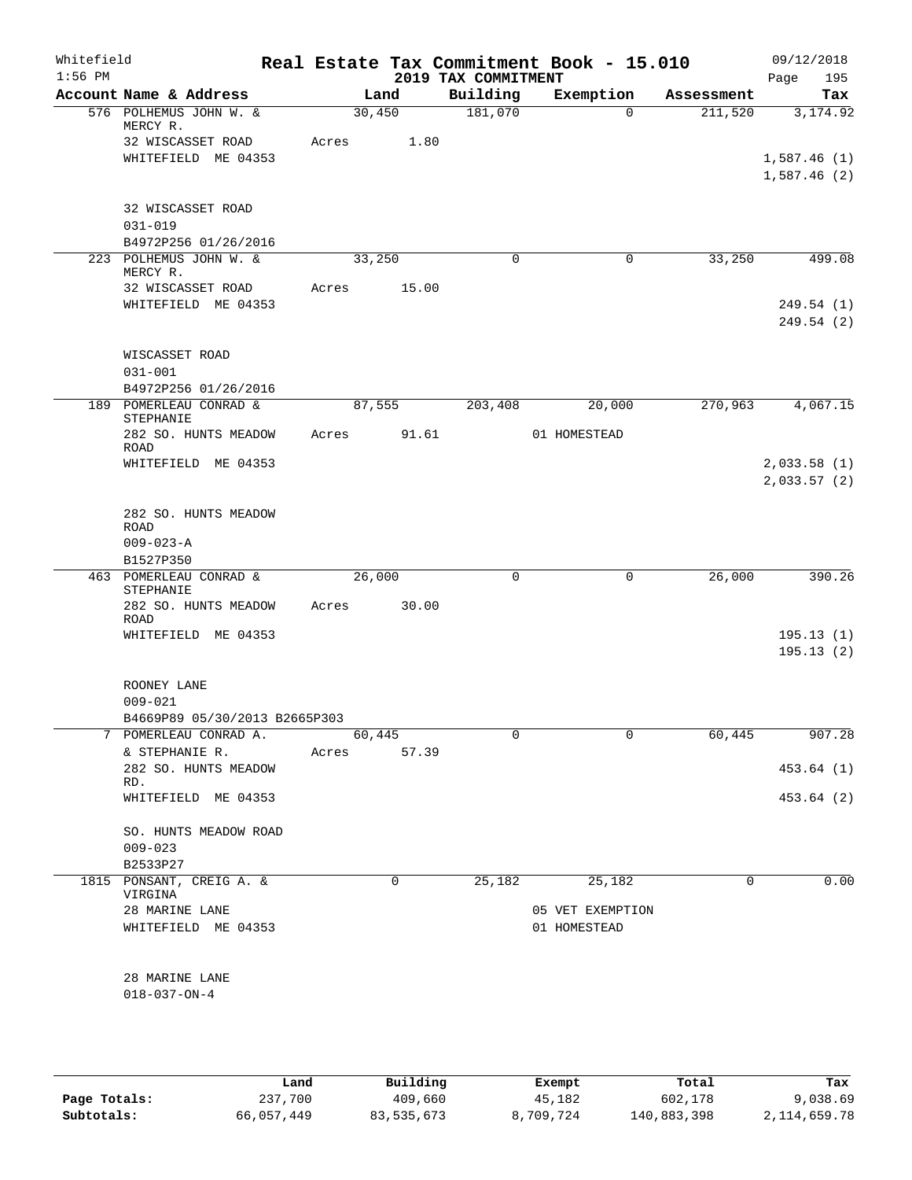Whitefield

1:56 PM

# Real Estate Tax Commitment Book - 15.010

## 2019 TAX COMMITMENT

09/12/2018

| Account Name & Address | Land | Building | Exemption | Assessment | Tax |
|---|---|---|---|---|---|
| 576 POLHEMUS JOHN W. & MERCY R. | 30,450 | 181,070 | 0 | 211,520 | 3,174.92 |
| 32 WISCASSET ROAD | Acres 1.80 | | | | |
| WHITEFIELD ME 04353 | | | | | 1,587.46 (1) |
| | | | | | 1,587.46 (2) |
| 32 WISCASSET ROAD | | | | | |
| 031-019 | | | | | |
| B4972P256 01/26/2016 | | | | | |
| 223 POLHEMUS JOHN W. & MERCY R. | 33,250 | 0 | 0 | 33,250 | 499.08 |
| 32 WISCASSET ROAD | Acres 15.00 | | | | |
| WHITEFIELD ME 04353 | | | | | 249.54 (1) |
| | | | | | 249.54 (2) |
| WISCASSET ROAD | | | | | |
| 031-001 | | | | | |
| B4972P256 01/26/2016 | | | | | |
| 189 POMERLEAU CONRAD & STEPHANIE | 87,555 | 203,408 | 20,000 | 270,963 | 4,067.15 |
| 282 SO. HUNTS MEADOW ROAD | Acres 91.61 | | 01 HOMESTEAD | | |
| WHITEFIELD ME 04353 | | | | | 2,033.58 (1) |
| | | | | | 2,033.57 (2) |
| 282 SO. HUNTS MEADOW ROAD | | | | | |
| 009-023-A | | | | | |
| B1527P350 | | | | | |
| 463 POMERLEAU CONRAD & STEPHANIE | 26,000 | 0 | 0 | 26,000 | 390.26 |
| 282 SO. HUNTS MEADOW ROAD | Acres 30.00 | | | | |
| WHITEFIELD ME 04353 | | | | | 195.13 (1) |
| | | | | | 195.13 (2) |
| ROONEY LANE | | | | | |
| 009-021 | | | | | |
| B4669P89 05/30/2013 B2665P303 | | | | | |
| 7 POMERLEAU CONRAD A. | 60,445 | 0 | 0 | 60,445 | 907.28 |
| & STEPHANIE R. | Acres 57.39 | | | | |
| 282 SO. HUNTS MEADOW RD. | | | | | 453.64 (1) |
| WHITEFIELD ME 04353 | | | | | 453.64 (2) |
| SO. HUNTS MEADOW ROAD | | | | | |
| 009-023 | | | | | |
| B2533P27 | | | | | |
| 1815 PONSANT, CREIG A. & VIRGINA | 0 | 25,182 | 25,182 | 0 | 0.00 |
| 28 MARINE LANE | | | 05 VET EXEMPTION | | |
| WHITEFIELD ME 04353 | | | 01 HOMESTEAD | | |
| 28 MARINE LANE | | | | | |
| 018-037-ON-4 | | | | | |

| | Land | Building | Exempt | Total | Tax |
|---|---|---|---|---|---|
| Page Totals: | 237,700 | 409,660 | 45,182 | 602,178 | 9,038.69 |
| Subtotals: | 66,057,449 | 83,535,673 | 8,709,724 | 140,883,398 | 2,114,659.78 |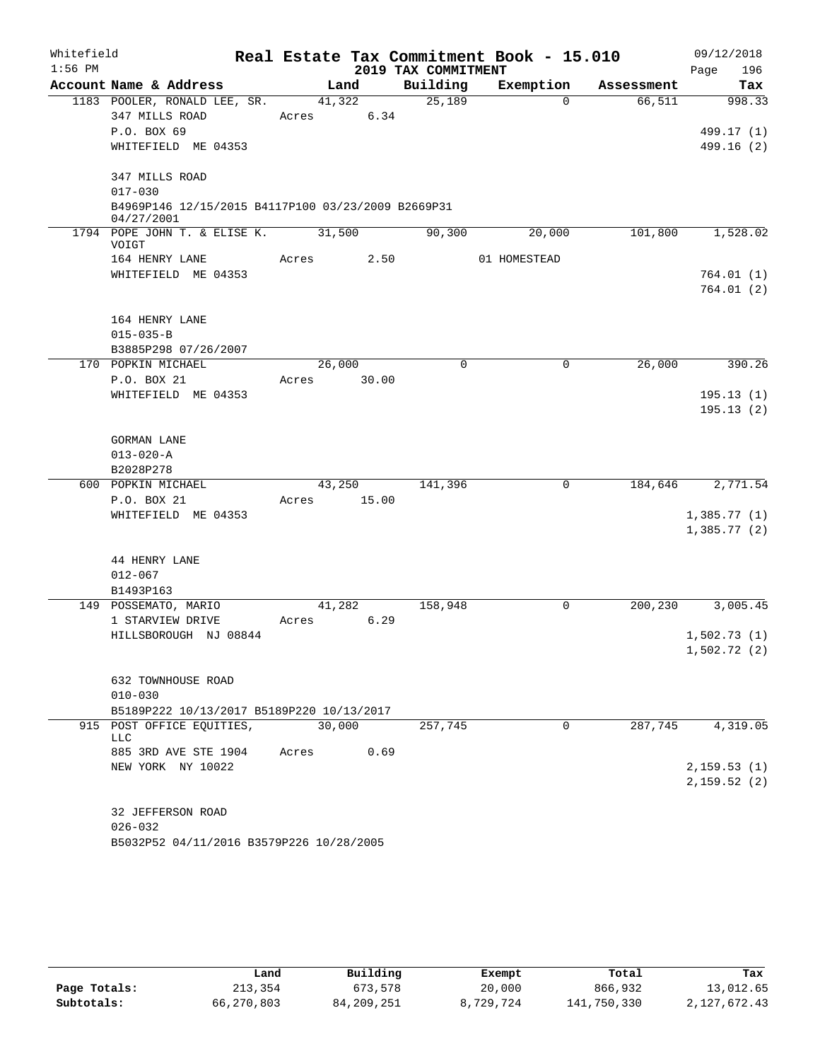Whitefield
1:56 PM

# Real Estate Tax Commitment Book - 15.010

## 2019 TAX COMMITMENT

09/12/2018

| Account Name & Address | Land | Building | Exemption | Assessment | Tax |
|---|---|---|---|---|---|
| 1183 POOLER, RONALD LEE, SR. | 41,322 | 25,189 | 0 | 66,511 | 998.33 |
| 347 MILLS ROAD | Acres 6.34 | | | | |
| P.O. BOX 69 | | | | | 499.17 (1) |
| WHITEFIELD ME 04353 | | | | | 499.16 (2) |
| 347 MILLS ROAD | | | | | |
| 017-030 | | | | | |
| B4969P146 12/15/2015 B4117P100 03/23/2009 B2669P31 04/27/2001 | | | | | |
| 1794 POPE JOHN T. & ELISE K. VOIGT | 31,500 | 90,300 | 20,000 | 101,800 | 1,528.02 |
| 164 HENRY LANE | Acres 2.50 | | 01 HOMESTEAD | | |
| WHITEFIELD ME 04353 | | | | | 764.01 (1) |
| | | | | | 764.01 (2) |
| 164 HENRY LANE | | | | | |
| 015-035-B | | | | | |
| B3885P298 07/26/2007 | | | | | |
| 170 POPKIN MICHAEL | 26,000 | 0 | 0 | 26,000 | 390.26 |
| P.O. BOX 21 | Acres 30.00 | | | | |
| WHITEFIELD ME 04353 | | | | | 195.13 (1) |
| | | | | | 195.13 (2) |
| GORMAN LANE | | | | | |
| 013-020-A | | | | | |
| B2028P278 | | | | | |
| 600 POPKIN MICHAEL | 43,250 | 141,396 | 0 | 184,646 | 2,771.54 |
| P.O. BOX 21 | Acres 15.00 | | | | |
| WHITEFIELD ME 04353 | | | | | 1,385.77 (1) |
| | | | | | 1,385.77 (2) |
| 44 HENRY LANE | | | | | |
| 012-067 | | | | | |
| B1493P163 | | | | | |
| 149 POSSEMATO, MARIO | 41,282 | 158,948 | 0 | 200,230 | 3,005.45 |
| 1 STARVIEW DRIVE | Acres 6.29 | | | | |
| HILLSBOROUGH NJ 08844 | | | | | 1,502.73 (1) |
| | | | | | 1,502.72 (2) |
| 632 TOWNHOUSE ROAD | | | | | |
| 010-030 | | | | | |
| B5189P222 10/13/2017 B5189P220 10/13/2017 | | | | | |
| 915 POST OFFICE EQUITIES, LLC | 30,000 | 257,745 | 0 | 287,745 | 4,319.05 |
| 885 3RD AVE STE 1904 | Acres 0.69 | | | | |
| NEW YORK NY 10022 | | | | | 2,159.53 (1) |
| | | | | | 2,159.52 (2) |
| 32 JEFFERSON ROAD | | | | | |
| 026-032 | | | | | |
| B5032P52 04/11/2016 B3579P226 10/28/2005 | | | | | |

| | Land | Building | Exempt | Total | Tax |
|---|---|---|---|---|---|
| Page Totals: | 213,354 | 673,578 | 20,000 | 866,932 | 13,012.65 |
| Subtotals: | 66,270,803 | 84,209,251 | 8,729,724 | 141,750,330 | 2,127,672.43 |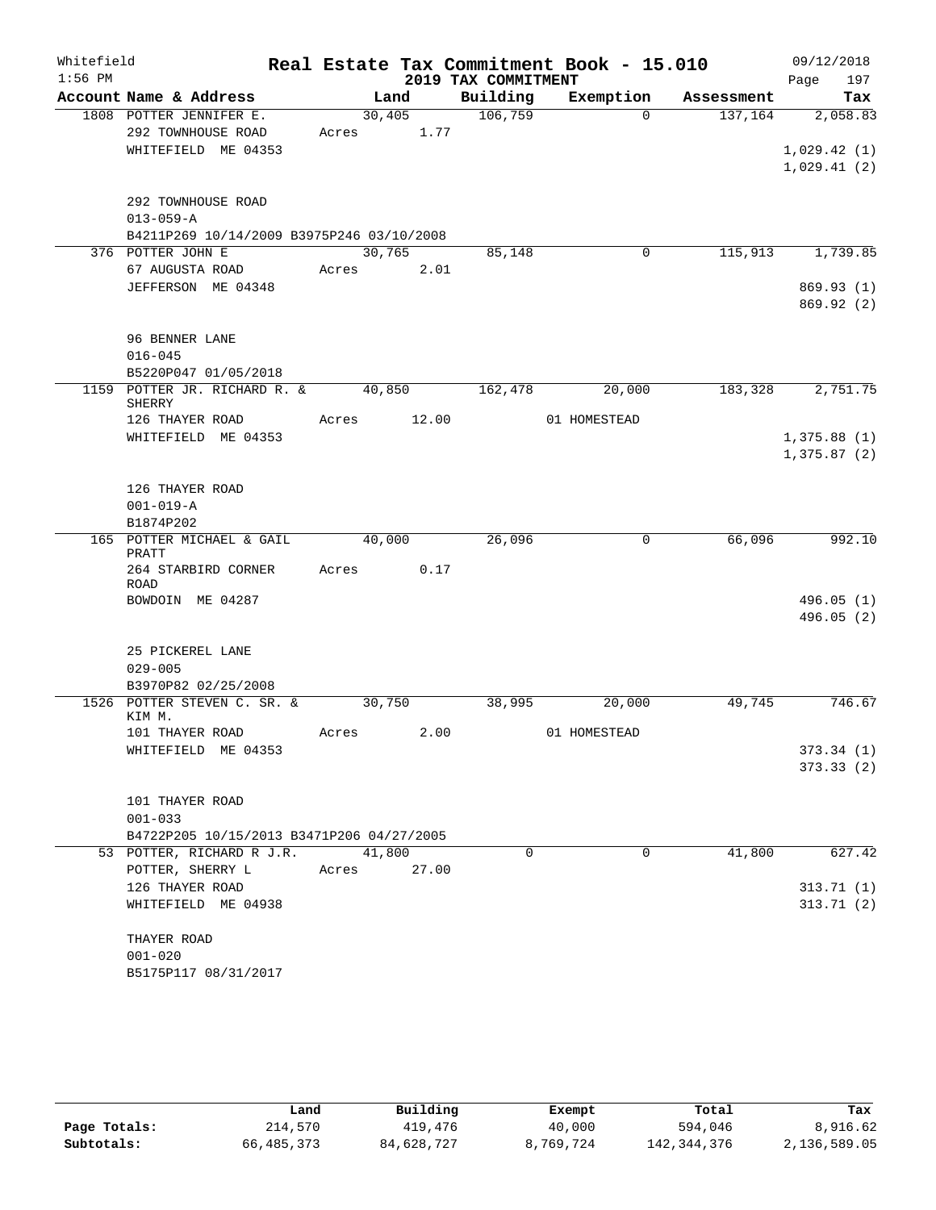Whitefield 1:56 PM

# Real Estate Tax Commitment Book - 15.010

## 2019 TAX COMMITMENT

09/12/2018

| Account Name & Address | Land | Building | Exemption | Assessment | Tax |
|---|---|---|---|---|---|
| 1808 POTTER JENNIFER E. | 30,405 | 106,759 | 0 | 137,164 | 2,058.83 |
| 292 TOWNHOUSE ROAD | Acres 1.77 | | | | |
| WHITEFIELD ME 04353 | | | | | 1,029.42 (1) |
| | | | | | 1,029.41 (2) |
| 292 TOWNHOUSE ROAD | | | | | |
| 013-059-A | | | | | |
| B4211P269 10/14/2009 B3975P246 03/10/2008 | | | | | |
| 376 POTTER JOHN E | 30,765 | 85,148 | 0 | 115,913 | 1,739.85 |
| 67 AUGUSTA ROAD | Acres 2.01 | | | | |
| JEFFERSON ME 04348 | | | | | 869.93 (1) |
| | | | | | 869.92 (2) |
| 96 BENNER LANE | | | | | |
| 016-045 | | | | | |
| B5220P047 01/05/2018 | | | | | |
| 1159 POTTER JR. RICHARD R. & SHERRY | 40,850 | 162,478 | 20,000 | 183,328 | 2,751.75 |
| 126 THAYER ROAD | Acres 12.00 | | 01 HOMESTEAD | | |
| WHITEFIELD ME 04353 | | | | | 1,375.88 (1) |
| | | | | | 1,375.87 (2) |
| 126 THAYER ROAD | | | | | |
| 001-019-A | | | | | |
| B1874P202 | | | | | |
| 165 POTTER MICHAEL & GAIL PRATT | 40,000 | 26,096 | 0 | 66,096 | 992.10 |
| 264 STARBIRD CORNER ROAD | Acres 0.17 | | | | |
| BOWDOIN ME 04287 | | | | | 496.05 (1) |
| | | | | | 496.05 (2) |
| 25 PICKEREL LANE | | | | | |
| 029-005 | | | | | |
| B3970P82 02/25/2008 | | | | | |
| 1526 POTTER STEVEN C. SR. & KIM M. | 30,750 | 38,995 | 20,000 | 49,745 | 746.67 |
| 101 THAYER ROAD | Acres 2.00 | | 01 HOMESTEAD | | |
| WHITEFIELD ME 04353 | | | | | 373.34 (1) |
| | | | | | 373.33 (2) |
| 101 THAYER ROAD | | | | | |
| 001-033 | | | | | |
| B4722P205 10/15/2013 B3471P206 04/27/2005 | | | | | |
| 53 POTTER, RICHARD R J.R. | 41,800 | 0 | 0 | 41,800 | 627.42 |
| POTTER, SHERRY L | Acres 27.00 | | | | |
| 126 THAYER ROAD | | | | | 313.71 (1) |
| WHITEFIELD ME 04938 | | | | | 313.71 (2) |
| THAYER ROAD | | | | | |
| 001-020 | | | | | |
| B5175P117 08/31/2017 | | | | | |

| | Land | Building | Exempt | Total | Tax |
|---|---|---|---|---|---|
| Page Totals: | 214,570 | 419,476 | 40,000 | 594,046 | 8,916.62 |
| Subtotals: | 66,485,373 | 84,628,727 | 8,769,724 | 142,344,376 | 2,136,589.05 |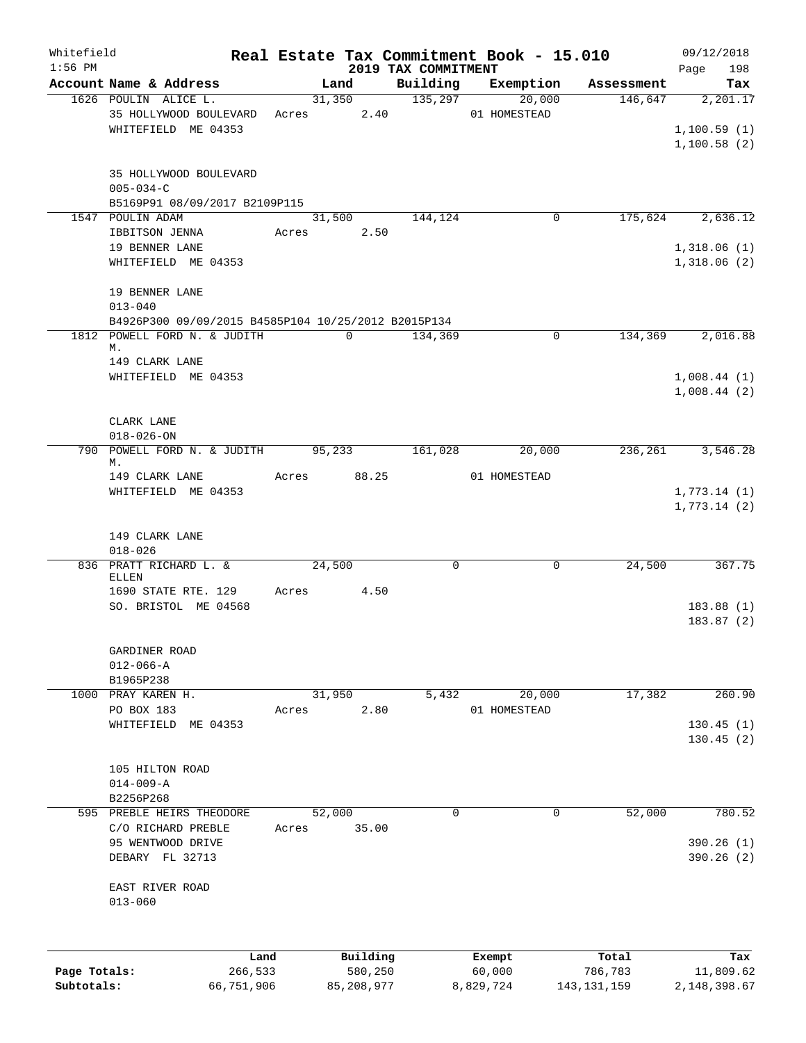Whitefield 1:56 PM

# Real Estate Tax Commitment Book - 15.010

## 2019 TAX COMMITMENT

09/12/2018

| Account | Name & Address | Land | Building | Exemption | Assessment | Tax |
|---|---|---|---|---|---|---|
| 1626 | POULIN ALICE L.<br>35 HOLLYWOOD BOULEVARD<br>WHITEFIELD ME 04353<br><br>35 HOLLYWOOD BOULEVARD<br>005-034-C<br>B5169P91 08/09/2017 B2109P115 | 31,350<br>Acres 2.40 | 135,297 | 20,000<br>01 HOMESTEAD | 146,647 | 2,201.17<br>1,100.59 (1)<br>1,100.58 (2) |
| 1547 | POULIN ADAM<br>IBBITSON JENNA<br>19 BENNER LANE<br>WHITEFIELD ME 04353<br><br>19 BENNER LANE<br>013-040<br>B4926P300 09/09/2015 B4585P104 10/25/2012 B2015P134 | 31,500<br>Acres 2.50 | 144,124 | 0 | 175,624 | 2,636.12<br>1,318.06 (1)<br>1,318.06 (2) |
| 1812 | POWELL FORD N. & JUDITH M.<br>149 CLARK LANE<br>WHITEFIELD ME 04353<br><br>CLARK LANE<br>018-026-ON | 0 | 134,369 | 0 | 134,369 | 2,016.88<br>1,008.44 (1)<br>1,008.44 (2) |
| 790 | POWELL FORD N. & JUDITH M.<br>149 CLARK LANE<br>WHITEFIELD ME 04353<br><br>149 CLARK LANE<br>018-026 | 95,233<br>Acres 88.25 | 161,028 | 20,000<br>01 HOMESTEAD | 236,261 | 3,546.28<br>1,773.14 (1)<br>1,773.14 (2) |
| 836 | PRATT RICHARD L. & ELLEN<br>1690 STATE RTE. 129<br>SO. BRISTOL ME 04568<br><br>GARDINER ROAD<br>012-066-A<br>B1965P238 | 24,500<br>Acres 4.50 | 0 | 0 | 24,500 | 367.75<br>183.88 (1)<br>183.87 (2) |
| 1000 | PRAY KAREN H.<br>PO BOX 183<br>WHITEFIELD ME 04353<br><br>105 HILTON ROAD<br>014-009-A<br>B2256P268 | 31,950<br>Acres 2.80 | 5,432 | 20,000<br>01 HOMESTEAD | 17,382 | 260.90<br>130.45 (1)<br>130.45 (2) |
| 595 | PREBLE HEIRS THEODORE<br>C/O RICHARD PREBLE<br>95 WENTWOOD DRIVE<br>DEBARY FL 32713<br><br>EAST RIVER ROAD<br>013-060 | 52,000<br>Acres 35.00 | 0 | 0 | 52,000 | 780.52<br>390.26 (1)<br>390.26 (2) |

| | Land | Building | Exempt | Total | Tax |
|---|---|---|---|---|---|
| **Page Totals:** | 266,533 | 580,250 | 60,000 | 786,783 | 11,809.62 |
| **Subtotals:** | 66,751,906 | 85,208,977 | 8,829,724 | 143,131,159 | 2,148,398.67 |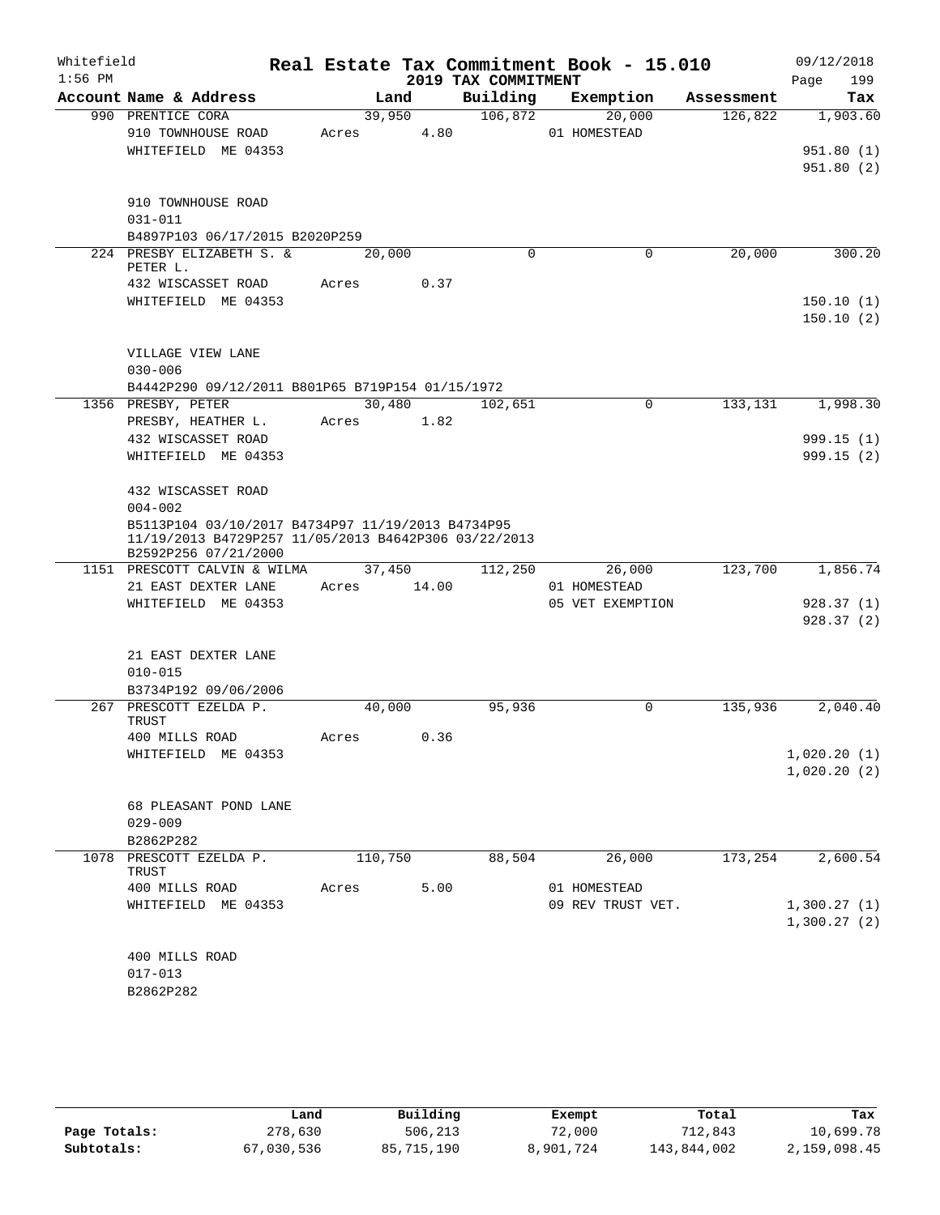Whitefield
1:56 PM

# Real Estate Tax Commitment Book - 15.010

## 2019 TAX COMMITMENT

09/12/2018
Page 199

| Account Name & Address | Land | Building | Exemption | Assessment | Tax |
|---|---|---|---|---|---|
| 990 PRENTICE CORA | 39,950 | 106,872 | 20,000 | 126,822 | 1,903.60 |
| 910 TOWNHOUSE ROAD | Acres 4.80 | | 01 HOMESTEAD | | |
| WHITEFIELD ME 04353 | | | | | 951.80 (1) |
| | | | | | 951.80 (2) |
| 910 TOWNHOUSE ROAD | | | | | |
| 031-011 | | | | | |
| B4897P103 06/17/2015 B2020P259 | | | | | |
| 224 PRESBY ELIZABETH S. & PETER L. | 20,000 | 0 | 0 | 20,000 | 300.20 |
| 432 WISCASSET ROAD | Acres 0.37 | | | | |
| WHITEFIELD ME 04353 | | | | | 150.10 (1) |
| | | | | | 150.10 (2) |
| VILLAGE VIEW LANE | | | | | |
| 030-006 | | | | | |
| B4442P290 09/12/2011 B801P65 B719P154 01/15/1972 | | | | | |
| 1356 PRESBY, PETER | 30,480 | 102,651 | 0 | 133,131 | 1,998.30 |
| PRESBY, HEATHER L. | Acres 1.82 | | | | |
| 432 WISCASSET ROAD | | | | | 999.15 (1) |
| WHITEFIELD ME 04353 | | | | | 999.15 (2) |
| 432 WISCASSET ROAD | | | | | |
| 004-002 | | | | | |
| B5113P104 03/10/2017 B4734P97 11/19/2013 B4734P95 11/19/2013 B4729P257 11/05/2013 B4642P306 03/22/2013 B2592P256 07/21/2000 | | | | | |
| 1151 PRESCOTT CALVIN & WILMA | 37,450 | 112,250 | 26,000 | 123,700 | 1,856.74 |
| 21 EAST DEXTER LANE | Acres 14.00 | | 01 HOMESTEAD | | |
| WHITEFIELD ME 04353 | | | 05 VET EXEMPTION | | 928.37 (1) |
| | | | | | 928.37 (2) |
| 21 EAST DEXTER LANE | | | | | |
| 010-015 | | | | | |
| B3734P192 09/06/2006 | | | | | |
| 267 PRESCOTT EZELDA P. TRUST | 40,000 | 95,936 | 0 | 135,936 | 2,040.40 |
| 400 MILLS ROAD | Acres 0.36 | | | | |
| WHITEFIELD ME 04353 | | | | | 1,020.20 (1) |
| | | | | | 1,020.20 (2) |
| 68 PLEASANT POND LANE | | | | | |
| 029-009 | | | | | |
| B2862P282 | | | | | |
| 1078 PRESCOTT EZELDA P. TRUST | 110,750 | 88,504 | 26,000 | 173,254 | 2,600.54 |
| 400 MILLS ROAD | Acres 5.00 | | 01 HOMESTEAD | | |
| WHITEFIELD ME 04353 | | | 09 REV TRUST VET. | | 1,300.27 (1) |
| | | | | | 1,300.27 (2) |
| 400 MILLS ROAD | | | | | |
| 017-013 | | | | | |
| B2862P282 | | | | | |

| | Land | Building | Exempt | Total | Tax |
|---|---|---|---|---|---|
| Page Totals: | 278,630 | 506,213 | 72,000 | 712,843 | 10,699.78 |
| Subtotals: | 67,030,536 | 85,715,190 | 8,901,724 | 143,844,002 | 2,159,098.45 |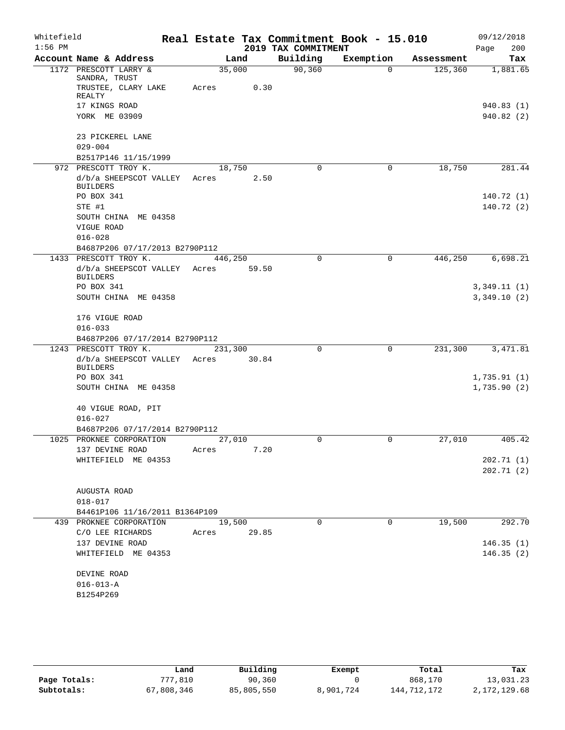Whitefield
1:56 PM

# Real Estate Tax Commitment Book - 15.010
## 2019 TAX COMMITMENT

09/12/2018
Page 200

| Account Name & Address | Land | Building | Exemption | Assessment | Tax |
|---|---|---|---|---|---|
| 1172 PRESCOTT LARRY & SANDRA, TRUST | 35,000 | 90,360 | 0 | 125,360 | 1,881.65 |
| TRUSTEE, CLARY LAKE REALTY | Acres 0.30 | | | | |
| 17 KINGS ROAD | | | | | 940.83 (1) |
| YORK ME 03909 | | | | | 940.82 (2) |
| 23 PICKEREL LANE | | | | | |
| 029-004 | | | | | |
| B2517P146 11/15/1999 | | | | | |
| 972 PRESCOTT TROY K. | 18,750 | 0 | 0 | 18,750 | 281.44 |
| d/b/a SHEEPSCOT VALLEY BUILDERS | Acres 2.50 | | | | |
| PO BOX 341 | | | | | 140.72 (1) |
| STE #1 | | | | | 140.72 (2) |
| SOUTH CHINA ME 04358 | | | | | |
| VIGUE ROAD | | | | | |
| 016-028 | | | | | |
| B4687P206 07/17/2013 B2790P112 | | | | | |
| 1433 PRESCOTT TROY K. | 446,250 | 0 | 0 | 446,250 | 6,698.21 |
| d/b/a SHEEPSCOT VALLEY BUILDERS | Acres 59.50 | | | | |
| PO BOX 341 | | | | | 3,349.11 (1) |
| SOUTH CHINA ME 04358 | | | | | 3,349.10 (2) |
| 176 VIGUE ROAD | | | | | |
| 016-033 | | | | | |
| B4687P206 07/17/2014 B2790P112 | | | | | |
| 1243 PRESCOTT TROY K. | 231,300 | 0 | 0 | 231,300 | 3,471.81 |
| d/b/a SHEEPSCOT VALLEY BUILDERS | Acres 30.84 | | | | |
| PO BOX 341 | | | | | 1,735.91 (1) |
| SOUTH CHINA ME 04358 | | | | | 1,735.90 (2) |
| 40 VIGUE ROAD, PIT | | | | | |
| 016-027 | | | | | |
| B4687P206 07/17/2014 B2790P112 | | | | | |
| 1025 PROKNEE CORPORATION | 27,010 | 0 | 0 | 27,010 | 405.42 |
| 137 DEVINE ROAD | Acres 7.20 | | | | |
| WHITEFIELD ME 04353 | | | | | 202.71 (1) |
| | | | | | 202.71 (2) |
| AUGUSTA ROAD | | | | | |
| 018-017 | | | | | |
| B4461P106 11/16/2011 B1364P109 | | | | | |
| 439 PROKNEE CORPORATION | 19,500 | 0 | 0 | 19,500 | 292.70 |
| C/O LEE RICHARDS | Acres 29.85 | | | | |
| 137 DEVINE ROAD | | | | | 146.35 (1) |
| WHITEFIELD ME 04353 | | | | | 146.35 (2) |
| DEVINE ROAD | | | | | |
| 016-013-A | | | | | |
| B1254P269 | | | | | |

| | Land | Building | Exempt | Total | Tax |
|---|---|---|---|---|---|
| Page Totals: | 777,810 | 90,360 | 0 | 868,170 | 13,031.23 |
| Subtotals: | 67,808,346 | 85,805,550 | 8,901,724 | 144,712,172 | 2,172,129.68 |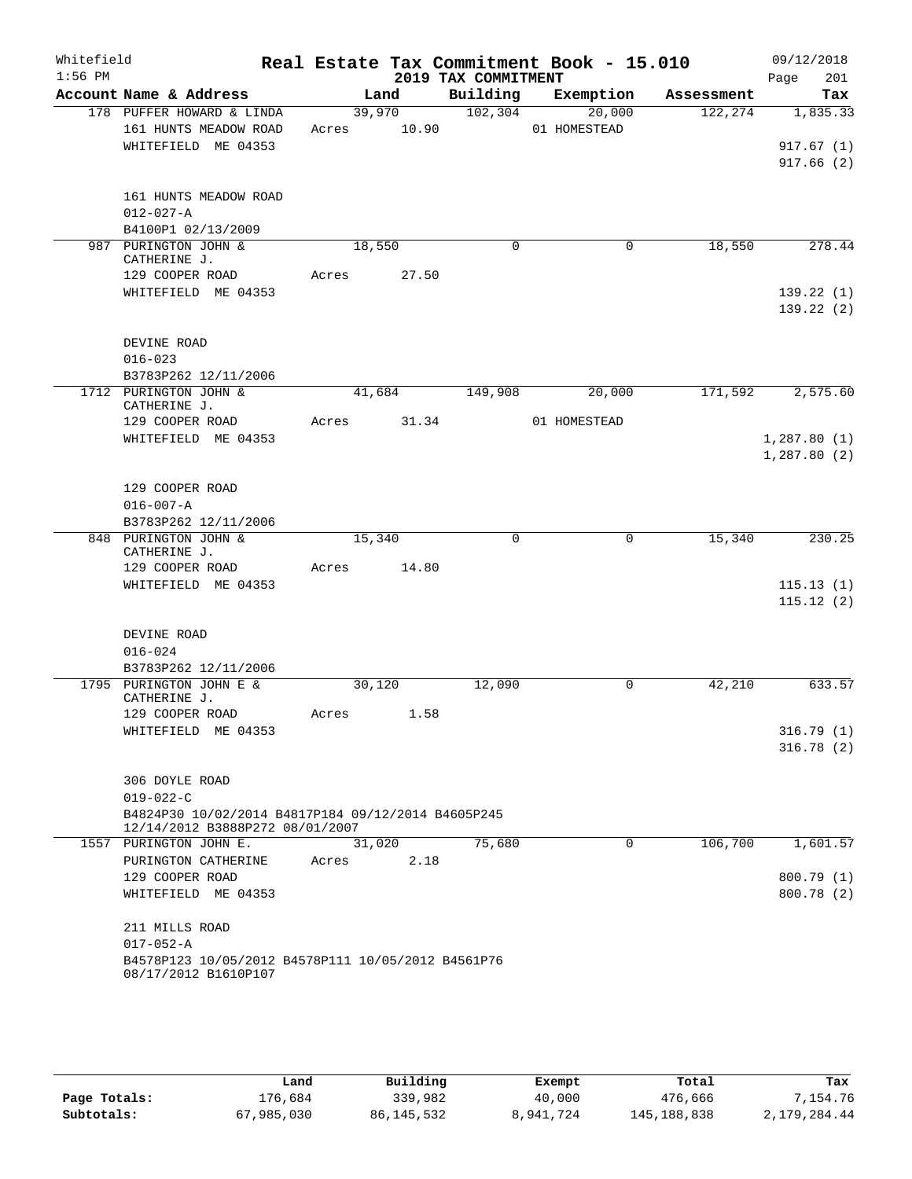Whitefield 1:56 PM

# Real Estate Tax Commitment Book - 15.010

## 2019 TAX COMMITMENT

09/12/2018 Page 201

| Account Name & Address | Land | Building | Exemption | Assessment | Tax |
|---|---|---|---|---|---|
| 178 PUFFER HOWARD & LINDA | 39,970 | 102,304 | 20,000 | 122,274 | 1,835.33 |
| 161 HUNTS MEADOW ROAD | Acres 10.90 | | 01 HOMESTEAD | | |
| WHITEFIELD ME 04353 | | | | | 917.67 (1) |
| | | | | | 917.66 (2) |
| 161 HUNTS MEADOW ROAD | | | | | |
| 012-027-A | | | | | |
| B4100P1 02/13/2009 | | | | | |
| 987 PURINGTON JOHN & CATHERINE J. | 18,550 | 0 | 0 | 18,550 | 278.44 |
| 129 COOPER ROAD | Acres 27.50 | | | | |
| WHITEFIELD ME 04353 | | | | | 139.22 (1) |
| | | | | | 139.22 (2) |
| DEVINE ROAD | | | | | |
| 016-023 | | | | | |
| B3783P262 12/11/2006 | | | | | |
| 1712 PURINGTON JOHN & CATHERINE J. | 41,684 | 149,908 | 20,000 | 171,592 | 2,575.60 |
| 129 COOPER ROAD | Acres 31.34 | | 01 HOMESTEAD | | |
| WHITEFIELD ME 04353 | | | | | 1,287.80 (1) |
| | | | | | 1,287.80 (2) |
| 129 COOPER ROAD | | | | | |
| 016-007-A | | | | | |
| B3783P262 12/11/2006 | | | | | |
| 848 PURINGTON JOHN & CATHERINE J. | 15,340 | 0 | 0 | 15,340 | 230.25 |
| 129 COOPER ROAD | Acres 14.80 | | | | |
| WHITEFIELD ME 04353 | | | | | 115.13 (1) |
| | | | | | 115.12 (2) |
| DEVINE ROAD | | | | | |
| 016-024 | | | | | |
| B3783P262 12/11/2006 | | | | | |
| 1795 PURINGTON JOHN E & CATHERINE J. | 30,120 | 12,090 | 0 | 42,210 | 633.57 |
| 129 COOPER ROAD | Acres 1.58 | | | | |
| WHITEFIELD ME 04353 | | | | | 316.79 (1) |
| | | | | | 316.78 (2) |
| 306 DOYLE ROAD | | | | | |
| 019-022-C | | | | | |
| B4824P30 10/02/2014 B4817P184 09/12/2014 B4605P245 12/14/2012 B3888P272 08/01/2007 | | | | | |
| 1557 PURINGTON JOHN E. | 31,020 | 75,680 | 0 | 106,700 | 1,601.57 |
| PURINGTON CATHERINE | Acres 2.18 | | | | |
| 129 COOPER ROAD | | | | | 800.79 (1) |
| WHITEFIELD ME 04353 | | | | | 800.78 (2) |
| 211 MILLS ROAD | | | | | |
| 017-052-A | | | | | |
| B4578P123 10/05/2012 B4578P111 10/05/2012 B4561P76 08/17/2012 B1610P107 | | | | | |

| | Land | Building | Exempt | Total | Tax |
|---|---|---|---|---|---|
| Page Totals: | 176,684 | 339,982 | 40,000 | 476,666 | 7,154.76 |
| Subtotals: | 67,985,030 | 86,145,532 | 8,941,724 | 145,188,838 | 2,179,284.44 |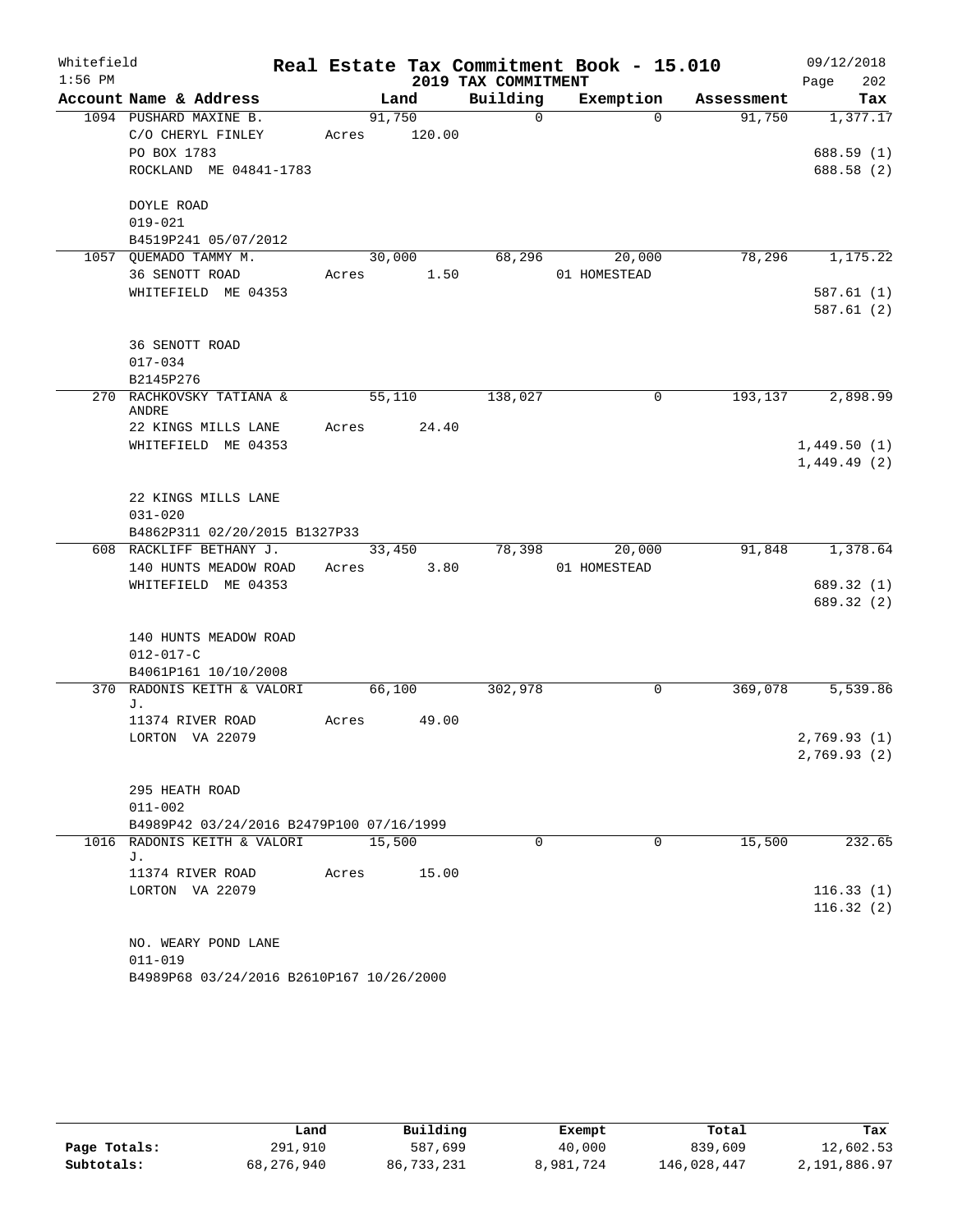# Real Estate Tax Commitment Book - 15.010

Whitefield 1:56 PM — 2019 TAX COMMITMENT — 09/12/2018 Page 202

| Account Name & Address | Land | Building | Exemption | Assessment | Tax |
|---|---|---|---|---|---|
| 1094 PUSHARD MAXINE B. | 91,750 | 0 | 0 | 91,750 | 1,377.17 |
| C/O CHERYL FINLEY | Acres 120.00 | | | | |
| PO BOX 1783 | | | | | 688.59 (1) |
| ROCKLAND ME 04841-1783 | | | | | 688.58 (2) |
| DOYLE ROAD | | | | | |
| 019-021 | | | | | |
| B4519P241 05/07/2012 | | | | | |
| 1057 QUEMADO TAMMY M. | 30,000 | 68,296 | 20,000 | 78,296 | 1,175.22 |
| 36 SENOTT ROAD | Acres 1.50 | | 01 HOMESTEAD | | |
| WHITEFIELD ME 04353 | | | | | 587.61 (1) |
| | | | | | 587.61 (2) |
| 36 SENOTT ROAD | | | | | |
| 017-034 | | | | | |
| B2145P276 | | | | | |
| 270 RACHKOVSKY TATIANA & ANDRE | 55,110 | 138,027 | 0 | 193,137 | 2,898.99 |
| 22 KINGS MILLS LANE | Acres 24.40 | | | | |
| WHITEFIELD ME 04353 | | | | | 1,449.50 (1) |
| | | | | | 1,449.49 (2) |
| 22 KINGS MILLS LANE | | | | | |
| 031-020 | | | | | |
| B4862P311 02/20/2015 B1327P33 | | | | | |
| 608 RACKLIFF BETHANY J. | 33,450 | 78,398 | 20,000 | 91,848 | 1,378.64 |
| 140 HUNTS MEADOW ROAD | Acres 3.80 | | 01 HOMESTEAD | | |
| WHITEFIELD ME 04353 | | | | | 689.32 (1) |
| | | | | | 689.32 (2) |
| 140 HUNTS MEADOW ROAD | | | | | |
| 012-017-C | | | | | |
| B4061P161 10/10/2008 | | | | | |
| 370 RADONIS KEITH & VALORI J. | 66,100 | 302,978 | 0 | 369,078 | 5,539.86 |
| 11374 RIVER ROAD | Acres 49.00 | | | | |
| LORTON VA 22079 | | | | | 2,769.93 (1) |
| | | | | | 2,769.93 (2) |
| 295 HEATH ROAD | | | | | |
| 011-002 | | | | | |
| B4989P42 03/24/2016 B2479P100 07/16/1999 | | | | | |
| 1016 RADONIS KEITH & VALORI J. | 15,500 | 0 | 0 | 15,500 | 232.65 |
| 11374 RIVER ROAD | Acres 15.00 | | | | |
| LORTON VA 22079 | | | | | 116.33 (1) |
| | | | | | 116.32 (2) |
| NO. WEARY POND LANE | | | | | |
| 011-019 | | | | | |
| B4989P68 03/24/2016 B2610P167 10/26/2000 | | | | | |

| | Land | Building | Exempt | Total | Tax |
|---|---|---|---|---|---|
| Page Totals: | 291,910 | 587,699 | 40,000 | 839,609 | 12,602.53 |
| Subtotals: | 68,276,940 | 86,733,231 | 8,981,724 | 146,028,447 | 2,191,886.97 |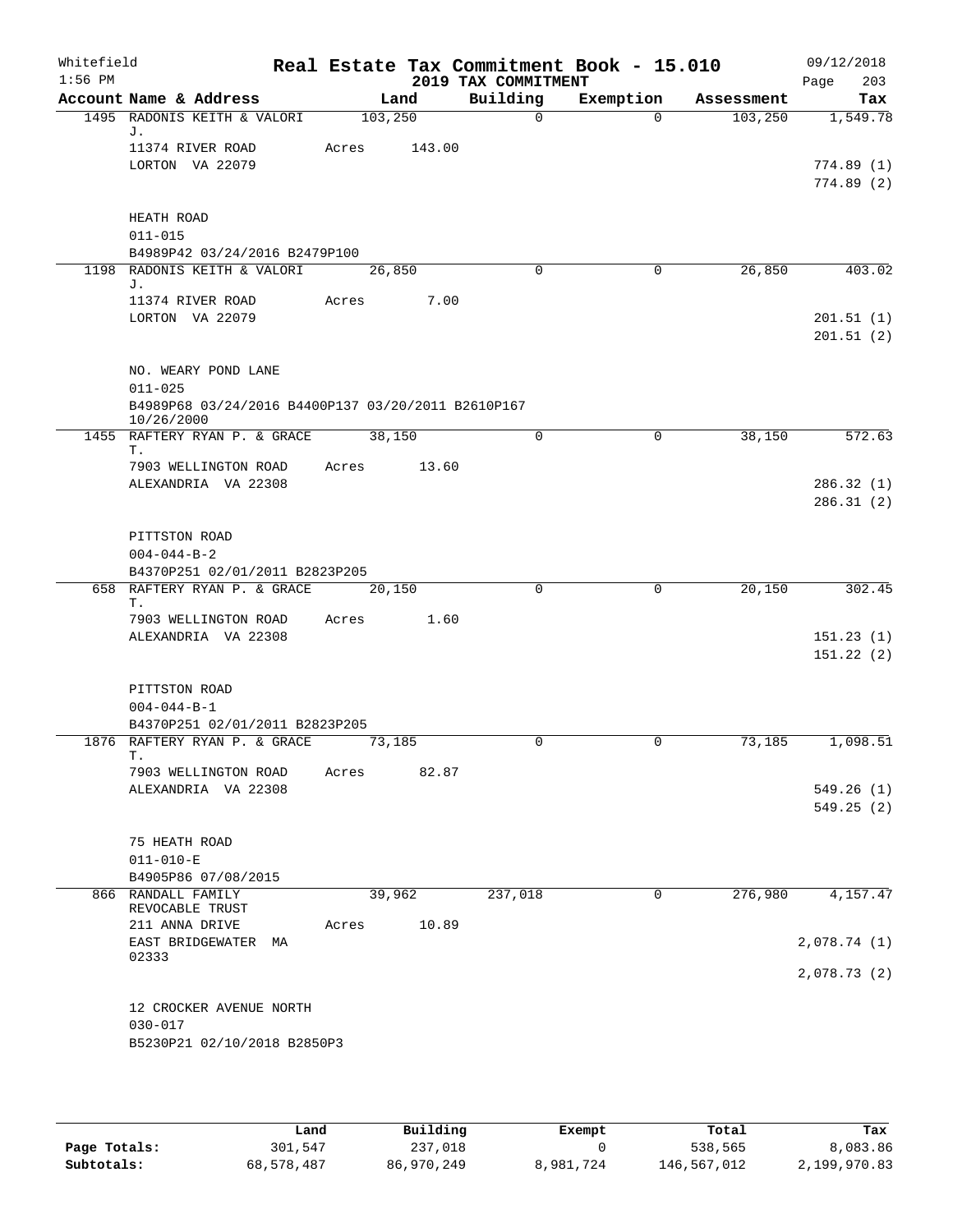Whitefield 1:56 PM

# Real Estate Tax Commitment Book - 15.010
## 2019 TAX COMMITMENT

09/12/2018

| Account Name & Address | Land | Building | Exemption | Assessment | Tax |
|---|---|---|---|---|---|
| 1495 RADONIS KEITH & VALORI J. | 103,250 | 0 | 0 | 103,250 | 1,549.78 |
| 11374 RIVER ROAD | Acres 143.00 | | | | |
| LORTON VA 22079 | | | | | 774.89 (1) |
| | | | | | 774.89 (2) |
| HEATH ROAD | | | | | |
| 011-015 | | | | | |
| B4989P42 03/24/2016 B2479P100 | | | | | |
| 1198 RADONIS KEITH & VALORI J. | 26,850 | 0 | 0 | 26,850 | 403.02 |
| 11374 RIVER ROAD | Acres 7.00 | | | | |
| LORTON VA 22079 | | | | | 201.51 (1) |
| | | | | | 201.51 (2) |
| NO. WEARY POND LANE | | | | | |
| 011-025 | | | | | |
| B4989P68 03/24/2016 B4400P137 03/20/2011 B2610P167 10/26/2000 | | | | | |
| 1455 RAFTERY RYAN P. & GRACE T. | 38,150 | 0 | 0 | 38,150 | 572.63 |
| 7903 WELLINGTON ROAD | Acres 13.60 | | | | |
| ALEXANDRIA VA 22308 | | | | | 286.32 (1) |
| | | | | | 286.31 (2) |
| PITTSTON ROAD | | | | | |
| 004-044-B-2 | | | | | |
| B4370P251 02/01/2011 B2823P205 | | | | | |
| 658 RAFTERY RYAN P. & GRACE T. | 20,150 | 0 | 0 | 20,150 | 302.45 |
| 7903 WELLINGTON ROAD | Acres 1.60 | | | | |
| ALEXANDRIA VA 22308 | | | | | 151.23 (1) |
| | | | | | 151.22 (2) |
| PITTSTON ROAD | | | | | |
| 004-044-B-1 | | | | | |
| B4370P251 02/01/2011 B2823P205 | | | | | |
| 1876 RAFTERY RYAN P. & GRACE T. | 73,185 | 0 | 0 | 73,185 | 1,098.51 |
| 7903 WELLINGTON ROAD | Acres 82.87 | | | | |
| ALEXANDRIA VA 22308 | | | | | 549.26 (1) |
| | | | | | 549.25 (2) |
| 75 HEATH ROAD | | | | | |
| 011-010-E | | | | | |
| B4905P86 07/08/2015 | | | | | |
| 866 RANDALL FAMILY REVOCABLE TRUST | 39,962 | 237,018 | 0 | 276,980 | 4,157.47 |
| 211 ANNA DRIVE | Acres 10.89 | | | | |
| EAST BRIDGEWATER MA 02333 | | | | | 2,078.74 (1) |
| | | | | | 2,078.73 (2) |
| 12 CROCKER AVENUE NORTH | | | | | |
| 030-017 | | | | | |
| B5230P21 02/10/2018 B2850P3 | | | | | |

| | Land | Building | Exempt | Total | Tax |
|---|---|---|---|---|---|
| Page Totals: | 301,547 | 237,018 | 0 | 538,565 | 8,083.86 |
| Subtotals: | 68,578,487 | 86,970,249 | 8,981,724 | 146,567,012 | 2,199,970.83 |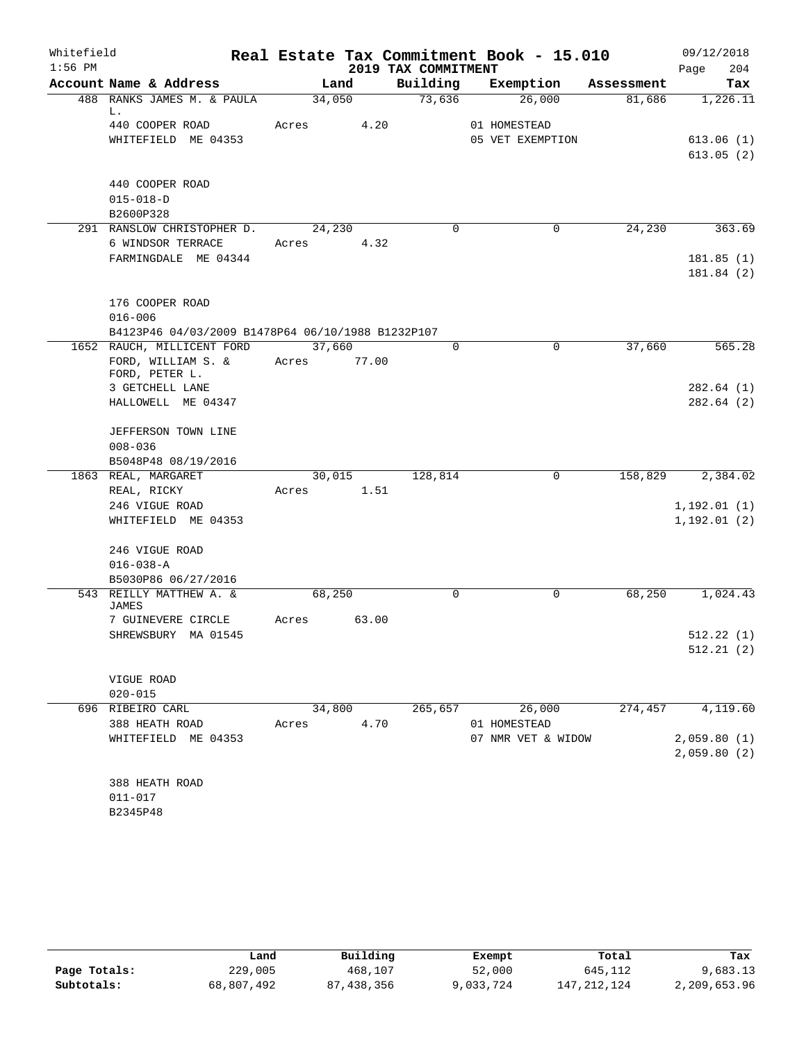Whitefield
1:56 PM

# Real Estate Tax Commitment Book - 15.010

## 2019 TAX COMMITMENT

09/12/2018

| Account Name & Address | Land | Building | Exemption | Assessment | Tax |
|---|---|---|---|---|---|
| 488 RANKS JAMES M. & PAULA L. | 34,050 | 73,636 | 26,000 | 81,686 | 1,226.11 |
| 440 COOPER ROAD | Acres 4.20 | | 01 HOMESTEAD | | |
| WHITEFIELD ME 04353 | | | 05 VET EXEMPTION | | 613.06 (1) |
| | | | | | 613.05 (2) |
| 440 COOPER ROAD | | | | | |
| 015-018-D | | | | | |
| B2600P328 | | | | | |
| 291 RANSLOW CHRISTOPHER D. | 24,230 | 0 | 0 | 24,230 | 363.69 |
| 6 WINDSOR TERRACE | Acres 4.32 | | | | |
| FARMINGDALE ME 04344 | | | | | 181.85 (1) |
| | | | | | 181.84 (2) |
| 176 COOPER ROAD | | | | | |
| 016-006 | | | | | |
| B4123P46 04/03/2009 B1478P64 06/10/1988 B1232P107 | | | | | |
| 1652 RAUCH, MILLICENT FORD | 37,660 | 0 | 0 | 37,660 | 565.28 |
| FORD, WILLIAM S. & FORD, PETER L. | Acres 77.00 | | | | |
| 3 GETCHELL LANE | | | | | 282.64 (1) |
| HALLOWELL ME 04347 | | | | | 282.64 (2) |
| JEFFERSON TOWN LINE | | | | | |
| 008-036 | | | | | |
| B5048P48 08/19/2016 | | | | | |
| 1863 REAL, MARGARET | 30,015 | 128,814 | 0 | 158,829 | 2,384.02 |
| REAL, RICKY | Acres 1.51 | | | | |
| 246 VIGUE ROAD | | | | | 1,192.01 (1) |
| WHITEFIELD ME 04353 | | | | | 1,192.01 (2) |
| 246 VIGUE ROAD | | | | | |
| 016-038-A | | | | | |
| B5030P86 06/27/2016 | | | | | |
| 543 REILLY MATTHEW A. & JAMES | 68,250 | 0 | 0 | 68,250 | 1,024.43 |
| 7 GUINEVERE CIRCLE | Acres 63.00 | | | | |
| SHREWSBURY MA 01545 | | | | | 512.22 (1) |
| | | | | | 512.21 (2) |
| VIGUE ROAD | | | | | |
| 020-015 | | | | | |
| 696 RIBEIRO CARL | 34,800 | 265,657 | 26,000 | 274,457 | 4,119.60 |
| 388 HEATH ROAD | Acres 4.70 | | 01 HOMESTEAD | | |
| WHITEFIELD ME 04353 | | | 07 NMR VET & WIDOW | | 2,059.80 (1) |
| | | | | | 2,059.80 (2) |
| 388 HEATH ROAD | | | | | |
| 011-017 | | | | | |
| B2345P48 | | | | | |

| | Land | Building | Exempt | Total | Tax |
|---|---|---|---|---|---|
| Page Totals: | 229,005 | 468,107 | 52,000 | 645,112 | 9,683.13 |
| Subtotals: | 68,807,492 | 87,438,356 | 9,033,724 | 147,212,124 | 2,209,653.96 |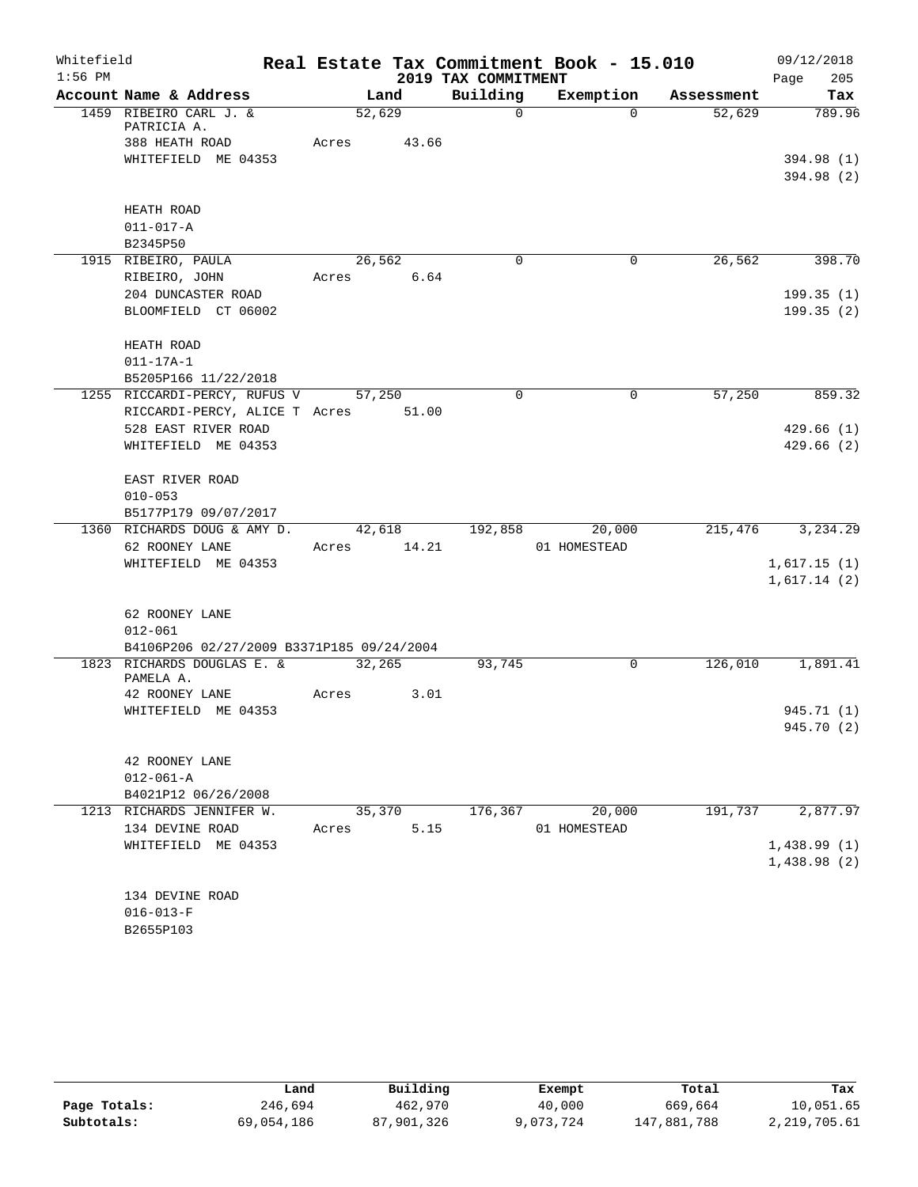Whitefield
1:56 PM

# Real Estate Tax Commitment Book - 15.010
## 2019 TAX COMMITMENT

09/12/2018
Page 205

| Account Name & Address | Land | Building | Exemption | Assessment | Tax |
|---|---|---|---|---|---|
| 1459 RIBEIRO CARL J. & PATRICIA A. | 52,629 | 0 | 0 | 52,629 | 789.96 |
| 388 HEATH ROAD | Acres 43.66 | | | | |
| WHITEFIELD ME 04353 | | | | | 394.98 (1) |
| | | | | | 394.98 (2) |
| HEATH ROAD | | | | | |
| 011-017-A | | | | | |
| B2345P50 | | | | | |
| 1915 RIBEIRO, PAULA | 26,562 | 0 | 0 | 26,562 | 398.70 |
| RIBEIRO, JOHN | Acres 6.64 | | | | |
| 204 DUNCASTER ROAD | | | | | 199.35 (1) |
| BLOOMFIELD CT 06002 | | | | | 199.35 (2) |
| HEATH ROAD | | | | | |
| 011-17A-1 | | | | | |
| B5205P166 11/22/2018 | | | | | |
| 1255 RICCARDI-PERCY, RUFUS V | 57,250 | 0 | 0 | 57,250 | 859.32 |
| RICCARDI-PERCY, ALICE T | Acres 51.00 | | | | |
| 528 EAST RIVER ROAD | | | | | 429.66 (1) |
| WHITEFIELD ME 04353 | | | | | 429.66 (2) |
| EAST RIVER ROAD | | | | | |
| 010-053 | | | | | |
| B5177P179 09/07/2017 | | | | | |
| 1360 RICHARDS DOUG & AMY D. | 42,618 | 192,858 | 20,000 | 215,476 | 3,234.29 |
| 62 ROONEY LANE | Acres 14.21 | | 01 HOMESTEAD | | |
| WHITEFIELD ME 04353 | | | | | 1,617.15 (1) |
| | | | | | 1,617.14 (2) |
| 62 ROONEY LANE | | | | | |
| 012-061 | | | | | |
| B4106P206 02/27/2009 B3371P185 09/24/2004 | | | | | |
| 1823 RICHARDS DOUGLAS E. & PAMELA A. | 32,265 | 93,745 | 0 | 126,010 | 1,891.41 |
| 42 ROONEY LANE | Acres 3.01 | | | | |
| WHITEFIELD ME 04353 | | | | | 945.71 (1) |
| | | | | | 945.70 (2) |
| 42 ROONEY LANE | | | | | |
| 012-061-A | | | | | |
| B4021P12 06/26/2008 | | | | | |
| 1213 RICHARDS JENNIFER W. | 35,370 | 176,367 | 20,000 | 191,737 | 2,877.97 |
| 134 DEVINE ROAD | Acres 5.15 | | 01 HOMESTEAD | | |
| WHITEFIELD ME 04353 | | | | | 1,438.99 (1) |
| | | | | | 1,438.98 (2) |
| 134 DEVINE ROAD | | | | | |
| 016-013-F | | | | | |
| B2655P103 | | | | | |

| | Land | Building | Exempt | Total | Tax |
|---|---|---|---|---|---|
| Page Totals: | 246,694 | 462,970 | 40,000 | 669,664 | 10,051.65 |
| Subtotals: | 69,054,186 | 87,901,326 | 9,073,724 | 147,881,788 | 2,219,705.61 |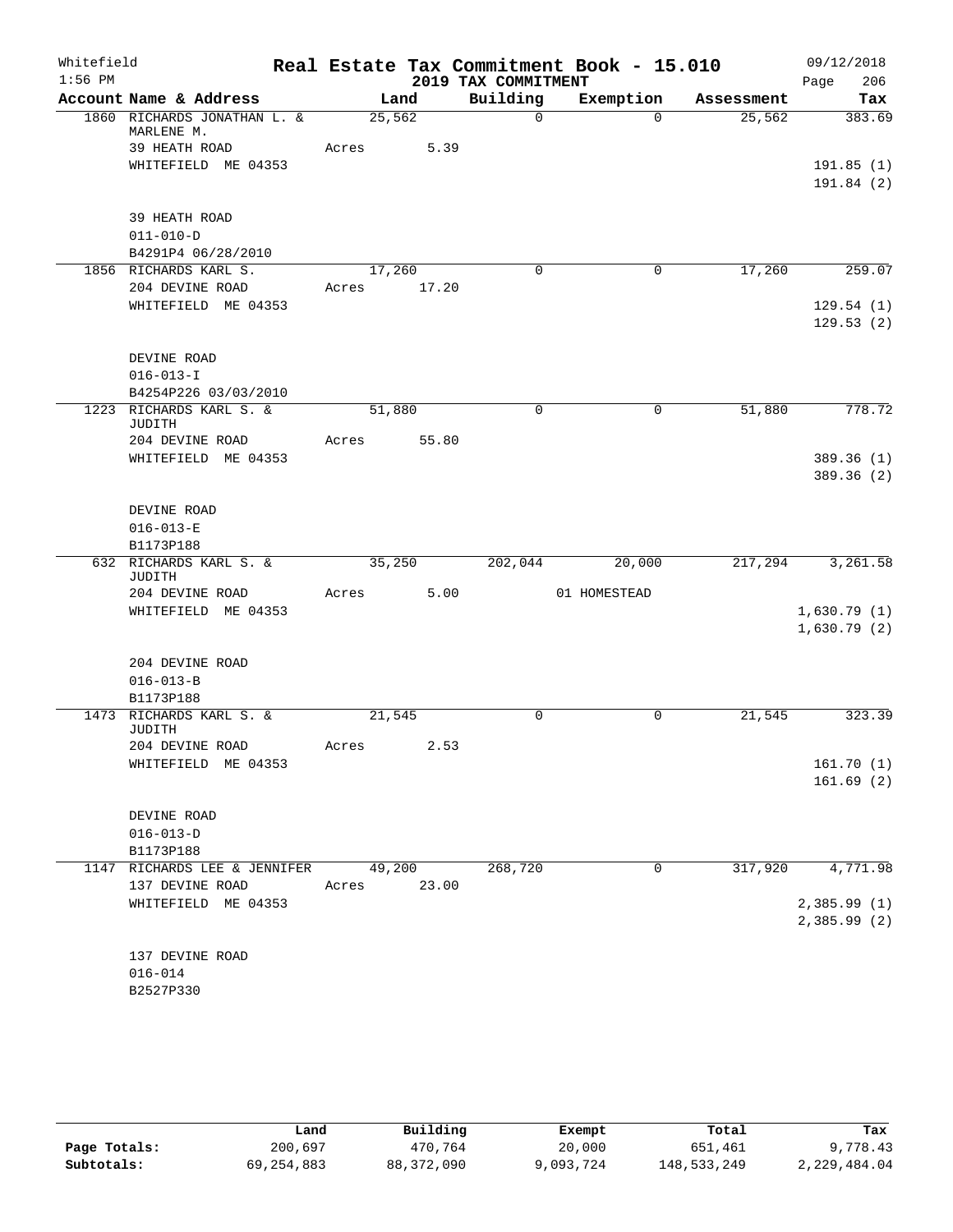Whitefield
1:56 PM

# Real Estate Tax Commitment Book - 15.010

## 2019 TAX COMMITMENT

09/12/2018

| Account Name & Address | Land | Building | Exemption | Assessment | Tax |
|---|---|---|---|---|---|
| 1860 RICHARDS JONATHAN L. & MARLENE M. | 25,562 | 0 | 0 | 25,562 | 383.69 |
| 39 HEATH ROAD | Acres 5.39 | | | | |
| WHITEFIELD ME 04353 | | | | | 191.85 (1) |
| | | | | | 191.84 (2) |
| 39 HEATH ROAD | | | | | |
| 011-010-D | | | | | |
| B4291P4 06/28/2010 | | | | | |
| 1856 RICHARDS KARL S. | 17,260 | 0 | 0 | 17,260 | 259.07 |
| 204 DEVINE ROAD | Acres 17.20 | | | | |
| WHITEFIELD ME 04353 | | | | | 129.54 (1) |
| | | | | | 129.53 (2) |
| DEVINE ROAD | | | | | |
| 016-013-I | | | | | |
| B4254P226 03/03/2010 | | | | | |
| 1223 RICHARDS KARL S. & JUDITH | 51,880 | 0 | 0 | 51,880 | 778.72 |
| 204 DEVINE ROAD | Acres 55.80 | | | | |
| WHITEFIELD ME 04353 | | | | | 389.36 (1) |
| | | | | | 389.36 (2) |
| DEVINE ROAD | | | | | |
| 016-013-E | | | | | |
| B1173P188 | | | | | |
| 632 RICHARDS KARL S. & JUDITH | 35,250 | 202,044 | 20,000 | 217,294 | 3,261.58 |
| 204 DEVINE ROAD | Acres 5.00 | | 01 HOMESTEAD | | |
| WHITEFIELD ME 04353 | | | | | 1,630.79 (1) |
| | | | | | 1,630.79 (2) |
| 204 DEVINE ROAD | | | | | |
| 016-013-B | | | | | |
| B1173P188 | | | | | |
| 1473 RICHARDS KARL S. & JUDITH | 21,545 | 0 | 0 | 21,545 | 323.39 |
| 204 DEVINE ROAD | Acres 2.53 | | | | |
| WHITEFIELD ME 04353 | | | | | 161.70 (1) |
| | | | | | 161.69 (2) |
| DEVINE ROAD | | | | | |
| 016-013-D | | | | | |
| B1173P188 | | | | | |
| 1147 RICHARDS LEE & JENNIFER | 49,200 | 268,720 | 0 | 317,920 | 4,771.98 |
| 137 DEVINE ROAD | Acres 23.00 | | | | |
| WHITEFIELD ME 04353 | | | | | 2,385.99 (1) |
| | | | | | 2,385.99 (2) |
| 137 DEVINE ROAD | | | | | |
| 016-014 | | | | | |
| B2527P330 | | | | | |

| | Land | Building | Exempt | Total | Tax |
|---|---|---|---|---|---|
| Page Totals: | 200,697 | 470,764 | 20,000 | 651,461 | 9,778.43 |
| Subtotals: | 69,254,883 | 88,372,090 | 9,093,724 | 148,533,249 | 2,229,484.04 |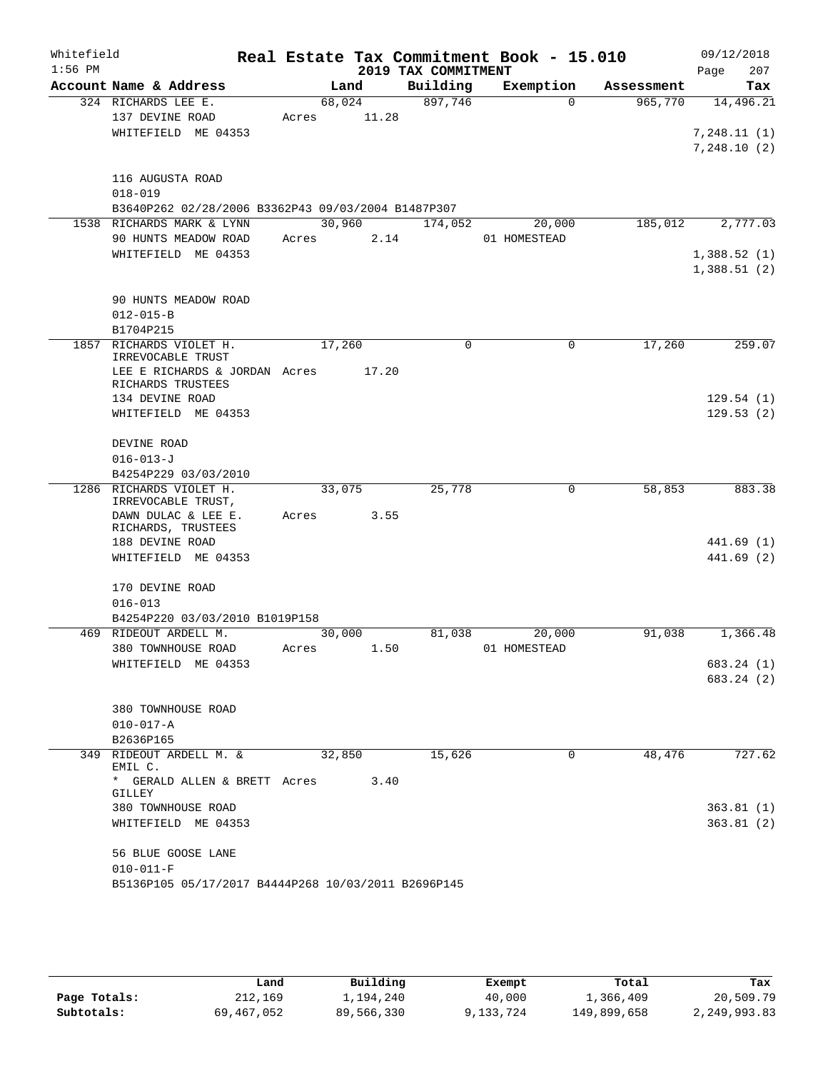Whitefield  
1:56 PM

# Real Estate Tax Commitment Book - 15.010

## 2019 TAX COMMITMENT

09/12/2018  
Page 207

| Account Name & Address | Land | Building | Exemption | Assessment | Tax |
|---|---|---|---|---|---|
| 324 RICHARDS LEE E. | 68,024 | 897,746 | 0 | 965,770 | 14,496.21 |
| 137 DEVINE ROAD | Acres 11.28 | | | | |
| WHITEFIELD ME 04353 | | | | | 7,248.11 (1) |
| | | | | | 7,248.10 (2) |
| 116 AUGUSTA ROAD | | | | | |
| 018-019 | | | | | |
| B3640P262 02/28/2006 B3362P43 09/03/2004 B1487P307 | | | | | |
| 1538 RICHARDS MARK & LYNN | 30,960 | 174,052 | 20,000 | 185,012 | 2,777.03 |
| 90 HUNTS MEADOW ROAD | Acres 2.14 | | 01 HOMESTEAD | | |
| WHITEFIELD ME 04353 | | | | | 1,388.52 (1) |
| | | | | | 1,388.51 (2) |
| 90 HUNTS MEADOW ROAD | | | | | |
| 012-015-B | | | | | |
| B1704P215 | | | | | |
| 1857 RICHARDS VIOLET H. IRREVOCABLE TRUST | 17,260 | 0 | 0 | 17,260 | 259.07 |
| LEE E RICHARDS & JORDAN RICHARDS TRUSTEES | Acres 17.20 | | | | |
| 134 DEVINE ROAD | | | | | 129.54 (1) |
| WHITEFIELD ME 04353 | | | | | 129.53 (2) |
| DEVINE ROAD | | | | | |
| 016-013-J | | | | | |
| B4254P229 03/03/2010 | | | | | |
| 1286 RICHARDS VIOLET H. IRREVOCABLE TRUST, | 33,075 | 25,778 | 0 | 58,853 | 883.38 |
| DAWN DULAC & LEE E. RICHARDS, TRUSTEES | Acres 3.55 | | | | |
| 188 DEVINE ROAD | | | | | 441.69 (1) |
| WHITEFIELD ME 04353 | | | | | 441.69 (2) |
| 170 DEVINE ROAD | | | | | |
| 016-013 | | | | | |
| B4254P220 03/03/2010 B1019P158 | | | | | |
| 469 RIDEOUT ARDELL M. | 30,000 | 81,038 | 20,000 | 91,038 | 1,366.48 |
| 380 TOWNHOUSE ROAD | Acres 1.50 | | 01 HOMESTEAD | | |
| WHITEFIELD ME 04353 | | | | | 683.24 (1) |
| | | | | | 683.24 (2) |
| 380 TOWNHOUSE ROAD | | | | | |
| 010-017-A | | | | | |
| B2636P165 | | | | | |
| 349 RIDEOUT ARDELL M. & EMIL C. | 32,850 | 15,626 | 0 | 48,476 | 727.62 |
| * GERALD ALLEN & BRETT GILLEY | Acres 3.40 | | | | |
| 380 TOWNHOUSE ROAD | | | | | 363.81 (1) |
| WHITEFIELD ME 04353 | | | | | 363.81 (2) |
| 56 BLUE GOOSE LANE | | | | | |
| 010-011-F | | | | | |
| B5136P105 05/17/2017 B4444P268 10/03/2011 B2696P145 | | | | | |

| | Land | Building | Exempt | Total | Tax |
|---|---|---|---|---|---|
| Page Totals: | 212,169 | 1,194,240 | 40,000 | 1,366,409 | 20,509.79 |
| Subtotals: | 69,467,052 | 89,566,330 | 9,133,724 | 149,899,658 | 2,249,993.83 |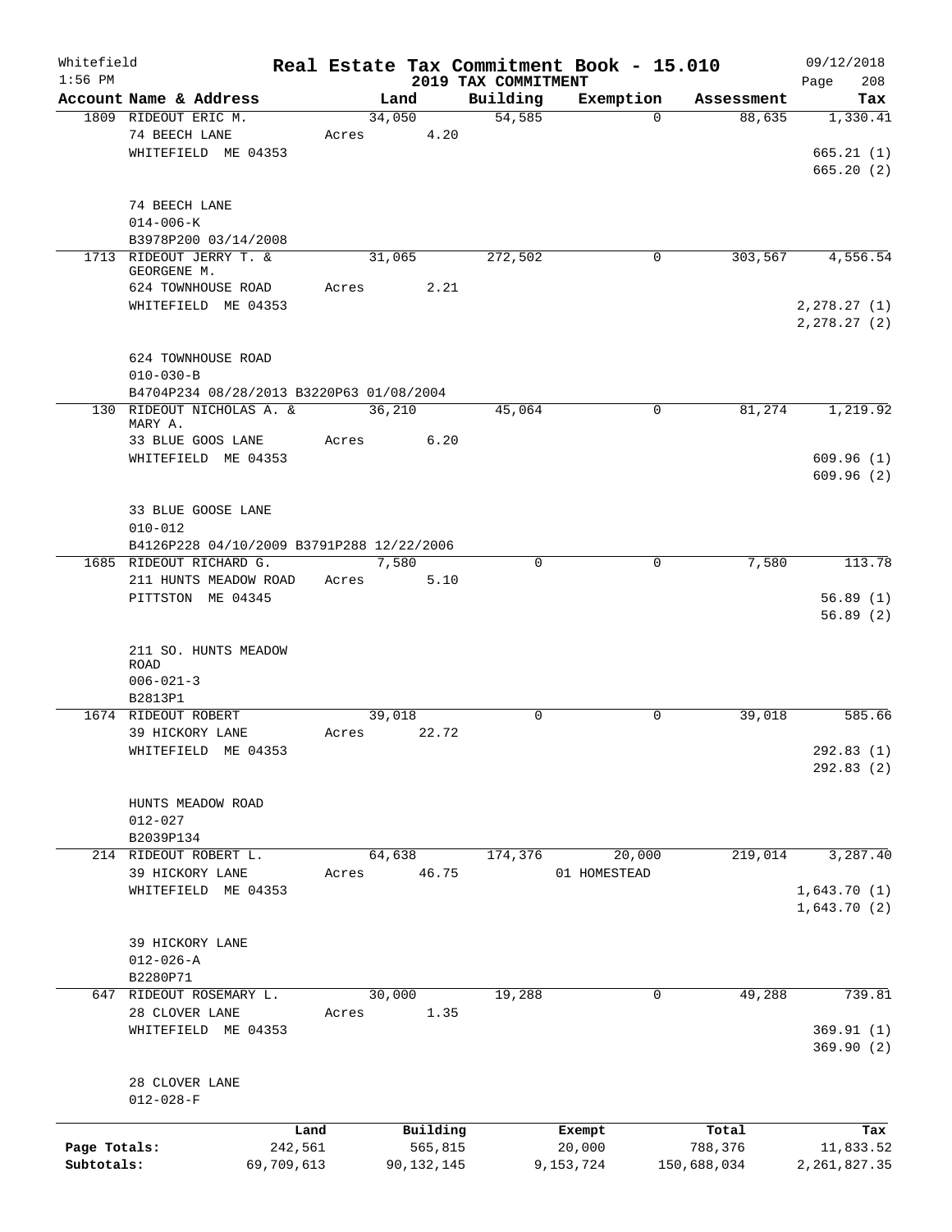Whitefield 1:56 PM

# Real Estate Tax Commitment Book - 15.010

## 2019 TAX COMMITMENT

09/12/2018

| Account Name & Address | Land | Building | Exemption | Assessment | Tax |
|---|---|---|---|---|---|
| 1809 RIDEOUT ERIC M. | 34,050 | 54,585 | 0 | 88,635 | 1,330.41 |
| 74 BEECH LANE | Acres 4.20 | | | | |
| WHITEFIELD ME 04353 | | | | | 665.21 (1) |
| | | | | | 665.20 (2) |
| 74 BEECH LANE | | | | | |
| 014-006-K | | | | | |
| B3978P200 03/14/2008 | | | | | |
| 1713 RIDEOUT JERRY T. & GEORGENE M. | 31,065 | 272,502 | 0 | 303,567 | 4,556.54 |
| 624 TOWNHOUSE ROAD | Acres 2.21 | | | | |
| WHITEFIELD ME 04353 | | | | | 2,278.27 (1) |
| | | | | | 2,278.27 (2) |
| 624 TOWNHOUSE ROAD | | | | | |
| 010-030-B | | | | | |
| B4704P234 08/28/2013 B3220P63 01/08/2004 | | | | | |
| 130 RIDEOUT NICHOLAS A. & MARY A. | 36,210 | 45,064 | 0 | 81,274 | 1,219.92 |
| 33 BLUE GOOS LANE | Acres 6.20 | | | | |
| WHITEFIELD ME 04353 | | | | | 609.96 (1) |
| | | | | | 609.96 (2) |
| 33 BLUE GOOSE LANE | | | | | |
| 010-012 | | | | | |
| B4126P228 04/10/2009 B3791P288 12/22/2006 | | | | | |
| 1685 RIDEOUT RICHARD G. | 7,580 | 0 | 0 | 7,580 | 113.78 |
| 211 HUNTS MEADOW ROAD | Acres 5.10 | | | | |
| PITTSTON ME 04345 | | | | | 56.89 (1) |
| | | | | | 56.89 (2) |
| 211 SO. HUNTS MEADOW ROAD | | | | | |
| 006-021-3 | | | | | |
| B2813P1 | | | | | |
| 1674 RIDEOUT ROBERT | 39,018 | 0 | 0 | 39,018 | 585.66 |
| 39 HICKORY LANE | Acres 22.72 | | | | |
| WHITEFIELD ME 04353 | | | | | 292.83 (1) |
| | | | | | 292.83 (2) |
| HUNTS MEADOW ROAD | | | | | |
| 012-027 | | | | | |
| B2039P134 | | | | | |
| 214 RIDEOUT ROBERT L. | 64,638 | 174,376 | 20,000 | 219,014 | 3,287.40 |
| 39 HICKORY LANE | Acres 46.75 | | 01 HOMESTEAD | | |
| WHITEFIELD ME 04353 | | | | | 1,643.70 (1) |
| | | | | | 1,643.70 (2) |
| 39 HICKORY LANE | | | | | |
| 012-026-A | | | | | |
| B2280P71 | | | | | |
| 647 RIDEOUT ROSEMARY L. | 30,000 | 19,288 | 0 | 49,288 | 739.81 |
| 28 CLOVER LANE | Acres 1.35 | | | | |
| WHITEFIELD ME 04353 | | | | | 369.91 (1) |
| | | | | | 369.90 (2) |
| 28 CLOVER LANE | | | | | |
| 012-028-F | | | | | |

| | Land | Building | Exempt | Total | Tax |
|---|---|---|---|---|---|
| Page Totals: | 242,561 | 565,815 | 20,000 | 788,376 | 11,833.52 |
| Subtotals: | 69,709,613 | 90,132,145 | 9,153,724 | 150,688,034 | 2,261,827.35 |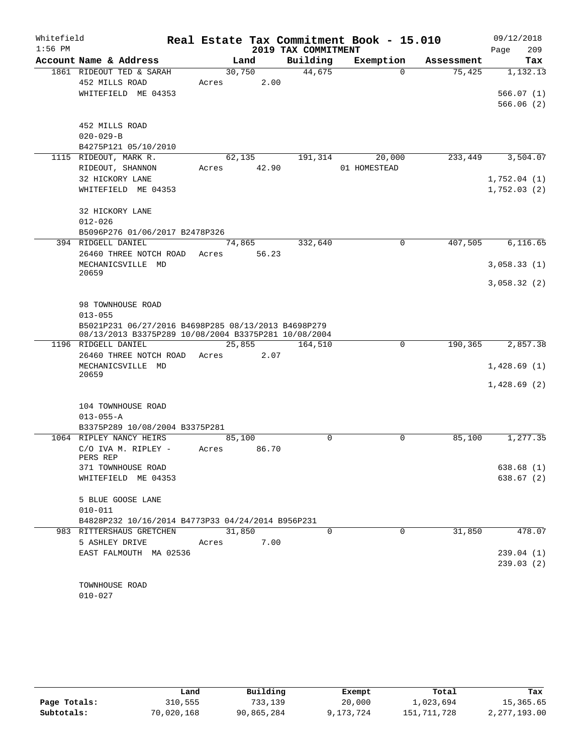Whitefield 1:56 PM

# Real Estate Tax Commitment Book - 15.010

## 2019 TAX COMMITMENT

09/12/2018 Page 209

| Account Name & Address | Land | Building | Exemption | Assessment | Tax |
|---|---|---|---|---|---|
| 1861 RIDEOUT TED & SARAH | 30,750 | 44,675 | 0 | 75,425 | 1,132.13 |
| 452 MILLS ROAD | Acres 2.00 | | | | |
| WHITEFIELD ME 04353 | | | | | 566.07 (1) |
| | | | | | 566.06 (2) |
| 452 MILLS ROAD | | | | | |
| 020-029-B | | | | | |
| B4275P121 05/10/2010 | | | | | |
| 1115 RIDEOUT, MARK R. | 62,135 | 191,314 | 20,000 | 233,449 | 3,504.07 |
| RIDEOUT, SHANNON | Acres 42.90 | | 01 HOMESTEAD | | |
| 32 HICKORY LANE | | | | | 1,752.04 (1) |
| WHITEFIELD ME 04353 | | | | | 1,752.03 (2) |
| 32 HICKORY LANE | | | | | |
| 012-026 | | | | | |
| B5096P276 01/06/2017 B2478P326 | | | | | |
| 394 RIDGELL DANIEL | 74,865 | 332,640 | 0 | 407,505 | 6,116.65 |
| 26460 THREE NOTCH ROAD | Acres 56.23 | | | | |
| MECHANICSVILLE MD 20659 | | | | | 3,058.33 (1) |
| | | | | | 3,058.32 (2) |
| 98 TOWNHOUSE ROAD | | | | | |
| 013-055 | | | | | |
| B5021P231 06/27/2016 B4698P285 08/13/2013 B4698P279 08/13/2013 B3375P289 10/08/2004 B3375P281 10/08/2004 | | | | | |
| 1196 RIDGELL DANIEL | 25,855 | 164,510 | 0 | 190,365 | 2,857.38 |
| 26460 THREE NOTCH ROAD | Acres 2.07 | | | | |
| MECHANICSVILLE MD 20659 | | | | | 1,428.69 (1) |
| | | | | | 1,428.69 (2) |
| 104 TOWNHOUSE ROAD | | | | | |
| 013-055-A | | | | | |
| B3375P289 10/08/2004 B3375P281 | | | | | |
| 1064 RIPLEY NANCY HEIRS | 85,100 | 0 | 0 | 85,100 | 1,277.35 |
| C/O IVA M. RIPLEY - PERS REP | Acres 86.70 | | | | |
| 371 TOWNHOUSE ROAD | | | | | 638.68 (1) |
| WHITEFIELD ME 04353 | | | | | 638.67 (2) |
| 5 BLUE GOOSE LANE | | | | | |
| 010-011 | | | | | |
| B4828P232 10/16/2014 B4773P33 04/24/2014 B956P231 | | | | | |
| 983 RITTERSHAUS GRETCHEN | 31,850 | 0 | 0 | 31,850 | 478.07 |
| 5 ASHLEY DRIVE | Acres 7.00 | | | | |
| EAST FALMOUTH MA 02536 | | | | | 239.04 (1) |
| | | | | | 239.03 (2) |
| TOWNHOUSE ROAD | | | | | |
| 010-027 | | | | | |

| | Land | Building | Exempt | Total | Tax |
|---|---|---|---|---|---|
| Page Totals: | 310,555 | 733,139 | 20,000 | 1,023,694 | 15,365.65 |
| Subtotals: | 70,020,168 | 90,865,284 | 9,173,724 | 151,711,728 | 2,277,193.00 |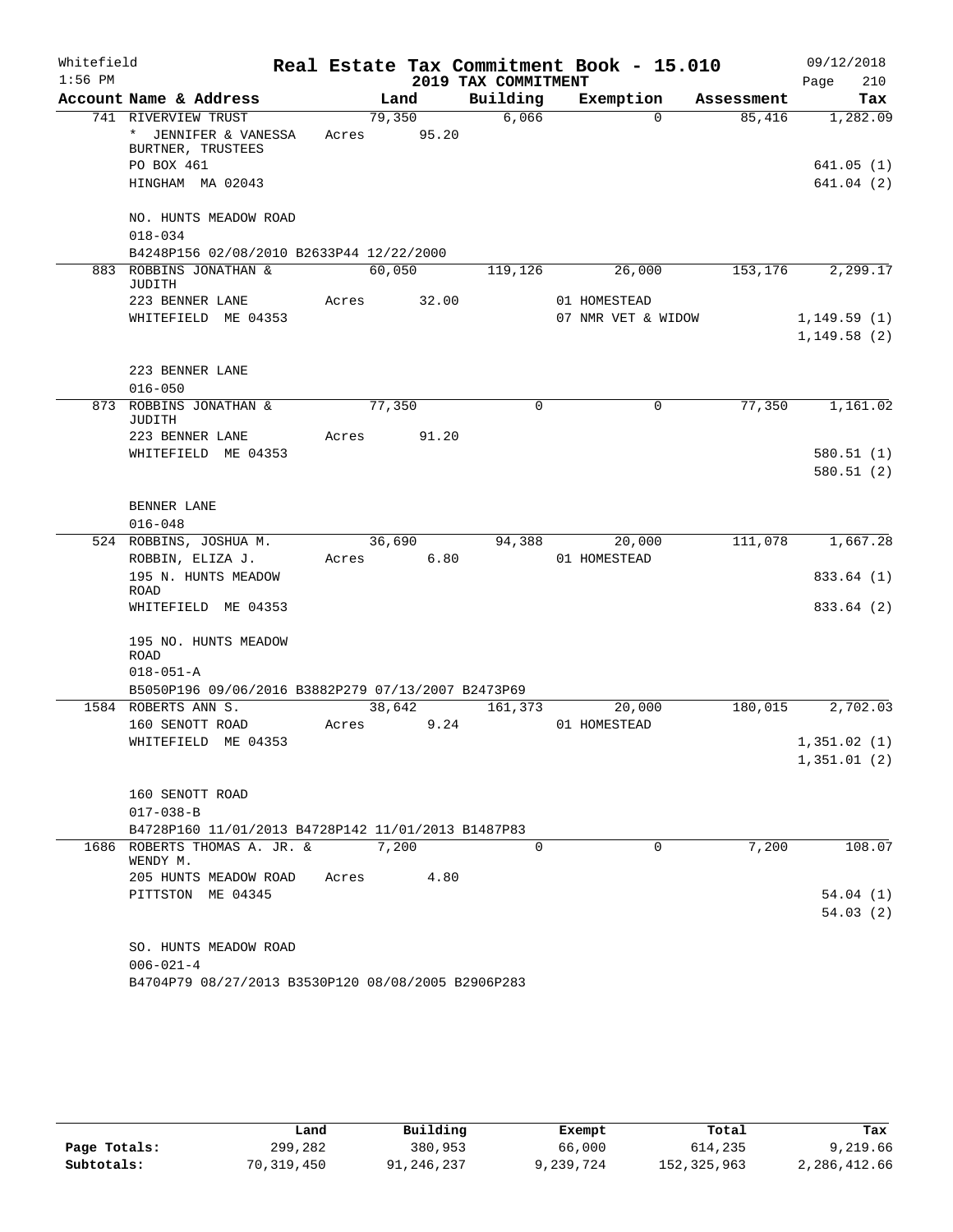Whitefield 1:56 PM

# Real Estate Tax Commitment Book - 15.010

## 2019 TAX COMMITMENT

09/12/2018

| Account Name & Address | Land | Building | Exemption | Assessment | Tax |
|---|---|---|---|---|---|
| 741 RIVERVIEW TRUST | 79,350 | 6,066 | 0 | 85,416 | 1,282.09 |
| * JENNIFER & VANESSA BURTNER, TRUSTEES | Acres 95.20 | | | | |
| PO BOX 461 | | | | | 641.05 (1) |
| HINGHAM MA 02043 | | | | | 641.04 (2) |
| NO. HUNTS MEADOW ROAD | | | | | |
| 018-034 | | | | | |
| B4248P156 02/08/2010 B2633P44 12/22/2000 | | | | | |
| 883 ROBBINS JONATHAN & JUDITH | 60,050 | 119,126 | 26,000 | 153,176 | 2,299.17 |
| 223 BENNER LANE | Acres 32.00 | | 01 HOMESTEAD | | |
| WHITEFIELD ME 04353 | | | 07 NMR VET & WIDOW | | 1,149.59 (1) |
| | | | | | 1,149.58 (2) |
| 223 BENNER LANE | | | | | |
| 016-050 | | | | | |
| 873 ROBBINS JONATHAN & JUDITH | 77,350 | 0 | 0 | 77,350 | 1,161.02 |
| 223 BENNER LANE | Acres 91.20 | | | | |
| WHITEFIELD ME 04353 | | | | | 580.51 (1) |
| | | | | | 580.51 (2) |
| BENNER LANE | | | | | |
| 016-048 | | | | | |
| 524 ROBBINS, JOSHUA M. | 36,690 | 94,388 | 20,000 | 111,078 | 1,667.28 |
| ROBBIN, ELIZA J. | Acres 6.80 | | 01 HOMESTEAD | | |
| 195 N. HUNTS MEADOW ROAD | | | | | 833.64 (1) |
| WHITEFIELD ME 04353 | | | | | 833.64 (2) |
| 195 NO. HUNTS MEADOW ROAD | | | | | |
| 018-051-A | | | | | |
| B5050P196 09/06/2016 B3882P279 07/13/2007 B2473P69 | | | | | |
| 1584 ROBERTS ANN S. | 38,642 | 161,373 | 20,000 | 180,015 | 2,702.03 |
| 160 SENOTT ROAD | Acres 9.24 | | 01 HOMESTEAD | | |
| WHITEFIELD ME 04353 | | | | | 1,351.02 (1) |
| | | | | | 1,351.01 (2) |
| 160 SENOTT ROAD | | | | | |
| 017-038-B | | | | | |
| B4728P160 11/01/2013 B4728P142 11/01/2013 B1487P83 | | | | | |
| 1686 ROBERTS THOMAS A. JR. & WENDY M. | 7,200 | 0 | 0 | 7,200 | 108.07 |
| 205 HUNTS MEADOW ROAD | Acres 4.80 | | | | |
| PITTSTON ME 04345 | | | | | 54.04 (1) |
| | | | | | 54.03 (2) |
| SO. HUNTS MEADOW ROAD | | | | | |
| 006-021-4 | | | | | |
| B4704P79 08/27/2013 B3530P120 08/08/2005 B2906P283 | | | | | |

| | Land | Building | Exempt | Total | Tax |
|---|---|---|---|---|---|
| Page Totals: | 299,282 | 380,953 | 66,000 | 614,235 | 9,219.66 |
| Subtotals: | 70,319,450 | 91,246,237 | 9,239,724 | 152,325,963 | 2,286,412.66 |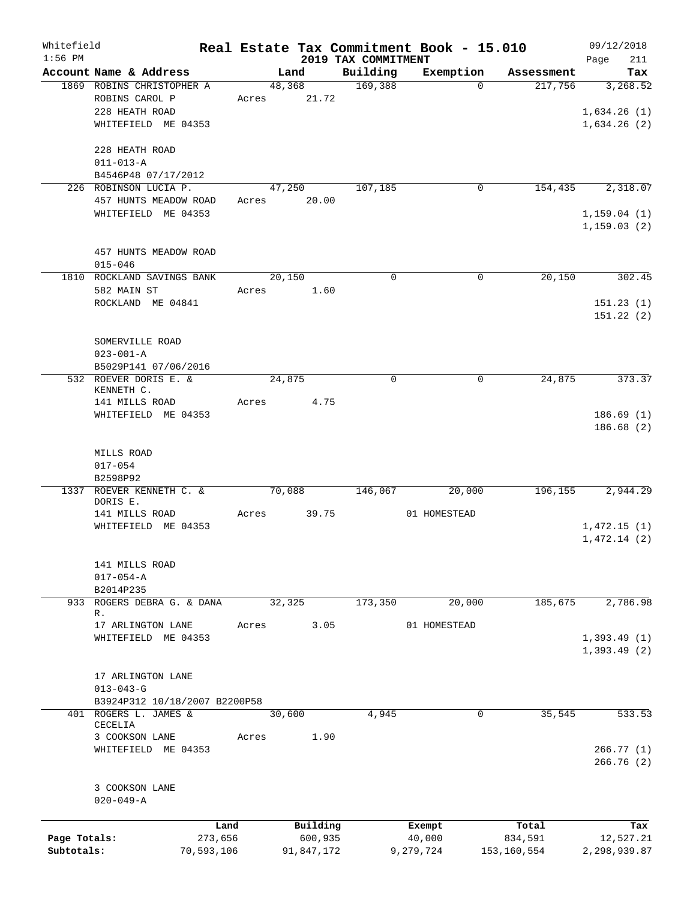Whitefield 1:56 PM

# Real Estate Tax Commitment Book - 15.010

## 2019 TAX COMMITMENT

09/12/2018

| Account Name & Address | Land | Building | Exemption | Assessment | Tax |
|---|---|---|---|---|---|
| 1869 ROBINS CHRISTOPHER A<br>ROBINS CAROL P<br>228 HEATH ROAD<br>WHITEFIELD ME 04353<br><br>228 HEATH ROAD<br>011-013-A<br>B4546P48 07/17/2012 | 48,368<br>Acres 21.72 | 169,388 | 0 | 217,756 | 3,268.52<br><br>1,634.26 (1)<br>1,634.26 (2) |
| 226 ROBINSON LUCIA P.<br>457 HUNTS MEADOW ROAD<br>WHITEFIELD ME 04353<br><br>457 HUNTS MEADOW ROAD<br>015-046 | 47,250<br>Acres 20.00 | 107,185 | 0 | 154,435 | 2,318.07<br><br>1,159.04 (1)<br>1,159.03 (2) |
| 1810 ROCKLAND SAVINGS BANK<br>582 MAIN ST<br>ROCKLAND ME 04841<br><br>SOMERVILLE ROAD<br>023-001-A<br>B5029P141 07/06/2016 | 20,150<br>Acres 1.60 | 0 | 0 | 20,150 | 302.45<br><br>151.23 (1)<br>151.22 (2) |
| 532 ROEVER DORIS E. &<br>KENNETH C.<br>141 MILLS ROAD<br>WHITEFIELD ME 04353<br><br>MILLS ROAD<br>017-054<br>B2598P92 | 24,875<br>Acres 4.75 | 0 | 0 | 24,875 | 373.37<br><br>186.69 (1)<br>186.68 (2) |
| 1337 ROEVER KENNETH C. &<br>DORIS E.<br>141 MILLS ROAD<br>WHITEFIELD ME 04353<br><br>141 MILLS ROAD<br>017-054-A<br>B2014P235 | 70,088<br>Acres 39.75 | 146,067 | 20,000<br>01 HOMESTEAD | 196,155 | 2,944.29<br><br>1,472.15 (1)<br>1,472.14 (2) |
| 933 ROGERS DEBRA G. & DANA<br>R.<br>17 ARLINGTON LANE<br>WHITEFIELD ME 04353<br><br>17 ARLINGTON LANE<br>013-043-G<br>B3924P312 10/18/2007 B2200P58 | 32,325<br>Acres 3.05 | 173,350 | 20,000<br>01 HOMESTEAD | 185,675 | 2,786.98<br><br>1,393.49 (1)<br>1,393.49 (2) |
| 401 ROGERS L. JAMES &<br>CECELIA<br>3 COOKSON LANE<br>WHITEFIELD ME 04353<br><br>3 COOKSON LANE<br>020-049-A | 30,600<br>Acres 1.90 | 4,945 | 0 | 35,545 | 533.53<br><br>266.77 (1)<br>266.76 (2) |

| | Land | Building | Exempt | Total | Tax |
|---|---|---|---|---|---|
| Page Totals: | 273,656 | 600,935 | 40,000 | 834,591 | 12,527.21 |
| Subtotals: | 70,593,106 | 91,847,172 | 9,279,724 | 153,160,554 | 2,298,939.87 |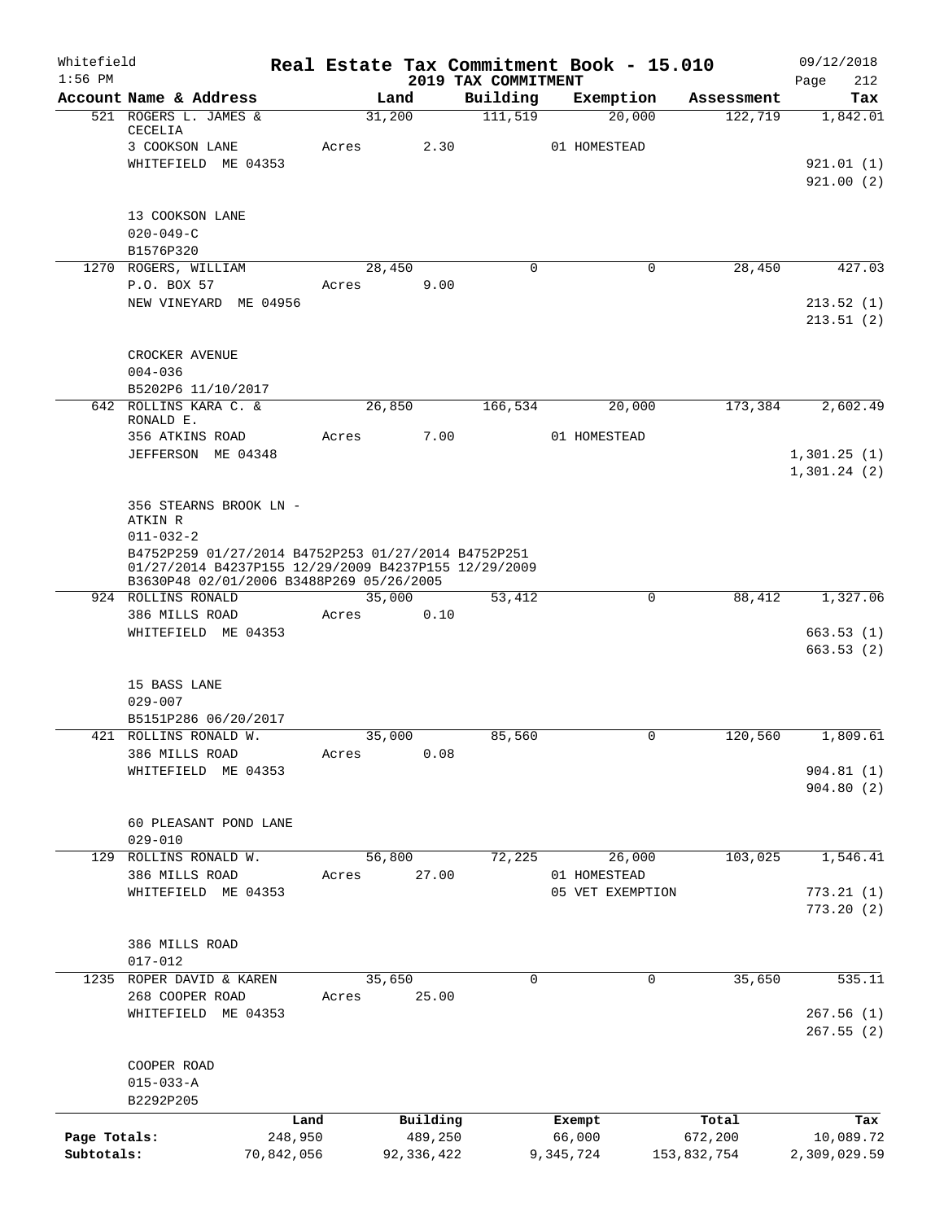Whitefield
1:56 PM

# Real Estate Tax Commitment Book - 15.010
## 2019 TAX COMMITMENT

09/12/2018
Page 212

| Account Name & Address | Land | Building | Exemption | Assessment | Tax |
|---|---|---|---|---|---|
| 521 ROGERS L. JAMES & CECELIA | 31,200 | 111,519 | 20,000 | 122,719 | 1,842.01 |
| 3 COOKSON LANE | Acres 2.30 | | 01 HOMESTEAD | | |
| WHITEFIELD ME 04353 | | | | | 921.01 (1) |
| | | | | | 921.00 (2) |
| 13 COOKSON LANE | | | | | |
| 020-049-C | | | | | |
| B1576P320 | | | | | |
| 1270 ROGERS, WILLIAM | 28,450 | 0 | 0 | 28,450 | 427.03 |
| P.O. BOX 57 | Acres 9.00 | | | | |
| NEW VINEYARD ME 04956 | | | | | 213.52 (1) |
| | | | | | 213.51 (2) |
| CROCKER AVENUE | | | | | |
| 004-036 | | | | | |
| B5202P6 11/10/2017 | | | | | |
| 642 ROLLINS KARA C. & RONALD E. | 26,850 | 166,534 | 20,000 | 173,384 | 2,602.49 |
| 356 ATKINS ROAD | Acres 7.00 | | 01 HOMESTEAD | | |
| JEFFERSON ME 04348 | | | | | 1,301.25 (1) |
| | | | | | 1,301.24 (2) |
| 356 STEARNS BROOK LN - ATKIN R | | | | | |
| 011-032-2 | | | | | |
| B4752P259 01/27/2014 B4752P253 01/27/2014 B4752P251 01/27/2014 B4237P155 12/29/2009 B4237P155 12/29/2009 B3630P48 02/01/2006 B3488P269 05/26/2005 | | | | | |
| 924 ROLLINS RONALD | 35,000 | 53,412 | 0 | 88,412 | 1,327.06 |
| 386 MILLS ROAD | Acres 0.10 | | | | |
| WHITEFIELD ME 04353 | | | | | 663.53 (1) |
| | | | | | 663.53 (2) |
| 15 BASS LANE | | | | | |
| 029-007 | | | | | |
| B5151P286 06/20/2017 | | | | | |
| 421 ROLLINS RONALD W. | 35,000 | 85,560 | 0 | 120,560 | 1,809.61 |
| 386 MILLS ROAD | Acres 0.08 | | | | |
| WHITEFIELD ME 04353 | | | | | 904.81 (1) |
| | | | | | 904.80 (2) |
| 60 PLEASANT POND LANE | | | | | |
| 029-010 | | | | | |
| 129 ROLLINS RONALD W. | 56,800 | 72,225 | 26,000 | 103,025 | 1,546.41 |
| 386 MILLS ROAD | Acres 27.00 | | 01 HOMESTEAD | | |
| WHITEFIELD ME 04353 | | | 05 VET EXEMPTION | | 773.21 (1) |
| | | | | | 773.20 (2) |
| 386 MILLS ROAD | | | | | |
| 017-012 | | | | | |
| 1235 ROPER DAVID & KAREN | 35,650 | 0 | 0 | 35,650 | 535.11 |
| 268 COOPER ROAD | Acres 25.00 | | | | |
| WHITEFIELD ME 04353 | | | | | 267.56 (1) |
| | | | | | 267.55 (2) |
| COOPER ROAD | | | | | |
| 015-033-A | | | | | |
| B2292P205 | | | | | |

| | Land | Building | Exempt | Total | Tax |
|---|---|---|---|---|---|
| Page Totals: | 248,950 | 489,250 | 66,000 | 672,200 | 10,089.72 |
| Subtotals: | 70,842,056 | 92,336,422 | 9,345,724 | 153,832,754 | 2,309,029.59 |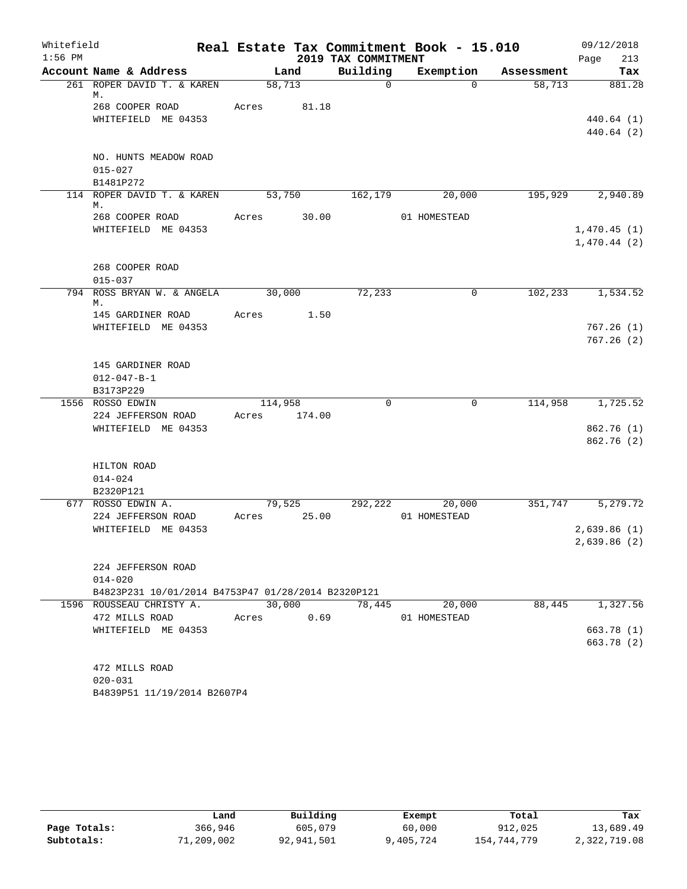Whitefield 1:56 PM

# Real Estate Tax Commitment Book - 15.010

## 2019 TAX COMMITMENT

09/12/2018

| Account Name & Address | Land | Building | Exemption | Assessment | Tax |
|---|---|---|---|---|---|
| 261 ROPER DAVID T. & KAREN M. | 58,713 | 0 | 0 | 58,713 | 881.28 |
| 268 COOPER ROAD | Acres 81.18 | | | | |
| WHITEFIELD ME 04353 | | | | | 440.64 (1) |
| | | | | | 440.64 (2) |
| NO. HUNTS MEADOW ROAD | | | | | |
| 015-027 | | | | | |
| B1481P272 | | | | | |
| 114 ROPER DAVID T. & KAREN M. | 53,750 | 162,179 | 20,000 | 195,929 | 2,940.89 |
| 268 COOPER ROAD | Acres 30.00 | | 01 HOMESTEAD | | |
| WHITEFIELD ME 04353 | | | | | 1,470.45 (1) |
| | | | | | 1,470.44 (2) |
| 268 COOPER ROAD | | | | | |
| 015-037 | | | | | |
| 794 ROSS BRYAN W. & ANGELA M. | 30,000 | 72,233 | 0 | 102,233 | 1,534.52 |
| 145 GARDINER ROAD | Acres 1.50 | | | | |
| WHITEFIELD ME 04353 | | | | | 767.26 (1) |
| | | | | | 767.26 (2) |
| 145 GARDINER ROAD | | | | | |
| 012-047-B-1 | | | | | |
| B3173P229 | | | | | |
| 1556 ROSSO EDWIN | 114,958 | 0 | 0 | 114,958 | 1,725.52 |
| 224 JEFFERSON ROAD | Acres 174.00 | | | | |
| WHITEFIELD ME 04353 | | | | | 862.76 (1) |
| | | | | | 862.76 (2) |
| HILTON ROAD | | | | | |
| 014-024 | | | | | |
| B2320P121 | | | | | |
| 677 ROSSO EDWIN A. | 79,525 | 292,222 | 20,000 | 351,747 | 5,279.72 |
| 224 JEFFERSON ROAD | Acres 25.00 | | 01 HOMESTEAD | | |
| WHITEFIELD ME 04353 | | | | | 2,639.86 (1) |
| | | | | | 2,639.86 (2) |
| 224 JEFFERSON ROAD | | | | | |
| 014-020 | | | | | |
| B4823P231 10/01/2014 B4753P47 01/28/2014 B2320P121 | | | | | |
| 1596 ROUSSEAU CHRISTY A. | 30,000 | 78,445 | 20,000 | 88,445 | 1,327.56 |
| 472 MILLS ROAD | Acres 0.69 | | 01 HOMESTEAD | | |
| WHITEFIELD ME 04353 | | | | | 663.78 (1) |
| | | | | | 663.78 (2) |
| 472 MILLS ROAD | | | | | |
| 020-031 | | | | | |
| B4839P51 11/19/2014 B2607P4 | | | | | |

| | Land | Building | Exempt | Total | Tax |
|---|---|---|---|---|---|
| Page Totals: | 366,946 | 605,079 | 60,000 | 912,025 | 13,689.49 |
| Subtotals: | 71,209,002 | 92,941,501 | 9,405,724 | 154,744,779 | 2,322,719.08 |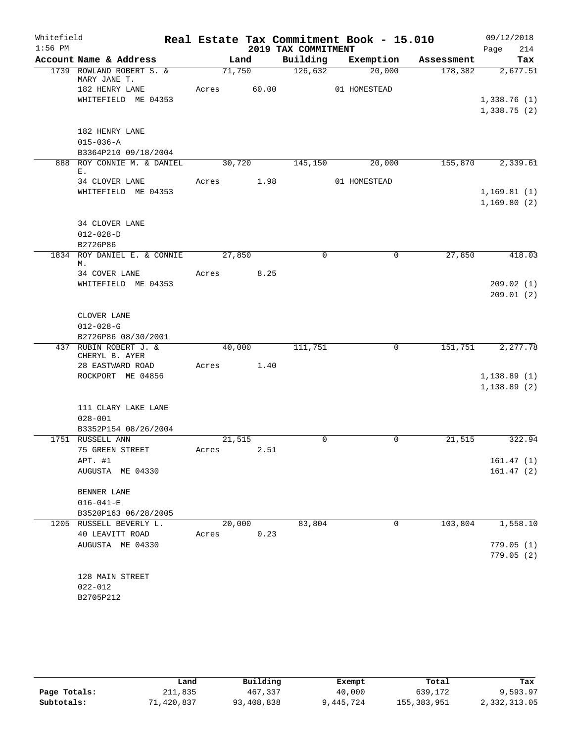Whitefield
1:56 PM

# Real Estate Tax Commitment Book - 15.010
## 2019 TAX COMMITMENT

09/12/2018
Page 214

| Account Name & Address | Land | Building | Exemption | Assessment | Tax |
|---|---|---|---|---|---|
| 1739 ROWLAND ROBERT S. & MARY JANE T. | 71,750 | 126,632 | 20,000 | 178,382 | 2,677.51 |
| 182 HENRY LANE | Acres 60.00 | | 01 HOMESTEAD | | |
| WHITEFIELD ME 04353 | | | | | 1,338.76 (1) |
| | | | | | 1,338.75 (2) |
| 182 HENRY LANE | | | | | |
| 015-036-A | | | | | |
| B3364P210 09/18/2004 | | | | | |
| 888 ROY CONNIE M. & DANIEL E. | 30,720 | 145,150 | 20,000 | 155,870 | 2,339.61 |
| 34 CLOVER LANE | Acres 1.98 | | 01 HOMESTEAD | | |
| WHITEFIELD ME 04353 | | | | | 1,169.81 (1) |
| | | | | | 1,169.80 (2) |
| 34 CLOVER LANE | | | | | |
| 012-028-D | | | | | |
| B2726P86 | | | | | |
| 1834 ROY DANIEL E. & CONNIE M. | 27,850 | 0 | 0 | 27,850 | 418.03 |
| 34 COVER LANE | Acres 8.25 | | | | |
| WHITEFIELD ME 04353 | | | | | 209.02 (1) |
| | | | | | 209.01 (2) |
| CLOVER LANE | | | | | |
| 012-028-G | | | | | |
| B2726P86 08/30/2001 | | | | | |
| 437 RUBIN ROBERT J. & CHERYL B. AYER | 40,000 | 111,751 | 0 | 151,751 | 2,277.78 |
| 28 EASTWARD ROAD | Acres 1.40 | | | | |
| ROCKPORT ME 04856 | | | | | 1,138.89 (1) |
| | | | | | 1,138.89 (2) |
| 111 CLARY LAKE LANE | | | | | |
| 028-001 | | | | | |
| B3352P154 08/26/2004 | | | | | |
| 1751 RUSSELL ANN | 21,515 | 0 | 0 | 21,515 | 322.94 |
| 75 GREEN STREET | Acres 2.51 | | | | |
| APT. #1 | | | | | 161.47 (1) |
| AUGUSTA ME 04330 | | | | | 161.47 (2) |
| BENNER LANE | | | | | |
| 016-041-E | | | | | |
| B3520P163 06/28/2005 | | | | | |
| 1205 RUSSELL BEVERLY L. | 20,000 | 83,804 | 0 | 103,804 | 1,558.10 |
| 40 LEAVITT ROAD | Acres 0.23 | | | | |
| AUGUSTA ME 04330 | | | | | 779.05 (1) |
| | | | | | 779.05 (2) |
| 128 MAIN STREET | | | | | |
| 022-012 | | | | | |
| B2705P212 | | | | | |

| | Land | Building | Exempt | Total | Tax |
|---|---|---|---|---|---|
| Page Totals: | 211,835 | 467,337 | 40,000 | 639,172 | 9,593.97 |
| Subtotals: | 71,420,837 | 93,408,838 | 9,445,724 | 155,383,951 | 2,332,313.05 |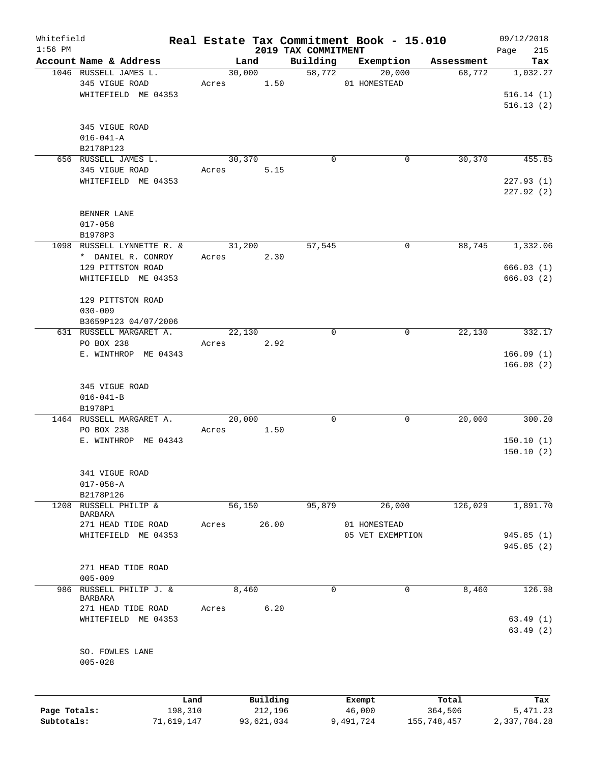Whitefield
1:56 PM

# Real Estate Tax Commitment Book - 15.010

## 2019 TAX COMMITMENT

09/12/2018

| Account Name & Address | Land | Building | Exemption | Assessment | Tax |
|---|---|---|---|---|---|
| 1046 RUSSELL JAMES L. | 30,000 | 58,772 | 20,000 | 68,772 | 1,032.27 |
| 345 VIGUE ROAD | Acres 1.50 | | 01 HOMESTEAD | | |
| WHITEFIELD ME 04353 | | | | | 516.14 (1) |
| | | | | | 516.13 (2) |
| 345 VIGUE ROAD | | | | | |
| 016-041-A | | | | | |
| B2178P123 | | | | | |
| 656 RUSSELL JAMES L. | 30,370 | 0 | 0 | 30,370 | 455.85 |
| 345 VIGUE ROAD | Acres 5.15 | | | | |
| WHITEFIELD ME 04353 | | | | | 227.93 (1) |
| | | | | | 227.92 (2) |
| BENNER LANE | | | | | |
| 017-058 | | | | | |
| B1978P3 | | | | | |
| 1098 RUSSELL LYNNETTE R. & | 31,200 | 57,545 | 0 | 88,745 | 1,332.06 |
| * DANIEL R. CONROY | Acres 2.30 | | | | |
| 129 PITTSTON ROAD | | | | | 666.03 (1) |
| WHITEFIELD ME 04353 | | | | | 666.03 (2) |
| 129 PITTSTON ROAD | | | | | |
| 030-009 | | | | | |
| B3659P123 04/07/2006 | | | | | |
| 631 RUSSELL MARGARET A. | 22,130 | 0 | 0 | 22,130 | 332.17 |
| PO BOX 238 | Acres 2.92 | | | | |
| E. WINTHROP ME 04343 | | | | | 166.09 (1) |
| | | | | | 166.08 (2) |
| 345 VIGUE ROAD | | | | | |
| 016-041-B | | | | | |
| B1978P1 | | | | | |
| 1464 RUSSELL MARGARET A. | 20,000 | 0 | 0 | 20,000 | 300.20 |
| PO BOX 238 | Acres 1.50 | | | | |
| E. WINTHROP ME 04343 | | | | | 150.10 (1) |
| | | | | | 150.10 (2) |
| 341 VIGUE ROAD | | | | | |
| 017-058-A | | | | | |
| B2178P126 | | | | | |
| 1208 RUSSELL PHILIP & BARBARA | 56,150 | 95,879 | 26,000 | 126,029 | 1,891.70 |
| 271 HEAD TIDE ROAD | Acres 26.00 | | 01 HOMESTEAD | | |
| WHITEFIELD ME 04353 | | | 05 VET EXEMPTION | | 945.85 (1) |
| | | | | | 945.85 (2) |
| 271 HEAD TIDE ROAD | | | | | |
| 005-009 | | | | | |
| 986 RUSSELL PHILIP J. & BARBARA | 8,460 | 0 | 0 | 8,460 | 126.98 |
| 271 HEAD TIDE ROAD | Acres 6.20 | | | | |
| WHITEFIELD ME 04353 | | | | | 63.49 (1) |
| | | | | | 63.49 (2) |
| SO. FOWLES LANE | | | | | |
| 005-028 | | | | | |

| | Land | Building | Exempt | Total | Tax |
|---|---|---|---|---|---|
| Page Totals: | 198,310 | 212,196 | 46,000 | 364,506 | 5,471.23 |
| Subtotals: | 71,619,147 | 93,621,034 | 9,491,724 | 155,748,457 | 2,337,784.28 |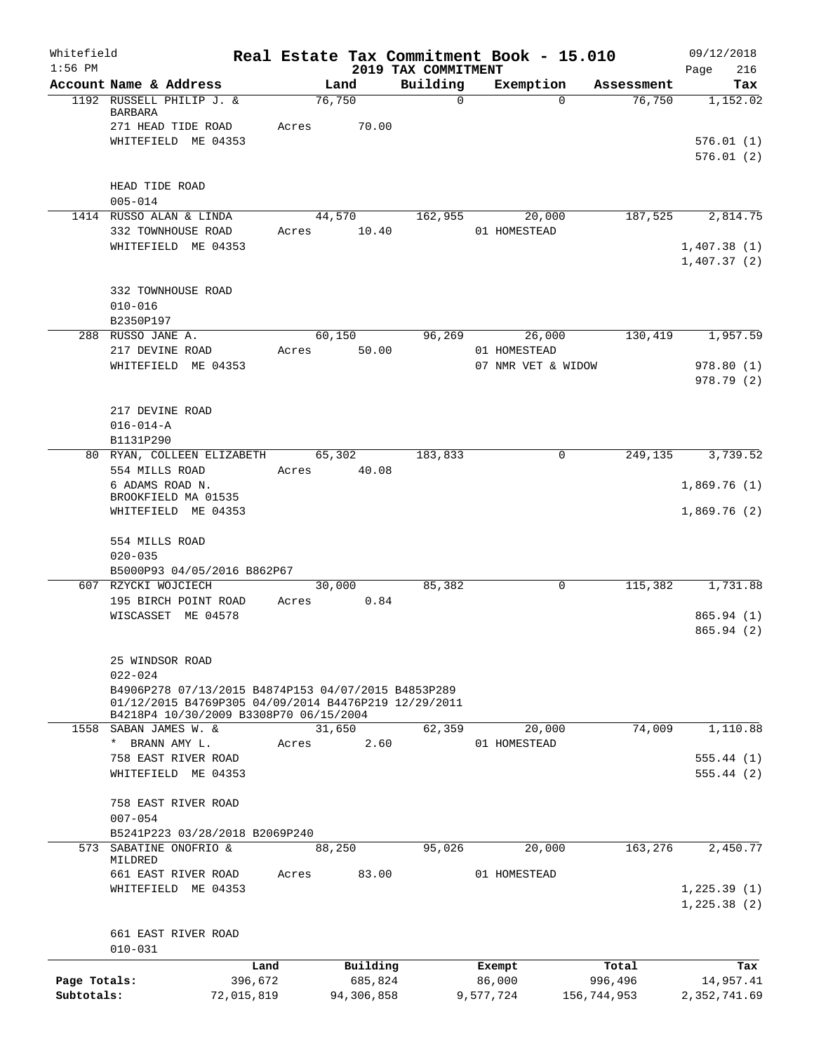Whitefield 1:56 PM

# Real Estate Tax Commitment Book - 15.010

2019 TAX COMMITMENT

09/12/2018 Page 216

| Account Name & Address | Land | Building | Exemption | Assessment | Tax |
|---|---|---|---|---|---|
| 1192 RUSSELL PHILIP J. & BARBARA | 76,750 | 0 | 0 | 76,750 | 1,152.02 |
| 271 HEAD TIDE ROAD | Acres 70.00 | | | | |
| WHITEFIELD ME 04353 | | | | | 576.01 (1) |
| | | | | | 576.01 (2) |
| HEAD TIDE ROAD | | | | | |
| 005-014 | | | | | |
| 1414 RUSSO ALAN & LINDA | 44,570 | 162,955 | 20,000 | 187,525 | 2,814.75 |
| 332 TOWNHOUSE ROAD | Acres 10.40 | | 01 HOMESTEAD | | |
| WHITEFIELD ME 04353 | | | | | 1,407.38 (1) |
| | | | | | 1,407.37 (2) |
| 332 TOWNHOUSE ROAD | | | | | |
| 010-016 | | | | | |
| B2350P197 | | | | | |
| 288 RUSSO JANE A. | 60,150 | 96,269 | 26,000 | 130,419 | 1,957.59 |
| 217 DEVINE ROAD | Acres 50.00 | | 01 HOMESTEAD | | |
| WHITEFIELD ME 04353 | | | 07 NMR VET & WIDOW | | 978.80 (1) |
| | | | | | 978.79 (2) |
| 217 DEVINE ROAD | | | | | |
| 016-014-A | | | | | |
| B1131P290 | | | | | |
| 80 RYAN, COLLEEN ELIZABETH | 65,302 | 183,833 | 0 | 249,135 | 3,739.52 |
| 554 MILLS ROAD | Acres 40.08 | | | | |
| 6 ADAMS ROAD N. | | | | | 1,869.76 (1) |
| BROOKFIELD MA 01535 | | | | | |
| WHITEFIELD ME 04353 | | | | | 1,869.76 (2) |
| 554 MILLS ROAD | | | | | |
| 020-035 | | | | | |
| B5000P93 04/05/2016 B862P67 | | | | | |
| 607 RZYCKI WOJCIECH | 30,000 | 85,382 | 0 | 115,382 | 1,731.88 |
| 195 BIRCH POINT ROAD | Acres 0.84 | | | | |
| WISCASSET ME 04578 | | | | | 865.94 (1) |
| | | | | | 865.94 (2) |
| 25 WINDSOR ROAD | | | | | |
| 022-024 | | | | | |
| B4906P278 07/13/2015 B4874P153 04/07/2015 B4853P289 01/12/2015 B4769P305 04/09/2014 B4476P219 12/29/2011 B4218P4 10/30/2009 B3308P70 06/15/2004 | | | | | |
| 1558 SABAN JAMES W. & | 31,650 | 62,359 | 20,000 | 74,009 | 1,110.88 |
| * BRANN AMY L. | Acres 2.60 | | 01 HOMESTEAD | | |
| 758 EAST RIVER ROAD | | | | | 555.44 (1) |
| WHITEFIELD ME 04353 | | | | | 555.44 (2) |
| 758 EAST RIVER ROAD | | | | | |
| 007-054 | | | | | |
| B5241P223 03/28/2018 B2069P240 | | | | | |
| 573 SABATINE ONOFRIO & MILDRED | 88,250 | 95,026 | 20,000 | 163,276 | 2,450.77 |
| 661 EAST RIVER ROAD | Acres 83.00 | | 01 HOMESTEAD | | |
| WHITEFIELD ME 04353 | | | | | 1,225.39 (1) |
| | | | | | 1,225.38 (2) |
| 661 EAST RIVER ROAD | | | | | |
| 010-031 | | | | | |

| | Land | Building | Exempt | Total | Tax |
|---|---|---|---|---|---|
| Page Totals: | 396,672 | 685,824 | 86,000 | 996,496 | 14,957.41 |
| Subtotals: | 72,015,819 | 94,306,858 | 9,577,724 | 156,744,953 | 2,352,741.69 |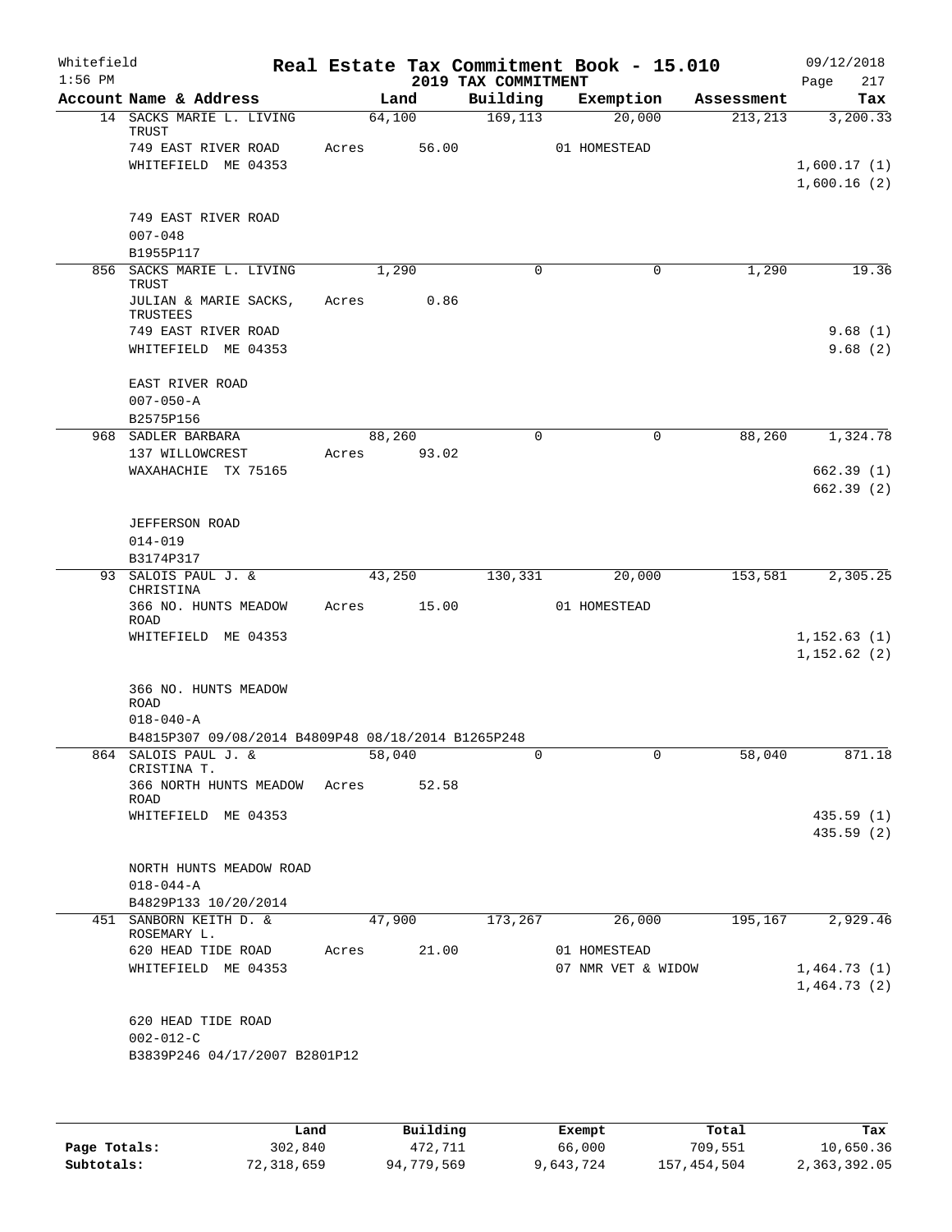Whitefield 1:56 PM

# Real Estate Tax Commitment Book - 15.010

2019 TAX COMMITMENT

09/12/2018 Page 217

| Account Name & Address | Land | Building | Exemption | Assessment | Tax |
|---|---|---|---|---|---|
| 14 SACKS MARIE L. LIVING TRUST | 64,100 | 169,113 | 20,000 | 213,213 | 3,200.33 |
| 749 EAST RIVER ROAD | Acres 56.00 | | 01 HOMESTEAD | | |
| WHITEFIELD ME 04353 | | | | | 1,600.17 (1) |
| | | | | | 1,600.16 (2) |
| 749 EAST RIVER ROAD | | | | | |
| 007-048 | | | | | |
| B1955P117 | | | | | |
| 856 SACKS MARIE L. LIVING TRUST | 1,290 | 0 | 0 | 1,290 | 19.36 |
| JULIAN & MARIE SACKS, TRUSTEES | Acres 0.86 | | | | |
| 749 EAST RIVER ROAD | | | | | 9.68 (1) |
| WHITEFIELD ME 04353 | | | | | 9.68 (2) |
| EAST RIVER ROAD | | | | | |
| 007-050-A | | | | | |
| B2575P156 | | | | | |
| 968 SADLER BARBARA | 88,260 | 0 | 0 | 88,260 | 1,324.78 |
| 137 WILLOWCREST | Acres 93.02 | | | | |
| WAXAHACHIE TX 75165 | | | | | 662.39 (1) |
| | | | | | 662.39 (2) |
| JEFFERSON ROAD | | | | | |
| 014-019 | | | | | |
| B3174P317 | | | | | |
| 93 SALOIS PAUL J. & CHRISTINA | 43,250 | 130,331 | 20,000 | 153,581 | 2,305.25 |
| 366 NO. HUNTS MEADOW ROAD | Acres 15.00 | | 01 HOMESTEAD | | |
| WHITEFIELD ME 04353 | | | | | 1,152.63 (1) |
| | | | | | 1,152.62 (2) |
| 366 NO. HUNTS MEADOW ROAD | | | | | |
| 018-040-A | | | | | |
| B4815P307 09/08/2014 B4809P48 08/18/2014 B1265P248 | | | | | |
| 864 SALOIS PAUL J. & CRISTINA T. | 58,040 | 0 | 0 | 58,040 | 871.18 |
| 366 NORTH HUNTS MEADOW ROAD | Acres 52.58 | | | | |
| WHITEFIELD ME 04353 | | | | | 435.59 (1) |
| | | | | | 435.59 (2) |
| NORTH HUNTS MEADOW ROAD | | | | | |
| 018-044-A | | | | | |
| B4829P133 10/20/2014 | | | | | |
| 451 SANBORN KEITH D. & ROSEMARY L. | 47,900 | 173,267 | 26,000 | 195,167 | 2,929.46 |
| 620 HEAD TIDE ROAD | Acres 21.00 | | 01 HOMESTEAD | | |
| WHITEFIELD ME 04353 | | | 07 NMR VET & WIDOW | | 1,464.73 (1) |
| | | | | | 1,464.73 (2) |
| 620 HEAD TIDE ROAD | | | | | |
| 002-012-C | | | | | |
| B3839P246 04/17/2007 B2801P12 | | | | | |

| | Land | Building | Exempt | Total | Tax |
|---|---|---|---|---|---|
| Page Totals: | 302,840 | 472,711 | 66,000 | 709,551 | 10,650.36 |
| Subtotals: | 72,318,659 | 94,779,569 | 9,643,724 | 157,454,504 | 2,363,392.05 |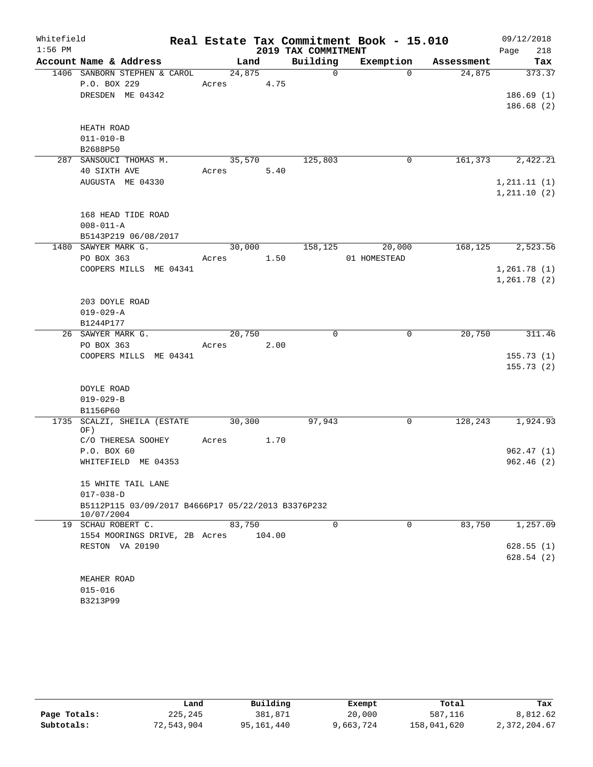Whitefield
1:56 PM

# Real Estate Tax Commitment Book - 15.010
## 2019 TAX COMMITMENT

09/12/2018
Page 218

| Account Name & Address | Land | Building | Exemption | Assessment | Tax |
|---|---|---|---|---|---|
| 1406 SANBORN STEPHEN & CAROL | 24,875 | 0 | 0 | 24,875 | 373.37 |
| P.O. BOX 229 | Acres 4.75 | | | | |
| DRESDEN ME 04342 | | | | | 186.69 (1) |
| | | | | | 186.68 (2) |
| HEATH ROAD | | | | | |
| 011-010-B | | | | | |
| B2688P50 | | | | | |
| 287 SANSOUCI THOMAS M. | 35,570 | 125,803 | 0 | 161,373 | 2,422.21 |
| 40 SIXTH AVE | Acres 5.40 | | | | |
| AUGUSTA ME 04330 | | | | | 1,211.11 (1) |
| | | | | | 1,211.10 (2) |
| 168 HEAD TIDE ROAD | | | | | |
| 008-011-A | | | | | |
| B5143P219 06/08/2017 | | | | | |
| 1480 SAWYER MARK G. | 30,000 | 158,125 | 20,000 | 168,125 | 2,523.56 |
| PO BOX 363 | Acres 1.50 | | 01 HOMESTEAD | | |
| COOPERS MILLS ME 04341 | | | | | 1,261.78 (1) |
| | | | | | 1,261.78 (2) |
| 203 DOYLE ROAD | | | | | |
| 019-029-A | | | | | |
| B1244P177 | | | | | |
| 26 SAWYER MARK G. | 20,750 | 0 | 0 | 20,750 | 311.46 |
| PO BOX 363 | Acres 2.00 | | | | |
| COOPERS MILLS ME 04341 | | | | | 155.73 (1) |
| | | | | | 155.73 (2) |
| DOYLE ROAD | | | | | |
| 019-029-B | | | | | |
| B1156P60 | | | | | |
| 1735 SCALZI, SHEILA (ESTATE OF) | 30,300 | 97,943 | 0 | 128,243 | 1,924.93 |
| C/O THERESA SOOHEY | Acres 1.70 | | | | |
| P.O. BOX 60 | | | | | 962.47 (1) |
| WHITEFIELD ME 04353 | | | | | 962.46 (2) |
| 15 WHITE TAIL LANE | | | | | |
| 017-038-D | | | | | |
| B5112P115 03/09/2017 B4666P17 05/22/2013 B3376P232 10/07/2004 | | | | | |
| 19 SCHAU ROBERT C. | 83,750 | 0 | 0 | 83,750 | 1,257.09 |
| 1554 MOORINGS DRIVE, 2B | Acres 104.00 | | | | |
| RESTON VA 20190 | | | | | 628.55 (1) |
| | | | | | 628.54 (2) |
| MEAHER ROAD | | | | | |
| 015-016 | | | | | |
| B3213P99 | | | | | |

| | Land | Building | Exempt | Total | Tax |
|---|---|---|---|---|---|
| Page Totals: | 225,245 | 381,871 | 20,000 | 587,116 | 8,812.62 |
| Subtotals: | 72,543,904 | 95,161,440 | 9,663,724 | 158,041,620 | 2,372,204.67 |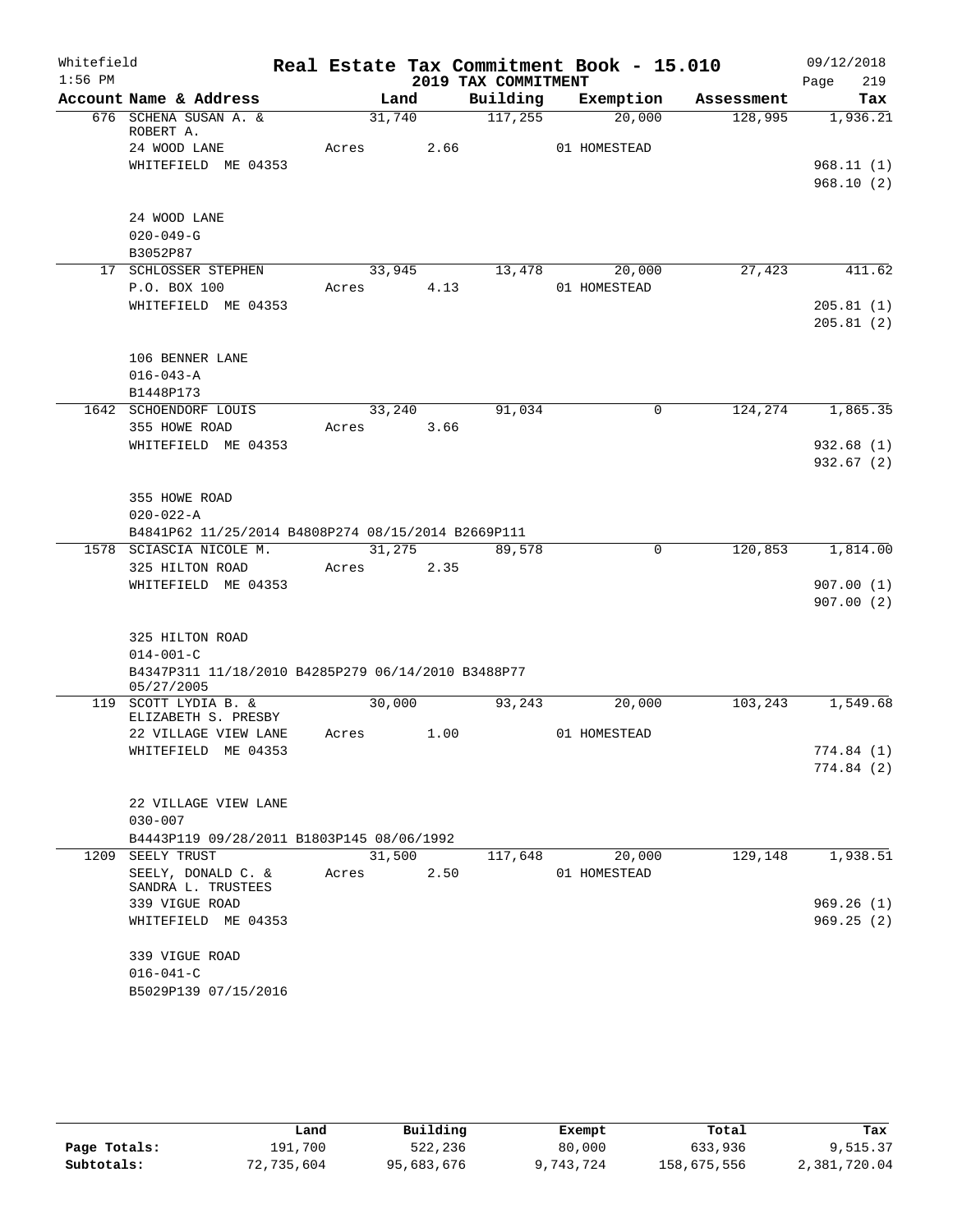Whitefield 1:56 PM

# Real Estate Tax Commitment Book - 15.010

## 2019 TAX COMMITMENT

09/12/2018

| Account Name & Address | Land | Building | Exemption | Assessment | Tax |
|---|---|---|---|---|---|
| 676 SCHENA SUSAN A. & ROBERT A. | 31,740 | 117,255 | 20,000 | 128,995 | 1,936.21 |
| 24 WOOD LANE | Acres 2.66 | | 01 HOMESTEAD | | |
| WHITEFIELD ME 04353 | | | | | 968.11 (1) |
| | | | | | 968.10 (2) |
| 24 WOOD LANE | | | | | |
| 020-049-G | | | | | |
| B3052P87 | | | | | |
| 17 SCHLOSSER STEPHEN | 33,945 | 13,478 | 20,000 | 27,423 | 411.62 |
| P.O. BOX 100 | Acres 4.13 | | 01 HOMESTEAD | | |
| WHITEFIELD ME 04353 | | | | | 205.81 (1) |
| | | | | | 205.81 (2) |
| 106 BENNER LANE | | | | | |
| 016-043-A | | | | | |
| B1448P173 | | | | | |
| 1642 SCHOENDORF LOUIS | 33,240 | 91,034 | 0 | 124,274 | 1,865.35 |
| 355 HOWE ROAD | Acres 3.66 | | | | |
| WHITEFIELD ME 04353 | | | | | 932.68 (1) |
| | | | | | 932.67 (2) |
| 355 HOWE ROAD | | | | | |
| 020-022-A | | | | | |
| B4841P62 11/25/2014 B4808P274 08/15/2014 B2669P111 | | | | | |
| 1578 SCIASCIA NICOLE M. | 31,275 | 89,578 | 0 | 120,853 | 1,814.00 |
| 325 HILTON ROAD | Acres 2.35 | | | | |
| WHITEFIELD ME 04353 | | | | | 907.00 (1) |
| | | | | | 907.00 (2) |
| 325 HILTON ROAD | | | | | |
| 014-001-C | | | | | |
| B4347P311 11/18/2010 B4285P279 06/14/2010 B3488P77 05/27/2005 | | | | | |
| 119 SCOTT LYDIA B. & ELIZABETH S. PRESBY | 30,000 | 93,243 | 20,000 | 103,243 | 1,549.68 |
| 22 VILLAGE VIEW LANE | Acres 1.00 | | 01 HOMESTEAD | | |
| WHITEFIELD ME 04353 | | | | | 774.84 (1) |
| | | | | | 774.84 (2) |
| 22 VILLAGE VIEW LANE | | | | | |
| 030-007 | | | | | |
| B4443P119 09/28/2011 B1803P145 08/06/1992 | | | | | |
| 1209 SEELY TRUST | 31,500 | 117,648 | 20,000 | 129,148 | 1,938.51 |
| SEELY, DONALD C. & SANDRA L. TRUSTEES | Acres 2.50 | | 01 HOMESTEAD | | |
| 339 VIGUE ROAD | | | | | 969.26 (1) |
| WHITEFIELD ME 04353 | | | | | 969.25 (2) |
| 339 VIGUE ROAD | | | | | |
| 016-041-C | | | | | |
| B5029P139 07/15/2016 | | | | | |

| | Land | Building | Exempt | Total | Tax |
|---|---|---|---|---|---|
| Page Totals: | 191,700 | 522,236 | 80,000 | 633,936 | 9,515.37 |
| Subtotals: | 72,735,604 | 95,683,676 | 9,743,724 | 158,675,556 | 2,381,720.04 |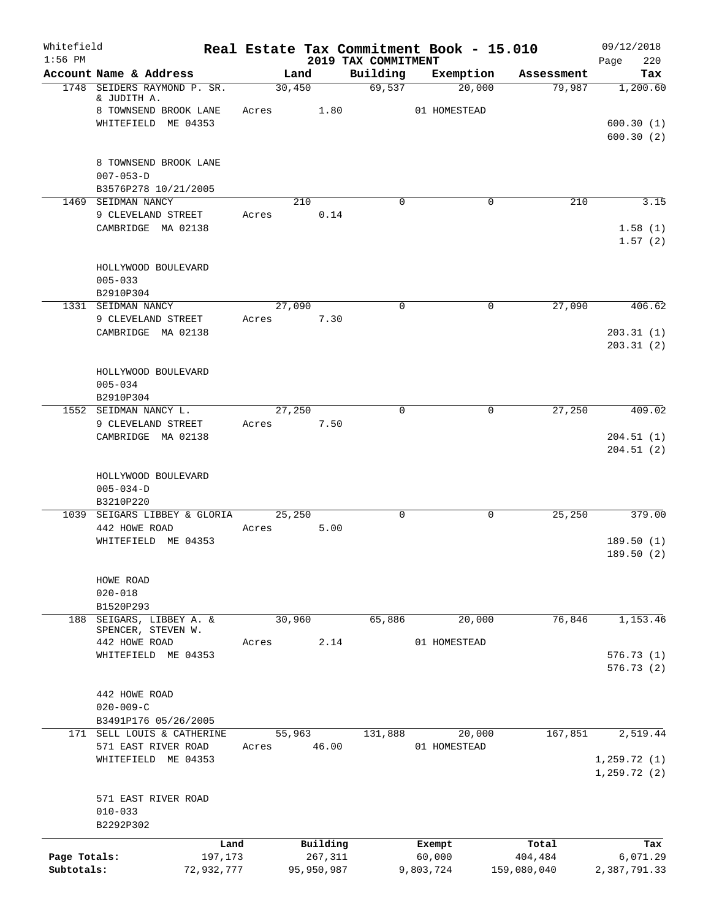Whitefield 1:56 PM

# Real Estate Tax Commitment Book - 15.010

## 2019 TAX COMMITMENT

09/12/2018

| Account Name & Address | Land | Building | Exemption | Assessment | Tax |
|---|---|---|---|---|---|
| 1748 SEIDERS RAYMOND P. SR. & JUDITH A. | 30,450 | 69,537 | 20,000 | 79,987 | 1,200.60 |
| 8 TOWNSEND BROOK LANE | Acres 1.80 | | 01 HOMESTEAD | | |
| WHITEFIELD ME 04353 | | | | | 600.30 (1) |
| | | | | | 600.30 (2) |
| 8 TOWNSEND BROOK LANE | | | | | |
| 007-053-D | | | | | |
| B3576P278 10/21/2005 | | | | | |
| 1469 SEIDMAN NANCY | 210 | 0 | 0 | 210 | 3.15 |
| 9 CLEVELAND STREET | Acres 0.14 | | | | |
| CAMBRIDGE MA 02138 | | | | | 1.58 (1) |
| | | | | | 1.57 (2) |
| HOLLYWOOD BOULEVARD | | | | | |
| 005-033 | | | | | |
| B2910P304 | | | | | |
| 1331 SEIDMAN NANCY | 27,090 | 0 | 0 | 27,090 | 406.62 |
| 9 CLEVELAND STREET | Acres 7.30 | | | | |
| CAMBRIDGE MA 02138 | | | | | 203.31 (1) |
| | | | | | 203.31 (2) |
| HOLLYWOOD BOULEVARD | | | | | |
| 005-034 | | | | | |
| B2910P304 | | | | | |
| 1552 SEIDMAN NANCY L. | 27,250 | 0 | 0 | 27,250 | 409.02 |
| 9 CLEVELAND STREET | Acres 7.50 | | | | |
| CAMBRIDGE MA 02138 | | | | | 204.51 (1) |
| | | | | | 204.51 (2) |
| HOLLYWOOD BOULEVARD | | | | | |
| 005-034-D | | | | | |
| B3210P220 | | | | | |
| 1039 SEIGARS LIBBEY & GLORIA | 25,250 | 0 | 0 | 25,250 | 379.00 |
| 442 HOWE ROAD | Acres 5.00 | | | | |
| WHITEFIELD ME 04353 | | | | | 189.50 (1) |
| | | | | | 189.50 (2) |
| HOWE ROAD | | | | | |
| 020-018 | | | | | |
| B1520P293 | | | | | |
| 188 SEIGARS, LIBBEY A. & SPENCER, STEVEN W. | 30,960 | 65,886 | 20,000 | 76,846 | 1,153.46 |
| 442 HOWE ROAD | Acres 2.14 | | 01 HOMESTEAD | | |
| WHITEFIELD ME 04353 | | | | | 576.73 (1) |
| | | | | | 576.73 (2) |
| 442 HOWE ROAD | | | | | |
| 020-009-C | | | | | |
| B3491P176 05/26/2005 | | | | | |
| 171 SELL LOUIS & CATHERINE | 55,963 | 131,888 | 20,000 | 167,851 | 2,519.44 |
| 571 EAST RIVER ROAD | Acres 46.00 | | 01 HOMESTEAD | | |
| WHITEFIELD ME 04353 | | | | | 1,259.72 (1) |
| | | | | | 1,259.72 (2) |
| 571 EAST RIVER ROAD | | | | | |
| 010-033 | | | | | |
| B2292P302 | | | | | |

| | Land | Building | Exempt | Total | Tax |
|---|---|---|---|---|---|
| Page Totals: | 197,173 | 267,311 | 60,000 | 404,484 | 6,071.29 |
| Subtotals: | 72,932,777 | 95,950,987 | 9,803,724 | 159,080,040 | 2,387,791.33 |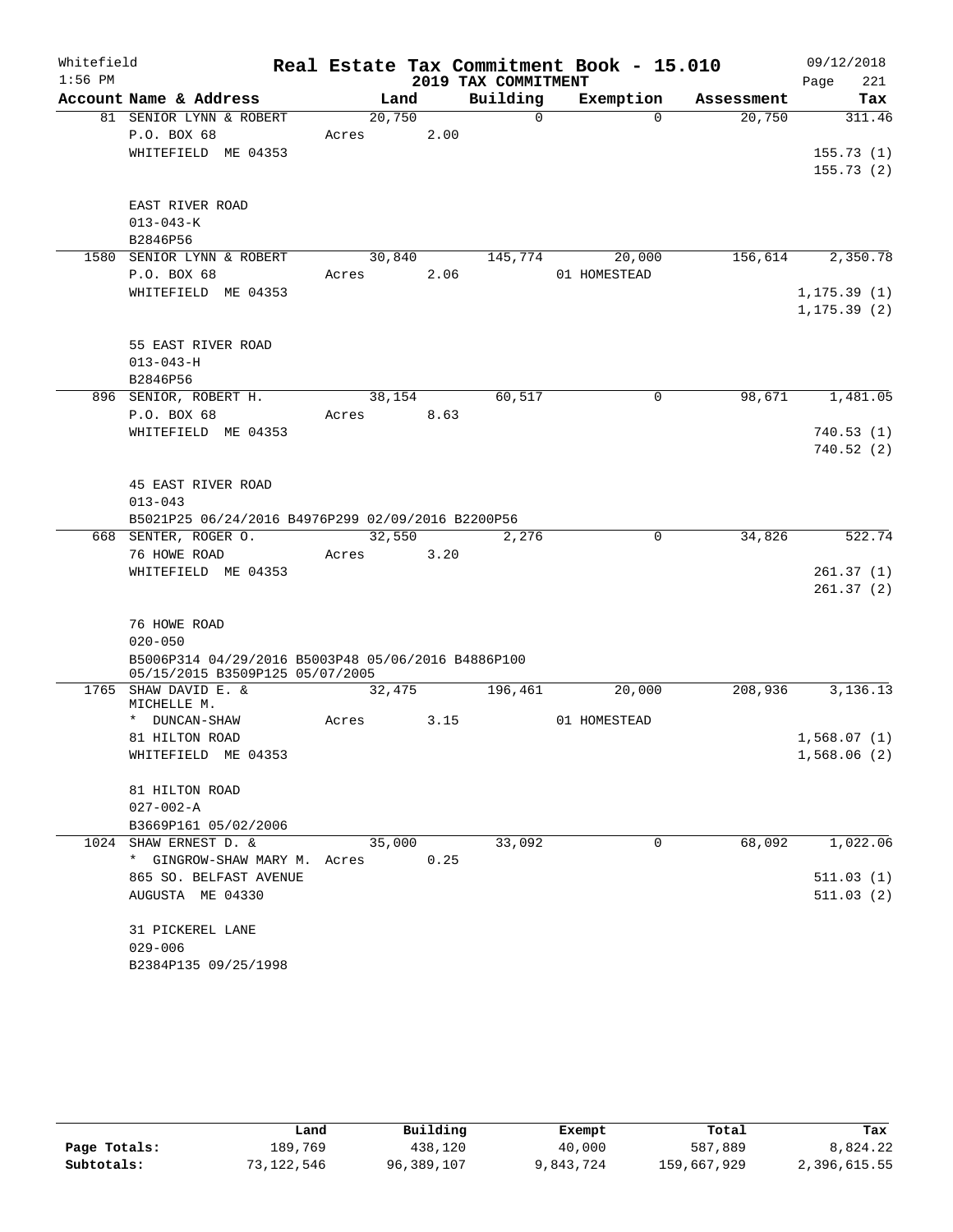Whitefield
1:56 PM

# Real Estate Tax Commitment Book - 15.010

## 2019 TAX COMMITMENT

09/12/2018

| Account Name & Address | Land | Building | Exemption | Assessment | Tax |
|---|---|---|---|---|---|
| 81 SENIOR LYNN & ROBERT | 20,750 | 0 | 0 | 20,750 | 311.46 |
| P.O. BOX 68 | Acres 2.00 | | | | |
| WHITEFIELD ME 04353 | | | | | 155.73 (1) |
| | | | | | 155.73 (2) |
| EAST RIVER ROAD | | | | | |
| 013-043-K | | | | | |
| B2846P56 | | | | | |
| 1580 SENIOR LYNN & ROBERT | 30,840 | 145,774 | 20,000 | 156,614 | 2,350.78 |
| P.O. BOX 68 | Acres 2.06 | | 01 HOMESTEAD | | |
| WHITEFIELD ME 04353 | | | | | 1,175.39 (1) |
| | | | | | 1,175.39 (2) |
| 55 EAST RIVER ROAD | | | | | |
| 013-043-H | | | | | |
| B2846P56 | | | | | |
| 896 SENIOR, ROBERT H. | 38,154 | 60,517 | 0 | 98,671 | 1,481.05 |
| P.O. BOX 68 | Acres 8.63 | | | | |
| WHITEFIELD ME 04353 | | | | | 740.53 (1) |
| | | | | | 740.52 (2) |
| 45 EAST RIVER ROAD | | | | | |
| 013-043 | | | | | |
| B5021P25 06/24/2016 B4976P299 02/09/2016 B2200P56 | | | | | |
| 668 SENTER, ROGER O. | 32,550 | 2,276 | 0 | 34,826 | 522.74 |
| 76 HOWE ROAD | Acres 3.20 | | | | |
| WHITEFIELD ME 04353 | | | | | 261.37 (1) |
| | | | | | 261.37 (2) |
| 76 HOWE ROAD | | | | | |
| 020-050 | | | | | |
| B5006P314 04/29/2016 B5003P48 05/06/2016 B4886P100 05/15/2015 B3509P125 05/07/2005 | | | | | |
| 1765 SHAW DAVID E. & MICHELLE M. | 32,475 | 196,461 | 20,000 | 208,936 | 3,136.13 |
| * DUNCAN-SHAW | Acres 3.15 | | 01 HOMESTEAD | | |
| 81 HILTON ROAD | | | | | 1,568.07 (1) |
| WHITEFIELD ME 04353 | | | | | 1,568.06 (2) |
| 81 HILTON ROAD | | | | | |
| 027-002-A | | | | | |
| B3669P161 05/02/2006 | | | | | |
| 1024 SHAW ERNEST D. & | 35,000 | 33,092 | 0 | 68,092 | 1,022.06 |
| * GINGROW-SHAW MARY M. | Acres 0.25 | | | | |
| 865 SO. BELFAST AVENUE | | | | | 511.03 (1) |
| AUGUSTA ME 04330 | | | | | 511.03 (2) |
| 31 PICKEREL LANE | | | | | |
| 029-006 | | | | | |
| B2384P135 09/25/1998 | | | | | |

| | Land | Building | Exempt | Total | Tax |
|---|---|---|---|---|---|
| **Page Totals:** | 189,769 | 438,120 | 40,000 | 587,889 | 8,824.22 |
| **Subtotals:** | 73,122,546 | 96,389,107 | 9,843,724 | 159,667,929 | 2,396,615.55 |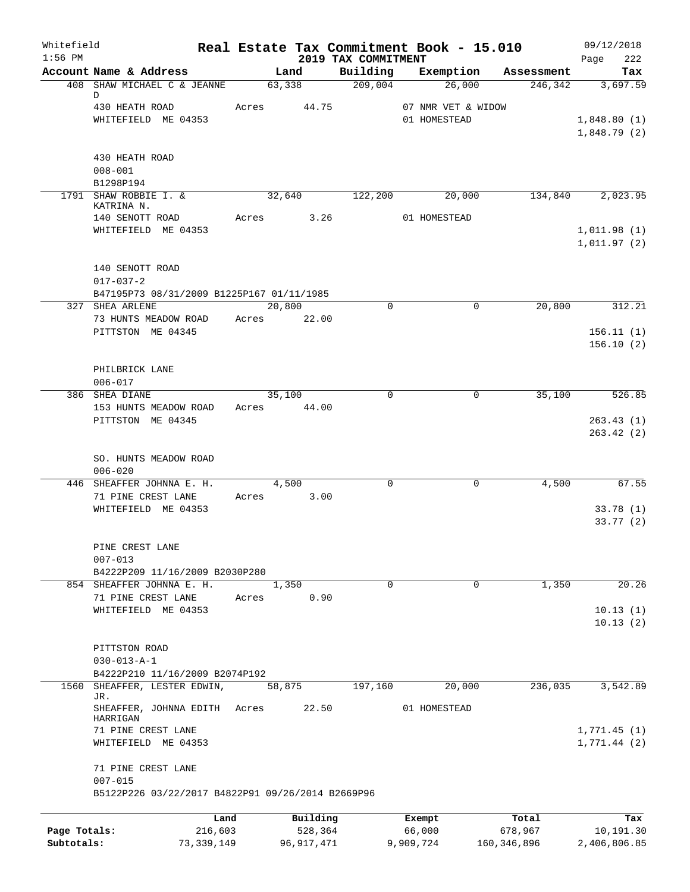Whitefield 1:56 PM

# Real Estate Tax Commitment Book - 15.010

## 2019 TAX COMMITMENT

09/12/2018 Page 222

| Account Name & Address | Land | Building | Exemption | Assessment | Tax |
|---|---|---|---|---|---|
| 408 SHAW MICHAEL C & JEANNE D | 63,338 | 209,004 | 26,000 | 246,342 | 3,697.59 |
| 430 HEATH ROAD | Acres 44.75 | | 07 NMR VET & WIDOW | | |
| WHITEFIELD ME 04353 | | | 01 HOMESTEAD | | 1,848.80 (1) |
| | | | | | 1,848.79 (2) |
| 430 HEATH ROAD | | | | | |
| 008-001 | | | | | |
| B1298P194 | | | | | |
| 1791 SHAW ROBBIE I. & KATRINA N. | 32,640 | 122,200 | 20,000 | 134,840 | 2,023.95 |
| 140 SENOTT ROAD | Acres 3.26 | | 01 HOMESTEAD | | |
| WHITEFIELD ME 04353 | | | | | 1,011.98 (1) |
| | | | | | 1,011.97 (2) |
| 140 SENOTT ROAD | | | | | |
| 017-037-2 | | | | | |
| B47195P73 08/31/2009 B1225P167 01/11/1985 | | | | | |
| 327 SHEA ARLENE | 20,800 | 0 | 0 | 20,800 | 312.21 |
| 73 HUNTS MEADOW ROAD | Acres 22.00 | | | | |
| PITTSTON ME 04345 | | | | | 156.11 (1) |
| | | | | | 156.10 (2) |
| PHILBRICK LANE | | | | | |
| 006-017 | | | | | |
| 386 SHEA DIANE | 35,100 | 0 | 0 | 35,100 | 526.85 |
| 153 HUNTS MEADOW ROAD | Acres 44.00 | | | | |
| PITTSTON ME 04345 | | | | | 263.43 (1) |
| | | | | | 263.42 (2) |
| SO. HUNTS MEADOW ROAD | | | | | |
| 006-020 | | | | | |
| 446 SHEAFFER JOHNNA E. H. | 4,500 | 0 | 0 | 4,500 | 67.55 |
| 71 PINE CREST LANE | Acres 3.00 | | | | |
| WHITEFIELD ME 04353 | | | | | 33.78 (1) |
| | | | | | 33.77 (2) |
| PINE CREST LANE | | | | | |
| 007-013 | | | | | |
| B4222P209 11/16/2009 B2030P280 | | | | | |
| 854 SHEAFFER JOHNNA E. H. | 1,350 | 0 | 0 | 1,350 | 20.26 |
| 71 PINE CREST LANE | Acres 0.90 | | | | |
| WHITEFIELD ME 04353 | | | | | 10.13 (1) |
| | | | | | 10.13 (2) |
| PITTSTON ROAD | | | | | |
| 030-013-A-1 | | | | | |
| B4222P210 11/16/2009 B2074P192 | | | | | |
| 1560 SHEAFFER, LESTER EDWIN, JR. | 58,875 | 197,160 | 20,000 | 236,035 | 3,542.89 |
| SHEAFFER, JOHNNA EDITH HARRIGAN | Acres 22.50 | | 01 HOMESTEAD | | |
| 71 PINE CREST LANE | | | | | 1,771.45 (1) |
| WHITEFIELD ME 04353 | | | | | 1,771.44 (2) |
| 71 PINE CREST LANE | | | | | |
| 007-015 | | | | | |
| B5122P226 03/22/2017 B4822P91 09/26/2014 B2669P96 | | | | | |

| | Land | Building | Exempt | Total | Tax |
|---|---|---|---|---|---|
| Page Totals: | 216,603 | 528,364 | 66,000 | 678,967 | 10,191.30 |
| Subtotals: | 73,339,149 | 96,917,471 | 9,909,724 | 160,346,896 | 2,406,806.85 |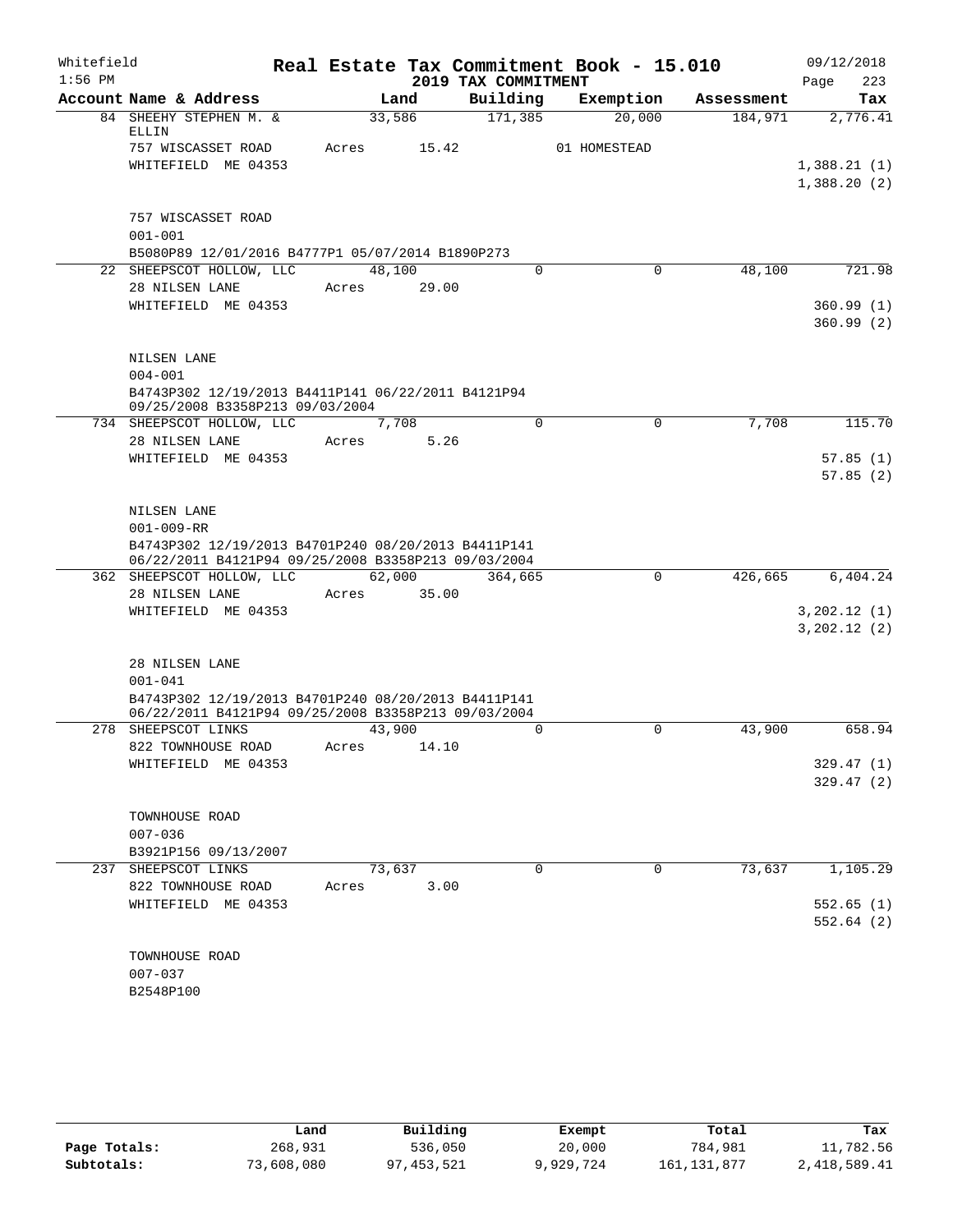Whitefield
1:56 PM

# Real Estate Tax Commitment Book - 15.010

## 2019 TAX COMMITMENT

09/12/2018
Page 223

| Account Name & Address | Land | Building | Exemption | Assessment | Tax |
|---|---|---|---|---|---|
| 84 SHEEHY STEPHEN M. & ELLIN | 33,586 | 171,385 | 20,000 | 184,971 | 2,776.41 |
| 757 WISCASSET ROAD | Acres 15.42 | | 01 HOMESTEAD | | |
| WHITEFIELD ME 04353 | | | | | 1,388.21 (1) |
| | | | | | 1,388.20 (2) |
| 757 WISCASSET ROAD | | | | | |
| 001-001 | | | | | |
| B5080P89 12/01/2016 B4777P1 05/07/2014 B1890P273 | | | | | |
| 22 SHEEPSCOT HOLLOW, LLC | 48,100 | 0 | 0 | 48,100 | 721.98 |
| 28 NILSEN LANE | Acres 29.00 | | | | |
| WHITEFIELD ME 04353 | | | | | 360.99 (1) |
| | | | | | 360.99 (2) |
| NILSEN LANE | | | | | |
| 004-001 | | | | | |
| B4743P302 12/19/2013 B4411P141 06/22/2011 B4121P94 09/25/2008 B3358P213 09/03/2004 | | | | | |
| 734 SHEEPSCOT HOLLOW, LLC | 7,708 | 0 | 0 | 7,708 | 115.70 |
| 28 NILSEN LANE | Acres 5.26 | | | | |
| WHITEFIELD ME 04353 | | | | | 57.85 (1) |
| | | | | | 57.85 (2) |
| NILSEN LANE | | | | | |
| 001-009-RR | | | | | |
| B4743P302 12/19/2013 B4701P240 08/20/2013 B4411P141 06/22/2011 B4121P94 09/25/2008 B3358P213 09/03/2004 | | | | | |
| 362 SHEEPSCOT HOLLOW, LLC | 62,000 | 364,665 | 0 | 426,665 | 6,404.24 |
| 28 NILSEN LANE | Acres 35.00 | | | | |
| WHITEFIELD ME 04353 | | | | | 3,202.12 (1) |
| | | | | | 3,202.12 (2) |
| 28 NILSEN LANE | | | | | |
| 001-041 | | | | | |
| B4743P302 12/19/2013 B4701P240 08/20/2013 B4411P141 06/22/2011 B4121P94 09/25/2008 B3358P213 09/03/2004 | | | | | |
| 278 SHEEPSCOT LINKS | 43,900 | 0 | 0 | 43,900 | 658.94 |
| 822 TOWNHOUSE ROAD | Acres 14.10 | | | | |
| WHITEFIELD ME 04353 | | | | | 329.47 (1) |
| | | | | | 329.47 (2) |
| TOWNHOUSE ROAD | | | | | |
| 007-036 | | | | | |
| B3921P156 09/13/2007 | | | | | |
| 237 SHEEPSCOT LINKS | 73,637 | 0 | 0 | 73,637 | 1,105.29 |
| 822 TOWNHOUSE ROAD | Acres 3.00 | | | | |
| WHITEFIELD ME 04353 | | | | | 552.65 (1) |
| | | | | | 552.64 (2) |
| TOWNHOUSE ROAD | | | | | |
| 007-037 | | | | | |
| B2548P100 | | | | | |

| | Land | Building | Exempt | Total | Tax |
|---|---|---|---|---|---|
| Page Totals: | 268,931 | 536,050 | 20,000 | 784,981 | 11,782.56 |
| Subtotals: | 73,608,080 | 97,453,521 | 9,929,724 | 161,131,877 | 2,418,589.41 |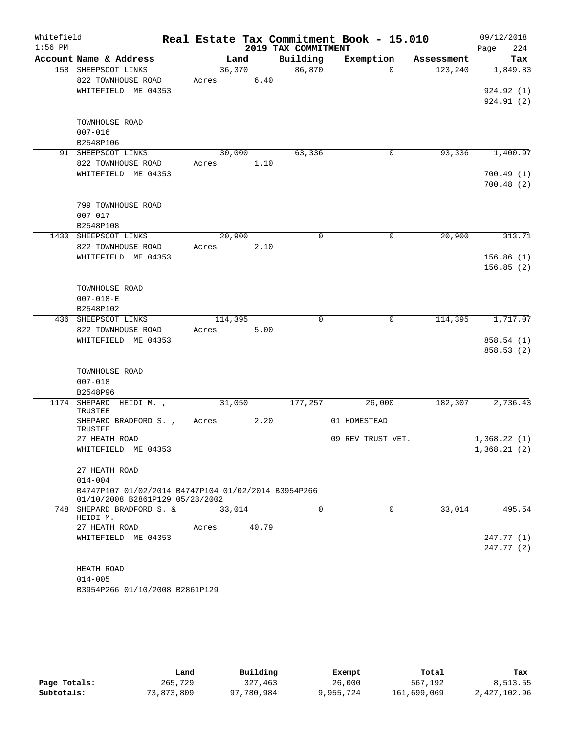Whitefield
1:56 PM

# Real Estate Tax Commitment Book - 15.010

## 2019 TAX COMMITMENT

09/12/2018
Page 224

| Account Name & Address | Land | Building | Exemption | Assessment | Tax |
|---|---|---|---|---|---|
| 158 SHEEPSCOT LINKS | 36,370 | 86,870 | 0 | 123,240 | 1,849.83 |
| 822 TOWNHOUSE ROAD | Acres 6.40 | | | | |
| WHITEFIELD ME 04353 | | | | | 924.92 (1) |
| | | | | | 924.91 (2) |
| TOWNHOUSE ROAD | | | | | |
| 007-016 | | | | | |
| B2548P106 | | | | | |
| 91 SHEEPSCOT LINKS | 30,000 | 63,336 | 0 | 93,336 | 1,400.97 |
| 822 TOWNHOUSE ROAD | Acres 1.10 | | | | |
| WHITEFIELD ME 04353 | | | | | 700.49 (1) |
| | | | | | 700.48 (2) |
| 799 TOWNHOUSE ROAD | | | | | |
| 007-017 | | | | | |
| B2548P108 | | | | | |
| 1430 SHEEPSCOT LINKS | 20,900 | 0 | 0 | 20,900 | 313.71 |
| 822 TOWNHOUSE ROAD | Acres 2.10 | | | | |
| WHITEFIELD ME 04353 | | | | | 156.86 (1) |
| | | | | | 156.85 (2) |
| TOWNHOUSE ROAD | | | | | |
| 007-018-E | | | | | |
| B2548P102 | | | | | |
| 436 SHEEPSCOT LINKS | 114,395 | 0 | 0 | 114,395 | 1,717.07 |
| 822 TOWNHOUSE ROAD | Acres 5.00 | | | | |
| WHITEFIELD ME 04353 | | | | | 858.54 (1) |
| | | | | | 858.53 (2) |
| TOWNHOUSE ROAD | | | | | |
| 007-018 | | | | | |
| B2548P96 | | | | | |
| 1174 SHEPARD HEIDI M. , TRUSTEE | 31,050 | 177,257 | 26,000 | 182,307 | 2,736.43 |
| SHEPARD BRADFORD S. , TRUSTEE | Acres 2.20 | | 01 HOMESTEAD | | |
| 27 HEATH ROAD | | | 09 REV TRUST VET. | | 1,368.22 (1) |
| WHITEFIELD ME 04353 | | | | | 1,368.21 (2) |
| 27 HEATH ROAD | | | | | |
| 014-004 | | | | | |
| B4747P107 01/02/2014 B4747P104 01/02/2014 B3954P266 01/10/2008 B2861P129 05/28/2002 | | | | | |
| 748 SHEPARD BRADFORD S. & HEIDI M. | 33,014 | 0 | 0 | 33,014 | 495.54 |
| 27 HEATH ROAD | Acres 40.79 | | | | |
| WHITEFIELD ME 04353 | | | | | 247.77 (1) |
| | | | | | 247.77 (2) |
| HEATH ROAD | | | | | |
| 014-005 | | | | | |
| B3954P266 01/10/2008 B2861P129 | | | | | |

| | Land | Building | Exempt | Total | Tax |
|---|---|---|---|---|---|
| Page Totals: | 265,729 | 327,463 | 26,000 | 567,192 | 8,513.55 |
| Subtotals: | 73,873,809 | 97,780,984 | 9,955,724 | 161,699,069 | 2,427,102.96 |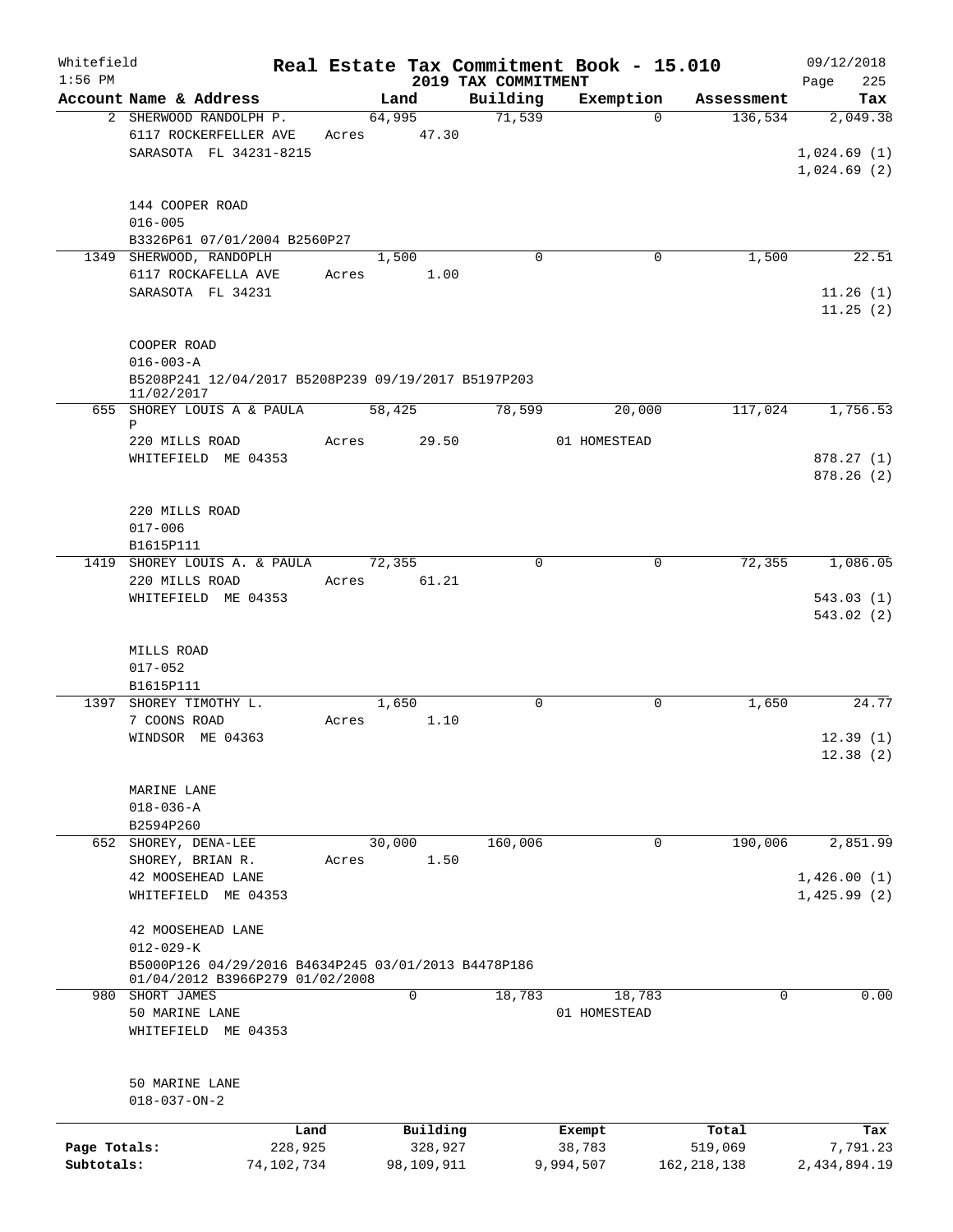Whitefield
1:56 PM

# Real Estate Tax Commitment Book - 15.010

## 2019 TAX COMMITMENT

09/12/2018

| Account Name & Address | Land | Building | Exemption | Assessment | Tax |
|---|---|---|---|---|---|
| 2 SHERWOOD RANDOLPH P. | 64,995 | 71,539 | 0 | 136,534 | 2,049.38 |
| 6117 ROCKERFELLER AVE | Acres 47.30 | | | | |
| SARASOTA FL 34231-8215 | | | | | 1,024.69 (1) |
| | | | | | 1,024.69 (2) |
| 144 COOPER ROAD | | | | | |
| 016-005 | | | | | |
| B3326P61 07/01/2004 B2560P27 | | | | | |
| 1349 SHERWOOD, RANDOPLH | 1,500 | 0 | 0 | 1,500 | 22.51 |
| 6117 ROCKAFELLA AVE | Acres 1.00 | | | | |
| SARASOTA FL 34231 | | | | | 11.26 (1) |
| | | | | | 11.25 (2) |
| COOPER ROAD | | | | | |
| 016-003-A | | | | | |
| B5208P241 12/04/2017 B5208P239 09/19/2017 B5197P203 11/02/2017 | | | | | |
| 655 SHOREY LOUIS A & PAULA P | 58,425 | 78,599 | 20,000 | 117,024 | 1,756.53 |
| 220 MILLS ROAD | Acres 29.50 | | 01 HOMESTEAD | | |
| WHITEFIELD ME 04353 | | | | | 878.27 (1) |
| | | | | | 878.26 (2) |
| 220 MILLS ROAD | | | | | |
| 017-006 | | | | | |
| B1615P111 | | | | | |
| 1419 SHOREY LOUIS A. & PAULA | 72,355 | 0 | 0 | 72,355 | 1,086.05 |
| 220 MILLS ROAD | Acres 61.21 | | | | |
| WHITEFIELD ME 04353 | | | | | 543.03 (1) |
| | | | | | 543.02 (2) |
| MILLS ROAD | | | | | |
| 017-052 | | | | | |
| B1615P111 | | | | | |
| 1397 SHOREY TIMOTHY L. | 1,650 | 0 | 0 | 1,650 | 24.77 |
| 7 COONS ROAD | Acres 1.10 | | | | |
| WINDSOR ME 04363 | | | | | 12.39 (1) |
| | | | | | 12.38 (2) |
| MARINE LANE | | | | | |
| 018-036-A | | | | | |
| B2594P260 | | | | | |
| 652 SHOREY, DENA-LEE | 30,000 | 160,006 | 0 | 190,006 | 2,851.99 |
| SHOREY, BRIAN R. | Acres 1.50 | | | | |
| 42 MOOSEHEAD LANE | | | | | 1,426.00 (1) |
| WHITEFIELD ME 04353 | | | | | 1,425.99 (2) |
| 42 MOOSEHEAD LANE | | | | | |
| 012-029-K | | | | | |
| B5000P126 04/29/2016 B4634P245 03/01/2013 B4478P186 01/04/2012 B3966P279 01/02/2008 | | | | | |
| 980 SHORT JAMES | 0 | 18,783 | 18,783 | 0 | 0.00 |
| 50 MARINE LANE | | | 01 HOMESTEAD | | |
| WHITEFIELD ME 04353 | | | | | |
| 50 MARINE LANE | | | | | |
| 018-037-ON-2 | | | | | |

| | Land | Building | Exempt | Total | Tax |
|---|---|---|---|---|---|
| Page Totals: | 228,925 | 328,927 | 38,783 | 519,069 | 7,791.23 |
| Subtotals: | 74,102,734 | 98,109,911 | 9,994,507 | 162,218,138 | 2,434,894.19 |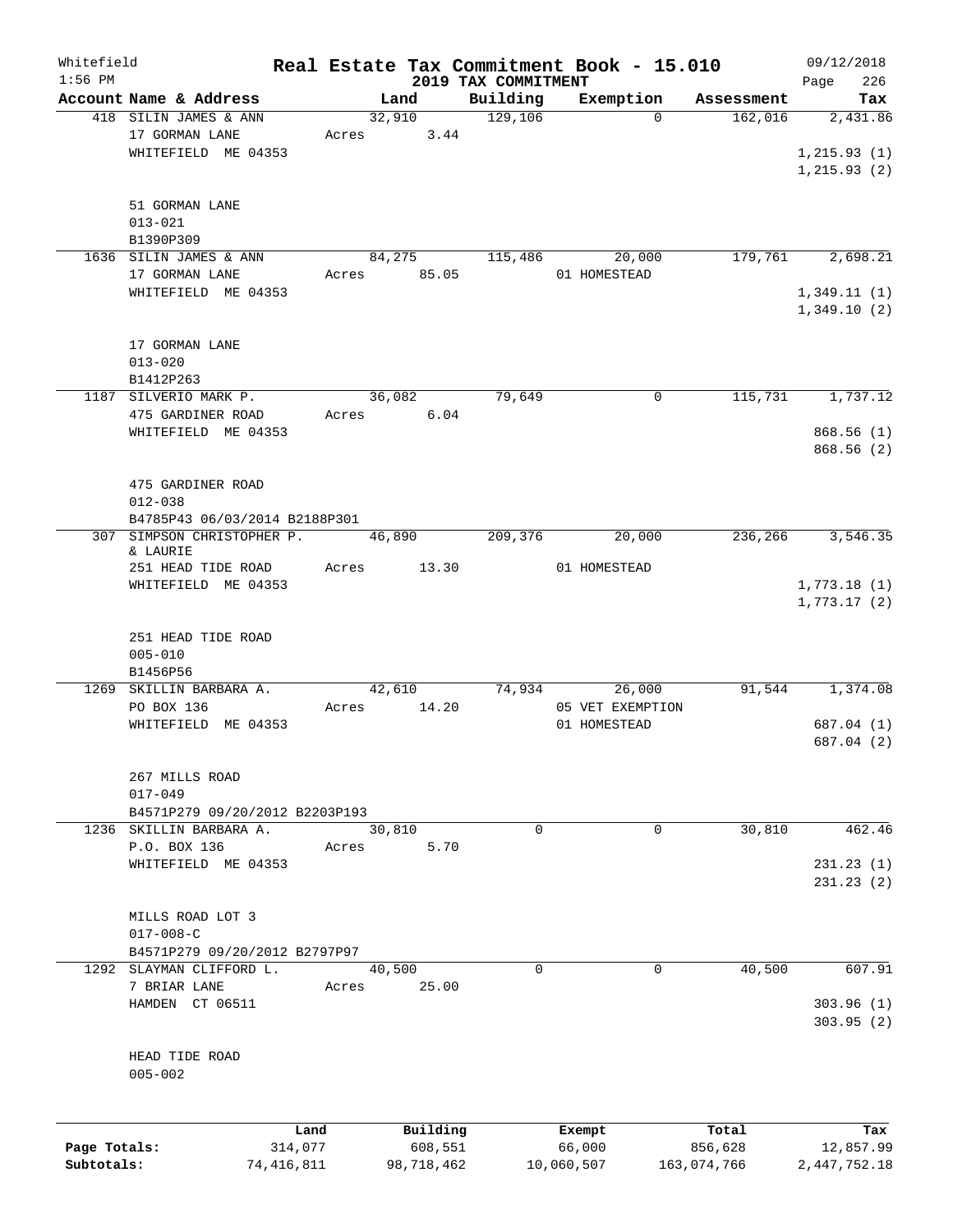# Real Estate Tax Commitment Book - 15.010

Whitefield
1:56 PM

2019 TAX COMMITMENT

09/12/2018
Page 226

| Account Name & Address | Land | Building | Exemption | Assessment | Tax |
|---|---|---|---|---|---|
| 418 SILIN JAMES & ANN<br>17 GORMAN LANE<br>WHITEFIELD ME 04353<br><br>51 GORMAN LANE<br>013-021<br>B1390P309 | 32,910<br>Acres 3.44 | 129,106 | 0 | 162,016 | 2,431.86<br><br>1,215.93 (1)<br>1,215.93 (2) |
| 1636 SILIN JAMES & ANN<br>17 GORMAN LANE<br>WHITEFIELD ME 04353<br><br>17 GORMAN LANE<br>013-020<br>B1412P263 | 84,275<br>Acres 85.05 | 115,486 | 20,000<br>01 HOMESTEAD | 179,761 | 2,698.21<br><br>1,349.11 (1)<br>1,349.10 (2) |
| 1187 SILVERIO MARK P.<br>475 GARDINER ROAD<br>WHITEFIELD ME 04353<br><br>475 GARDINER ROAD<br>012-038<br>B4785P43 06/03/2014 B2188P301 | 36,082<br>Acres 6.04 | 79,649 | 0 | 115,731 | 1,737.12<br><br>868.56 (1)<br>868.56 (2) |
| 307 SIMPSON CHRISTOPHER P. & LAURIE<br>251 HEAD TIDE ROAD<br>WHITEFIELD ME 04353<br><br>251 HEAD TIDE ROAD<br>005-010<br>B1456P56 | 46,890<br>Acres 13.30 | 209,376 | 20,000<br>01 HOMESTEAD | 236,266 | 3,546.35<br><br>1,773.18 (1)<br>1,773.17 (2) |
| 1269 SKILLIN BARBARA A.<br>PO BOX 136<br>WHITEFIELD ME 04353<br><br>267 MILLS ROAD<br>017-049<br>B4571P279 09/20/2012 B2203P193 | 42,610<br>Acres 14.20 | 74,934 | 26,000<br>05 VET EXEMPTION<br>01 HOMESTEAD | 91,544 | 1,374.08<br><br>687.04 (1)<br>687.04 (2) |
| 1236 SKILLIN BARBARA A.<br>P.O. BOX 136<br>WHITEFIELD ME 04353<br><br>MILLS ROAD LOT 3<br>017-008-C<br>B4571P279 09/20/2012 B2797P97 | 30,810<br>Acres 5.70 | 0 | 0 | 30,810 | 462.46<br><br>231.23 (1)<br>231.23 (2) |
| 1292 SLAYMAN CLIFFORD L.<br>7 BRIAR LANE<br>HAMDEN CT 06511<br><br>HEAD TIDE ROAD<br>005-002 | 40,500<br>Acres 25.00 | 0 | 0 | 40,500 | 607.91<br><br>303.96 (1)<br>303.95 (2) |

| | Land | Building | Exempt | Total | Tax |
|---|---|---|---|---|---|
| **Page Totals:** | 314,077 | 608,551 | 66,000 | 856,628 | 12,857.99 |
| **Subtotals:** | 74,416,811 | 98,718,462 | 10,060,507 | 163,074,766 | 2,447,752.18 |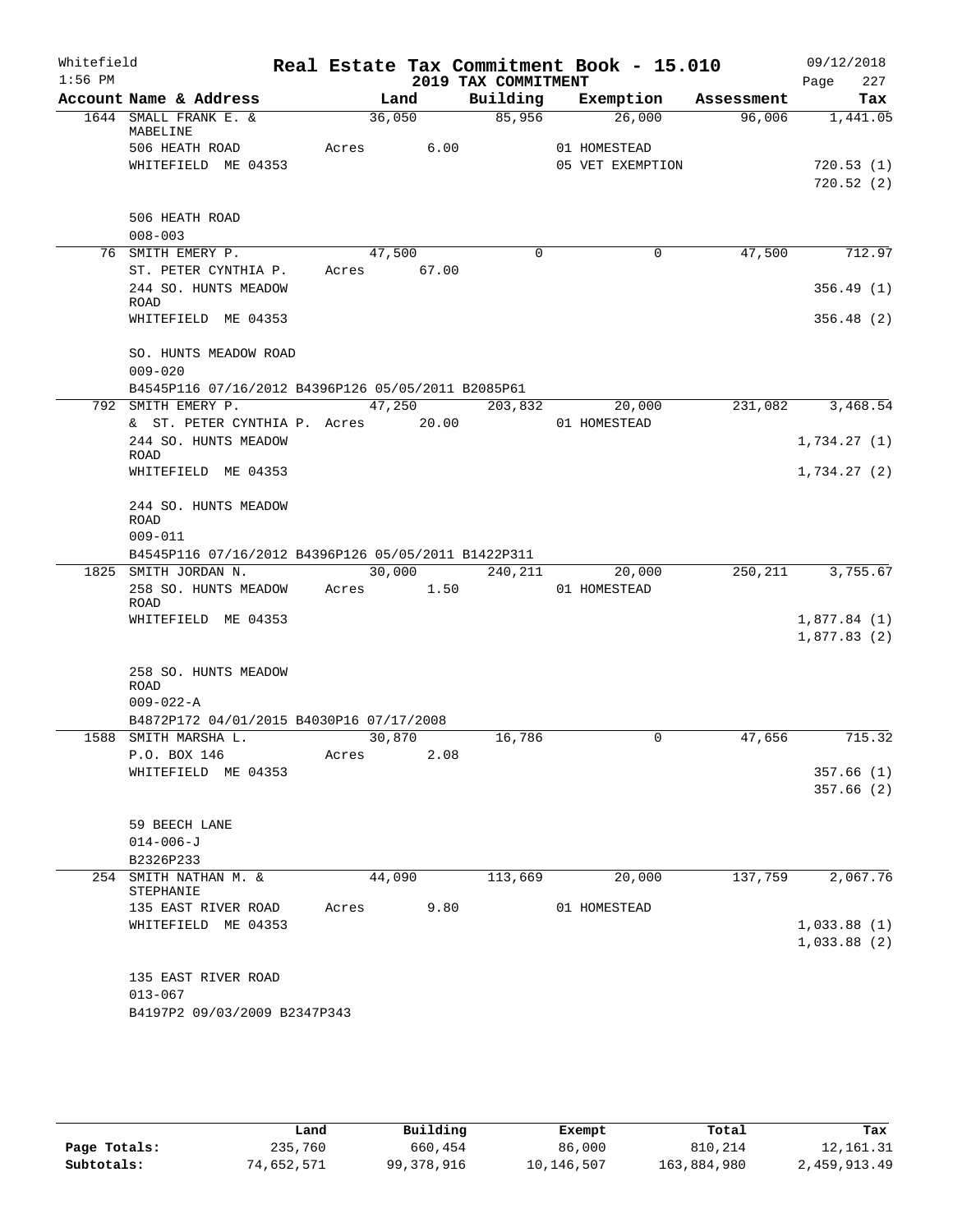Whitefield | Real Estate Tax Commitment Book - 15.010 | 09/12/2018
1:56 PM | 2019 TAX COMMITMENT | Page 227

| Account Name & Address | Land | Building | Exemption | Assessment | Tax |
|---|---|---|---|---|---|
| 1644 SMALL FRANK E. & MABELINE | 36,050 | 85,956 | 26,000 | 96,006 | 1,441.05 |
| 506 HEATH ROAD | Acres 6.00 | | 01 HOMESTEAD | | |
| WHITEFIELD ME 04353 | | | 05 VET EXEMPTION | | 720.53 (1) |
| | | | | | 720.52 (2) |
| 506 HEATH ROAD | | | | | |
| 008-003 | | | | | |
| 76 SMITH EMERY P. | 47,500 | 0 | 0 | 47,500 | 712.97 |
| ST. PETER CYNTHIA P. | Acres 67.00 | | | | |
| 244 SO. HUNTS MEADOW ROAD | | | | | 356.49 (1) |
| WHITEFIELD ME 04353 | | | | | 356.48 (2) |
| SO. HUNTS MEADOW ROAD | | | | | |
| 009-020 | | | | | |
| B4545P116 07/16/2012 B4396P126 05/05/2011 B2085P61 | | | | | |
| 792 SMITH EMERY P. | 47,250 | 203,832 | 20,000 | 231,082 | 3,468.54 |
| & ST. PETER CYNTHIA P. | Acres 20.00 | | 01 HOMESTEAD | | |
| 244 SO. HUNTS MEADOW ROAD | | | | | 1,734.27 (1) |
| WHITEFIELD ME 04353 | | | | | 1,734.27 (2) |
| 244 SO. HUNTS MEADOW ROAD | | | | | |
| 009-011 | | | | | |
| B4545P116 07/16/2012 B4396P126 05/05/2011 B1422P311 | | | | | |
| 1825 SMITH JORDAN N. | 30,000 | 240,211 | 20,000 | 250,211 | 3,755.67 |
| 258 SO. HUNTS MEADOW ROAD | Acres 1.50 | | 01 HOMESTEAD | | |
| WHITEFIELD ME 04353 | | | | | 1,877.84 (1) |
| | | | | | 1,877.83 (2) |
| 258 SO. HUNTS MEADOW ROAD | | | | | |
| 009-022-A | | | | | |
| B4872P172 04/01/2015 B4030P16 07/17/2008 | | | | | |
| 1588 SMITH MARSHA L. | 30,870 | 16,786 | 0 | 47,656 | 715.32 |
| P.O. BOX 146 | Acres 2.08 | | | | |
| WHITEFIELD ME 04353 | | | | | 357.66 (1) |
| | | | | | 357.66 (2) |
| 59 BEECH LANE | | | | | |
| 014-006-J | | | | | |
| B2326P233 | | | | | |
| 254 SMITH NATHAN M. & STEPHANIE | 44,090 | 113,669 | 20,000 | 137,759 | 2,067.76 |
| 135 EAST RIVER ROAD | Acres 9.80 | | 01 HOMESTEAD | | |
| WHITEFIELD ME 04353 | | | | | 1,033.88 (1) |
| | | | | | 1,033.88 (2) |
| 135 EAST RIVER ROAD | | | | | |
| 013-067 | | | | | |
| B4197P2 09/03/2009 B2347P343 | | | | | |

| | Land | Building | Exempt | Total | Tax |
|---|---|---|---|---|---|
| Page Totals: | 235,760 | 660,454 | 86,000 | 810,214 | 12,161.31 |
| Subtotals: | 74,652,571 | 99,378,916 | 10,146,507 | 163,884,980 | 2,459,913.49 |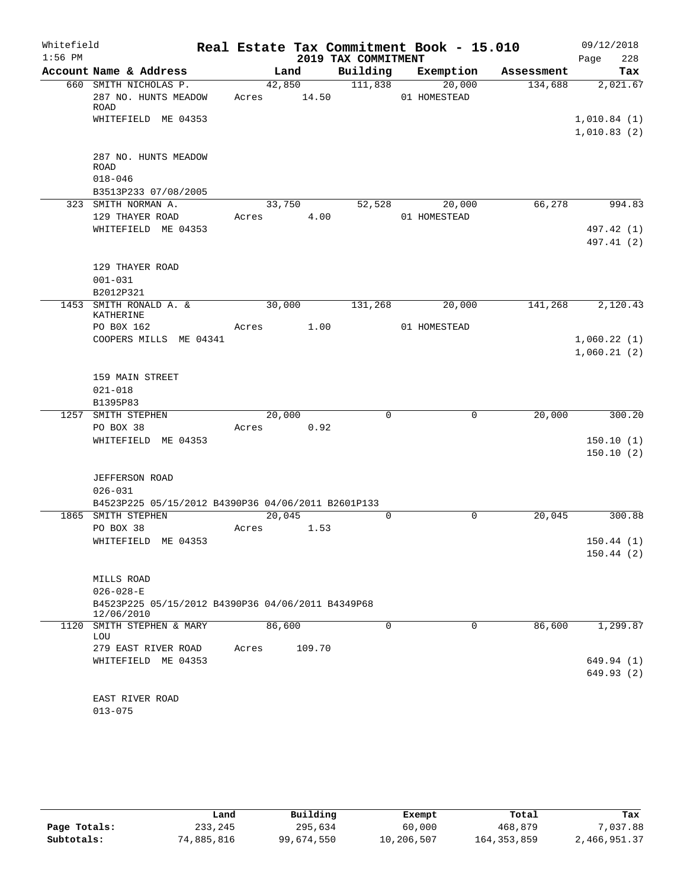Whitefield 1:56 PM

# Real Estate Tax Commitment Book - 15.010

## 2019 TAX COMMITMENT

09/12/2018

| Account Name & Address | Land | Building | Exemption | Assessment | Tax |
|---|---|---|---|---|---|
| 660 SMITH NICHOLAS P. | 42,850 | 111,838 | 20,000 | 134,688 | 2,021.67 |
| 287 NO. HUNTS MEADOW ROAD | Acres 14.50 | | 01 HOMESTEAD | | |
| WHITEFIELD ME 04353 | | | | | 1,010.84 (1) |
| | | | | | 1,010.83 (2) |
| 287 NO. HUNTS MEADOW ROAD | | | | | |
| 018-046 | | | | | |
| B3513P233 07/08/2005 | | | | | |
| 323 SMITH NORMAN A. | 33,750 | 52,528 | 20,000 | 66,278 | 994.83 |
| 129 THAYER ROAD | Acres 4.00 | | 01 HOMESTEAD | | |
| WHITEFIELD ME 04353 | | | | | 497.42 (1) |
| | | | | | 497.41 (2) |
| 129 THAYER ROAD | | | | | |
| 001-031 | | | | | |
| B2012P321 | | | | | |
| 1453 SMITH RONALD A. & KATHERINE | 30,000 | 131,268 | 20,000 | 141,268 | 2,120.43 |
| PO B0X 162 | Acres 1.00 | | 01 HOMESTEAD | | |
| COOPERS MILLS ME 04341 | | | | | 1,060.22 (1) |
| | | | | | 1,060.21 (2) |
| 159 MAIN STREET | | | | | |
| 021-018 | | | | | |
| B1395P83 | | | | | |
| 1257 SMITH STEPHEN | 20,000 | 0 | 0 | 20,000 | 300.20 |
| PO BOX 38 | Acres 0.92 | | | | |
| WHITEFIELD ME 04353 | | | | | 150.10 (1) |
| | | | | | 150.10 (2) |
| JEFFERSON ROAD | | | | | |
| 026-031 | | | | | |
| B4523P225 05/15/2012 B4390P36 04/06/2011 B2601P133 | | | | | |
| 1865 SMITH STEPHEN | 20,045 | 0 | 0 | 20,045 | 300.88 |
| PO BOX 38 | Acres 1.53 | | | | |
| WHITEFIELD ME 04353 | | | | | 150.44 (1) |
| | | | | | 150.44 (2) |
| MILLS ROAD | | | | | |
| 026-028-E | | | | | |
| B4523P225 05/15/2012 B4390P36 04/06/2011 B4349P68 12/06/2010 | | | | | |
| 1120 SMITH STEPHEN & MARY LOU | 86,600 | 0 | 0 | 86,600 | 1,299.87 |
| 279 EAST RIVER ROAD | Acres 109.70 | | | | |
| WHITEFIELD ME 04353 | | | | | 649.94 (1) |
| | | | | | 649.93 (2) |
| EAST RIVER ROAD | | | | | |
| 013-075 | | | | | |

| | Land | Building | Exempt | Total | Tax |
|---|---|---|---|---|---|
| Page Totals: | 233,245 | 295,634 | 60,000 | 468,879 | 7,037.88 |
| Subtotals: | 74,885,816 | 99,674,550 | 10,206,507 | 164,353,859 | 2,466,951.37 |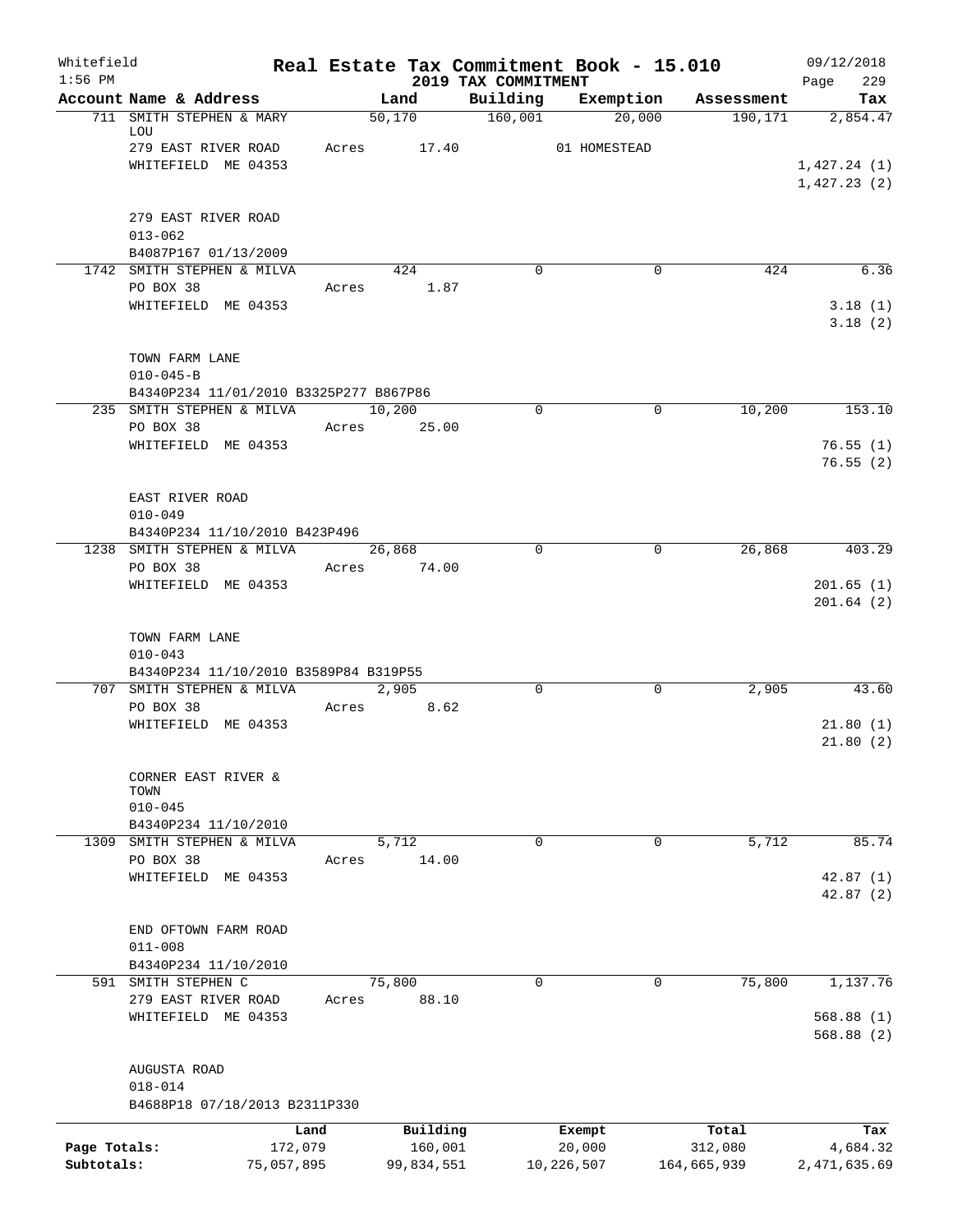Whitefield 1:56 PM

# Real Estate Tax Commitment Book - 15.010

## 2019 TAX COMMITMENT

09/12/2018

| Account | Name & Address | Land | Building | Exemption | Assessment | Tax |
|---|---|---|---|---|---|---|
| 711 | SMITH STEPHEN & MARY LOU<br>279 EAST RIVER ROAD<br>WHITEFIELD ME 04353<br><br>279 EAST RIVER ROAD<br>013-062<br>B4087P167 01/13/2009 | 50,170<br>Acres 17.40 | 160,001 | 20,000<br>01 HOMESTEAD | 190,171 | 2,854.47<br>1,427.24 (1)<br>1,427.23 (2) |
| 1742 | SMITH STEPHEN & MILVA<br>PO BOX 38<br>WHITEFIELD ME 04353<br><br>TOWN FARM LANE<br>010-045-B<br>B4340P234 11/01/2010 B3325P277 B867P86 | 424<br>Acres 1.87 | 0 | 0 | 424 | 6.36<br>3.18 (1)<br>3.18 (2) |
| 235 | SMITH STEPHEN & MILVA<br>PO BOX 38<br>WHITEFIELD ME 04353<br><br>EAST RIVER ROAD<br>010-049<br>B4340P234 11/10/2010 B423P496 | 10,200<br>Acres 25.00 | 0 | 0 | 10,200 | 153.10<br>76.55 (1)<br>76.55 (2) |
| 1238 | SMITH STEPHEN & MILVA<br>PO BOX 38<br>WHITEFIELD ME 04353<br><br>TOWN FARM LANE<br>010-043<br>B4340P234 11/10/2010 B3589P84 B319P55 | 26,868<br>Acres 74.00 | 0 | 0 | 26,868 | 403.29<br>201.65 (1)<br>201.64 (2) |
| 707 | SMITH STEPHEN & MILVA<br>PO BOX 38<br>WHITEFIELD ME 04353<br><br>CORNER EAST RIVER & TOWN<br>010-045<br>B4340P234 11/10/2010 | 2,905<br>Acres 8.62 | 0 | 0 | 2,905 | 43.60<br>21.80 (1)<br>21.80 (2) |
| 1309 | SMITH STEPHEN & MILVA<br>PO BOX 38<br>WHITEFIELD ME 04353<br><br>END OFTOWN FARM ROAD<br>011-008<br>B4340P234 11/10/2010 | 5,712<br>Acres 14.00 | 0 | 0 | 5,712 | 85.74<br>42.87 (1)<br>42.87 (2) |
| 591 | SMITH STEPHEN C<br>279 EAST RIVER ROAD<br>WHITEFIELD ME 04353<br><br>AUGUSTA ROAD<br>018-014<br>B4688P18 07/18/2013 B2311P330 | 75,800<br>Acres 88.10 | 0 | 0 | 75,800 | 1,137.76<br>568.88 (1)<br>568.88 (2) |

| | Land | Building | Exempt | Total | Tax |
|---|---|---|---|---|---|
| Page Totals: | 172,079 | 160,001 | 20,000 | 312,080 | 4,684.32 |
| Subtotals: | 75,057,895 | 99,834,551 | 10,226,507 | 164,665,939 | 2,471,635.69 |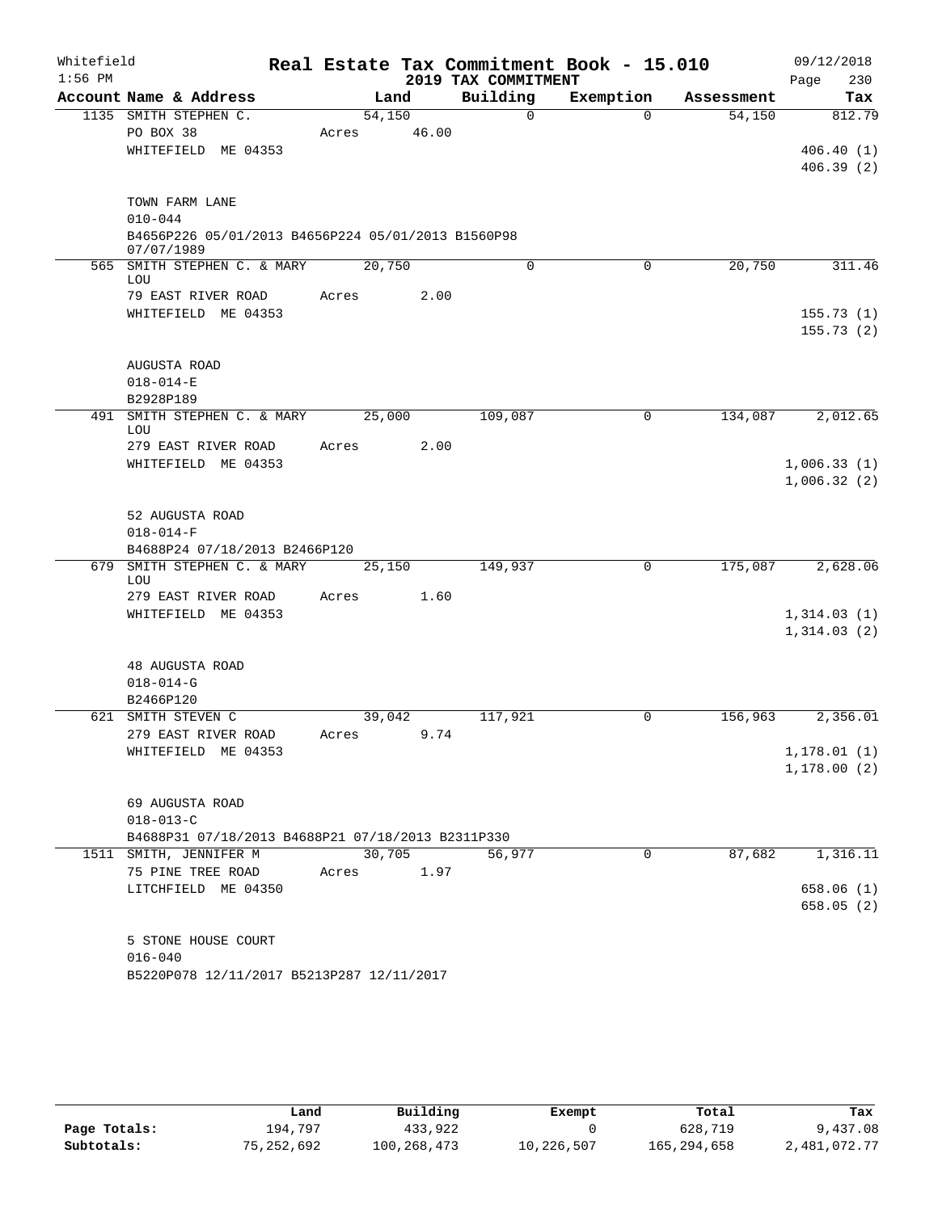Whitefield 1:56 PM

# Real Estate Tax Commitment Book - 15.010

## 2019 TAX COMMITMENT

09/12/2018 Page 230

| Account Name & Address | Land | Building | Exemption | Assessment | Tax |
|---|---|---|---|---|---|
| 1135 SMITH STEPHEN C. | 54,150 | 0 | 0 | 54,150 | 812.79 |
| PO BOX 38 | Acres 46.00 | | | | |
| WHITEFIELD ME 04353 | | | | | 406.40 (1) |
| | | | | | 406.39 (2) |
| TOWN FARM LANE | | | | | |
| 010-044 | | | | | |
| B4656P226 05/01/2013 B4656P224 05/01/2013 B1560P98 07/07/1989 | | | | | |
| 565 SMITH STEPHEN C. & MARY LOU | 20,750 | 0 | 0 | 20,750 | 311.46 |
| 79 EAST RIVER ROAD | Acres 2.00 | | | | |
| WHITEFIELD ME 04353 | | | | | 155.73 (1) |
| | | | | | 155.73 (2) |
| AUGUSTA ROAD | | | | | |
| 018-014-E | | | | | |
| B2928P189 | | | | | |
| 491 SMITH STEPHEN C. & MARY LOU | 25,000 | 109,087 | 0 | 134,087 | 2,012.65 |
| 279 EAST RIVER ROAD | Acres 2.00 | | | | |
| WHITEFIELD ME 04353 | | | | | 1,006.33 (1) |
| | | | | | 1,006.32 (2) |
| 52 AUGUSTA ROAD | | | | | |
| 018-014-F | | | | | |
| B4688P24 07/18/2013 B2466P120 | | | | | |
| 679 SMITH STEPHEN C. & MARY LOU | 25,150 | 149,937 | 0 | 175,087 | 2,628.06 |
| 279 EAST RIVER ROAD | Acres 1.60 | | | | |
| WHITEFIELD ME 04353 | | | | | 1,314.03 (1) |
| | | | | | 1,314.03 (2) |
| 48 AUGUSTA ROAD | | | | | |
| 018-014-G | | | | | |
| B2466P120 | | | | | |
| 621 SMITH STEVEN C | 39,042 | 117,921 | 0 | 156,963 | 2,356.01 |
| 279 EAST RIVER ROAD | Acres 9.74 | | | | |
| WHITEFIELD ME 04353 | | | | | 1,178.01 (1) |
| | | | | | 1,178.00 (2) |
| 69 AUGUSTA ROAD | | | | | |
| 018-013-C | | | | | |
| B4688P31 07/18/2013 B4688P21 07/18/2013 B2311P330 | | | | | |
| 1511 SMITH, JENNIFER M | 30,705 | 56,977 | 0 | 87,682 | 1,316.11 |
| 75 PINE TREE ROAD | Acres 1.97 | | | | |
| LITCHFIELD ME 04350 | | | | | 658.06 (1) |
| | | | | | 658.05 (2) |
| 5 STONE HOUSE COURT | | | | | |
| 016-040 | | | | | |
| B5220P078 12/11/2017 B5213P287 12/11/2017 | | | | | |

| | Land | Building | Exempt | Total | Tax |
|---|---|---|---|---|---|
| Page Totals: | 194,797 | 433,922 | 0 | 628,719 | 9,437.08 |
| Subtotals: | 75,252,692 | 100,268,473 | 10,226,507 | 165,294,658 | 2,481,072.77 |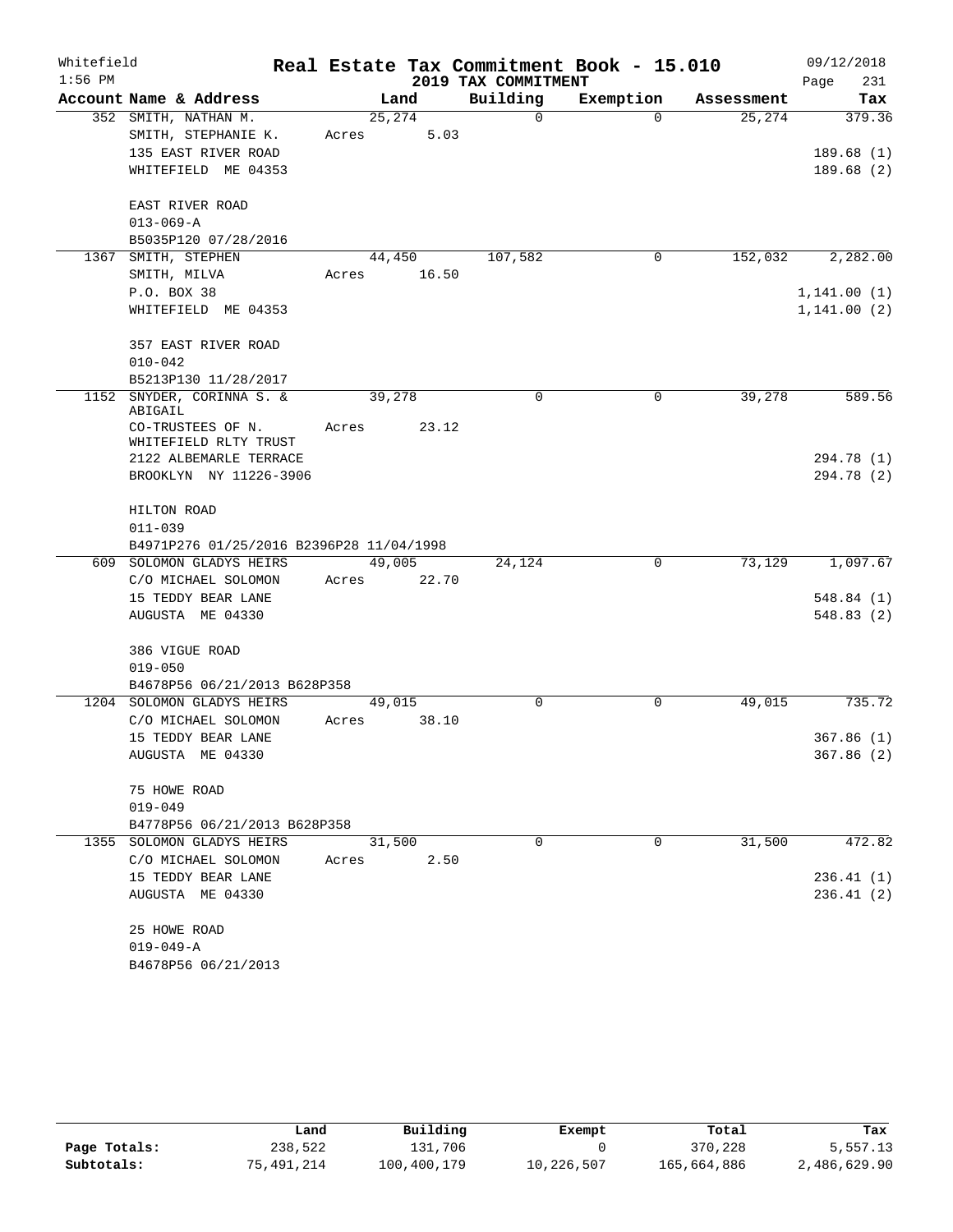Whitefield
1:56 PM

# Real Estate Tax Commitment Book - 15.010

## 2019 TAX COMMITMENT

09/12/2018

| Account Name & Address | Land | Building | Exemption | Assessment | Tax |
|---|---|---|---|---|---|
| 352 SMITH, NATHAN M. | 25,274 | 0 | 0 | 25,274 | 379.36 |
| SMITH, STEPHANIE K. | Acres 5.03 | | | | |
| 135 EAST RIVER ROAD | | | | | 189.68 (1) |
| WHITEFIELD ME 04353 | | | | | 189.68 (2) |
| EAST RIVER ROAD | | | | | |
| 013-069-A | | | | | |
| B5035P120 07/28/2016 | | | | | |
| 1367 SMITH, STEPHEN | 44,450 | 107,582 | 0 | 152,032 | 2,282.00 |
| SMITH, MILVA | Acres 16.50 | | | | |
| P.O. BOX 38 | | | | | 1,141.00 (1) |
| WHITEFIELD ME 04353 | | | | | 1,141.00 (2) |
| 357 EAST RIVER ROAD | | | | | |
| 010-042 | | | | | |
| B5213P130 11/28/2017 | | | | | |
| 1152 SNYDER, CORINNA S. & ABIGAIL | 39,278 | 0 | 0 | 39,278 | 589.56 |
| CO-TRUSTEES OF N. WHITEFIELD RLTY TRUST | Acres 23.12 | | | | |
| 2122 ALBEMARLE TERRACE | | | | | 294.78 (1) |
| BROOKLYN NY 11226-3906 | | | | | 294.78 (2) |
| HILTON ROAD | | | | | |
| 011-039 | | | | | |
| B4971P276 01/25/2016 B2396P28 11/04/1998 | | | | | |
| 609 SOLOMON GLADYS HEIRS | 49,005 | 24,124 | 0 | 73,129 | 1,097.67 |
| C/O MICHAEL SOLOMON | Acres 22.70 | | | | |
| 15 TEDDY BEAR LANE | | | | | 548.84 (1) |
| AUGUSTA ME 04330 | | | | | 548.83 (2) |
| 386 VIGUE ROAD | | | | | |
| 019-050 | | | | | |
| B4678P56 06/21/2013 B628P358 | | | | | |
| 1204 SOLOMON GLADYS HEIRS | 49,015 | 0 | 0 | 49,015 | 735.72 |
| C/O MICHAEL SOLOMON | Acres 38.10 | | | | |
| 15 TEDDY BEAR LANE | | | | | 367.86 (1) |
| AUGUSTA ME 04330 | | | | | 367.86 (2) |
| 75 HOWE ROAD | | | | | |
| 019-049 | | | | | |
| B4778P56 06/21/2013 B628P358 | | | | | |
| 1355 SOLOMON GLADYS HEIRS | 31,500 | 0 | 0 | 31,500 | 472.82 |
| C/O MICHAEL SOLOMON | Acres 2.50 | | | | |
| 15 TEDDY BEAR LANE | | | | | 236.41 (1) |
| AUGUSTA ME 04330 | | | | | 236.41 (2) |
| 25 HOWE ROAD | | | | | |
| 019-049-A | | | | | |
| B4678P56 06/21/2013 | | | | | |

| | Land | Building | Exempt | Total | Tax |
|---|---|---|---|---|---|
| Page Totals: | 238,522 | 131,706 | 0 | 370,228 | 5,557.13 |
| Subtotals: | 75,491,214 | 100,400,179 | 10,226,507 | 165,664,886 | 2,486,629.90 |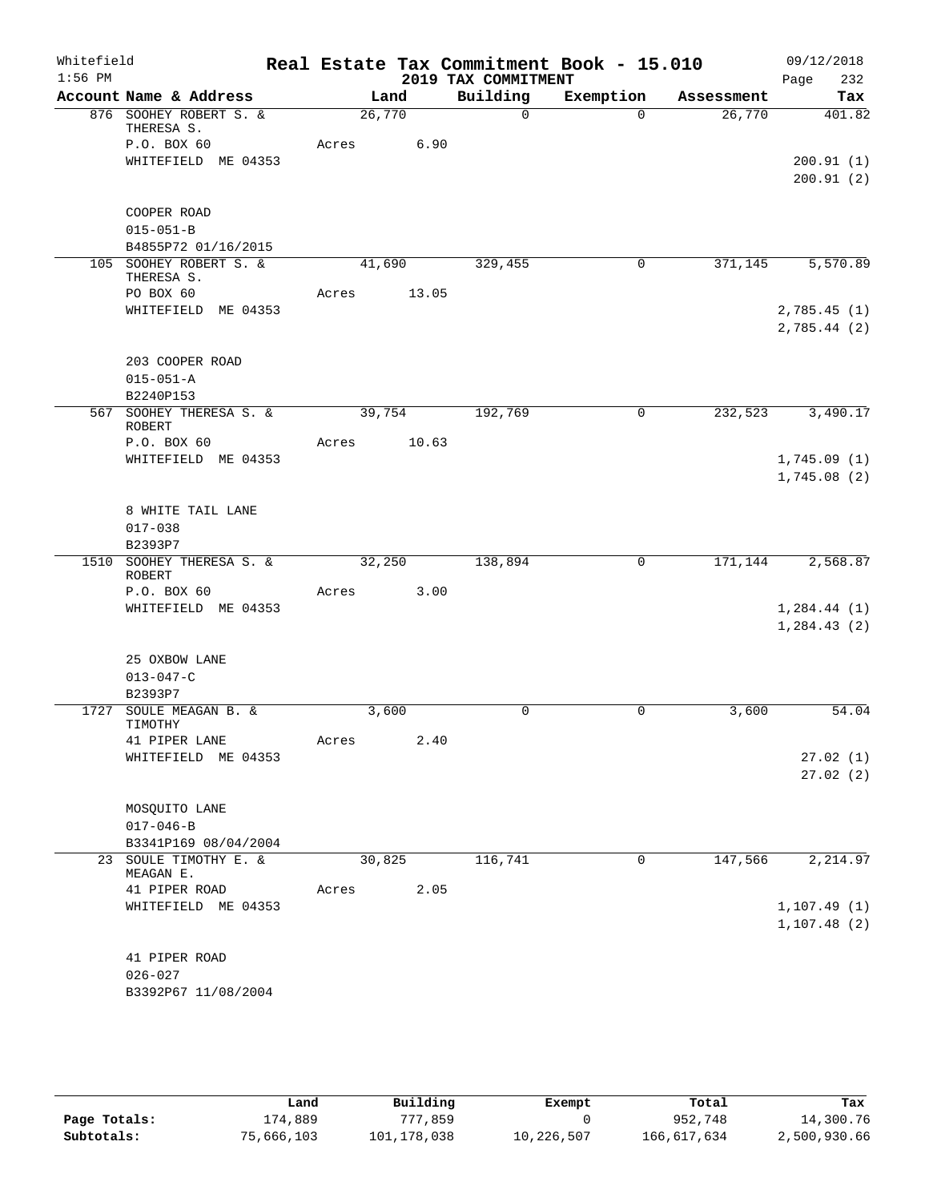Whitefield 1:56 PM

# Real Estate Tax Commitment Book - 15.010

## 2019 TAX COMMITMENT

09/12/2018 Page 232

| Account Name & Address | Land | Building | Exemption | Assessment | Tax |
|---|---|---|---|---|---|
| 876 SOOHEY ROBERT S. & THERESA S. | 26,770 | 0 | 0 | 26,770 | 401.82 |
| P.O. BOX 60 | Acres 6.90 | | | | |
| WHITEFIELD ME 04353 | | | | | 200.91 (1) |
| | | | | | 200.91 (2) |
| COOPER ROAD | | | | | |
| 015-051-B | | | | | |
| B4855P72 01/16/2015 | | | | | |
| 105 SOOHEY ROBERT S. & THERESA S. | 41,690 | 329,455 | 0 | 371,145 | 5,570.89 |
| PO BOX 60 | Acres 13.05 | | | | |
| WHITEFIELD ME 04353 | | | | | 2,785.45 (1) |
| | | | | | 2,785.44 (2) |
| 203 COOPER ROAD | | | | | |
| 015-051-A | | | | | |
| B2240P153 | | | | | |
| 567 SOOHEY THERESA S. & ROBERT | 39,754 | 192,769 | 0 | 232,523 | 3,490.17 |
| P.O. BOX 60 | Acres 10.63 | | | | |
| WHITEFIELD ME 04353 | | | | | 1,745.09 (1) |
| | | | | | 1,745.08 (2) |
| 8 WHITE TAIL LANE | | | | | |
| 017-038 | | | | | |
| B2393P7 | | | | | |
| 1510 SOOHEY THERESA S. & ROBERT | 32,250 | 138,894 | 0 | 171,144 | 2,568.87 |
| P.O. BOX 60 | Acres 3.00 | | | | |
| WHITEFIELD ME 04353 | | | | | 1,284.44 (1) |
| | | | | | 1,284.43 (2) |
| 25 OXBOW LANE | | | | | |
| 013-047-C | | | | | |
| B2393P7 | | | | | |
| 1727 SOULE MEAGAN B. & TIMOTHY | 3,600 | 0 | 0 | 3,600 | 54.04 |
| 41 PIPER LANE | Acres 2.40 | | | | |
| WHITEFIELD ME 04353 | | | | | 27.02 (1) |
| | | | | | 27.02 (2) |
| MOSQUITO LANE | | | | | |
| 017-046-B | | | | | |
| B3341P169 08/04/2004 | | | | | |
| 23 SOULE TIMOTHY E. & MEAGAN E. | 30,825 | 116,741 | 0 | 147,566 | 2,214.97 |
| 41 PIPER ROAD | Acres 2.05 | | | | |
| WHITEFIELD ME 04353 | | | | | 1,107.49 (1) |
| | | | | | 1,107.48 (2) |
| 41 PIPER ROAD | | | | | |
| 026-027 | | | | | |
| B3392P67 11/08/2004 | | | | | |

| | Land | Building | Exempt | Total | Tax |
|---|---|---|---|---|---|
| Page Totals: | 174,889 | 777,859 | 0 | 952,748 | 14,300.76 |
| Subtotals: | 75,666,103 | 101,178,038 | 10,226,507 | 166,617,634 | 2,500,930.66 |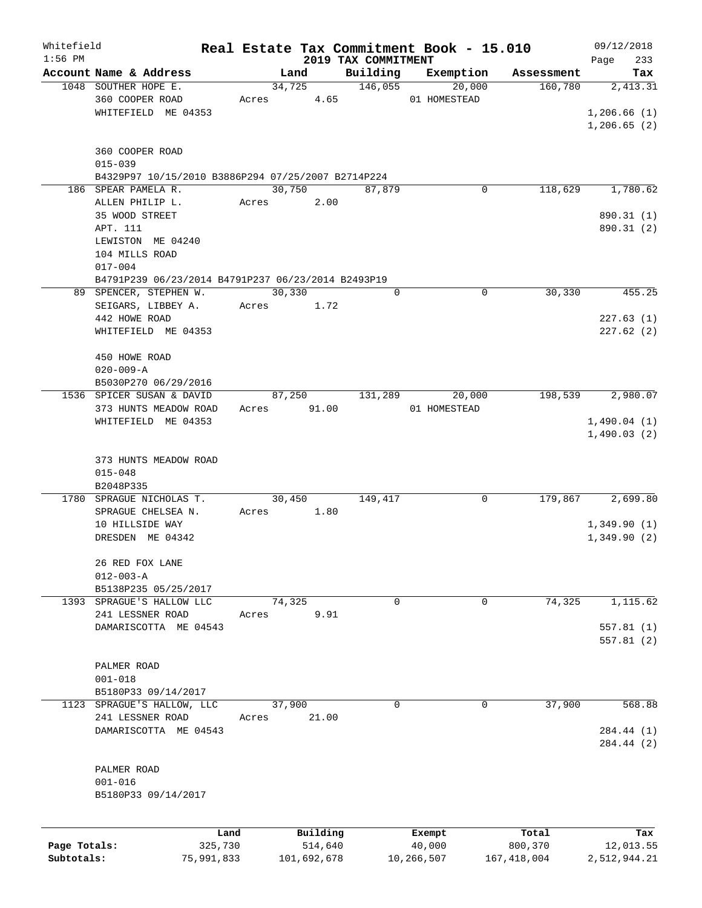Whitefield 1:56 PM

# Real Estate Tax Commitment Book - 15.010
## 2019 TAX COMMITMENT

09/12/2018

| Account Name & Address | Land | Building | Exemption | Assessment | Tax |
|---|---|---|---|---|---|
| 1048 SOUTHER HOPE E.<br>360 COOPER ROAD<br>WHITEFIELD ME 04353<br><br>360 COOPER ROAD<br>015-039<br>B4329P97 10/15/2010 B3886P294 07/25/2007 B2714P224 | 34,725<br>Acres 4.65 | 146,055 | 20,000<br>01 HOMESTEAD | 160,780 | 2,413.31<br><br>1,206.66 (1)<br>1,206.65 (2) |
| 186 SPEAR PAMELA R.<br>ALLEN PHILIP L.<br>35 WOOD STREET<br>APT. 111<br>LEWISTON ME 04240<br>104 MILLS ROAD<br>017-004<br>B4791P239 06/23/2014 B4791P237 06/23/2014 B2493P19 | 30,750<br>Acres 2.00 | 87,879 | 0 | 118,629 | 1,780.62<br><br>890.31 (1)<br>890.31 (2) |
| 89 SPENCER, STEPHEN W.<br>SEIGARS, LIBBEY A.<br>442 HOWE ROAD<br>WHITEFIELD ME 04353<br><br>450 HOWE ROAD<br>020-009-A<br>B5030P270 06/29/2016 | 30,330<br>Acres 1.72 | 0 | 0 | 30,330 | 455.25<br><br>227.63 (1)<br>227.62 (2) |
| 1536 SPICER SUSAN & DAVID<br>373 HUNTS MEADOW ROAD<br>WHITEFIELD ME 04353<br><br>373 HUNTS MEADOW ROAD<br>015-048<br>B2048P335 | 87,250<br>Acres 91.00 | 131,289 | 20,000<br>01 HOMESTEAD | 198,539 | 2,980.07<br><br>1,490.04 (1)<br>1,490.03 (2) |
| 1780 SPRAGUE NICHOLAS T.<br>SPRAGUE CHELSEA N.<br>10 HILLSIDE WAY<br>DRESDEN ME 04342<br><br>26 RED FOX LANE<br>012-003-A<br>B5138P235 05/25/2017 | 30,450<br>Acres 1.80 | 149,417 | 0 | 179,867 | 2,699.80<br><br>1,349.90 (1)<br>1,349.90 (2) |
| 1393 SPRAGUE'S HALLOW LLC<br>241 LESSNER ROAD<br>DAMARISCOTTA ME 04543<br><br>PALMER ROAD<br>001-018<br>B5180P33 09/14/2017 | 74,325<br>Acres 9.91 | 0 | 0 | 74,325 | 1,115.62<br><br>557.81 (1)<br>557.81 (2) |
| 1123 SPRAGUE'S HALLOW, LLC<br>241 LESSNER ROAD<br>DAMARISCOTTA ME 04543<br><br>PALMER ROAD<br>001-016<br>B5180P33 09/14/2017 | 37,900<br>Acres 21.00 | 0 | 0 | 37,900 | 568.88<br><br>284.44 (1)<br>284.44 (2) |

| | Land | Building | Exempt | Total | Tax |
|---|---|---|---|---|---|
| Page Totals: | 325,730 | 514,640 | 40,000 | 800,370 | 12,013.55 |
| Subtotals: | 75,991,833 | 101,692,678 | 10,266,507 | 167,418,004 | 2,512,944.21 |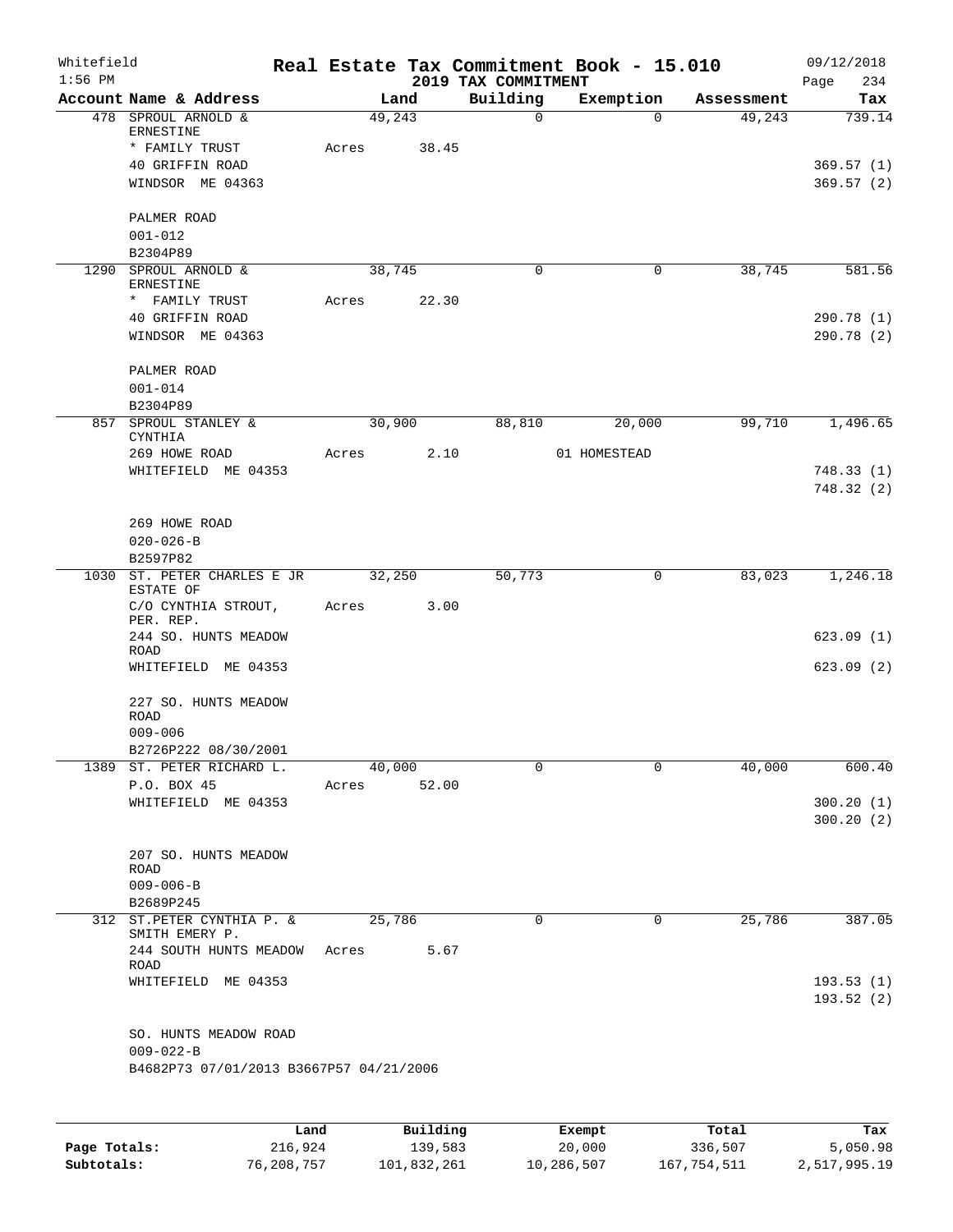# Real Estate Tax Commitment Book - 15.010

Whitefield 1:56 PM — 2019 TAX COMMITMENT — 09/12/2018 Page 234

| Account Name & Address | Land | Building | Exemption | Assessment | Tax |
|---|---|---|---|---|---|
| 478 SPROUL ARNOLD & ERNESTINE | 49,243 | 0 | 0 | 49,243 | 739.14 |
| * FAMILY TRUST | Acres 38.45 | | | | |
| 40 GRIFFIN ROAD | | | | | 369.57 (1) |
| WINDSOR ME 04363 | | | | | 369.57 (2) |
| PALMER ROAD | | | | | |
| 001-012 | | | | | |
| B2304P89 | | | | | |
| 1290 SPROUL ARNOLD & ERNESTINE | 38,745 | 0 | 0 | 38,745 | 581.56 |
| * FAMILY TRUST | Acres 22.30 | | | | |
| 40 GRIFFIN ROAD | | | | | 290.78 (1) |
| WINDSOR ME 04363 | | | | | 290.78 (2) |
| PALMER ROAD | | | | | |
| 001-014 | | | | | |
| B2304P89 | | | | | |
| 857 SPROUL STANLEY & CYNTHIA | 30,900 | 88,810 | 20,000 | 99,710 | 1,496.65 |
| 269 HOWE ROAD | Acres 2.10 | | 01 HOMESTEAD | | |
| WHITEFIELD ME 04353 | | | | | 748.33 (1) |
| | | | | | 748.32 (2) |
| 269 HOWE ROAD | | | | | |
| 020-026-B | | | | | |
| B2597P82 | | | | | |
| 1030 ST. PETER CHARLES E JR ESTATE OF | 32,250 | 50,773 | 0 | 83,023 | 1,246.18 |
| C/O CYNTHIA STROUT, PER. REP. | Acres 3.00 | | | | |
| 244 SO. HUNTS MEADOW ROAD | | | | | 623.09 (1) |
| WHITEFIELD ME 04353 | | | | | 623.09 (2) |
| 227 SO. HUNTS MEADOW ROAD | | | | | |
| 009-006 | | | | | |
| B2726P222 08/30/2001 | | | | | |
| 1389 ST. PETER RICHARD L. | 40,000 | 0 | 0 | 40,000 | 600.40 |
| P.O. BOX 45 | Acres 52.00 | | | | |
| WHITEFIELD ME 04353 | | | | | 300.20 (1) |
| | | | | | 300.20 (2) |
| 207 SO. HUNTS MEADOW ROAD | | | | | |
| 009-006-B | | | | | |
| B2689P245 | | | | | |
| 312 ST.PETER CYNTHIA P. & SMITH EMERY P. | 25,786 | 0 | 0 | 25,786 | 387.05 |
| 244 SOUTH HUNTS MEADOW ROAD | Acres 5.67 | | | | |
| WHITEFIELD ME 04353 | | | | | 193.53 (1) |
| | | | | | 193.52 (2) |
| SO. HUNTS MEADOW ROAD | | | | | |
| 009-022-B | | | | | |
| B4682P73 07/01/2013 B3667P57 04/21/2006 | | | | | |

| | Land | Building | Exempt | Total | Tax |
|---|---|---|---|---|---|
| Page Totals: | 216,924 | 139,583 | 20,000 | 336,507 | 5,050.98 |
| Subtotals: | 76,208,757 | 101,832,261 | 10,286,507 | 167,754,511 | 2,517,995.19 |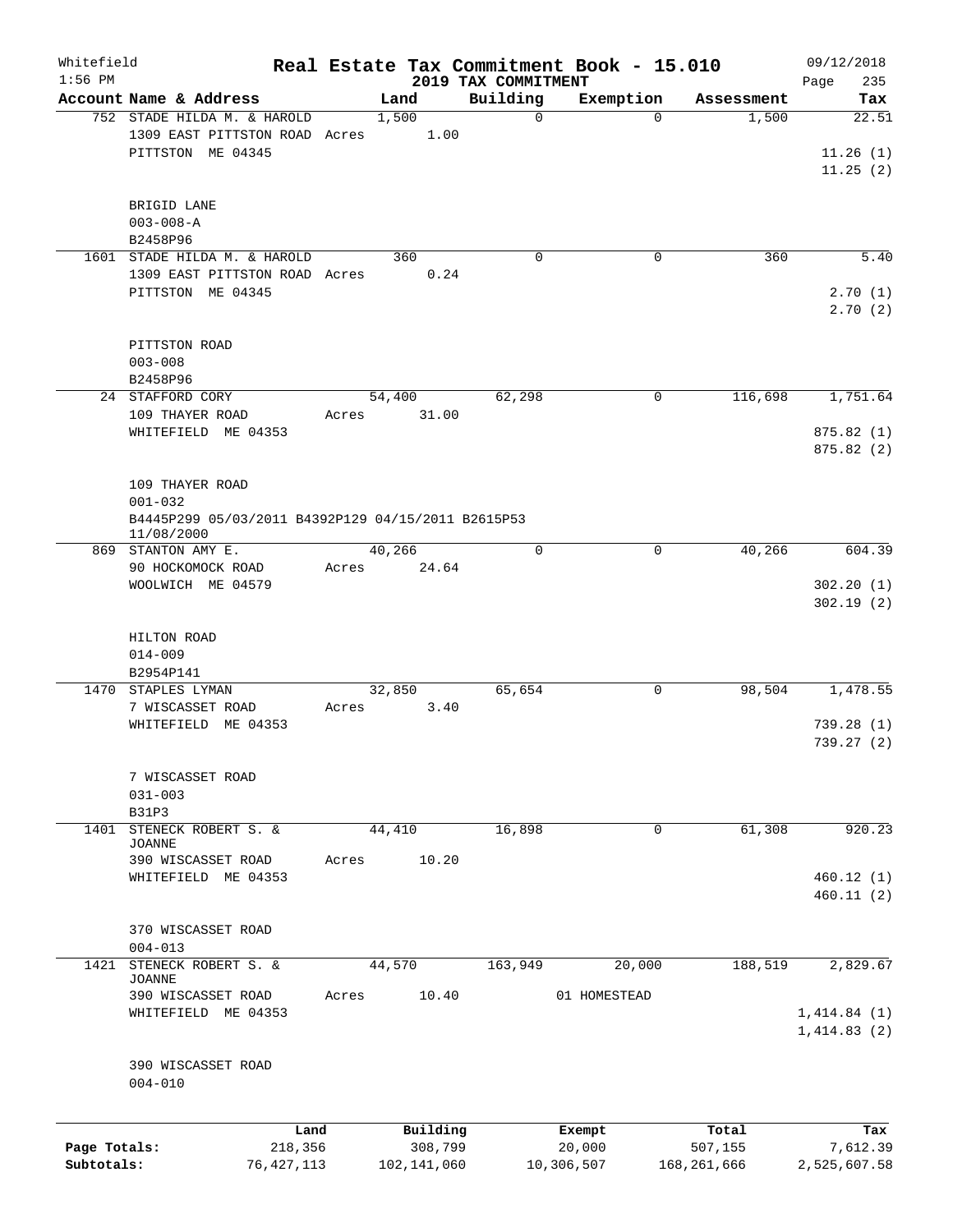Whitefield 1:56 PM

# Real Estate Tax Commitment Book - 15.010

## 2019 TAX COMMITMENT

09/12/2018 Page 235

| Account Name & Address | Land | Building | Exemption | Assessment | Tax |
|---|---|---|---|---|---|
| 752 STADE HILDA M. & HAROLD<br>1309 EAST PITTSTON ROAD Acres 1.00<br>PITTSTON ME 04345<br><br>BRIGID LANE<br>003-008-A<br>B2458P96 | 1,500 | 0 | 0 | 1,500 | 22.51<br>11.26 (1)<br>11.25 (2) |
| 1601 STADE HILDA M. & HAROLD<br>1309 EAST PITTSTON ROAD Acres 0.24<br>PITTSTON ME 04345<br><br>PITTSTON ROAD<br>003-008<br>B2458P96 | 360 | 0 | 0 | 360 | 5.40<br>2.70 (1)<br>2.70 (2) |
| 24 STAFFORD CORY<br>109 THAYER ROAD Acres 31.00<br>WHITEFIELD ME 04353<br><br>109 THAYER ROAD<br>001-032<br>B4445P299 05/03/2011 B4392P129 04/15/2011 B2615P53 11/08/2000 | 54,400 | 62,298 | 0 | 116,698 | 1,751.64<br>875.82 (1)<br>875.82 (2) |
| 869 STANTON AMY E.<br>90 HOCKOMOCK ROAD Acres 24.64<br>WOOLWICH ME 04579<br><br>HILTON ROAD<br>014-009<br>B2954P141 | 40,266 | 0 | 0 | 40,266 | 604.39<br>302.20 (1)<br>302.19 (2) |
| 1470 STAPLES LYMAN<br>7 WISCASSET ROAD Acres 3.40<br>WHITEFIELD ME 04353<br><br>7 WISCASSET ROAD<br>031-003<br>B31P3 | 32,850 | 65,654 | 0 | 98,504 | 1,478.55<br>739.28 (1)<br>739.27 (2) |
| 1401 STENECK ROBERT S. & JOANNE<br>390 WISCASSET ROAD Acres 10.20<br>WHITEFIELD ME 04353<br><br>370 WISCASSET ROAD<br>004-013 | 44,410 | 16,898 | 0 | 61,308 | 920.23<br>460.12 (1)<br>460.11 (2) |
| 1421 STENECK ROBERT S. & JOANNE<br>390 WISCASSET ROAD Acres 10.40<br>WHITEFIELD ME 04353<br><br>390 WISCASSET ROAD<br>004-010 | 44,570 | 163,949 | 20,000<br>01 HOMESTEAD | 188,519 | 2,829.67<br>1,414.84 (1)<br>1,414.83 (2) |

| | Land | Building | Exempt | Total | Tax |
|---|---|---|---|---|---|
| Page Totals: | 218,356 | 308,799 | 20,000 | 507,155 | 7,612.39 |
| Subtotals: | 76,427,113 | 102,141,060 | 10,306,507 | 168,261,666 | 2,525,607.58 |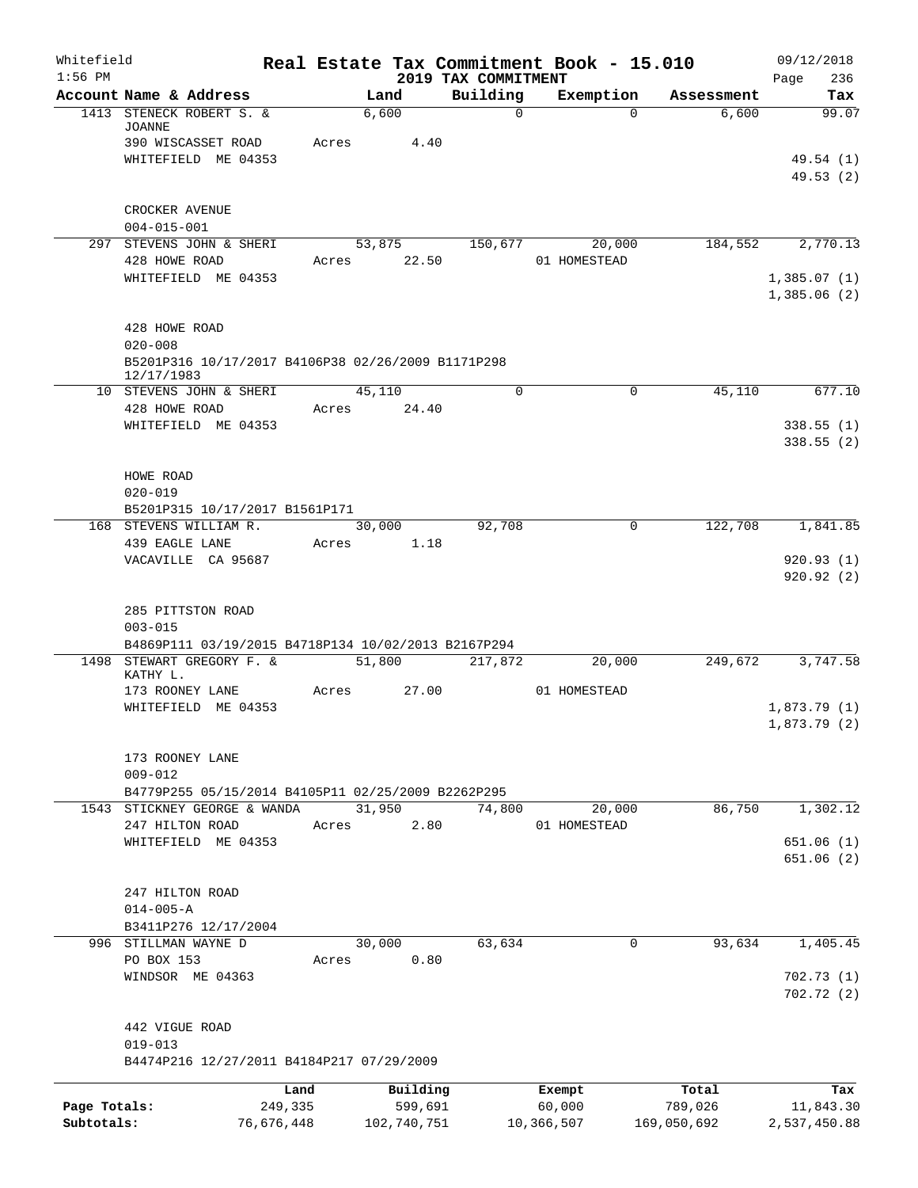Whitefield

**Real Estate Tax Commitment Book - 15.010**

09/12/2018

1:56 PM

**2019 TAX COMMITMENT**

| Account | Name & Address | Land | Building | Exemption | Assessment | Tax |
|---|---|---|---|---|---|---|
| 1413 | STENECK ROBERT S. & JOANNE<br>390 WISCASSET ROAD<br>WHITEFIELD ME 04353<br><br>CROCKER AVENUE<br>004-015-001 | 6,600<br>Acres 4.40 | 0 | 0 | 6,600 | 99.07<br><br>49.54 (1)<br>49.53 (2) |
| 297 | STEVENS JOHN & SHERI<br>428 HOWE ROAD<br>WHITEFIELD ME 04353<br><br>428 HOWE ROAD<br>020-008<br>B5201P316 10/17/2017 B4106P38 02/26/2009 B1171P298 12/17/1983 | 53,875<br>Acres 22.50 | 150,677 | 20,000<br>01 HOMESTEAD | 184,552 | 2,770.13<br><br>1,385.07 (1)<br>1,385.06 (2) |
| 10 | STEVENS JOHN & SHERI<br>428 HOWE ROAD<br>WHITEFIELD ME 04353<br><br>HOWE ROAD<br>020-019<br>B5201P315 10/17/2017 B1561P171 | 45,110<br>Acres 24.40 | 0 | 0 | 45,110 | 677.10<br><br>338.55 (1)<br>338.55 (2) |
| 168 | STEVENS WILLIAM R.<br>439 EAGLE LANE<br>VACAVILLE CA 95687<br><br>285 PITTSTON ROAD<br>003-015<br>B4869P111 03/19/2015 B4718P134 10/02/2013 B2167P294 | 30,000<br>Acres 1.18 | 92,708 | 0 | 122,708 | 1,841.85<br><br>920.93 (1)<br>920.92 (2) |
| 1498 | STEWART GREGORY F. & KATHY L.<br>173 ROONEY LANE<br>WHITEFIELD ME 04353<br><br>173 ROONEY LANE<br>009-012<br>B4779P255 05/15/2014 B4105P11 02/25/2009 B2262P295 | 51,800<br>Acres 27.00 | 217,872 | 20,000<br>01 HOMESTEAD | 249,672 | 3,747.58<br><br>1,873.79 (1)<br>1,873.79 (2) |
| 1543 | STICKNEY GEORGE & WANDA<br>247 HILTON ROAD<br>WHITEFIELD ME 04353<br><br>247 HILTON ROAD<br>014-005-A<br>B3411P276 12/17/2004 | 31,950<br>Acres 2.80 | 74,800 | 20,000<br>01 HOMESTEAD | 86,750 | 1,302.12<br><br>651.06 (1)<br>651.06 (2) |
| 996 | STILLMAN WAYNE D<br>PO BOX 153<br>WINDSOR ME 04363<br><br>442 VIGUE ROAD<br>019-013<br>B4474P216 12/27/2011 B4184P217 07/29/2009 | 30,000<br>Acres 0.80 | 63,634 | 0 | 93,634 | 1,405.45<br><br>702.73 (1)<br>702.72 (2) |

| | Land | Building | Exempt | Total | Tax |
|---|---|---|---|---|---|
| Page Totals: | 249,335 | 599,691 | 60,000 | 789,026 | 11,843.30 |
| Subtotals: | 76,676,448 | 102,740,751 | 10,366,507 | 169,050,692 | 2,537,450.88 |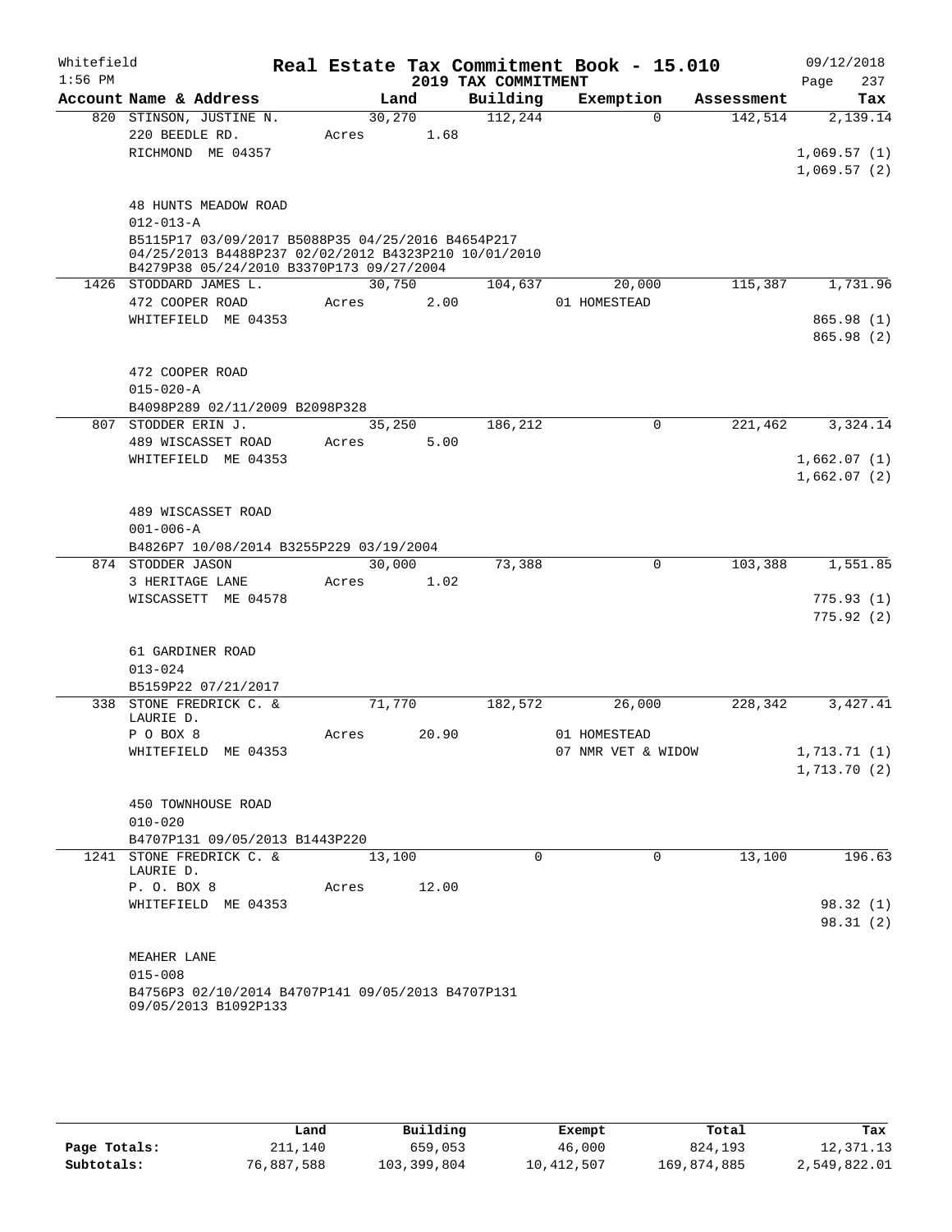Whitefield 1:56 PM

# Real Estate Tax Commitment Book - 15.010

## 2019 TAX COMMITMENT

09/12/2018

| Account Name & Address | Land | Building | Exemption | Assessment | Tax |
|---|---|---|---|---|---|
| 820 STINSON, JUSTINE N. | 30,270 | 112,244 | 0 | 142,514 | 2,139.14 |
| 220 BEEDLE RD. | Acres 1.68 | | | | |
| RICHMOND ME 04357 | | | | | 1,069.57 (1) |
| | | | | | 1,069.57 (2) |
| 48 HUNTS MEADOW ROAD | | | | | |
| 012-013-A | | | | | |
| B5115P17 03/09/2017 B5088P35 04/25/2016 B4654P217 04/25/2013 B4488P237 02/02/2012 B4323P210 10/01/2010 B4279P38 05/24/2010 B3370P173 09/27/2004 | | | | | |
| 1426 STODDARD JAMES L. | 30,750 | 104,637 | 20,000 | 115,387 | 1,731.96 |
| 472 COOPER ROAD | Acres 2.00 | | 01 HOMESTEAD | | |
| WHITEFIELD ME 04353 | | | | | 865.98 (1) |
| | | | | | 865.98 (2) |
| 472 COOPER ROAD | | | | | |
| 015-020-A | | | | | |
| B4098P289 02/11/2009 B2098P328 | | | | | |
| 807 STODDER ERIN J. | 35,250 | 186,212 | 0 | 221,462 | 3,324.14 |
| 489 WISCASSET ROAD | Acres 5.00 | | | | |
| WHITEFIELD ME 04353 | | | | | 1,662.07 (1) |
| | | | | | 1,662.07 (2) |
| 489 WISCASSET ROAD | | | | | |
| 001-006-A | | | | | |
| B4826P7 10/08/2014 B3255P229 03/19/2004 | | | | | |
| 874 STODDER JASON | 30,000 | 73,388 | 0 | 103,388 | 1,551.85 |
| 3 HERITAGE LANE | Acres 1.02 | | | | |
| WISCASSETT ME 04578 | | | | | 775.93 (1) |
| | | | | | 775.92 (2) |
| 61 GARDINER ROAD | | | | | |
| 013-024 | | | | | |
| B5159P22 07/21/2017 | | | | | |
| 338 STONE FREDRICK C. & LAURIE D. | 71,770 | 182,572 | 26,000 | 228,342 | 3,427.41 |
| P O BOX 8 | Acres 20.90 | | 01 HOMESTEAD | | |
| WHITEFIELD ME 04353 | | | 07 NMR VET & WIDOW | | 1,713.71 (1) |
| | | | | | 1,713.70 (2) |
| 450 TOWNHOUSE ROAD | | | | | |
| 010-020 | | | | | |
| B4707P131 09/05/2013 B1443P220 | | | | | |
| 1241 STONE FREDRICK C. & LAURIE D. | 13,100 | 0 | 0 | 13,100 | 196.63 |
| P. O. BOX 8 | Acres 12.00 | | | | |
| WHITEFIELD ME 04353 | | | | | 98.32 (1) |
| | | | | | 98.31 (2) |
| MEAHER LANE | | | | | |
| 015-008 | | | | | |
| B4756P3 02/10/2014 B4707P141 09/05/2013 B4707P131 09/05/2013 B1092P133 | | | | | |

| | Land | Building | Exempt | Total | Tax |
|---|---|---|---|---|---|
| Page Totals: | 211,140 | 659,053 | 46,000 | 824,193 | 12,371.13 |
| Subtotals: | 76,887,588 | 103,399,804 | 10,412,507 | 169,874,885 | 2,549,822.01 |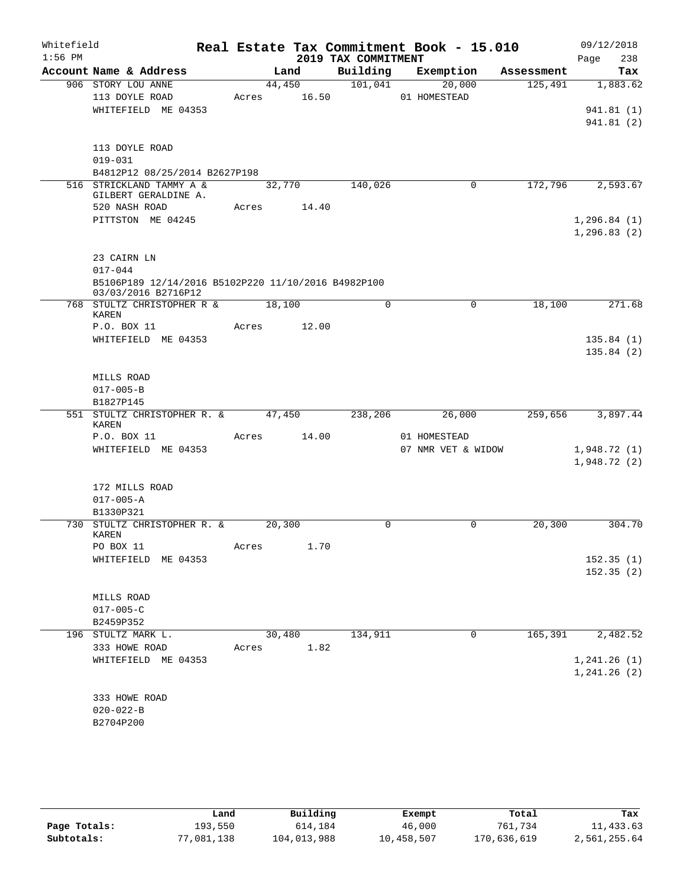Whitefield
1:56 PM

# Real Estate Tax Commitment Book - 15.010

## 2019 TAX COMMITMENT

09/12/2018
Page 238

| Account Name & Address | Land | Building | Exemption | Assessment | Tax |
|---|---|---|---|---|---|
| 906 STORY LOU ANNE | 44,450 | 101,041 | 20,000 | 125,491 | 1,883.62 |
| 113 DOYLE ROAD | Acres 16.50 | | 01 HOMESTEAD | | |
| WHITEFIELD ME 04353 | | | | | 941.81 (1) |
| | | | | | 941.81 (2) |
| 113 DOYLE ROAD | | | | | |
| 019-031 | | | | | |
| B4812P12 08/25/2014 B2627P198 | | | | | |
| 516 STRICKLAND TAMMY A & GILBERT GERALDINE A. | 32,770 | 140,026 | 0 | 172,796 | 2,593.67 |
| 520 NASH ROAD | Acres 14.40 | | | | |
| PITTSTON ME 04245 | | | | | 1,296.84 (1) |
| | | | | | 1,296.83 (2) |
| 23 CAIRN LN | | | | | |
| 017-044 | | | | | |
| B5106P189 12/14/2016 B5102P220 11/10/2016 B4982P100 03/03/2016 B2716P12 | | | | | |
| 768 STULTZ CHRISTOPHER R & KAREN | 18,100 | 0 | 0 | 18,100 | 271.68 |
| P.O. BOX 11 | Acres 12.00 | | | | |
| WHITEFIELD ME 04353 | | | | | 135.84 (1) |
| | | | | | 135.84 (2) |
| MILLS ROAD | | | | | |
| 017-005-B | | | | | |
| B1827P145 | | | | | |
| 551 STULTZ CHRISTOPHER R. & KAREN | 47,450 | 238,206 | 26,000 | 259,656 | 3,897.44 |
| P.O. BOX 11 | Acres 14.00 | | 01 HOMESTEAD | | |
| WHITEFIELD ME 04353 | | | 07 NMR VET & WIDOW | | 1,948.72 (1) |
| | | | | | 1,948.72 (2) |
| 172 MILLS ROAD | | | | | |
| 017-005-A | | | | | |
| B1330P321 | | | | | |
| 730 STULTZ CHRISTOPHER R. & KAREN | 20,300 | 0 | 0 | 20,300 | 304.70 |
| PO BOX 11 | Acres 1.70 | | | | |
| WHITEFIELD ME 04353 | | | | | 152.35 (1) |
| | | | | | 152.35 (2) |
| MILLS ROAD | | | | | |
| 017-005-C | | | | | |
| B2459P352 | | | | | |
| 196 STULTZ MARK L. | 30,480 | 134,911 | 0 | 165,391 | 2,482.52 |
| 333 HOWE ROAD | Acres 1.82 | | | | |
| WHITEFIELD ME 04353 | | | | | 1,241.26 (1) |
| | | | | | 1,241.26 (2) |
| 333 HOWE ROAD | | | | | |
| 020-022-B | | | | | |
| B2704P200 | | | | | |

| | Land | Building | Exempt | Total | Tax |
|---|---|---|---|---|---|
| Page Totals: | 193,550 | 614,184 | 46,000 | 761,734 | 11,433.63 |
| Subtotals: | 77,081,138 | 104,013,988 | 10,458,507 | 170,636,619 | 2,561,255.64 |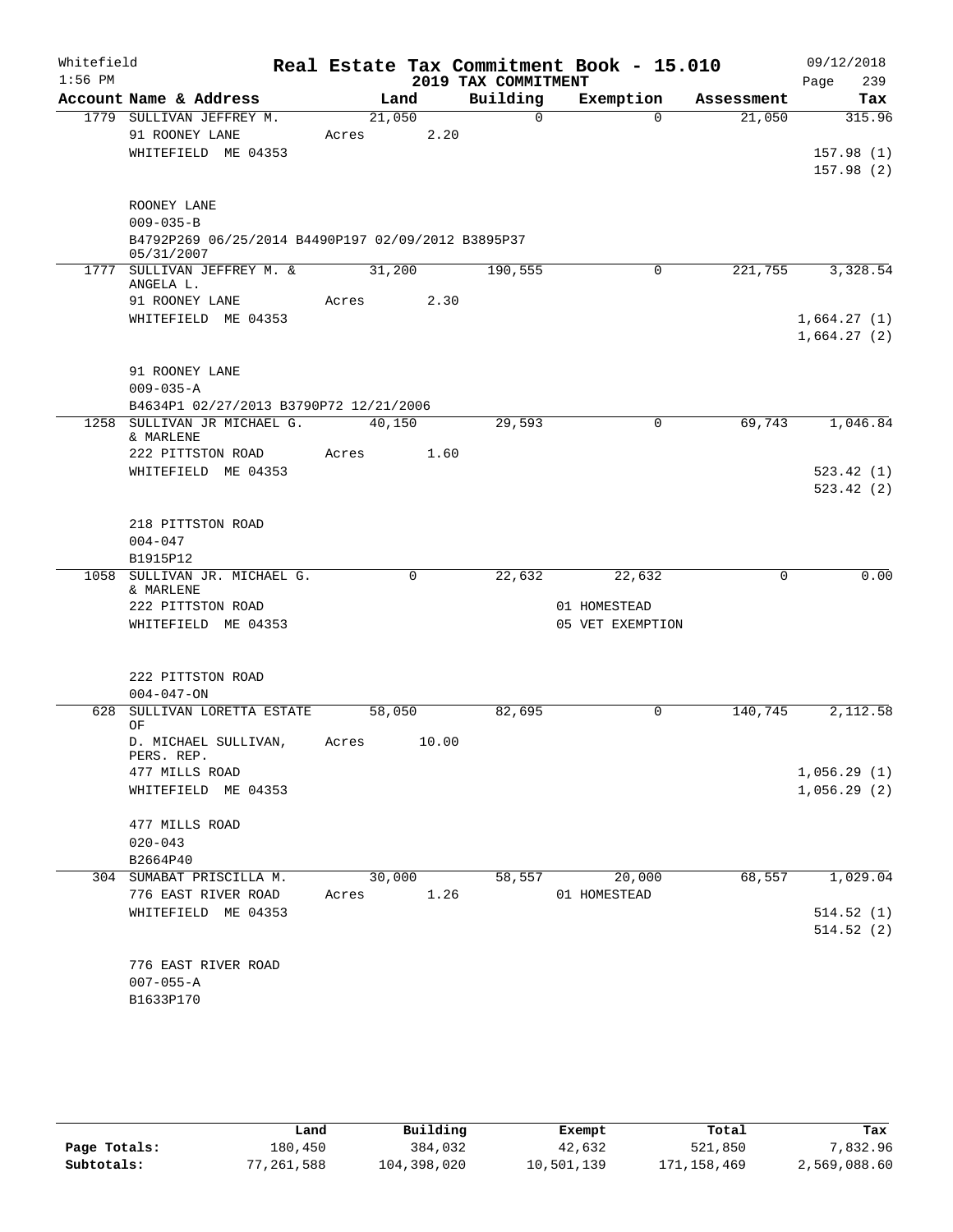Whitefield 1:56 PM

# Real Estate Tax Commitment Book - 15.010

## 2019 TAX COMMITMENT

09/12/2018 Page 239

| Account Name & Address | Land | Building | Exemption | Assessment | Tax |
|---|---|---|---|---|---|
| 1779 SULLIVAN JEFFREY M. | 21,050 | 0 | 0 | 21,050 | 315.96 |
| 91 ROONEY LANE | Acres 2.20 | | | | |
| WHITEFIELD ME 04353 | | | | | 157.98 (1) |
| | | | | | 157.98 (2) |
| ROONEY LANE | | | | | |
| 009-035-B | | | | | |
| B4792P269 06/25/2014 B4490P197 02/09/2012 B3895P37 05/31/2007 | | | | | |
| 1777 SULLIVAN JEFFREY M. & ANGELA L. | 31,200 | 190,555 | 0 | 221,755 | 3,328.54 |
| 91 ROONEY LANE | Acres 2.30 | | | | |
| WHITEFIELD ME 04353 | | | | | 1,664.27 (1) |
| | | | | | 1,664.27 (2) |
| 91 ROONEY LANE | | | | | |
| 009-035-A | | | | | |
| B4634P1 02/27/2013 B3790P72 12/21/2006 | | | | | |
| 1258 SULLIVAN JR MICHAEL G. & MARLENE | 40,150 | 29,593 | 0 | 69,743 | 1,046.84 |
| 222 PITTSTON ROAD | Acres 1.60 | | | | |
| WHITEFIELD ME 04353 | | | | | 523.42 (1) |
| | | | | | 523.42 (2) |
| 218 PITTSTON ROAD | | | | | |
| 004-047 | | | | | |
| B1915P12 | | | | | |
| 1058 SULLIVAN JR. MICHAEL G. & MARLENE | 0 | 22,632 | 22,632 | 0 | 0.00 |
| 222 PITTSTON ROAD | | | 01 HOMESTEAD | | |
| WHITEFIELD ME 04353 | | | 05 VET EXEMPTION | | |
| 222 PITTSTON ROAD | | | | | |
| 004-047-ON | | | | | |
| 628 SULLIVAN LORETTA ESTATE OF | 58,050 | 82,695 | 0 | 140,745 | 2,112.58 |
| D. MICHAEL SULLIVAN, PERS. REP. | Acres 10.00 | | | | |
| 477 MILLS ROAD | | | | | 1,056.29 (1) |
| WHITEFIELD ME 04353 | | | | | 1,056.29 (2) |
| 477 MILLS ROAD | | | | | |
| 020-043 | | | | | |
| B2664P40 | | | | | |
| 304 SUMABAT PRISCILLA M. | 30,000 | 58,557 | 20,000 | 68,557 | 1,029.04 |
| 776 EAST RIVER ROAD | Acres 1.26 | | 01 HOMESTEAD | | |
| WHITEFIELD ME 04353 | | | | | 514.52 (1) |
| | | | | | 514.52 (2) |
| 776 EAST RIVER ROAD | | | | | |
| 007-055-A | | | | | |
| B1633P170 | | | | | |

| | Land | Building | Exempt | Total | Tax |
|---|---|---|---|---|---|
| Page Totals: | 180,450 | 384,032 | 42,632 | 521,850 | 7,832.96 |
| Subtotals: | 77,261,588 | 104,398,020 | 10,501,139 | 171,158,469 | 2,569,088.60 |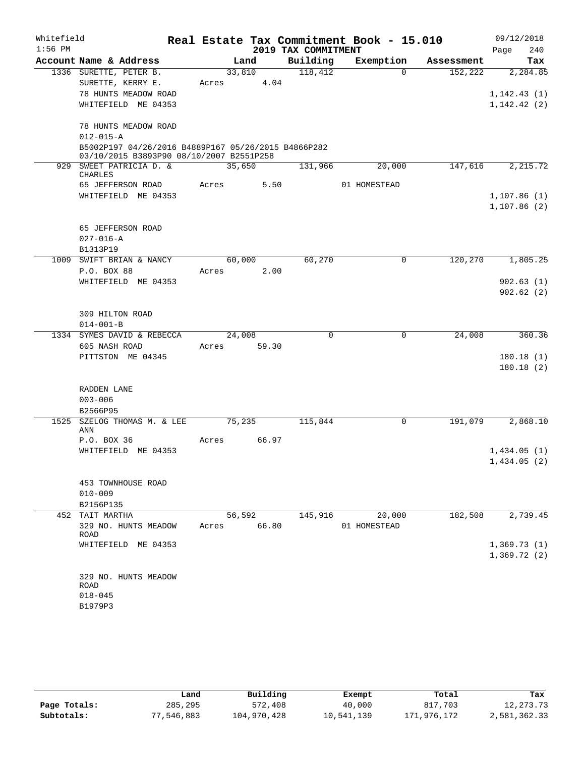Whitefield
1:56 PM

# Real Estate Tax Commitment Book - 15.010

## 2019 TAX COMMITMENT

09/12/2018
Page 240

| Account Name & Address | Land | Building | Exemption | Assessment | Tax |
|---|---|---|---|---|---|
| 1336 SURETTE, PETER B. | 33,810 | 118,412 | 0 | 152,222 | 2,284.85 |
| SURETTE, KERRY E. | Acres 4.04 | | | | |
| 78 HUNTS MEADOW ROAD | | | | | 1,142.43 (1) |
| WHITEFIELD ME 04353 | | | | | 1,142.42 (2) |
| 78 HUNTS MEADOW ROAD | | | | | |
| 012-015-A | | | | | |
| B5002P197 04/26/2016 B4889P167 05/26/2015 B4866P282 03/10/2015 B3893P90 08/10/2007 B2551P258 | | | | | |
| 929 SWEET PATRICIA D. & CHARLES | 35,650 | 131,966 | 20,000 | 147,616 | 2,215.72 |
| 65 JEFFERSON ROAD | Acres 5.50 | | 01 HOMESTEAD | | |
| WHITEFIELD ME 04353 | | | | | 1,107.86 (1) |
| | | | | | 1,107.86 (2) |
| 65 JEFFERSON ROAD | | | | | |
| 027-016-A | | | | | |
| B1313P19 | | | | | |
| 1009 SWIFT BRIAN & NANCY | 60,000 | 60,270 | 0 | 120,270 | 1,805.25 |
| P.O. BOX 88 | Acres 2.00 | | | | |
| WHITEFIELD ME 04353 | | | | | 902.63 (1) |
| | | | | | 902.62 (2) |
| 309 HILTON ROAD | | | | | |
| 014-001-B | | | | | |
| 1334 SYMES DAVID & REBECCA | 24,008 | 0 | 0 | 24,008 | 360.36 |
| 605 NASH ROAD | Acres 59.30 | | | | |
| PITTSTON ME 04345 | | | | | 180.18 (1) |
| | | | | | 180.18 (2) |
| RADDEN LANE | | | | | |
| 003-006 | | | | | |
| B2566P95 | | | | | |
| 1525 SZELOG THOMAS M. & LEE ANN | 75,235 | 115,844 | 0 | 191,079 | 2,868.10 |
| P.O. BOX 36 | Acres 66.97 | | | | |
| WHITEFIELD ME 04353 | | | | | 1,434.05 (1) |
| | | | | | 1,434.05 (2) |
| 453 TOWNHOUSE ROAD | | | | | |
| 010-009 | | | | | |
| B2156P135 | | | | | |
| 452 TAIT MARTHA | 56,592 | 145,916 | 20,000 | 182,508 | 2,739.45 |
| 329 NO. HUNTS MEADOW ROAD | Acres 66.80 | | 01 HOMESTEAD | | |
| WHITEFIELD ME 04353 | | | | | 1,369.73 (1) |
| | | | | | 1,369.72 (2) |
| 329 NO. HUNTS MEADOW ROAD | | | | | |
| 018-045 | | | | | |
| B1979P3 | | | | | |

| | Land | Building | Exempt | Total | Tax |
|---|---|---|---|---|---|
| Page Totals: | 285,295 | 572,408 | 40,000 | 817,703 | 12,273.73 |
| Subtotals: | 77,546,883 | 104,970,428 | 10,541,139 | 171,976,172 | 2,581,362.33 |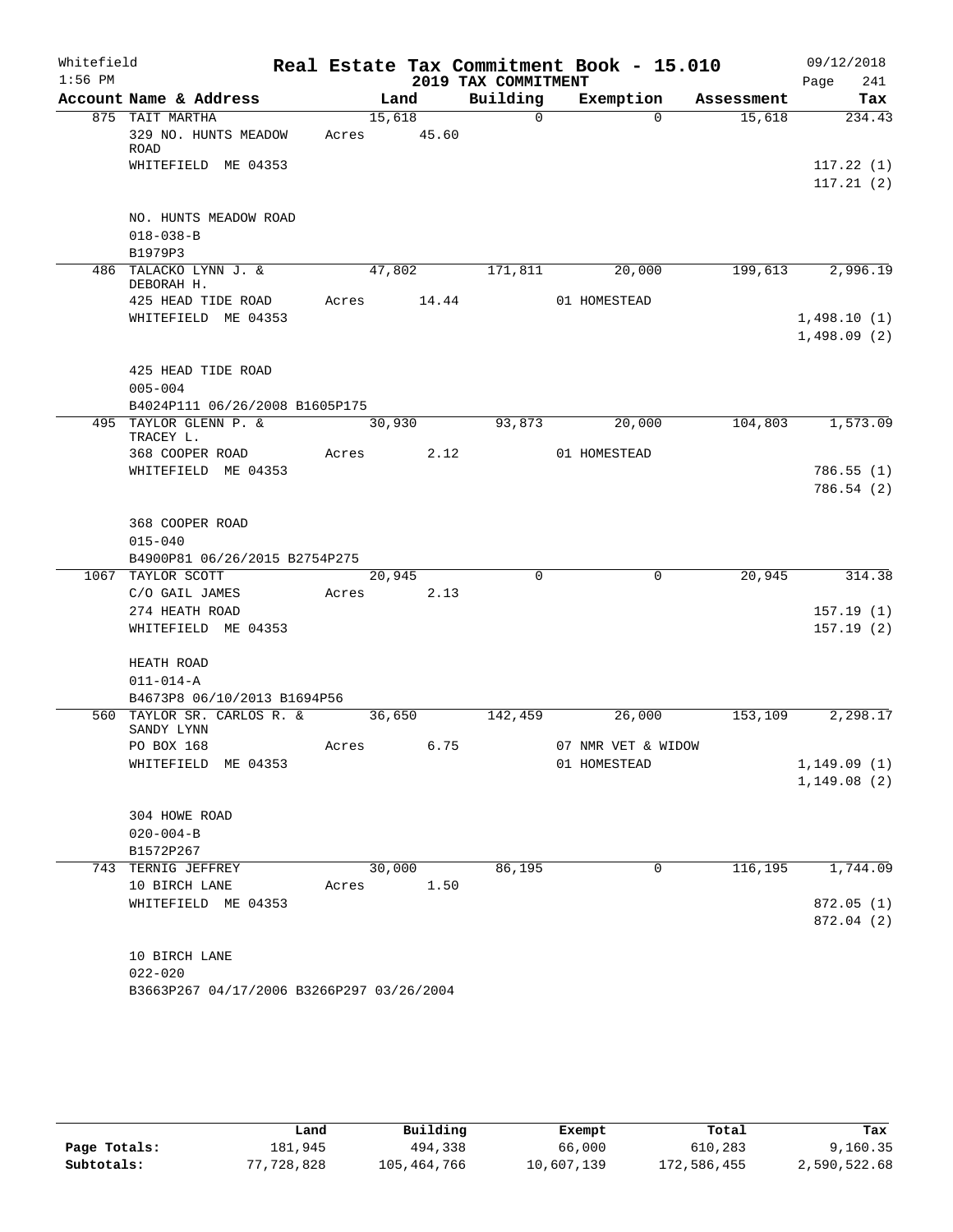Whitefield
1:56 PM

# Real Estate Tax Commitment Book - 15.010

## 2019 TAX COMMITMENT

09/12/2018
Page 241

| Account Name & Address | Land | Building | Exemption | Assessment | Tax |
|---|---|---|---|---|---|
| 875 TAIT MARTHA | 15,618 | 0 | 0 | 15,618 | 234.43 |
| 329 NO. HUNTS MEADOW ROAD | Acres 45.60 | | | | |
| WHITEFIELD ME 04353 | | | | | 117.22 (1) |
| | | | | | 117.21 (2) |
| NO. HUNTS MEADOW ROAD | | | | | |
| 018-038-B | | | | | |
| B1979P3 | | | | | |
| 486 TALACKO LYNN J. & DEBORAH H. | 47,802 | 171,811 | 20,000 | 199,613 | 2,996.19 |
| 425 HEAD TIDE ROAD | Acres 14.44 | | 01 HOMESTEAD | | |
| WHITEFIELD ME 04353 | | | | | 1,498.10 (1) |
| | | | | | 1,498.09 (2) |
| 425 HEAD TIDE ROAD | | | | | |
| 005-004 | | | | | |
| B4024P111 06/26/2008 B1605P175 | | | | | |
| 495 TAYLOR GLENN P. & TRACEY L. | 30,930 | 93,873 | 20,000 | 104,803 | 1,573.09 |
| 368 COOPER ROAD | Acres 2.12 | | 01 HOMESTEAD | | |
| WHITEFIELD ME 04353 | | | | | 786.55 (1) |
| | | | | | 786.54 (2) |
| 368 COOPER ROAD | | | | | |
| 015-040 | | | | | |
| B4900P81 06/26/2015 B2754P275 | | | | | |
| 1067 TAYLOR SCOTT | 20,945 | 0 | 0 | 20,945 | 314.38 |
| C/O GAIL JAMES | Acres 2.13 | | | | |
| 274 HEATH ROAD | | | | | 157.19 (1) |
| WHITEFIELD ME 04353 | | | | | 157.19 (2) |
| HEATH ROAD | | | | | |
| 011-014-A | | | | | |
| B4673P8 06/10/2013 B1694P56 | | | | | |
| 560 TAYLOR SR. CARLOS R. & SANDY LYNN | 36,650 | 142,459 | 26,000 | 153,109 | 2,298.17 |
| PO BOX 168 | Acres 6.75 | | 07 NMR VET & WIDOW | | |
| WHITEFIELD ME 04353 | | | 01 HOMESTEAD | | 1,149.09 (1) |
| | | | | | 1,149.08 (2) |
| 304 HOWE ROAD | | | | | |
| 020-004-B | | | | | |
| B1572P267 | | | | | |
| 743 TERNIG JEFFREY | 30,000 | 86,195 | 0 | 116,195 | 1,744.09 |
| 10 BIRCH LANE | Acres 1.50 | | | | |
| WHITEFIELD ME 04353 | | | | | 872.05 (1) |
| | | | | | 872.04 (2) |
| 10 BIRCH LANE | | | | | |
| 022-020 | | | | | |
| B3663P267 04/17/2006 B3266P297 03/26/2004 | | | | | |

| | Land | Building | Exempt | Total | Tax |
|---|---|---|---|---|---|
| Page Totals: | 181,945 | 494,338 | 66,000 | 610,283 | 9,160.35 |
| Subtotals: | 77,728,828 | 105,464,766 | 10,607,139 | 172,586,455 | 2,590,522.68 |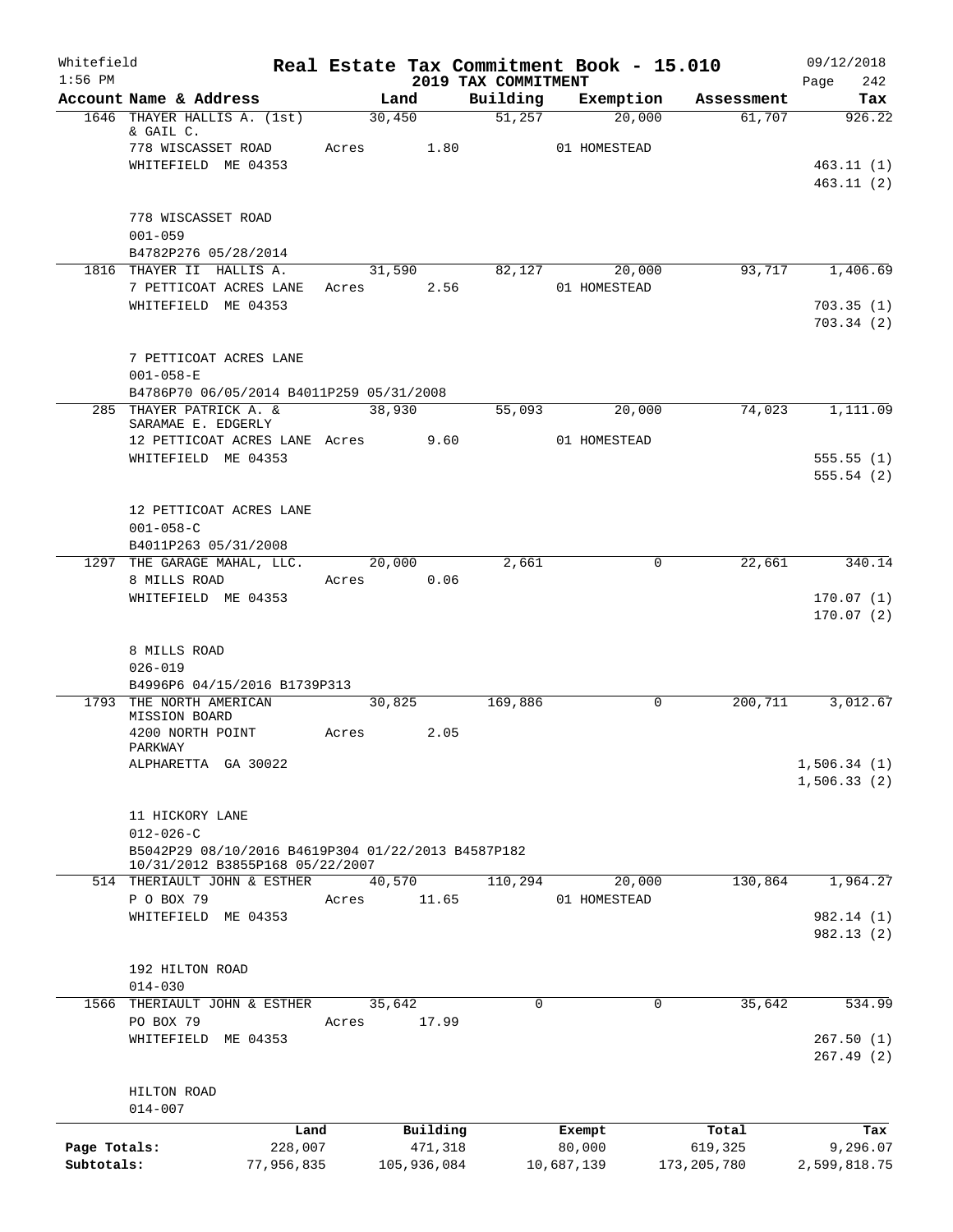Whitefield
1:56 PM

# Real Estate Tax Commitment Book - 15.010

## 2019 TAX COMMITMENT

09/12/2018
Page 242

| Account Name & Address | Land | Building | Exemption | Assessment | Tax |
|---|---|---|---|---|---|
| 1646 THAYER HALLIS A. (1st) & GAIL C. | 30,450 | 51,257 | 20,000 | 61,707 | 926.22 |
| 778 WISCASSET ROAD | Acres 1.80 | | 01 HOMESTEAD | | |
| WHITEFIELD ME 04353 | | | | | 463.11 (1) |
| | | | | | 463.11 (2) |
| 778 WISCASSET ROAD | | | | | |
| 001-059 | | | | | |
| B4782P276 05/28/2014 | | | | | |
| 1816 THAYER II HALLIS A. | 31,590 | 82,127 | 20,000 | 93,717 | 1,406.69 |
| 7 PETTICOAT ACRES LANE | Acres 2.56 | | 01 HOMESTEAD | | |
| WHITEFIELD ME 04353 | | | | | 703.35 (1) |
| | | | | | 703.34 (2) |
| 7 PETTICOAT ACRES LANE | | | | | |
| 001-058-E | | | | | |
| B4786P70 06/05/2014 B4011P259 05/31/2008 | | | | | |
| 285 THAYER PATRICK A. & SARAMAE E. EDGERLY | 38,930 | 55,093 | 20,000 | 74,023 | 1,111.09 |
| 12 PETTICOAT ACRES LANE | Acres 9.60 | | 01 HOMESTEAD | | |
| WHITEFIELD ME 04353 | | | | | 555.55 (1) |
| | | | | | 555.54 (2) |
| 12 PETTICOAT ACRES LANE | | | | | |
| 001-058-C | | | | | |
| B4011P263 05/31/2008 | | | | | |
| 1297 THE GARAGE MAHAL, LLC. | 20,000 | 2,661 | 0 | 22,661 | 340.14 |
| 8 MILLS ROAD | Acres 0.06 | | | | |
| WHITEFIELD ME 04353 | | | | | 170.07 (1) |
| | | | | | 170.07 (2) |
| 8 MILLS ROAD | | | | | |
| 026-019 | | | | | |
| B4996P6 04/15/2016 B1739P313 | | | | | |
| 1793 THE NORTH AMERICAN MISSION BOARD | 30,825 | 169,886 | 0 | 200,711 | 3,012.67 |
| 4200 NORTH POINT PARKWAY | Acres 2.05 | | | | |
| ALPHARETTA GA 30022 | | | | | 1,506.34 (1) |
| | | | | | 1,506.33 (2) |
| 11 HICKORY LANE | | | | | |
| 012-026-C | | | | | |
| B5042P29 08/10/2016 B4619P304 01/22/2013 B4587P182 10/31/2012 B3855P168 05/22/2007 | | | | | |
| 514 THERIAULT JOHN & ESTHER | 40,570 | 110,294 | 20,000 | 130,864 | 1,964.27 |
| P O BOX 79 | Acres 11.65 | | 01 HOMESTEAD | | |
| WHITEFIELD ME 04353 | | | | | 982.14 (1) |
| | | | | | 982.13 (2) |
| 192 HILTON ROAD | | | | | |
| 014-030 | | | | | |
| 1566 THERIAULT JOHN & ESTHER | 35,642 | 0 | 0 | 35,642 | 534.99 |
| PO BOX 79 | Acres 17.99 | | | | |
| WHITEFIELD ME 04353 | | | | | 267.50 (1) |
| | | | | | 267.49 (2) |
| HILTON ROAD | | | | | |
| 014-007 | | | | | |

| | Land | Building | Exempt | Total | Tax |
|---|---|---|---|---|---|
| Page Totals: | 228,007 | 471,318 | 80,000 | 619,325 | 9,296.07 |
| Subtotals: | 77,956,835 | 105,936,084 | 10,687,139 | 173,205,780 | 2,599,818.75 |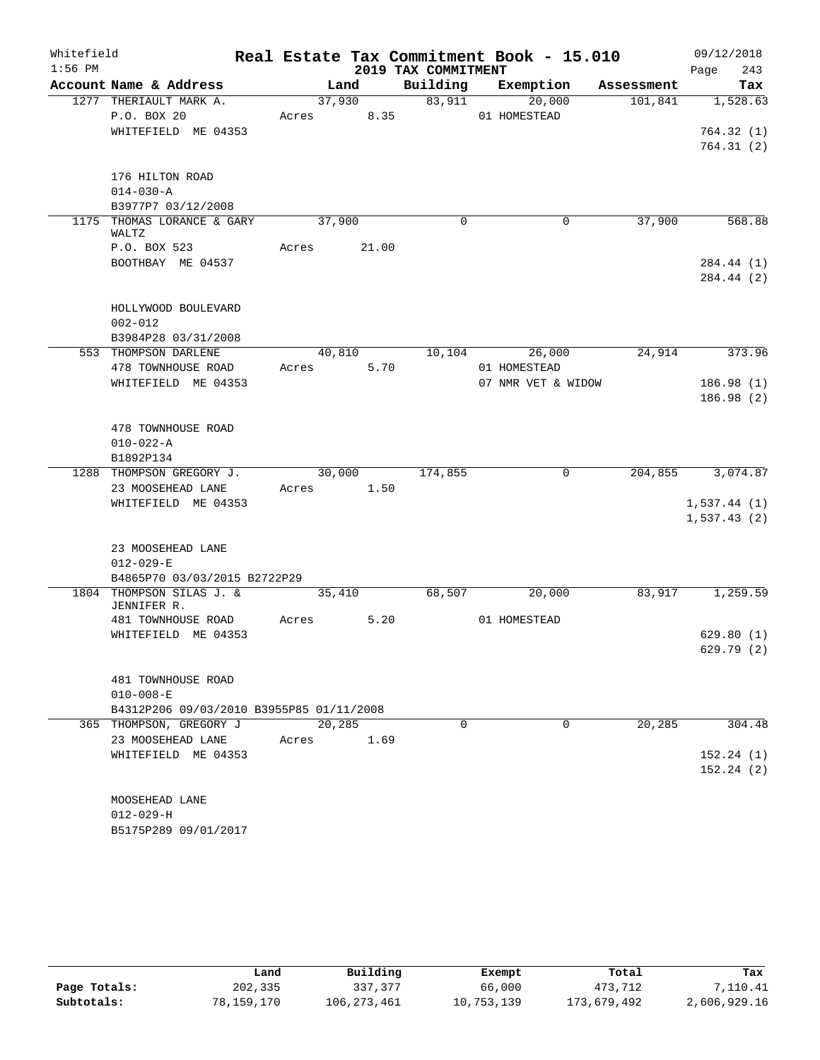Whitefield 1:56 PM

# Real Estate Tax Commitment Book - 15.010

## 2019 TAX COMMITMENT

09/12/2018 Page 243

| Account Name & Address | Land | Building | Exemption | Assessment | Tax |
|---|---|---|---|---|---|
| 1277 THERIAULT MARK A. | 37,930 | 83,911 | 20,000 | 101,841 | 1,528.63 |
| P.O. BOX 20 | Acres 8.35 | | 01 HOMESTEAD | | |
| WHITEFIELD ME 04353 | | | | | 764.32 (1) |
| | | | | | 764.31 (2) |
| 176 HILTON ROAD | | | | | |
| 014-030-A | | | | | |
| B3977P7 03/12/2008 | | | | | |
| 1175 THOMAS LORANCE & GARY WALTZ | 37,900 | 0 | 0 | 37,900 | 568.88 |
| P.O. BOX 523 | Acres 21.00 | | | | |
| BOOTHBAY ME 04537 | | | | | 284.44 (1) |
| | | | | | 284.44 (2) |
| HOLLYWOOD BOULEVARD | | | | | |
| 002-012 | | | | | |
| B3984P28 03/31/2008 | | | | | |
| 553 THOMPSON DARLENE | 40,810 | 10,104 | 26,000 | 24,914 | 373.96 |
| 478 TOWNHOUSE ROAD | Acres 5.70 | | 01 HOMESTEAD | | |
| WHITEFIELD ME 04353 | | | 07 NMR VET & WIDOW | | 186.98 (1) |
| | | | | | 186.98 (2) |
| 478 TOWNHOUSE ROAD | | | | | |
| 010-022-A | | | | | |
| B1892P134 | | | | | |
| 1288 THOMPSON GREGORY J. | 30,000 | 174,855 | 0 | 204,855 | 3,074.87 |
| 23 MOOSEHEAD LANE | Acres 1.50 | | | | |
| WHITEFIELD ME 04353 | | | | | 1,537.44 (1) |
| | | | | | 1,537.43 (2) |
| 23 MOOSEHEAD LANE | | | | | |
| 012-029-E | | | | | |
| B4865P70 03/03/2015 B2722P29 | | | | | |
| 1804 THOMPSON SILAS J. & JENNIFER R. | 35,410 | 68,507 | 20,000 | 83,917 | 1,259.59 |
| 481 TOWNHOUSE ROAD | Acres 5.20 | | 01 HOMESTEAD | | |
| WHITEFIELD ME 04353 | | | | | 629.80 (1) |
| | | | | | 629.79 (2) |
| 481 TOWNHOUSE ROAD | | | | | |
| 010-008-E | | | | | |
| B4312P206 09/03/2010 B3955P85 01/11/2008 | | | | | |
| 365 THOMPSON, GREGORY J | 20,285 | 0 | 0 | 20,285 | 304.48 |
| 23 MOOSEHEAD LANE | Acres 1.69 | | | | |
| WHITEFIELD ME 04353 | | | | | 152.24 (1) |
| | | | | | 152.24 (2) |
| MOOSEHEAD LANE | | | | | |
| 012-029-H | | | | | |
| B5175P289 09/01/2017 | | | | | |

| | Land | Building | Exempt | Total | Tax |
|---|---|---|---|---|---|
| Page Totals: | 202,335 | 337,377 | 66,000 | 473,712 | 7,110.41 |
| Subtotals: | 78,159,170 | 106,273,461 | 10,753,139 | 173,679,492 | 2,606,929.16 |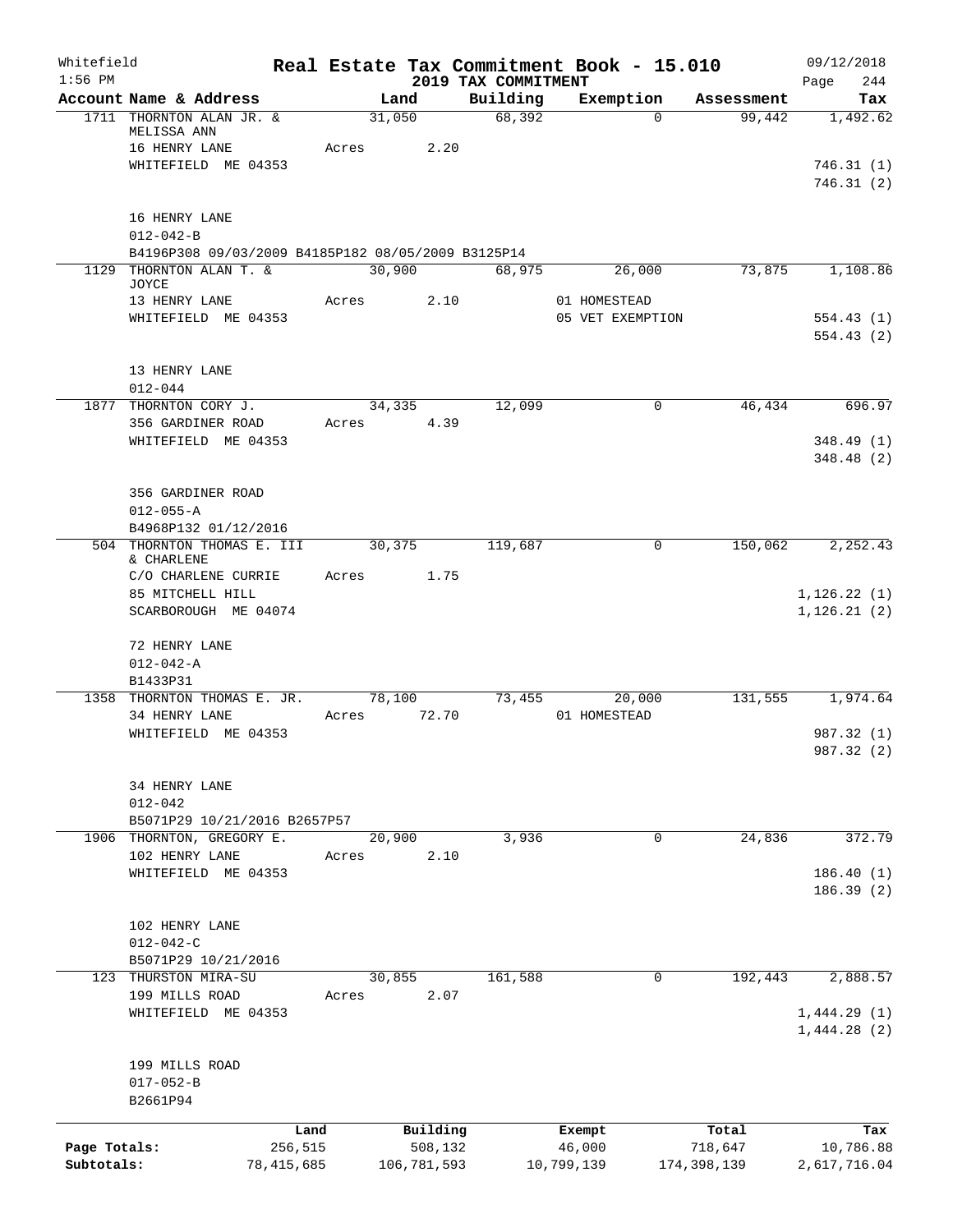Whitefield 1:56 PM

# Real Estate Tax Commitment Book - 15.010

## 2019 TAX COMMITMENT

09/12/2018

| Account | Name & Address | Land | Building | Exemption | Assessment | Tax |
|---|---|---|---|---|---|---|
| 1711 | THORNTON ALAN JR. & MELISSA ANN<br>16 HENRY LANE<br>WHITEFIELD ME 04353<br><br>16 HENRY LANE<br>012-042-B<br>B4196P308 09/03/2009 B4185P182 08/05/2009 B3125P14 | 31,050<br>Acres 2.20 | 68,392 | 0 | 99,442 | 1,492.62<br><br>746.31 (1)<br>746.31 (2) |
| 1129 | THORNTON ALAN T. & JOYCE<br>13 HENRY LANE<br>WHITEFIELD ME 04353<br><br>13 HENRY LANE<br>012-044 | 30,900<br>Acres 2.10 | 68,975 | 26,000<br>01 HOMESTEAD<br>05 VET EXEMPTION | 73,875 | 1,108.86<br><br>554.43 (1)<br>554.43 (2) |
| 1877 | THORNTON CORY J.<br>356 GARDINER ROAD<br>WHITEFIELD ME 04353<br><br>356 GARDINER ROAD<br>012-055-A<br>B4968P132 01/12/2016 | 34,335<br>Acres 4.39 | 12,099 | 0 | 46,434 | 696.97<br><br>348.49 (1)<br>348.48 (2) |
| 504 | THORNTON THOMAS E. III & CHARLENE<br>C/O CHARLENE CURRIE<br>85 MITCHELL HILL<br>SCARBOROUGH ME 04074<br><br>72 HENRY LANE<br>012-042-A<br>B1433P31 | 30,375<br>Acres 1.75 | 119,687 | 0 | 150,062 | 2,252.43<br><br>1,126.22 (1)<br>1,126.21 (2) |
| 1358 | THORNTON THOMAS E. JR.<br>34 HENRY LANE<br>WHITEFIELD ME 04353<br><br>34 HENRY LANE<br>012-042<br>B5071P29 10/21/2016 B2657P57 | 78,100<br>Acres 72.70 | 73,455 | 20,000<br>01 HOMESTEAD | 131,555 | 1,974.64<br><br>987.32 (1)<br>987.32 (2) |
| 1906 | THORNTON, GREGORY E.<br>102 HENRY LANE<br>WHITEFIELD ME 04353<br><br>102 HENRY LANE<br>012-042-C<br>B5071P29 10/21/2016 | 20,900<br>Acres 2.10 | 3,936 | 0 | 24,836 | 372.79<br><br>186.40 (1)<br>186.39 (2) |
| 123 | THURSTON MIRA-SU<br>199 MILLS ROAD<br>WHITEFIELD ME 04353<br><br>199 MILLS ROAD<br>017-052-B<br>B2661P94 | 30,855<br>Acres 2.07 | 161,588 | 0 | 192,443 | 2,888.57<br><br>1,444.29 (1)<br>1,444.28 (2) |

| | Land | Building | Exempt | Total | Tax |
|---|---|---|---|---|---|
| Page Totals: | 256,515 | 508,132 | 46,000 | 718,647 | 10,786.88 |
| Subtotals: | 78,415,685 | 106,781,593 | 10,799,139 | 174,398,139 | 2,617,716.04 |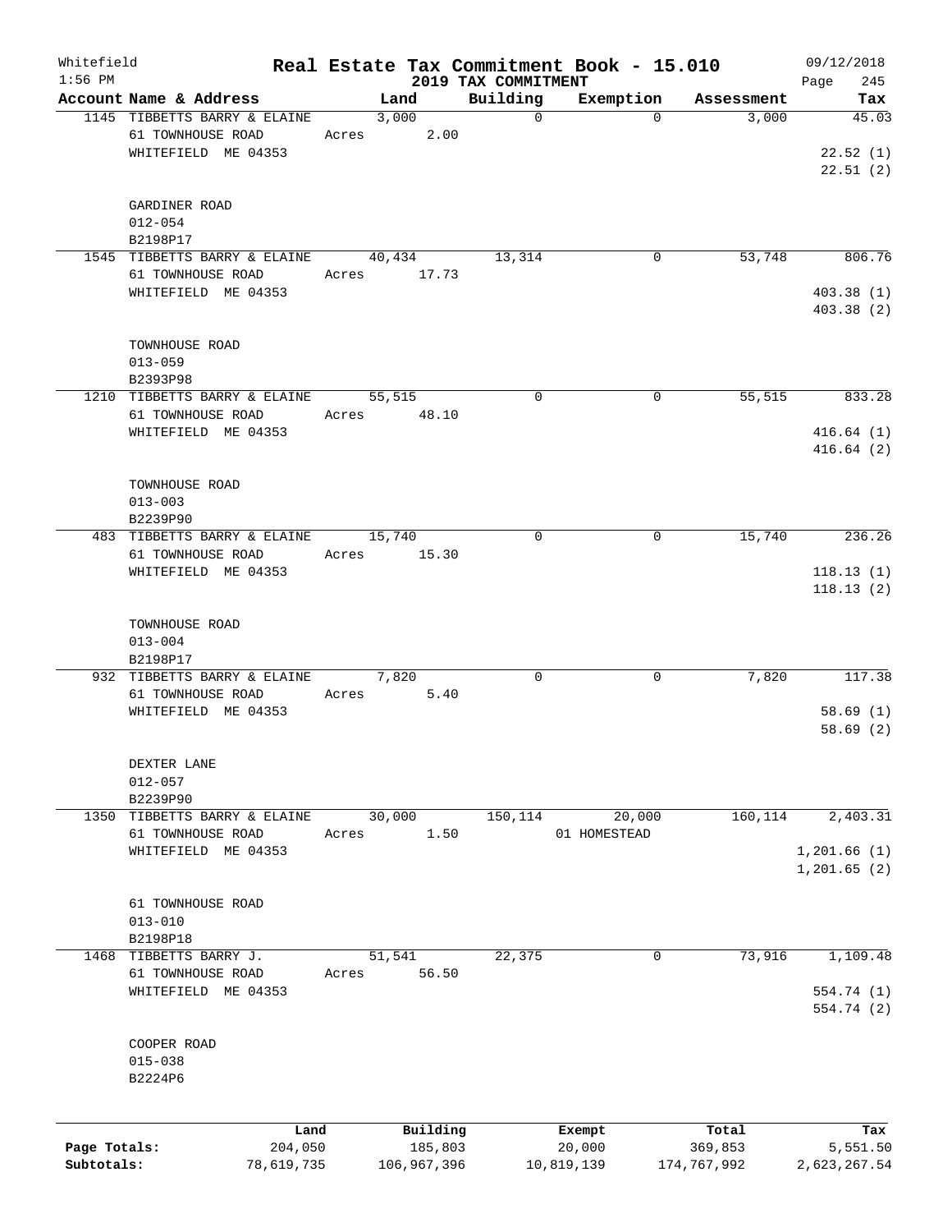Whitefield 1:56 PM

# Real Estate Tax Commitment Book - 15.010

## 2019 TAX COMMITMENT

09/12/2018 Page 245

| Account Name & Address | Land | Building | Exemption | Assessment | Tax |
|---|---|---|---|---|---|
| 1145 TIBBETTS BARRY & ELAINE | 3,000 | 0 | 0 | 3,000 | 45.03 |
| 61 TOWNHOUSE ROAD | Acres 2.00 | | | | |
| WHITEFIELD ME 04353 | | | | | 22.52 (1) |
| | | | | | 22.51 (2) |
| GARDINER ROAD | | | | | |
| 012-054 | | | | | |
| B2198P17 | | | | | |
| 1545 TIBBETTS BARRY & ELAINE | 40,434 | 13,314 | 0 | 53,748 | 806.76 |
| 61 TOWNHOUSE ROAD | Acres 17.73 | | | | |
| WHITEFIELD ME 04353 | | | | | 403.38 (1) |
| | | | | | 403.38 (2) |
| TOWNHOUSE ROAD | | | | | |
| 013-059 | | | | | |
| B2393P98 | | | | | |
| 1210 TIBBETTS BARRY & ELAINE | 55,515 | 0 | 0 | 55,515 | 833.28 |
| 61 TOWNHOUSE ROAD | Acres 48.10 | | | | |
| WHITEFIELD ME 04353 | | | | | 416.64 (1) |
| | | | | | 416.64 (2) |
| TOWNHOUSE ROAD | | | | | |
| 013-003 | | | | | |
| B2239P90 | | | | | |
| 483 TIBBETTS BARRY & ELAINE | 15,740 | 0 | 0 | 15,740 | 236.26 |
| 61 TOWNHOUSE ROAD | Acres 15.30 | | | | |
| WHITEFIELD ME 04353 | | | | | 118.13 (1) |
| | | | | | 118.13 (2) |
| TOWNHOUSE ROAD | | | | | |
| 013-004 | | | | | |
| B2198P17 | | | | | |
| 932 TIBBETTS BARRY & ELAINE | 7,820 | 0 | 0 | 7,820 | 117.38 |
| 61 TOWNHOUSE ROAD | Acres 5.40 | | | | |
| WHITEFIELD ME 04353 | | | | | 58.69 (1) |
| | | | | | 58.69 (2) |
| DEXTER LANE | | | | | |
| 012-057 | | | | | |
| B2239P90 | | | | | |
| 1350 TIBBETTS BARRY & ELAINE | 30,000 | 150,114 | 20,000 | 160,114 | 2,403.31 |
| 61 TOWNHOUSE ROAD | Acres 1.50 | | 01 HOMESTEAD | | |
| WHITEFIELD ME 04353 | | | | | 1,201.66 (1) |
| | | | | | 1,201.65 (2) |
| 61 TOWNHOUSE ROAD | | | | | |
| 013-010 | | | | | |
| B2198P18 | | | | | |
| 1468 TIBBETTS BARRY J. | 51,541 | 22,375 | 0 | 73,916 | 1,109.48 |
| 61 TOWNHOUSE ROAD | Acres 56.50 | | | | |
| WHITEFIELD ME 04353 | | | | | 554.74 (1) |
| | | | | | 554.74 (2) |
| COOPER ROAD | | | | | |
| 015-038 | | | | | |
| B2224P6 | | | | | |

| | Land | Building | Exempt | Total | Tax |
|---|---|---|---|---|---|
| Page Totals: | 204,050 | 185,803 | 20,000 | 369,853 | 5,551.50 |
| Subtotals: | 78,619,735 | 106,967,396 | 10,819,139 | 174,767,992 | 2,623,267.54 |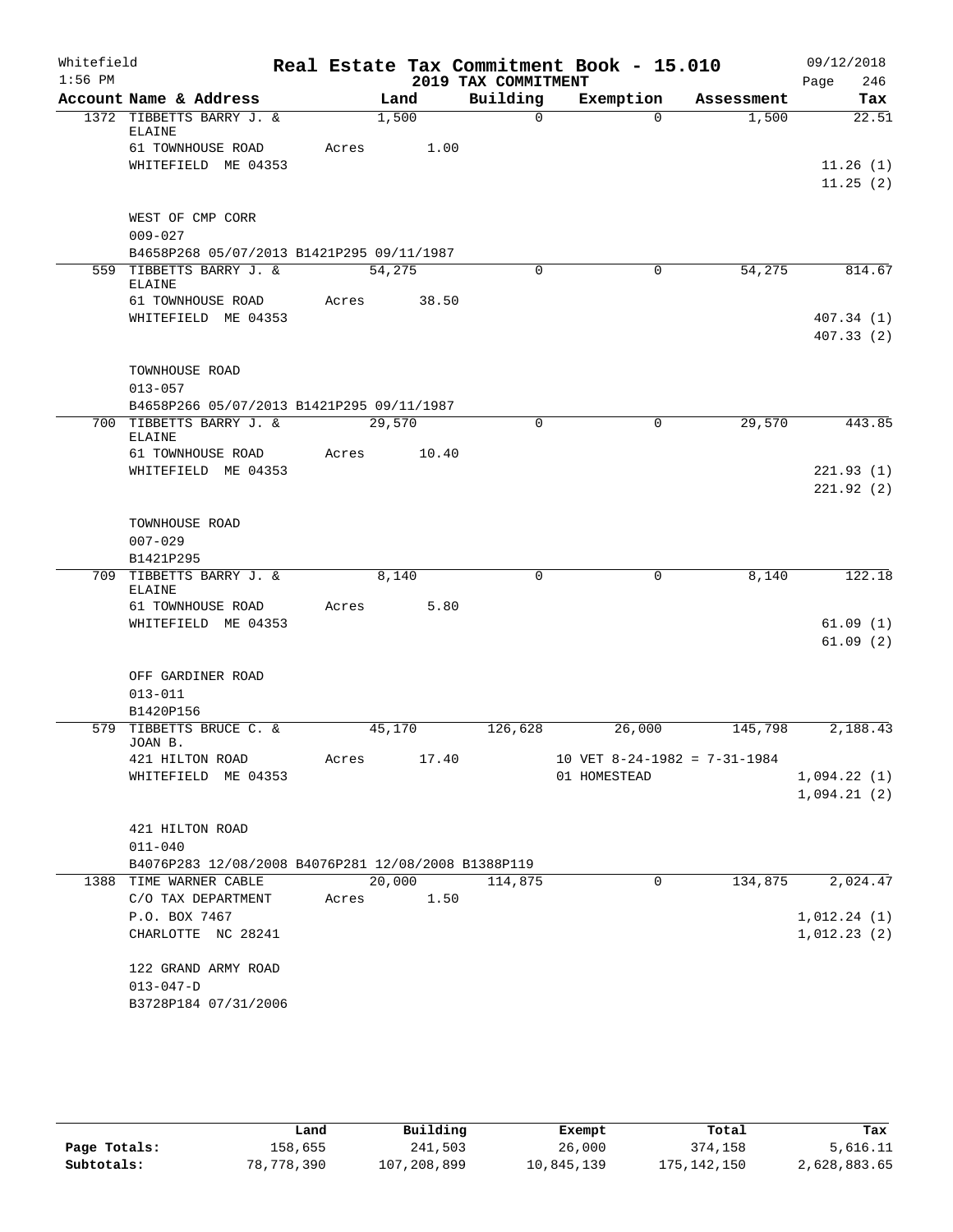Whitefield
1:56 PM

# Real Estate Tax Commitment Book - 15.010

## 2019 TAX COMMITMENT

09/12/2018
Page 246

| Account Name & Address | Land | Building | Exemption | Assessment | Tax |
|---|---|---|---|---|---|
| 1372 TIBBETTS BARRY J. & ELAINE | 1,500 | 0 | 0 | 1,500 | 22.51 |
| 61 TOWNHOUSE ROAD | Acres 1.00 | | | | |
| WHITEFIELD ME 04353 | | | | | 11.26 (1) |
| | | | | | 11.25 (2) |
| WEST OF CMP CORR | | | | | |
| 009-027 | | | | | |
| B4658P268 05/07/2013 B1421P295 09/11/1987 | | | | | |
| 559 TIBBETTS BARRY J. & ELAINE | 54,275 | 0 | 0 | 54,275 | 814.67 |
| 61 TOWNHOUSE ROAD | Acres 38.50 | | | | |
| WHITEFIELD ME 04353 | | | | | 407.34 (1) |
| | | | | | 407.33 (2) |
| TOWNHOUSE ROAD | | | | | |
| 013-057 | | | | | |
| B4658P266 05/07/2013 B1421P295 09/11/1987 | | | | | |
| 700 TIBBETTS BARRY J. & ELAINE | 29,570 | 0 | 0 | 29,570 | 443.85 |
| 61 TOWNHOUSE ROAD | Acres 10.40 | | | | |
| WHITEFIELD ME 04353 | | | | | 221.93 (1) |
| | | | | | 221.92 (2) |
| TOWNHOUSE ROAD | | | | | |
| 007-029 | | | | | |
| B1421P295 | | | | | |
| 709 TIBBETTS BARRY J. & ELAINE | 8,140 | 0 | 0 | 8,140 | 122.18 |
| 61 TOWNHOUSE ROAD | Acres 5.80 | | | | |
| WHITEFIELD ME 04353 | | | | | 61.09 (1) |
| | | | | | 61.09 (2) |
| OFF GARDINER ROAD | | | | | |
| 013-011 | | | | | |
| B1420P156 | | | | | |
| 579 TIBBETTS BRUCE C. & JOAN B. | 45,170 | 126,628 | 26,000 | 145,798 | 2,188.43 |
| 421 HILTON ROAD | Acres 17.40 | | 10 VET 8-24-1982 = 7-31-1984 | | |
| WHITEFIELD ME 04353 | | | 01 HOMESTEAD | | 1,094.22 (1) |
| | | | | | 1,094.21 (2) |
| 421 HILTON ROAD | | | | | |
| 011-040 | | | | | |
| B4076P283 12/08/2008 B4076P281 12/08/2008 B1388P119 | | | | | |
| 1388 TIME WARNER CABLE | 20,000 | 114,875 | 0 | 134,875 | 2,024.47 |
| C/O TAX DEPARTMENT | Acres 1.50 | | | | |
| P.O. BOX 7467 | | | | | 1,012.24 (1) |
| CHARLOTTE NC 28241 | | | | | 1,012.23 (2) |
| 122 GRAND ARMY ROAD | | | | | |
| 013-047-D | | | | | |
| B3728P184 07/31/2006 | | | | | |

| | Land | Building | Exempt | Total | Tax |
|---|---|---|---|---|---|
| Page Totals: | 158,655 | 241,503 | 26,000 | 374,158 | 5,616.11 |
| Subtotals: | 78,778,390 | 107,208,899 | 10,845,139 | 175,142,150 | 2,628,883.65 |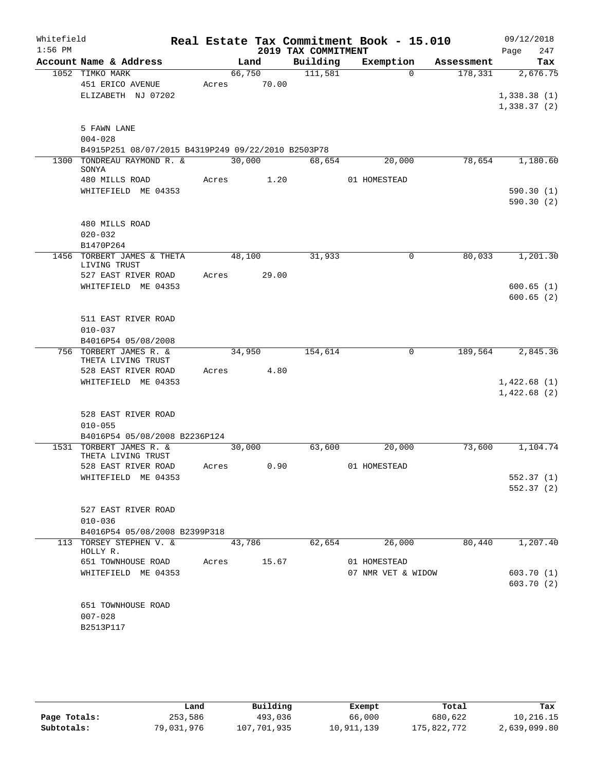Whitefield 1:56 PM

# Real Estate Tax Commitment Book - 15.010

## 2019 TAX COMMITMENT

09/12/2018 Page 247

| Account Name & Address | Land | Building | Exemption | Assessment | Tax |
|---|---|---|---|---|---|
| 1052 TIMKO MARK | 66,750 | 111,581 | 0 | 178,331 | 2,676.75 |
| 451 ERICO AVENUE | Acres 70.00 | | | | |
| ELIZABETH NJ 07202 | | | | | 1,338.38 (1) |
| | | | | | 1,338.37 (2) |
| 5 FAWN LANE | | | | | |
| 004-028 | | | | | |
| B4915P251 08/07/2015 B4319P249 09/22/2010 B2503P78 | | | | | |
| 1300 TONDREAU RAYMOND R. & SONYA | 30,000 | 68,654 | 20,000 | 78,654 | 1,180.60 |
| 480 MILLS ROAD | Acres 1.20 | | 01 HOMESTEAD | | |
| WHITEFIELD ME 04353 | | | | | 590.30 (1) |
| | | | | | 590.30 (2) |
| 480 MILLS ROAD | | | | | |
| 020-032 | | | | | |
| B1470P264 | | | | | |
| 1456 TORBERT JAMES & THETA LIVING TRUST | 48,100 | 31,933 | 0 | 80,033 | 1,201.30 |
| 527 EAST RIVER ROAD | Acres 29.00 | | | | |
| WHITEFIELD ME 04353 | | | | | 600.65 (1) |
| | | | | | 600.65 (2) |
| 511 EAST RIVER ROAD | | | | | |
| 010-037 | | | | | |
| B4016P54 05/08/2008 | | | | | |
| 756 TORBERT JAMES R. & THETA LIVING TRUST | 34,950 | 154,614 | 0 | 189,564 | 2,845.36 |
| 528 EAST RIVER ROAD | Acres 4.80 | | | | |
| WHITEFIELD ME 04353 | | | | | 1,422.68 (1) |
| | | | | | 1,422.68 (2) |
| 528 EAST RIVER ROAD | | | | | |
| 010-055 | | | | | |
| B4016P54 05/08/2008 B2236P124 | | | | | |
| 1531 TORBERT JAMES R. & THETA LIVING TRUST | 30,000 | 63,600 | 20,000 | 73,600 | 1,104.74 |
| 528 EAST RIVER ROAD | Acres 0.90 | | 01 HOMESTEAD | | |
| WHITEFIELD ME 04353 | | | | | 552.37 (1) |
| | | | | | 552.37 (2) |
| 527 EAST RIVER ROAD | | | | | |
| 010-036 | | | | | |
| B4016P54 05/08/2008 B2399P318 | | | | | |
| 113 TORSEY STEPHEN V. & HOLLY R. | 43,786 | 62,654 | 26,000 | 80,440 | 1,207.40 |
| 651 TOWNHOUSE ROAD | Acres 15.67 | | 01 HOMESTEAD | | |
| WHITEFIELD ME 04353 | | | 07 NMR VET & WIDOW | | 603.70 (1) |
| | | | | | 603.70 (2) |
| 651 TOWNHOUSE ROAD | | | | | |
| 007-028 | | | | | |
| B2513P117 | | | | | |

| | Land | Building | Exempt | Total | Tax |
|---|---|---|---|---|---|
| Page Totals: | 253,586 | 493,036 | 66,000 | 680,622 | 10,216.15 |
| Subtotals: | 79,031,976 | 107,701,935 | 10,911,139 | 175,822,772 | 2,639,099.80 |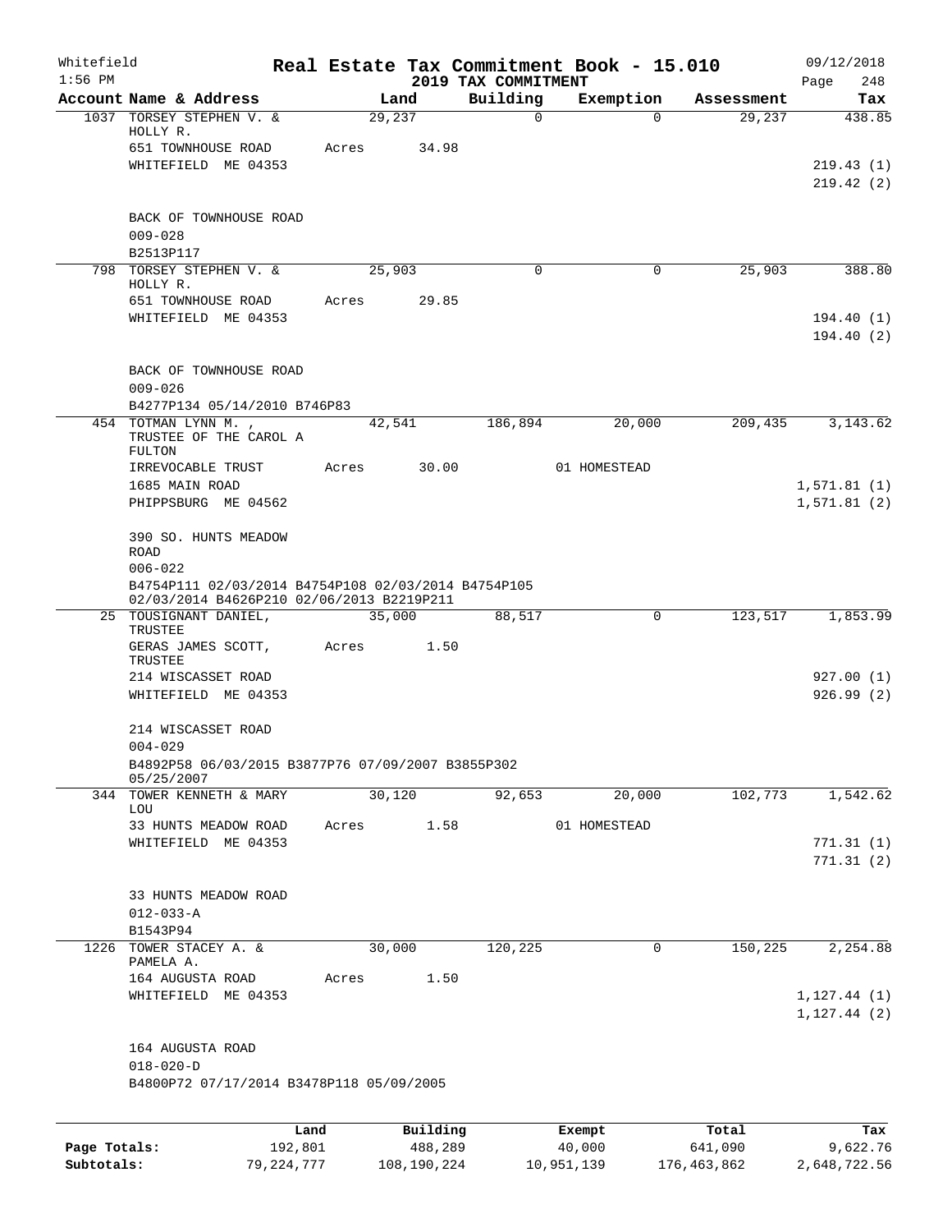Whitefield 1:56 PM

**Real Estate Tax Commitment Book - 15.010**

**2019 TAX COMMITMENT**

09/12/2018

| Account | Name & Address | Land | Building | Exemption | Assessment | Tax |
|---|---|---|---|---|---|---|
| 1037 | TORSEY STEPHEN V. & HOLLY R.<br>651 TOWNHOUSE ROAD<br>WHITEFIELD ME 04353<br><br>BACK OF TOWNHOUSE ROAD<br>009-028<br>B2513P117 | 29,237<br>Acres 34.98 | 0 | 0 | 29,237 | 438.85<br><br>219.43 (1)<br>219.42 (2) |
| 798 | TORSEY STEPHEN V. & HOLLY R.<br>651 TOWNHOUSE ROAD<br>WHITEFIELD ME 04353<br><br>BACK OF TOWNHOUSE ROAD<br>009-026<br>B4277P134 05/14/2010 B746P83 | 25,903<br>Acres 29.85 | 0 | 0 | 25,903 | 388.80<br><br>194.40 (1)<br>194.40 (2) |
| 454 | TOTMAN LYNN M. , TRUSTEE OF THE CAROL A FULTON<br>IRREVOCABLE TRUST<br>1685 MAIN ROAD<br>PHIPPSBURG ME 04562<br><br>390 SO. HUNTS MEADOW ROAD<br>006-022<br>B4754P111 02/03/2014 B4754P108 02/03/2014 B4754P105 02/03/2014 B4626P210 02/06/2013 B2219P211 | 42,541<br>Acres 30.00 | 186,894 | 20,000<br>01 HOMESTEAD | 209,435 | 3,143.62<br><br>1,571.81 (1)<br>1,571.81 (2) |
| 25 | TOUSIGNANT DANIEL, TRUSTEE<br>GERAS JAMES SCOTT, TRUSTEE<br>214 WISCASSET ROAD<br>WHITEFIELD ME 04353<br><br>214 WISCASSET ROAD<br>004-029<br>B4892P58 06/03/2015 B3877P76 07/09/2007 B3855P302 05/25/2007 | 35,000<br>Acres 1.50 | 88,517 | 0 | 123,517 | 1,853.99<br><br>927.00 (1)<br>926.99 (2) |
| 344 | TOWER KENNETH & MARY LOU<br>33 HUNTS MEADOW ROAD<br>WHITEFIELD ME 04353<br><br>33 HUNTS MEADOW ROAD<br>012-033-A<br>B1543P94 | 30,120<br>Acres 1.58 | 92,653 | 20,000<br>01 HOMESTEAD | 102,773 | 1,542.62<br><br>771.31 (1)<br>771.31 (2) |
| 1226 | TOWER STACEY A. & PAMELA A.<br>164 AUGUSTA ROAD<br>WHITEFIELD ME 04353<br><br>164 AUGUSTA ROAD<br>018-020-D<br>B4800P72 07/17/2014 B3478P118 05/09/2005 | 30,000<br>Acres 1.50 | 120,225 | 0 | 150,225 | 2,254.88<br><br>1,127.44 (1)<br>1,127.44 (2) |

| | Land | Building | Exempt | Total | Tax |
|---|---|---|---|---|---|
| Page Totals: | 192,801 | 488,289 | 40,000 | 641,090 | 9,622.76 |
| Subtotals: | 79,224,777 | 108,190,224 | 10,951,139 | 176,463,862 | 2,648,722.56 |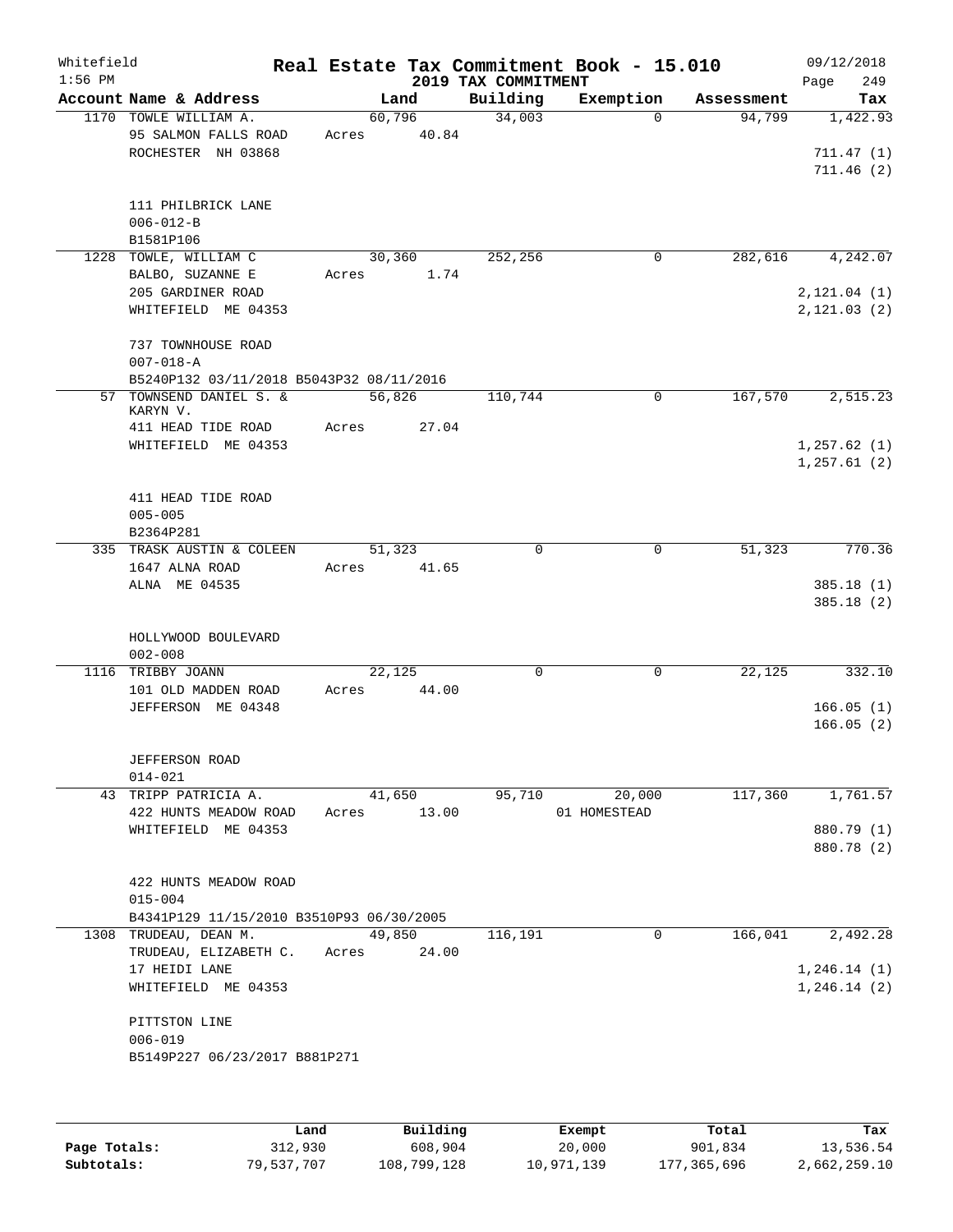Whitefield  
1:56 PM

# Real Estate Tax Commitment Book - 15.010

## 2019 TAX COMMITMENT

09/12/2018

| Account Name & Address | Land | Building | Exemption | Assessment | Tax |
|---|---|---|---|---|---|
| 1170 TOWLE WILLIAM A. | 60,796 | 34,003 | 0 | 94,799 | 1,422.93 |
| 95 SALMON FALLS ROAD | Acres 40.84 | | | | |
| ROCHESTER NH 03868 | | | | | 711.47 (1) |
| | | | | | 711.46 (2) |
| 111 PHILBRICK LANE | | | | | |
| 006-012-B | | | | | |
| B1581P106 | | | | | |
| 1228 TOWLE, WILLIAM C | 30,360 | 252,256 | 0 | 282,616 | 4,242.07 |
| BALBO, SUZANNE E | Acres 1.74 | | | | |
| 205 GARDINER ROAD | | | | | 2,121.04 (1) |
| WHITEFIELD ME 04353 | | | | | 2,121.03 (2) |
| 737 TOWNHOUSE ROAD | | | | | |
| 007-018-A | | | | | |
| B5240P132 03/11/2018 B5043P32 08/11/2016 | | | | | |
| 57 TOWNSEND DANIEL S. & KARYN V. | 56,826 | 110,744 | 0 | 167,570 | 2,515.23 |
| 411 HEAD TIDE ROAD | Acres 27.04 | | | | |
| WHITEFIELD ME 04353 | | | | | 1,257.62 (1) |
| | | | | | 1,257.61 (2) |
| 411 HEAD TIDE ROAD | | | | | |
| 005-005 | | | | | |
| B2364P281 | | | | | |
| 335 TRASK AUSTIN & COLEEN | 51,323 | 0 | 0 | 51,323 | 770.36 |
| 1647 ALNA ROAD | Acres 41.65 | | | | |
| ALNA ME 04535 | | | | | 385.18 (1) |
| | | | | | 385.18 (2) |
| HOLLYWOOD BOULEVARD | | | | | |
| 002-008 | | | | | |
| 1116 TRIBBY JOANN | 22,125 | 0 | 0 | 22,125 | 332.10 |
| 101 OLD MADDEN ROAD | Acres 44.00 | | | | |
| JEFFERSON ME 04348 | | | | | 166.05 (1) |
| | | | | | 166.05 (2) |
| JEFFERSON ROAD | | | | | |
| 014-021 | | | | | |
| 43 TRIPP PATRICIA A. | 41,650 | 95,710 | 20,000 | 117,360 | 1,761.57 |
| 422 HUNTS MEADOW ROAD | Acres 13.00 | | 01 HOMESTEAD | | |
| WHITEFIELD ME 04353 | | | | | 880.79 (1) |
| | | | | | 880.78 (2) |
| 422 HUNTS MEADOW ROAD | | | | | |
| 015-004 | | | | | |
| B4341P129 11/15/2010 B3510P93 06/30/2005 | | | | | |
| 1308 TRUDEAU, DEAN M. | 49,850 | 116,191 | 0 | 166,041 | 2,492.28 |
| TRUDEAU, ELIZABETH C. | Acres 24.00 | | | | |
| 17 HEIDI LANE | | | | | 1,246.14 (1) |
| WHITEFIELD ME 04353 | | | | | 1,246.14 (2) |
| PITTSTON LINE | | | | | |
| 006-019 | | | | | |
| B5149P227 06/23/2017 B881P271 | | | | | |

| | Land | Building | Exempt | Total | Tax |
|---|---|---|---|---|---|
| Page Totals: | 312,930 | 608,904 | 20,000 | 901,834 | 13,536.54 |
| Subtotals: | 79,537,707 | 108,799,128 | 10,971,139 | 177,365,696 | 2,662,259.10 |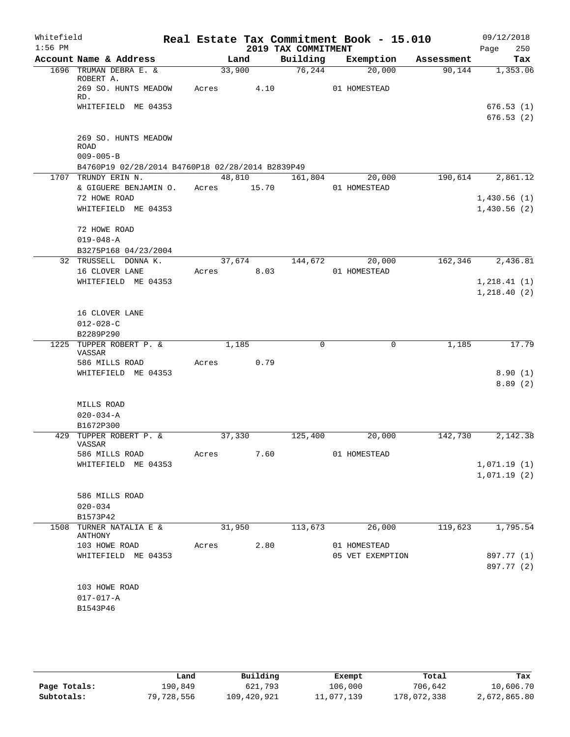Whitefield
1:56 PM

# Real Estate Tax Commitment Book - 15.010

## 2019 TAX COMMITMENT

09/12/2018
Page 250

| Account Name & Address | Land | Building | Exemption | Assessment | Tax |
|---|---|---|---|---|---|
| 1696 TRUMAN DEBRA E. & ROBERT A. | 33,900 | 76,244 | 20,000 | 90,144 | 1,353.06 |
| 269 SO. HUNTS MEADOW RD. | Acres 4.10 | | 01 HOMESTEAD | | |
| WHITEFIELD ME 04353 | | | | | 676.53 (1) |
| | | | | | 676.53 (2) |
| 269 SO. HUNTS MEADOW ROAD | | | | | |
| 009-005-B | | | | | |
| B4760P19 02/28/2014 B4760P18 02/28/2014 B2839P49 | | | | | |
| 1707 TRUNDY ERIN N. | 48,810 | 161,804 | 20,000 | 190,614 | 2,861.12 |
| & GIGUERE BENJAMIN O. | Acres 15.70 | | 01 HOMESTEAD | | |
| 72 HOWE ROAD | | | | | 1,430.56 (1) |
| WHITEFIELD ME 04353 | | | | | 1,430.56 (2) |
| 72 HOWE ROAD | | | | | |
| 019-048-A | | | | | |
| B3275P168 04/23/2004 | | | | | |
| 32 TRUSSELL DONNA K. | 37,674 | 144,672 | 20,000 | 162,346 | 2,436.81 |
| 16 CLOVER LANE | Acres 8.03 | | 01 HOMESTEAD | | |
| WHITEFIELD ME 04353 | | | | | 1,218.41 (1) |
| | | | | | 1,218.40 (2) |
| 16 CLOVER LANE | | | | | |
| 012-028-C | | | | | |
| B2289P290 | | | | | |
| 1225 TUPPER ROBERT P. & VASSAR | 1,185 | 0 | 0 | 1,185 | 17.79 |
| 586 MILLS ROAD | Acres 0.79 | | | | |
| WHITEFIELD ME 04353 | | | | | 8.90 (1) |
| | | | | | 8.89 (2) |
| MILLS ROAD | | | | | |
| 020-034-A | | | | | |
| B1672P300 | | | | | |
| 429 TUPPER ROBERT P. & VASSAR | 37,330 | 125,400 | 20,000 | 142,730 | 2,142.38 |
| 586 MILLS ROAD | Acres 7.60 | | 01 HOMESTEAD | | |
| WHITEFIELD ME 04353 | | | | | 1,071.19 (1) |
| | | | | | 1,071.19 (2) |
| 586 MILLS ROAD | | | | | |
| 020-034 | | | | | |
| B1573P42 | | | | | |
| 1508 TURNER NATALIA E & ANTHONY | 31,950 | 113,673 | 26,000 | 119,623 | 1,795.54 |
| 103 HOWE ROAD | Acres 2.80 | | 01 HOMESTEAD | | |
| WHITEFIELD ME 04353 | | | 05 VET EXEMPTION | | 897.77 (1) |
| | | | | | 897.77 (2) |
| 103 HOWE ROAD | | | | | |
| 017-017-A | | | | | |
| B1543P46 | | | | | |

| | Land | Building | Exempt | Total | Tax |
|---|---|---|---|---|---|
| Page Totals: | 190,849 | 621,793 | 106,000 | 706,642 | 10,606.70 |
| Subtotals: | 79,728,556 | 109,420,921 | 11,077,139 | 178,072,338 | 2,672,865.80 |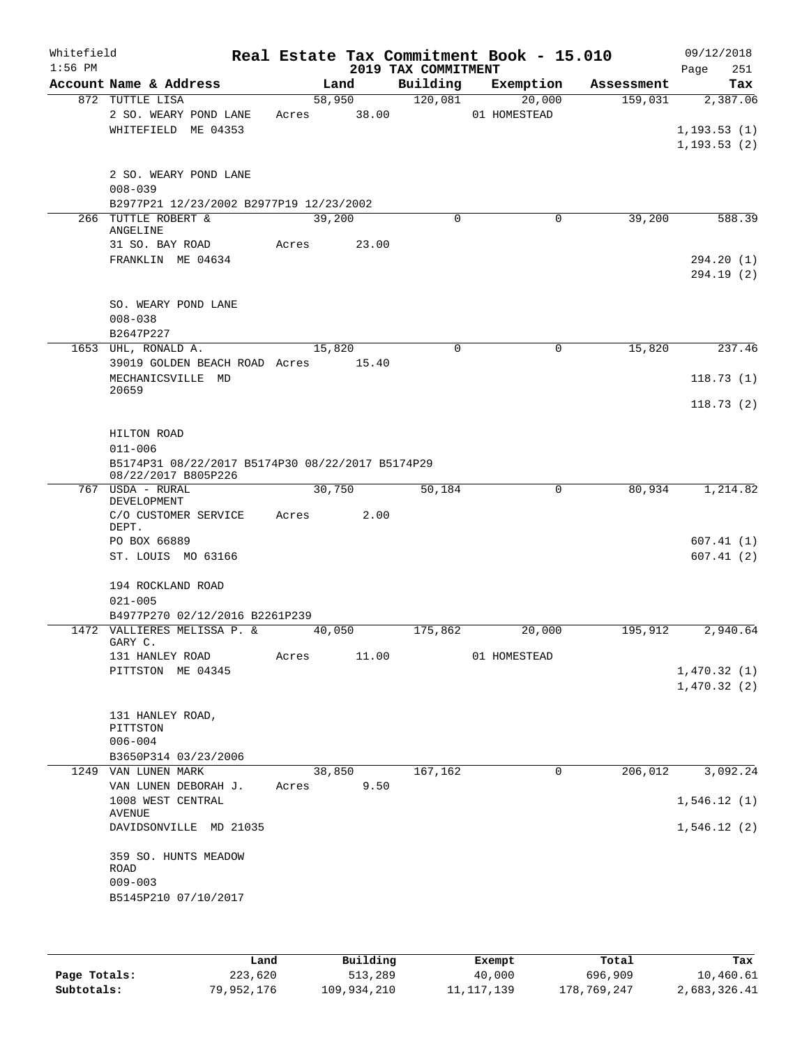Whitefield 1:56 PM

# Real Estate Tax Commitment Book - 15.010

## 2019 TAX COMMITMENT

09/12/2018 Page 251

| Account Name & Address | Land | Building | Exemption | Assessment | Tax |
|---|---|---|---|---|---|
| 872 TUTTLE LISA | 58,950 | 120,081 | 20,000 | 159,031 | 2,387.06 |
| 2 SO. WEARY POND LANE | Acres 38.00 | | 01 HOMESTEAD | | |
| WHITEFIELD ME 04353 | | | | | 1,193.53 (1) |
| | | | | | 1,193.53 (2) |
| 2 SO. WEARY POND LANE | | | | | |
| 008-039 | | | | | |
| B2977P21 12/23/2002 B2977P19 12/23/2002 | | | | | |
| 266 TUTTLE ROBERT & ANGELINE | 39,200 | 0 | 0 | 39,200 | 588.39 |
| 31 SO. BAY ROAD | Acres 23.00 | | | | |
| FRANKLIN ME 04634 | | | | | 294.20 (1) |
| | | | | | 294.19 (2) |
| SO. WEARY POND LANE | | | | | |
| 008-038 | | | | | |
| B2647P227 | | | | | |
| 1653 UHL, RONALD A. | 15,820 | 0 | 0 | 15,820 | 237.46 |
| 39019 GOLDEN BEACH ROAD | Acres 15.40 | | | | |
| MECHANICSVILLE MD 20659 | | | | | 118.73 (1) |
| | | | | | 118.73 (2) |
| HILTON ROAD | | | | | |
| 011-006 | | | | | |
| B5174P31 08/22/2017 B5174P30 08/22/2017 B5174P29 08/22/2017 B805P226 | | | | | |
| 767 USDA - RURAL DEVELOPMENT | 30,750 | 50,184 | 0 | 80,934 | 1,214.82 |
| C/O CUSTOMER SERVICE DEPT. | Acres 2.00 | | | | |
| PO BOX 66889 | | | | | 607.41 (1) |
| ST. LOUIS MO 63166 | | | | | 607.41 (2) |
| 194 ROCKLAND ROAD | | | | | |
| 021-005 | | | | | |
| B4977P270 02/12/2016 B2261P239 | | | | | |
| 1472 VALLIERES MELISSA P. & GARY C. | 40,050 | 175,862 | 20,000 | 195,912 | 2,940.64 |
| 131 HANLEY ROAD | Acres 11.00 | | 01 HOMESTEAD | | |
| PITTSTON ME 04345 | | | | | 1,470.32 (1) |
| | | | | | 1,470.32 (2) |
| 131 HANLEY ROAD, PITTSTON | | | | | |
| 006-004 | | | | | |
| B3650P314 03/23/2006 | | | | | |
| 1249 VAN LUNEN MARK | 38,850 | 167,162 | 0 | 206,012 | 3,092.24 |
| VAN LUNEN DEBORAH J. | Acres 9.50 | | | | |
| 1008 WEST CENTRAL AVENUE | | | | | 1,546.12 (1) |
| DAVIDSONVILLE MD 21035 | | | | | 1,546.12 (2) |
| 359 SO. HUNTS MEADOW ROAD | | | | | |
| 009-003 | | | | | |
| B5145P210 07/10/2017 | | | | | |

| | Land | Building | Exempt | Total | Tax |
|---|---|---|---|---|---|
| Page Totals: | 223,620 | 513,289 | 40,000 | 696,909 | 10,460.61 |
| Subtotals: | 79,952,176 | 109,934,210 | 11,117,139 | 178,769,247 | 2,683,326.41 |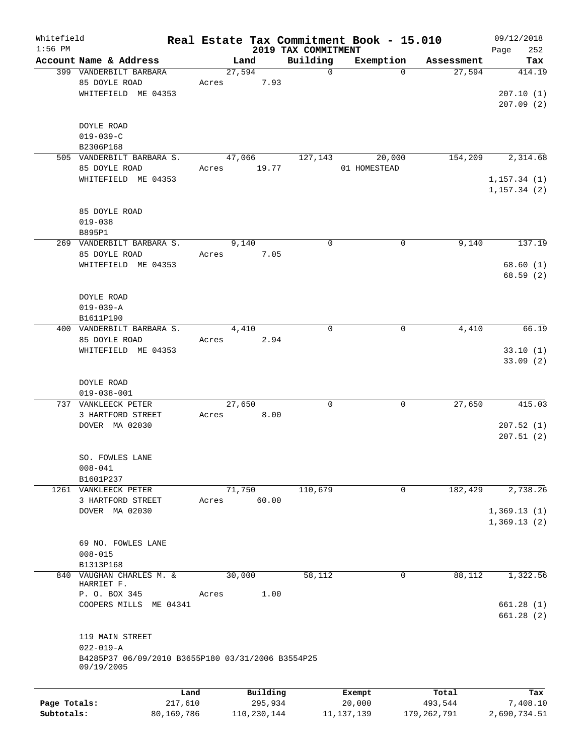Whitefield 1:56 PM

# Real Estate Tax Commitment Book - 15.010

## 2019 TAX COMMITMENT

09/12/2018

| Account Name & Address | Land | Building | Exemption | Assessment | Tax |
|---|---|---|---|---|---|
| 399 VANDERBILT BARBARA<br>85 DOYLE ROAD<br>WHITEFIELD ME 04353<br><br>DOYLE ROAD<br>019-039-C<br>B2306P168 | 27,594<br>Acres 7.93 | 0 | 0 | 27,594 | 414.19<br><br>207.10 (1)<br>207.09 (2) |
| 505 VANDERBILT BARBARA S.<br>85 DOYLE ROAD<br>WHITEFIELD ME 04353<br><br>85 DOYLE ROAD<br>019-038<br>B895P1 | 47,066<br>Acres 19.77 | 127,143 | 20,000<br>01 HOMESTEAD | 154,209 | 2,314.68<br><br>1,157.34 (1)<br>1,157.34 (2) |
| 269 VANDERBILT BARBARA S.<br>85 DOYLE ROAD<br>WHITEFIELD ME 04353<br><br>DOYLE ROAD<br>019-039-A<br>B1611P190 | 9,140<br>Acres 7.05 | 0 | 0 | 9,140 | 137.19<br><br>68.60 (1)<br>68.59 (2) |
| 400 VANDERBILT BARBARA S.<br>85 DOYLE ROAD<br>WHITEFIELD ME 04353<br><br>DOYLE ROAD<br>019-038-001 | 4,410<br>Acres 2.94 | 0 | 0 | 4,410 | 66.19<br><br>33.10 (1)<br>33.09 (2) |
| 737 VANKLEECK PETER<br>3 HARTFORD STREET<br>DOVER MA 02030<br><br>SO. FOWLES LANE<br>008-041<br>B1601P237 | 27,650<br>Acres 8.00 | 0 | 0 | 27,650 | 415.03<br><br>207.52 (1)<br>207.51 (2) |
| 1261 VANKLEECK PETER<br>3 HARTFORD STREET<br>DOVER MA 02030<br><br>69 NO. FOWLES LANE<br>008-015<br>B1313P168 | 71,750<br>Acres 60.00 | 110,679 | 0 | 182,429 | 2,738.26<br><br>1,369.13 (1)<br>1,369.13 (2) |
| 840 VAUGHAN CHARLES M. & HARRIET F.<br>P. O. BOX 345<br>COOPERS MILLS ME 04341<br><br>119 MAIN STREET<br>022-019-A<br>B4285P37 06/09/2010 B3655P180 03/31/2006 B3554P25 09/19/2005 | 30,000<br>Acres 1.00 | 58,112 | 0 | 88,112 | 1,322.56<br><br>661.28 (1)<br>661.28 (2) |

| | Land | Building | Exempt | Total | Tax |
|---|---|---|---|---|---|
| Page Totals: | 217,610 | 295,934 | 20,000 | 493,544 | 7,408.10 |
| Subtotals: | 80,169,786 | 110,230,144 | 11,137,139 | 179,262,791 | 2,690,734.51 |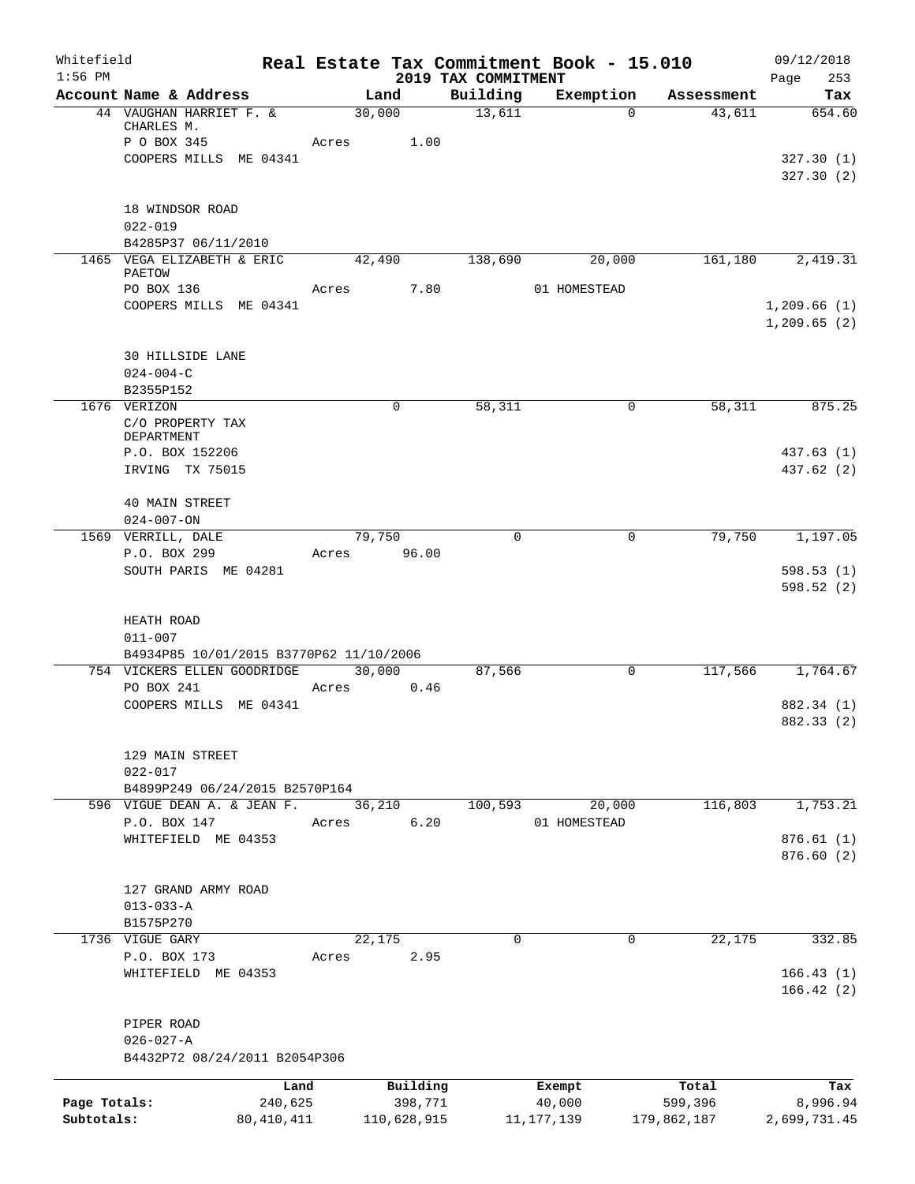Whitefield 1:56 PM

**Real Estate Tax Commitment Book - 15.010**

**2019 TAX COMMITMENT**

09/12/2018 Page 253

| Account Name & Address | Land | Building | Exemption | Assessment | Tax |
|---|---|---|---|---|---|
| 44 VAUGHAN HARRIET F. & CHARLES M. | 30,000 | 13,611 | 0 | 43,611 | 654.60 |
| P O BOX 345 | Acres 1.00 | | | | |
| COOPERS MILLS ME 04341 | | | | | 327.30 (1) |
| | | | | | 327.30 (2) |
| 18 WINDSOR ROAD | | | | | |
| 022-019 | | | | | |
| B4285P37 06/11/2010 | | | | | |
| 1465 VEGA ELIZABETH & ERIC PAETOW | 42,490 | 138,690 | 20,000 | 161,180 | 2,419.31 |
| PO BOX 136 | Acres 7.80 | | 01 HOMESTEAD | | |
| COOPERS MILLS ME 04341 | | | | | 1,209.66 (1) |
| | | | | | 1,209.65 (2) |
| 30 HILLSIDE LANE | | | | | |
| 024-004-C | | | | | |
| B2355P152 | | | | | |
| 1676 VERIZON | 0 | 58,311 | 0 | 58,311 | 875.25 |
| C/O PROPERTY TAX DEPARTMENT | | | | | |
| P.O. BOX 152206 | | | | | 437.63 (1) |
| IRVING TX 75015 | | | | | 437.62 (2) |
| 40 MAIN STREET | | | | | |
| 024-007-ON | | | | | |
| 1569 VERRILL, DALE | 79,750 | 0 | 0 | 79,750 | 1,197.05 |
| P.O. BOX 299 | Acres 96.00 | | | | |
| SOUTH PARIS ME 04281 | | | | | 598.53 (1) |
| | | | | | 598.52 (2) |
| HEATH ROAD | | | | | |
| 011-007 | | | | | |
| B4934P85 10/01/2015 B3770P62 11/10/2006 | | | | | |
| 754 VICKERS ELLEN GOODRIDGE | 30,000 | 87,566 | 0 | 117,566 | 1,764.67 |
| PO BOX 241 | Acres 0.46 | | | | |
| COOPERS MILLS ME 04341 | | | | | 882.34 (1) |
| | | | | | 882.33 (2) |
| 129 MAIN STREET | | | | | |
| 022-017 | | | | | |
| B4899P249 06/24/2015 B2570P164 | | | | | |
| 596 VIGUE DEAN A. & JEAN F. | 36,210 | 100,593 | 20,000 | 116,803 | 1,753.21 |
| P.O. BOX 147 | Acres 6.20 | | 01 HOMESTEAD | | |
| WHITEFIELD ME 04353 | | | | | 876.61 (1) |
| | | | | | 876.60 (2) |
| 127 GRAND ARMY ROAD | | | | | |
| 013-033-A | | | | | |
| B1575P270 | | | | | |
| 1736 VIGUE GARY | 22,175 | 0 | 0 | 22,175 | 332.85 |
| P.O. BOX 173 | Acres 2.95 | | | | |
| WHITEFIELD ME 04353 | | | | | 166.43 (1) |
| | | | | | 166.42 (2) |
| PIPER ROAD | | | | | |
| 026-027-A | | | | | |
| B4432P72 08/24/2011 B2054P306 | | | | | |

| | Land | Building | Exempt | Total | Tax |
|---|---|---|---|---|---|
| Page Totals: | 240,625 | 398,771 | 40,000 | 599,396 | 8,996.94 |
| Subtotals: | 80,410,411 | 110,628,915 | 11,177,139 | 179,862,187 | 2,699,731.45 |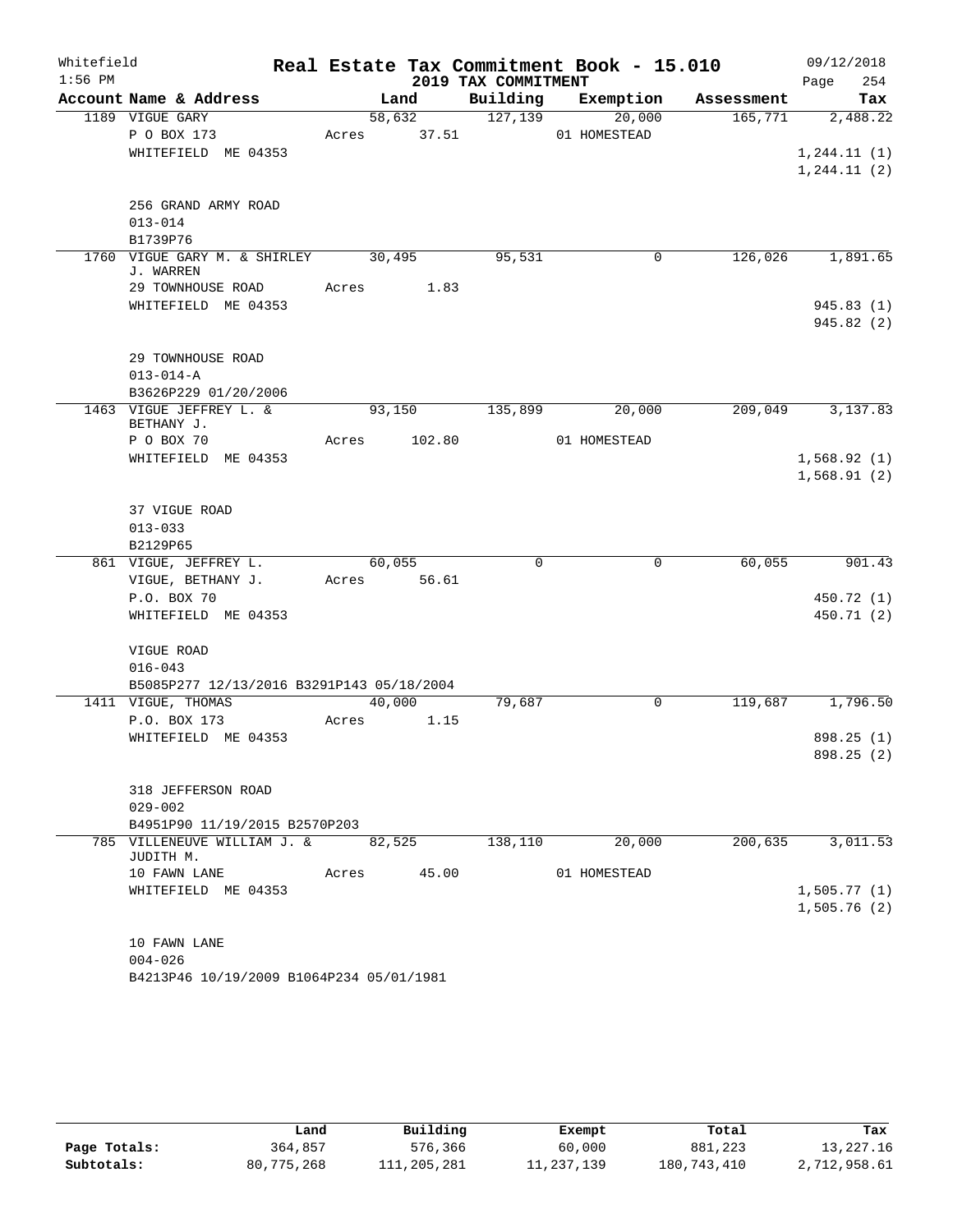Whitefield
1:56 PM

# Real Estate Tax Commitment Book - 15.010

## 2019 TAX COMMITMENT

09/12/2018
Page 254

| Account Name & Address | Land | Building | Exemption | Assessment | Tax |
|---|---|---|---|---|---|
| 1189 VIGUE GARY | 58,632 | 127,139 | 20,000 | 165,771 | 2,488.22 |
| P O BOX 173 | Acres 37.51 | | 01 HOMESTEAD | | |
| WHITEFIELD ME 04353 | | | | | 1,244.11 (1) |
| | | | | | 1,244.11 (2) |
| 256 GRAND ARMY ROAD | | | | | |
| 013-014 | | | | | |
| B1739P76 | | | | | |
| 1760 VIGUE GARY M. & SHIRLEY J. WARREN | 30,495 | 95,531 | 0 | 126,026 | 1,891.65 |
| 29 TOWNHOUSE ROAD | Acres 1.83 | | | | |
| WHITEFIELD ME 04353 | | | | | 945.83 (1) |
| | | | | | 945.82 (2) |
| 29 TOWNHOUSE ROAD | | | | | |
| 013-014-A | | | | | |
| B3626P229 01/20/2006 | | | | | |
| 1463 VIGUE JEFFREY L. & BETHANY J. | 93,150 | 135,899 | 20,000 | 209,049 | 3,137.83 |
| P O BOX 70 | Acres 102.80 | | 01 HOMESTEAD | | |
| WHITEFIELD ME 04353 | | | | | 1,568.92 (1) |
| | | | | | 1,568.91 (2) |
| 37 VIGUE ROAD | | | | | |
| 013-033 | | | | | |
| B2129P65 | | | | | |
| 861 VIGUE, JEFFREY L. | 60,055 | 0 | 0 | 60,055 | 901.43 |
| VIGUE, BETHANY J. | Acres 56.61 | | | | |
| P.O. BOX 70 | | | | | 450.72 (1) |
| WHITEFIELD ME 04353 | | | | | 450.71 (2) |
| VIGUE ROAD | | | | | |
| 016-043 | | | | | |
| B5085P277 12/13/2016 B3291P143 05/18/2004 | | | | | |
| 1411 VIGUE, THOMAS | 40,000 | 79,687 | 0 | 119,687 | 1,796.50 |
| P.O. BOX 173 | Acres 1.15 | | | | |
| WHITEFIELD ME 04353 | | | | | 898.25 (1) |
| | | | | | 898.25 (2) |
| 318 JEFFERSON ROAD | | | | | |
| 029-002 | | | | | |
| B4951P90 11/19/2015 B2570P203 | | | | | |
| 785 VILLENEUVE WILLIAM J. & JUDITH M. | 82,525 | 138,110 | 20,000 | 200,635 | 3,011.53 |
| 10 FAWN LANE | Acres 45.00 | | 01 HOMESTEAD | | |
| WHITEFIELD ME 04353 | | | | | 1,505.77 (1) |
| | | | | | 1,505.76 (2) |
| 10 FAWN LANE | | | | | |
| 004-026 | | | | | |
| B4213P46 10/19/2009 B1064P234 05/01/1981 | | | | | |

| | Land | Building | Exempt | Total | Tax |
|---|---|---|---|---|---|
| Page Totals: | 364,857 | 576,366 | 60,000 | 881,223 | 13,227.16 |
| Subtotals: | 80,775,268 | 111,205,281 | 11,237,139 | 180,743,410 | 2,712,958.61 |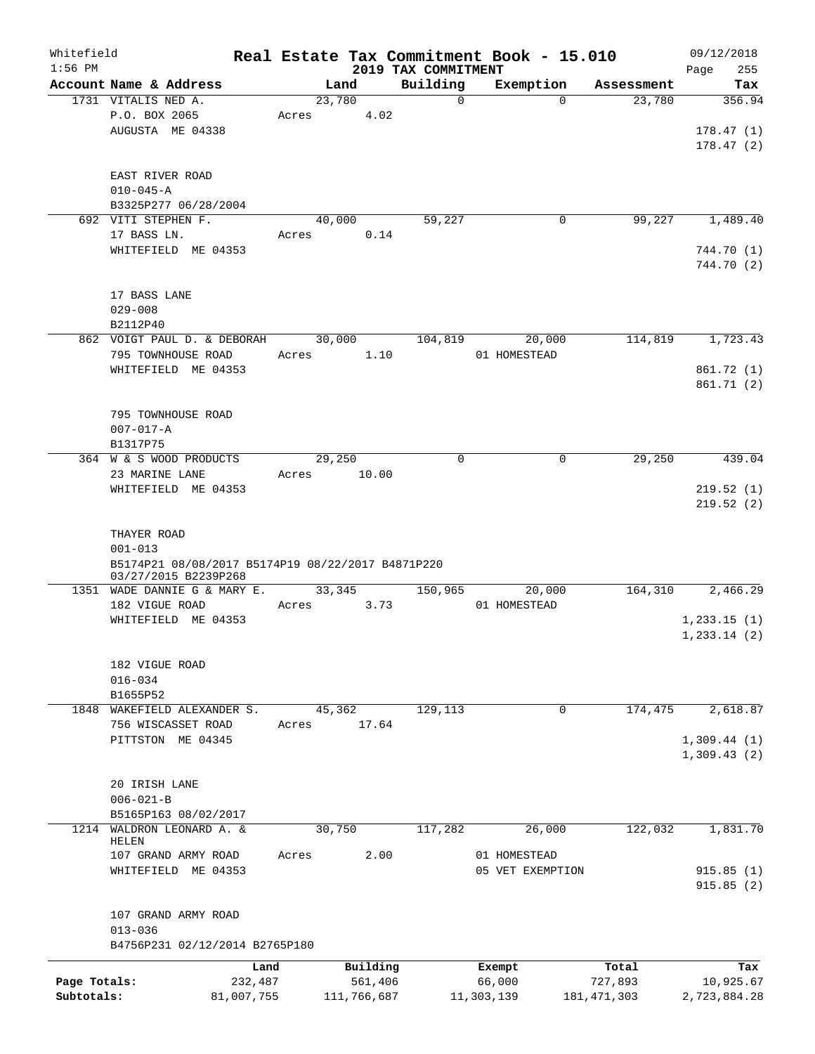Whitefield
1:56 PM

# Real Estate Tax Commitment Book - 15.010
## 2019 TAX COMMITMENT

09/12/2018

| Account Name & Address | Land | Building | Exemption | Assessment | Tax |
|---|---|---|---|---|---|
| 1731 VITALIS NED A. | 23,780 | 0 | 0 | 23,780 | 356.94 |
| P.O. BOX 2065 | Acres 4.02 | | | | |
| AUGUSTA ME 04338 | | | | | 178.47 (1) |
| | | | | | 178.47 (2) |
| EAST RIVER ROAD | | | | | |
| 010-045-A | | | | | |
| B3325P277 06/28/2004 | | | | | |
| 692 VITI STEPHEN F. | 40,000 | 59,227 | 0 | 99,227 | 1,489.40 |
| 17 BASS LN. | Acres 0.14 | | | | |
| WHITEFIELD ME 04353 | | | | | 744.70 (1) |
| | | | | | 744.70 (2) |
| 17 BASS LANE | | | | | |
| 029-008 | | | | | |
| B2112P40 | | | | | |
| 862 VOIGT PAUL D. & DEBORAH | 30,000 | 104,819 | 20,000 | 114,819 | 1,723.43 |
| 795 TOWNHOUSE ROAD | Acres 1.10 | | 01 HOMESTEAD | | |
| WHITEFIELD ME 04353 | | | | | 861.72 (1) |
| | | | | | 861.71 (2) |
| 795 TOWNHOUSE ROAD | | | | | |
| 007-017-A | | | | | |
| B1317P75 | | | | | |
| 364 W & S WOOD PRODUCTS | 29,250 | 0 | 0 | 29,250 | 439.04 |
| 23 MARINE LANE | Acres 10.00 | | | | |
| WHITEFIELD ME 04353 | | | | | 219.52 (1) |
| | | | | | 219.52 (2) |
| THAYER ROAD | | | | | |
| 001-013 | | | | | |
| B5174P21 08/08/2017 B5174P19 08/22/2017 B4871P220 03/27/2015 B2239P268 | | | | | |
| 1351 WADE DANNIE G & MARY E. | 33,345 | 150,965 | 20,000 | 164,310 | 2,466.29 |
| 182 VIGUE ROAD | Acres 3.73 | | 01 HOMESTEAD | | |
| WHITEFIELD ME 04353 | | | | | 1,233.15 (1) |
| | | | | | 1,233.14 (2) |
| 182 VIGUE ROAD | | | | | |
| 016-034 | | | | | |
| B1655P52 | | | | | |
| 1848 WAKEFIELD ALEXANDER S. | 45,362 | 129,113 | 0 | 174,475 | 2,618.87 |
| 756 WISCASSET ROAD | Acres 17.64 | | | | |
| PITTSTON ME 04345 | | | | | 1,309.44 (1) |
| | | | | | 1,309.43 (2) |
| 20 IRISH LANE | | | | | |
| 006-021-B | | | | | |
| B5165P163 08/02/2017 | | | | | |
| 1214 WALDRON LEONARD A. & HELEN | 30,750 | 117,282 | 26,000 | 122,032 | 1,831.70 |
| 107 GRAND ARMY ROAD | Acres 2.00 | | 01 HOMESTEAD | | |
| WHITEFIELD ME 04353 | | | 05 VET EXEMPTION | | 915.85 (1) |
| | | | | | 915.85 (2) |
| 107 GRAND ARMY ROAD | | | | | |
| 013-036 | | | | | |
| B4756P231 02/12/2014 B2765P180 | | | | | |

| | Land | Building | Exempt | Total | Tax |
|---|---|---|---|---|---|
| Page Totals: | 232,487 | 561,406 | 66,000 | 727,893 | 10,925.67 |
| Subtotals: | 81,007,755 | 111,766,687 | 11,303,139 | 181,471,303 | 2,723,884.28 |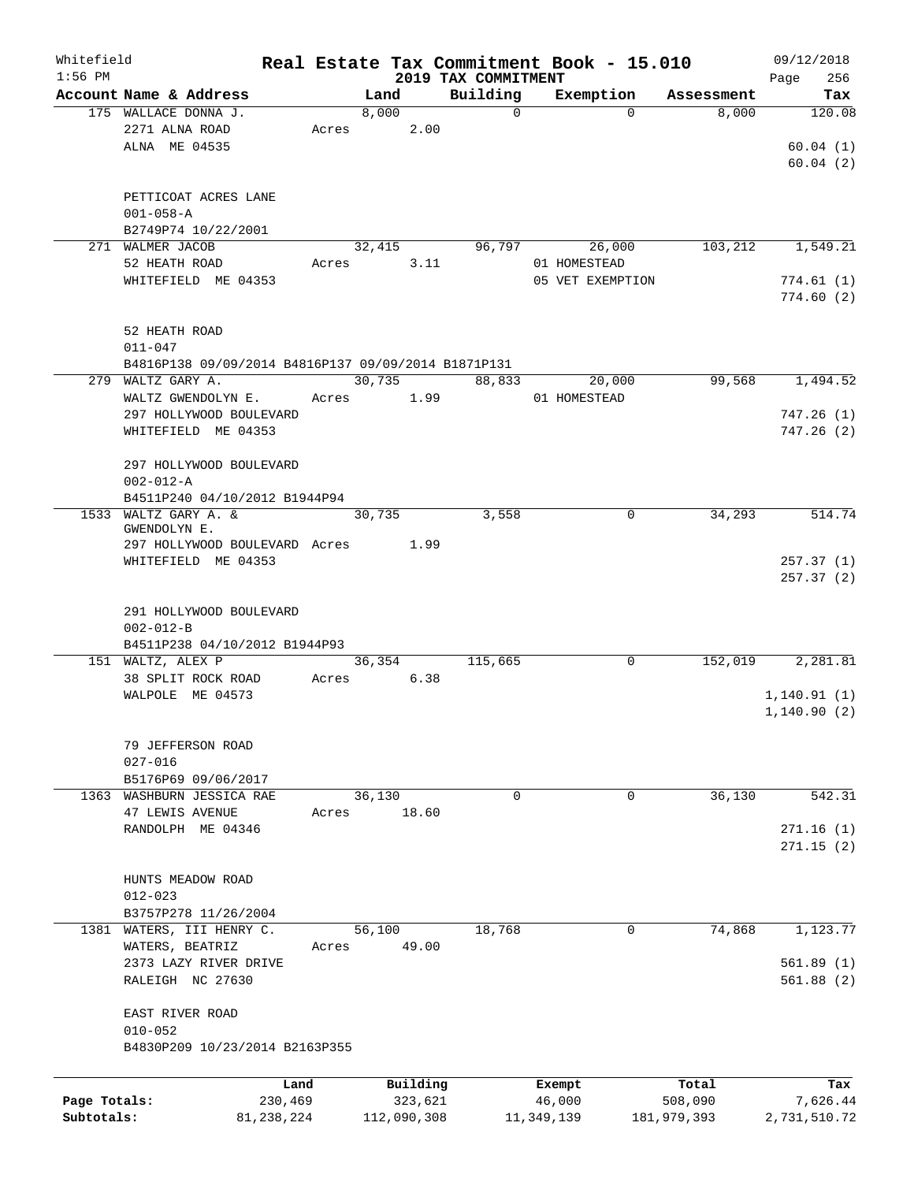Whitefield 1:56 PM

# Real Estate Tax Commitment Book - 15.010

## 2019 TAX COMMITMENT

09/12/2018

| Account Name & Address | Land | Building | Exemption | Assessment | Tax |
|---|---|---|---|---|---|
| 175 WALLACE DONNA J. | 8,000 | 0 | 0 | 8,000 | 120.08 |
| 2271 ALNA ROAD | Acres 2.00 | | | | |
| ALNA ME 04535 | | | | | 60.04 (1) |
| | | | | | 60.04 (2) |
| PETTICOAT ACRES LANE | | | | | |
| 001-058-A | | | | | |
| B2749P74 10/22/2001 | | | | | |
| 271 WALMER JACOB | 32,415 | 96,797 | 26,000 | 103,212 | 1,549.21 |
| 52 HEATH ROAD | Acres 3.11 | | 01 HOMESTEAD | | |
| WHITEFIELD ME 04353 | | | 05 VET EXEMPTION | | 774.61 (1) |
| | | | | | 774.60 (2) |
| 52 HEATH ROAD | | | | | |
| 011-047 | | | | | |
| B4816P138 09/09/2014 B4816P137 09/09/2014 B1871P131 | | | | | |
| 279 WALTZ GARY A. | 30,735 | 88,833 | 20,000 | 99,568 | 1,494.52 |
| WALTZ GWENDOLYN E. | Acres 1.99 | | 01 HOMESTEAD | | |
| 297 HOLLYWOOD BOULEVARD | | | | | 747.26 (1) |
| WHITEFIELD ME 04353 | | | | | 747.26 (2) |
| 297 HOLLYWOOD BOULEVARD | | | | | |
| 002-012-A | | | | | |
| B4511P240 04/10/2012 B1944P94 | | | | | |
| 1533 WALTZ GARY A. & GWENDOLYN E. | 30,735 | 3,558 | 0 | 34,293 | 514.74 |
| 297 HOLLYWOOD BOULEVARD | Acres 1.99 | | | | |
| WHITEFIELD ME 04353 | | | | | 257.37 (1) |
| | | | | | 257.37 (2) |
| 291 HOLLYWOOD BOULEVARD | | | | | |
| 002-012-B | | | | | |
| B4511P238 04/10/2012 B1944P93 | | | | | |
| 151 WALTZ, ALEX P | 36,354 | 115,665 | 0 | 152,019 | 2,281.81 |
| 38 SPLIT ROCK ROAD | Acres 6.38 | | | | |
| WALPOLE ME 04573 | | | | | 1,140.91 (1) |
| | | | | | 1,140.90 (2) |
| 79 JEFFERSON ROAD | | | | | |
| 027-016 | | | | | |
| B5176P69 09/06/2017 | | | | | |
| 1363 WASHBURN JESSICA RAE | 36,130 | 0 | 0 | 36,130 | 542.31 |
| 47 LEWIS AVENUE | Acres 18.60 | | | | |
| RANDOLPH ME 04346 | | | | | 271.16 (1) |
| | | | | | 271.15 (2) |
| HUNTS MEADOW ROAD | | | | | |
| 012-023 | | | | | |
| B3757P278 11/26/2004 | | | | | |
| 1381 WATERS, III HENRY C. | 56,100 | 18,768 | 0 | 74,868 | 1,123.77 |
| WATERS, BEATRIZ | Acres 49.00 | | | | |
| 2373 LAZY RIVER DRIVE | | | | | 561.89 (1) |
| RALEIGH NC 27630 | | | | | 561.88 (2) |
| EAST RIVER ROAD | | | | | |
| 010-052 | | | | | |
| B4830P209 10/23/2014 B2163P355 | | | | | |

| | Land | Building | Exempt | Total | Tax |
|---|---|---|---|---|---|
| Page Totals: | 230,469 | 323,621 | 46,000 | 508,090 | 7,626.44 |
| Subtotals: | 81,238,224 | 112,090,308 | 11,349,139 | 181,979,393 | 2,731,510.72 |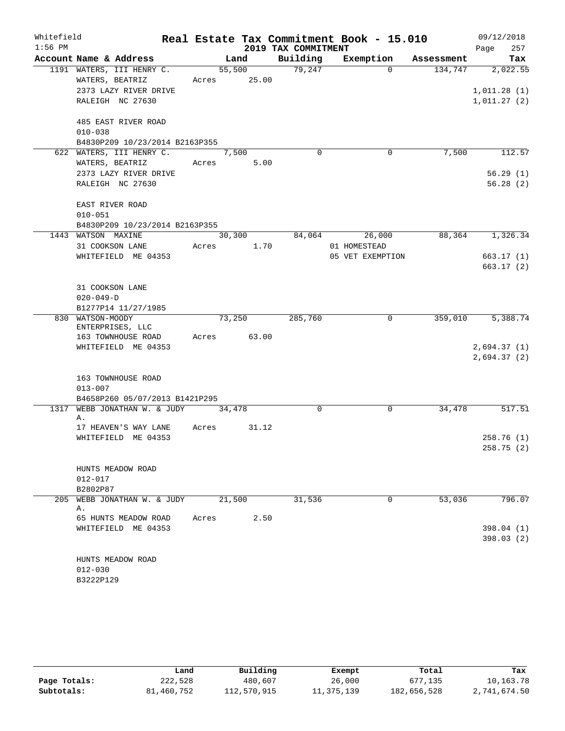Whitefield 1:56 PM

# Real Estate Tax Commitment Book - 15.010

## 2019 TAX COMMITMENT

09/12/2018 Page 257

| Account Name & Address | Land | Building | Exemption | Assessment | Tax |
|---|---|---|---|---|---|
| 1191 WATERS, III HENRY C. | 55,500 | 79,247 | 0 | 134,747 | 2,022.55 |
| WATERS, BEATRIZ | Acres 25.00 | | | | |
| 2373 LAZY RIVER DRIVE | | | | | 1,011.28 (1) |
| RALEIGH NC 27630 | | | | | 1,011.27 (2) |
| 485 EAST RIVER ROAD | | | | | |
| 010-038 | | | | | |
| B4830P209 10/23/2014 B2163P355 | | | | | |
| 622 WATERS, III HENRY C. | 7,500 | 0 | 0 | 7,500 | 112.57 |
| WATERS, BEATRIZ | Acres 5.00 | | | | |
| 2373 LAZY RIVER DRIVE | | | | | 56.29 (1) |
| RALEIGH NC 27630 | | | | | 56.28 (2) |
| EAST RIVER ROAD | | | | | |
| 010-051 | | | | | |
| B4830P209 10/23/2014 B2163P355 | | | | | |
| 1443 WATSON MAXINE | 30,300 | 84,064 | 26,000 | 88,364 | 1,326.34 |
| 31 COOKSON LANE | Acres 1.70 | | 01 HOMESTEAD | | |
| WHITEFIELD ME 04353 | | | 05 VET EXEMPTION | | 663.17 (1) |
| | | | | | 663.17 (2) |
| 31 COOKSON LANE | | | | | |
| 020-049-D | | | | | |
| B1277P14 11/27/1985 | | | | | |
| 830 WATSON-MOODY ENTERPRISES, LLC | 73,250 | 285,760 | 0 | 359,010 | 5,388.74 |
| 163 TOWNHOUSE ROAD | Acres 63.00 | | | | |
| WHITEFIELD ME 04353 | | | | | 2,694.37 (1) |
| | | | | | 2,694.37 (2) |
| 163 TOWNHOUSE ROAD | | | | | |
| 013-007 | | | | | |
| B4658P260 05/07/2013 B1421P295 | | | | | |
| 1317 WEBB JONATHAN W. & JUDY A. | 34,478 | 0 | 0 | 34,478 | 517.51 |
| 17 HEAVEN'S WAY LANE | Acres 31.12 | | | | |
| WHITEFIELD ME 04353 | | | | | 258.76 (1) |
| | | | | | 258.75 (2) |
| HUNTS MEADOW ROAD | | | | | |
| 012-017 | | | | | |
| B2802P87 | | | | | |
| 205 WEBB JONATHAN W. & JUDY A. | 21,500 | 31,536 | 0 | 53,036 | 796.07 |
| 65 HUNTS MEADOW ROAD | Acres 2.50 | | | | |
| WHITEFIELD ME 04353 | | | | | 398.04 (1) |
| | | | | | 398.03 (2) |
| HUNTS MEADOW ROAD | | | | | |
| 012-030 | | | | | |
| B3222P129 | | | | | |

| | Land | Building | Exempt | Total | Tax |
|---|---|---|---|---|---|
| Page Totals: | 222,528 | 480,607 | 26,000 | 677,135 | 10,163.78 |
| Subtotals: | 81,460,752 | 112,570,915 | 11,375,139 | 182,656,528 | 2,741,674.50 |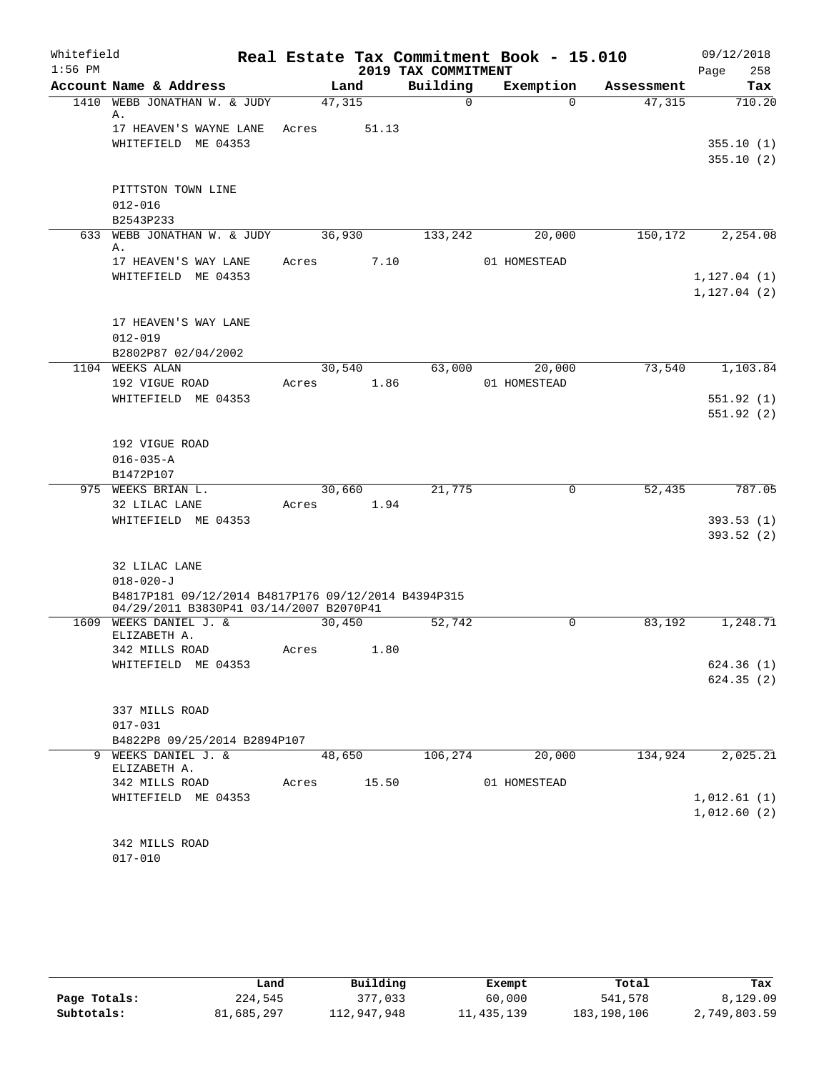Whitefield
1:56 PM

# Real Estate Tax Commitment Book - 15.010
## 2019 TAX COMMITMENT

09/12/2018
Page 258

| Account Name & Address | Land | Building | Exemption | Assessment | Tax |
|---|---|---|---|---|---|
| 1410 WEBB JONATHAN W. & JUDY A. | 47,315 | 0 | 0 | 47,315 | 710.20 |
| 17 HEAVEN'S WAYNE LANE | Acres 51.13 | | | | |
| WHITEFIELD ME 04353 | | | | | 355.10 (1) |
| | | | | | 355.10 (2) |
| PITTSTON TOWN LINE | | | | | |
| 012-016 | | | | | |
| B2543P233 | | | | | |
| 633 WEBB JONATHAN W. & JUDY A. | 36,930 | 133,242 | 20,000 | 150,172 | 2,254.08 |
| 17 HEAVEN'S WAY LANE | Acres 7.10 | | 01 HOMESTEAD | | |
| WHITEFIELD ME 04353 | | | | | 1,127.04 (1) |
| | | | | | 1,127.04 (2) |
| 17 HEAVEN'S WAY LANE | | | | | |
| 012-019 | | | | | |
| B2802P87 02/04/2002 | | | | | |
| 1104 WEEKS ALAN | 30,540 | 63,000 | 20,000 | 73,540 | 1,103.84 |
| 192 VIGUE ROAD | Acres 1.86 | | 01 HOMESTEAD | | |
| WHITEFIELD ME 04353 | | | | | 551.92 (1) |
| | | | | | 551.92 (2) |
| 192 VIGUE ROAD | | | | | |
| 016-035-A | | | | | |
| B1472P107 | | | | | |
| 975 WEEKS BRIAN L. | 30,660 | 21,775 | 0 | 52,435 | 787.05 |
| 32 LILAC LANE | Acres 1.94 | | | | |
| WHITEFIELD ME 04353 | | | | | 393.53 (1) |
| | | | | | 393.52 (2) |
| 32 LILAC LANE | | | | | |
| 018-020-J | | | | | |
| B4817P181 09/12/2014 B4817P176 09/12/2014 B4394P315 04/29/2011 B3830P41 03/14/2007 B2070P41 | | | | | |
| 1609 WEEKS DANIEL J. & ELIZABETH A. | 30,450 | 52,742 | 0 | 83,192 | 1,248.71 |
| 342 MILLS ROAD | Acres 1.80 | | | | |
| WHITEFIELD ME 04353 | | | | | 624.36 (1) |
| | | | | | 624.35 (2) |
| 337 MILLS ROAD | | | | | |
| 017-031 | | | | | |
| B4822P8 09/25/2014 B2894P107 | | | | | |
| 9 WEEKS DANIEL J. & ELIZABETH A. | 48,650 | 106,274 | 20,000 | 134,924 | 2,025.21 |
| 342 MILLS ROAD | Acres 15.50 | | 01 HOMESTEAD | | |
| WHITEFIELD ME 04353 | | | | | 1,012.61 (1) |
| | | | | | 1,012.60 (2) |
| 342 MILLS ROAD | | | | | |
| 017-010 | | | | | |

| | Land | Building | Exempt | Total | Tax |
|---|---|---|---|---|---|
| Page Totals: | 224,545 | 377,033 | 60,000 | 541,578 | 8,129.09 |
| Subtotals: | 81,685,297 | 112,947,948 | 11,435,139 | 183,198,106 | 2,749,803.59 |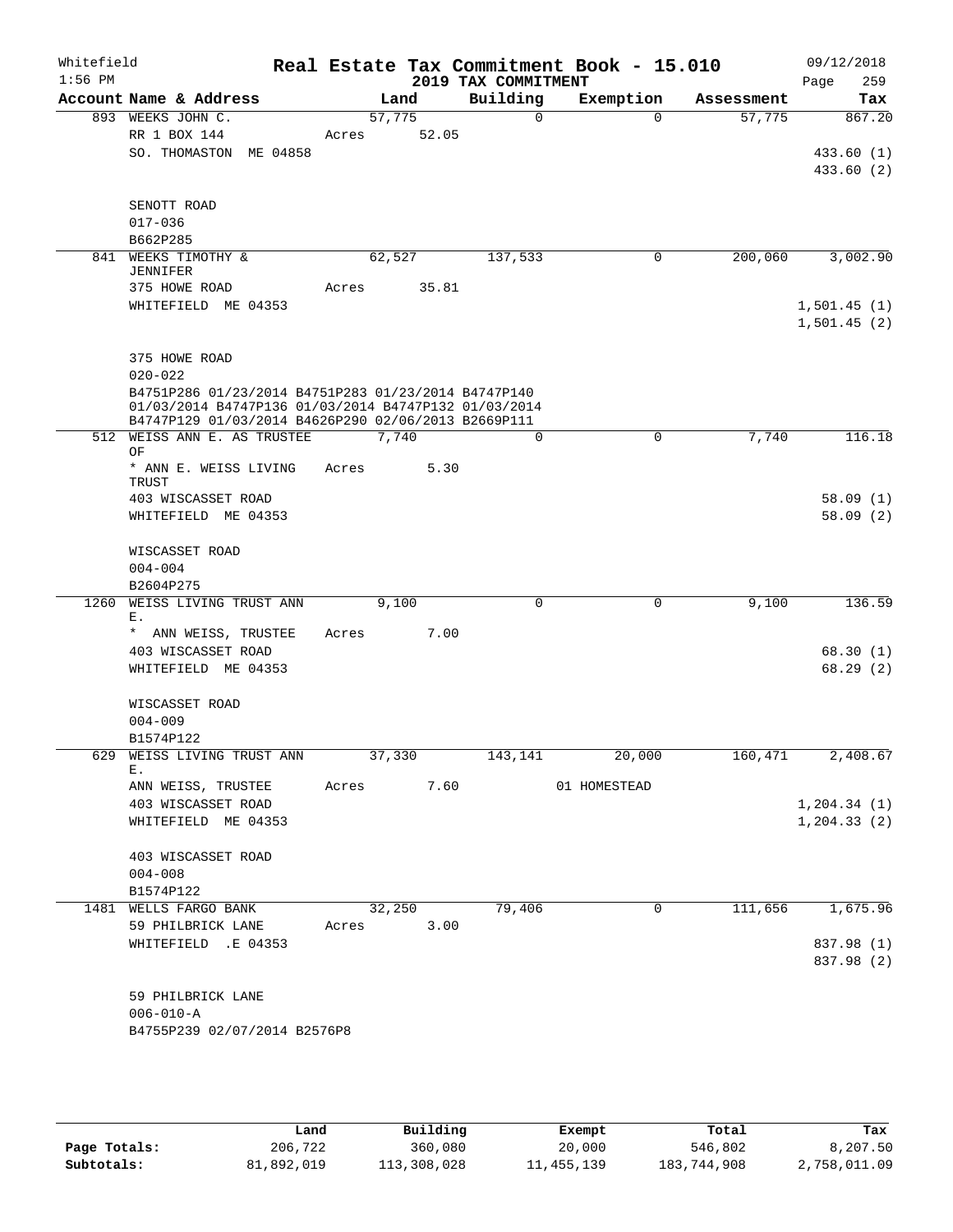Whitefield 1:56 PM

# Real Estate Tax Commitment Book - 15.010

## 2019 TAX COMMITMENT

09/12/2018

| Account Name & Address | Land | Building | Exemption | Assessment | Tax |
|---|---|---|---|---|---|
| 893 WEEKS JOHN C. | 57,775 | 0 | 0 | 57,775 | 867.20 |
| RR 1 BOX 144 | Acres 52.05 | | | | |
| SO. THOMASTON ME 04858 | | | | | 433.60 (1) |
| | | | | | 433.60 (2) |
| SENOTT ROAD | | | | | |
| 017-036 | | | | | |
| B662P285 | | | | | |
| 841 WEEKS TIMOTHY & JENNIFER | 62,527 | 137,533 | 0 | 200,060 | 3,002.90 |
| 375 HOWE ROAD | Acres 35.81 | | | | |
| WHITEFIELD ME 04353 | | | | | 1,501.45 (1) |
| | | | | | 1,501.45 (2) |
| 375 HOWE ROAD | | | | | |
| 020-022 | | | | | |
| B4751P286 01/23/2014 B4751P283 01/23/2014 B4747P140 01/03/2014 B4747P136 01/03/2014 B4747P132 01/03/2014 B4747P129 01/03/2014 B4626P290 02/06/2013 B2669P111 | | | | | |
| 512 WEISS ANN E. AS TRUSTEE OF | 7,740 | 0 | 0 | 7,740 | 116.18 |
| * ANN E. WEISS LIVING TRUST | Acres 5.30 | | | | |
| 403 WISCASSET ROAD | | | | | 58.09 (1) |
| WHITEFIELD ME 04353 | | | | | 58.09 (2) |
| WISCASSET ROAD | | | | | |
| 004-004 | | | | | |
| B2604P275 | | | | | |
| 1260 WEISS LIVING TRUST ANN E. | 9,100 | 0 | 0 | 9,100 | 136.59 |
| * ANN WEISS, TRUSTEE | Acres 7.00 | | | | |
| 403 WISCASSET ROAD | | | | | 68.30 (1) |
| WHITEFIELD ME 04353 | | | | | 68.29 (2) |
| WISCASSET ROAD | | | | | |
| 004-009 | | | | | |
| B1574P122 | | | | | |
| 629 WEISS LIVING TRUST ANN E. | 37,330 | 143,141 | 20,000 | 160,471 | 2,408.67 |
| ANN WEISS, TRUSTEE | Acres 7.60 | | 01 HOMESTEAD | | |
| 403 WISCASSET ROAD | | | | | 1,204.34 (1) |
| WHITEFIELD ME 04353 | | | | | 1,204.33 (2) |
| 403 WISCASSET ROAD | | | | | |
| 004-008 | | | | | |
| B1574P122 | | | | | |
| 1481 WELLS FARGO BANK | 32,250 | 79,406 | 0 | 111,656 | 1,675.96 |
| 59 PHILBRICK LANE | Acres 3.00 | | | | |
| WHITEFIELD .E 04353 | | | | | 837.98 (1) |
| | | | | | 837.98 (2) |
| 59 PHILBRICK LANE | | | | | |
| 006-010-A | | | | | |
| B4755P239 02/07/2014 B2576P8 | | | | | |

| | Land | Building | Exempt | Total | Tax |
|---|---|---|---|---|---|
| Page Totals: | 206,722 | 360,080 | 20,000 | 546,802 | 8,207.50 |
| Subtotals: | 81,892,019 | 113,308,028 | 11,455,139 | 183,744,908 | 2,758,011.09 |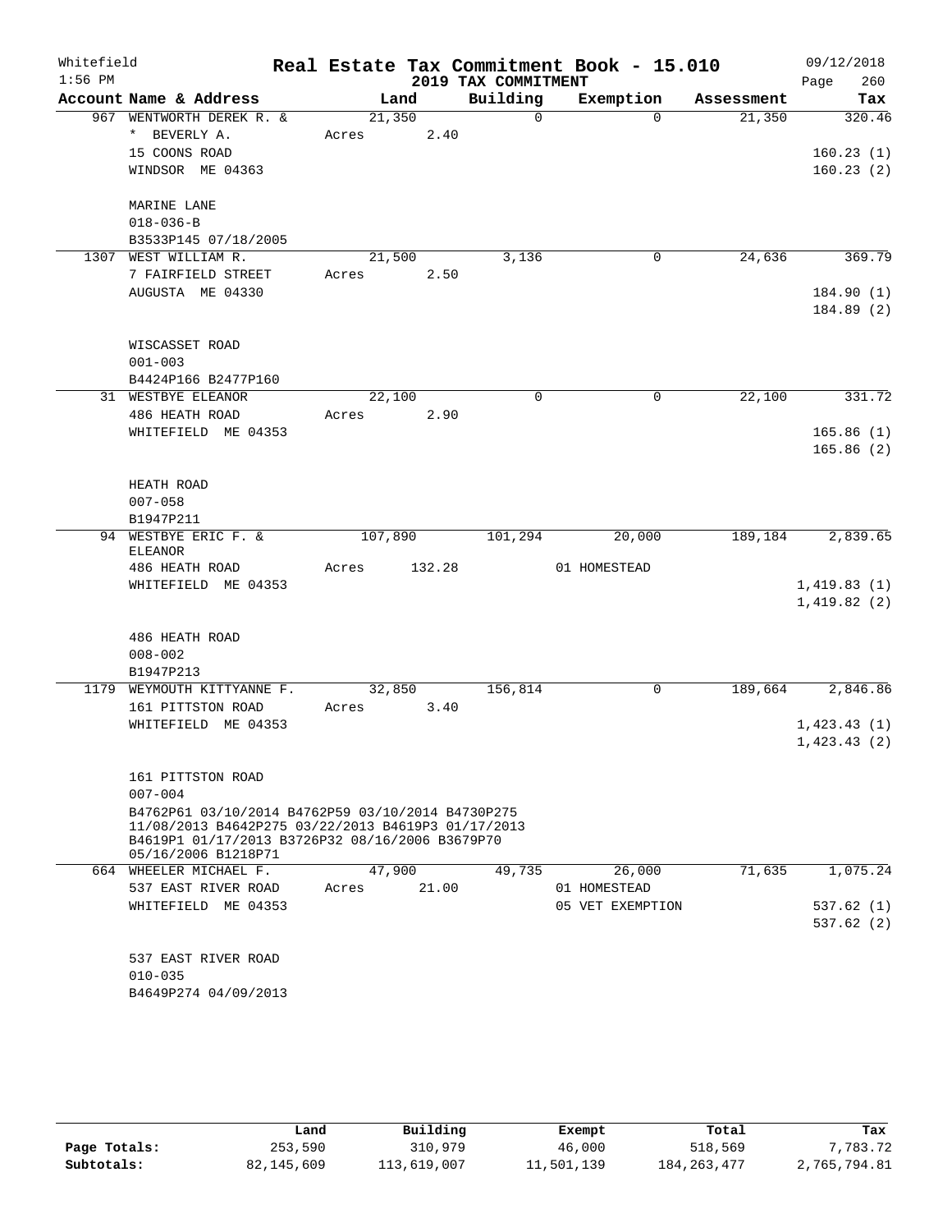Whitefield 1:56 PM

# Real Estate Tax Commitment Book - 15.010

## 2019 TAX COMMITMENT

09/12/2018

| Account Name & Address | Land | Building | Exemption | Assessment | Tax |
|---|---|---|---|---|---|
| 967 WENTWORTH DEREK R. & | 21,350 | 0 | 0 | 21,350 | 320.46 |
| * BEVERLY A. | Acres 2.40 | | | | |
| 15 COONS ROAD | | | | | 160.23 (1) |
| WINDSOR ME 04363 | | | | | 160.23 (2) |
| MARINE LANE | | | | | |
| 018-036-B | | | | | |
| B3533P145 07/18/2005 | | | | | |
| 1307 WEST WILLIAM R. | 21,500 | 3,136 | 0 | 24,636 | 369.79 |
| 7 FAIRFIELD STREET | Acres 2.50 | | | | |
| AUGUSTA ME 04330 | | | | | 184.90 (1) |
| | | | | | 184.89 (2) |
| WISCASSET ROAD | | | | | |
| 001-003 | | | | | |
| B4424P166 B2477P160 | | | | | |
| 31 WESTBYE ELEANOR | 22,100 | 0 | 0 | 22,100 | 331.72 |
| 486 HEATH ROAD | Acres 2.90 | | | | |
| WHITEFIELD ME 04353 | | | | | 165.86 (1) |
| | | | | | 165.86 (2) |
| HEATH ROAD | | | | | |
| 007-058 | | | | | |
| B1947P211 | | | | | |
| 94 WESTBYE ERIC F. & ELEANOR | 107,890 | 101,294 | 20,000 | 189,184 | 2,839.65 |
| 486 HEATH ROAD | Acres 132.28 | | 01 HOMESTEAD | | |
| WHITEFIELD ME 04353 | | | | | 1,419.83 (1) |
| | | | | | 1,419.82 (2) |
| 486 HEATH ROAD | | | | | |
| 008-002 | | | | | |
| B1947P213 | | | | | |
| 1179 WEYMOUTH KITTYANNE F. | 32,850 | 156,814 | 0 | 189,664 | 2,846.86 |
| 161 PITTSTON ROAD | Acres 3.40 | | | | |
| WHITEFIELD ME 04353 | | | | | 1,423.43 (1) |
| | | | | | 1,423.43 (2) |
| 161 PITTSTON ROAD | | | | | |
| 007-004 | | | | | |
| B4762P61 03/10/2014 B4762P59 03/10/2014 B4730P275 11/08/2013 B4642P275 03/22/2013 B4619P3 01/17/2013 B4619P1 01/17/2013 B3726P32 08/16/2006 B3679P70 05/16/2006 B1218P71 | | | | | |
| 664 WHEELER MICHAEL F. | 47,900 | 49,735 | 26,000 | 71,635 | 1,075.24 |
| 537 EAST RIVER ROAD | Acres 21.00 | | 01 HOMESTEAD | | |
| WHITEFIELD ME 04353 | | | 05 VET EXEMPTION | | 537.62 (1) |
| | | | | | 537.62 (2) |
| 537 EAST RIVER ROAD | | | | | |
| 010-035 | | | | | |
| B4649P274 04/09/2013 | | | | | |

| | Land | Building | Exempt | Total | Tax |
|---|---|---|---|---|---|
| Page Totals: | 253,590 | 310,979 | 46,000 | 518,569 | 7,783.72 |
| Subtotals: | 82,145,609 | 113,619,007 | 11,501,139 | 184,263,477 | 2,765,794.81 |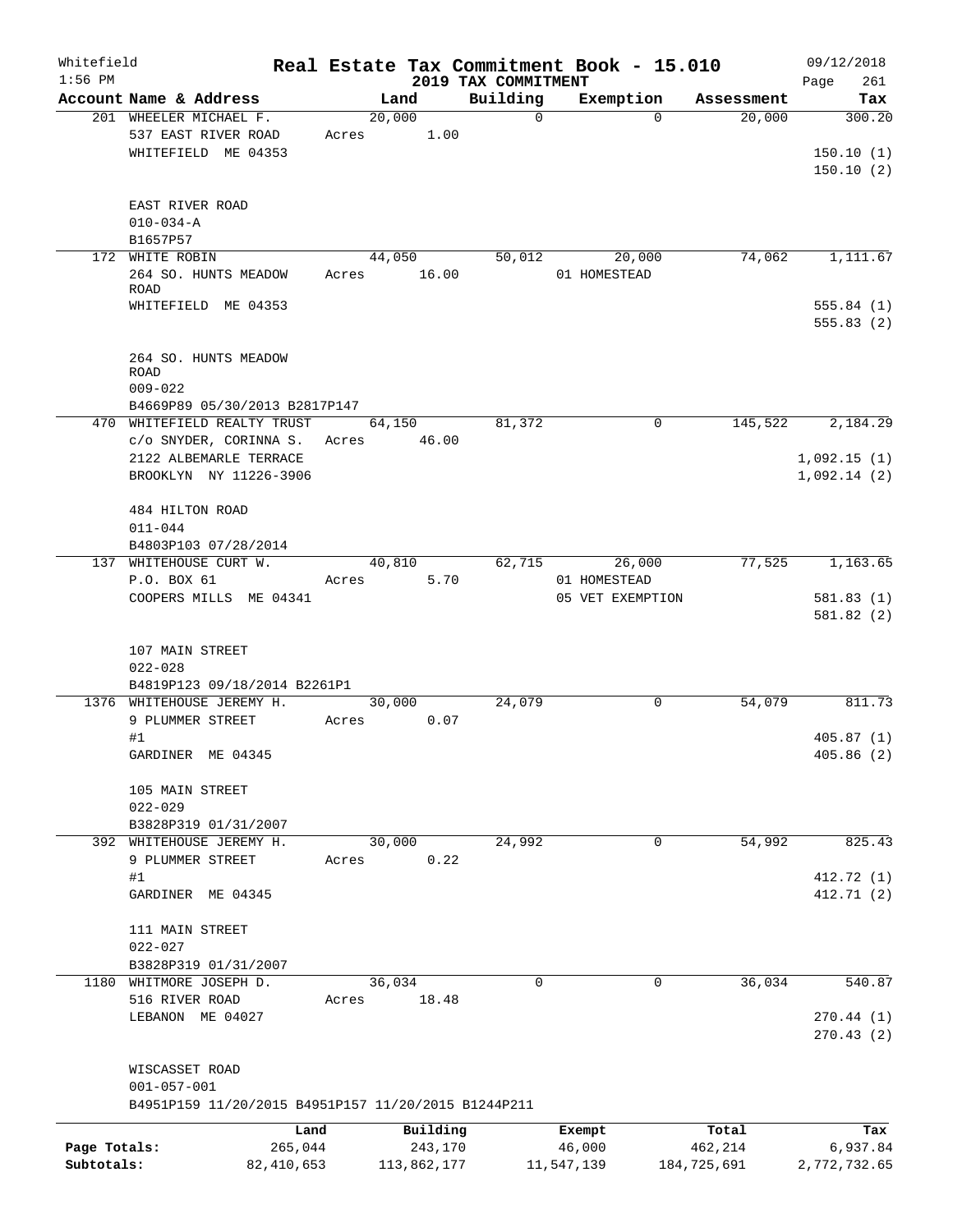Whitefield
1:56 PM

**Real Estate Tax Commitment Book - 15.010**
**2019 TAX COMMITMENT**

09/12/2018

| Account Name & Address | Land | Building | Exemption | Assessment | Tax |
|---|---|---|---|---|---|
| 201 WHEELER MICHAEL F. | 20,000 | 0 | 0 | 20,000 | 300.20 |
| 537 EAST RIVER ROAD | Acres 1.00 | | | | |
| WHITEFIELD ME 04353 | | | | | 150.10 (1) |
| | | | | | 150.10 (2) |
| EAST RIVER ROAD | | | | | |
| 010-034-A | | | | | |
| B1657P57 | | | | | |
| 172 WHITE ROBIN | 44,050 | 50,012 | 20,000 | 74,062 | 1,111.67 |
| 264 SO. HUNTS MEADOW ROAD | Acres 16.00 | | 01 HOMESTEAD | | |
| WHITEFIELD ME 04353 | | | | | 555.84 (1) |
| | | | | | 555.83 (2) |
| 264 SO. HUNTS MEADOW ROAD | | | | | |
| 009-022 | | | | | |
| B4669P89 05/30/2013 B2817P147 | | | | | |
| 470 WHITEFIELD REALTY TRUST | 64,150 | 81,372 | 0 | 145,522 | 2,184.29 |
| c/o SNYDER, CORINNA S. | Acres 46.00 | | | | |
| 2122 ALBEMARLE TERRACE | | | | | 1,092.15 (1) |
| BROOKLYN NY 11226-3906 | | | | | 1,092.14 (2) |
| 484 HILTON ROAD | | | | | |
| 011-044 | | | | | |
| B4803P103 07/28/2014 | | | | | |
| 137 WHITEHOUSE CURT W. | 40,810 | 62,715 | 26,000 | 77,525 | 1,163.65 |
| P.O. BOX 61 | Acres 5.70 | | 01 HOMESTEAD | | |
| COOPERS MILLS ME 04341 | | | 05 VET EXEMPTION | | 581.83 (1) |
| | | | | | 581.82 (2) |
| 107 MAIN STREET | | | | | |
| 022-028 | | | | | |
| B4819P123 09/18/2014 B2261P1 | | | | | |
| 1376 WHITEHOUSE JEREMY H. | 30,000 | 24,079 | 0 | 54,079 | 811.73 |
| 9 PLUMMER STREET | Acres 0.07 | | | | |
| #1 | | | | | 405.87 (1) |
| GARDINER ME 04345 | | | | | 405.86 (2) |
| 105 MAIN STREET | | | | | |
| 022-029 | | | | | |
| B3828P319 01/31/2007 | | | | | |
| 392 WHITEHOUSE JEREMY H. | 30,000 | 24,992 | 0 | 54,992 | 825.43 |
| 9 PLUMMER STREET | Acres 0.22 | | | | |
| #1 | | | | | 412.72 (1) |
| GARDINER ME 04345 | | | | | 412.71 (2) |
| 111 MAIN STREET | | | | | |
| 022-027 | | | | | |
| B3828P319 01/31/2007 | | | | | |
| 1180 WHITMORE JOSEPH D. | 36,034 | 0 | 0 | 36,034 | 540.87 |
| 516 RIVER ROAD | Acres 18.48 | | | | |
| LEBANON ME 04027 | | | | | 270.44 (1) |
| | | | | | 270.43 (2) |
| WISCASSET ROAD | | | | | |
| 001-057-001 | | | | | |
| B4951P159 11/20/2015 B4951P157 11/20/2015 B1244P211 | | | | | |

| | Land | Building | Exempt | Total | Tax |
|---|---|---|---|---|---|
| Page Totals: | 265,044 | 243,170 | 46,000 | 462,214 | 6,937.84 |
| Subtotals: | 82,410,653 | 113,862,177 | 11,547,139 | 184,725,691 | 2,772,732.65 |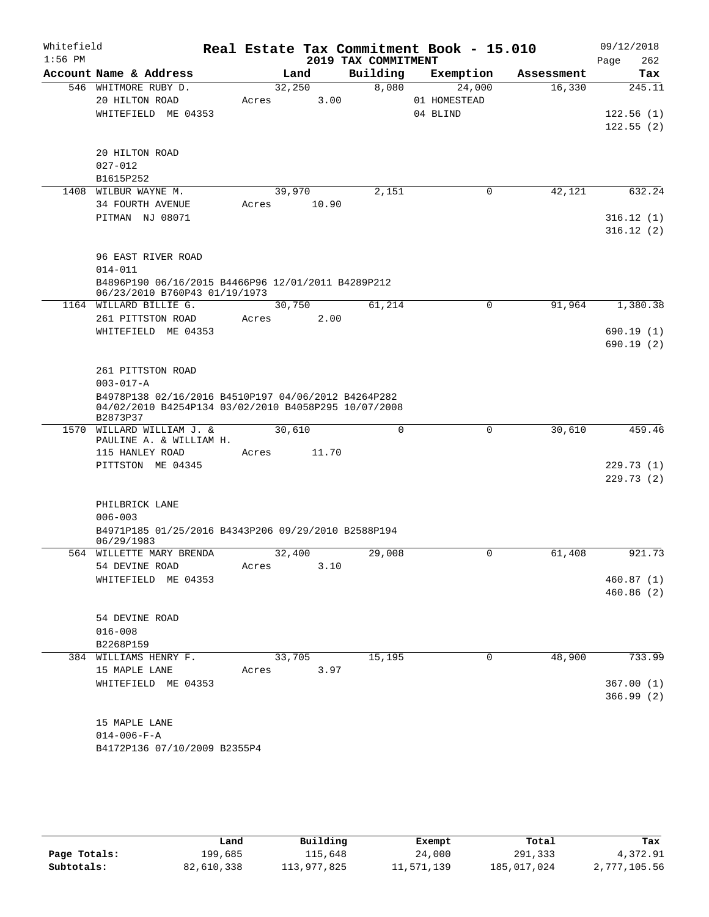Whitefield 1:56 PM

# Real Estate Tax Commitment Book - 15.010

## 2019 TAX COMMITMENT

09/12/2018

| Account Name & Address | Land | Building | Exemption | Assessment | Tax |
|---|---|---|---|---|---|
| 546 WHITMORE RUBY D. | 32,250 | 8,080 | 24,000 | 16,330 | 245.11 |
| 20 HILTON ROAD | Acres 3.00 | | 01 HOMESTEAD | | |
| WHITEFIELD ME 04353 | | | 04 BLIND | | 122.56 (1) |
| | | | | | 122.55 (2) |
| 20 HILTON ROAD | | | | | |
| 027-012 | | | | | |
| B1615P252 | | | | | |
| 1408 WILBUR WAYNE M. | 39,970 | 2,151 | 0 | 42,121 | 632.24 |
| 34 FOURTH AVENUE | Acres 10.90 | | | | |
| PITMAN NJ 08071 | | | | | 316.12 (1) |
| | | | | | 316.12 (2) |
| 96 EAST RIVER ROAD | | | | | |
| 014-011 | | | | | |
| B4896P190 06/16/2015 B4466P96 12/01/2011 B4289P212 06/23/2010 B760P43 01/19/1973 | | | | | |
| 1164 WILLARD BILLIE G. | 30,750 | 61,214 | 0 | 91,964 | 1,380.38 |
| 261 PITTSTON ROAD | Acres 2.00 | | | | |
| WHITEFIELD ME 04353 | | | | | 690.19 (1) |
| | | | | | 690.19 (2) |
| 261 PITTSTON ROAD | | | | | |
| 003-017-A | | | | | |
| B4978P138 02/16/2016 B4510P197 04/06/2012 B4264P282 04/02/2010 B4254P134 03/02/2010 B4058P295 10/07/2008 B2873P37 | | | | | |
| 1570 WILLARD WILLIAM J. & PAULINE A. & WILLIAM H. | 30,610 | 0 | 0 | 30,610 | 459.46 |
| 115 HANLEY ROAD | Acres 11.70 | | | | |
| PITTSTON ME 04345 | | | | | 229.73 (1) |
| | | | | | 229.73 (2) |
| PHILBRICK LANE | | | | | |
| 006-003 | | | | | |
| B4971P185 01/25/2016 B4343P206 09/29/2010 B2588P194 06/29/1983 | | | | | |
| 564 WILLETTE MARY BRENDA | 32,400 | 29,008 | 0 | 61,408 | 921.73 |
| 54 DEVINE ROAD | Acres 3.10 | | | | |
| WHITEFIELD ME 04353 | | | | | 460.87 (1) |
| | | | | | 460.86 (2) |
| 54 DEVINE ROAD | | | | | |
| 016-008 | | | | | |
| B2268P159 | | | | | |
| 384 WILLIAMS HENRY F. | 33,705 | 15,195 | 0 | 48,900 | 733.99 |
| 15 MAPLE LANE | Acres 3.97 | | | | |
| WHITEFIELD ME 04353 | | | | | 367.00 (1) |
| | | | | | 366.99 (2) |
| 15 MAPLE LANE | | | | | |
| 014-006-F-A | | | | | |
| B4172P136 07/10/2009 B2355P4 | | | | | |

| | Land | Building | Exempt | Total | Tax |
|---|---|---|---|---|---|
| Page Totals: | 199,685 | 115,648 | 24,000 | 291,333 | 4,372.91 |
| Subtotals: | 82,610,338 | 113,977,825 | 11,571,139 | 185,017,024 | 2,777,105.56 |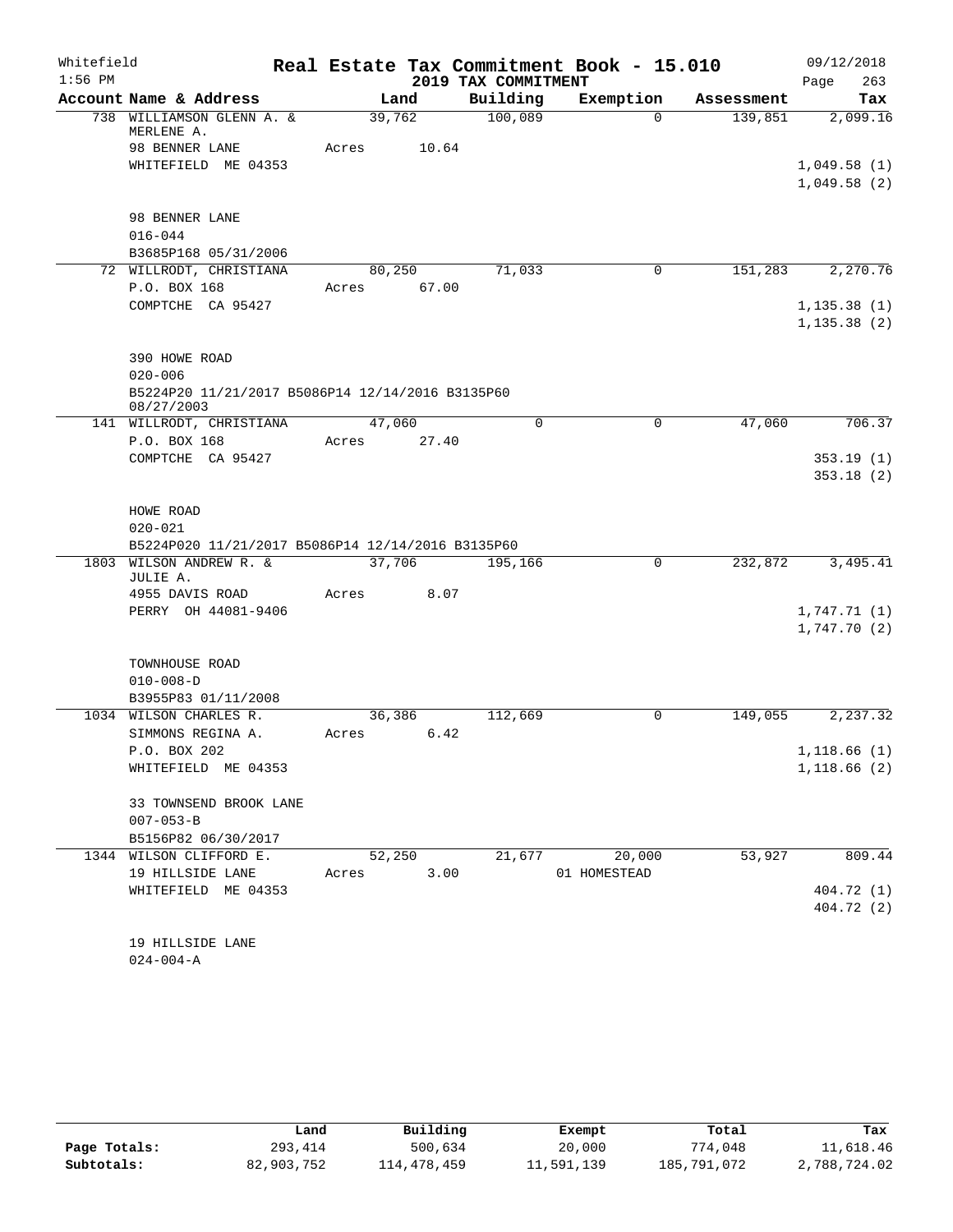Whitefield 1:56 PM

# Real Estate Tax Commitment Book - 15.010
## 2019 TAX COMMITMENT

09/12/2018 Page 263

| Account Name & Address | Land | Building | Exemption | Assessment | Tax |
|---|---|---|---|---|---|
| 738 WILLIAMSON GLENN A. & MERLENE A. | 39,762 | 100,089 | 0 | 139,851 | 2,099.16 |
| 98 BENNER LANE | Acres 10.64 | | | | |
| WHITEFIELD ME 04353 | | | | | 1,049.58 (1) |
| | | | | | 1,049.58 (2) |
| 98 BENNER LANE | | | | | |
| 016-044 | | | | | |
| B3685P168 05/31/2006 | | | | | |
| 72 WILLRODT, CHRISTIANA | 80,250 | 71,033 | 0 | 151,283 | 2,270.76 |
| P.O. BOX 168 | Acres 67.00 | | | | |
| COMPTCHE CA 95427 | | | | | 1,135.38 (1) |
| | | | | | 1,135.38 (2) |
| 390 HOWE ROAD | | | | | |
| 020-006 | | | | | |
| B5224P20 11/21/2017 B5086P14 12/14/2016 B3135P60 08/27/2003 | | | | | |
| 141 WILLRODT, CHRISTIANA | 47,060 | 0 | 0 | 47,060 | 706.37 |
| P.O. BOX 168 | Acres 27.40 | | | | |
| COMPTCHE CA 95427 | | | | | 353.19 (1) |
| | | | | | 353.18 (2) |
| HOWE ROAD | | | | | |
| 020-021 | | | | | |
| B5224P020 11/21/2017 B5086P14 12/14/2016 B3135P60 | | | | | |
| 1803 WILSON ANDREW R. & JULIE A. | 37,706 | 195,166 | 0 | 232,872 | 3,495.41 |
| 4955 DAVIS ROAD | Acres 8.07 | | | | |
| PERRY OH 44081-9406 | | | | | 1,747.71 (1) |
| | | | | | 1,747.70 (2) |
| TOWNHOUSE ROAD | | | | | |
| 010-008-D | | | | | |
| B3955P83 01/11/2008 | | | | | |
| 1034 WILSON CHARLES R. | 36,386 | 112,669 | 0 | 149,055 | 2,237.32 |
| SIMMONS REGINA A. | Acres 6.42 | | | | |
| P.O. BOX 202 | | | | | 1,118.66 (1) |
| WHITEFIELD ME 04353 | | | | | 1,118.66 (2) |
| 33 TOWNSEND BROOK LANE | | | | | |
| 007-053-B | | | | | |
| B5156P82 06/30/2017 | | | | | |
| 1344 WILSON CLIFFORD E. | 52,250 | 21,677 | 20,000 | 53,927 | 809.44 |
| 19 HILLSIDE LANE | Acres 3.00 | | 01 HOMESTEAD | | |
| WHITEFIELD ME 04353 | | | | | 404.72 (1) |
| | | | | | 404.72 (2) |
| 19 HILLSIDE LANE | | | | | |
| 024-004-A | | | | | |

| | Land | Building | Exempt | Total | Tax |
|---|---|---|---|---|---|
| Page Totals: | 293,414 | 500,634 | 20,000 | 774,048 | 11,618.46 |
| Subtotals: | 82,903,752 | 114,478,459 | 11,591,139 | 185,791,072 | 2,788,724.02 |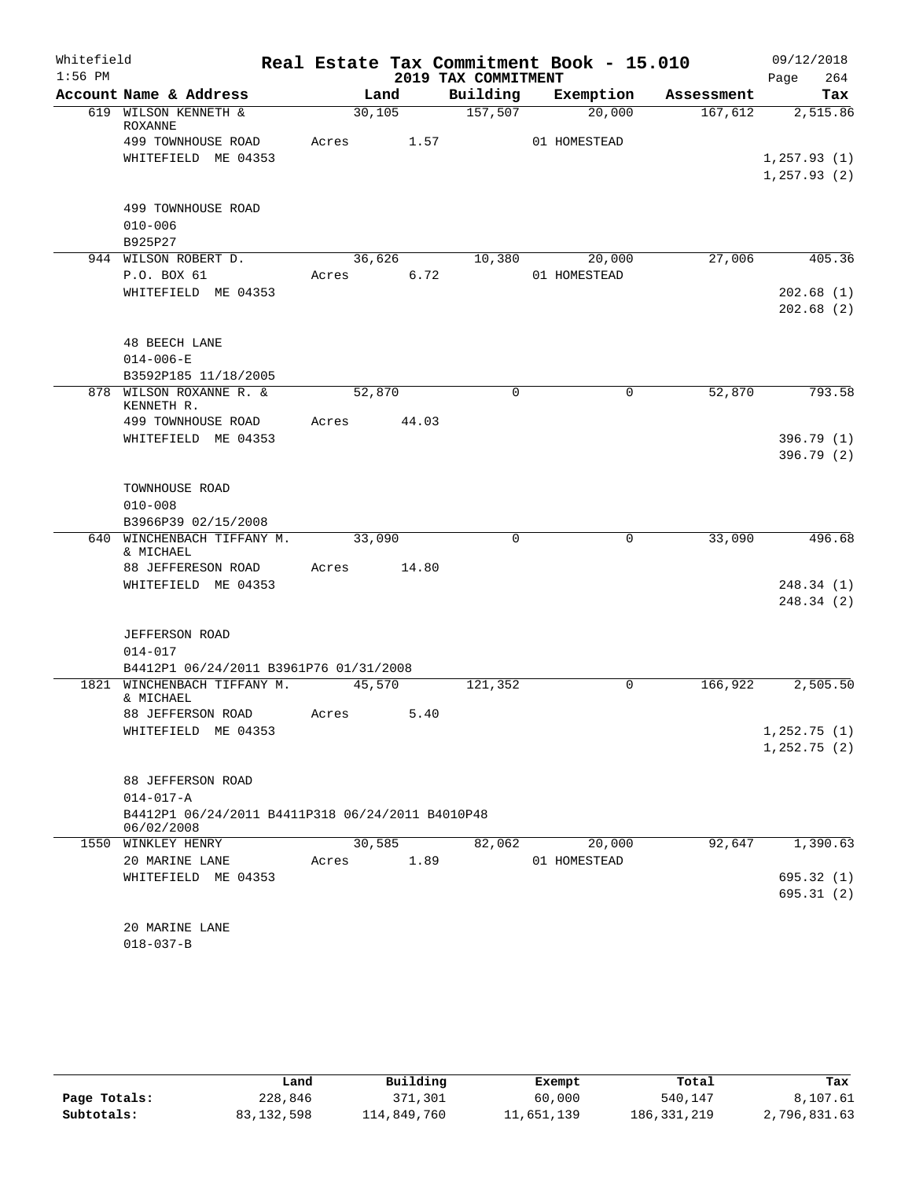Whitefield | Real Estate Tax Commitment Book - 15.010 | 09/12/2018
1:56 PM | 2019 TAX COMMITMENT | Page 264

| Account Name & Address | Land | Building | Exemption | Assessment | Tax |
|---|---|---|---|---|---|
| 619 WILSON KENNETH & ROXANNE | 30,105 | 157,507 | 20,000 | 167,612 | 2,515.86 |
| 499 TOWNHOUSE ROAD | Acres 1.57 | | 01 HOMESTEAD | | |
| WHITEFIELD ME 04353 | | | | | 1,257.93 (1) |
| | | | | | 1,257.93 (2) |
| 499 TOWNHOUSE ROAD | | | | | |
| 010-006 | | | | | |
| B925P27 | | | | | |
| 944 WILSON ROBERT D. | 36,626 | 10,380 | 20,000 | 27,006 | 405.36 |
| P.O. BOX 61 | Acres 6.72 | | 01 HOMESTEAD | | |
| WHITEFIELD ME 04353 | | | | | 202.68 (1) |
| | | | | | 202.68 (2) |
| 48 BEECH LANE | | | | | |
| 014-006-E | | | | | |
| B3592P185 11/18/2005 | | | | | |
| 878 WILSON ROXANNE R. & KENNETH R. | 52,870 | 0 | 0 | 52,870 | 793.58 |
| 499 TOWNHOUSE ROAD | Acres 44.03 | | | | |
| WHITEFIELD ME 04353 | | | | | 396.79 (1) |
| | | | | | 396.79 (2) |
| TOWNHOUSE ROAD | | | | | |
| 010-008 | | | | | |
| B3966P39 02/15/2008 | | | | | |
| 640 WINCHENBACH TIFFANY M. & MICHAEL | 33,090 | 0 | 0 | 33,090 | 496.68 |
| 88 JEFFERESON ROAD | Acres 14.80 | | | | |
| WHITEFIELD ME 04353 | | | | | 248.34 (1) |
| | | | | | 248.34 (2) |
| JEFFERSON ROAD | | | | | |
| 014-017 | | | | | |
| B4412P1 06/24/2011 B3961P76 01/31/2008 | | | | | |
| 1821 WINCHENBACH TIFFANY M. & MICHAEL | 45,570 | 121,352 | 0 | 166,922 | 2,505.50 |
| 88 JEFFERSON ROAD | Acres 5.40 | | | | |
| WHITEFIELD ME 04353 | | | | | 1,252.75 (1) |
| | | | | | 1,252.75 (2) |
| 88 JEFFERSON ROAD | | | | | |
| 014-017-A | | | | | |
| B4412P1 06/24/2011 B4411P318 06/24/2011 B4010P48 06/02/2008 | | | | | |
| 1550 WINKLEY HENRY | 30,585 | 82,062 | 20,000 | 92,647 | 1,390.63 |
| 20 MARINE LANE | Acres 1.89 | | 01 HOMESTEAD | | |
| WHITEFIELD ME 04353 | | | | | 695.32 (1) |
| | | | | | 695.31 (2) |
| 20 MARINE LANE | | | | | |
| 018-037-B | | | | | |

| | Land | Building | Exempt | Total | Tax |
|---|---|---|---|---|---|
| Page Totals: | 228,846 | 371,301 | 60,000 | 540,147 | 8,107.61 |
| Subtotals: | 83,132,598 | 114,849,760 | 11,651,139 | 186,331,219 | 2,796,831.63 |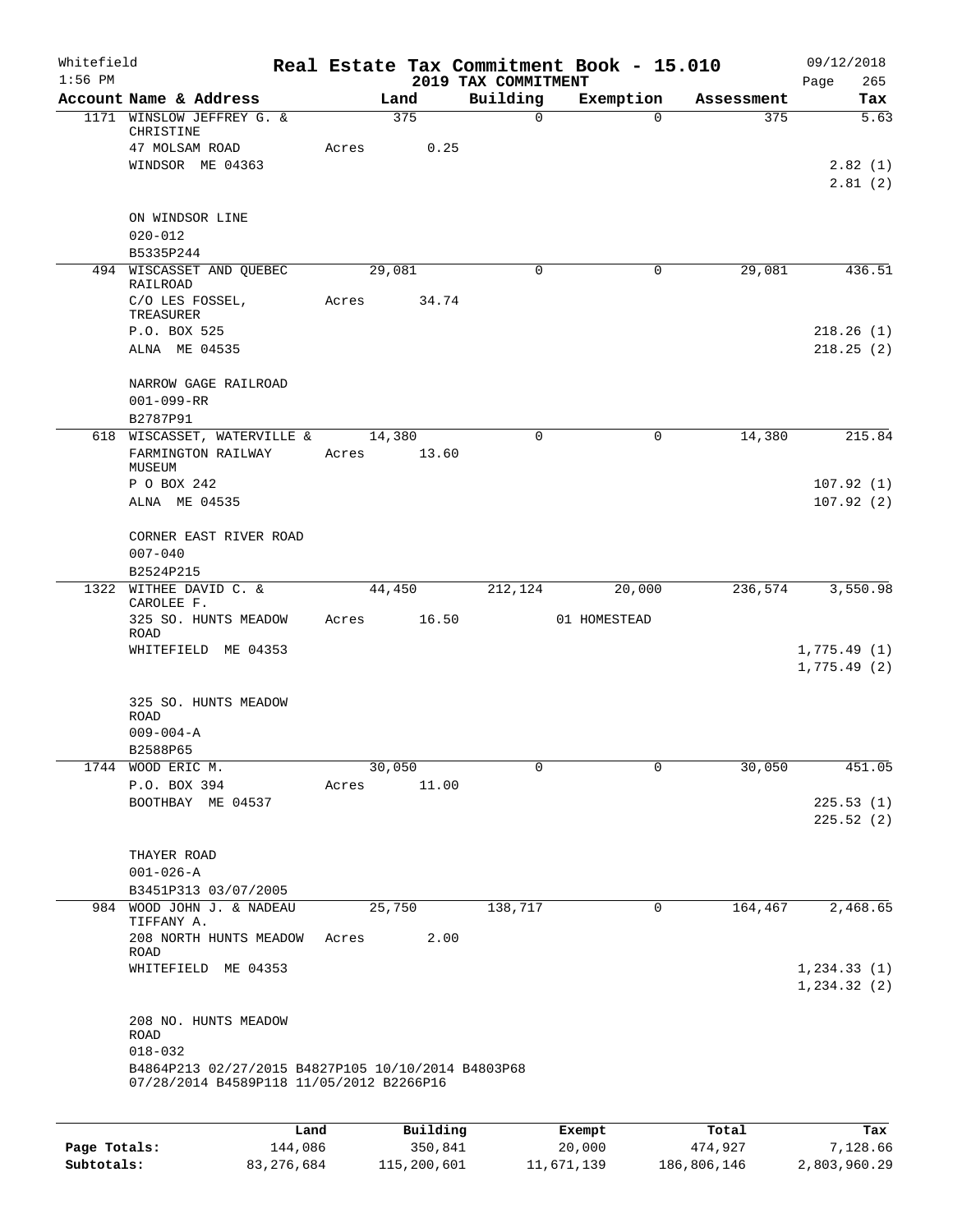Whitefield 1:56 PM

# Real Estate Tax Commitment Book - 15.010

## 2019 TAX COMMITMENT

09/12/2018 Page 265

| Account Name & Address | Land | Building | Exemption | Assessment | Tax |
|---|---|---|---|---|---|
| 1171 WINSLOW JEFFREY G. & CHRISTINE | 375 | 0 | 0 | 375 | 5.63 |
| 47 MOLSAM ROAD | Acres 0.25 | | | | |
| WINDSOR ME 04363 | | | | | 2.82 (1) |
| | | | | | 2.81 (2) |
| ON WINDSOR LINE | | | | | |
| 020-012 | | | | | |
| B5335P244 | | | | | |
| 494 WISCASSET AND QUEBEC RAILROAD | 29,081 | 0 | 0 | 29,081 | 436.51 |
| C/O LES FOSSEL, TREASURER | Acres 34.74 | | | | |
| P.O. BOX 525 | | | | | 218.26 (1) |
| ALNA ME 04535 | | | | | 218.25 (2) |
| NARROW GAGE RAILROAD | | | | | |
| 001-099-RR | | | | | |
| B2787P91 | | | | | |
| 618 WISCASSET, WATERVILLE & FARMINGTON RAILWAY MUSEUM | 14,380 | 0 | 0 | 14,380 | 215.84 |
| | Acres 13.60 | | | | |
| P O BOX 242 | | | | | 107.92 (1) |
| ALNA ME 04535 | | | | | 107.92 (2) |
| CORNER EAST RIVER ROAD | | | | | |
| 007-040 | | | | | |
| B2524P215 | | | | | |
| 1322 WITHEE DAVID C. & CAROLEE F. | 44,450 | 212,124 | 20,000 | 236,574 | 3,550.98 |
| 325 SO. HUNTS MEADOW ROAD | Acres 16.50 | | 01 HOMESTEAD | | |
| WHITEFIELD ME 04353 | | | | | 1,775.49 (1) |
| | | | | | 1,775.49 (2) |
| 325 SO. HUNTS MEADOW ROAD | | | | | |
| 009-004-A | | | | | |
| B2588P65 | | | | | |
| 1744 WOOD ERIC M. | 30,050 | 0 | 0 | 30,050 | 451.05 |
| P.O. BOX 394 | Acres 11.00 | | | | |
| BOOTHBAY ME 04537 | | | | | 225.53 (1) |
| | | | | | 225.52 (2) |
| THAYER ROAD | | | | | |
| 001-026-A | | | | | |
| B3451P313 03/07/2005 | | | | | |
| 984 WOOD JOHN J. & NADEAU TIFFANY A. | 25,750 | 138,717 | 0 | 164,467 | 2,468.65 |
| 208 NORTH HUNTS MEADOW ROAD | Acres 2.00 | | | | |
| WHITEFIELD ME 04353 | | | | | 1,234.33 (1) |
| | | | | | 1,234.32 (2) |
| 208 NO. HUNTS MEADOW ROAD | | | | | |
| 018-032 | | | | | |
| B4864P213 02/27/2015 B4827P105 10/10/2014 B4803P68 07/28/2014 B4589P118 11/05/2012 B2266P16 | | | | | |

| | Land | Building | Exempt | Total | Tax |
|---|---|---|---|---|---|
| Page Totals: | 144,086 | 350,841 | 20,000 | 474,927 | 7,128.66 |
| Subtotals: | 83,276,684 | 115,200,601 | 11,671,139 | 186,806,146 | 2,803,960.29 |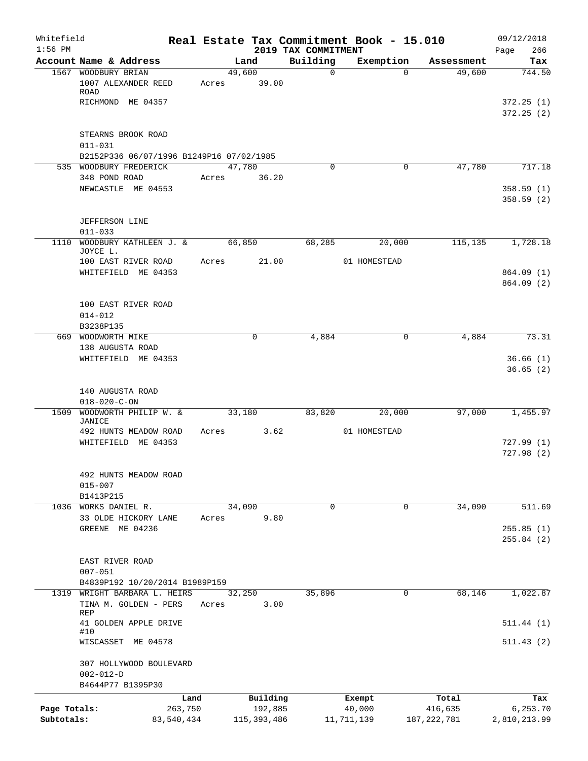Whitefield — Real Estate Tax Commitment Book - 15.010 — 09/12/2018
1:56 PM — 2019 TAX COMMITMENT

| Account Name & Address | Land | Building | Exemption | Assessment | Tax |
|---|---|---|---|---|---|
| 1567 WOODBURY BRIAN | 49,600 | 0 | 0 | 49,600 | 744.50 |
| 1007 ALEXANDER REED ROAD | Acres 39.00 | | | | |
| RICHMOND ME 04357 | | | | | 372.25 (1) |
| | | | | | 372.25 (2) |
| STEARNS BROOK ROAD | | | | | |
| 011-031 | | | | | |
| B2152P336 06/07/1996 B1249P16 07/02/1985 | | | | | |
| 535 WOODBURY FREDERICK | 47,780 | 0 | 0 | 47,780 | 717.18 |
| 348 POND ROAD | Acres 36.20 | | | | |
| NEWCASTLE ME 04553 | | | | | 358.59 (1) |
| | | | | | 358.59 (2) |
| JEFFERSON LINE | | | | | |
| 011-033 | | | | | |
| 1110 WOODBURY KATHLEEN J. & JOYCE L. | 66,850 | 68,285 | 20,000 | 115,135 | 1,728.18 |
| 100 EAST RIVER ROAD | Acres 21.00 | | 01 HOMESTEAD | | |
| WHITEFIELD ME 04353 | | | | | 864.09 (1) |
| | | | | | 864.09 (2) |
| 100 EAST RIVER ROAD | | | | | |
| 014-012 | | | | | |
| B3238P135 | | | | | |
| 669 WOODWORTH MIKE | 0 | 4,884 | 0 | 4,884 | 73.31 |
| 138 AUGUSTA ROAD | | | | | |
| WHITEFIELD ME 04353 | | | | | 36.66 (1) |
| | | | | | 36.65 (2) |
| 140 AUGUSTA ROAD | | | | | |
| 018-020-C-ON | | | | | |
| 1509 WOODWORTH PHILIP W. & JANICE | 33,180 | 83,820 | 20,000 | 97,000 | 1,455.97 |
| 492 HUNTS MEADOW ROAD | Acres 3.62 | | 01 HOMESTEAD | | |
| WHITEFIELD ME 04353 | | | | | 727.99 (1) |
| | | | | | 727.98 (2) |
| 492 HUNTS MEADOW ROAD | | | | | |
| 015-007 | | | | | |
| B1413P215 | | | | | |
| 1036 WORKS DANIEL R. | 34,090 | 0 | 0 | 34,090 | 511.69 |
| 33 OLDE HICKORY LANE | Acres 9.80 | | | | |
| GREENE ME 04236 | | | | | 255.85 (1) |
| | | | | | 255.84 (2) |
| EAST RIVER ROAD | | | | | |
| 007-051 | | | | | |
| B4839P192 10/20/2014 B1989P159 | | | | | |
| 1319 WRIGHT BARBARA L. HEIRS | 32,250 | 35,896 | 0 | 68,146 | 1,022.87 |
| TINA M. GOLDEN - PERS REP | Acres 3.00 | | | | |
| 41 GOLDEN APPLE DRIVE #10 | | | | | 511.44 (1) |
| WISCASSET ME 04578 | | | | | 511.43 (2) |
| 307 HOLLYWOOD BOULEVARD | | | | | |
| 002-012-D | | | | | |
| B4644P77 B1395P30 | | | | | |

| | Land | Building | Exempt | Total | Tax |
|---|---|---|---|---|---|
| Page Totals: | 263,750 | 192,885 | 40,000 | 416,635 | 6,253.70 |
| Subtotals: | 83,540,434 | 115,393,486 | 11,711,139 | 187,222,781 | 2,810,213.99 |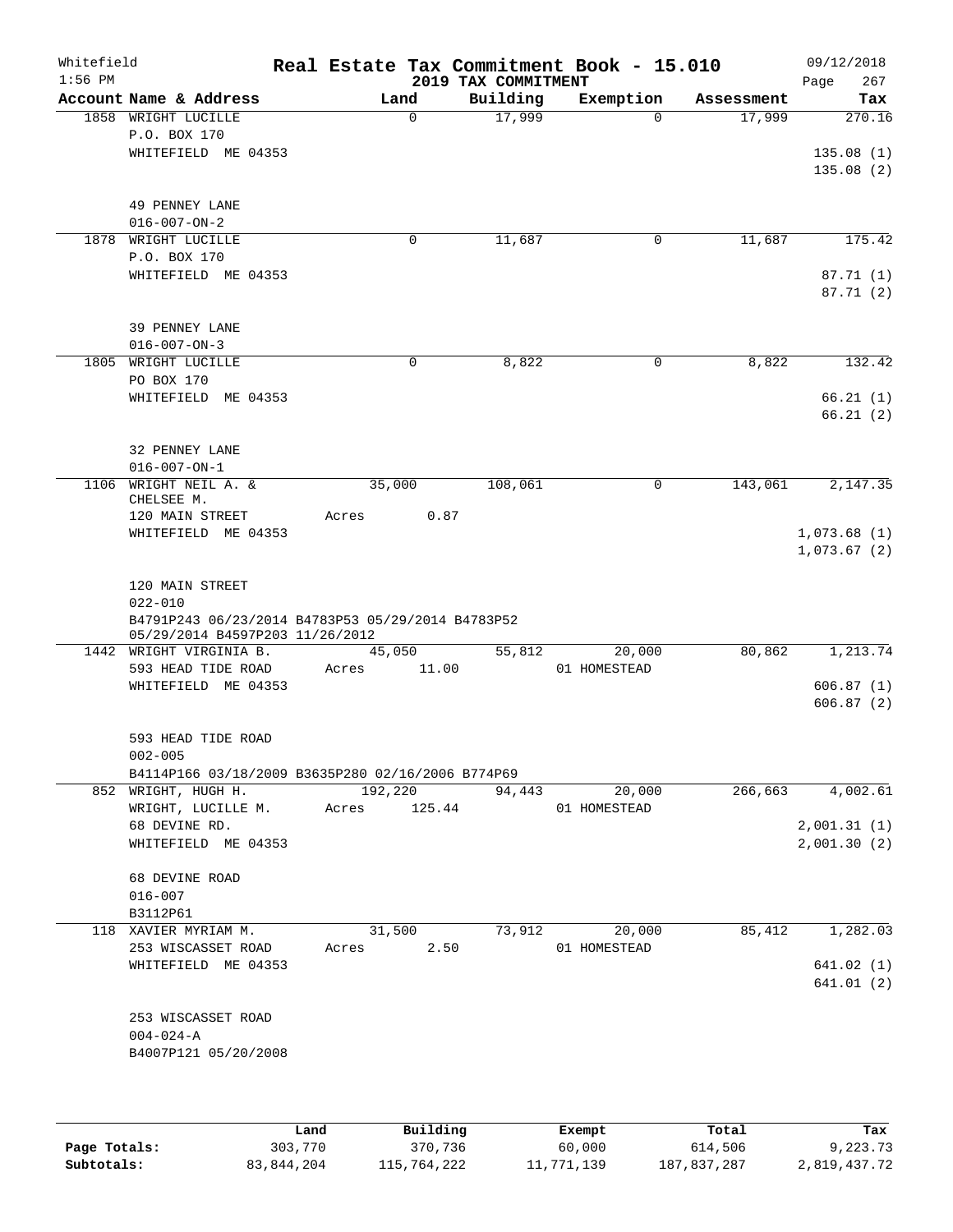Whitefield
1:56 PM

# Real Estate Tax Commitment Book - 15.010
## 2019 TAX COMMITMENT

09/12/2018

| Account Name & Address | Land | Building | Exemption | Assessment | Tax |
|---|---|---|---|---|---|
| 1858 WRIGHT LUCILLE | 0 | 17,999 | 0 | 17,999 | 270.16 |
| P.O. BOX 170 | | | | | |
| WHITEFIELD ME 04353 | | | | | 135.08 (1) |
| | | | | | 135.08 (2) |
| 49 PENNEY LANE | | | | | |
| 016-007-ON-2 | | | | | |
| 1878 WRIGHT LUCILLE | 0 | 11,687 | 0 | 11,687 | 175.42 |
| P.O. BOX 170 | | | | | |
| WHITEFIELD ME 04353 | | | | | 87.71 (1) |
| | | | | | 87.71 (2) |
| 39 PENNEY LANE | | | | | |
| 016-007-ON-3 | | | | | |
| 1805 WRIGHT LUCILLE | 0 | 8,822 | 0 | 8,822 | 132.42 |
| PO BOX 170 | | | | | |
| WHITEFIELD ME 04353 | | | | | 66.21 (1) |
| | | | | | 66.21 (2) |
| 32 PENNEY LANE | | | | | |
| 016-007-ON-1 | | | | | |
| 1106 WRIGHT NEIL A. & CHELSEE M. | 35,000 | 108,061 | 0 | 143,061 | 2,147.35 |
| 120 MAIN STREET | Acres 0.87 | | | | |
| WHITEFIELD ME 04353 | | | | | 1,073.68 (1) |
| | | | | | 1,073.67 (2) |
| 120 MAIN STREET | | | | | |
| 022-010 | | | | | |
| B4791P243 06/23/2014 B4783P53 05/29/2014 B4783P52 05/29/2014 B4597P203 11/26/2012 | | | | | |
| 1442 WRIGHT VIRGINIA B. | 45,050 | 55,812 | 20,000 | 80,862 | 1,213.74 |
| 593 HEAD TIDE ROAD | Acres 11.00 | | 01 HOMESTEAD | | |
| WHITEFIELD ME 04353 | | | | | 606.87 (1) |
| | | | | | 606.87 (2) |
| 593 HEAD TIDE ROAD | | | | | |
| 002-005 | | | | | |
| B4114P166 03/18/2009 B3635P280 02/16/2006 B774P69 | | | | | |
| 852 WRIGHT, HUGH H. | 192,220 | 94,443 | 20,000 | 266,663 | 4,002.61 |
| WRIGHT, LUCILLE M. | Acres 125.44 | | 01 HOMESTEAD | | |
| 68 DEVINE RD. | | | | | 2,001.31 (1) |
| WHITEFIELD ME 04353 | | | | | 2,001.30 (2) |
| 68 DEVINE ROAD | | | | | |
| 016-007 | | | | | |
| B3112P61 | | | | | |
| 118 XAVIER MYRIAM M. | 31,500 | 73,912 | 20,000 | 85,412 | 1,282.03 |
| 253 WISCASSET ROAD | Acres 2.50 | | 01 HOMESTEAD | | |
| WHITEFIELD ME 04353 | | | | | 641.02 (1) |
| | | | | | 641.01 (2) |
| 253 WISCASSET ROAD | | | | | |
| 004-024-A | | | | | |
| B4007P121 05/20/2008 | | | | | |

| | Land | Building | Exempt | Total | Tax |
|---|---|---|---|---|---|
| Page Totals: | 303,770 | 370,736 | 60,000 | 614,506 | 9,223.73 |
| Subtotals: | 83,844,204 | 115,764,222 | 11,771,139 | 187,837,287 | 2,819,437.72 |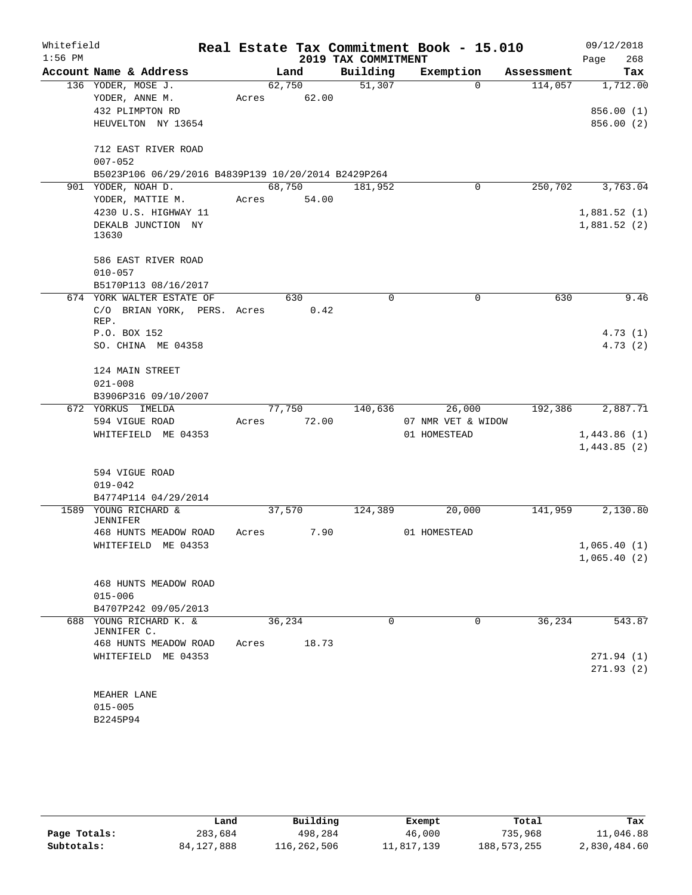Whitefield
1:56 PM

# Real Estate Tax Commitment Book - 15.010

## 2019 TAX COMMITMENT

09/12/2018

| Account Name & Address | Land | Building | Exemption | Assessment | Tax |
|---|---|---|---|---|---|
| 136 YODER, MOSE J. | 62,750 | 51,307 | 0 | 114,057 | 1,712.00 |
| YODER, ANNE M. | Acres 62.00 | | | | |
| 432 PLIMPTON RD | | | | | 856.00 (1) |
| HEUVELTON NY 13654 | | | | | 856.00 (2) |
| 712 EAST RIVER ROAD | | | | | |
| 007-052 | | | | | |
| B5023P106 06/29/2016 B4839P139 10/20/2014 B2429P264 | | | | | |
| 901 YODER, NOAH D. | 68,750 | 181,952 | 0 | 250,702 | 3,763.04 |
| YODER, MATTIE M. | Acres 54.00 | | | | |
| 4230 U.S. HIGHWAY 11 | | | | | 1,881.52 (1) |
| DEKALB JUNCTION NY 13630 | | | | | 1,881.52 (2) |
| 586 EAST RIVER ROAD | | | | | |
| 010-057 | | | | | |
| B5170P113 08/16/2017 | | | | | |
| 674 YORK WALTER ESTATE OF | 630 | 0 | 0 | 630 | 9.46 |
| C/O BRIAN YORK, PERS. REP. | Acres 0.42 | | | | |
| P.O. BOX 152 | | | | | 4.73 (1) |
| SO. CHINA ME 04358 | | | | | 4.73 (2) |
| 124 MAIN STREET | | | | | |
| 021-008 | | | | | |
| B3906P316 09/10/2007 | | | | | |
| 672 YORKUS IMELDA | 77,750 | 140,636 | 26,000 | 192,386 | 2,887.71 |
| 594 VIGUE ROAD | Acres 72.00 | | 07 NMR VET & WIDOW | | |
| WHITEFIELD ME 04353 | | | 01 HOMESTEAD | | 1,443.86 (1) |
| | | | | | 1,443.85 (2) |
| 594 VIGUE ROAD | | | | | |
| 019-042 | | | | | |
| B4774P114 04/29/2014 | | | | | |
| 1589 YOUNG RICHARD & JENNIFER | 37,570 | 124,389 | 20,000 | 141,959 | 2,130.80 |
| 468 HUNTS MEADOW ROAD | Acres 7.90 | | 01 HOMESTEAD | | |
| WHITEFIELD ME 04353 | | | | | 1,065.40 (1) |
| | | | | | 1,065.40 (2) |
| 468 HUNTS MEADOW ROAD | | | | | |
| 015-006 | | | | | |
| B4707P242 09/05/2013 | | | | | |
| 688 YOUNG RICHARD K. & JENNIFER C. | 36,234 | 0 | 0 | 36,234 | 543.87 |
| 468 HUNTS MEADOW ROAD | Acres 18.73 | | | | |
| WHITEFIELD ME 04353 | | | | | 271.94 (1) |
| | | | | | 271.93 (2) |
| MEAHER LANE | | | | | |
| 015-005 | | | | | |
| B2245P94 | | | | | |

| | Land | Building | Exempt | Total | Tax |
|---|---|---|---|---|---|
| Page Totals: | 283,684 | 498,284 | 46,000 | 735,968 | 11,046.88 |
| Subtotals: | 84,127,888 | 116,262,506 | 11,817,139 | 188,573,255 | 2,830,484.60 |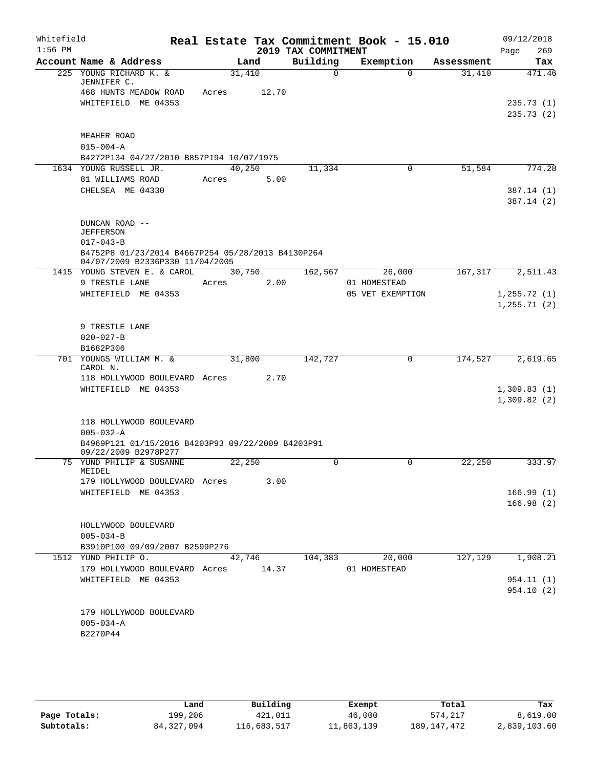Whitefield — 1:56 PM

# Real Estate Tax Commitment Book - 15.010

## 2019 TAX COMMITMENT

09/12/2018

| Account Name & Address | Land | Building | Exemption | Assessment | Tax |
|---|---|---|---|---|---|
| 225 YOUNG RICHARD K. & JENNIFER C. | 31,410 | 0 | 0 | 31,410 | 471.46 |
| 468 HUNTS MEADOW ROAD | Acres 12.70 | | | | |
| WHITEFIELD ME 04353 | | | | | 235.73 (1) |
| | | | | | 235.73 (2) |
| MEAHER ROAD | | | | | |
| 015-004-A | | | | | |
| B4272P134 04/27/2010 B857P194 10/07/1975 | | | | | |
| 1634 YOUNG RUSSELL JR. | 40,250 | 11,334 | 0 | 51,584 | 774.28 |
| 81 WILLIAMS ROAD | Acres 5.00 | | | | |
| CHELSEA ME 04330 | | | | | 387.14 (1) |
| | | | | | 387.14 (2) |
| DUNCAN ROAD -- JEFFERSON | | | | | |
| 017-043-B | | | | | |
| B4752P8 01/23/2014 B4667P254 05/28/2013 B4130P264 04/07/2009 B2336P330 11/04/2005 | | | | | |
| 1415 YOUNG STEVEN E. & CAROL | 30,750 | 162,567 | 26,000 | 167,317 | 2,511.43 |
| 9 TRESTLE LANE | Acres 2.00 | | 01 HOMESTEAD | | |
| WHITEFIELD ME 04353 | | | 05 VET EXEMPTION | | 1,255.72 (1) |
| | | | | | 1,255.71 (2) |
| 9 TRESTLE LANE | | | | | |
| 020-027-B | | | | | |
| B1682P306 | | | | | |
| 701 YOUNGS WILLIAM M. & CAROL N. | 31,800 | 142,727 | 0 | 174,527 | 2,619.65 |
| 118 HOLLYWOOD BOULEVARD | Acres 2.70 | | | | |
| WHITEFIELD ME 04353 | | | | | 1,309.83 (1) |
| | | | | | 1,309.82 (2) |
| 118 HOLLYWOOD BOULEVARD | | | | | |
| 005-032-A | | | | | |
| B4969P121 01/15/2016 B4203P93 09/22/2009 B4203P91 09/22/2009 B2978P277 | | | | | |
| 75 YUND PHILIP & SUSANNE MEIDEL | 22,250 | 0 | 0 | 22,250 | 333.97 |
| 179 HOLLYWOOD BOULEVARD | Acres 3.00 | | | | |
| WHITEFIELD ME 04353 | | | | | 166.99 (1) |
| | | | | | 166.98 (2) |
| HOLLYWOOD BOULEVARD | | | | | |
| 005-034-B | | | | | |
| B3910P100 09/09/2007 B2599P276 | | | | | |
| 1512 YUND PHILIP O. | 42,746 | 104,383 | 20,000 | 127,129 | 1,908.21 |
| 179 HOLLYWOOD BOULEVARD | Acres 14.37 | | 01 HOMESTEAD | | |
| WHITEFIELD ME 04353 | | | | | 954.11 (1) |
| | | | | | 954.10 (2) |
| 179 HOLLYWOOD BOULEVARD | | | | | |
| 005-034-A | | | | | |
| B2270P44 | | | | | |

| | Land | Building | Exempt | Total | Tax |
|---|---|---|---|---|---|
| Page Totals: | 199,206 | 421,011 | 46,000 | 574,217 | 8,619.00 |
| Subtotals: | 84,327,094 | 116,683,517 | 11,863,139 | 189,147,472 | 2,839,103.60 |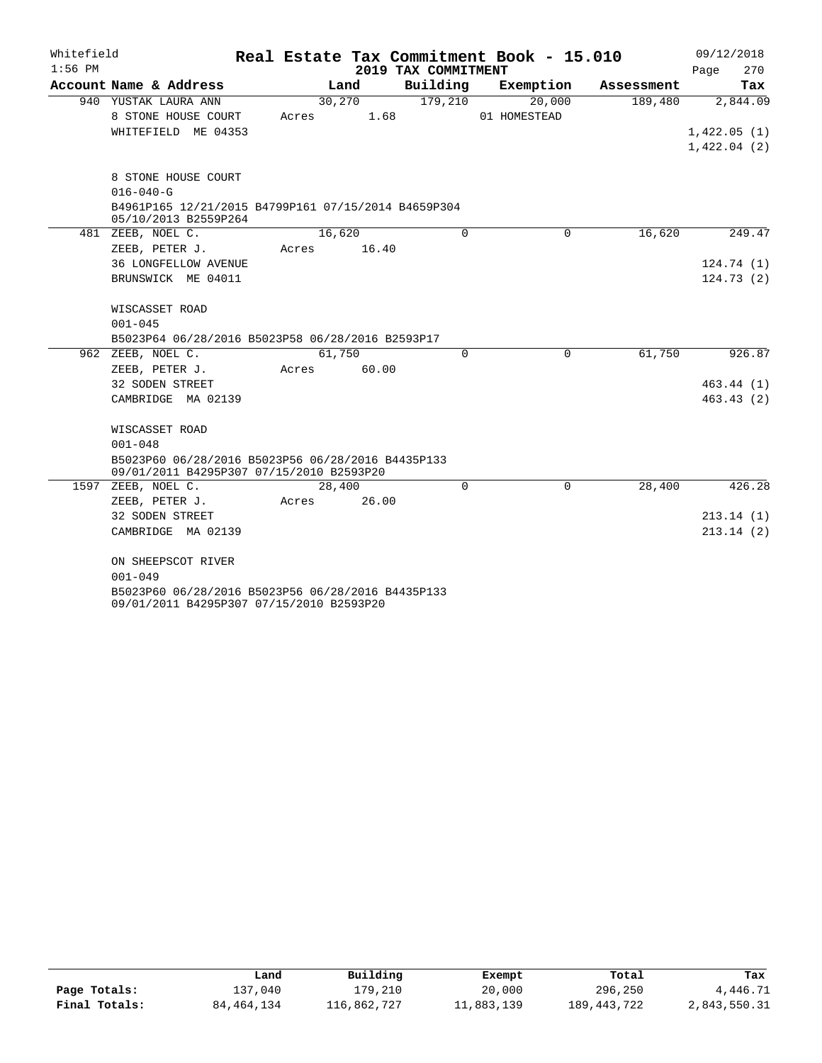Whitefield
1:56 PM

# Real Estate Tax Commitment Book - 15.010

## 2019 TAX COMMITMENT

09/12/2018

| Account Name & Address | Land | Building | Exemption | Assessment | Tax |
|---|---|---|---|---|---|
| 940 YUSTAK LAURA ANN | 30,270 | 179,210 | 20,000 | 189,480 | 2,844.09 |
| 8 STONE HOUSE COURT | Acres 1.68 | | 01 HOMESTEAD | | |
| WHITEFIELD ME 04353 | | | | | 1,422.05 (1) |
| | | | | | 1,422.04 (2) |
| 8 STONE HOUSE COURT | | | | | |
| 016-040-G | | | | | |
| B4961P165 12/21/2015 B4799P161 07/15/2014 B4659P304 05/10/2013 B2559P264 | | | | | |
| 481 ZEEB, NOEL C. | 16,620 | 0 | 0 | 16,620 | 249.47 |
| ZEEB, PETER J. | Acres 16.40 | | | | |
| 36 LONGFELLOW AVENUE | | | | | 124.74 (1) |
| BRUNSWICK ME 04011 | | | | | 124.73 (2) |
| WISCASSET ROAD | | | | | |
| 001-045 | | | | | |
| B5023P64 06/28/2016 B5023P58 06/28/2016 B2593P17 | | | | | |
| 962 ZEEB, NOEL C. | 61,750 | 0 | 0 | 61,750 | 926.87 |
| ZEEB, PETER J. | Acres 60.00 | | | | |
| 32 SODEN STREET | | | | | 463.44 (1) |
| CAMBRIDGE MA 02139 | | | | | 463.43 (2) |
| WISCASSET ROAD | | | | | |
| 001-048 | | | | | |
| B5023P60 06/28/2016 B5023P56 06/28/2016 B4435P133 09/01/2011 B4295P307 07/15/2010 B2593P20 | | | | | |
| 1597 ZEEB, NOEL C. | 28,400 | 0 | 0 | 28,400 | 426.28 |
| ZEEB, PETER J. | Acres 26.00 | | | | |
| 32 SODEN STREET | | | | | 213.14 (1) |
| CAMBRIDGE MA 02139 | | | | | 213.14 (2) |
| ON SHEEPSCOT RIVER | | | | | |
| 001-049 | | | | | |
| B5023P60 06/28/2016 B5023P56 06/28/2016 B4435P133 09/01/2011 B4295P307 07/15/2010 B2593P20 | | | | | |

| | Land | Building | Exempt | Total | Tax |
|---|---|---|---|---|---|
| Page Totals: | 137,040 | 179,210 | 20,000 | 296,250 | 4,446.71 |
| Final Totals: | 84,464,134 | 116,862,727 | 11,883,139 | 189,443,722 | 2,843,550.31 |